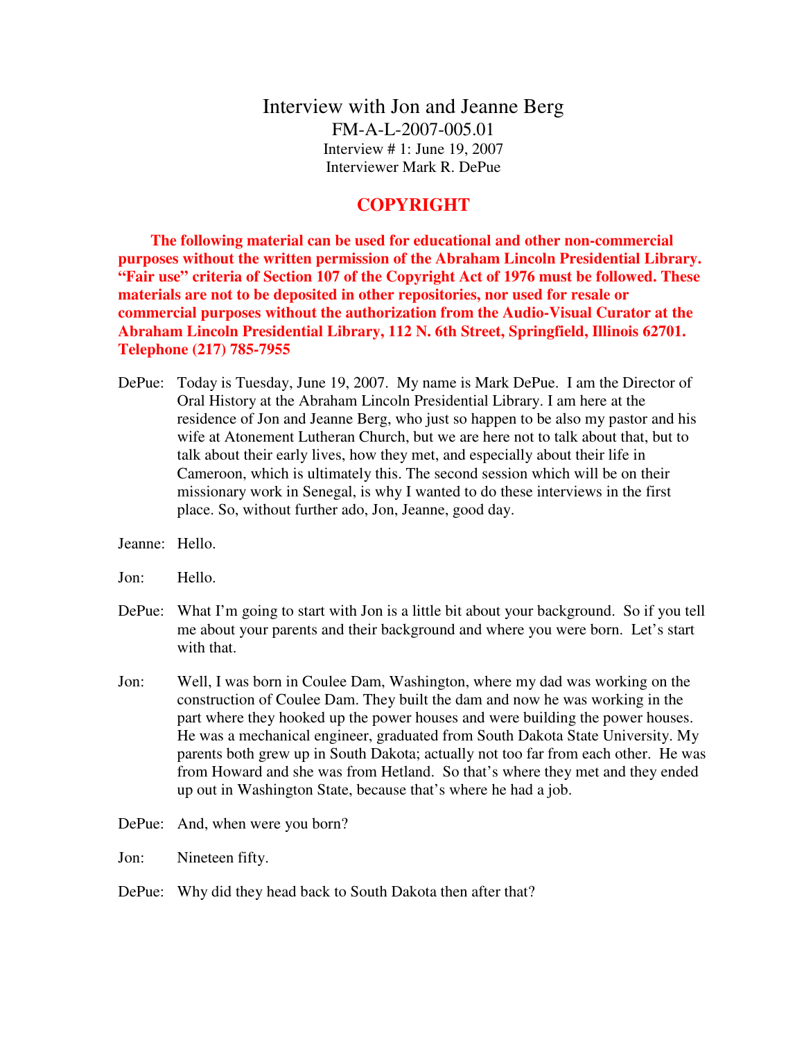# Interview with Jon and Jeanne Berg

FM-A-L-2007-005.01

Interview # 1: June 19, 2007

Interviewer Mark R. DePue

## COPYRIGHT

**The following material can be used for educational and other non-commercial purposes without the written permission of the Abraham Lincoln Presidential Library. "Fair use" criteria of Section 107 of the Copyright Act of 1976 must be followed. These materials are not to be deposited in other repositories, nor used for resale or commercial purposes without the authorization from the Audio-Visual Curator at the Abraham Lincoln Presidential Library, 112 N. 6th Street, Springfield, Illinois 62701. Telephone (217) 785-7955**

DePue: Today is Tuesday, June 19, 2007. My name is Mark DePue. I am the Director of Oral History at the Abraham Lincoln Presidential Library. I am here at the residence of Jon and Jeanne Berg, who just so happen to be also my pastor and his wife at Atonement Lutheran Church, but we are here not to talk about that, but to talk about their early lives, how they met, and especially about their life in Cameroon, which is ultimately this. The second session which will be on their missionary work in Senegal, is why I wanted to do these interviews in the first place. So, without further ado, Jon, Jeanne, good day.

Jeanne: Hello.

Jon: Hello.

DePue: What I'm going to start with Jon is a little bit about your background. So if you tell me about your parents and their background and where you were born. Let's start with that.

Jon: Well, I was born in Coulee Dam, Washington, where my dad was working on the construction of Coulee Dam. They built the dam and now he was working in the part where they hooked up the power houses and were building the power houses. He was a mechanical engineer, graduated from South Dakota State University. My parents both grew up in South Dakota; actually not too far from each other. He was from Howard and she was from Hetland. So that's where they met and they ended up out in Washington State, because that's where he had a job.

DePue: And, when were you born?

Jon: Nineteen fifty.

DePue: Why did they head back to South Dakota then after that?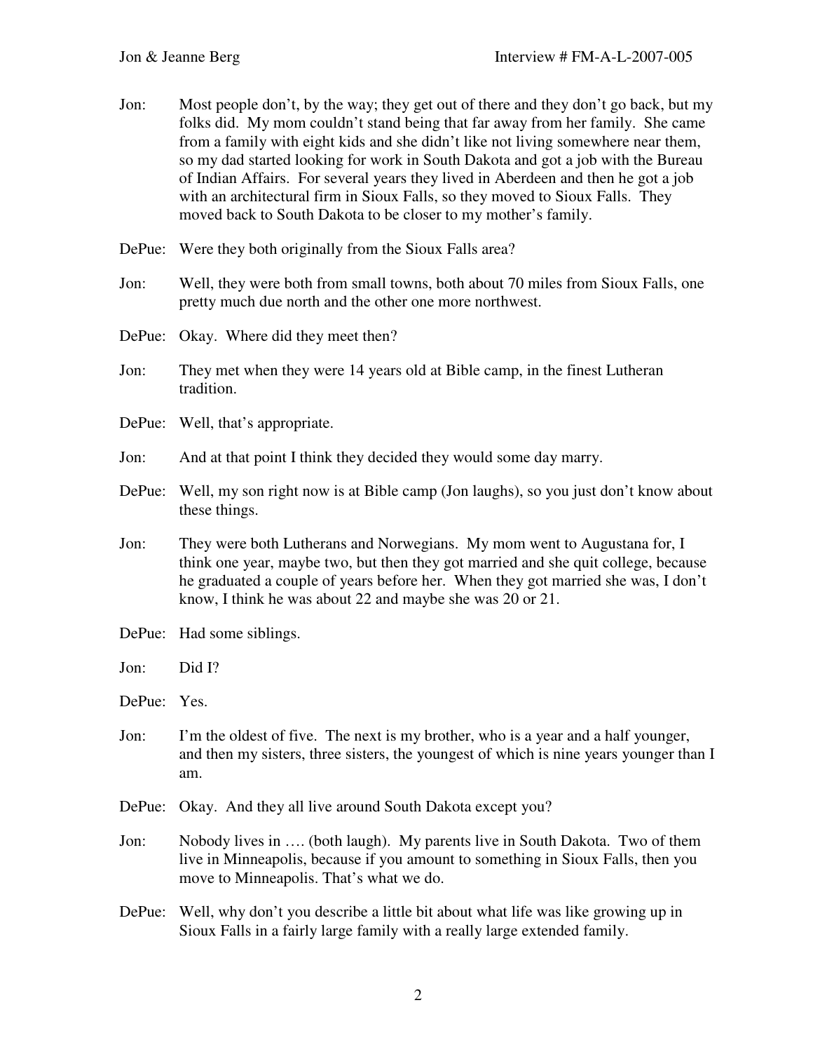Jon: Most people don't, by the way; they get out of there and they don't go back, but my folks did. My mom couldn't stand being that far away from her family. She came from a family with eight kids and she didn't like not living somewhere near them, so my dad started looking for work in South Dakota and got a job with the Bureau of Indian Affairs. For several years they lived in Aberdeen and then he got a job with an architectural firm in Sioux Falls, so they moved to Sioux Falls. They moved back to South Dakota to be closer to my mother's family.

DePue: Were they both originally from the Sioux Falls area?

Jon: Well, they were both from small towns, both about 70 miles from Sioux Falls, one pretty much due north and the other one more northwest.

DePue: Okay. Where did they meet then?

Jon: They met when they were 14 years old at Bible camp, in the finest Lutheran tradition.

DePue: Well, that's appropriate.

Jon: And at that point I think they decided they would some day marry.

DePue: Well, my son right now is at Bible camp (Jon laughs), so you just don't know about these things.

Jon: They were both Lutherans and Norwegians. My mom went to Augustana for, I think one year, maybe two, but then they got married and she quit college, because he graduated a couple of years before her. When they got married she was, I don't know, I think he was about 22 and maybe she was 20 or 21.

DePue: Had some siblings.

Jon: Did I?

DePue: Yes.

Jon: I'm the oldest of five. The next is my brother, who is a year and a half younger, and then my sisters, three sisters, the youngest of which is nine years younger than I am.

DePue: Okay. And they all live around South Dakota except you?

Jon: Nobody lives in …. (both laugh). My parents live in South Dakota. Two of them live in Minneapolis, because if you amount to something in Sioux Falls, then you move to Minneapolis. That's what we do.

DePue: Well, why don't you describe a little bit about what life was like growing up in Sioux Falls in a fairly large family with a really large extended family.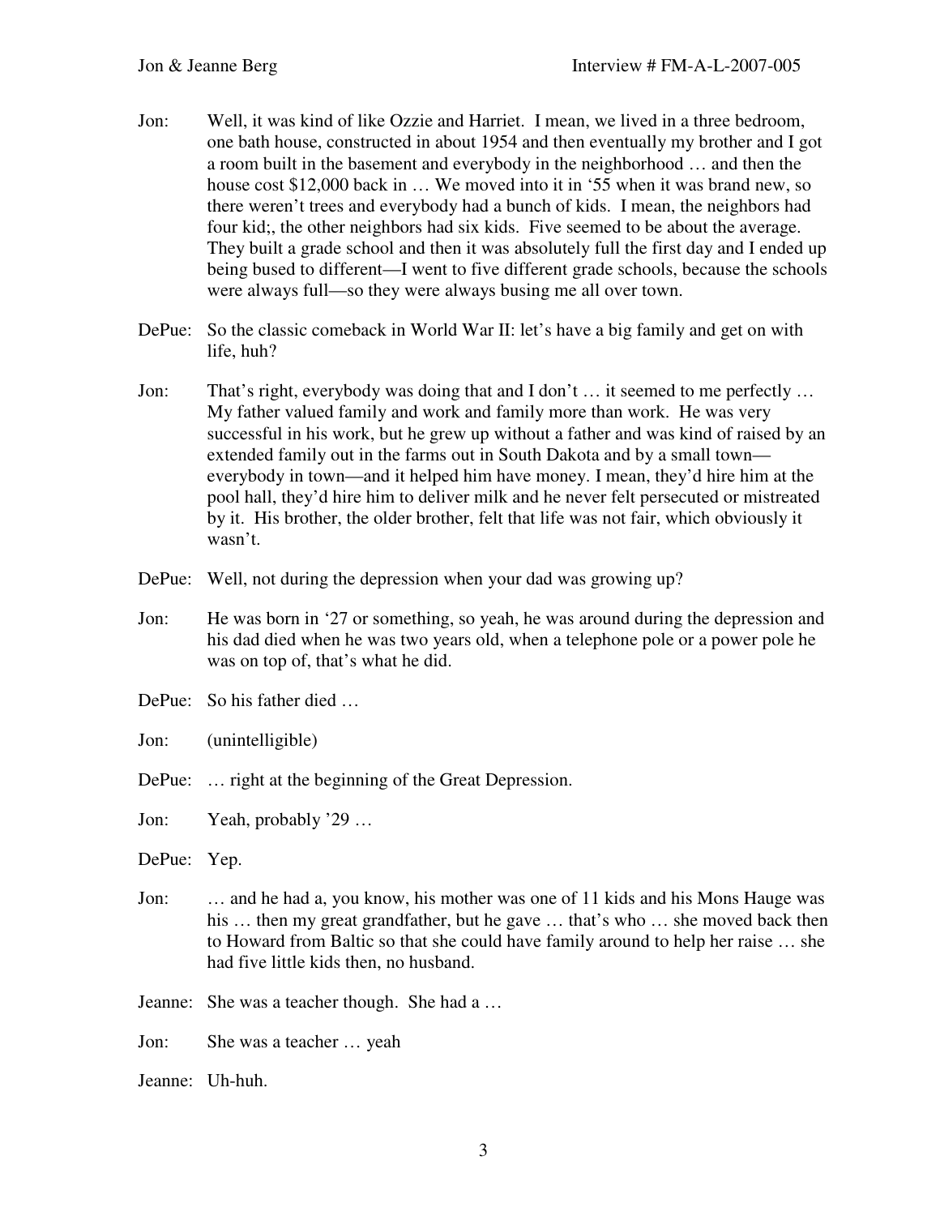Jon: Well, it was kind of like Ozzie and Harriet. I mean, we lived in a three bedroom, one bath house, constructed in about 1954 and then eventually my brother and I got a room built in the basement and everybody in the neighborhood … and then the house cost $12,000 back in … We moved into it in '55 when it was brand new, so there weren't trees and everybody had a bunch of kids. I mean, the neighbors had four kid;, the other neighbors had six kids. Five seemed to be about the average. They built a grade school and then it was absolutely full the first day and I ended up being bused to different—I went to five different grade schools, because the schools were always full—so they were always busing me all over town.

DePue: So the classic comeback in World War II: let's have a big family and get on with life, huh?

Jon: That's right, everybody was doing that and I don't … it seemed to me perfectly … My father valued family and work and family more than work. He was very successful in his work, but he grew up without a father and was kind of raised by an extended family out in the farms out in South Dakota and by a small town—everybody in town—and it helped him have money. I mean, they'd hire him at the pool hall, they'd hire him to deliver milk and he never felt persecuted or mistreated by it. His brother, the older brother, felt that life was not fair, which obviously it wasn't.

DePue: Well, not during the depression when your dad was growing up?

Jon: He was born in '27 or something, so yeah, he was around during the depression and his dad died when he was two years old, when a telephone pole or a power pole he was on top of, that's what he did.

DePue: So his father died …

Jon: (unintelligible)

DePue: … right at the beginning of the Great Depression.

Jon: Yeah, probably '29 …

DePue: Yep.

Jon: … and he had a, you know, his mother was one of 11 kids and his Mons Hauge was his … then my great grandfather, but he gave … that's who … she moved back then to Howard from Baltic so that she could have family around to help her raise … she had five little kids then, no husband.

Jeanne: She was a teacher though. She had a …

Jon: She was a teacher … yeah

Jeanne: Uh-huh.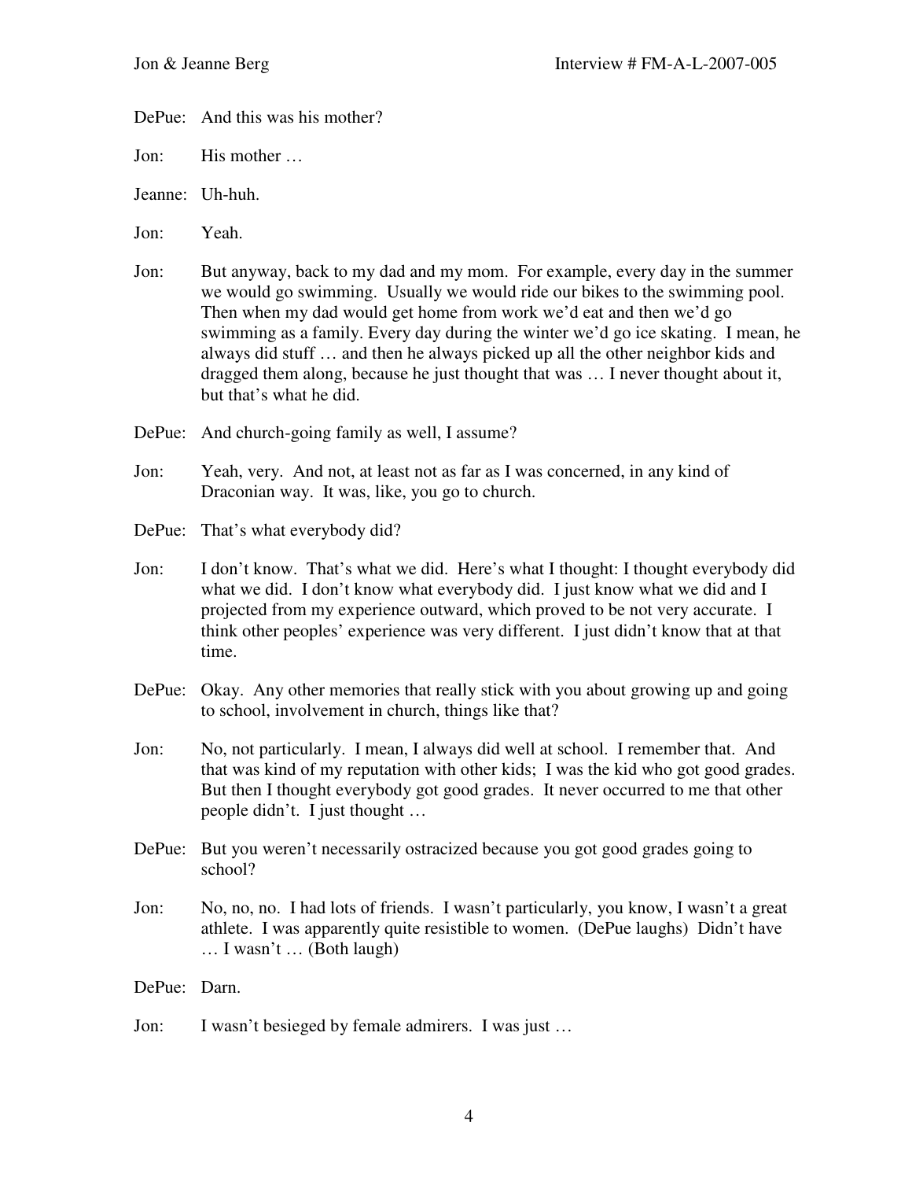DePue: And this was his mother?

Jon: His mother …

Jeanne: Uh-huh.

Jon: Yeah.

Jon: But anyway, back to my dad and my mom. For example, every day in the summer we would go swimming. Usually we would ride our bikes to the swimming pool. Then when my dad would get home from work we'd eat and then we'd go swimming as a family. Every day during the winter we'd go ice skating. I mean, he always did stuff … and then he always picked up all the other neighbor kids and dragged them along, because he just thought that was … I never thought about it, but that's what he did.

DePue: And church-going family as well, I assume?

Jon: Yeah, very. And not, at least not as far as I was concerned, in any kind of Draconian way. It was, like, you go to church.

DePue: That's what everybody did?

Jon: I don't know. That's what we did. Here's what I thought: I thought everybody did what we did. I don't know what everybody did. I just know what we did and I projected from my experience outward, which proved to be not very accurate. I think other peoples' experience was very different. I just didn't know that at that time.

DePue: Okay. Any other memories that really stick with you about growing up and going to school, involvement in church, things like that?

Jon: No, not particularly. I mean, I always did well at school. I remember that. And that was kind of my reputation with other kids; I was the kid who got good grades. But then I thought everybody got good grades. It never occurred to me that other people didn't. I just thought …

DePue: But you weren't necessarily ostracized because you got good grades going to school?

Jon: No, no, no. I had lots of friends. I wasn't particularly, you know, I wasn't a great athlete. I was apparently quite resistible to women. (DePue laughs) Didn't have … I wasn't … (Both laugh)

DePue: Darn.

Jon: I wasn't besieged by female admirers. I was just …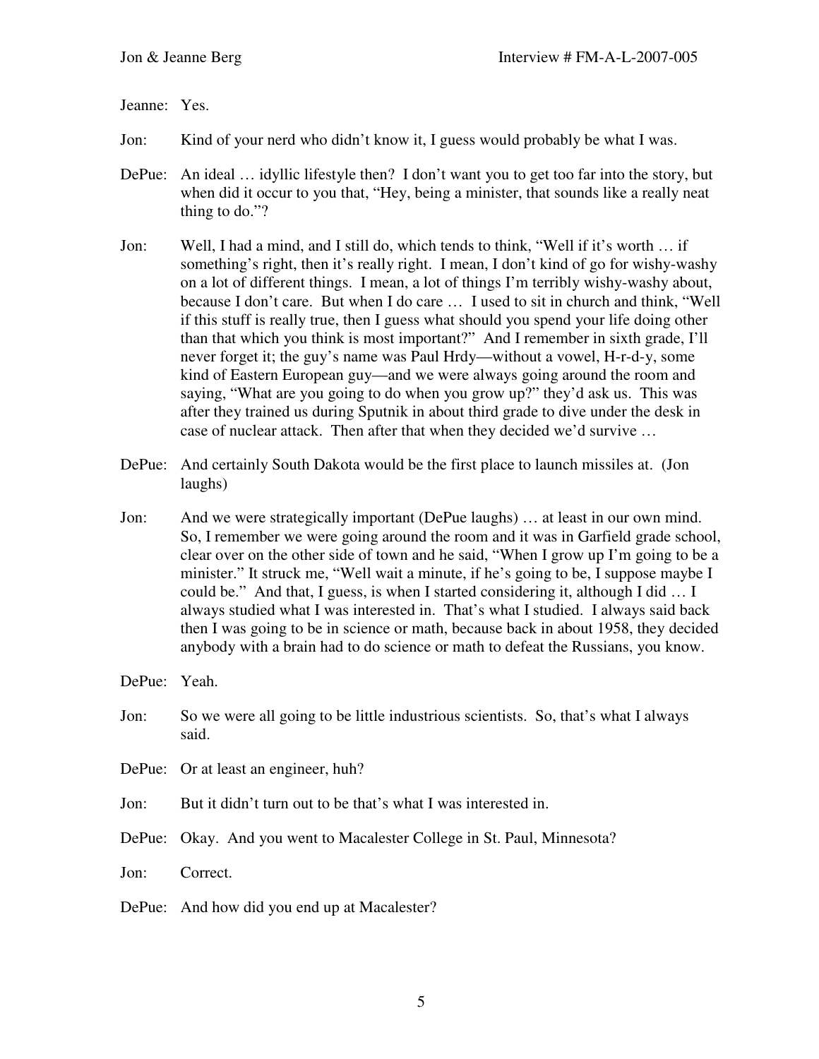Jeanne: Yes.

Jon: Kind of your nerd who didn't know it, I guess would probably be what I was.

DePue: An ideal … idyllic lifestyle then? I don't want you to get too far into the story, but when did it occur to you that, "Hey, being a minister, that sounds like a really neat thing to do."?

Jon: Well, I had a mind, and I still do, which tends to think, "Well if it's worth … if something's right, then it's really right. I mean, I don't kind of go for wishy-washy on a lot of different things. I mean, a lot of things I'm terribly wishy-washy about, because I don't care. But when I do care … I used to sit in church and think, "Well if this stuff is really true, then I guess what should you spend your life doing other than that which you think is most important?" And I remember in sixth grade, I'll never forget it; the guy's name was Paul Hrdy—without a vowel, H-r-d-y, some kind of Eastern European guy—and we were always going around the room and saying, "What are you going to do when you grow up?" they'd ask us. This was after they trained us during Sputnik in about third grade to dive under the desk in case of nuclear attack. Then after that when they decided we'd survive …

DePue: And certainly South Dakota would be the first place to launch missiles at. (Jon laughs)

Jon: And we were strategically important (DePue laughs) … at least in our own mind. So, I remember we were going around the room and it was in Garfield grade school, clear over on the other side of town and he said, "When I grow up I'm going to be a minister." It struck me, "Well wait a minute, if he's going to be, I suppose maybe I could be." And that, I guess, is when I started considering it, although I did … I always studied what I was interested in. That's what I studied. I always said back then I was going to be in science or math, because back in about 1958, they decided anybody with a brain had to do science or math to defeat the Russians, you know.

DePue: Yeah.

Jon: So we were all going to be little industrious scientists. So, that's what I always said.

DePue: Or at least an engineer, huh?

Jon: But it didn't turn out to be that's what I was interested in.

DePue: Okay. And you went to Macalester College in St. Paul, Minnesota?

Jon: Correct.

DePue: And how did you end up at Macalester?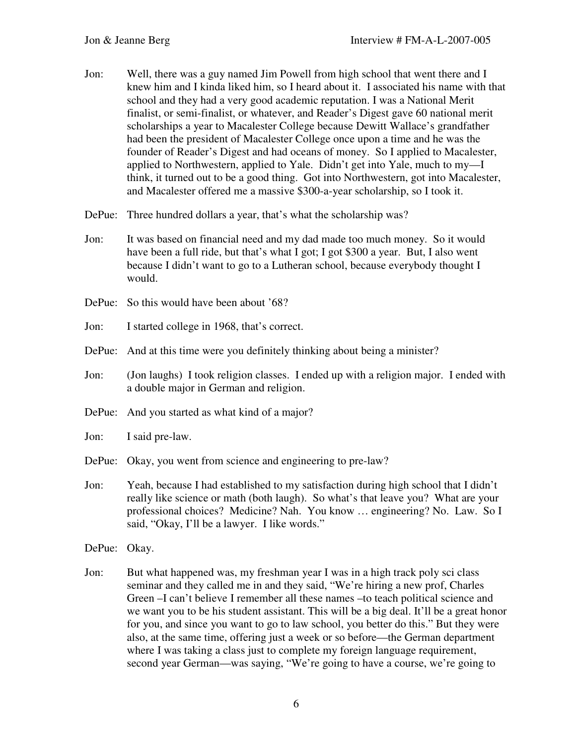Jon: Well, there was a guy named Jim Powell from high school that went there and I knew him and I kinda liked him, so I heard about it. I associated his name with that school and they had a very good academic reputation. I was a National Merit finalist, or semi-finalist, or whatever, and Reader's Digest gave 60 national merit scholarships a year to Macalester College because Dewitt Wallace's grandfather had been the president of Macalester College once upon a time and he was the founder of Reader's Digest and had oceans of money. So I applied to Macalester, applied to Northwestern, applied to Yale. Didn't get into Yale, much to my—I think, it turned out to be a good thing. Got into Northwestern, got into Macalester, and Macalester offered me a massive $300-a-year scholarship, so I took it.

DePue: Three hundred dollars a year, that's what the scholarship was?

Jon: It was based on financial need and my dad made too much money. So it would have been a full ride, but that's what I got; I got $300 a year. But, I also went because I didn't want to go to a Lutheran school, because everybody thought I would.

DePue: So this would have been about '68?

Jon: I started college in 1968, that's correct.

DePue: And at this time were you definitely thinking about being a minister?

Jon: (Jon laughs) I took religion classes. I ended up with a religion major. I ended with a double major in German and religion.

DePue: And you started as what kind of a major?

Jon: I said pre-law.

DePue: Okay, you went from science and engineering to pre-law?

Jon: Yeah, because I had established to my satisfaction during high school that I didn't really like science or math (both laugh). So what's that leave you? What are your professional choices? Medicine? Nah. You know … engineering? No. Law. So I said, "Okay, I'll be a lawyer. I like words."

DePue: Okay.

Jon: But what happened was, my freshman year I was in a high track poly sci class seminar and they called me in and they said, "We're hiring a new prof, Charles Green –I can't believe I remember all these names –to teach political science and we want you to be his student assistant. This will be a big deal. It'll be a great honor for you, and since you want to go to law school, you better do this." But they were also, at the same time, offering just a week or so before—the German department where I was taking a class just to complete my foreign language requirement, second year German—was saying, "We're going to have a course, we're going to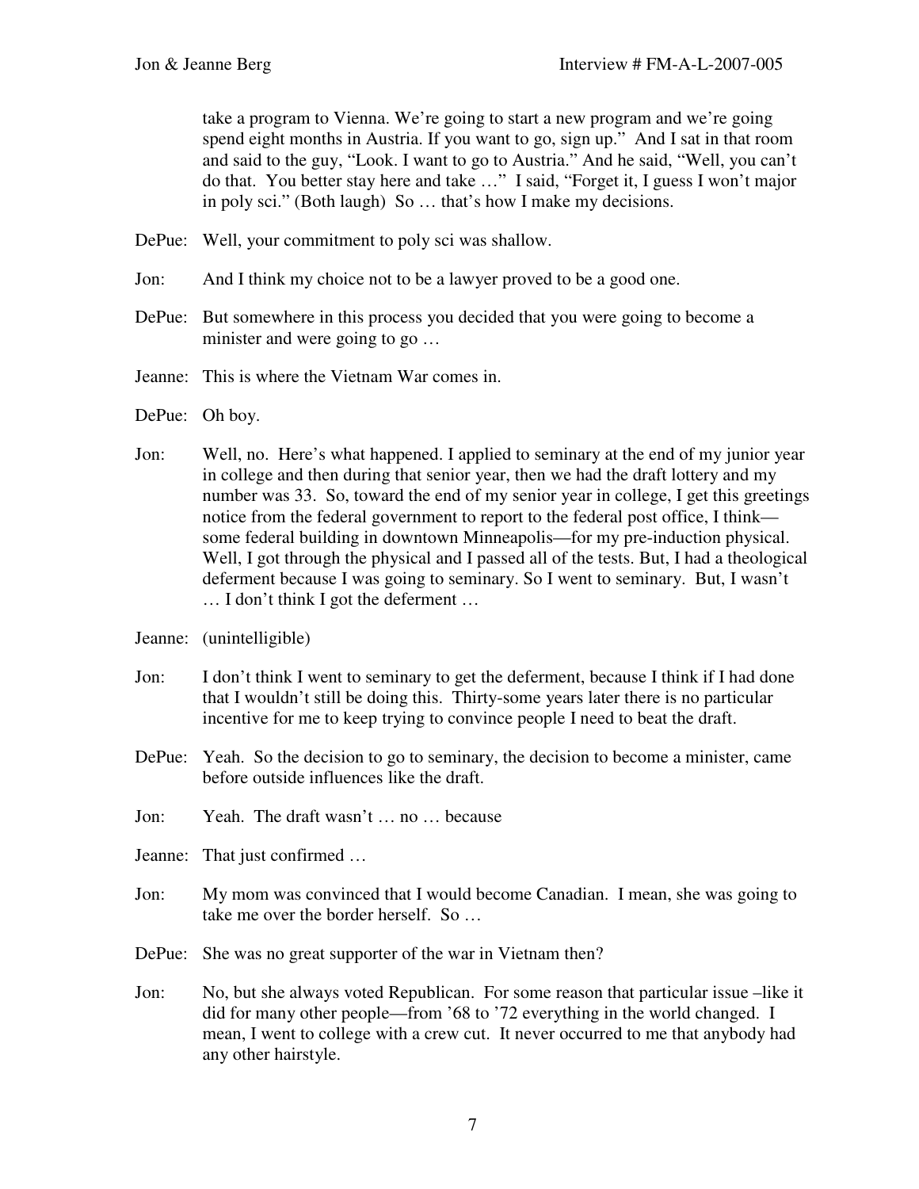take a program to Vienna. We're going to start a new program and we're going spend eight months in Austria. If you want to go, sign up." And I sat in that room and said to the guy, "Look. I want to go to Austria." And he said, "Well, you can't do that. You better stay here and take …" I said, "Forget it, I guess I won't major in poly sci." (Both laugh) So … that's how I make my decisions.

DePue: Well, your commitment to poly sci was shallow.

Jon: And I think my choice not to be a lawyer proved to be a good one.

DePue: But somewhere in this process you decided that you were going to become a minister and were going to go …

Jeanne: This is where the Vietnam War comes in.

DePue: Oh boy.

Jon: Well, no. Here's what happened. I applied to seminary at the end of my junior year in college and then during that senior year, then we had the draft lottery and my number was 33. So, toward the end of my senior year in college, I get this greetings notice from the federal government to report to the federal post office, I think—some federal building in downtown Minneapolis—for my pre-induction physical. Well, I got through the physical and I passed all of the tests. But, I had a theological deferment because I was going to seminary. So I went to seminary. But, I wasn't … I don't think I got the deferment …

Jeanne: (unintelligible)

Jon: I don't think I went to seminary to get the deferment, because I think if I had done that I wouldn't still be doing this. Thirty-some years later there is no particular incentive for me to keep trying to convince people I need to beat the draft.

DePue: Yeah. So the decision to go to seminary, the decision to become a minister, came before outside influences like the draft.

Jon: Yeah. The draft wasn't … no … because

Jeanne: That just confirmed …

Jon: My mom was convinced that I would become Canadian. I mean, she was going to take me over the border herself. So …

DePue: She was no great supporter of the war in Vietnam then?

Jon: No, but she always voted Republican. For some reason that particular issue –like it did for many other people—from '68 to '72 everything in the world changed. I mean, I went to college with a crew cut. It never occurred to me that anybody had any other hairstyle.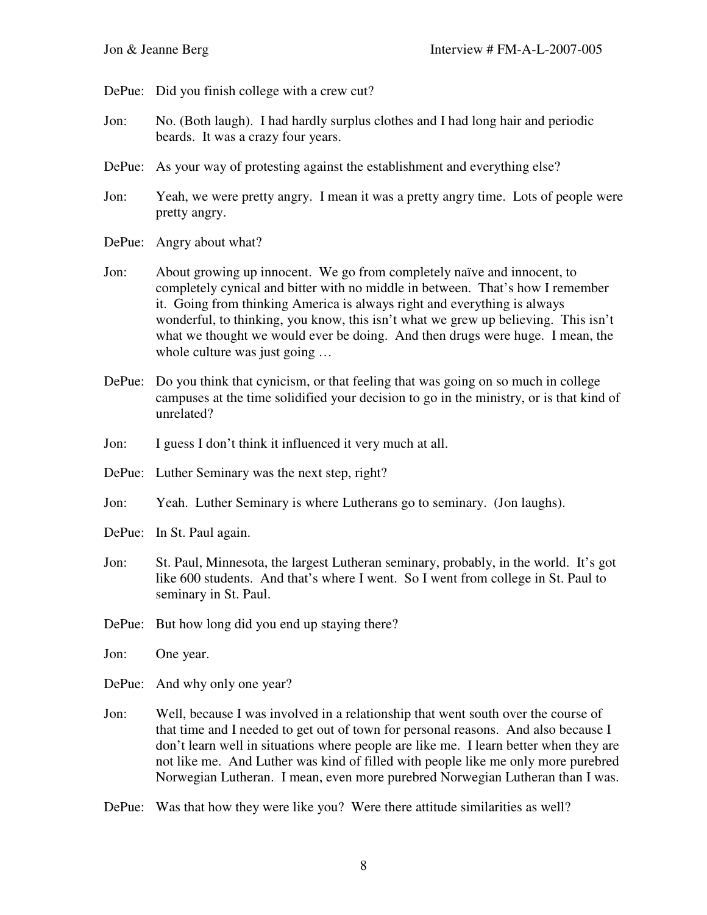DePue: Did you finish college with a crew cut?

Jon: No. (Both laugh). I had hardly surplus clothes and I had long hair and periodic beards. It was a crazy four years.

DePue: As your way of protesting against the establishment and everything else?

Jon: Yeah, we were pretty angry. I mean it was a pretty angry time. Lots of people were pretty angry.

DePue: Angry about what?

Jon: About growing up innocent. We go from completely naïve and innocent, to completely cynical and bitter with no middle in between. That's how I remember it. Going from thinking America is always right and everything is always wonderful, to thinking, you know, this isn't what we grew up believing. This isn't what we thought we would ever be doing. And then drugs were huge. I mean, the whole culture was just going …

DePue: Do you think that cynicism, or that feeling that was going on so much in college campuses at the time solidified your decision to go in the ministry, or is that kind of unrelated?

Jon: I guess I don't think it influenced it very much at all.

DePue: Luther Seminary was the next step, right?

Jon: Yeah. Luther Seminary is where Lutherans go to seminary. (Jon laughs).

DePue: In St. Paul again.

Jon: St. Paul, Minnesota, the largest Lutheran seminary, probably, in the world. It's got like 600 students. And that's where I went. So I went from college in St. Paul to seminary in St. Paul.

DePue: But how long did you end up staying there?

Jon: One year.

DePue: And why only one year?

Jon: Well, because I was involved in a relationship that went south over the course of that time and I needed to get out of town for personal reasons. And also because I don't learn well in situations where people are like me. I learn better when they are not like me. And Luther was kind of filled with people like me only more purebred Norwegian Lutheran. I mean, even more purebred Norwegian Lutheran than I was.

DePue: Was that how they were like you? Were there attitude similarities as well?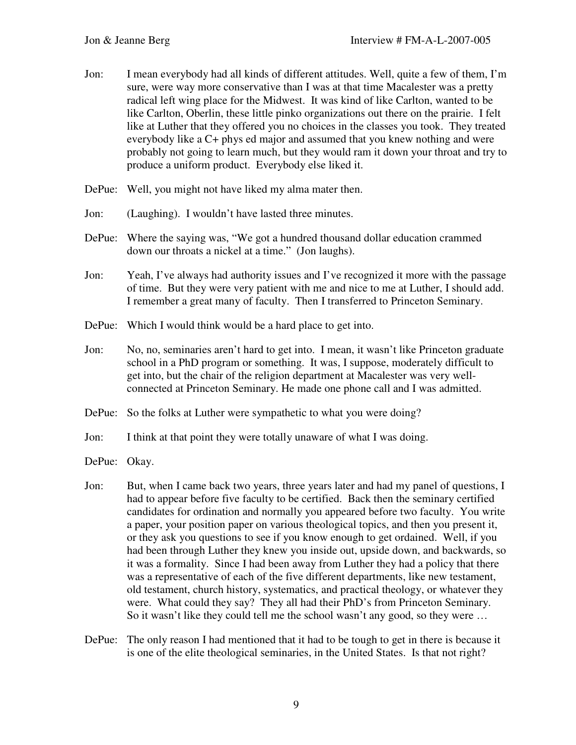Jon: I mean everybody had all kinds of different attitudes. Well, quite a few of them, I'm sure, were way more conservative than I was at that time Macalester was a pretty radical left wing place for the Midwest. It was kind of like Carlton, wanted to be like Carlton, Oberlin, these little pinko organizations out there on the prairie. I felt like at Luther that they offered you no choices in the classes you took. They treated everybody like a C+ phys ed major and assumed that you knew nothing and were probably not going to learn much, but they would ram it down your throat and try to produce a uniform product. Everybody else liked it.

DePue: Well, you might not have liked my alma mater then.

Jon: (Laughing). I wouldn't have lasted three minutes.

DePue: Where the saying was, "We got a hundred thousand dollar education crammed down our throats a nickel at a time." (Jon laughs).

Jon: Yeah, I've always had authority issues and I've recognized it more with the passage of time. But they were very patient with me and nice to me at Luther, I should add. I remember a great many of faculty. Then I transferred to Princeton Seminary.

DePue: Which I would think would be a hard place to get into.

Jon: No, no, seminaries aren't hard to get into. I mean, it wasn't like Princeton graduate school in a PhD program or something. It was, I suppose, moderately difficult to get into, but the chair of the religion department at Macalester was very well-connected at Princeton Seminary. He made one phone call and I was admitted.

DePue: So the folks at Luther were sympathetic to what you were doing?

Jon: I think at that point they were totally unaware of what I was doing.

DePue: Okay.

Jon: But, when I came back two years, three years later and had my panel of questions, I had to appear before five faculty to be certified. Back then the seminary certified candidates for ordination and normally you appeared before two faculty. You write a paper, your position paper on various theological topics, and then you present it, or they ask you questions to see if you know enough to get ordained. Well, if you had been through Luther they knew you inside out, upside down, and backwards, so it was a formality. Since I had been away from Luther they had a policy that there was a representative of each of the five different departments, like new testament, old testament, church history, systematics, and practical theology, or whatever they were. What could they say? They all had their PhD's from Princeton Seminary. So it wasn't like they could tell me the school wasn't any good, so they were …

DePue: The only reason I had mentioned that it had to be tough to get in there is because it is one of the elite theological seminaries, in the United States. Is that not right?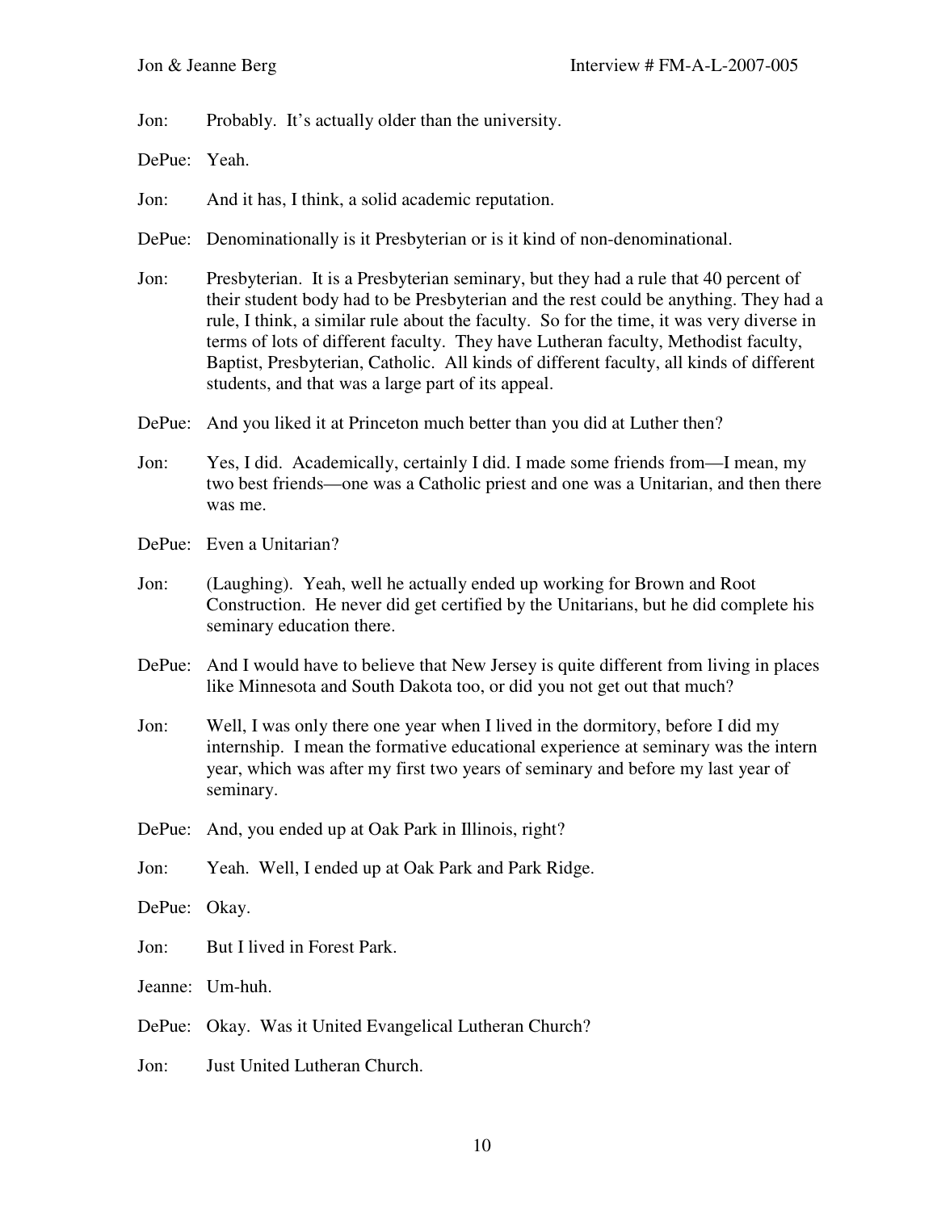Jon: Probably. It's actually older than the university.

DePue: Yeah.

Jon: And it has, I think, a solid academic reputation.

DePue: Denominationally is it Presbyterian or is it kind of non-denominational.

Jon: Presbyterian. It is a Presbyterian seminary, but they had a rule that 40 percent of their student body had to be Presbyterian and the rest could be anything. They had a rule, I think, a similar rule about the faculty. So for the time, it was very diverse in terms of lots of different faculty. They have Lutheran faculty, Methodist faculty, Baptist, Presbyterian, Catholic. All kinds of different faculty, all kinds of different students, and that was a large part of its appeal.

DePue: And you liked it at Princeton much better than you did at Luther then?

Jon: Yes, I did. Academically, certainly I did. I made some friends from—I mean, my two best friends—one was a Catholic priest and one was a Unitarian, and then there was me.

DePue: Even a Unitarian?

Jon: (Laughing). Yeah, well he actually ended up working for Brown and Root Construction. He never did get certified by the Unitarians, but he did complete his seminary education there.

DePue: And I would have to believe that New Jersey is quite different from living in places like Minnesota and South Dakota too, or did you not get out that much?

Jon: Well, I was only there one year when I lived in the dormitory, before I did my internship. I mean the formative educational experience at seminary was the intern year, which was after my first two years of seminary and before my last year of seminary.

DePue: And, you ended up at Oak Park in Illinois, right?

Jon: Yeah. Well, I ended up at Oak Park and Park Ridge.

DePue: Okay.

Jon: But I lived in Forest Park.

Jeanne: Um-huh.

DePue: Okay. Was it United Evangelical Lutheran Church?

Jon: Just United Lutheran Church.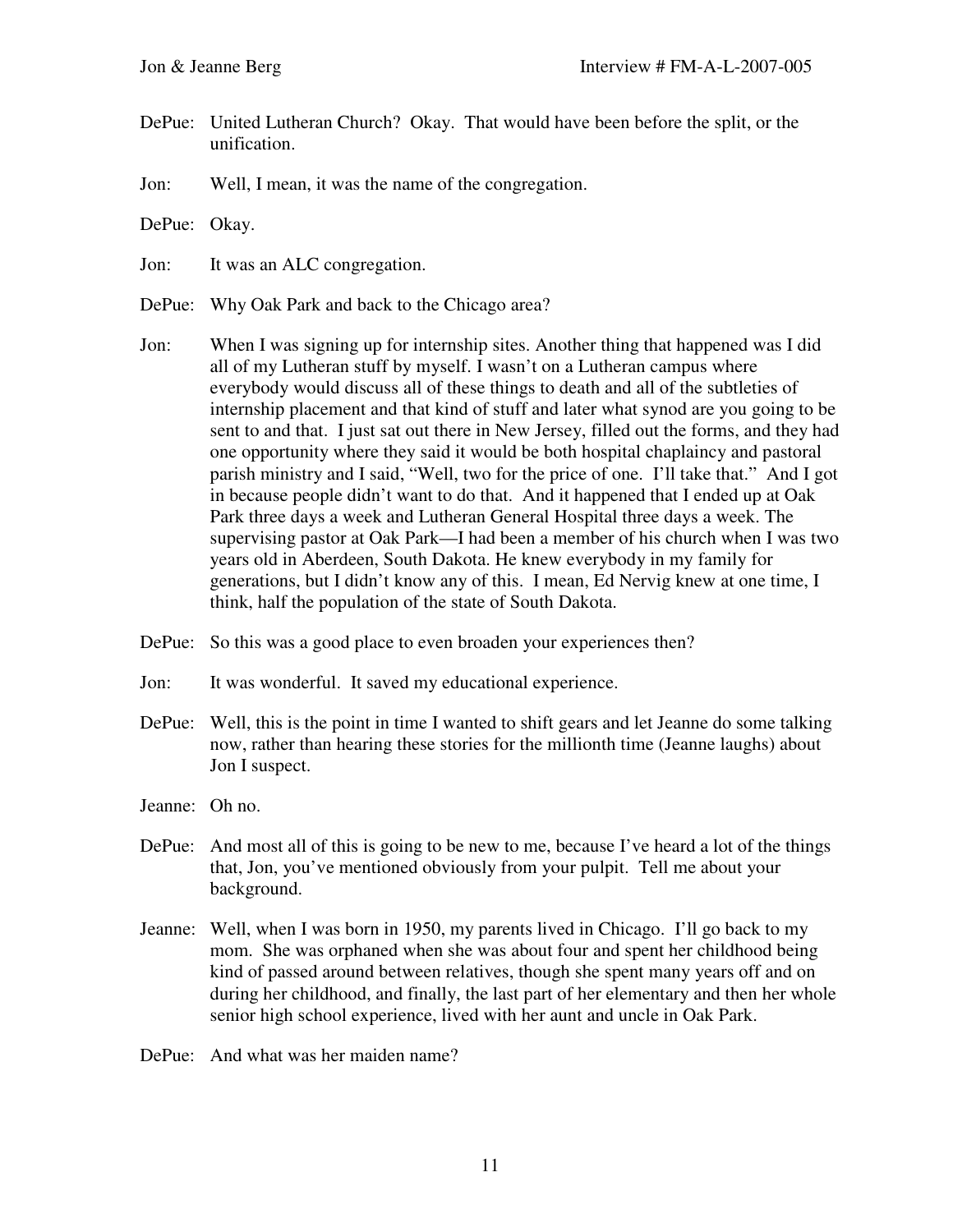DePue: United Lutheran Church? Okay. That would have been before the split, or the unification.

Jon: Well, I mean, it was the name of the congregation.

DePue: Okay.

Jon: It was an ALC congregation.

DePue: Why Oak Park and back to the Chicago area?

Jon: When I was signing up for internship sites. Another thing that happened was I did all of my Lutheran stuff by myself. I wasn't on a Lutheran campus where everybody would discuss all of these things to death and all of the subtleties of internship placement and that kind of stuff and later what synod are you going to be sent to and that. I just sat out there in New Jersey, filled out the forms, and they had one opportunity where they said it would be both hospital chaplaincy and pastoral parish ministry and I said, "Well, two for the price of one. I'll take that." And I got in because people didn't want to do that. And it happened that I ended up at Oak Park three days a week and Lutheran General Hospital three days a week. The supervising pastor at Oak Park—I had been a member of his church when I was two years old in Aberdeen, South Dakota. He knew everybody in my family for generations, but I didn't know any of this. I mean, Ed Nervig knew at one time, I think, half the population of the state of South Dakota.

DePue: So this was a good place to even broaden your experiences then?

Jon: It was wonderful. It saved my educational experience.

DePue: Well, this is the point in time I wanted to shift gears and let Jeanne do some talking now, rather than hearing these stories for the millionth time (Jeanne laughs) about Jon I suspect.

Jeanne: Oh no.

DePue: And most all of this is going to be new to me, because I've heard a lot of the things that, Jon, you've mentioned obviously from your pulpit. Tell me about your background.

Jeanne: Well, when I was born in 1950, my parents lived in Chicago. I'll go back to my mom. She was orphaned when she was about four and spent her childhood being kind of passed around between relatives, though she spent many years off and on during her childhood, and finally, the last part of her elementary and then her whole senior high school experience, lived with her aunt and uncle in Oak Park.

DePue: And what was her maiden name?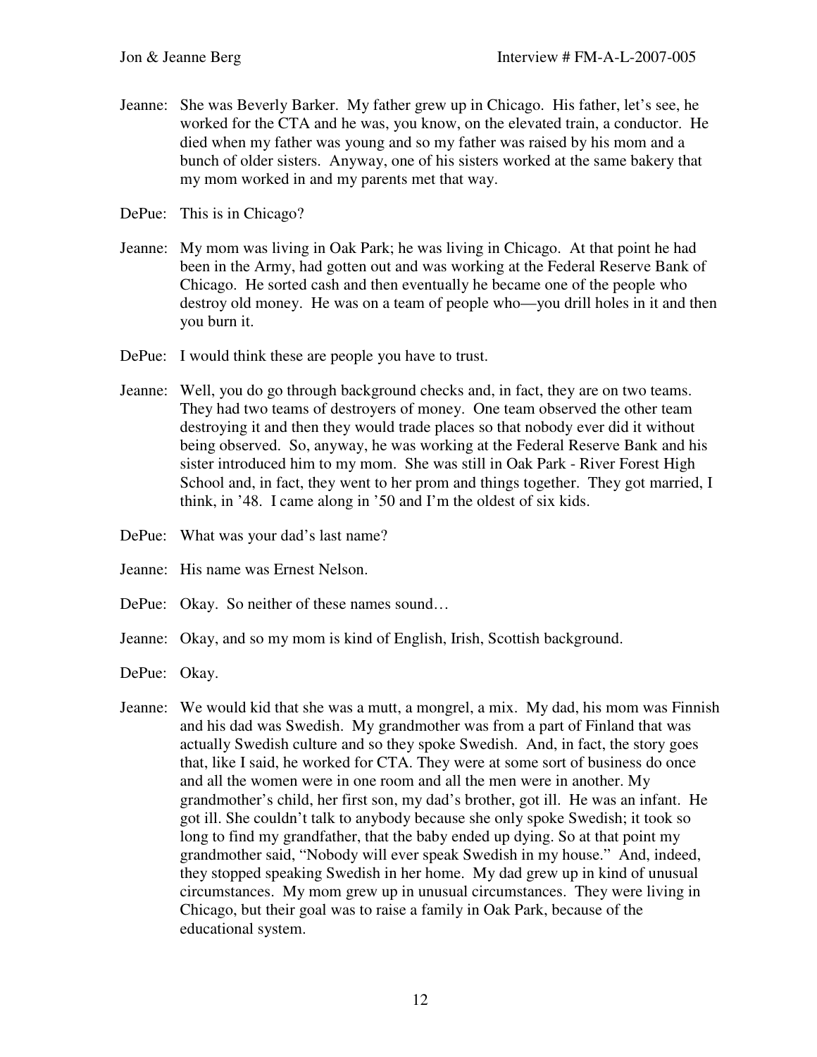Jeanne: She was Beverly Barker. My father grew up in Chicago. His father, let's see, he worked for the CTA and he was, you know, on the elevated train, a conductor. He died when my father was young and so my father was raised by his mom and a bunch of older sisters. Anyway, one of his sisters worked at the same bakery that my mom worked in and my parents met that way.

DePue: This is in Chicago?

Jeanne: My mom was living in Oak Park; he was living in Chicago. At that point he had been in the Army, had gotten out and was working at the Federal Reserve Bank of Chicago. He sorted cash and then eventually he became one of the people who destroy old money. He was on a team of people who—you drill holes in it and then you burn it.

DePue: I would think these are people you have to trust.

Jeanne: Well, you do go through background checks and, in fact, they are on two teams. They had two teams of destroyers of money. One team observed the other team destroying it and then they would trade places so that nobody ever did it without being observed. So, anyway, he was working at the Federal Reserve Bank and his sister introduced him to my mom. She was still in Oak Park - River Forest High School and, in fact, they went to her prom and things together. They got married, I think, in '48. I came along in '50 and I'm the oldest of six kids.

DePue: What was your dad's last name?

Jeanne: His name was Ernest Nelson.

DePue: Okay. So neither of these names sound…

Jeanne: Okay, and so my mom is kind of English, Irish, Scottish background.

DePue: Okay.

Jeanne: We would kid that she was a mutt, a mongrel, a mix. My dad, his mom was Finnish and his dad was Swedish. My grandmother was from a part of Finland that was actually Swedish culture and so they spoke Swedish. And, in fact, the story goes that, like I said, he worked for CTA. They were at some sort of business do once and all the women were in one room and all the men were in another. My grandmother's child, her first son, my dad's brother, got ill. He was an infant. He got ill. She couldn't talk to anybody because she only spoke Swedish; it took so long to find my grandfather, that the baby ended up dying. So at that point my grandmother said, "Nobody will ever speak Swedish in my house." And, indeed, they stopped speaking Swedish in her home. My dad grew up in kind of unusual circumstances. My mom grew up in unusual circumstances. They were living in Chicago, but their goal was to raise a family in Oak Park, because of the educational system.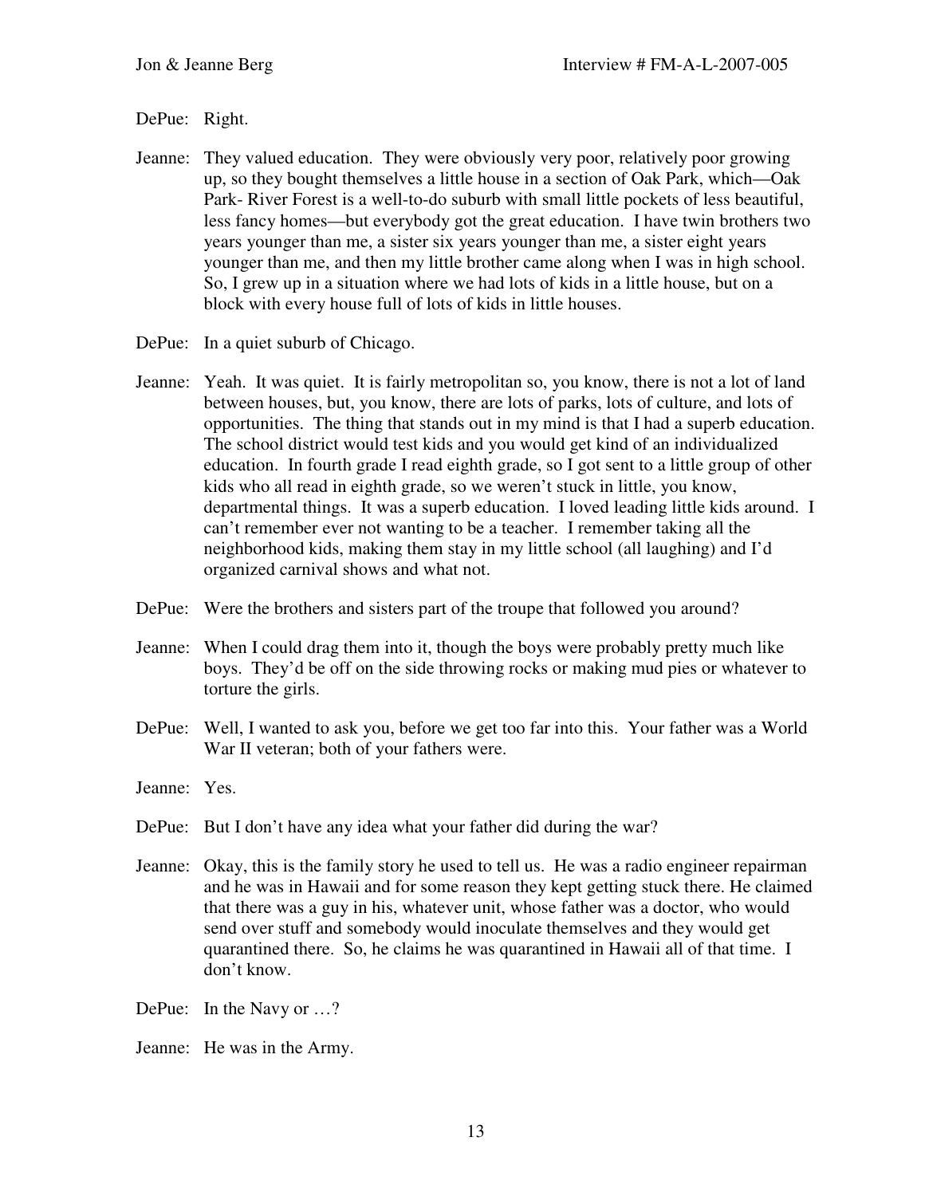DePue: Right.

Jeanne: They valued education. They were obviously very poor, relatively poor growing up, so they bought themselves a little house in a section of Oak Park, which—Oak Park- River Forest is a well-to-do suburb with small little pockets of less beautiful, less fancy homes—but everybody got the great education. I have twin brothers two years younger than me, a sister six years younger than me, a sister eight years younger than me, and then my little brother came along when I was in high school. So, I grew up in a situation where we had lots of kids in a little house, but on a block with every house full of lots of kids in little houses.

DePue: In a quiet suburb of Chicago.

Jeanne: Yeah. It was quiet. It is fairly metropolitan so, you know, there is not a lot of land between houses, but, you know, there are lots of parks, lots of culture, and lots of opportunities. The thing that stands out in my mind is that I had a superb education. The school district would test kids and you would get kind of an individualized education. In fourth grade I read eighth grade, so I got sent to a little group of other kids who all read in eighth grade, so we weren't stuck in little, you know, departmental things. It was a superb education. I loved leading little kids around. I can't remember ever not wanting to be a teacher. I remember taking all the neighborhood kids, making them stay in my little school (all laughing) and I'd organized carnival shows and what not.

DePue: Were the brothers and sisters part of the troupe that followed you around?

Jeanne: When I could drag them into it, though the boys were probably pretty much like boys. They'd be off on the side throwing rocks or making mud pies or whatever to torture the girls.

DePue: Well, I wanted to ask you, before we get too far into this. Your father was a World War II veteran; both of your fathers were.

Jeanne: Yes.

DePue: But I don't have any idea what your father did during the war?

Jeanne: Okay, this is the family story he used to tell us. He was a radio engineer repairman and he was in Hawaii and for some reason they kept getting stuck there. He claimed that there was a guy in his, whatever unit, whose father was a doctor, who would send over stuff and somebody would inoculate themselves and they would get quarantined there. So, he claims he was quarantined in Hawaii all of that time. I don't know.

DePue: In the Navy or …?

Jeanne: He was in the Army.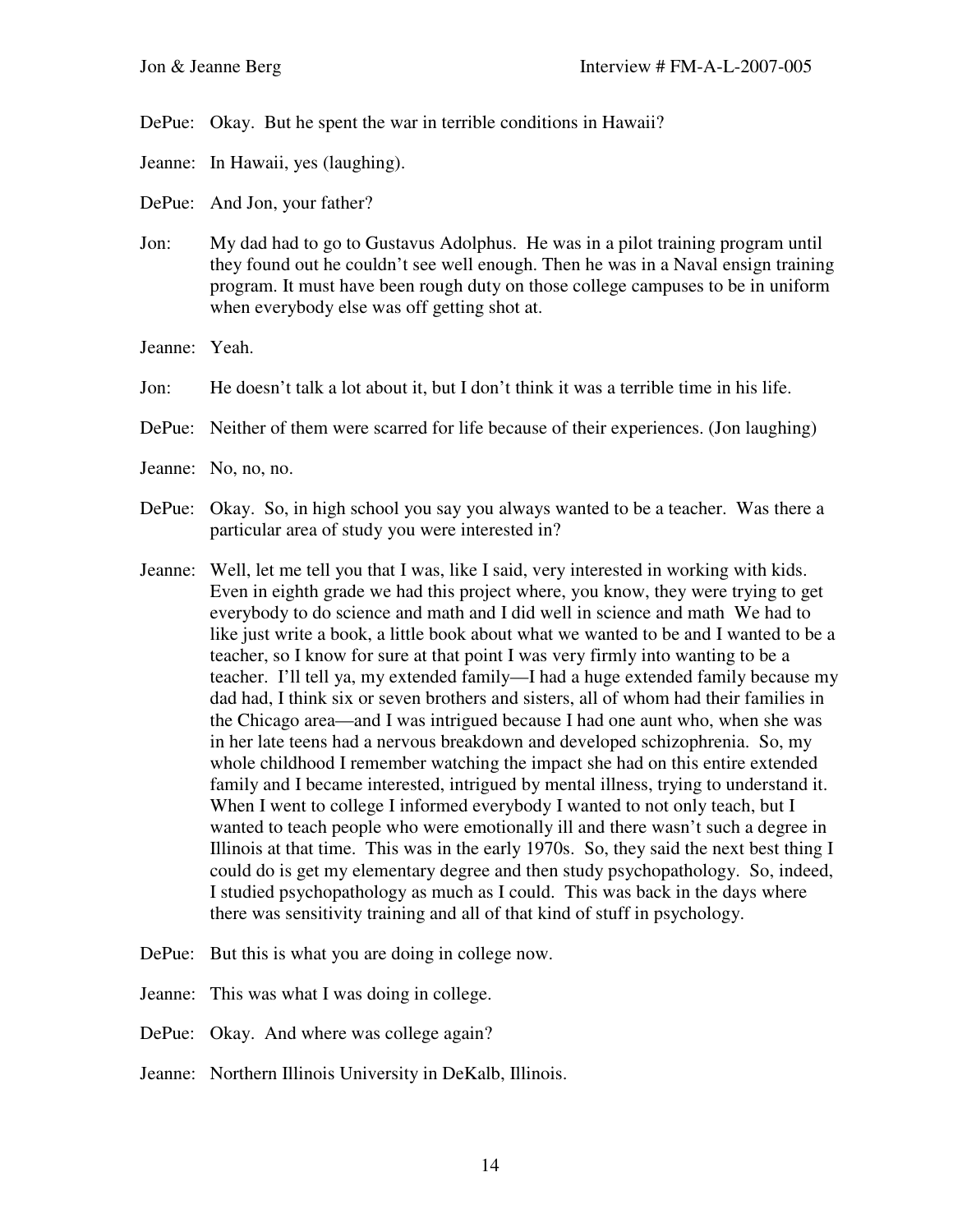DePue: Okay. But he spent the war in terrible conditions in Hawaii?

Jeanne: In Hawaii, yes (laughing).

DePue: And Jon, your father?

Jon: My dad had to go to Gustavus Adolphus. He was in a pilot training program until they found out he couldn't see well enough. Then he was in a Naval ensign training program. It must have been rough duty on those college campuses to be in uniform when everybody else was off getting shot at.

Jeanne: Yeah.

Jon: He doesn't talk a lot about it, but I don't think it was a terrible time in his life.

DePue: Neither of them were scarred for life because of their experiences. (Jon laughing)

Jeanne: No, no, no.

DePue: Okay. So, in high school you say you always wanted to be a teacher. Was there a particular area of study you were interested in?

Jeanne: Well, let me tell you that I was, like I said, very interested in working with kids. Even in eighth grade we had this project where, you know, they were trying to get everybody to do science and math and I did well in science and math We had to like just write a book, a little book about what we wanted to be and I wanted to be a teacher, so I know for sure at that point I was very firmly into wanting to be a teacher. I'll tell ya, my extended family—I had a huge extended family because my dad had, I think six or seven brothers and sisters, all of whom had their families in the Chicago area—and I was intrigued because I had one aunt who, when she was in her late teens had a nervous breakdown and developed schizophrenia. So, my whole childhood I remember watching the impact she had on this entire extended family and I became interested, intrigued by mental illness, trying to understand it. When I went to college I informed everybody I wanted to not only teach, but I wanted to teach people who were emotionally ill and there wasn't such a degree in Illinois at that time. This was in the early 1970s. So, they said the next best thing I could do is get my elementary degree and then study psychopathology. So, indeed, I studied psychopathology as much as I could. This was back in the days where there was sensitivity training and all of that kind of stuff in psychology.

DePue: But this is what you are doing in college now.

Jeanne: This was what I was doing in college.

DePue: Okay. And where was college again?

Jeanne: Northern Illinois University in DeKalb, Illinois.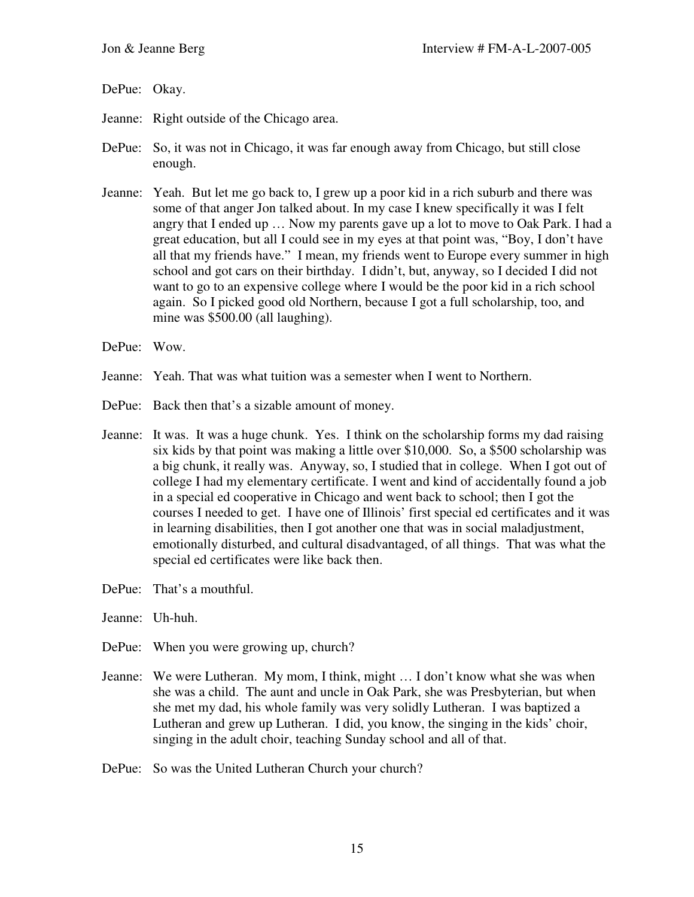DePue: Okay.

Jeanne: Right outside of the Chicago area.

DePue: So, it was not in Chicago, it was far enough away from Chicago, but still close enough.

Jeanne: Yeah. But let me go back to, I grew up a poor kid in a rich suburb and there was some of that anger Jon talked about. In my case I knew specifically it was I felt angry that I ended up … Now my parents gave up a lot to move to Oak Park. I had a great education, but all I could see in my eyes at that point was, "Boy, I don't have all that my friends have." I mean, my friends went to Europe every summer in high school and got cars on their birthday. I didn't, but, anyway, so I decided I did not want to go to an expensive college where I would be the poor kid in a rich school again. So I picked good old Northern, because I got a full scholarship, too, and mine was $500.00 (all laughing).

DePue: Wow.

Jeanne: Yeah. That was what tuition was a semester when I went to Northern.

DePue: Back then that's a sizable amount of money.

Jeanne: It was. It was a huge chunk. Yes. I think on the scholarship forms my dad raising six kids by that point was making a little over $10,000. So, a $500 scholarship was a big chunk, it really was. Anyway, so, I studied that in college. When I got out of college I had my elementary certificate. I went and kind of accidentally found a job in a special ed cooperative in Chicago and went back to school; then I got the courses I needed to get. I have one of Illinois' first special ed certificates and it was in learning disabilities, then I got another one that was in social maladjustment, emotionally disturbed, and cultural disadvantaged, of all things. That was what the special ed certificates were like back then.

DePue: That's a mouthful.

Jeanne: Uh-huh.

DePue: When you were growing up, church?

Jeanne: We were Lutheran. My mom, I think, might … I don't know what she was when she was a child. The aunt and uncle in Oak Park, she was Presbyterian, but when she met my dad, his whole family was very solidly Lutheran. I was baptized a Lutheran and grew up Lutheran. I did, you know, the singing in the kids' choir, singing in the adult choir, teaching Sunday school and all of that.

DePue: So was the United Lutheran Church your church?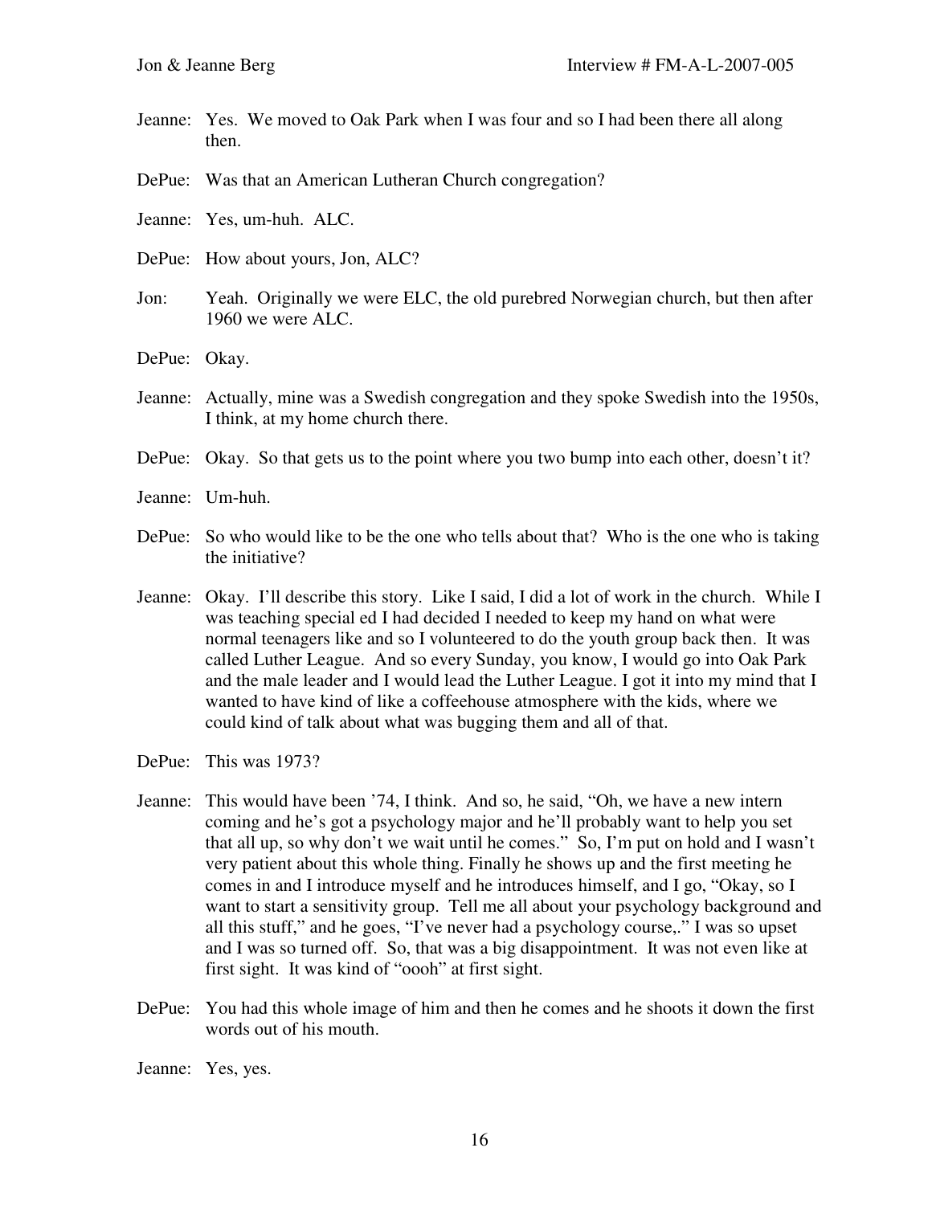Jeanne: Yes. We moved to Oak Park when I was four and so I had been there all along then.

DePue: Was that an American Lutheran Church congregation?

Jeanne: Yes, um-huh. ALC.

DePue: How about yours, Jon, ALC?

Jon: Yeah. Originally we were ELC, the old purebred Norwegian church, but then after 1960 we were ALC.

DePue: Okay.

Jeanne: Actually, mine was a Swedish congregation and they spoke Swedish into the 1950s, I think, at my home church there.

DePue: Okay. So that gets us to the point where you two bump into each other, doesn't it?

Jeanne: Um-huh.

DePue: So who would like to be the one who tells about that? Who is the one who is taking the initiative?

Jeanne: Okay. I'll describe this story. Like I said, I did a lot of work in the church. While I was teaching special ed I had decided I needed to keep my hand on what were normal teenagers like and so I volunteered to do the youth group back then. It was called Luther League. And so every Sunday, you know, I would go into Oak Park and the male leader and I would lead the Luther League. I got it into my mind that I wanted to have kind of like a coffeehouse atmosphere with the kids, where we could kind of talk about what was bugging them and all of that.

DePue: This was 1973?

Jeanne: This would have been '74, I think. And so, he said, "Oh, we have a new intern coming and he's got a psychology major and he'll probably want to help you set that all up, so why don't we wait until he comes." So, I'm put on hold and I wasn't very patient about this whole thing. Finally he shows up and the first meeting he comes in and I introduce myself and he introduces himself, and I go, "Okay, so I want to start a sensitivity group. Tell me all about your psychology background and all this stuff," and he goes, "I've never had a psychology course,." I was so upset and I was so turned off. So, that was a big disappointment. It was not even like at first sight. It was kind of "oooh" at first sight.

DePue: You had this whole image of him and then he comes and he shoots it down the first words out of his mouth.

Jeanne: Yes, yes.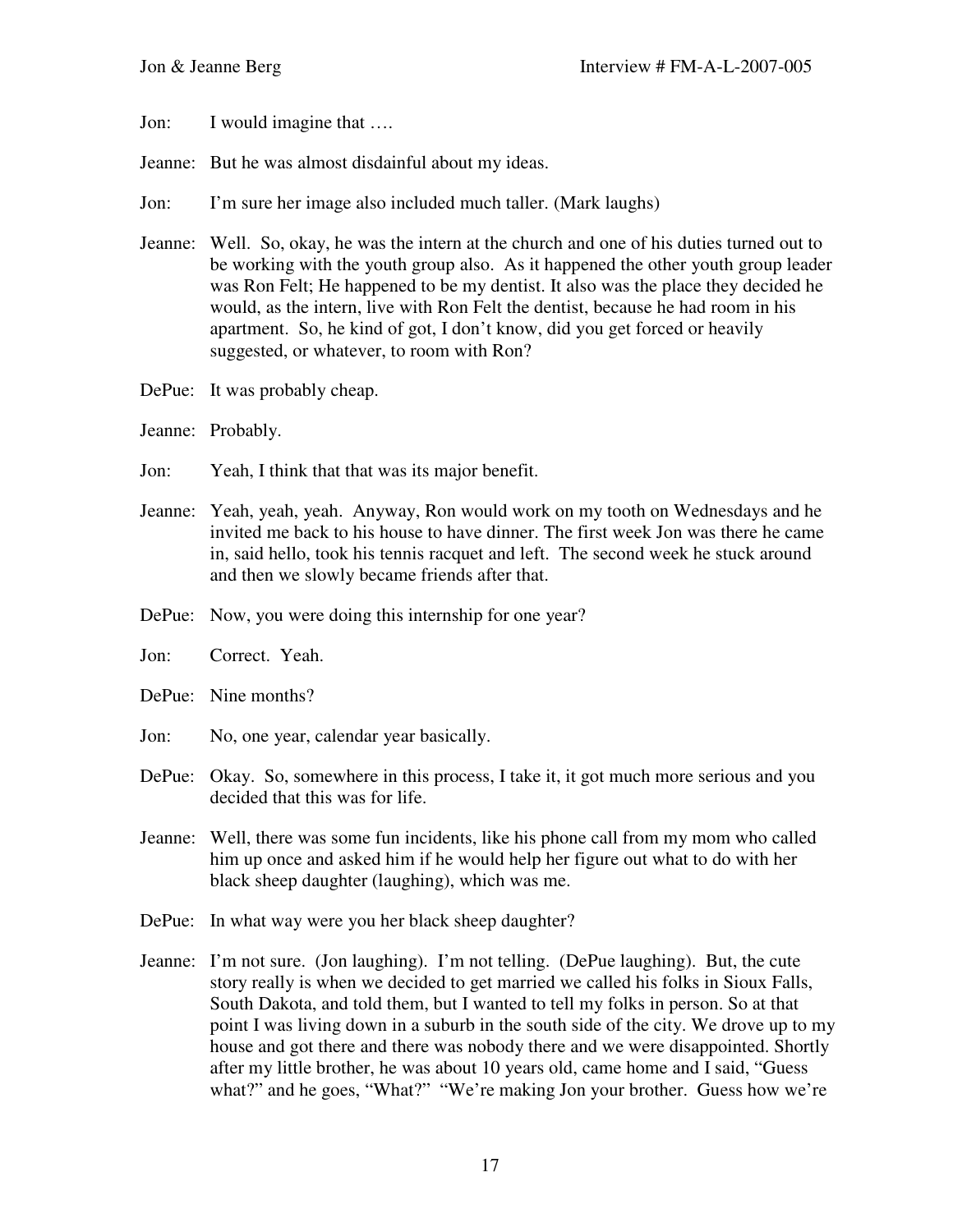Jon: I would imagine that ….

Jeanne: But he was almost disdainful about my ideas.

Jon: I'm sure her image also included much taller. (Mark laughs)

Jeanne: Well. So, okay, he was the intern at the church and one of his duties turned out to be working with the youth group also. As it happened the other youth group leader was Ron Felt; He happened to be my dentist. It also was the place they decided he would, as the intern, live with Ron Felt the dentist, because he had room in his apartment. So, he kind of got, I don't know, did you get forced or heavily suggested, or whatever, to room with Ron?

DePue: It was probably cheap.

Jeanne: Probably.

Jon: Yeah, I think that that was its major benefit.

Jeanne: Yeah, yeah, yeah. Anyway, Ron would work on my tooth on Wednesdays and he invited me back to his house to have dinner. The first week Jon was there he came in, said hello, took his tennis racquet and left. The second week he stuck around and then we slowly became friends after that.

DePue: Now, you were doing this internship for one year?

Jon: Correct. Yeah.

DePue: Nine months?

Jon: No, one year, calendar year basically.

DePue: Okay. So, somewhere in this process, I take it, it got much more serious and you decided that this was for life.

Jeanne: Well, there was some fun incidents, like his phone call from my mom who called him up once and asked him if he would help her figure out what to do with her black sheep daughter (laughing), which was me.

DePue: In what way were you her black sheep daughter?

Jeanne: I'm not sure. (Jon laughing). I'm not telling. (DePue laughing). But, the cute story really is when we decided to get married we called his folks in Sioux Falls, South Dakota, and told them, but I wanted to tell my folks in person. So at that point I was living down in a suburb in the south side of the city. We drove up to my house and got there and there was nobody there and we were disappointed. Shortly after my little brother, he was about 10 years old, came home and I said, "Guess what?" and he goes, "What?" "We're making Jon your brother. Guess how we're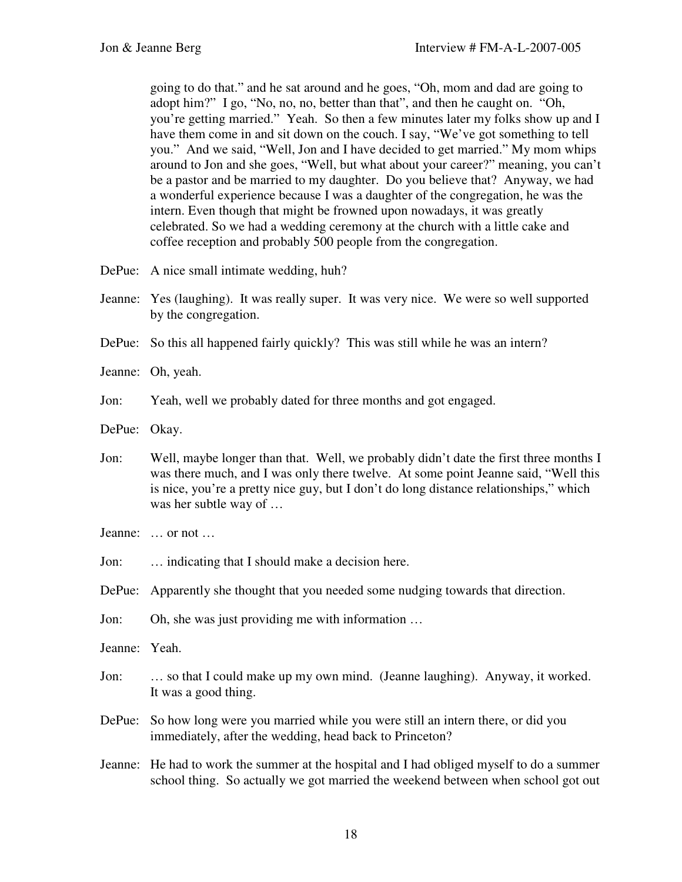going to do that." and he sat around and he goes, "Oh, mom and dad are going to adopt him?" I go, "No, no, no, better than that", and then he caught on. "Oh, you're getting married." Yeah. So then a few minutes later my folks show up and I have them come in and sit down on the couch. I say, "We've got something to tell you." And we said, "Well, Jon and I have decided to get married." My mom whips around to Jon and she goes, "Well, but what about your career?" meaning, you can't be a pastor and be married to my daughter. Do you believe that? Anyway, we had a wonderful experience because I was a daughter of the congregation, he was the intern. Even though that might be frowned upon nowadays, it was greatly celebrated. So we had a wedding ceremony at the church with a little cake and coffee reception and probably 500 people from the congregation.

DePue: A nice small intimate wedding, huh?

Jeanne: Yes (laughing). It was really super. It was very nice. We were so well supported by the congregation.

DePue: So this all happened fairly quickly? This was still while he was an intern?

Jeanne: Oh, yeah.

Jon: Yeah, well we probably dated for three months and got engaged.

DePue: Okay.

Jon: Well, maybe longer than that. Well, we probably didn't date the first three months I was there much, and I was only there twelve. At some point Jeanne said, "Well this is nice, you're a pretty nice guy, but I don't do long distance relationships," which was her subtle way of …

Jeanne: … or not …

Jon: … indicating that I should make a decision here.

DePue: Apparently she thought that you needed some nudging towards that direction.

Jon: Oh, she was just providing me with information …

Jeanne: Yeah.

Jon: … so that I could make up my own mind. (Jeanne laughing). Anyway, it worked. It was a good thing.

DePue: So how long were you married while you were still an intern there, or did you immediately, after the wedding, head back to Princeton?

Jeanne: He had to work the summer at the hospital and I had obliged myself to do a summer school thing. So actually we got married the weekend between when school got out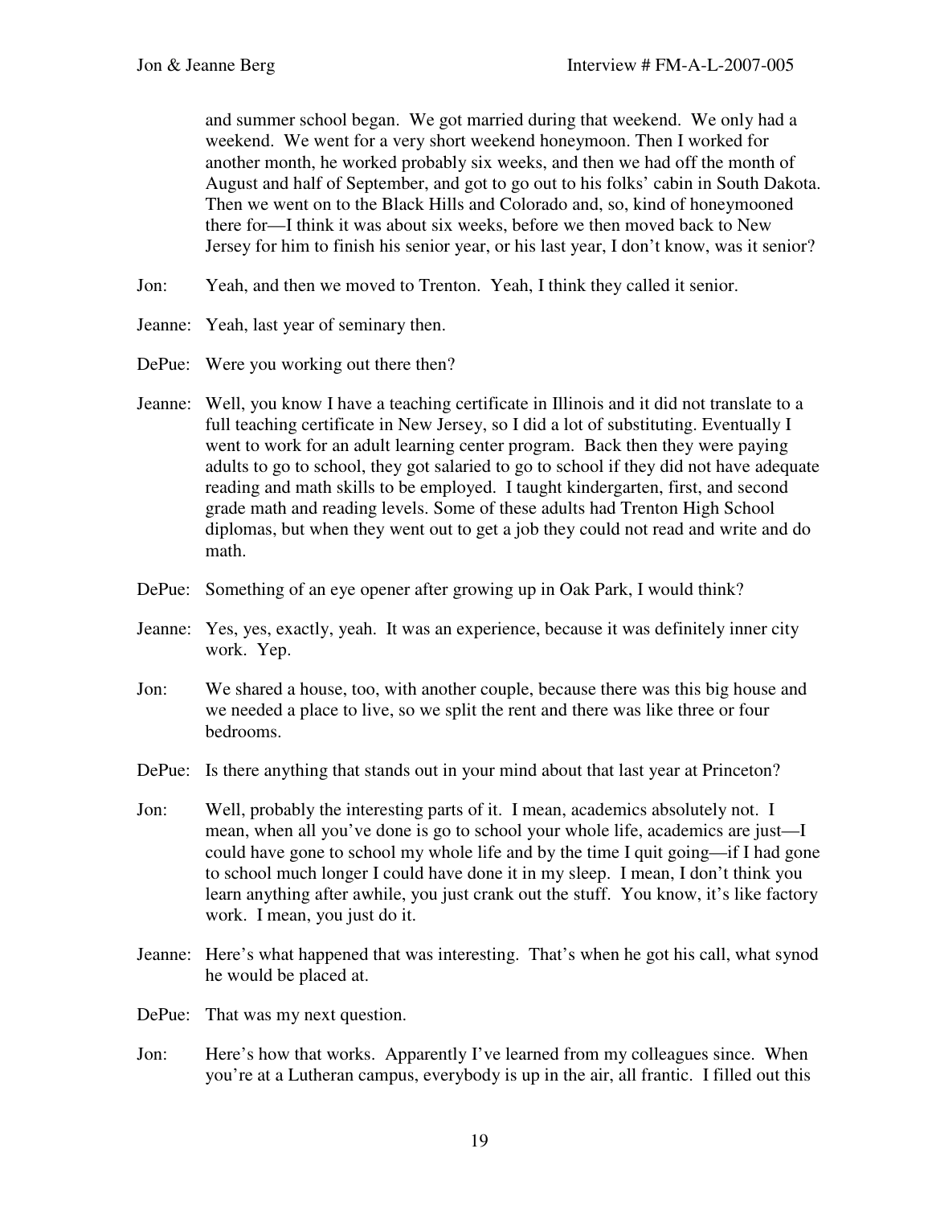and summer school began. We got married during that weekend. We only had a weekend. We went for a very short weekend honeymoon. Then I worked for another month, he worked probably six weeks, and then we had off the month of August and half of September, and got to go out to his folks' cabin in South Dakota. Then we went on to the Black Hills and Colorado and, so, kind of honeymooned there for—I think it was about six weeks, before we then moved back to New Jersey for him to finish his senior year, or his last year, I don't know, was it senior?

Jon: Yeah, and then we moved to Trenton. Yeah, I think they called it senior.

Jeanne: Yeah, last year of seminary then.

DePue: Were you working out there then?

Jeanne: Well, you know I have a teaching certificate in Illinois and it did not translate to a full teaching certificate in New Jersey, so I did a lot of substituting. Eventually I went to work for an adult learning center program. Back then they were paying adults to go to school, they got salaried to go to school if they did not have adequate reading and math skills to be employed. I taught kindergarten, first, and second grade math and reading levels. Some of these adults had Trenton High School diplomas, but when they went out to get a job they could not read and write and do math.

DePue: Something of an eye opener after growing up in Oak Park, I would think?

Jeanne: Yes, yes, exactly, yeah. It was an experience, because it was definitely inner city work. Yep.

Jon: We shared a house, too, with another couple, because there was this big house and we needed a place to live, so we split the rent and there was like three or four bedrooms.

DePue: Is there anything that stands out in your mind about that last year at Princeton?

Jon: Well, probably the interesting parts of it. I mean, academics absolutely not. I mean, when all you've done is go to school your whole life, academics are just—I could have gone to school my whole life and by the time I quit going—if I had gone to school much longer I could have done it in my sleep. I mean, I don't think you learn anything after awhile, you just crank out the stuff. You know, it's like factory work. I mean, you just do it.

Jeanne: Here's what happened that was interesting. That's when he got his call, what synod he would be placed at.

DePue: That was my next question.

Jon: Here's how that works. Apparently I've learned from my colleagues since. When you're at a Lutheran campus, everybody is up in the air, all frantic. I filled out this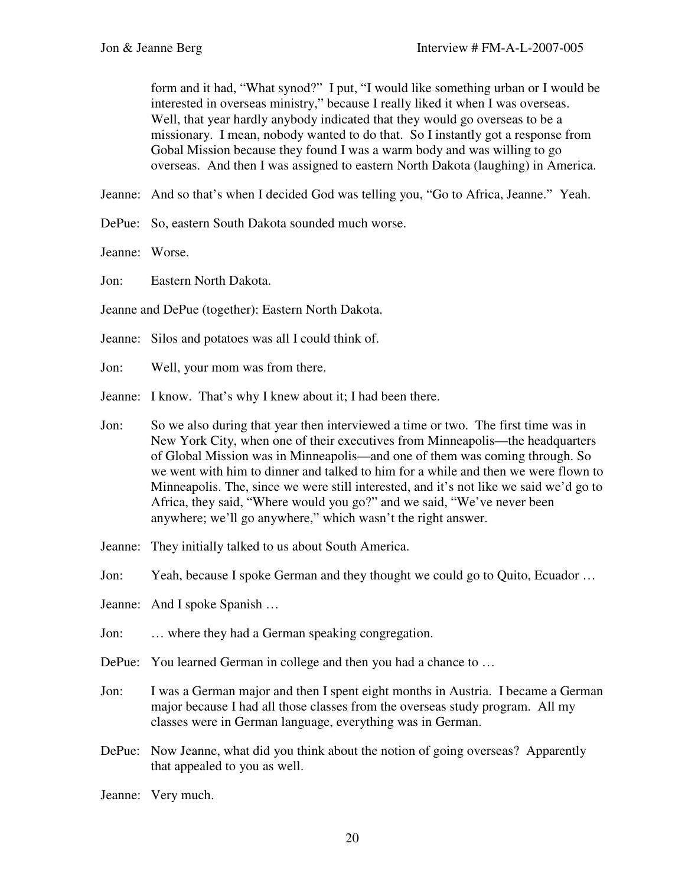form and it had, "What synod?" I put, "I would like something urban or I would be interested in overseas ministry," because I really liked it when I was overseas. Well, that year hardly anybody indicated that they would go overseas to be a missionary. I mean, nobody wanted to do that. So I instantly got a response from Gobal Mission because they found I was a warm body and was willing to go overseas. And then I was assigned to eastern North Dakota (laughing) in America.

Jeanne: And so that's when I decided God was telling you, "Go to Africa, Jeanne." Yeah.

DePue: So, eastern South Dakota sounded much worse.

Jeanne: Worse.

Jon: Eastern North Dakota.

Jeanne and DePue (together): Eastern North Dakota.

Jeanne: Silos and potatoes was all I could think of.

Jon: Well, your mom was from there.

Jeanne: I know. That's why I knew about it; I had been there.

Jon: So we also during that year then interviewed a time or two. The first time was in New York City, when one of their executives from Minneapolis—the headquarters of Global Mission was in Minneapolis—and one of them was coming through. So we went with him to dinner and talked to him for a while and then we were flown to Minneapolis. The, since we were still interested, and it's not like we said we'd go to Africa, they said, "Where would you go?" and we said, "We've never been anywhere; we'll go anywhere," which wasn't the right answer.

Jeanne: They initially talked to us about South America.

Jon: Yeah, because I spoke German and they thought we could go to Quito, Ecuador …

Jeanne: And I spoke Spanish …

Jon: … where they had a German speaking congregation.

DePue: You learned German in college and then you had a chance to …

Jon: I was a German major and then I spent eight months in Austria. I became a German major because I had all those classes from the overseas study program. All my classes were in German language, everything was in German.

DePue: Now Jeanne, what did you think about the notion of going overseas? Apparently that appealed to you as well.

Jeanne: Very much.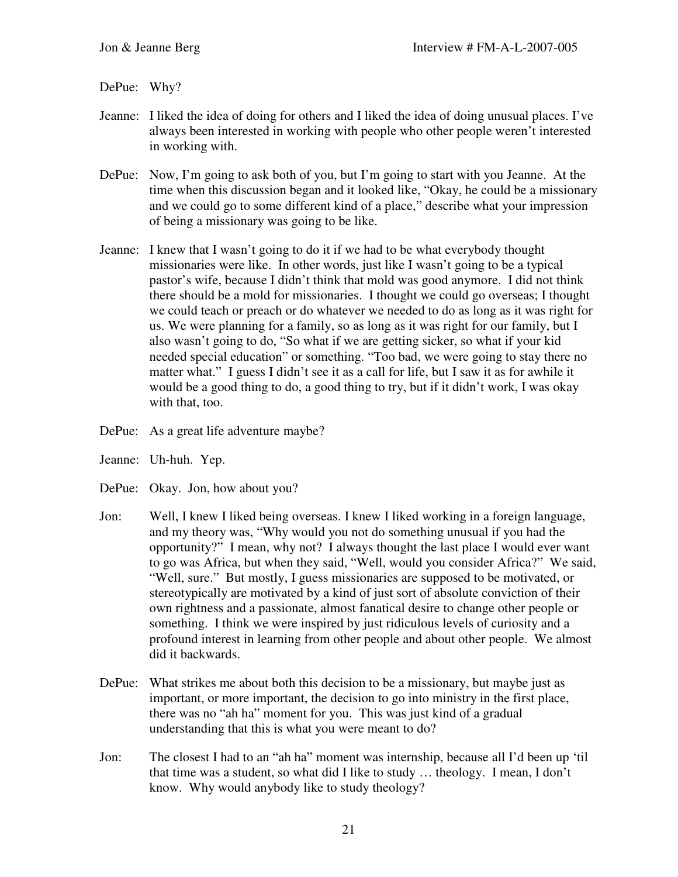DePue: Why?

Jeanne: I liked the idea of doing for others and I liked the idea of doing unusual places. I've always been interested in working with people who other people weren't interested in working with.

DePue: Now, I'm going to ask both of you, but I'm going to start with you Jeanne. At the time when this discussion began and it looked like, "Okay, he could be a missionary and we could go to some different kind of a place," describe what your impression of being a missionary was going to be like.

Jeanne: I knew that I wasn't going to do it if we had to be what everybody thought missionaries were like. In other words, just like I wasn't going to be a typical pastor's wife, because I didn't think that mold was good anymore. I did not think there should be a mold for missionaries. I thought we could go overseas; I thought we could teach or preach or do whatever we needed to do as long as it was right for us. We were planning for a family, so as long as it was right for our family, but I also wasn't going to do, "So what if we are getting sicker, so what if your kid needed special education" or something. "Too bad, we were going to stay there no matter what." I guess I didn't see it as a call for life, but I saw it as for awhile it would be a good thing to do, a good thing to try, but if it didn't work, I was okay with that, too.

DePue: As a great life adventure maybe?

Jeanne: Uh-huh. Yep.

DePue: Okay. Jon, how about you?

Jon: Well, I knew I liked being overseas. I knew I liked working in a foreign language, and my theory was, "Why would you not do something unusual if you had the opportunity?" I mean, why not? I always thought the last place I would ever want to go was Africa, but when they said, "Well, would you consider Africa?" We said, "Well, sure." But mostly, I guess missionaries are supposed to be motivated, or stereotypically are motivated by a kind of just sort of absolute conviction of their own rightness and a passionate, almost fanatical desire to change other people or something. I think we were inspired by just ridiculous levels of curiosity and a profound interest in learning from other people and about other people. We almost did it backwards.

DePue: What strikes me about both this decision to be a missionary, but maybe just as important, or more important, the decision to go into ministry in the first place, there was no "ah ha" moment for you. This was just kind of a gradual understanding that this is what you were meant to do?

Jon: The closest I had to an "ah ha" moment was internship, because all I'd been up 'til that time was a student, so what did I like to study … theology. I mean, I don't know. Why would anybody like to study theology?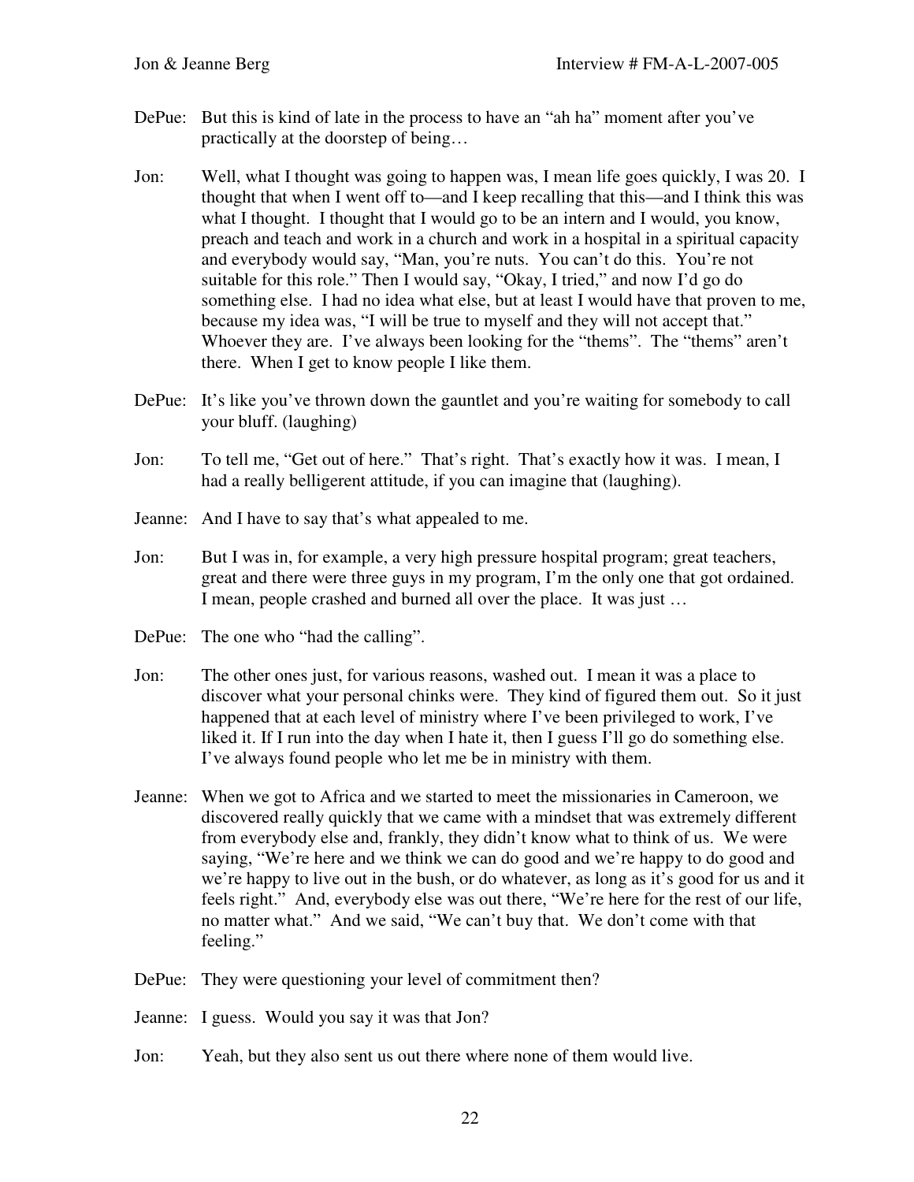DePue: But this is kind of late in the process to have an "ah ha" moment after you've practically at the doorstep of being…

Jon: Well, what I thought was going to happen was, I mean life goes quickly, I was 20. I thought that when I went off to—and I keep recalling that this—and I think this was what I thought. I thought that I would go to be an intern and I would, you know, preach and teach and work in a church and work in a hospital in a spiritual capacity and everybody would say, "Man, you're nuts. You can't do this. You're not suitable for this role." Then I would say, "Okay, I tried," and now I'd go do something else. I had no idea what else, but at least I would have that proven to me, because my idea was, "I will be true to myself and they will not accept that." Whoever they are. I've always been looking for the "thems". The "thems" aren't there. When I get to know people I like them.

DePue: It's like you've thrown down the gauntlet and you're waiting for somebody to call your bluff. (laughing)

Jon: To tell me, "Get out of here." That's right. That's exactly how it was. I mean, I had a really belligerent attitude, if you can imagine that (laughing).

Jeanne: And I have to say that's what appealed to me.

Jon: But I was in, for example, a very high pressure hospital program; great teachers, great and there were three guys in my program, I'm the only one that got ordained. I mean, people crashed and burned all over the place. It was just …

DePue: The one who "had the calling".

Jon: The other ones just, for various reasons, washed out. I mean it was a place to discover what your personal chinks were. They kind of figured them out. So it just happened that at each level of ministry where I've been privileged to work, I've liked it. If I run into the day when I hate it, then I guess I'll go do something else. I've always found people who let me be in ministry with them.

Jeanne: When we got to Africa and we started to meet the missionaries in Cameroon, we discovered really quickly that we came with a mindset that was extremely different from everybody else and, frankly, they didn't know what to think of us. We were saying, "We're here and we think we can do good and we're happy to do good and we're happy to live out in the bush, or do whatever, as long as it's good for us and it feels right." And, everybody else was out there, "We're here for the rest of our life, no matter what." And we said, "We can't buy that. We don't come with that feeling."

DePue: They were questioning your level of commitment then?

Jeanne: I guess. Would you say it was that Jon?

Jon: Yeah, but they also sent us out there where none of them would live.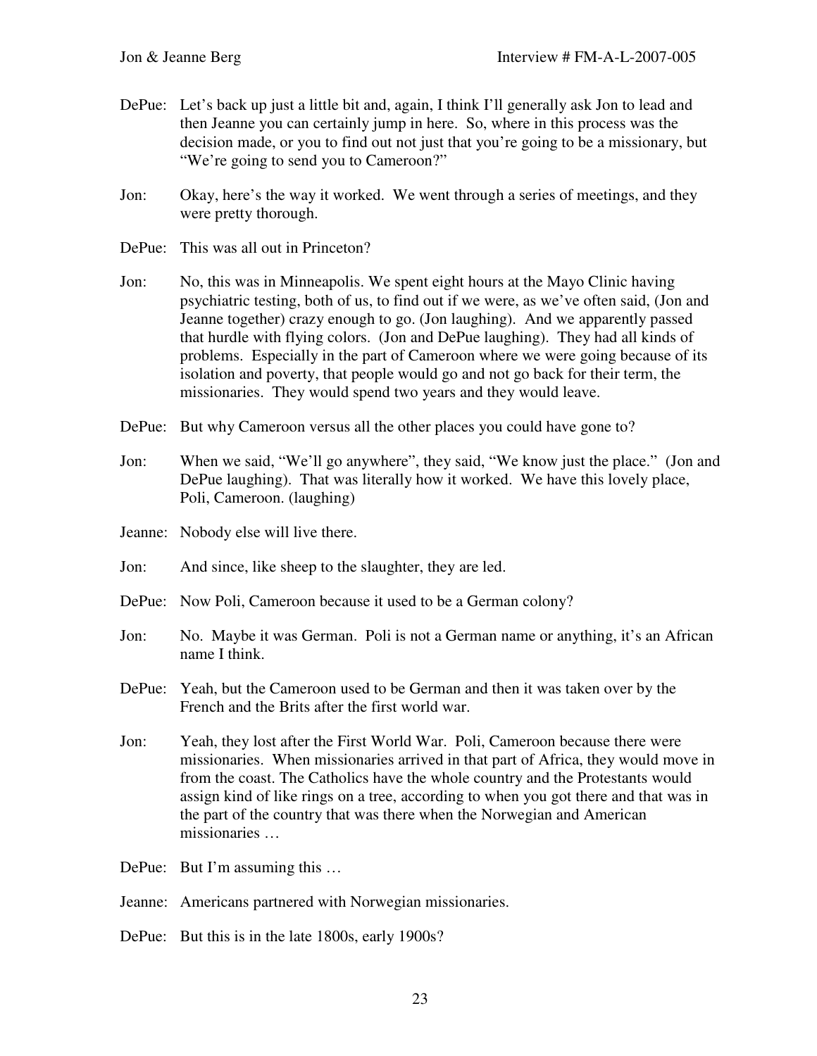DePue: Let's back up just a little bit and, again, I think I'll generally ask Jon to lead and then Jeanne you can certainly jump in here. So, where in this process was the decision made, or you to find out not just that you're going to be a missionary, but "We're going to send you to Cameroon?"

Jon: Okay, here's the way it worked. We went through a series of meetings, and they were pretty thorough.

DePue: This was all out in Princeton?

Jon: No, this was in Minneapolis. We spent eight hours at the Mayo Clinic having psychiatric testing, both of us, to find out if we were, as we've often said, (Jon and Jeanne together) crazy enough to go. (Jon laughing). And we apparently passed that hurdle with flying colors. (Jon and DePue laughing). They had all kinds of problems. Especially in the part of Cameroon where we were going because of its isolation and poverty, that people would go and not go back for their term, the missionaries. They would spend two years and they would leave.

DePue: But why Cameroon versus all the other places you could have gone to?

Jon: When we said, "We'll go anywhere", they said, "We know just the place." (Jon and DePue laughing). That was literally how it worked. We have this lovely place, Poli, Cameroon. (laughing)

Jeanne: Nobody else will live there.

Jon: And since, like sheep to the slaughter, they are led.

DePue: Now Poli, Cameroon because it used to be a German colony?

Jon: No. Maybe it was German. Poli is not a German name or anything, it's an African name I think.

DePue: Yeah, but the Cameroon used to be German and then it was taken over by the French and the Brits after the first world war.

Jon: Yeah, they lost after the First World War. Poli, Cameroon because there were missionaries. When missionaries arrived in that part of Africa, they would move in from the coast. The Catholics have the whole country and the Protestants would assign kind of like rings on a tree, according to when you got there and that was in the part of the country that was there when the Norwegian and American missionaries …

DePue: But I'm assuming this …

Jeanne: Americans partnered with Norwegian missionaries.

DePue: But this is in the late 1800s, early 1900s?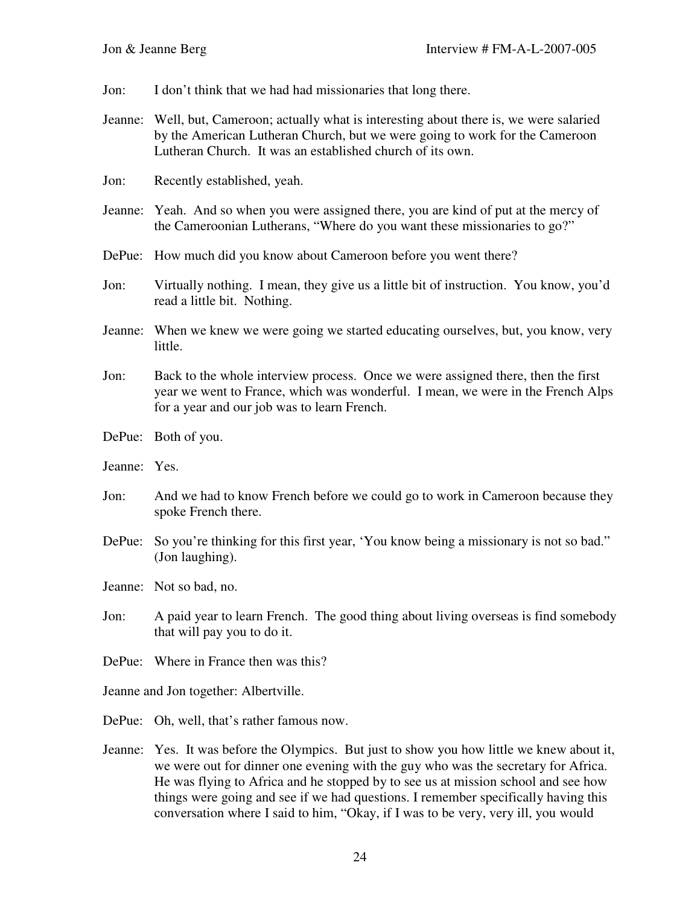Jon: I don't think that we had had missionaries that long there.

Jeanne: Well, but, Cameroon; actually what is interesting about there is, we were salaried by the American Lutheran Church, but we were going to work for the Cameroon Lutheran Church. It was an established church of its own.

Jon: Recently established, yeah.

Jeanne: Yeah. And so when you were assigned there, you are kind of put at the mercy of the Cameroonian Lutherans, "Where do you want these missionaries to go?"

DePue: How much did you know about Cameroon before you went there?

Jon: Virtually nothing. I mean, they give us a little bit of instruction. You know, you'd read a little bit. Nothing.

Jeanne: When we knew we were going we started educating ourselves, but, you know, very little.

Jon: Back to the whole interview process. Once we were assigned there, then the first year we went to France, which was wonderful. I mean, we were in the French Alps for a year and our job was to learn French.

DePue: Both of you.

Jeanne: Yes.

Jon: And we had to know French before we could go to work in Cameroon because they spoke French there.

DePue: So you're thinking for this first year, 'You know being a missionary is not so bad." (Jon laughing).

Jeanne: Not so bad, no.

Jon: A paid year to learn French. The good thing about living overseas is find somebody that will pay you to do it.

DePue: Where in France then was this?

Jeanne and Jon together: Albertville.

DePue: Oh, well, that's rather famous now.

Jeanne: Yes. It was before the Olympics. But just to show you how little we knew about it, we were out for dinner one evening with the guy who was the secretary for Africa. He was flying to Africa and he stopped by to see us at mission school and see how things were going and see if we had questions. I remember specifically having this conversation where I said to him, "Okay, if I was to be very, very ill, you would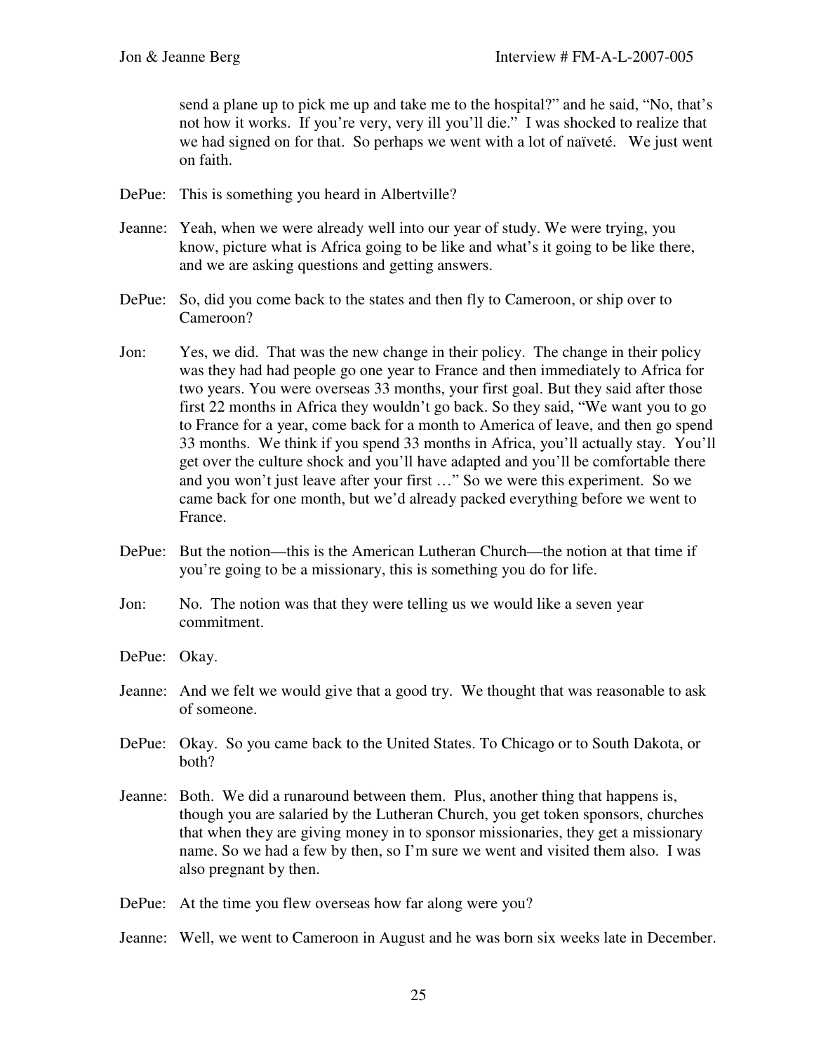send a plane up to pick me up and take me to the hospital?" and he said, "No, that's not how it works. If you're very, very ill you'll die." I was shocked to realize that we had signed on for that. So perhaps we went with a lot of naïveté. We just went on faith.

DePue: This is something you heard in Albertville?

Jeanne: Yeah, when we were already well into our year of study. We were trying, you know, picture what is Africa going to be like and what's it going to be like there, and we are asking questions and getting answers.

DePue: So, did you come back to the states and then fly to Cameroon, or ship over to Cameroon?

Jon: Yes, we did. That was the new change in their policy. The change in their policy was they had had people go one year to France and then immediately to Africa for two years. You were overseas 33 months, your first goal. But they said after those first 22 months in Africa they wouldn't go back. So they said, "We want you to go to France for a year, come back for a month to America of leave, and then go spend 33 months. We think if you spend 33 months in Africa, you'll actually stay. You'll get over the culture shock and you'll have adapted and you'll be comfortable there and you won't just leave after your first …" So we were this experiment. So we came back for one month, but we'd already packed everything before we went to France.

DePue: But the notion—this is the American Lutheran Church—the notion at that time if you're going to be a missionary, this is something you do for life.

Jon: No. The notion was that they were telling us we would like a seven year commitment.

DePue: Okay.

Jeanne: And we felt we would give that a good try. We thought that was reasonable to ask of someone.

DePue: Okay. So you came back to the United States. To Chicago or to South Dakota, or both?

Jeanne: Both. We did a runaround between them. Plus, another thing that happens is, though you are salaried by the Lutheran Church, you get token sponsors, churches that when they are giving money in to sponsor missionaries, they get a missionary name. So we had a few by then, so I'm sure we went and visited them also. I was also pregnant by then.

DePue: At the time you flew overseas how far along were you?

Jeanne: Well, we went to Cameroon in August and he was born six weeks late in December.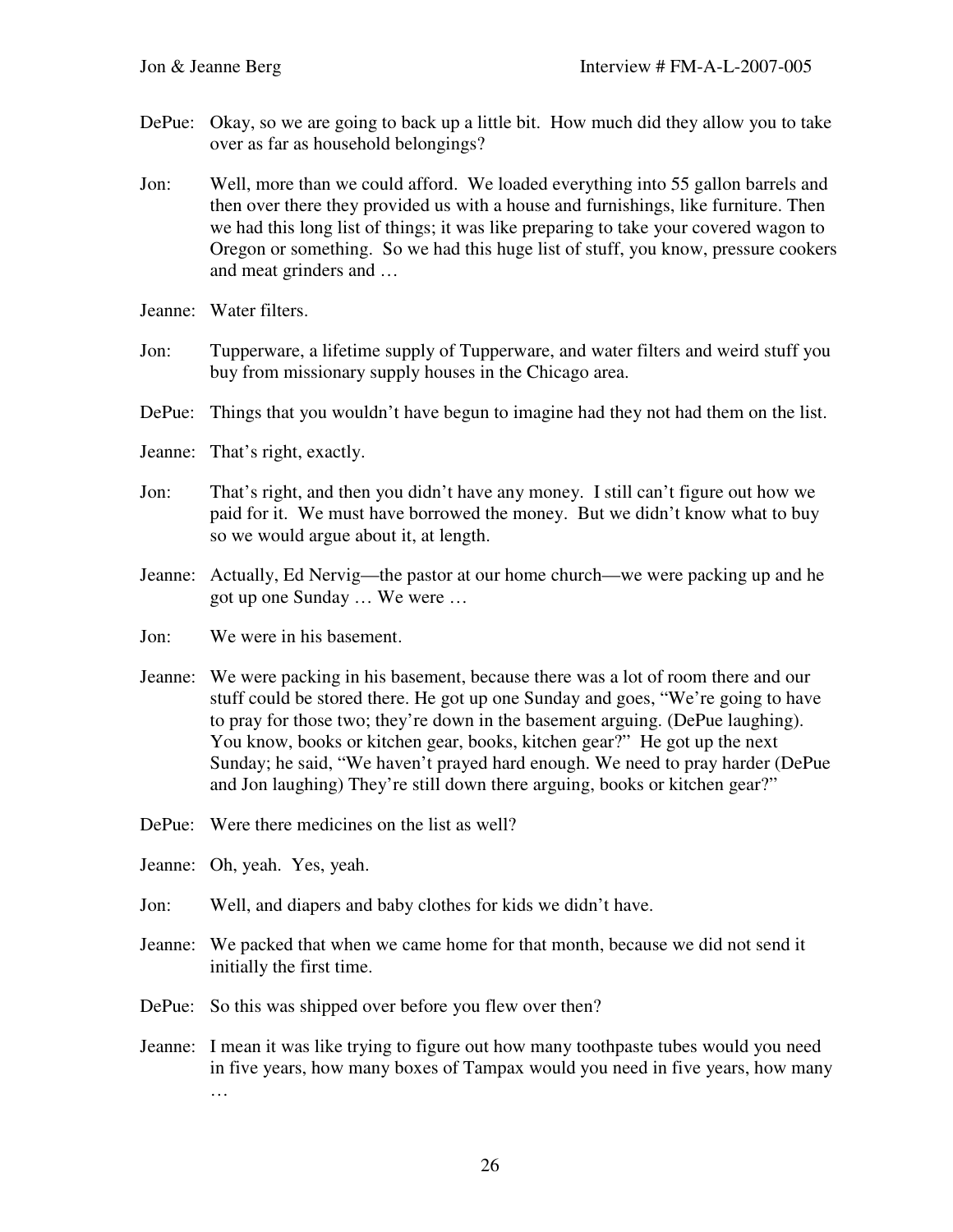DePue: Okay, so we are going to back up a little bit. How much did they allow you to take over as far as household belongings?

Jon: Well, more than we could afford. We loaded everything into 55 gallon barrels and then over there they provided us with a house and furnishings, like furniture. Then we had this long list of things; it was like preparing to take your covered wagon to Oregon or something. So we had this huge list of stuff, you know, pressure cookers and meat grinders and …

Jeanne: Water filters.

Jon: Tupperware, a lifetime supply of Tupperware, and water filters and weird stuff you buy from missionary supply houses in the Chicago area.

DePue: Things that you wouldn't have begun to imagine had they not had them on the list.

Jeanne: That's right, exactly.

Jon: That's right, and then you didn't have any money. I still can't figure out how we paid for it. We must have borrowed the money. But we didn't know what to buy so we would argue about it, at length.

Jeanne: Actually, Ed Nervig—the pastor at our home church—we were packing up and he got up one Sunday … We were …

Jon: We were in his basement.

Jeanne: We were packing in his basement, because there was a lot of room there and our stuff could be stored there. He got up one Sunday and goes, "We're going to have to pray for those two; they're down in the basement arguing. (DePue laughing). You know, books or kitchen gear, books, kitchen gear?" He got up the next Sunday; he said, "We haven't prayed hard enough. We need to pray harder (DePue and Jon laughing) They're still down there arguing, books or kitchen gear?"

DePue: Were there medicines on the list as well?

Jeanne: Oh, yeah. Yes, yeah.

Jon: Well, and diapers and baby clothes for kids we didn't have.

Jeanne: We packed that when we came home for that month, because we did not send it initially the first time.

DePue: So this was shipped over before you flew over then?

Jeanne: I mean it was like trying to figure out how many toothpaste tubes would you need in five years, how many boxes of Tampax would you need in five years, how many …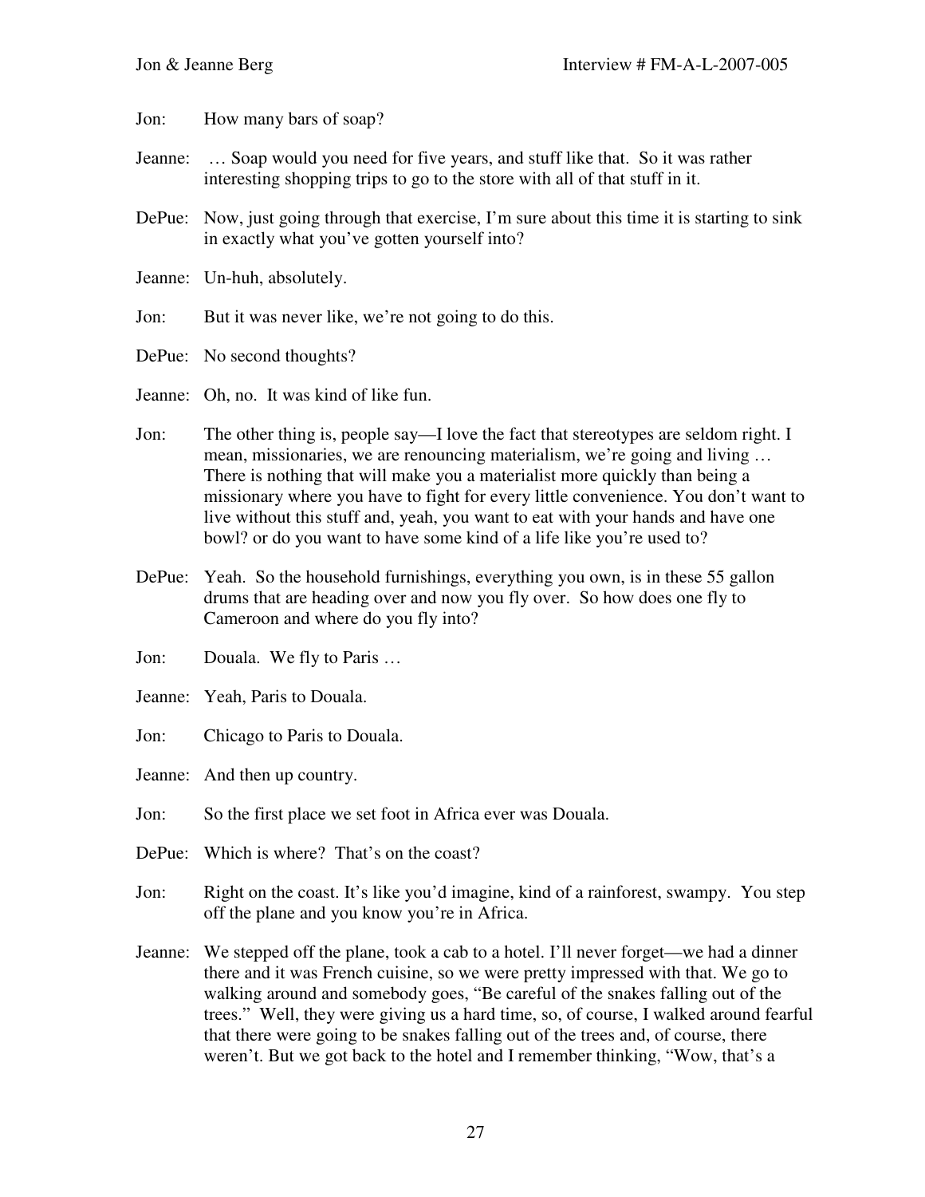Jon: How many bars of soap?

Jeanne: … Soap would you need for five years, and stuff like that. So it was rather interesting shopping trips to go to the store with all of that stuff in it.

DePue: Now, just going through that exercise, I'm sure about this time it is starting to sink in exactly what you've gotten yourself into?

Jeanne: Un-huh, absolutely.

Jon: But it was never like, we're not going to do this.

DePue: No second thoughts?

Jeanne: Oh, no. It was kind of like fun.

Jon: The other thing is, people say—I love the fact that stereotypes are seldom right. I mean, missionaries, we are renouncing materialism, we're going and living … There is nothing that will make you a materialist more quickly than being a missionary where you have to fight for every little convenience. You don't want to live without this stuff and, yeah, you want to eat with your hands and have one bowl? or do you want to have some kind of a life like you're used to?

DePue: Yeah. So the household furnishings, everything you own, is in these 55 gallon drums that are heading over and now you fly over. So how does one fly to Cameroon and where do you fly into?

Jon: Douala. We fly to Paris …

Jeanne: Yeah, Paris to Douala.

Jon: Chicago to Paris to Douala.

Jeanne: And then up country.

Jon: So the first place we set foot in Africa ever was Douala.

DePue: Which is where? That's on the coast?

Jon: Right on the coast. It's like you'd imagine, kind of a rainforest, swampy. You step off the plane and you know you're in Africa.

Jeanne: We stepped off the plane, took a cab to a hotel. I'll never forget—we had a dinner there and it was French cuisine, so we were pretty impressed with that. We go to walking around and somebody goes, "Be careful of the snakes falling out of the trees." Well, they were giving us a hard time, so, of course, I walked around fearful that there were going to be snakes falling out of the trees and, of course, there weren't. But we got back to the hotel and I remember thinking, "Wow, that's a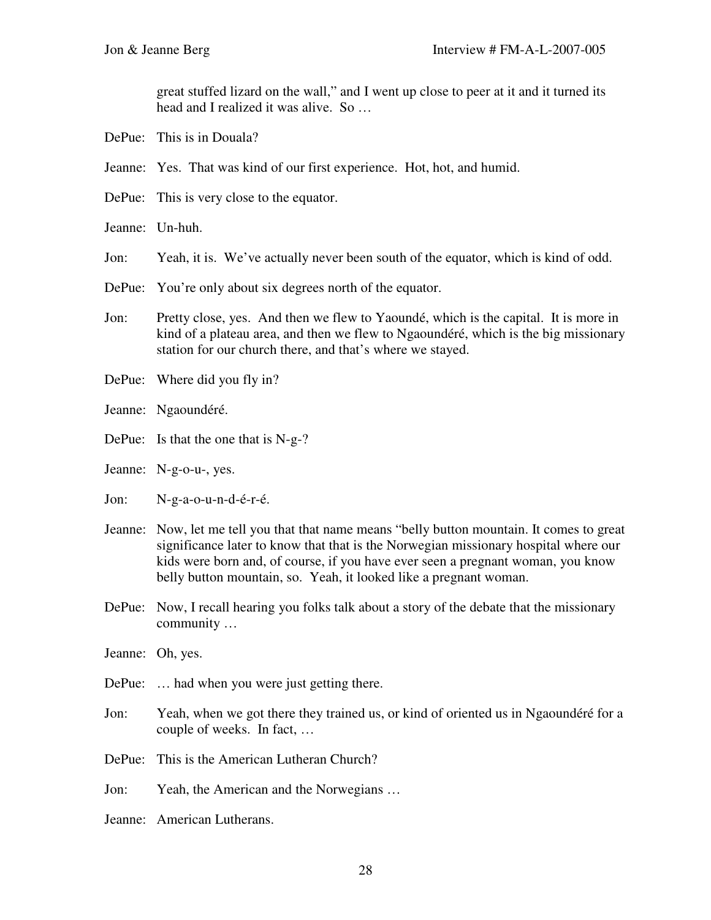great stuffed lizard on the wall," and I went up close to peer at it and it turned its head and I realized it was alive. So …

DePue: This is in Douala?

Jeanne: Yes. That was kind of our first experience. Hot, hot, and humid.

DePue: This is very close to the equator.

Jeanne: Un-huh.

Jon: Yeah, it is. We've actually never been south of the equator, which is kind of odd.

DePue: You're only about six degrees north of the equator.

Jon: Pretty close, yes. And then we flew to Yaoundé, which is the capital. It is more in kind of a plateau area, and then we flew to Ngaoundéré, which is the big missionary station for our church there, and that's where we stayed.

DePue: Where did you fly in?

Jeanne: Ngaoundéré.

DePue: Is that the one that is N-g-?

Jeanne: N-g-o-u-, yes.

Jon: N-g-a-o-u-n-d-é-r-é.

Jeanne: Now, let me tell you that that name means "belly button mountain. It comes to great significance later to know that that is the Norwegian missionary hospital where our kids were born and, of course, if you have ever seen a pregnant woman, you know belly button mountain, so. Yeah, it looked like a pregnant woman.

DePue: Now, I recall hearing you folks talk about a story of the debate that the missionary community …

Jeanne: Oh, yes.

DePue: … had when you were just getting there.

Jon: Yeah, when we got there they trained us, or kind of oriented us in Ngaoundéré for a couple of weeks. In fact, …

DePue: This is the American Lutheran Church?

Jon: Yeah, the American and the Norwegians …

Jeanne: American Lutherans.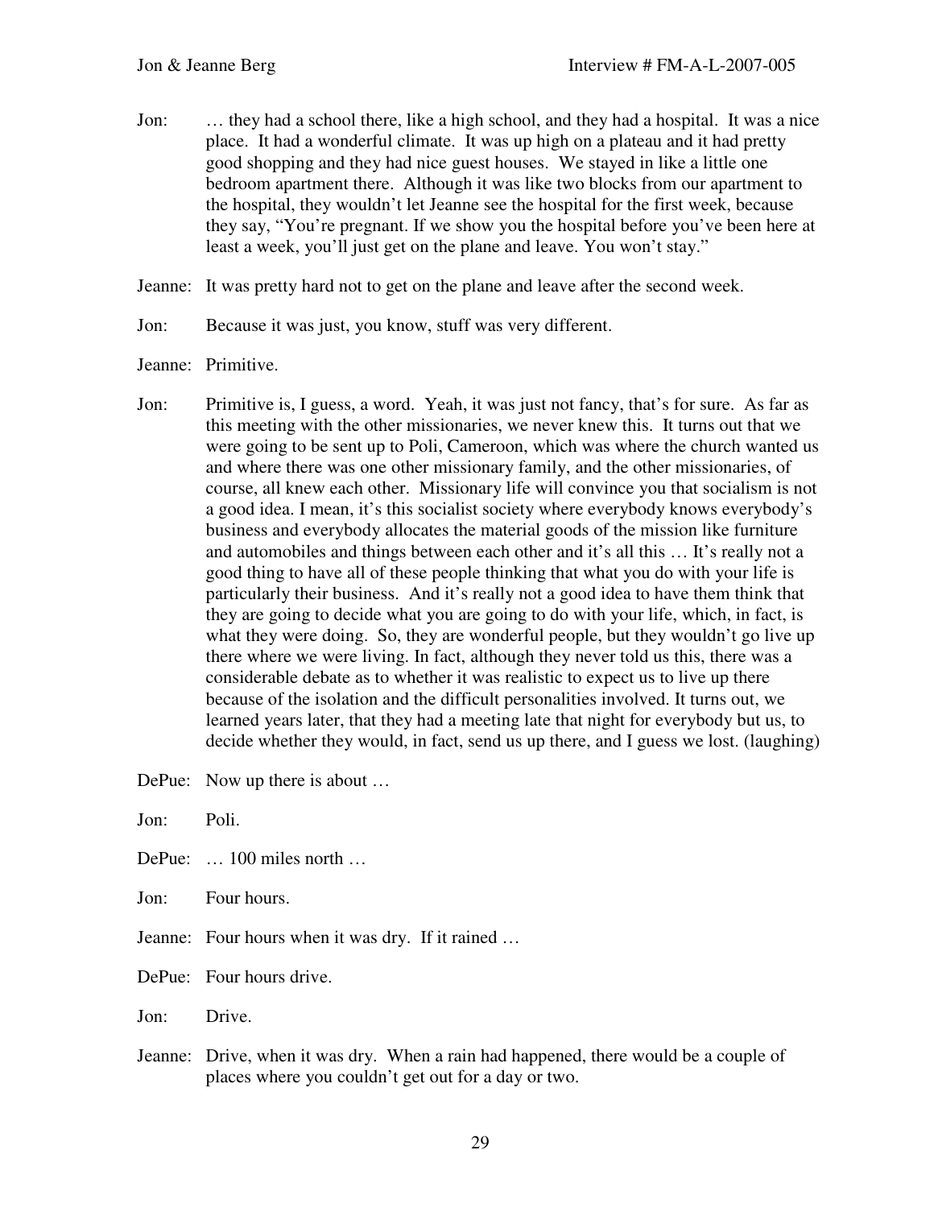Jon: … they had a school there, like a high school, and they had a hospital. It was a nice place. It had a wonderful climate. It was up high on a plateau and it had pretty good shopping and they had nice guest houses. We stayed in like a little one bedroom apartment there. Although it was like two blocks from our apartment to the hospital, they wouldn't let Jeanne see the hospital for the first week, because they say, "You're pregnant. If we show you the hospital before you've been here at least a week, you'll just get on the plane and leave. You won't stay."

Jeanne: It was pretty hard not to get on the plane and leave after the second week.

Jon: Because it was just, you know, stuff was very different.

Jeanne: Primitive.

Jon: Primitive is, I guess, a word. Yeah, it was just not fancy, that's for sure. As far as this meeting with the other missionaries, we never knew this. It turns out that we were going to be sent up to Poli, Cameroon, which was where the church wanted us and where there was one other missionary family, and the other missionaries, of course, all knew each other. Missionary life will convince you that socialism is not a good idea. I mean, it's this socialist society where everybody knows everybody's business and everybody allocates the material goods of the mission like furniture and automobiles and things between each other and it's all this … It's really not a good thing to have all of these people thinking that what you do with your life is particularly their business. And it's really not a good idea to have them think that they are going to decide what you are going to do with your life, which, in fact, is what they were doing. So, they are wonderful people, but they wouldn't go live up there where we were living. In fact, although they never told us this, there was a considerable debate as to whether it was realistic to expect us to live up there because of the isolation and the difficult personalities involved. It turns out, we learned years later, that they had a meeting late that night for everybody but us, to decide whether they would, in fact, send us up there, and I guess we lost. (laughing)

DePue: Now up there is about …

Jon: Poli.

DePue: … 100 miles north …

Jon: Four hours.

Jeanne: Four hours when it was dry. If it rained …

DePue: Four hours drive.

Jon: Drive.

Jeanne: Drive, when it was dry. When a rain had happened, there would be a couple of places where you couldn't get out for a day or two.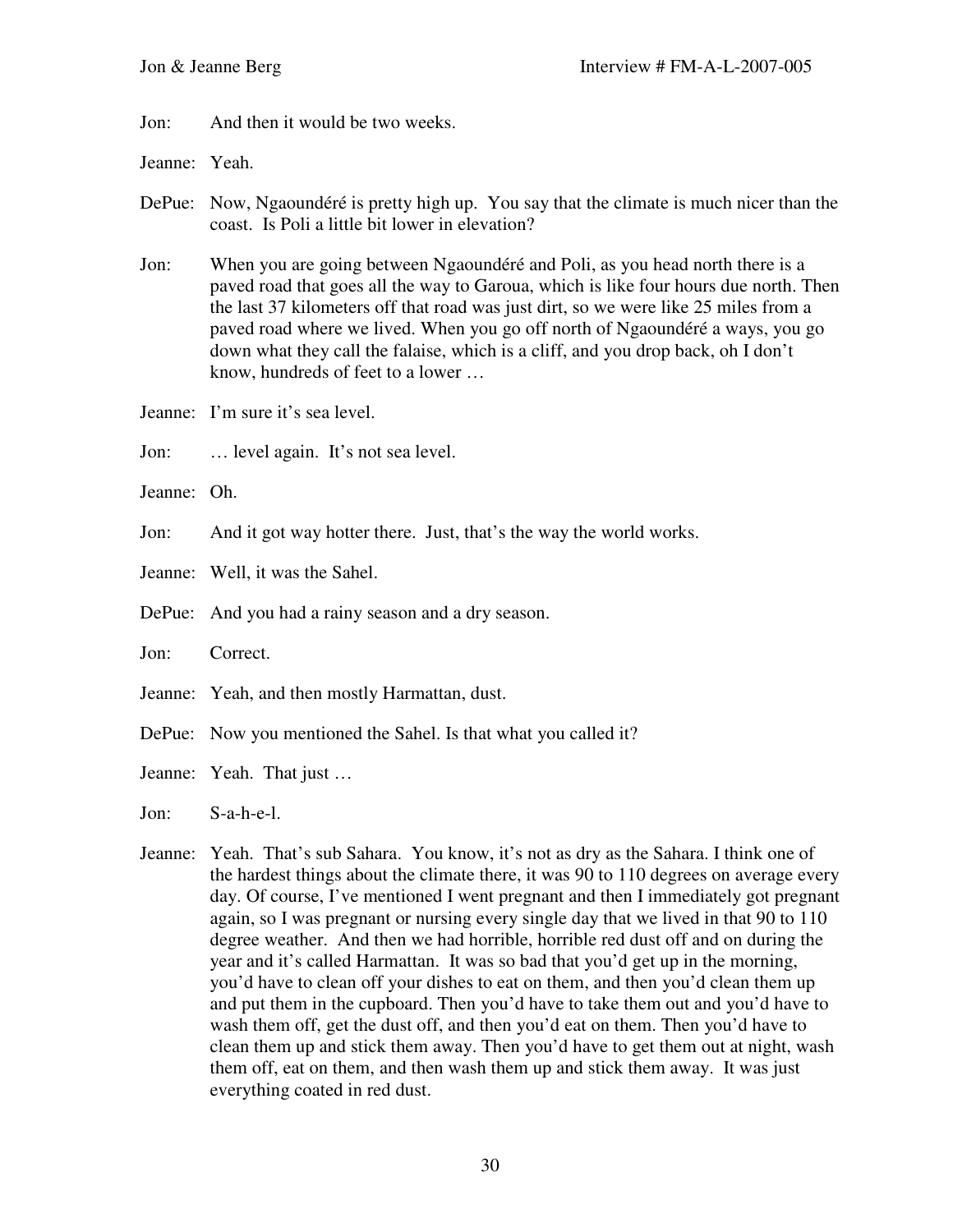Jon: And then it would be two weeks.

Jeanne: Yeah.

DePue: Now, Ngaoundéré is pretty high up. You say that the climate is much nicer than the coast. Is Poli a little bit lower in elevation?

Jon: When you are going between Ngaoundéré and Poli, as you head north there is a paved road that goes all the way to Garoua, which is like four hours due north. Then the last 37 kilometers off that road was just dirt, so we were like 25 miles from a paved road where we lived. When you go off north of Ngaoundéré a ways, you go down what they call the falaise, which is a cliff, and you drop back, oh I don't know, hundreds of feet to a lower …

Jeanne: I'm sure it's sea level.

Jon: … level again. It's not sea level.

Jeanne: Oh.

Jon: And it got way hotter there. Just, that's the way the world works.

Jeanne: Well, it was the Sahel.

DePue: And you had a rainy season and a dry season.

Jon: Correct.

Jeanne: Yeah, and then mostly Harmattan, dust.

DePue: Now you mentioned the Sahel. Is that what you called it?

Jeanne: Yeah. That just …

Jon: S-a-h-e-l.

Jeanne: Yeah. That's sub Sahara. You know, it's not as dry as the Sahara. I think one of the hardest things about the climate there, it was 90 to 110 degrees on average every day. Of course, I've mentioned I went pregnant and then I immediately got pregnant again, so I was pregnant or nursing every single day that we lived in that 90 to 110 degree weather. And then we had horrible, horrible red dust off and on during the year and it's called Harmattan. It was so bad that you'd get up in the morning, you'd have to clean off your dishes to eat on them, and then you'd clean them up and put them in the cupboard. Then you'd have to take them out and you'd have to wash them off, get the dust off, and then you'd eat on them. Then you'd have to clean them up and stick them away. Then you'd have to get them out at night, wash them off, eat on them, and then wash them up and stick them away. It was just everything coated in red dust.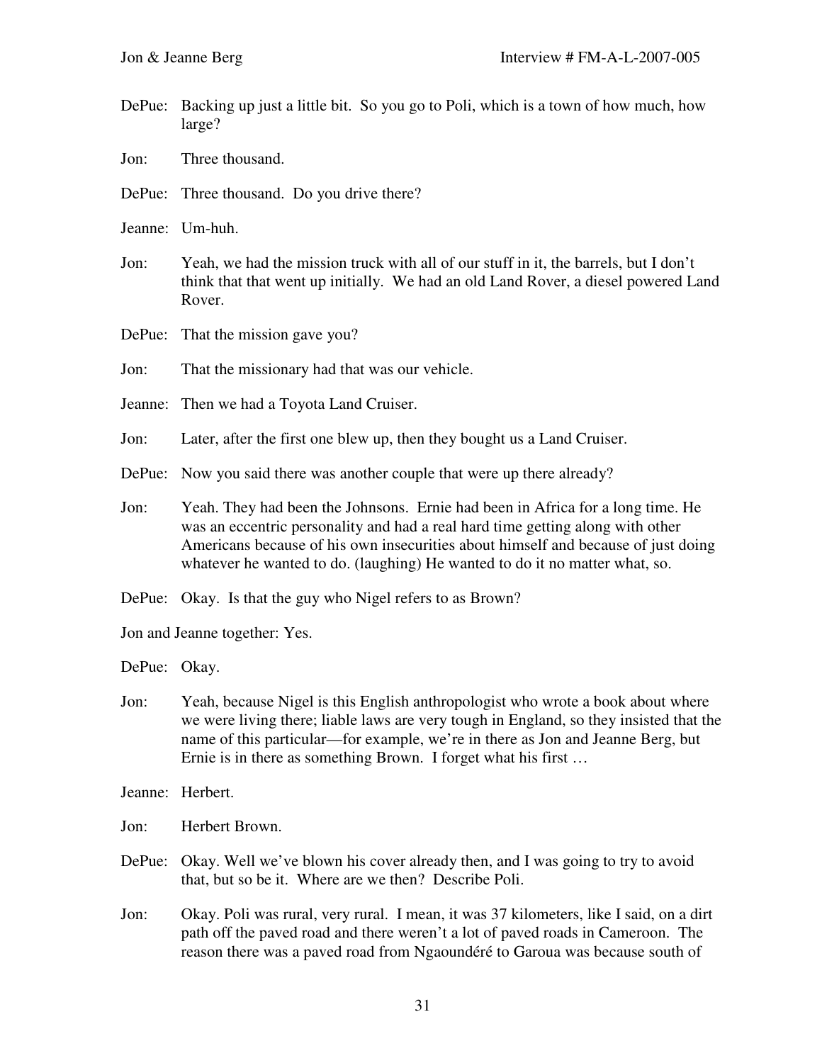DePue: Backing up just a little bit. So you go to Poli, which is a town of how much, how large?

Jon: Three thousand.

DePue: Three thousand. Do you drive there?

Jeanne: Um-huh.

Jon: Yeah, we had the mission truck with all of our stuff in it, the barrels, but I don't think that that went up initially. We had an old Land Rover, a diesel powered Land Rover.

DePue: That the mission gave you?

Jon: That the missionary had that was our vehicle.

Jeanne: Then we had a Toyota Land Cruiser.

Jon: Later, after the first one blew up, then they bought us a Land Cruiser.

DePue: Now you said there was another couple that were up there already?

Jon: Yeah. They had been the Johnsons. Ernie had been in Africa for a long time. He was an eccentric personality and had a real hard time getting along with other Americans because of his own insecurities about himself and because of just doing whatever he wanted to do. (laughing) He wanted to do it no matter what, so.

DePue: Okay. Is that the guy who Nigel refers to as Brown?

Jon and Jeanne together: Yes.

DePue: Okay.

Jon: Yeah, because Nigel is this English anthropologist who wrote a book about where we were living there; liable laws are very tough in England, so they insisted that the name of this particular—for example, we're in there as Jon and Jeanne Berg, but Ernie is in there as something Brown. I forget what his first …

Jeanne: Herbert.

Jon: Herbert Brown.

DePue: Okay. Well we've blown his cover already then, and I was going to try to avoid that, but so be it. Where are we then? Describe Poli.

Jon: Okay. Poli was rural, very rural. I mean, it was 37 kilometers, like I said, on a dirt path off the paved road and there weren't a lot of paved roads in Cameroon. The reason there was a paved road from Ngaoundéré to Garoua was because south of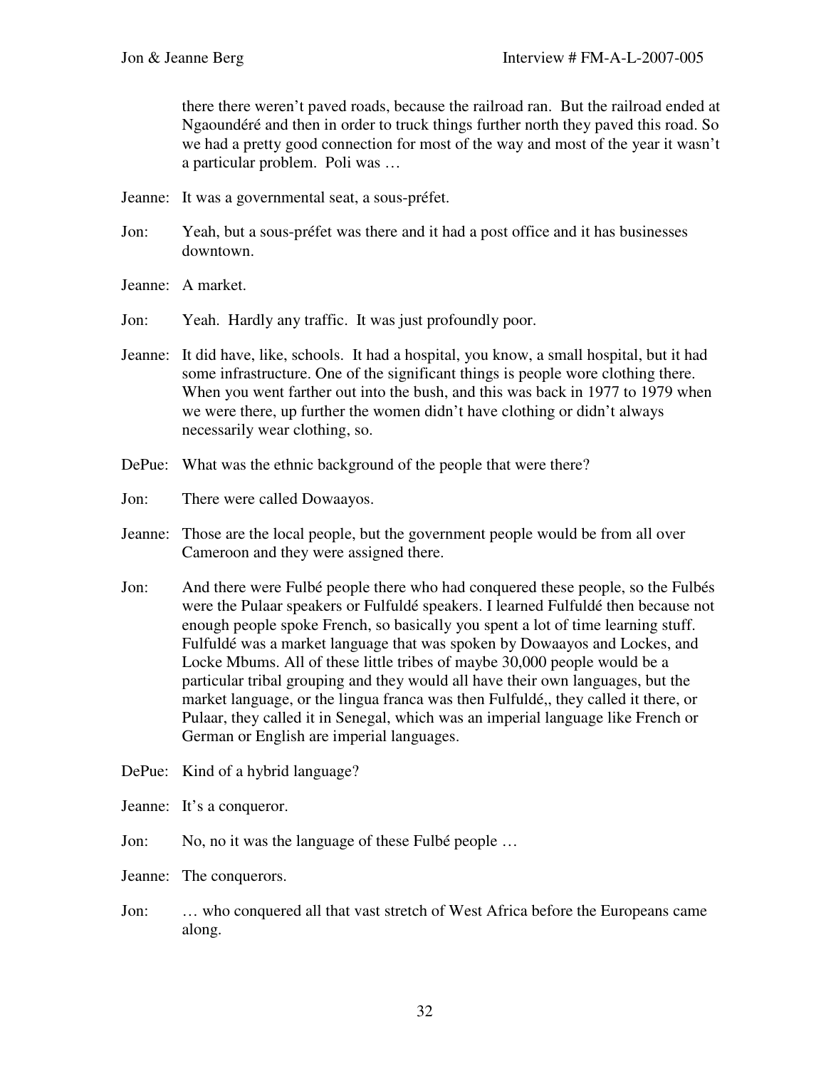there there weren't paved roads, because the railroad ran. But the railroad ended at Ngaoundéré and then in order to truck things further north they paved this road. So we had a pretty good connection for most of the way and most of the year it wasn't a particular problem. Poli was …

Jeanne: It was a governmental seat, a sous-préfet.

Jon: Yeah, but a sous-préfet was there and it had a post office and it has businesses downtown.

Jeanne: A market.

Jon: Yeah. Hardly any traffic. It was just profoundly poor.

Jeanne: It did have, like, schools. It had a hospital, you know, a small hospital, but it had some infrastructure. One of the significant things is people wore clothing there. When you went farther out into the bush, and this was back in 1977 to 1979 when we were there, up further the women didn't have clothing or didn't always necessarily wear clothing, so.

DePue: What was the ethnic background of the people that were there?

Jon: There were called Dowaayos.

Jeanne: Those are the local people, but the government people would be from all over Cameroon and they were assigned there.

Jon: And there were Fulbé people there who had conquered these people, so the Fulbés were the Pulaar speakers or Fulfuldé speakers. I learned Fulfuldé then because not enough people spoke French, so basically you spent a lot of time learning stuff. Fulfuldé was a market language that was spoken by Dowaayos and Lockes, and Locke Mbums. All of these little tribes of maybe 30,000 people would be a particular tribal grouping and they would all have their own languages, but the market language, or the lingua franca was then Fulfuldé,, they called it there, or Pulaar, they called it in Senegal, which was an imperial language like French or German or English are imperial languages.

DePue: Kind of a hybrid language?

Jeanne: It's a conqueror.

Jon: No, no it was the language of these Fulbé people …

Jeanne: The conquerors.

Jon: … who conquered all that vast stretch of West Africa before the Europeans came along.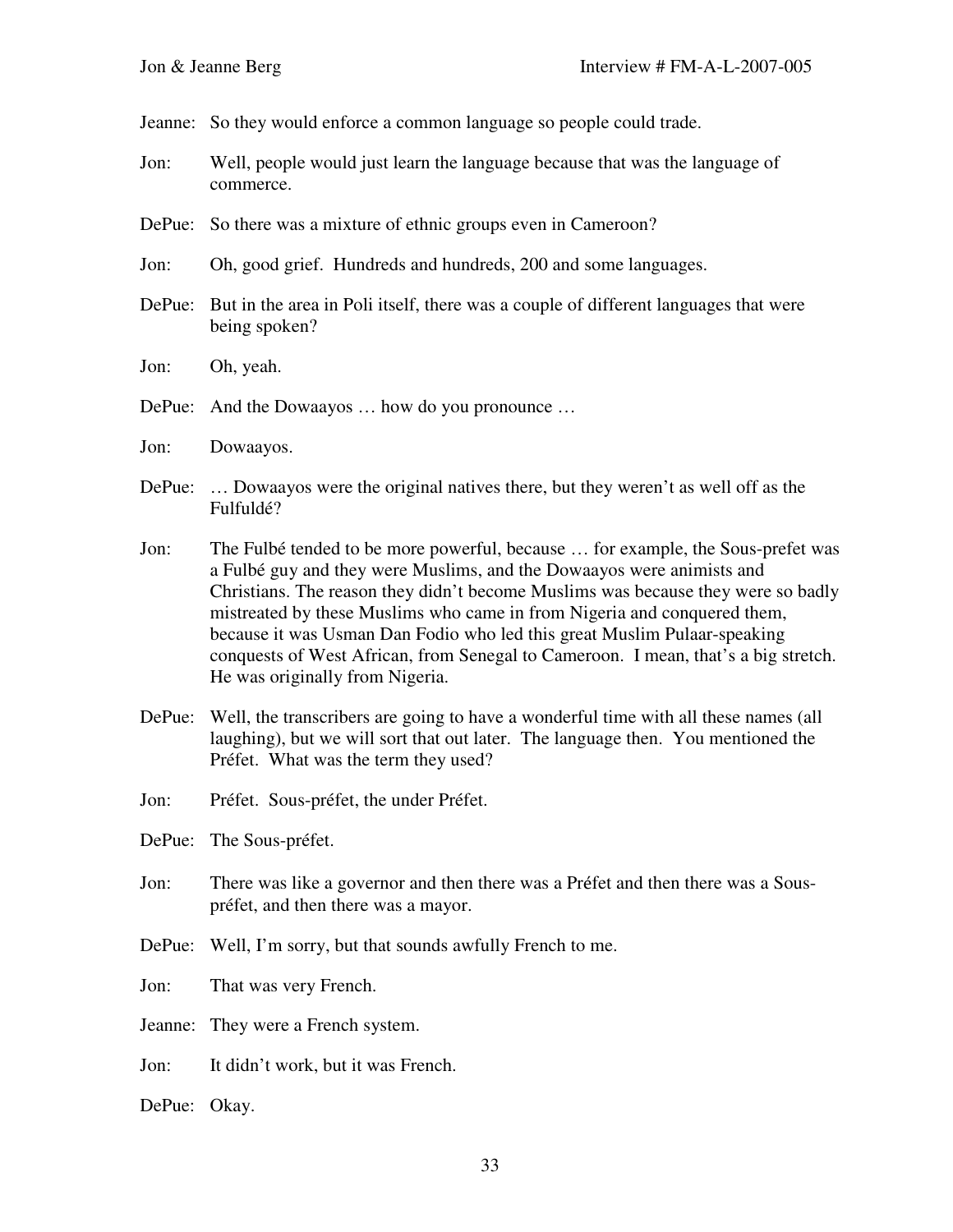Jeanne: So they would enforce a common language so people could trade.

Jon: Well, people would just learn the language because that was the language of commerce.

DePue: So there was a mixture of ethnic groups even in Cameroon?

Jon: Oh, good grief. Hundreds and hundreds, 200 and some languages.

DePue: But in the area in Poli itself, there was a couple of different languages that were being spoken?

Jon: Oh, yeah.

DePue: And the Dowaayos … how do you pronounce …

Jon: Dowaayos.

DePue: … Dowaayos were the original natives there, but they weren't as well off as the Fulfuldé?

Jon: The Fulbé tended to be more powerful, because … for example, the Sous-prefet was a Fulbé guy and they were Muslims, and the Dowaayos were animists and Christians. The reason they didn't become Muslims was because they were so badly mistreated by these Muslims who came in from Nigeria and conquered them, because it was Usman Dan Fodio who led this great Muslim Pulaar-speaking conquests of West African, from Senegal to Cameroon. I mean, that's a big stretch. He was originally from Nigeria.

DePue: Well, the transcribers are going to have a wonderful time with all these names (all laughing), but we will sort that out later. The language then. You mentioned the Préfet. What was the term they used?

Jon: Préfet. Sous-préfet, the under Préfet.

DePue: The Sous-préfet.

Jon: There was like a governor and then there was a Préfet and then there was a Sous-préfet, and then there was a mayor.

DePue: Well, I'm sorry, but that sounds awfully French to me.

Jon: That was very French.

Jeanne: They were a French system.

Jon: It didn't work, but it was French.

DePue: Okay.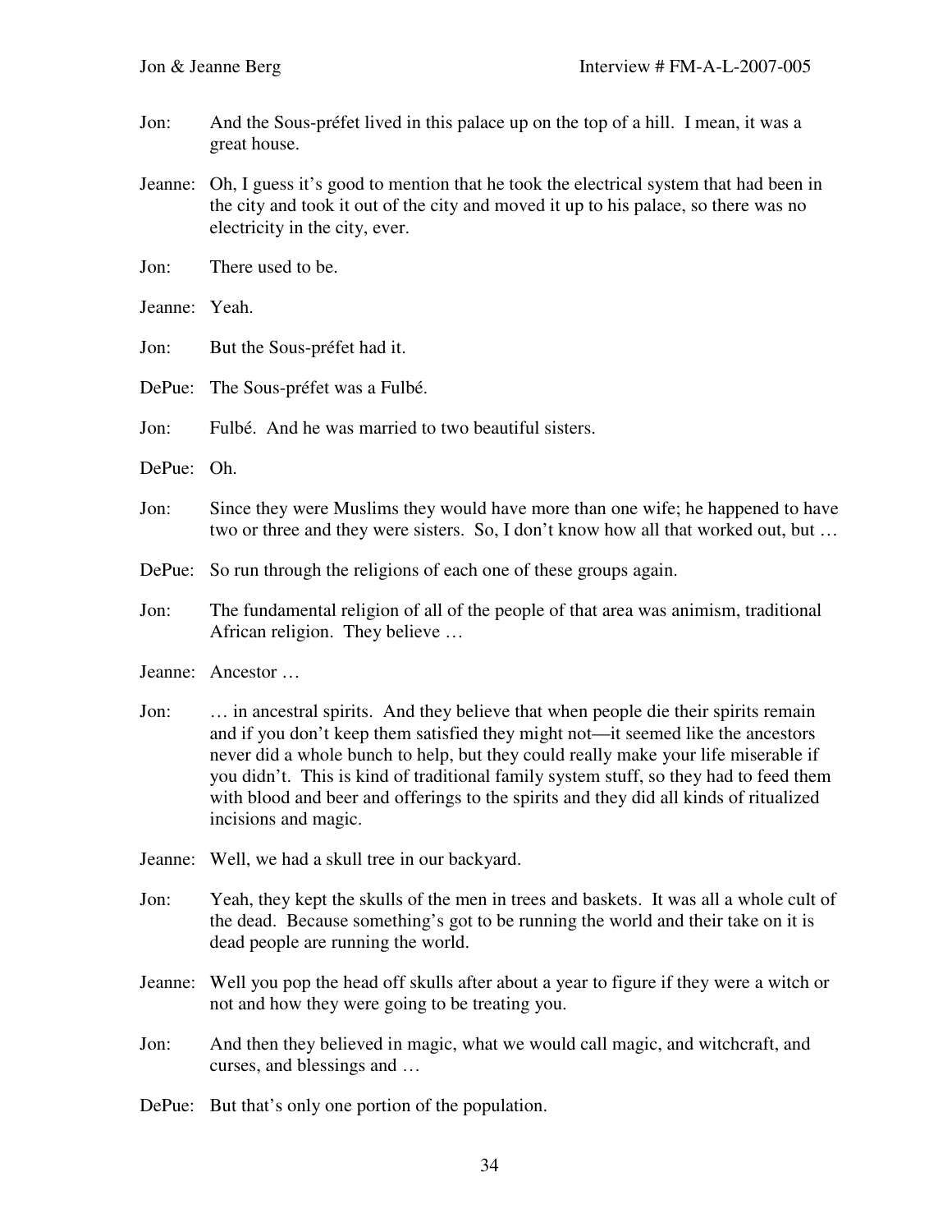Jon: And the Sous-préfet lived in this palace up on the top of a hill. I mean, it was a great house.

Jeanne: Oh, I guess it's good to mention that he took the electrical system that had been in the city and took it out of the city and moved it up to his palace, so there was no electricity in the city, ever.

Jon: There used to be.

Jeanne: Yeah.

Jon: But the Sous-préfet had it.

DePue: The Sous-préfet was a Fulbé.

Jon: Fulbé. And he was married to two beautiful sisters.

DePue: Oh.

Jon: Since they were Muslims they would have more than one wife; he happened to have two or three and they were sisters. So, I don't know how all that worked out, but …

DePue: So run through the religions of each one of these groups again.

Jon: The fundamental religion of all of the people of that area was animism, traditional African religion. They believe …

Jeanne: Ancestor …

Jon: … in ancestral spirits. And they believe that when people die their spirits remain and if you don't keep them satisfied they might not—it seemed like the ancestors never did a whole bunch to help, but they could really make your life miserable if you didn't. This is kind of traditional family system stuff, so they had to feed them with blood and beer and offerings to the spirits and they did all kinds of ritualized incisions and magic.

Jeanne: Well, we had a skull tree in our backyard.

Jon: Yeah, they kept the skulls of the men in trees and baskets. It was all a whole cult of the dead. Because something's got to be running the world and their take on it is dead people are running the world.

Jeanne: Well you pop the head off skulls after about a year to figure if they were a witch or not and how they were going to be treating you.

Jon: And then they believed in magic, what we would call magic, and witchcraft, and curses, and blessings and …

DePue: But that's only one portion of the population.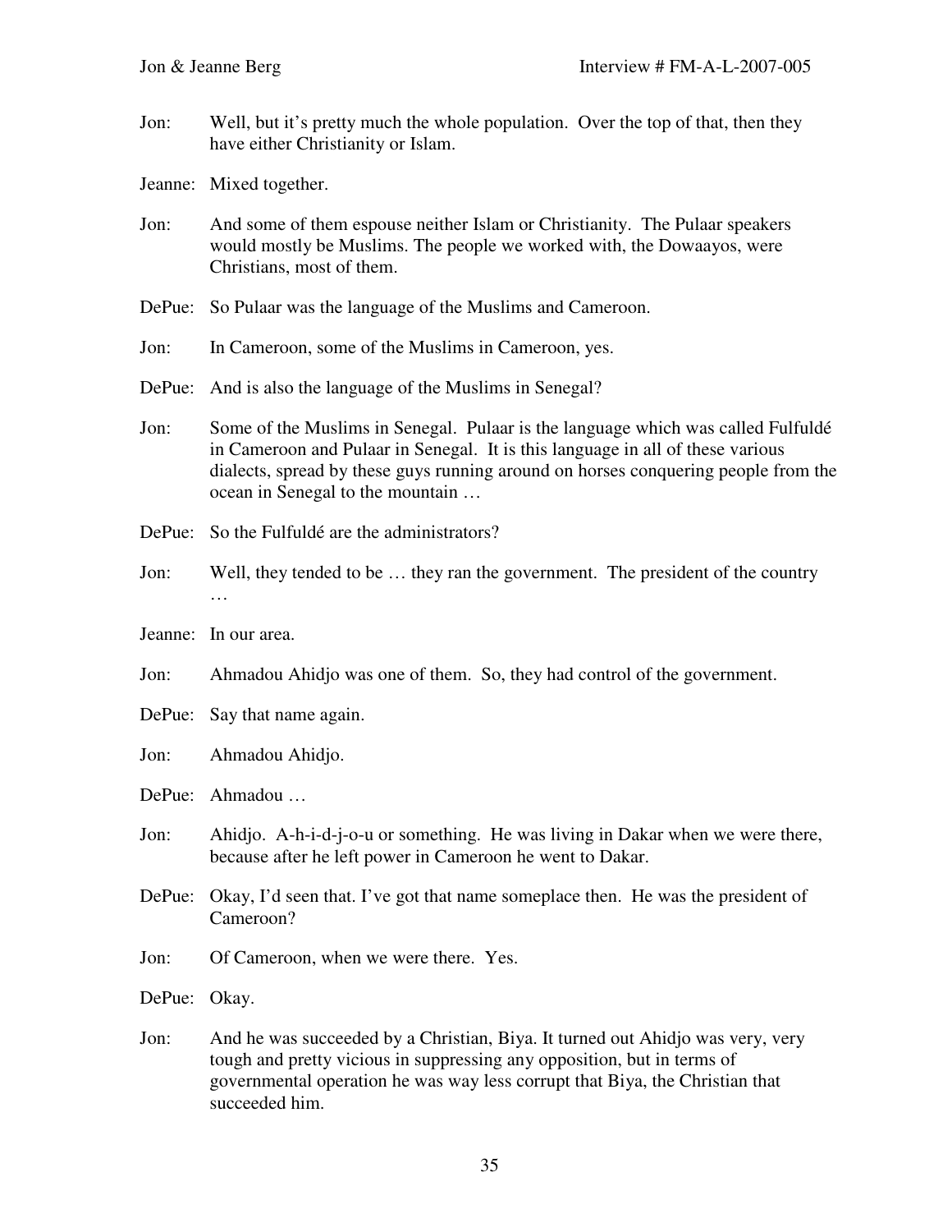Jon: Well, but it's pretty much the whole population. Over the top of that, then they have either Christianity or Islam.

Jeanne: Mixed together.

Jon: And some of them espouse neither Islam or Christianity. The Pulaar speakers would mostly be Muslims. The people we worked with, the Dowaayos, were Christians, most of them.

DePue: So Pulaar was the language of the Muslims and Cameroon.

Jon: In Cameroon, some of the Muslims in Cameroon, yes.

DePue: And is also the language of the Muslims in Senegal?

Jon: Some of the Muslims in Senegal. Pulaar is the language which was called Fulfuldé in Cameroon and Pulaar in Senegal. It is this language in all of these various dialects, spread by these guys running around on horses conquering people from the ocean in Senegal to the mountain …

DePue: So the Fulfuldé are the administrators?

Jon: Well, they tended to be … they ran the government. The president of the country …

Jeanne: In our area.

Jon: Ahmadou Ahidjo was one of them. So, they had control of the government.

DePue: Say that name again.

Jon: Ahmadou Ahidjo.

DePue: Ahmadou …

Jon: Ahidjo. A-h-i-d-j-o-u or something. He was living in Dakar when we were there, because after he left power in Cameroon he went to Dakar.

DePue: Okay, I'd seen that. I've got that name someplace then. He was the president of Cameroon?

Jon: Of Cameroon, when we were there. Yes.

DePue: Okay.

Jon: And he was succeeded by a Christian, Biya. It turned out Ahidjo was very, very tough and pretty vicious in suppressing any opposition, but in terms of governmental operation he was way less corrupt that Biya, the Christian that succeeded him.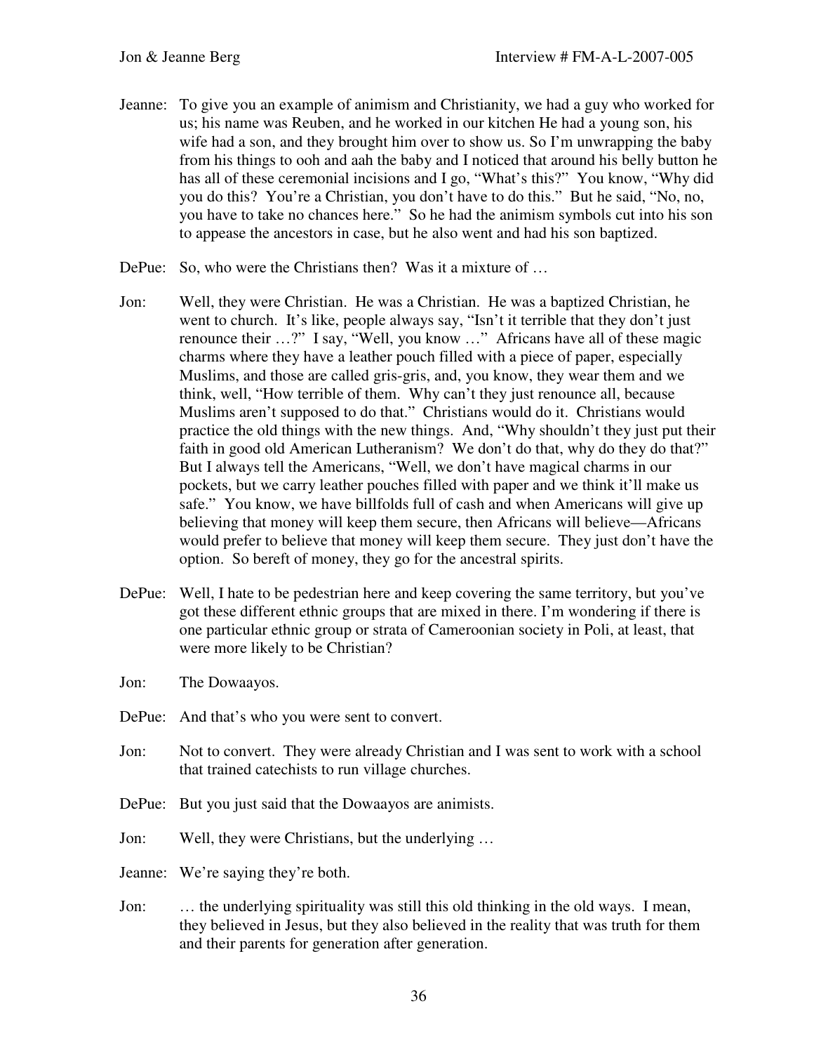Jeanne: To give you an example of animism and Christianity, we had a guy who worked for us; his name was Reuben, and he worked in our kitchen He had a young son, his wife had a son, and they brought him over to show us. So I'm unwrapping the baby from his things to ooh and aah the baby and I noticed that around his belly button he has all of these ceremonial incisions and I go, "What's this?" You know, "Why did you do this? You're a Christian, you don't have to do this." But he said, "No, no, you have to take no chances here." So he had the animism symbols cut into his son to appease the ancestors in case, but he also went and had his son baptized.

DePue: So, who were the Christians then? Was it a mixture of …

Jon: Well, they were Christian. He was a Christian. He was a baptized Christian, he went to church. It's like, people always say, "Isn't it terrible that they don't just renounce their …?" I say, "Well, you know …" Africans have all of these magic charms where they have a leather pouch filled with a piece of paper, especially Muslims, and those are called gris-gris, and, you know, they wear them and we think, well, "How terrible of them. Why can't they just renounce all, because Muslims aren't supposed to do that." Christians would do it. Christians would practice the old things with the new things. And, "Why shouldn't they just put their faith in good old American Lutheranism? We don't do that, why do they do that?" But I always tell the Americans, "Well, we don't have magical charms in our pockets, but we carry leather pouches filled with paper and we think it'll make us safe." You know, we have billfolds full of cash and when Americans will give up believing that money will keep them secure, then Africans will believe—Africans would prefer to believe that money will keep them secure. They just don't have the option. So bereft of money, they go for the ancestral spirits.

DePue: Well, I hate to be pedestrian here and keep covering the same territory, but you've got these different ethnic groups that are mixed in there. I'm wondering if there is one particular ethnic group or strata of Cameroonian society in Poli, at least, that were more likely to be Christian?

Jon: The Dowaayos.

DePue: And that's who you were sent to convert.

Jon: Not to convert. They were already Christian and I was sent to work with a school that trained catechists to run village churches.

DePue: But you just said that the Dowaayos are animists.

Jon: Well, they were Christians, but the underlying …

Jeanne: We're saying they're both.

Jon: … the underlying spirituality was still this old thinking in the old ways. I mean, they believed in Jesus, but they also believed in the reality that was truth for them and their parents for generation after generation.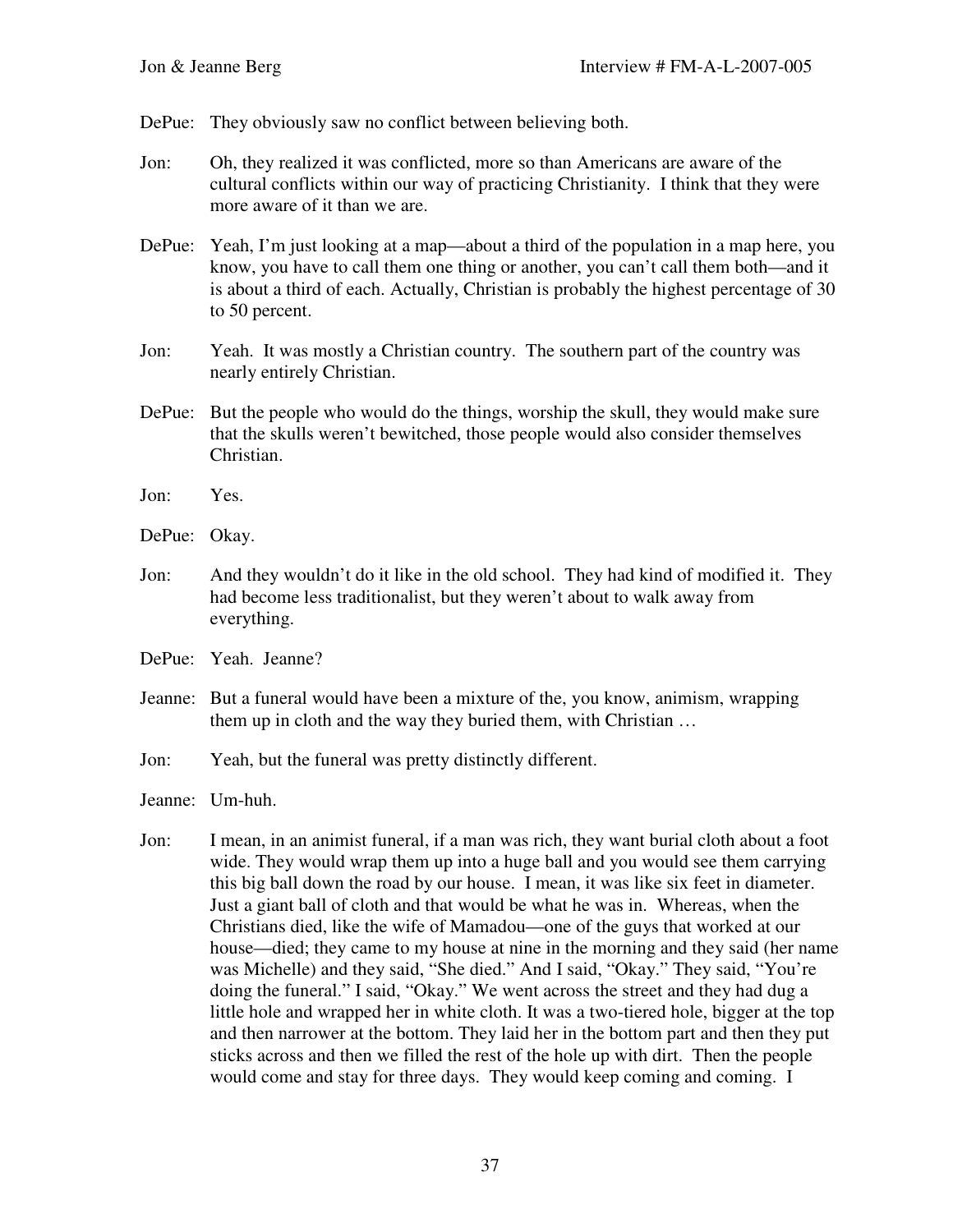DePue: They obviously saw no conflict between believing both.

Jon: Oh, they realized it was conflicted, more so than Americans are aware of the cultural conflicts within our way of practicing Christianity. I think that they were more aware of it than we are.

DePue: Yeah, I'm just looking at a map—about a third of the population in a map here, you know, you have to call them one thing or another, you can't call them both—and it is about a third of each. Actually, Christian is probably the highest percentage of 30 to 50 percent.

Jon: Yeah. It was mostly a Christian country. The southern part of the country was nearly entirely Christian.

DePue: But the people who would do the things, worship the skull, they would make sure that the skulls weren't bewitched, those people would also consider themselves Christian.

Jon: Yes.

DePue: Okay.

Jon: And they wouldn't do it like in the old school. They had kind of modified it. They had become less traditionalist, but they weren't about to walk away from everything.

DePue: Yeah. Jeanne?

Jeanne: But a funeral would have been a mixture of the, you know, animism, wrapping them up in cloth and the way they buried them, with Christian …

Jon: Yeah, but the funeral was pretty distinctly different.

Jeanne: Um-huh.

Jon: I mean, in an animist funeral, if a man was rich, they want burial cloth about a foot wide. They would wrap them up into a huge ball and you would see them carrying this big ball down the road by our house. I mean, it was like six feet in diameter. Just a giant ball of cloth and that would be what he was in. Whereas, when the Christians died, like the wife of Mamadou—one of the guys that worked at our house—died; they came to my house at nine in the morning and they said (her name was Michelle) and they said, "She died." And I said, "Okay." They said, "You're doing the funeral." I said, "Okay." We went across the street and they had dug a little hole and wrapped her in white cloth. It was a two-tiered hole, bigger at the top and then narrower at the bottom. They laid her in the bottom part and then they put sticks across and then we filled the rest of the hole up with dirt. Then the people would come and stay for three days. They would keep coming and coming. I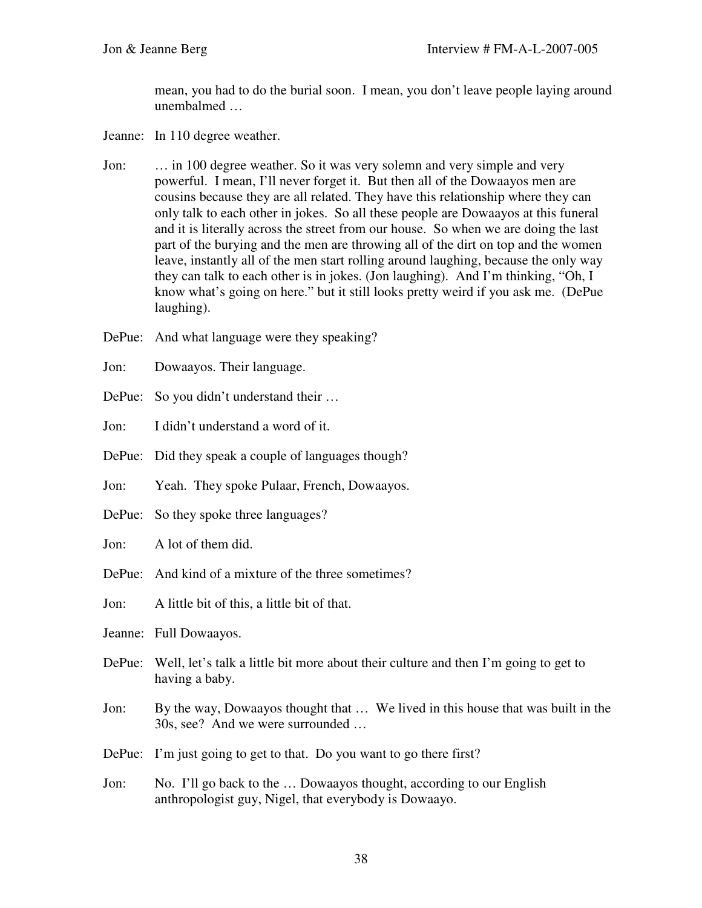mean, you had to do the burial soon. I mean, you don't leave people laying around unembalmed …

Jeanne: In 110 degree weather.

Jon: … in 100 degree weather. So it was very solemn and very simple and very powerful. I mean, I'll never forget it. But then all of the Dowaayos men are cousins because they are all related. They have this relationship where they can only talk to each other in jokes. So all these people are Dowaayos at this funeral and it is literally across the street from our house. So when we are doing the last part of the burying and the men are throwing all of the dirt on top and the women leave, instantly all of the men start rolling around laughing, because the only way they can talk to each other is in jokes. (Jon laughing). And I'm thinking, "Oh, I know what's going on here." but it still looks pretty weird if you ask me. (DePue laughing).

DePue: And what language were they speaking?

Jon: Dowaayos. Their language.

DePue: So you didn't understand their …

Jon: I didn't understand a word of it.

DePue: Did they speak a couple of languages though?

Jon: Yeah. They spoke Pulaar, French, Dowaayos.

DePue: So they spoke three languages?

Jon: A lot of them did.

DePue: And kind of a mixture of the three sometimes?

Jon: A little bit of this, a little bit of that.

Jeanne: Full Dowaayos.

DePue: Well, let's talk a little bit more about their culture and then I'm going to get to having a baby.

Jon: By the way, Dowaayos thought that … We lived in this house that was built in the 30s, see? And we were surrounded …

DePue: I'm just going to get to that. Do you want to go there first?

Jon: No. I'll go back to the … Dowaayos thought, according to our English anthropologist guy, Nigel, that everybody is Dowaayo.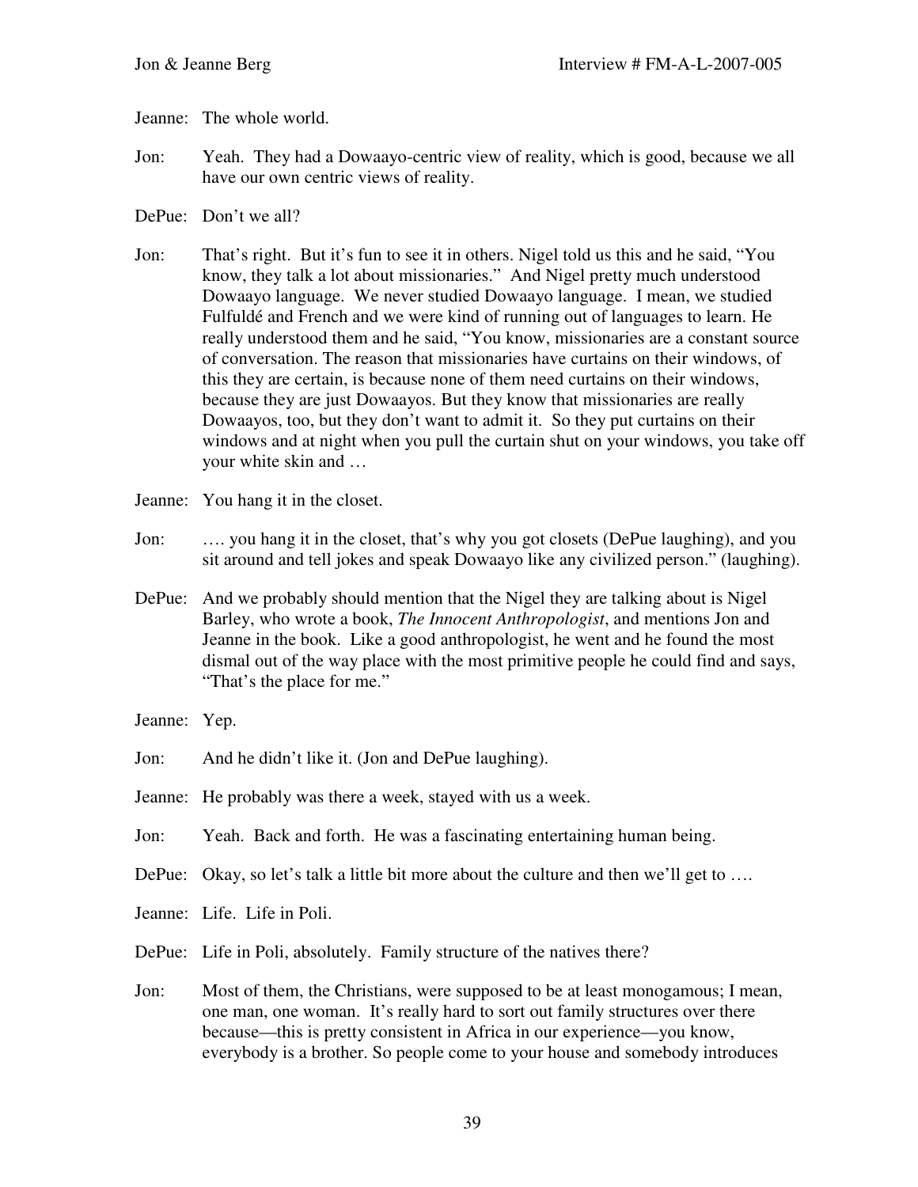Jeanne: The whole world.

Jon: Yeah. They had a Dowaayo-centric view of reality, which is good, because we all have our own centric views of reality.

DePue: Don't we all?

Jon: That's right. But it's fun to see it in others. Nigel told us this and he said, "You know, they talk a lot about missionaries." And Nigel pretty much understood Dowaayo language. We never studied Dowaayo language. I mean, we studied Fulfuldé and French and we were kind of running out of languages to learn. He really understood them and he said, "You know, missionaries are a constant source of conversation. The reason that missionaries have curtains on their windows, of this they are certain, is because none of them need curtains on their windows, because they are just Dowaayos. But they know that missionaries are really Dowaayos, too, but they don't want to admit it. So they put curtains on their windows and at night when you pull the curtain shut on your windows, you take off your white skin and …

Jeanne: You hang it in the closet.

Jon: …. you hang it in the closet, that's why you got closets (DePue laughing), and you sit around and tell jokes and speak Dowaayo like any civilized person." (laughing).

DePue: And we probably should mention that the Nigel they are talking about is Nigel Barley, who wrote a book, *The Innocent Anthropologist*, and mentions Jon and Jeanne in the book. Like a good anthropologist, he went and he found the most dismal out of the way place with the most primitive people he could find and says, "That's the place for me."

Jeanne: Yep.

Jon: And he didn't like it. (Jon and DePue laughing).

Jeanne: He probably was there a week, stayed with us a week.

Jon: Yeah. Back and forth. He was a fascinating entertaining human being.

DePue: Okay, so let's talk a little bit more about the culture and then we'll get to ….

Jeanne: Life. Life in Poli.

DePue: Life in Poli, absolutely. Family structure of the natives there?

Jon: Most of them, the Christians, were supposed to be at least monogamous; I mean, one man, one woman. It's really hard to sort out family structures over there because—this is pretty consistent in Africa in our experience—you know, everybody is a brother. So people come to your house and somebody introduces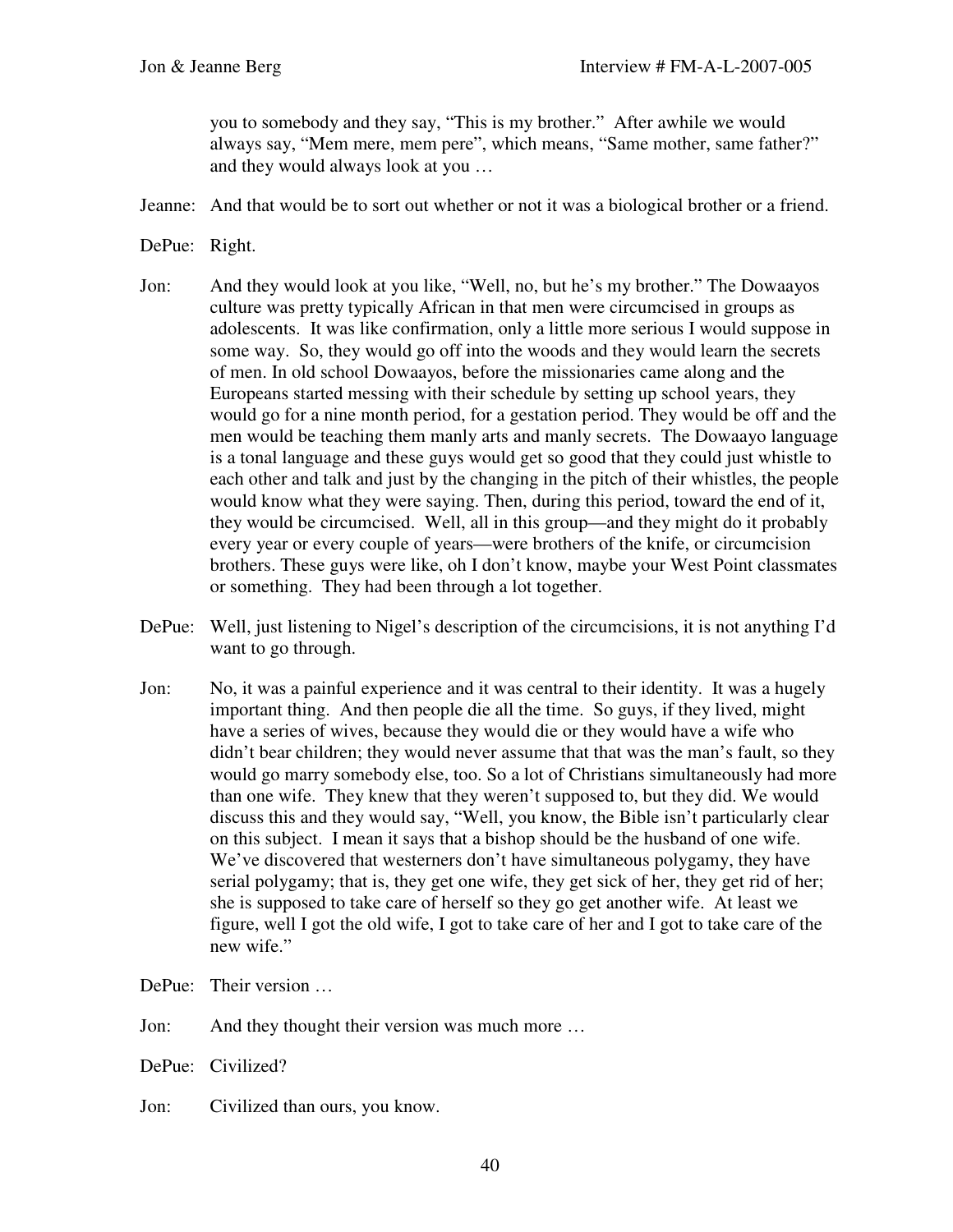you to somebody and they say, "This is my brother." After awhile we would always say, "Mem mere, mem pere", which means, "Same mother, same father?" and they would always look at you …

Jeanne: And that would be to sort out whether or not it was a biological brother or a friend.

DePue: Right.

Jon: And they would look at you like, "Well, no, but he's my brother." The Dowaayos culture was pretty typically African in that men were circumcised in groups as adolescents. It was like confirmation, only a little more serious I would suppose in some way. So, they would go off into the woods and they would learn the secrets of men. In old school Dowaayos, before the missionaries came along and the Europeans started messing with their schedule by setting up school years, they would go for a nine month period, for a gestation period. They would be off and the men would be teaching them manly arts and manly secrets. The Dowaayo language is a tonal language and these guys would get so good that they could just whistle to each other and talk and just by the changing in the pitch of their whistles, the people would know what they were saying. Then, during this period, toward the end of it, they would be circumcised. Well, all in this group—and they might do it probably every year or every couple of years—were brothers of the knife, or circumcision brothers. These guys were like, oh I don't know, maybe your West Point classmates or something. They had been through a lot together.

DePue: Well, just listening to Nigel's description of the circumcisions, it is not anything I'd want to go through.

Jon: No, it was a painful experience and it was central to their identity. It was a hugely important thing. And then people die all the time. So guys, if they lived, might have a series of wives, because they would die or they would have a wife who didn't bear children; they would never assume that that was the man's fault, so they would go marry somebody else, too. So a lot of Christians simultaneously had more than one wife. They knew that they weren't supposed to, but they did. We would discuss this and they would say, "Well, you know, the Bible isn't particularly clear on this subject. I mean it says that a bishop should be the husband of one wife. We've discovered that westerners don't have simultaneous polygamy, they have serial polygamy; that is, they get one wife, they get sick of her, they get rid of her; she is supposed to take care of herself so they go get another wife. At least we figure, well I got the old wife, I got to take care of her and I got to take care of the new wife."

DePue: Their version …

Jon: And they thought their version was much more …

DePue: Civilized?

Jon: Civilized than ours, you know.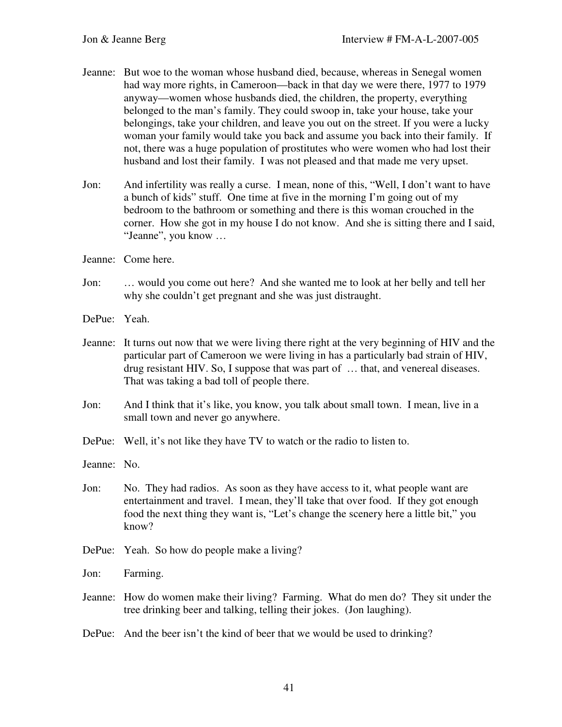Jeanne: But woe to the woman whose husband died, because, whereas in Senegal women had way more rights, in Cameroon—back in that day we were there, 1977 to 1979 anyway—women whose husbands died, the children, the property, everything belonged to the man's family. They could swoop in, take your house, take your belongings, take your children, and leave you out on the street. If you were a lucky woman your family would take you back and assume you back into their family. If not, there was a huge population of prostitutes who were women who had lost their husband and lost their family. I was not pleased and that made me very upset.

Jon: And infertility was really a curse. I mean, none of this, "Well, I don't want to have a bunch of kids" stuff. One time at five in the morning I'm going out of my bedroom to the bathroom or something and there is this woman crouched in the corner. How she got in my house I do not know. And she is sitting there and I said, "Jeanne", you know …

Jeanne: Come here.

Jon: … would you come out here? And she wanted me to look at her belly and tell her why she couldn't get pregnant and she was just distraught.

DePue: Yeah.

Jeanne: It turns out now that we were living there right at the very beginning of HIV and the particular part of Cameroon we were living in has a particularly bad strain of HIV, drug resistant HIV. So, I suppose that was part of … that, and venereal diseases. That was taking a bad toll of people there.

Jon: And I think that it's like, you know, you talk about small town. I mean, live in a small town and never go anywhere.

DePue: Well, it's not like they have TV to watch or the radio to listen to.

Jeanne: No.

Jon: No. They had radios. As soon as they have access to it, what people want are entertainment and travel. I mean, they'll take that over food. If they got enough food the next thing they want is, "Let's change the scenery here a little bit," you know?

DePue: Yeah. So how do people make a living?

Jon: Farming.

Jeanne: How do women make their living? Farming. What do men do? They sit under the tree drinking beer and talking, telling their jokes. (Jon laughing).

DePue: And the beer isn't the kind of beer that we would be used to drinking?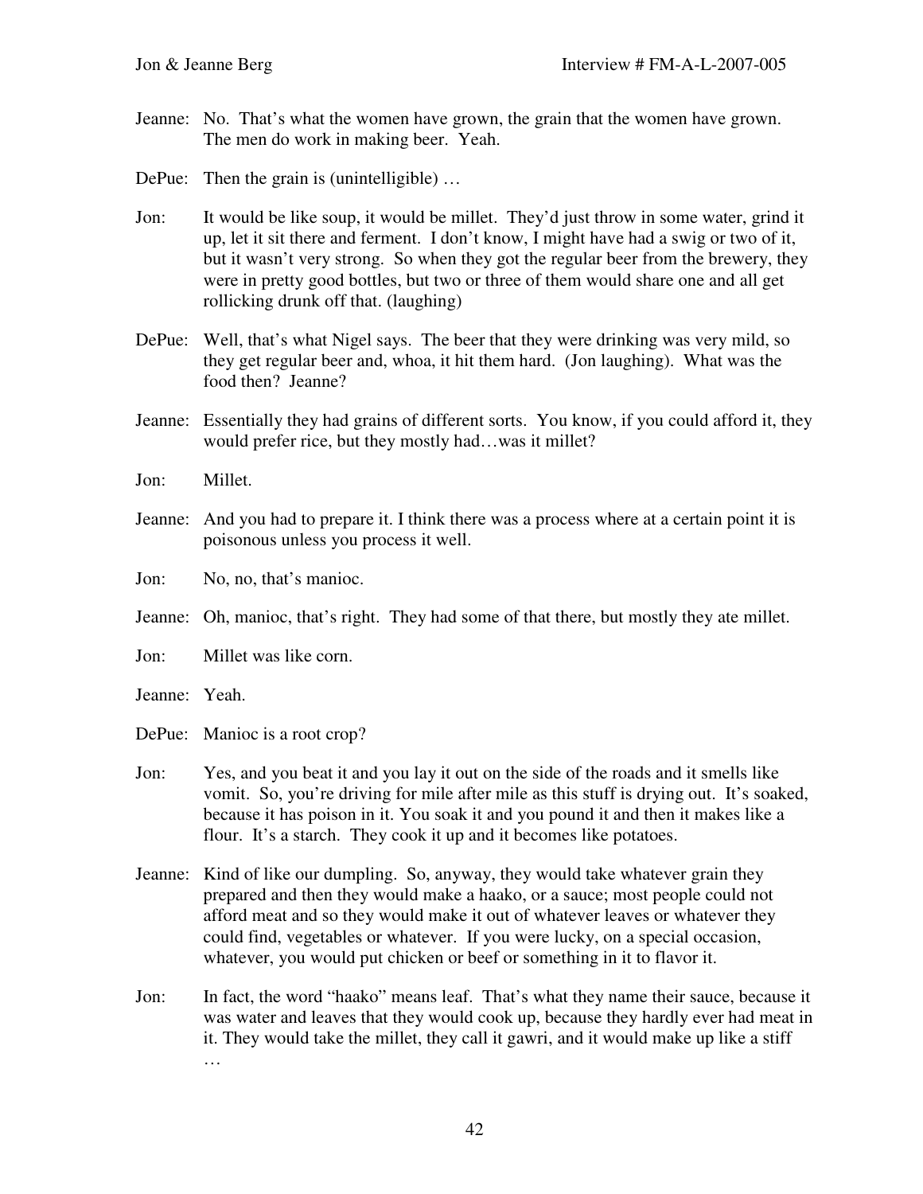Jeanne: No. That's what the women have grown, the grain that the women have grown. The men do work in making beer. Yeah.

DePue: Then the grain is (unintelligible) …

Jon: It would be like soup, it would be millet. They'd just throw in some water, grind it up, let it sit there and ferment. I don't know, I might have had a swig or two of it, but it wasn't very strong. So when they got the regular beer from the brewery, they were in pretty good bottles, but two or three of them would share one and all get rollicking drunk off that. (laughing)

DePue: Well, that's what Nigel says. The beer that they were drinking was very mild, so they get regular beer and, whoa, it hit them hard. (Jon laughing). What was the food then? Jeanne?

Jeanne: Essentially they had grains of different sorts. You know, if you could afford it, they would prefer rice, but they mostly had…was it millet?

Jon: Millet.

Jeanne: And you had to prepare it. I think there was a process where at a certain point it is poisonous unless you process it well.

Jon: No, no, that's manioc.

Jeanne: Oh, manioc, that's right. They had some of that there, but mostly they ate millet.

Jon: Millet was like corn.

Jeanne: Yeah.

DePue: Manioc is a root crop?

Jon: Yes, and you beat it and you lay it out on the side of the roads and it smells like vomit. So, you're driving for mile after mile as this stuff is drying out. It's soaked, because it has poison in it. You soak it and you pound it and then it makes like a flour. It's a starch. They cook it up and it becomes like potatoes.

Jeanne: Kind of like our dumpling. So, anyway, they would take whatever grain they prepared and then they would make a haako, or a sauce; most people could not afford meat and so they would make it out of whatever leaves or whatever they could find, vegetables or whatever. If you were lucky, on a special occasion, whatever, you would put chicken or beef or something in it to flavor it.

Jon: In fact, the word "haako" means leaf. That's what they name their sauce, because it was water and leaves that they would cook up, because they hardly ever had meat in it. They would take the millet, they call it gawri, and it would make up like a stiff …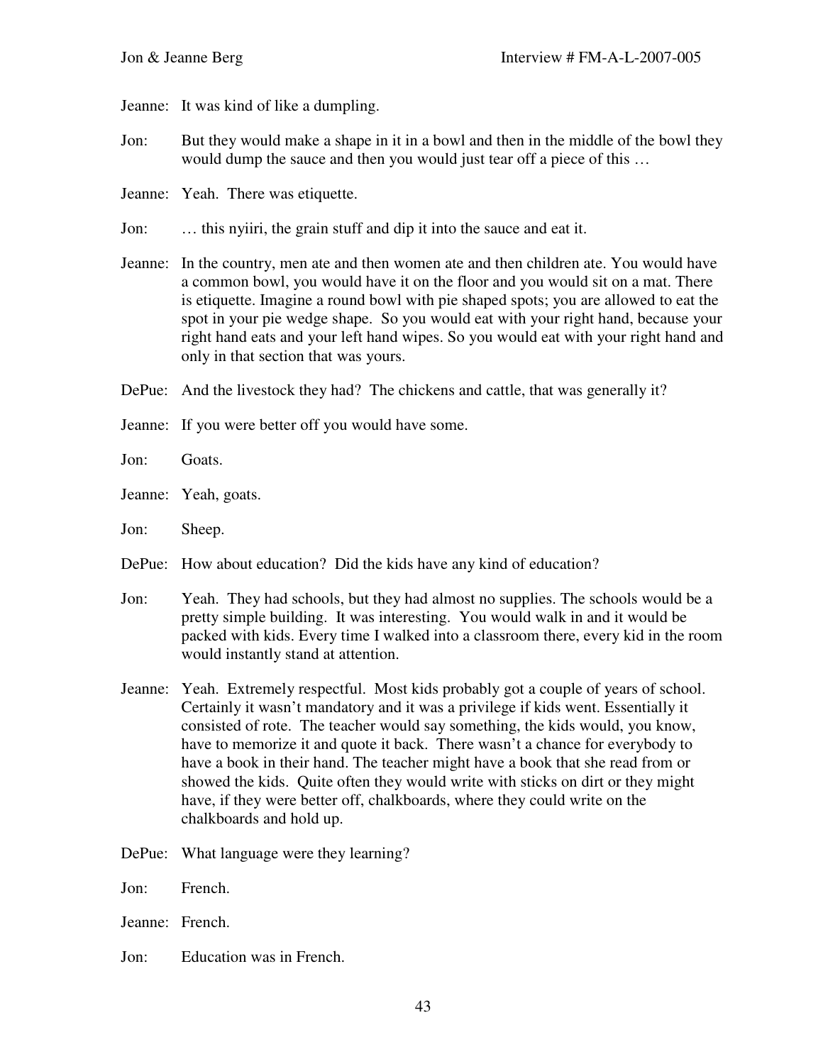Jeanne: It was kind of like a dumpling.

Jon: But they would make a shape in it in a bowl and then in the middle of the bowl they would dump the sauce and then you would just tear off a piece of this …

Jeanne: Yeah. There was etiquette.

Jon: … this nyiiri, the grain stuff and dip it into the sauce and eat it.

Jeanne: In the country, men ate and then women ate and then children ate. You would have a common bowl, you would have it on the floor and you would sit on a mat. There is etiquette. Imagine a round bowl with pie shaped spots; you are allowed to eat the spot in your pie wedge shape. So you would eat with your right hand, because your right hand eats and your left hand wipes. So you would eat with your right hand and only in that section that was yours.

DePue: And the livestock they had? The chickens and cattle, that was generally it?

Jeanne: If you were better off you would have some.

Jon: Goats.

Jeanne: Yeah, goats.

Jon: Sheep.

DePue: How about education? Did the kids have any kind of education?

Jon: Yeah. They had schools, but they had almost no supplies. The schools would be a pretty simple building. It was interesting. You would walk in and it would be packed with kids. Every time I walked into a classroom there, every kid in the room would instantly stand at attention.

Jeanne: Yeah. Extremely respectful. Most kids probably got a couple of years of school. Certainly it wasn't mandatory and it was a privilege if kids went. Essentially it consisted of rote. The teacher would say something, the kids would, you know, have to memorize it and quote it back. There wasn't a chance for everybody to have a book in their hand. The teacher might have a book that she read from or showed the kids. Quite often they would write with sticks on dirt or they might have, if they were better off, chalkboards, where they could write on the chalkboards and hold up.

DePue: What language were they learning?

Jon: French.

Jeanne: French.

Jon: Education was in French.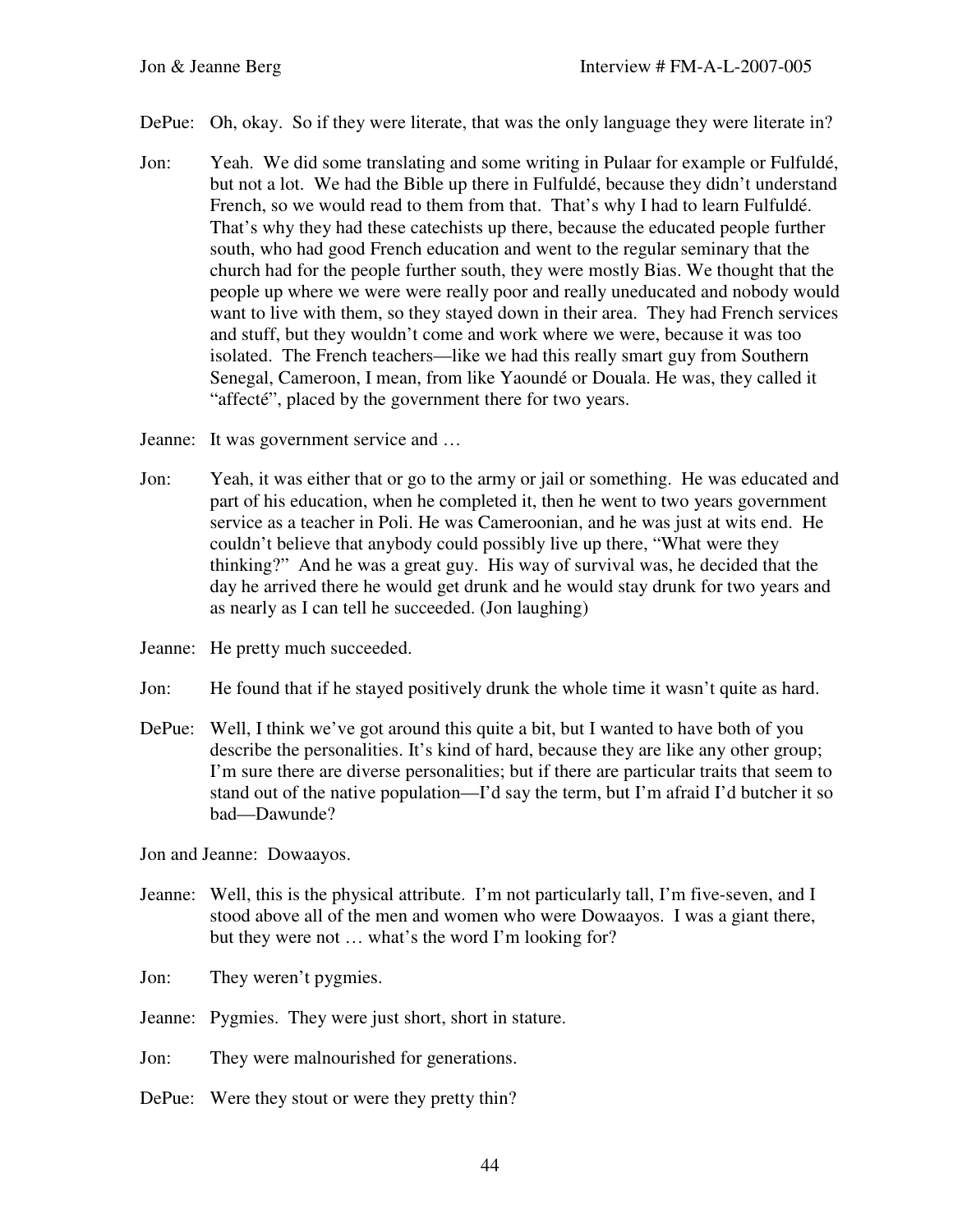DePue: Oh, okay. So if they were literate, that was the only language they were literate in?

Jon: Yeah. We did some translating and some writing in Pulaar for example or Fulfuldé, but not a lot. We had the Bible up there in Fulfuldé, because they didn't understand French, so we would read to them from that. That's why I had to learn Fulfuldé. That's why they had these catechists up there, because the educated people further south, who had good French education and went to the regular seminary that the church had for the people further south, they were mostly Bias. We thought that the people up where we were were really poor and really uneducated and nobody would want to live with them, so they stayed down in their area. They had French services and stuff, but they wouldn't come and work where we were, because it was too isolated. The French teachers—like we had this really smart guy from Southern Senegal, Cameroon, I mean, from like Yaoundé or Douala. He was, they called it "affecté", placed by the government there for two years.

Jeanne: It was government service and …

Jon: Yeah, it was either that or go to the army or jail or something. He was educated and part of his education, when he completed it, then he went to two years government service as a teacher in Poli. He was Cameroonian, and he was just at wits end. He couldn't believe that anybody could possibly live up there, "What were they thinking?" And he was a great guy. His way of survival was, he decided that the day he arrived there he would get drunk and he would stay drunk for two years and as nearly as I can tell he succeeded. (Jon laughing)

Jeanne: He pretty much succeeded.

Jon: He found that if he stayed positively drunk the whole time it wasn't quite as hard.

DePue: Well, I think we've got around this quite a bit, but I wanted to have both of you describe the personalities. It's kind of hard, because they are like any other group; I'm sure there are diverse personalities; but if there are particular traits that seem to stand out of the native population—I'd say the term, but I'm afraid I'd butcher it so bad—Dawunde?

Jon and Jeanne: Dowaayos.

Jeanne: Well, this is the physical attribute. I'm not particularly tall, I'm five-seven, and I stood above all of the men and women who were Dowaayos. I was a giant there, but they were not … what's the word I'm looking for?

Jon: They weren't pygmies.

Jeanne: Pygmies. They were just short, short in stature.

Jon: They were malnourished for generations.

DePue: Were they stout or were they pretty thin?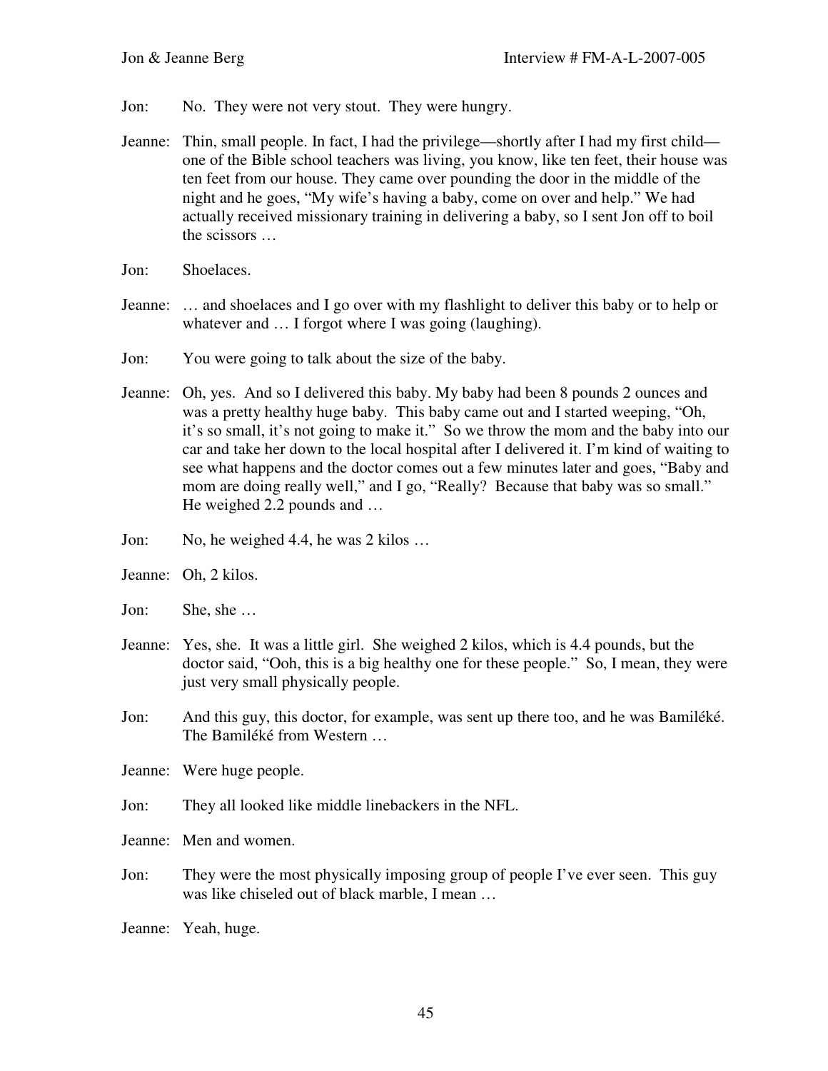Jon: No. They were not very stout. They were hungry.

Jeanne: Thin, small people. In fact, I had the privilege—shortly after I had my first child—one of the Bible school teachers was living, you know, like ten feet, their house was ten feet from our house. They came over pounding the door in the middle of the night and he goes, "My wife's having a baby, come on over and help." We had actually received missionary training in delivering a baby, so I sent Jon off to boil the scissors …

Jon: Shoelaces.

Jeanne: … and shoelaces and I go over with my flashlight to deliver this baby or to help or whatever and … I forgot where I was going (laughing).

Jon: You were going to talk about the size of the baby.

Jeanne: Oh, yes. And so I delivered this baby. My baby had been 8 pounds 2 ounces and was a pretty healthy huge baby. This baby came out and I started weeping, "Oh, it's so small, it's not going to make it." So we throw the mom and the baby into our car and take her down to the local hospital after I delivered it. I'm kind of waiting to see what happens and the doctor comes out a few minutes later and goes, "Baby and mom are doing really well," and I go, "Really? Because that baby was so small." He weighed 2.2 pounds and …

Jon: No, he weighed 4.4, he was 2 kilos …

Jeanne: Oh, 2 kilos.

Jon: She, she …

Jeanne: Yes, she. It was a little girl. She weighed 2 kilos, which is 4.4 pounds, but the doctor said, "Ooh, this is a big healthy one for these people." So, I mean, they were just very small physically people.

Jon: And this guy, this doctor, for example, was sent up there too, and he was Bamiléké. The Bamiléké from Western …

Jeanne: Were huge people.

Jon: They all looked like middle linebackers in the NFL.

Jeanne: Men and women.

Jon: They were the most physically imposing group of people I've ever seen. This guy was like chiseled out of black marble, I mean …

Jeanne: Yeah, huge.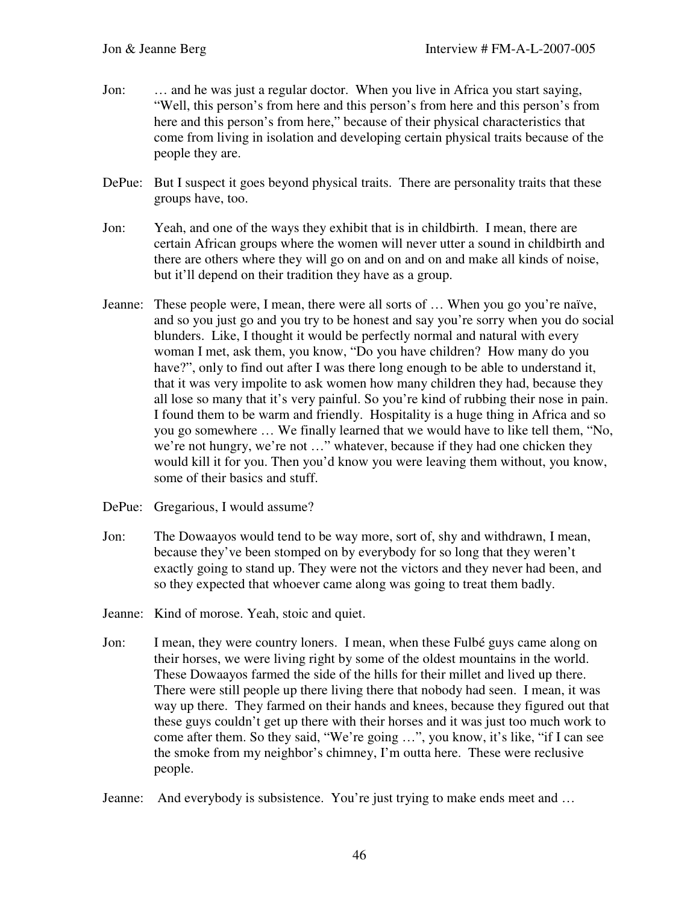Jon: … and he was just a regular doctor. When you live in Africa you start saying, "Well, this person's from here and this person's from here and this person's from here and this person's from here," because of their physical characteristics that come from living in isolation and developing certain physical traits because of the people they are.

DePue: But I suspect it goes beyond physical traits. There are personality traits that these groups have, too.

Jon: Yeah, and one of the ways they exhibit that is in childbirth. I mean, there are certain African groups where the women will never utter a sound in childbirth and there are others where they will go on and on and on and make all kinds of noise, but it'll depend on their tradition they have as a group.

Jeanne: These people were, I mean, there were all sorts of … When you go you're naïve, and so you just go and you try to be honest and say you're sorry when you do social blunders. Like, I thought it would be perfectly normal and natural with every woman I met, ask them, you know, "Do you have children? How many do you have?", only to find out after I was there long enough to be able to understand it, that it was very impolite to ask women how many children they had, because they all lose so many that it's very painful. So you're kind of rubbing their nose in pain. I found them to be warm and friendly. Hospitality is a huge thing in Africa and so you go somewhere … We finally learned that we would have to like tell them, "No, we're not hungry, we're not …" whatever, because if they had one chicken they would kill it for you. Then you'd know you were leaving them without, you know, some of their basics and stuff.

DePue: Gregarious, I would assume?

Jon: The Dowaayos would tend to be way more, sort of, shy and withdrawn, I mean, because they've been stomped on by everybody for so long that they weren't exactly going to stand up. They were not the victors and they never had been, and so they expected that whoever came along was going to treat them badly.

Jeanne: Kind of morose. Yeah, stoic and quiet.

Jon: I mean, they were country loners. I mean, when these Fulbé guys came along on their horses, we were living right by some of the oldest mountains in the world. These Dowaayos farmed the side of the hills for their millet and lived up there. There were still people up there living there that nobody had seen. I mean, it was way up there. They farmed on their hands and knees, because they figured out that these guys couldn't get up there with their horses and it was just too much work to come after them. So they said, "We're going …", you know, it's like, "if I can see the smoke from my neighbor's chimney, I'm outta here. These were reclusive people.

Jeanne: And everybody is subsistence. You're just trying to make ends meet and …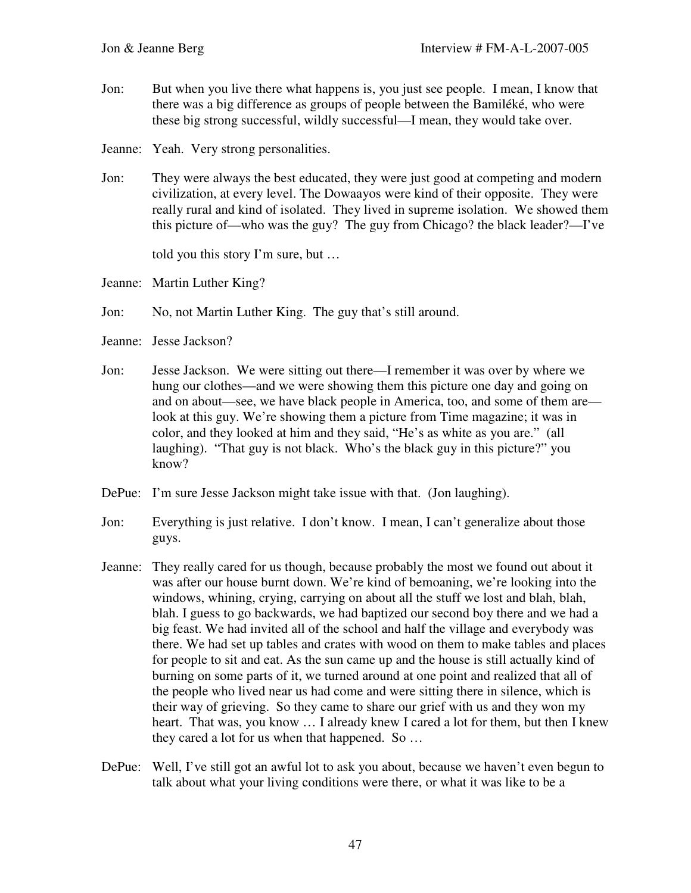Jon: But when you live there what happens is, you just see people. I mean, I know that there was a big difference as groups of people between the Bamiléké, who were these big strong successful, wildly successful—I mean, they would take over.

Jeanne: Yeah. Very strong personalities.

Jon: They were always the best educated, they were just good at competing and modern civilization, at every level. The Dowaayos were kind of their opposite. They were really rural and kind of isolated. They lived in supreme isolation. We showed them this picture of—who was the guy? The guy from Chicago? the black leader?—I've told you this story I'm sure, but …

Jeanne: Martin Luther King?

Jon: No, not Martin Luther King. The guy that's still around.

Jeanne: Jesse Jackson?

Jon: Jesse Jackson. We were sitting out there—I remember it was over by where we hung our clothes—and we were showing them this picture one day and going on and on about—see, we have black people in America, too, and some of them are—look at this guy. We're showing them a picture from Time magazine; it was in color, and they looked at him and they said, "He's as white as you are." (all laughing). "That guy is not black. Who's the black guy in this picture?" you know?

DePue: I'm sure Jesse Jackson might take issue with that. (Jon laughing).

Jon: Everything is just relative. I don't know. I mean, I can't generalize about those guys.

Jeanne: They really cared for us though, because probably the most we found out about it was after our house burnt down. We're kind of bemoaning, we're looking into the windows, whining, crying, carrying on about all the stuff we lost and blah, blah, blah. I guess to go backwards, we had baptized our second boy there and we had a big feast. We had invited all of the school and half the village and everybody was there. We had set up tables and crates with wood on them to make tables and places for people to sit and eat. As the sun came up and the house is still actually kind of burning on some parts of it, we turned around at one point and realized that all of the people who lived near us had come and were sitting there in silence, which is their way of grieving. So they came to share our grief with us and they won my heart. That was, you know … I already knew I cared a lot for them, but then I knew they cared a lot for us when that happened. So …

DePue: Well, I've still got an awful lot to ask you about, because we haven't even begun to talk about what your living conditions were there, or what it was like to be a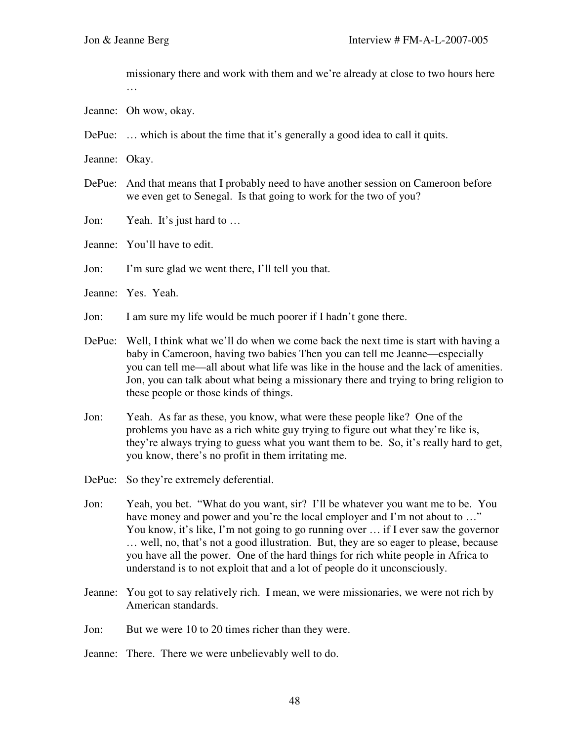missionary there and work with them and we're already at close to two hours here …

Jeanne: Oh wow, okay.

DePue: … which is about the time that it's generally a good idea to call it quits.

Jeanne: Okay.

DePue: And that means that I probably need to have another session on Cameroon before we even get to Senegal. Is that going to work for the two of you?

Jon: Yeah. It's just hard to …

Jeanne: You'll have to edit.

Jon: I'm sure glad we went there, I'll tell you that.

Jeanne: Yes. Yeah.

Jon: I am sure my life would be much poorer if I hadn't gone there.

DePue: Well, I think what we'll do when we come back the next time is start with having a baby in Cameroon, having two babies Then you can tell me Jeanne—especially you can tell me—all about what life was like in the house and the lack of amenities. Jon, you can talk about what being a missionary there and trying to bring religion to these people or those kinds of things.

Jon: Yeah. As far as these, you know, what were these people like? One of the problems you have as a rich white guy trying to figure out what they're like is, they're always trying to guess what you want them to be. So, it's really hard to get, you know, there's no profit in them irritating me.

DePue: So they're extremely deferential.

Jon: Yeah, you bet. "What do you want, sir? I'll be whatever you want me to be. You have money and power and you're the local employer and I'm not about to …" You know, it's like, I'm not going to go running over … if I ever saw the governor … well, no, that's not a good illustration. But, they are so eager to please, because you have all the power. One of the hard things for rich white people in Africa to understand is to not exploit that and a lot of people do it unconsciously.

Jeanne: You got to say relatively rich. I mean, we were missionaries, we were not rich by American standards.

Jon: But we were 10 to 20 times richer than they were.

Jeanne: There. There we were unbelievably well to do.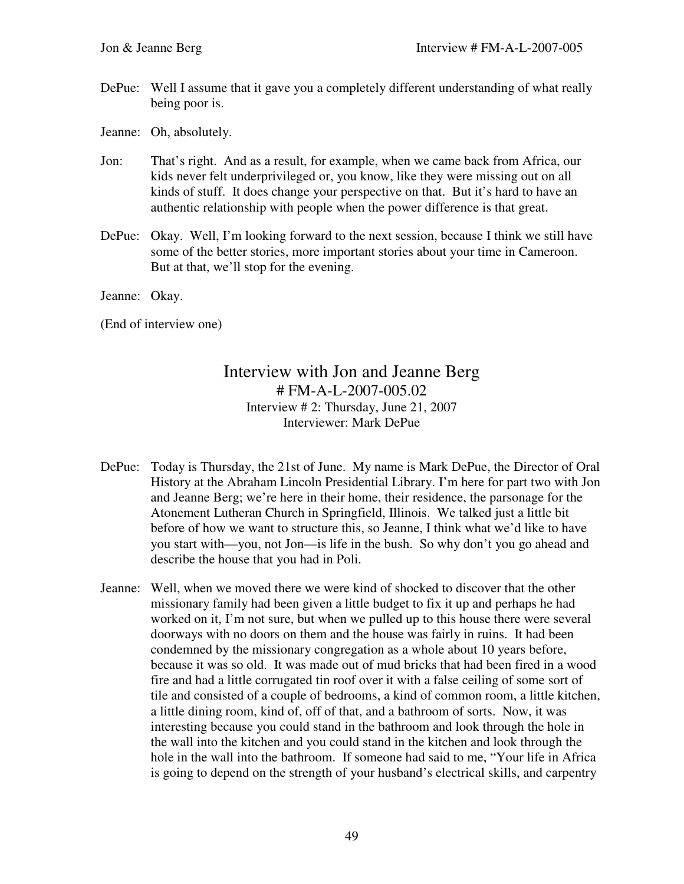DePue: Well I assume that it gave you a completely different understanding of what really being poor is.

Jeanne: Oh, absolutely.

Jon: That's right. And as a result, for example, when we came back from Africa, our kids never felt underprivileged or, you know, like they were missing out on all kinds of stuff. It does change your perspective on that. But it's hard to have an authentic relationship with people when the power difference is that great.

DePue: Okay. Well, I'm looking forward to the next session, because I think we still have some of the better stories, more important stories about your time in Cameroon. But at that, we'll stop for the evening.

Jeanne: Okay.

(End of interview one)

# Interview with Jon and Jeanne Berg

\# FM-A-L-2007-005.02
Interview # 2: Thursday, June 21, 2007
Interviewer: Mark DePue

DePue: Today is Thursday, the 21st of June. My name is Mark DePue, the Director of Oral History at the Abraham Lincoln Presidential Library. I'm here for part two with Jon and Jeanne Berg; we're here in their home, their residence, the parsonage for the Atonement Lutheran Church in Springfield, Illinois. We talked just a little bit before of how we want to structure this, so Jeanne, I think what we'd like to have you start with—you, not Jon—is life in the bush. So why don't you go ahead and describe the house that you had in Poli.

Jeanne: Well, when we moved there we were kind of shocked to discover that the other missionary family had been given a little budget to fix it up and perhaps he had worked on it, I'm not sure, but when we pulled up to this house there were several doorways with no doors on them and the house was fairly in ruins. It had been condemned by the missionary congregation as a whole about 10 years before, because it was so old. It was made out of mud bricks that had been fired in a wood fire and had a little corrugated tin roof over it with a false ceiling of some sort of tile and consisted of a couple of bedrooms, a kind of common room, a little kitchen, a little dining room, kind of, off of that, and a bathroom of sorts. Now, it was interesting because you could stand in the bathroom and look through the hole in the wall into the kitchen and you could stand in the kitchen and look through the hole in the wall into the bathroom. If someone had said to me, "Your life in Africa is going to depend on the strength of your husband's electrical skills, and carpentry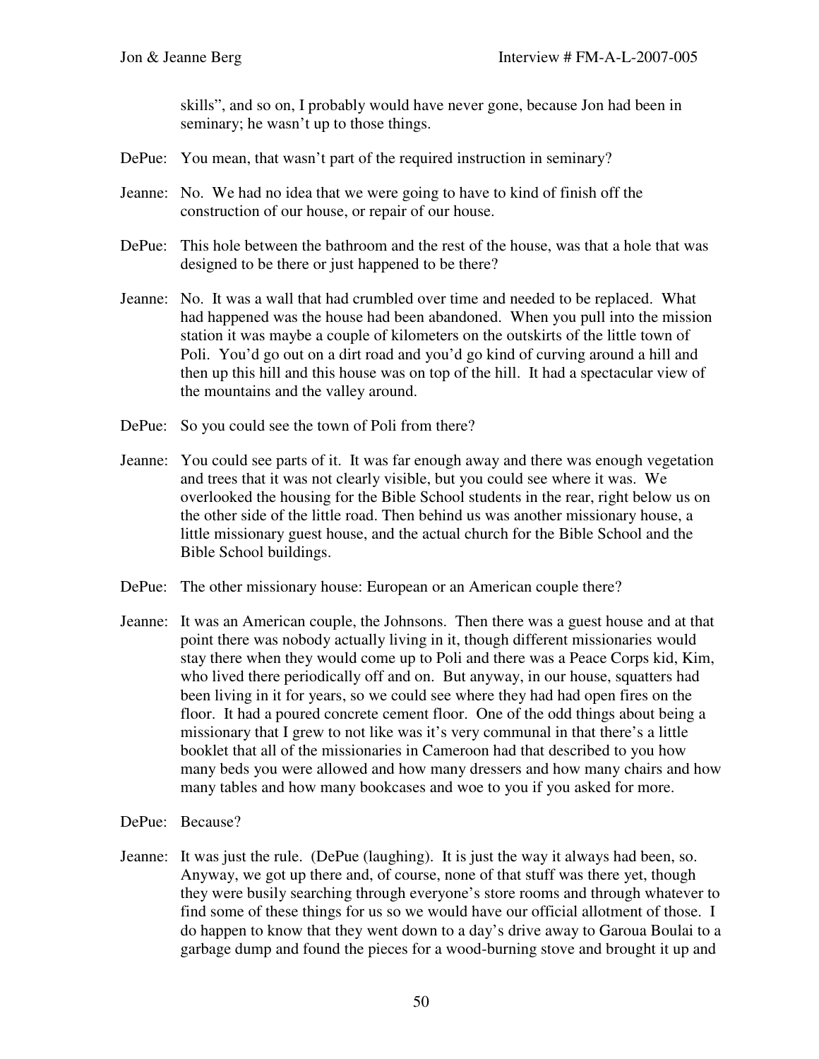skills", and so on, I probably would have never gone, because Jon had been in seminary; he wasn't up to those things.

DePue: You mean, that wasn't part of the required instruction in seminary?

Jeanne: No. We had no idea that we were going to have to kind of finish off the construction of our house, or repair of our house.

DePue: This hole between the bathroom and the rest of the house, was that a hole that was designed to be there or just happened to be there?

Jeanne: No. It was a wall that had crumbled over time and needed to be replaced. What had happened was the house had been abandoned. When you pull into the mission station it was maybe a couple of kilometers on the outskirts of the little town of Poli. You'd go out on a dirt road and you'd go kind of curving around a hill and then up this hill and this house was on top of the hill. It had a spectacular view of the mountains and the valley around.

DePue: So you could see the town of Poli from there?

Jeanne: You could see parts of it. It was far enough away and there was enough vegetation and trees that it was not clearly visible, but you could see where it was. We overlooked the housing for the Bible School students in the rear, right below us on the other side of the little road. Then behind us was another missionary house, a little missionary guest house, and the actual church for the Bible School and the Bible School buildings.

DePue: The other missionary house: European or an American couple there?

Jeanne: It was an American couple, the Johnsons. Then there was a guest house and at that point there was nobody actually living in it, though different missionaries would stay there when they would come up to Poli and there was a Peace Corps kid, Kim, who lived there periodically off and on. But anyway, in our house, squatters had been living in it for years, so we could see where they had had open fires on the floor. It had a poured concrete cement floor. One of the odd things about being a missionary that I grew to not like was it's very communal in that there's a little booklet that all of the missionaries in Cameroon had that described to you how many beds you were allowed and how many dressers and how many chairs and how many tables and how many bookcases and woe to you if you asked for more.

DePue: Because?

Jeanne: It was just the rule. (DePue (laughing). It is just the way it always had been, so. Anyway, we got up there and, of course, none of that stuff was there yet, though they were busily searching through everyone's store rooms and through whatever to find some of these things for us so we would have our official allotment of those. I do happen to know that they went down to a day's drive away to Garoua Boulai to a garbage dump and found the pieces for a wood-burning stove and brought it up and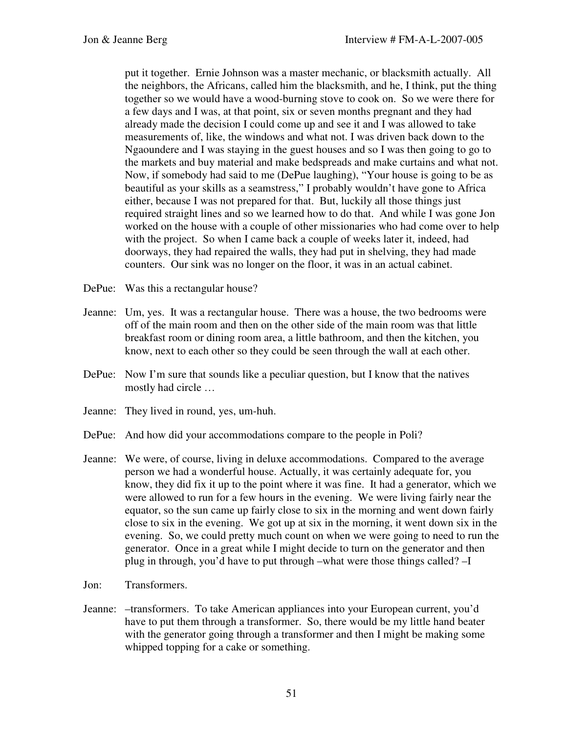put it together. Ernie Johnson was a master mechanic, or blacksmith actually. All the neighbors, the Africans, called him the blacksmith, and he, I think, put the thing together so we would have a wood-burning stove to cook on. So we were there for a few days and I was, at that point, six or seven months pregnant and they had already made the decision I could come up and see it and I was allowed to take measurements of, like, the windows and what not. I was driven back down to the Ngaoundere and I was staying in the guest houses and so I was then going to go to the markets and buy material and make bedspreads and make curtains and what not. Now, if somebody had said to me (DePue laughing), "Your house is going to be as beautiful as your skills as a seamstress," I probably wouldn't have gone to Africa either, because I was not prepared for that. But, luckily all those things just required straight lines and so we learned how to do that. And while I was gone Jon worked on the house with a couple of other missionaries who had come over to help with the project. So when I came back a couple of weeks later it, indeed, had doorways, they had repaired the walls, they had put in shelving, they had made counters. Our sink was no longer on the floor, it was in an actual cabinet.

DePue: Was this a rectangular house?

Jeanne: Um, yes. It was a rectangular house. There was a house, the two bedrooms were off of the main room and then on the other side of the main room was that little breakfast room or dining room area, a little bathroom, and then the kitchen, you know, next to each other so they could be seen through the wall at each other.

DePue: Now I'm sure that sounds like a peculiar question, but I know that the natives mostly had circle …

Jeanne: They lived in round, yes, um-huh.

DePue: And how did your accommodations compare to the people in Poli?

Jeanne: We were, of course, living in deluxe accommodations. Compared to the average person we had a wonderful house. Actually, it was certainly adequate for, you know, they did fix it up to the point where it was fine. It had a generator, which we were allowed to run for a few hours in the evening. We were living fairly near the equator, so the sun came up fairly close to six in the morning and went down fairly close to six in the evening. We got up at six in the morning, it went down six in the evening. So, we could pretty much count on when we were going to need to run the generator. Once in a great while I might decide to turn on the generator and then plug in through, you'd have to put through –what were those things called? –I

Jon: Transformers.

Jeanne: –transformers. To take American appliances into your European current, you'd have to put them through a transformer. So, there would be my little hand beater with the generator going through a transformer and then I might be making some whipped topping for a cake or something.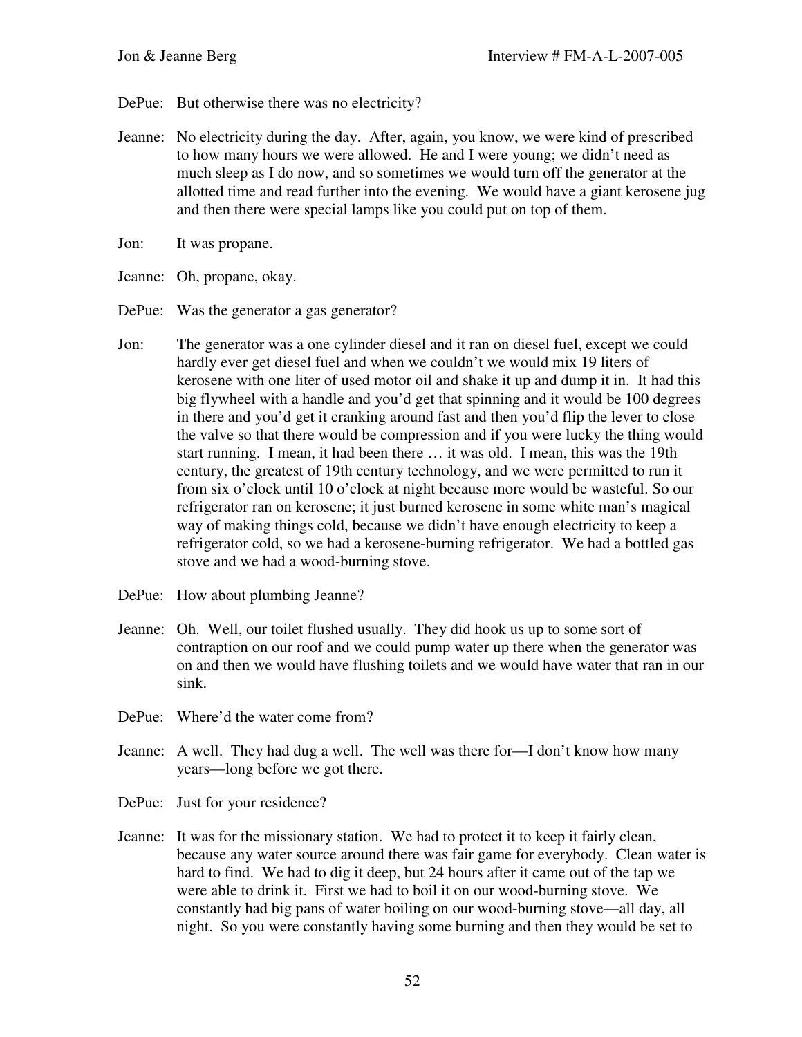DePue: But otherwise there was no electricity?

Jeanne: No electricity during the day. After, again, you know, we were kind of prescribed to how many hours we were allowed. He and I were young; we didn't need as much sleep as I do now, and so sometimes we would turn off the generator at the allotted time and read further into the evening. We would have a giant kerosene jug and then there were special lamps like you could put on top of them.

Jon: It was propane.

Jeanne: Oh, propane, okay.

DePue: Was the generator a gas generator?

Jon: The generator was a one cylinder diesel and it ran on diesel fuel, except we could hardly ever get diesel fuel and when we couldn't we would mix 19 liters of kerosene with one liter of used motor oil and shake it up and dump it in. It had this big flywheel with a handle and you'd get that spinning and it would be 100 degrees in there and you'd get it cranking around fast and then you'd flip the lever to close the valve so that there would be compression and if you were lucky the thing would start running. I mean, it had been there … it was old. I mean, this was the 19th century, the greatest of 19th century technology, and we were permitted to run it from six o'clock until 10 o'clock at night because more would be wasteful. So our refrigerator ran on kerosene; it just burned kerosene in some white man's magical way of making things cold, because we didn't have enough electricity to keep a refrigerator cold, so we had a kerosene-burning refrigerator. We had a bottled gas stove and we had a wood-burning stove.

DePue: How about plumbing Jeanne?

Jeanne: Oh. Well, our toilet flushed usually. They did hook us up to some sort of contraption on our roof and we could pump water up there when the generator was on and then we would have flushing toilets and we would have water that ran in our sink.

DePue: Where'd the water come from?

Jeanne: A well. They had dug a well. The well was there for—I don't know how many years—long before we got there.

DePue: Just for your residence?

Jeanne: It was for the missionary station. We had to protect it to keep it fairly clean, because any water source around there was fair game for everybody. Clean water is hard to find. We had to dig it deep, but 24 hours after it came out of the tap we were able to drink it. First we had to boil it on our wood-burning stove. We constantly had big pans of water boiling on our wood-burning stove—all day, all night. So you were constantly having some burning and then they would be set to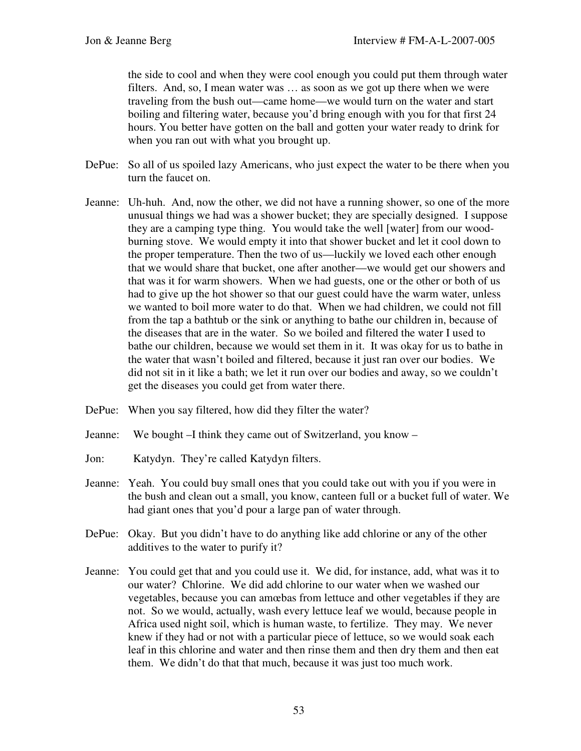the side to cool and when they were cool enough you could put them through water filters. And, so, I mean water was … as soon as we got up there when we were traveling from the bush out—came home—we would turn on the water and start boiling and filtering water, because you'd bring enough with you for that first 24 hours. You better have gotten on the ball and gotten your water ready to drink for when you ran out with what you brought up.

DePue: So all of us spoiled lazy Americans, who just expect the water to be there when you turn the faucet on.

Jeanne: Uh-huh. And, now the other, we did not have a running shower, so one of the more unusual things we had was a shower bucket; they are specially designed. I suppose they are a camping type thing. You would take the well [water] from our wood-burning stove. We would empty it into that shower bucket and let it cool down to the proper temperature. Then the two of us—luckily we loved each other enough that we would share that bucket, one after another—we would get our showers and that was it for warm showers. When we had guests, one or the other or both of us had to give up the hot shower so that our guest could have the warm water, unless we wanted to boil more water to do that. When we had children, we could not fill from the tap a bathtub or the sink or anything to bathe our children in, because of the diseases that are in the water. So we boiled and filtered the water I used to bathe our children, because we would set them in it. It was okay for us to bathe in the water that wasn't boiled and filtered, because it just ran over our bodies. We did not sit in it like a bath; we let it run over our bodies and away, so we couldn't get the diseases you could get from water there.

DePue: When you say filtered, how did they filter the water?

Jeanne: We bought –I think they came out of Switzerland, you know –

Jon: Katydyn. They're called Katydyn filters.

Jeanne: Yeah. You could buy small ones that you could take out with you if you were in the bush and clean out a small, you know, canteen full or a bucket full of water. We had giant ones that you'd pour a large pan of water through.

DePue: Okay. But you didn't have to do anything like add chlorine or any of the other additives to the water to purify it?

Jeanne: You could get that and you could use it. We did, for instance, add, what was it to our water? Chlorine. We did add chlorine to our water when we washed our vegetables, because you can amœbas from lettuce and other vegetables if they are not. So we would, actually, wash every lettuce leaf we would, because people in Africa used night soil, which is human waste, to fertilize. They may. We never knew if they had or not with a particular piece of lettuce, so we would soak each leaf in this chlorine and water and then rinse them and then dry them and then eat them. We didn't do that that much, because it was just too much work.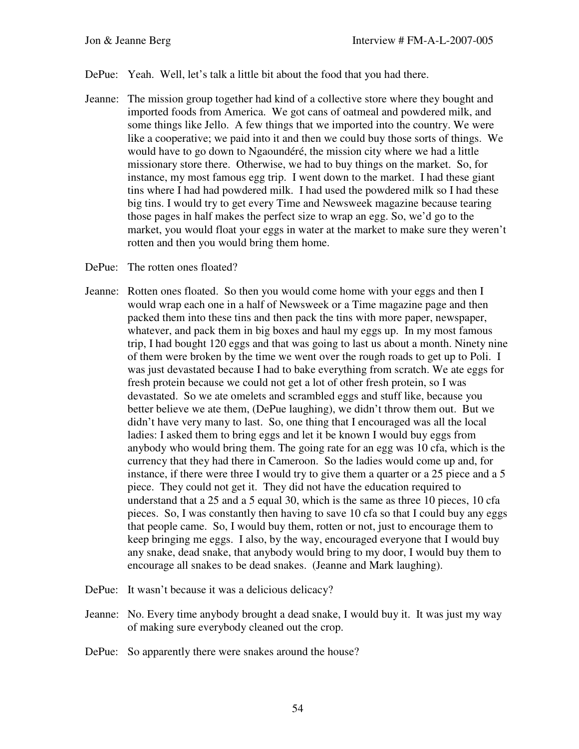DePue: Yeah. Well, let's talk a little bit about the food that you had there.

Jeanne: The mission group together had kind of a collective store where they bought and imported foods from America. We got cans of oatmeal and powdered milk, and some things like Jello. A few things that we imported into the country. We were like a cooperative; we paid into it and then we could buy those sorts of things. We would have to go down to Ngaoundéré, the mission city where we had a little missionary store there. Otherwise, we had to buy things on the market. So, for instance, my most famous egg trip. I went down to the market. I had these giant tins where I had had powdered milk. I had used the powdered milk so I had these big tins. I would try to get every Time and Newsweek magazine because tearing those pages in half makes the perfect size to wrap an egg. So, we'd go to the market, you would float your eggs in water at the market to make sure they weren't rotten and then you would bring them home.

DePue: The rotten ones floated?

Jeanne: Rotten ones floated. So then you would come home with your eggs and then I would wrap each one in a half of Newsweek or a Time magazine page and then packed them into these tins and then pack the tins with more paper, newspaper, whatever, and pack them in big boxes and haul my eggs up. In my most famous trip, I had bought 120 eggs and that was going to last us about a month. Ninety nine of them were broken by the time we went over the rough roads to get up to Poli. I was just devastated because I had to bake everything from scratch. We ate eggs for fresh protein because we could not get a lot of other fresh protein, so I was devastated. So we ate omelets and scrambled eggs and stuff like, because you better believe we ate them, (DePue laughing), we didn't throw them out. But we didn't have very many to last. So, one thing that I encouraged was all the local ladies: I asked them to bring eggs and let it be known I would buy eggs from anybody who would bring them. The going rate for an egg was 10 cfa, which is the currency that they had there in Cameroon. So the ladies would come up and, for instance, if there were three I would try to give them a quarter or a 25 piece and a 5 piece. They could not get it. They did not have the education required to understand that a 25 and a 5 equal 30, which is the same as three 10 pieces, 10 cfa pieces. So, I was constantly then having to save 10 cfa so that I could buy any eggs that people came. So, I would buy them, rotten or not, just to encourage them to keep bringing me eggs. I also, by the way, encouraged everyone that I would buy any snake, dead snake, that anybody would bring to my door, I would buy them to encourage all snakes to be dead snakes. (Jeanne and Mark laughing).

DePue: It wasn't because it was a delicious delicacy?

Jeanne: No. Every time anybody brought a dead snake, I would buy it. It was just my way of making sure everybody cleaned out the crop.

DePue: So apparently there were snakes around the house?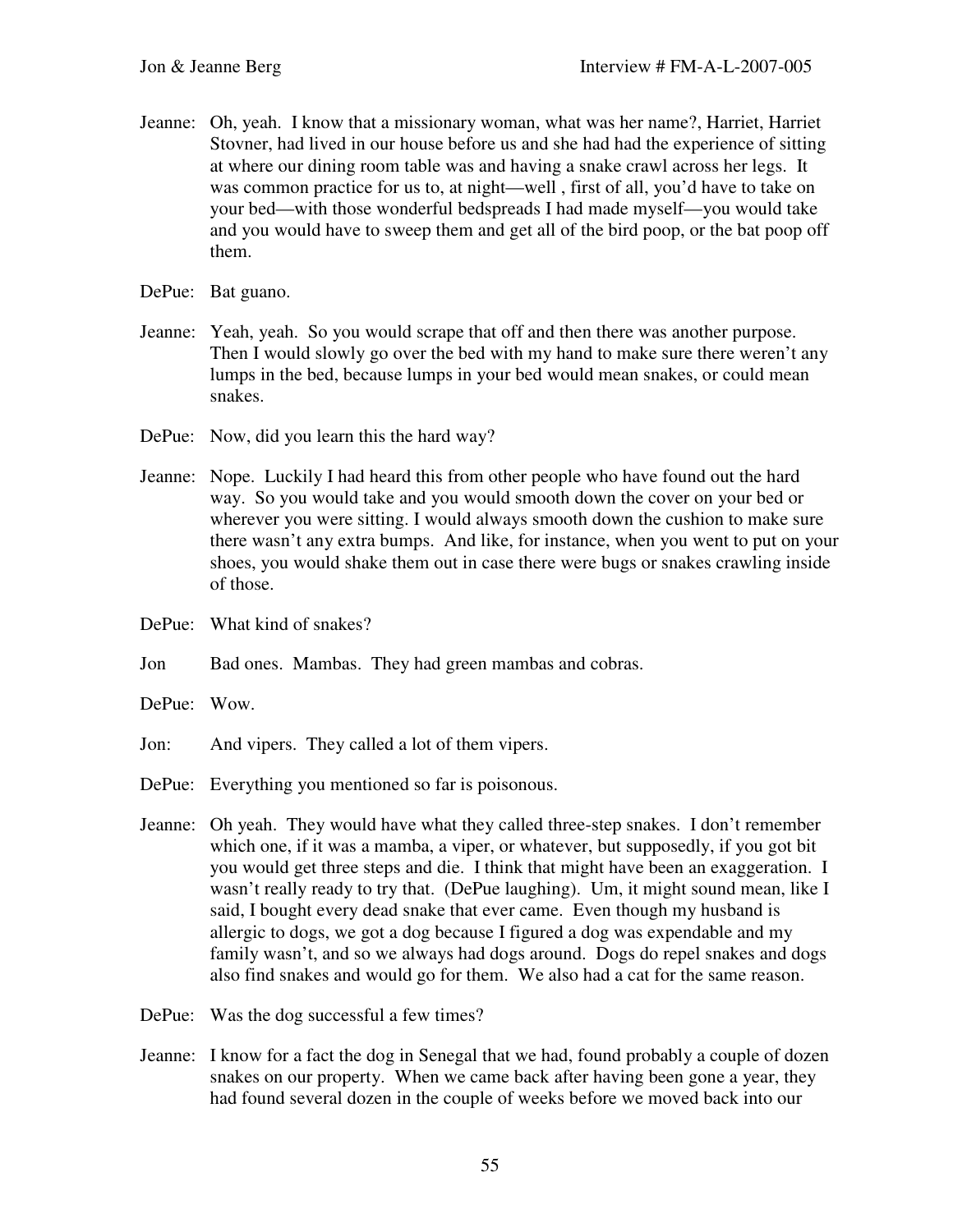Jeanne: Oh, yeah. I know that a missionary woman, what was her name?, Harriet, Harriet Stovner, had lived in our house before us and she had had the experience of sitting at where our dining room table was and having a snake crawl across her legs. It was common practice for us to, at night—well , first of all, you'd have to take on your bed—with those wonderful bedspreads I had made myself—you would take and you would have to sweep them and get all of the bird poop, or the bat poop off them.

DePue: Bat guano.

Jeanne: Yeah, yeah. So you would scrape that off and then there was another purpose. Then I would slowly go over the bed with my hand to make sure there weren't any lumps in the bed, because lumps in your bed would mean snakes, or could mean snakes.

DePue: Now, did you learn this the hard way?

Jeanne: Nope. Luckily I had heard this from other people who have found out the hard way. So you would take and you would smooth down the cover on your bed or wherever you were sitting. I would always smooth down the cushion to make sure there wasn't any extra bumps. And like, for instance, when you went to put on your shoes, you would shake them out in case there were bugs or snakes crawling inside of those.

DePue: What kind of snakes?

Jon Bad ones. Mambas. They had green mambas and cobras.

DePue: Wow.

Jon: And vipers. They called a lot of them vipers.

DePue: Everything you mentioned so far is poisonous.

Jeanne: Oh yeah. They would have what they called three-step snakes. I don't remember which one, if it was a mamba, a viper, or whatever, but supposedly, if you got bit you would get three steps and die. I think that might have been an exaggeration. I wasn't really ready to try that. (DePue laughing). Um, it might sound mean, like I said, I bought every dead snake that ever came. Even though my husband is allergic to dogs, we got a dog because I figured a dog was expendable and my family wasn't, and so we always had dogs around. Dogs do repel snakes and dogs also find snakes and would go for them. We also had a cat for the same reason.

DePue: Was the dog successful a few times?

Jeanne: I know for a fact the dog in Senegal that we had, found probably a couple of dozen snakes on our property. When we came back after having been gone a year, they had found several dozen in the couple of weeks before we moved back into our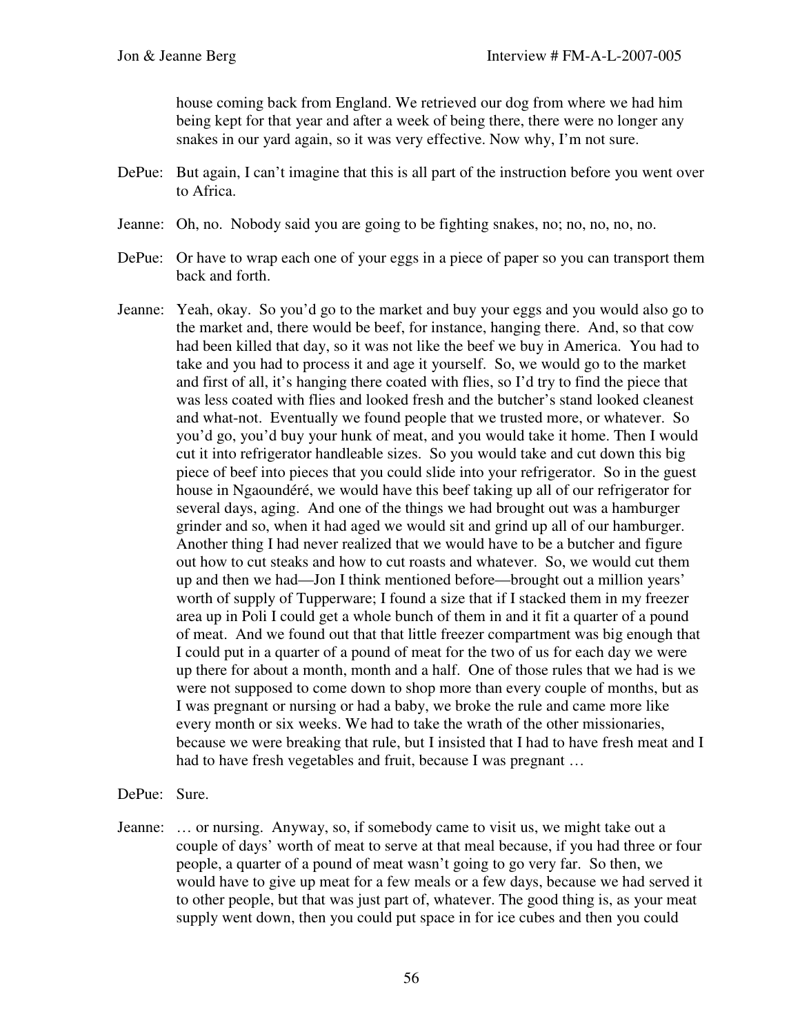house coming back from England. We retrieved our dog from where we had him being kept for that year and after a week of being there, there were no longer any snakes in our yard again, so it was very effective. Now why, I'm not sure.

DePue: But again, I can't imagine that this is all part of the instruction before you went over to Africa.

Jeanne: Oh, no. Nobody said you are going to be fighting snakes, no; no, no, no, no.

DePue: Or have to wrap each one of your eggs in a piece of paper so you can transport them back and forth.

Jeanne: Yeah, okay. So you'd go to the market and buy your eggs and you would also go to the market and, there would be beef, for instance, hanging there. And, so that cow had been killed that day, so it was not like the beef we buy in America. You had to take and you had to process it and age it yourself. So, we would go to the market and first of all, it's hanging there coated with flies, so I'd try to find the piece that was less coated with flies and looked fresh and the butcher's stand looked cleanest and what-not. Eventually we found people that we trusted more, or whatever. So you'd go, you'd buy your hunk of meat, and you would take it home. Then I would cut it into refrigerator handleable sizes. So you would take and cut down this big piece of beef into pieces that you could slide into your refrigerator. So in the guest house in Ngaoundéré, we would have this beef taking up all of our refrigerator for several days, aging. And one of the things we had brought out was a hamburger grinder and so, when it had aged we would sit and grind up all of our hamburger. Another thing I had never realized that we would have to be a butcher and figure out how to cut steaks and how to cut roasts and whatever. So, we would cut them up and then we had—Jon I think mentioned before—brought out a million years' worth of supply of Tupperware; I found a size that if I stacked them in my freezer area up in Poli I could get a whole bunch of them in and it fit a quarter of a pound of meat. And we found out that that little freezer compartment was big enough that I could put in a quarter of a pound of meat for the two of us for each day we were up there for about a month, month and a half. One of those rules that we had is we were not supposed to come down to shop more than every couple of months, but as I was pregnant or nursing or had a baby, we broke the rule and came more like every month or six weeks. We had to take the wrath of the other missionaries, because we were breaking that rule, but I insisted that I had to have fresh meat and I had to have fresh vegetables and fruit, because I was pregnant …

DePue: Sure.

Jeanne: … or nursing. Anyway, so, if somebody came to visit us, we might take out a couple of days' worth of meat to serve at that meal because, if you had three or four people, a quarter of a pound of meat wasn't going to go very far. So then, we would have to give up meat for a few meals or a few days, because we had served it to other people, but that was just part of, whatever. The good thing is, as your meat supply went down, then you could put space in for ice cubes and then you could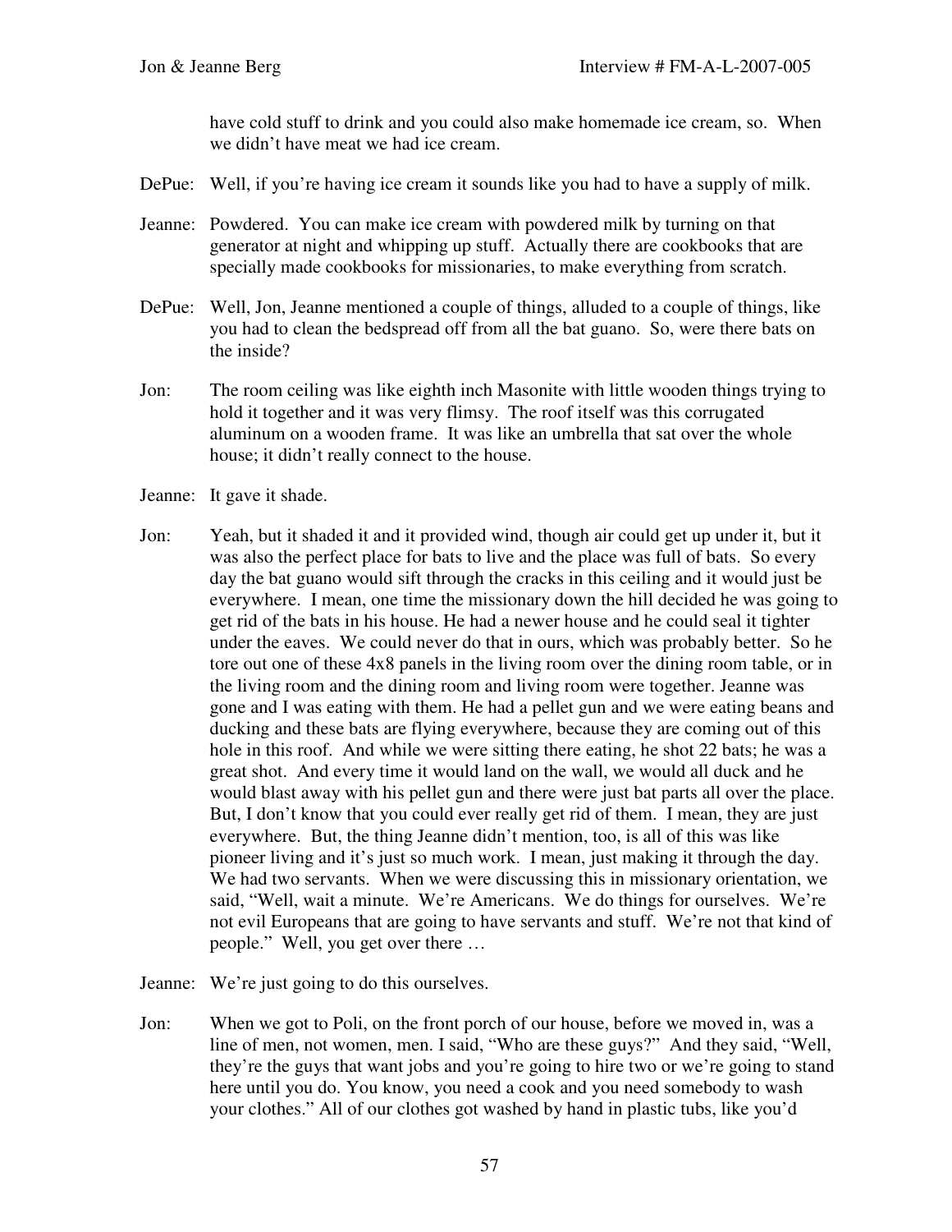have cold stuff to drink and you could also make homemade ice cream, so. When we didn't have meat we had ice cream.

DePue: Well, if you're having ice cream it sounds like you had to have a supply of milk.

Jeanne: Powdered. You can make ice cream with powdered milk by turning on that generator at night and whipping up stuff. Actually there are cookbooks that are specially made cookbooks for missionaries, to make everything from scratch.

DePue: Well, Jon, Jeanne mentioned a couple of things, alluded to a couple of things, like you had to clean the bedspread off from all the bat guano. So, were there bats on the inside?

Jon: The room ceiling was like eighth inch Masonite with little wooden things trying to hold it together and it was very flimsy. The roof itself was this corrugated aluminum on a wooden frame. It was like an umbrella that sat over the whole house; it didn't really connect to the house.

Jeanne: It gave it shade.

Jon: Yeah, but it shaded it and it provided wind, though air could get up under it, but it was also the perfect place for bats to live and the place was full of bats. So every day the bat guano would sift through the cracks in this ceiling and it would just be everywhere. I mean, one time the missionary down the hill decided he was going to get rid of the bats in his house. He had a newer house and he could seal it tighter under the eaves. We could never do that in ours, which was probably better. So he tore out one of these 4x8 panels in the living room over the dining room table, or in the living room and the dining room and living room were together. Jeanne was gone and I was eating with them. He had a pellet gun and we were eating beans and ducking and these bats are flying everywhere, because they are coming out of this hole in this roof. And while we were sitting there eating, he shot 22 bats; he was a great shot. And every time it would land on the wall, we would all duck and he would blast away with his pellet gun and there were just bat parts all over the place. But, I don't know that you could ever really get rid of them. I mean, they are just everywhere. But, the thing Jeanne didn't mention, too, is all of this was like pioneer living and it's just so much work. I mean, just making it through the day. We had two servants. When we were discussing this in missionary orientation, we said, "Well, wait a minute. We're Americans. We do things for ourselves. We're not evil Europeans that are going to have servants and stuff. We're not that kind of people." Well, you get over there …

Jeanne: We're just going to do this ourselves.

Jon: When we got to Poli, on the front porch of our house, before we moved in, was a line of men, not women, men. I said, "Who are these guys?" And they said, "Well, they're the guys that want jobs and you're going to hire two or we're going to stand here until you do. You know, you need a cook and you need somebody to wash your clothes." All of our clothes got washed by hand in plastic tubs, like you'd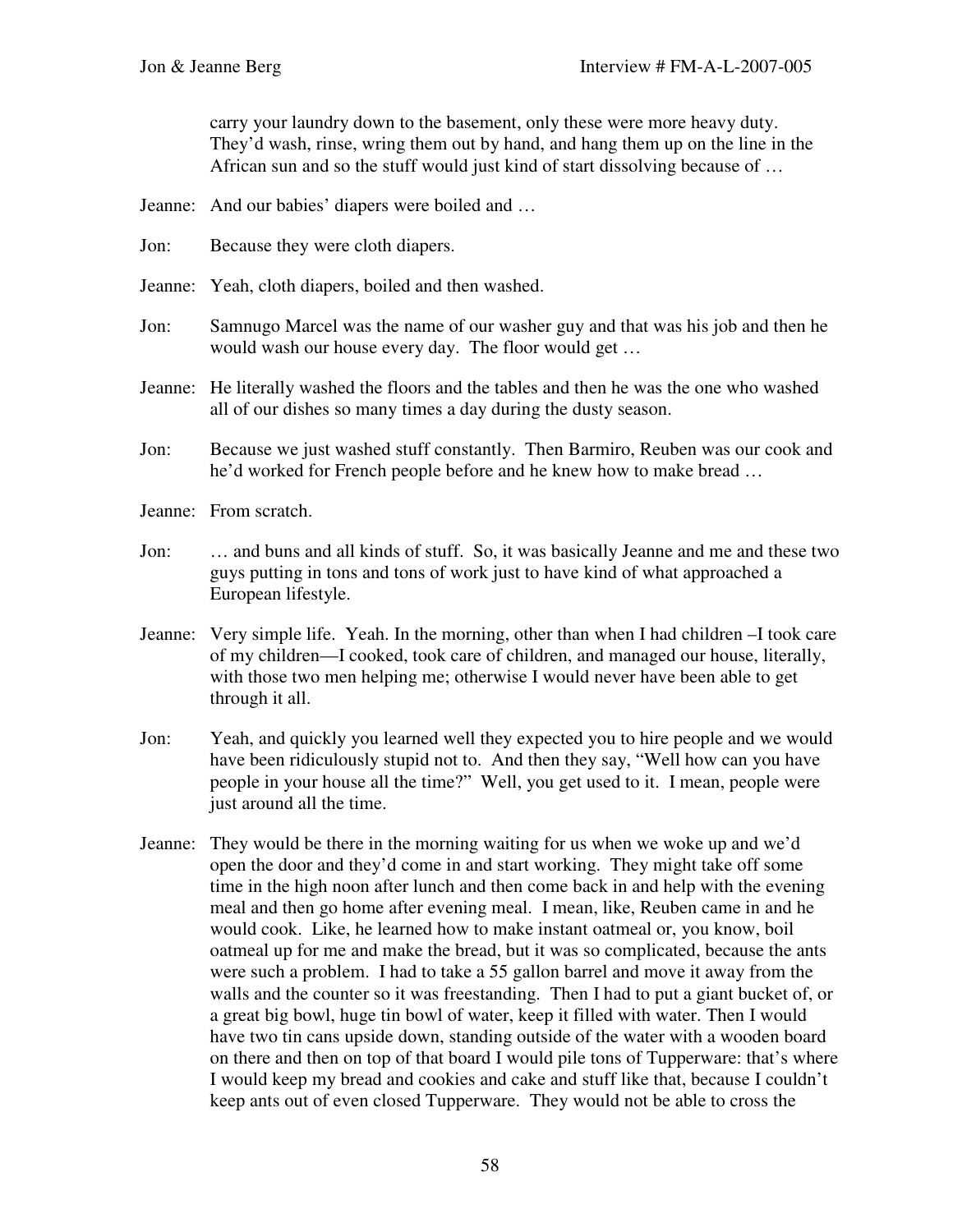carry your laundry down to the basement, only these were more heavy duty. They'd wash, rinse, wring them out by hand, and hang them up on the line in the African sun and so the stuff would just kind of start dissolving because of …

Jeanne: And our babies' diapers were boiled and …

Jon: Because they were cloth diapers.

Jeanne: Yeah, cloth diapers, boiled and then washed.

Jon: Samnugo Marcel was the name of our washer guy and that was his job and then he would wash our house every day. The floor would get …

Jeanne: He literally washed the floors and the tables and then he was the one who washed all of our dishes so many times a day during the dusty season.

Jon: Because we just washed stuff constantly. Then Barmiro, Reuben was our cook and he'd worked for French people before and he knew how to make bread …

Jeanne: From scratch.

Jon: … and buns and all kinds of stuff. So, it was basically Jeanne and me and these two guys putting in tons and tons of work just to have kind of what approached a European lifestyle.

Jeanne: Very simple life. Yeah. In the morning, other than when I had children –I took care of my children—I cooked, took care of children, and managed our house, literally, with those two men helping me; otherwise I would never have been able to get through it all.

Jon: Yeah, and quickly you learned well they expected you to hire people and we would have been ridiculously stupid not to. And then they say, "Well how can you have people in your house all the time?" Well, you get used to it. I mean, people were just around all the time.

Jeanne: They would be there in the morning waiting for us when we woke up and we'd open the door and they'd come in and start working. They might take off some time in the high noon after lunch and then come back in and help with the evening meal and then go home after evening meal. I mean, like, Reuben came in and he would cook. Like, he learned how to make instant oatmeal or, you know, boil oatmeal up for me and make the bread, but it was so complicated, because the ants were such a problem. I had to take a 55 gallon barrel and move it away from the walls and the counter so it was freestanding. Then I had to put a giant bucket of, or a great big bowl, huge tin bowl of water, keep it filled with water. Then I would have two tin cans upside down, standing outside of the water with a wooden board on there and then on top of that board I would pile tons of Tupperware: that's where I would keep my bread and cookies and cake and stuff like that, because I couldn't keep ants out of even closed Tupperware. They would not be able to cross the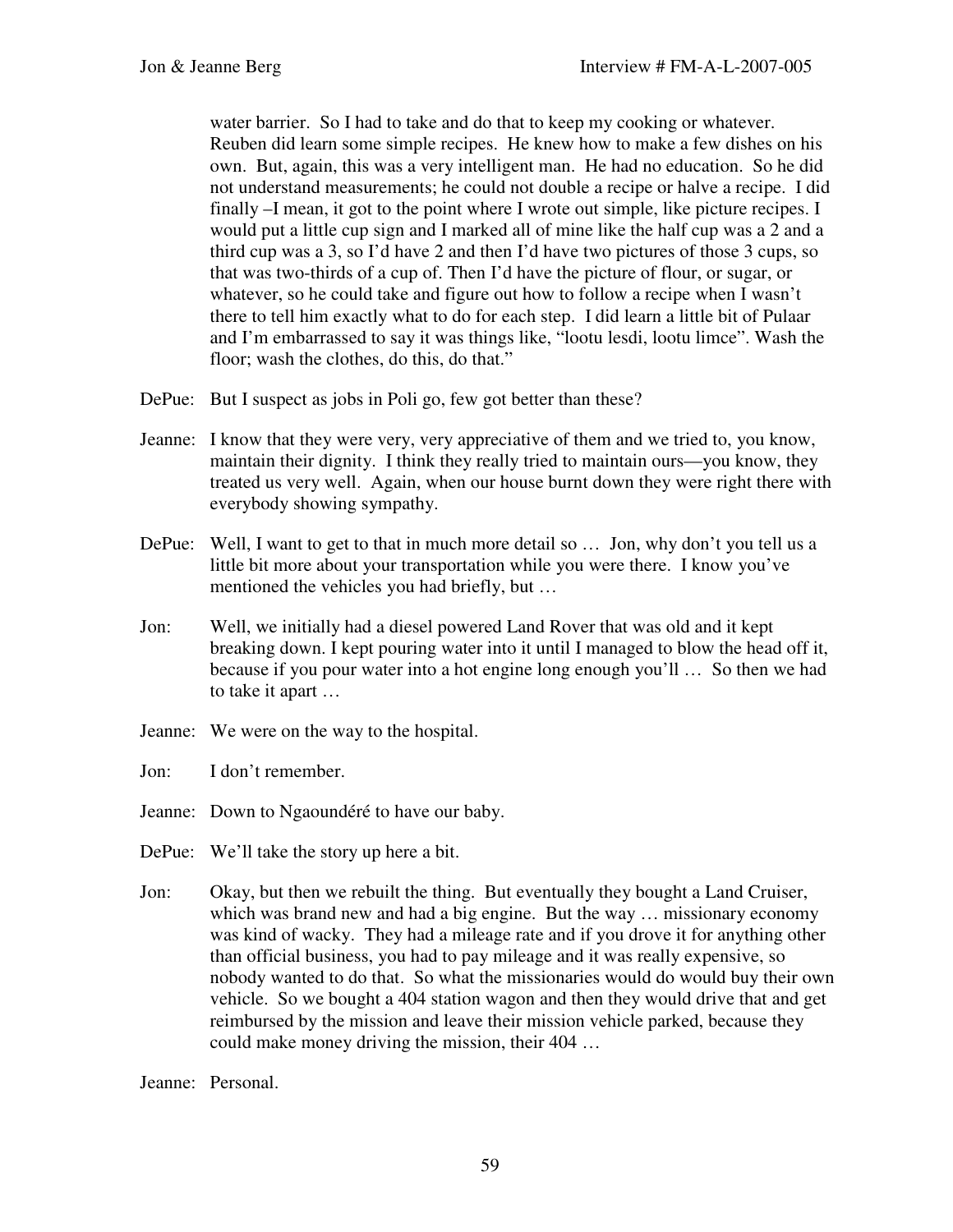water barrier. So I had to take and do that to keep my cooking or whatever. Reuben did learn some simple recipes. He knew how to make a few dishes on his own. But, again, this was a very intelligent man. He had no education. So he did not understand measurements; he could not double a recipe or halve a recipe. I did finally –I mean, it got to the point where I wrote out simple, like picture recipes. I would put a little cup sign and I marked all of mine like the half cup was a 2 and a third cup was a 3, so I'd have 2 and then I'd have two pictures of those 3 cups, so that was two-thirds of a cup of. Then I'd have the picture of flour, or sugar, or whatever, so he could take and figure out how to follow a recipe when I wasn't there to tell him exactly what to do for each step. I did learn a little bit of Pulaar and I'm embarrassed to say it was things like, "lootu lesdi, lootu limce". Wash the floor; wash the clothes, do this, do that."

DePue: But I suspect as jobs in Poli go, few got better than these?

Jeanne: I know that they were very, very appreciative of them and we tried to, you know, maintain their dignity. I think they really tried to maintain ours—you know, they treated us very well. Again, when our house burnt down they were right there with everybody showing sympathy.

DePue: Well, I want to get to that in much more detail so … Jon, why don't you tell us a little bit more about your transportation while you were there. I know you've mentioned the vehicles you had briefly, but …

Jon: Well, we initially had a diesel powered Land Rover that was old and it kept breaking down. I kept pouring water into it until I managed to blow the head off it, because if you pour water into a hot engine long enough you'll … So then we had to take it apart …

Jeanne: We were on the way to the hospital.

Jon: I don't remember.

Jeanne: Down to Ngaoundéré to have our baby.

DePue: We'll take the story up here a bit.

Jon: Okay, but then we rebuilt the thing. But eventually they bought a Land Cruiser, which was brand new and had a big engine. But the way … missionary economy was kind of wacky. They had a mileage rate and if you drove it for anything other than official business, you had to pay mileage and it was really expensive, so nobody wanted to do that. So what the missionaries would do would buy their own vehicle. So we bought a 404 station wagon and then they would drive that and get reimbursed by the mission and leave their mission vehicle parked, because they could make money driving the mission, their 404 …

Jeanne: Personal.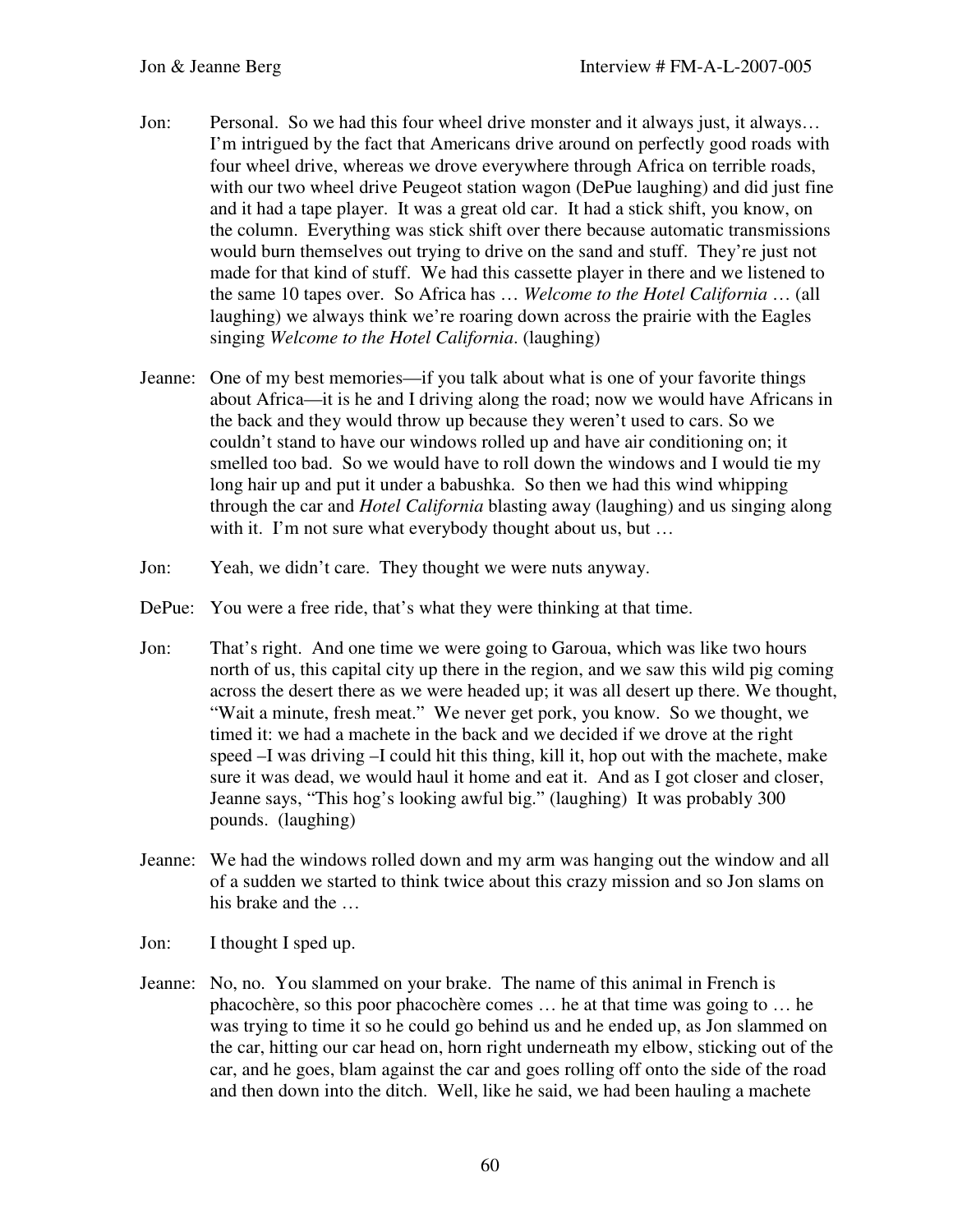Jon: Personal. So we had this four wheel drive monster and it always just, it always… I'm intrigued by the fact that Americans drive around on perfectly good roads with four wheel drive, whereas we drove everywhere through Africa on terrible roads, with our two wheel drive Peugeot station wagon (DePue laughing) and did just fine and it had a tape player. It was a great old car. It had a stick shift, you know, on the column. Everything was stick shift over there because automatic transmissions would burn themselves out trying to drive on the sand and stuff. They're just not made for that kind of stuff. We had this cassette player in there and we listened to the same 10 tapes over. So Africa has … *Welcome to the Hotel California* … (all laughing) we always think we're roaring down across the prairie with the Eagles singing *Welcome to the Hotel California*. (laughing)

Jeanne: One of my best memories—if you talk about what is one of your favorite things about Africa—it is he and I driving along the road; now we would have Africans in the back and they would throw up because they weren't used to cars. So we couldn't stand to have our windows rolled up and have air conditioning on; it smelled too bad. So we would have to roll down the windows and I would tie my long hair up and put it under a babushka. So then we had this wind whipping through the car and *Hotel California* blasting away (laughing) and us singing along with it. I'm not sure what everybody thought about us, but …

Jon: Yeah, we didn't care. They thought we were nuts anyway.

DePue: You were a free ride, that's what they were thinking at that time.

Jon: That's right. And one time we were going to Garoua, which was like two hours north of us, this capital city up there in the region, and we saw this wild pig coming across the desert there as we were headed up; it was all desert up there. We thought, "Wait a minute, fresh meat." We never get pork, you know. So we thought, we timed it: we had a machete in the back and we decided if we drove at the right speed –I was driving –I could hit this thing, kill it, hop out with the machete, make sure it was dead, we would haul it home and eat it. And as I got closer and closer, Jeanne says, "This hog's looking awful big." (laughing) It was probably 300 pounds. (laughing)

Jeanne: We had the windows rolled down and my arm was hanging out the window and all of a sudden we started to think twice about this crazy mission and so Jon slams on his brake and the …

Jon: I thought I sped up.

Jeanne: No, no. You slammed on your brake. The name of this animal in French is phacochère, so this poor phacochère comes … he at that time was going to … he was trying to time it so he could go behind us and he ended up, as Jon slammed on the car, hitting our car head on, horn right underneath my elbow, sticking out of the car, and he goes, blam against the car and goes rolling off onto the side of the road and then down into the ditch. Well, like he said, we had been hauling a machete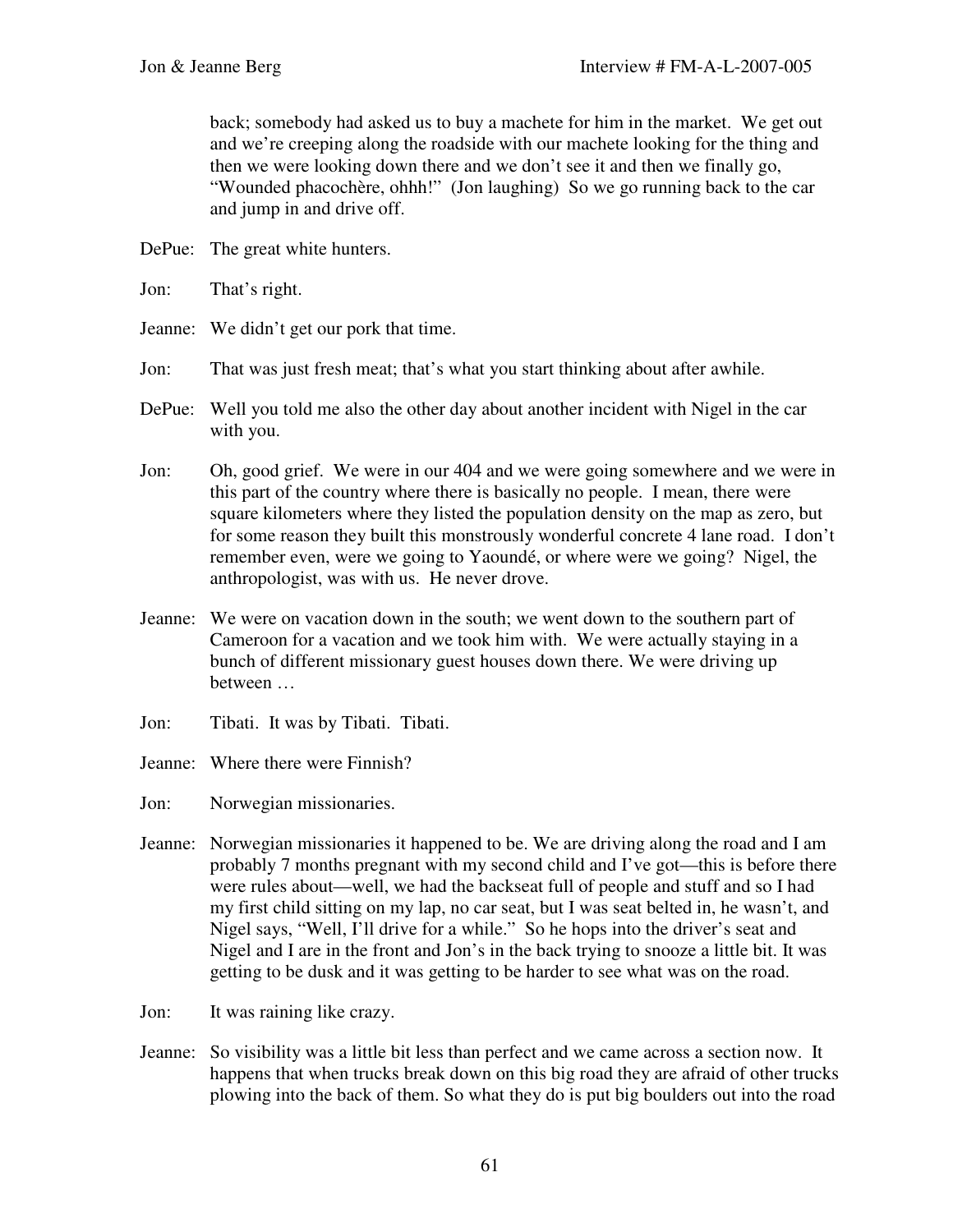back; somebody had asked us to buy a machete for him in the market. We get out and we're creeping along the roadside with our machete looking for the thing and then we were looking down there and we don't see it and then we finally go, "Wounded phacochère, ohhh!" (Jon laughing) So we go running back to the car and jump in and drive off.

DePue: The great white hunters.

Jon: That's right.

Jeanne: We didn't get our pork that time.

Jon: That was just fresh meat; that's what you start thinking about after awhile.

DePue: Well you told me also the other day about another incident with Nigel in the car with you.

Jon: Oh, good grief. We were in our 404 and we were going somewhere and we were in this part of the country where there is basically no people. I mean, there were square kilometers where they listed the population density on the map as zero, but for some reason they built this monstrously wonderful concrete 4 lane road. I don't remember even, were we going to Yaoundé, or where were we going? Nigel, the anthropologist, was with us. He never drove.

Jeanne: We were on vacation down in the south; we went down to the southern part of Cameroon for a vacation and we took him with. We were actually staying in a bunch of different missionary guest houses down there. We were driving up between …

Jon: Tibati. It was by Tibati. Tibati.

Jeanne: Where there were Finnish?

Jon: Norwegian missionaries.

Jeanne: Norwegian missionaries it happened to be. We are driving along the road and I am probably 7 months pregnant with my second child and I've got—this is before there were rules about—well, we had the backseat full of people and stuff and so I had my first child sitting on my lap, no car seat, but I was seat belted in, he wasn't, and Nigel says, "Well, I'll drive for a while." So he hops into the driver's seat and Nigel and I are in the front and Jon's in the back trying to snooze a little bit. It was getting to be dusk and it was getting to be harder to see what was on the road.

Jon: It was raining like crazy.

Jeanne: So visibility was a little bit less than perfect and we came across a section now. It happens that when trucks break down on this big road they are afraid of other trucks plowing into the back of them. So what they do is put big boulders out into the road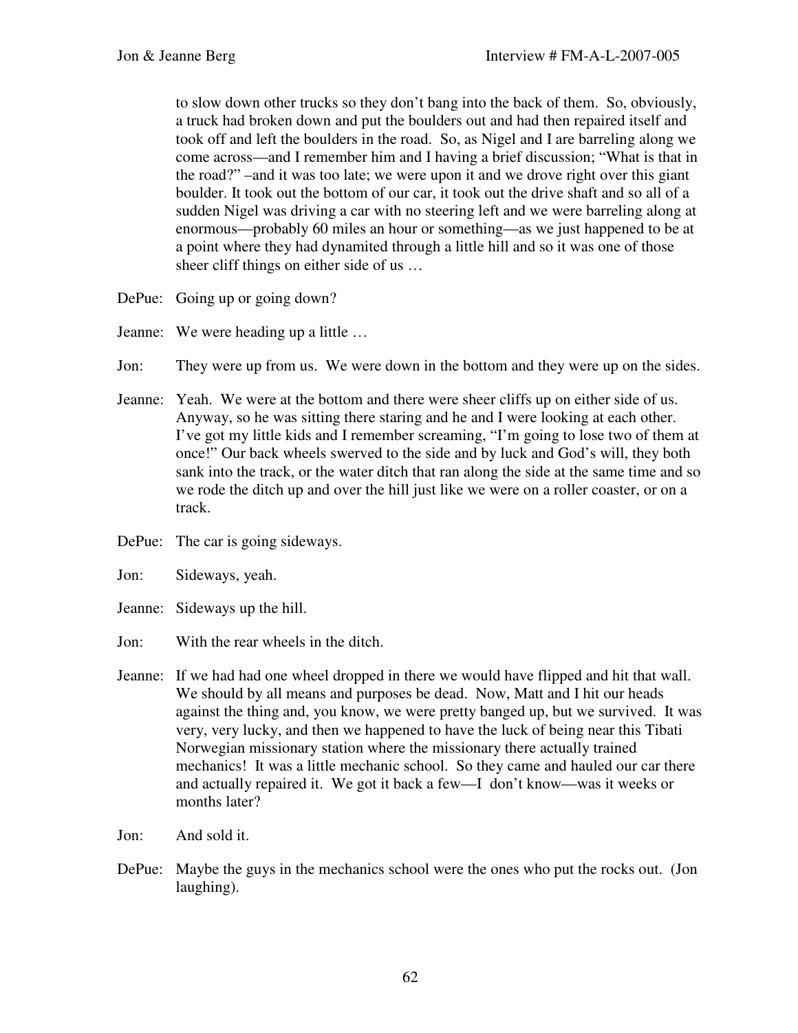to slow down other trucks so they don't bang into the back of them. So, obviously, a truck had broken down and put the boulders out and had then repaired itself and took off and left the boulders in the road. So, as Nigel and I are barreling along we come across—and I remember him and I having a brief discussion; "What is that in the road?" –and it was too late; we were upon it and we drove right over this giant boulder. It took out the bottom of our car, it took out the drive shaft and so all of a sudden Nigel was driving a car with no steering left and we were barreling along at enormous—probably 60 miles an hour or something—as we just happened to be at a point where they had dynamited through a little hill and so it was one of those sheer cliff things on either side of us …

DePue: Going up or going down?

Jeanne: We were heading up a little …

Jon: They were up from us. We were down in the bottom and they were up on the sides.

Jeanne: Yeah. We were at the bottom and there were sheer cliffs up on either side of us. Anyway, so he was sitting there staring and he and I were looking at each other. I've got my little kids and I remember screaming, "I'm going to lose two of them at once!" Our back wheels swerved to the side and by luck and God's will, they both sank into the track, or the water ditch that ran along the side at the same time and so we rode the ditch up and over the hill just like we were on a roller coaster, or on a track.

DePue: The car is going sideways.

Jon: Sideways, yeah.

Jeanne: Sideways up the hill.

Jon: With the rear wheels in the ditch.

Jeanne: If we had had one wheel dropped in there we would have flipped and hit that wall. We should by all means and purposes be dead. Now, Matt and I hit our heads against the thing and, you know, we were pretty banged up, but we survived. It was very, very lucky, and then we happened to have the luck of being near this Tibati Norwegian missionary station where the missionary there actually trained mechanics! It was a little mechanic school. So they came and hauled our car there and actually repaired it. We got it back a few—I don't know—was it weeks or months later?

Jon: And sold it.

DePue: Maybe the guys in the mechanics school were the ones who put the rocks out. (Jon laughing).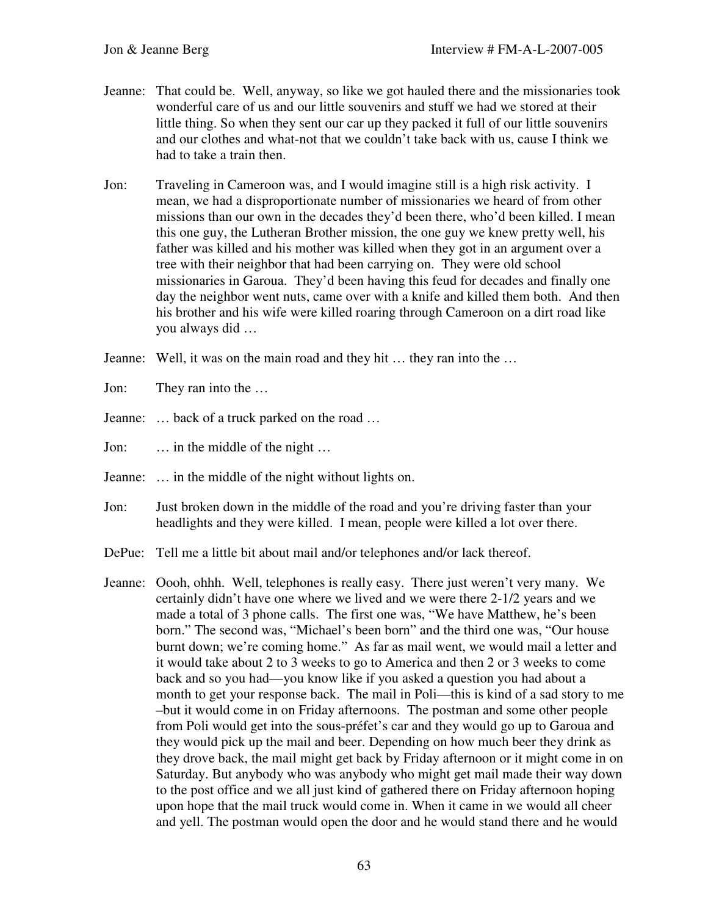Jeanne: That could be. Well, anyway, so like we got hauled there and the missionaries took wonderful care of us and our little souvenirs and stuff we had we stored at their little thing. So when they sent our car up they packed it full of our little souvenirs and our clothes and what-not that we couldn't take back with us, cause I think we had to take a train then.

Jon: Traveling in Cameroon was, and I would imagine still is a high risk activity. I mean, we had a disproportionate number of missionaries we heard of from other missions than our own in the decades they'd been there, who'd been killed. I mean this one guy, the Lutheran Brother mission, the one guy we knew pretty well, his father was killed and his mother was killed when they got in an argument over a tree with their neighbor that had been carrying on. They were old school missionaries in Garoua. They'd been having this feud for decades and finally one day the neighbor went nuts, came over with a knife and killed them both. And then his brother and his wife were killed roaring through Cameroon on a dirt road like you always did …

Jeanne: Well, it was on the main road and they hit … they ran into the …

Jon: They ran into the …

Jeanne: … back of a truck parked on the road …

Jon: … in the middle of the night …

Jeanne: … in the middle of the night without lights on.

Jon: Just broken down in the middle of the road and you're driving faster than your headlights and they were killed. I mean, people were killed a lot over there.

DePue: Tell me a little bit about mail and/or telephones and/or lack thereof.

Jeanne: Oooh, ohhh. Well, telephones is really easy. There just weren't very many. We certainly didn't have one where we lived and we were there 2-1/2 years and we made a total of 3 phone calls. The first one was, "We have Matthew, he's been born." The second was, "Michael's been born" and the third one was, "Our house burnt down; we're coming home." As far as mail went, we would mail a letter and it would take about 2 to 3 weeks to go to America and then 2 or 3 weeks to come back and so you had—you know like if you asked a question you had about a month to get your response back. The mail in Poli—this is kind of a sad story to me –but it would come in on Friday afternoons. The postman and some other people from Poli would get into the sous-préfet's car and they would go up to Garoua and they would pick up the mail and beer. Depending on how much beer they drink as they drove back, the mail might get back by Friday afternoon or it might come in on Saturday. But anybody who was anybody who might get mail made their way down to the post office and we all just kind of gathered there on Friday afternoon hoping upon hope that the mail truck would come in. When it came in we would all cheer and yell. The postman would open the door and he would stand there and he would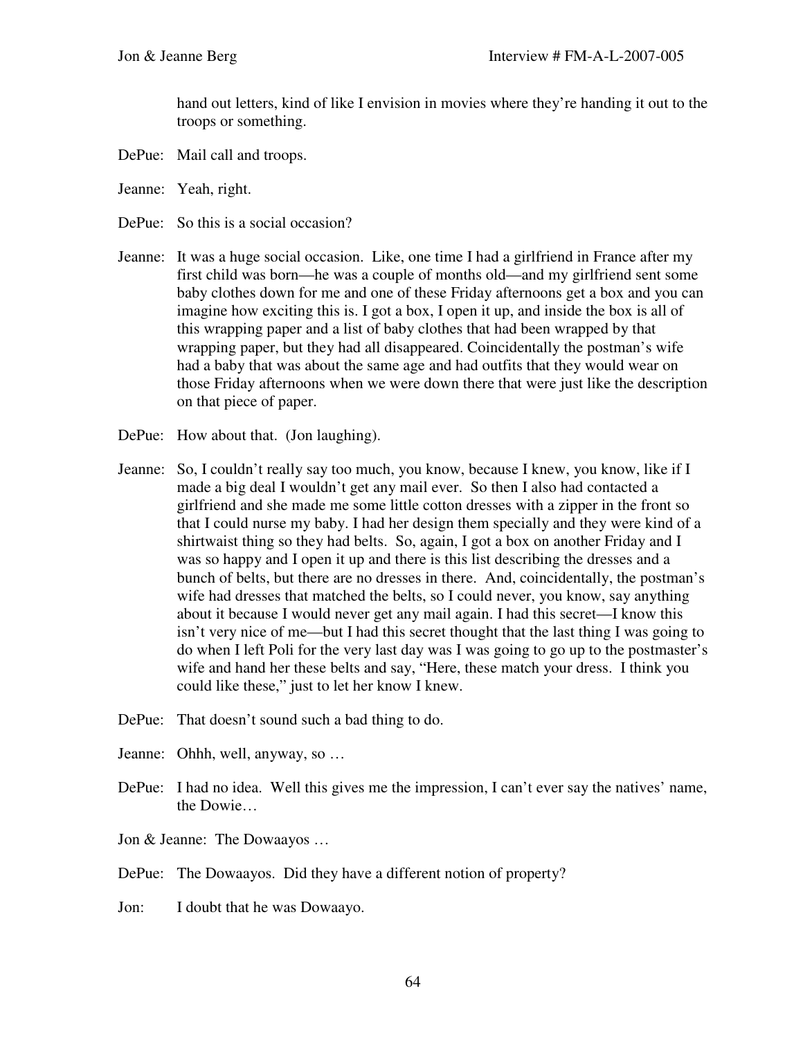hand out letters, kind of like I envision in movies where they're handing it out to the troops or something.

DePue: Mail call and troops.

Jeanne: Yeah, right.

DePue: So this is a social occasion?

Jeanne: It was a huge social occasion. Like, one time I had a girlfriend in France after my first child was born—he was a couple of months old—and my girlfriend sent some baby clothes down for me and one of these Friday afternoons get a box and you can imagine how exciting this is. I got a box, I open it up, and inside the box is all of this wrapping paper and a list of baby clothes that had been wrapped by that wrapping paper, but they had all disappeared. Coincidentally the postman's wife had a baby that was about the same age and had outfits that they would wear on those Friday afternoons when we were down there that were just like the description on that piece of paper.

DePue: How about that. (Jon laughing).

Jeanne: So, I couldn't really say too much, you know, because I knew, you know, like if I made a big deal I wouldn't get any mail ever. So then I also had contacted a girlfriend and she made me some little cotton dresses with a zipper in the front so that I could nurse my baby. I had her design them specially and they were kind of a shirtwaist thing so they had belts. So, again, I got a box on another Friday and I was so happy and I open it up and there is this list describing the dresses and a bunch of belts, but there are no dresses in there. And, coincidentally, the postman's wife had dresses that matched the belts, so I could never, you know, say anything about it because I would never get any mail again. I had this secret—I know this isn't very nice of me—but I had this secret thought that the last thing I was going to do when I left Poli for the very last day was I was going to go up to the postmaster's wife and hand her these belts and say, "Here, these match your dress. I think you could like these," just to let her know I knew.

DePue: That doesn't sound such a bad thing to do.

Jeanne: Ohhh, well, anyway, so …

DePue: I had no idea. Well this gives me the impression, I can't ever say the natives' name, the Dowie…

Jon & Jeanne: The Dowaayos …

DePue: The Dowaayos. Did they have a different notion of property?

Jon: I doubt that he was Dowaayo.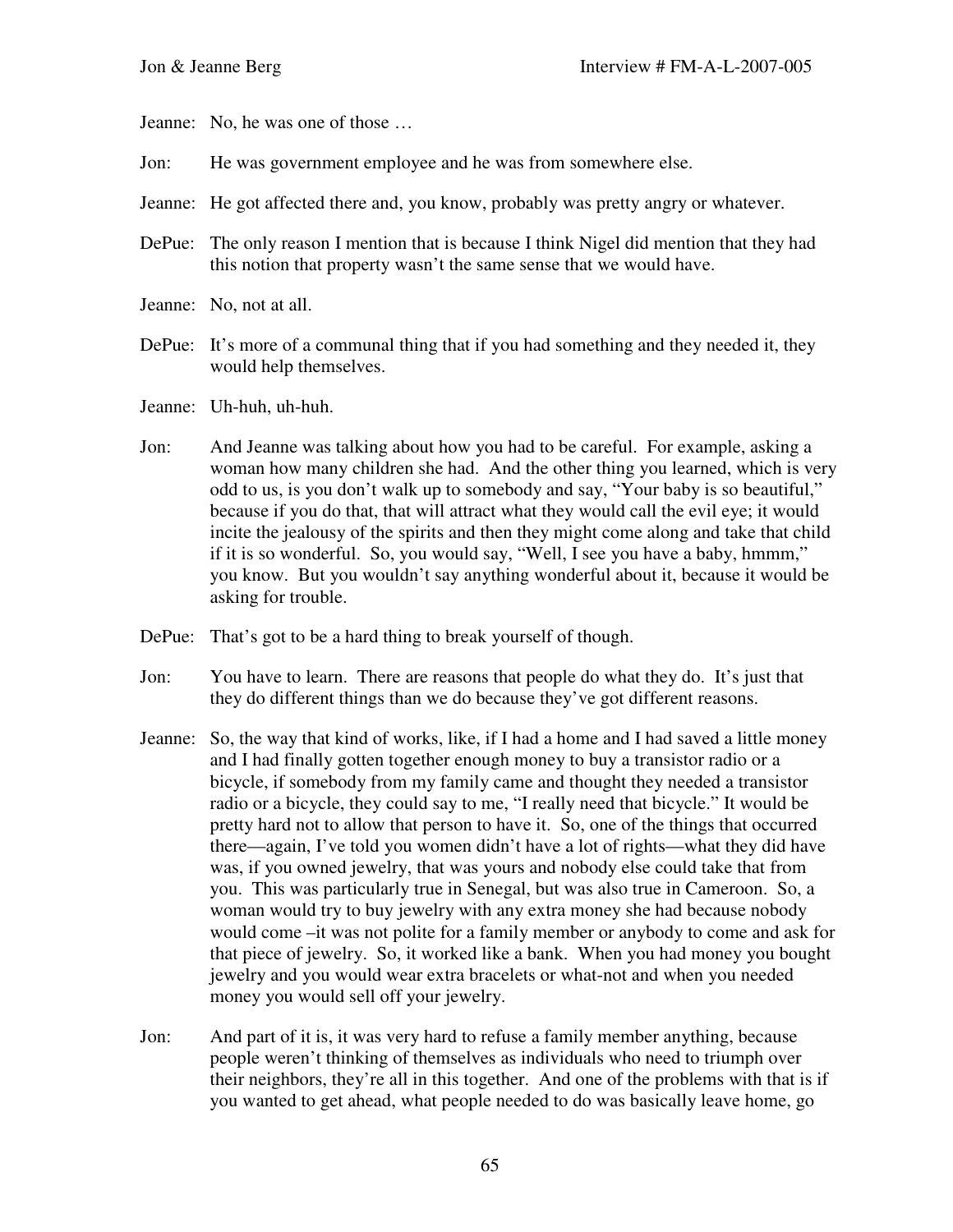Jeanne: No, he was one of those …

Jon: He was government employee and he was from somewhere else.

Jeanne: He got affected there and, you know, probably was pretty angry or whatever.

DePue: The only reason I mention that is because I think Nigel did mention that they had this notion that property wasn't the same sense that we would have.

Jeanne: No, not at all.

DePue: It's more of a communal thing that if you had something and they needed it, they would help themselves.

Jeanne: Uh-huh, uh-huh.

Jon: And Jeanne was talking about how you had to be careful. For example, asking a woman how many children she had. And the other thing you learned, which is very odd to us, is you don't walk up to somebody and say, "Your baby is so beautiful," because if you do that, that will attract what they would call the evil eye; it would incite the jealousy of the spirits and then they might come along and take that child if it is so wonderful. So, you would say, "Well, I see you have a baby, hmmm," you know. But you wouldn't say anything wonderful about it, because it would be asking for trouble.

DePue: That's got to be a hard thing to break yourself of though.

Jon: You have to learn. There are reasons that people do what they do. It's just that they do different things than we do because they've got different reasons.

Jeanne: So, the way that kind of works, like, if I had a home and I had saved a little money and I had finally gotten together enough money to buy a transistor radio or a bicycle, if somebody from my family came and thought they needed a transistor radio or a bicycle, they could say to me, "I really need that bicycle." It would be pretty hard not to allow that person to have it. So, one of the things that occurred there—again, I've told you women didn't have a lot of rights—what they did have was, if you owned jewelry, that was yours and nobody else could take that from you. This was particularly true in Senegal, but was also true in Cameroon. So, a woman would try to buy jewelry with any extra money she had because nobody would come –it was not polite for a family member or anybody to come and ask for that piece of jewelry. So, it worked like a bank. When you had money you bought jewelry and you would wear extra bracelets or what-not and when you needed money you would sell off your jewelry.

Jon: And part of it is, it was very hard to refuse a family member anything, because people weren't thinking of themselves as individuals who need to triumph over their neighbors, they're all in this together. And one of the problems with that is if you wanted to get ahead, what people needed to do was basically leave home, go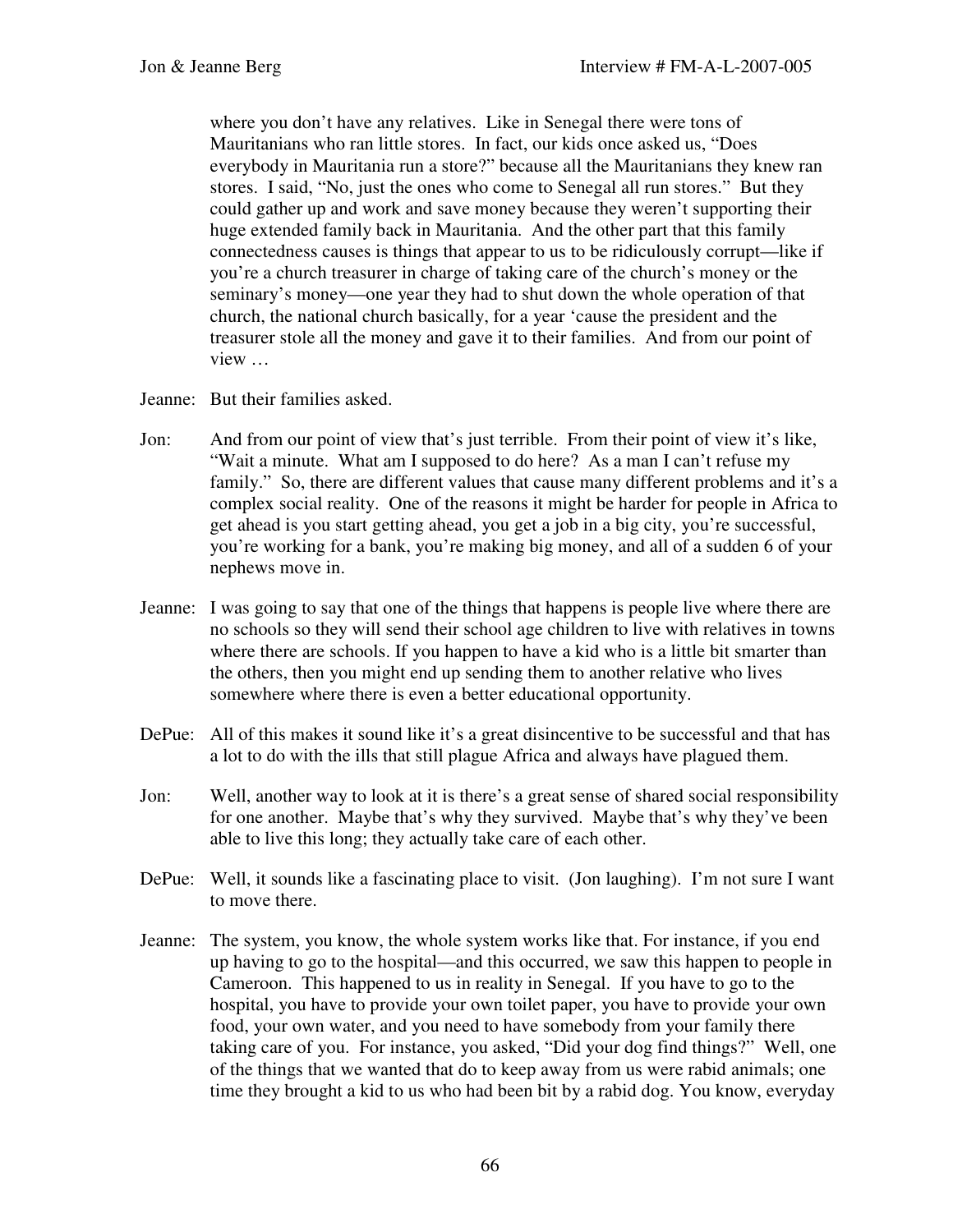where you don't have any relatives. Like in Senegal there were tons of Mauritanians who ran little stores. In fact, our kids once asked us, "Does everybody in Mauritania run a store?" because all the Mauritanians they knew ran stores. I said, "No, just the ones who come to Senegal all run stores." But they could gather up and work and save money because they weren't supporting their huge extended family back in Mauritania. And the other part that this family connectedness causes is things that appear to us to be ridiculously corrupt—like if you're a church treasurer in charge of taking care of the church's money or the seminary's money—one year they had to shut down the whole operation of that church, the national church basically, for a year 'cause the president and the treasurer stole all the money and gave it to their families. And from our point of view …

Jeanne: But their families asked.

Jon: And from our point of view that's just terrible. From their point of view it's like, "Wait a minute. What am I supposed to do here? As a man I can't refuse my family." So, there are different values that cause many different problems and it's a complex social reality. One of the reasons it might be harder for people in Africa to get ahead is you start getting ahead, you get a job in a big city, you're successful, you're working for a bank, you're making big money, and all of a sudden 6 of your nephews move in.

Jeanne: I was going to say that one of the things that happens is people live where there are no schools so they will send their school age children to live with relatives in towns where there are schools. If you happen to have a kid who is a little bit smarter than the others, then you might end up sending them to another relative who lives somewhere where there is even a better educational opportunity.

DePue: All of this makes it sound like it's a great disincentive to be successful and that has a lot to do with the ills that still plague Africa and always have plagued them.

Jon: Well, another way to look at it is there's a great sense of shared social responsibility for one another. Maybe that's why they survived. Maybe that's why they've been able to live this long; they actually take care of each other.

DePue: Well, it sounds like a fascinating place to visit. (Jon laughing). I'm not sure I want to move there.

Jeanne: The system, you know, the whole system works like that. For instance, if you end up having to go to the hospital—and this occurred, we saw this happen to people in Cameroon. This happened to us in reality in Senegal. If you have to go to the hospital, you have to provide your own toilet paper, you have to provide your own food, your own water, and you need to have somebody from your family there taking care of you. For instance, you asked, "Did your dog find things?" Well, one of the things that we wanted that do to keep away from us were rabid animals; one time they brought a kid to us who had been bit by a rabid dog. You know, everyday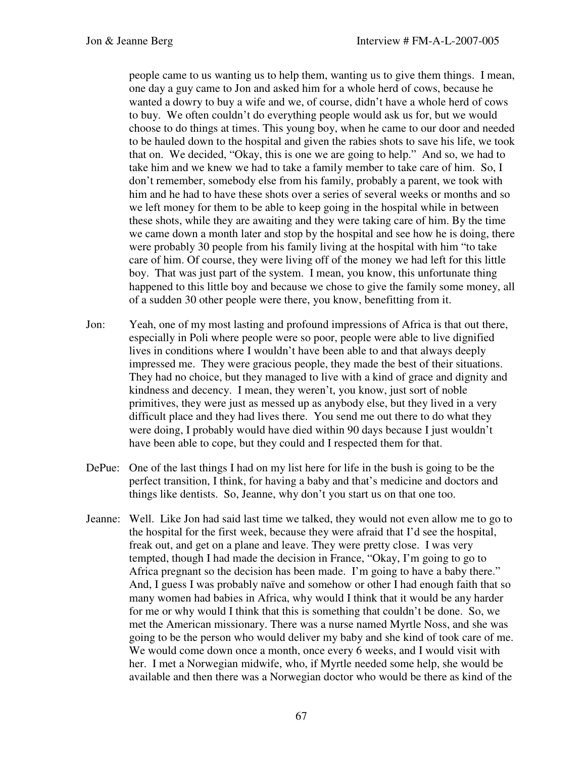people came to us wanting us to help them, wanting us to give them things. I mean, one day a guy came to Jon and asked him for a whole herd of cows, because he wanted a dowry to buy a wife and we, of course, didn't have a whole herd of cows to buy. We often couldn't do everything people would ask us for, but we would choose to do things at times. This young boy, when he came to our door and needed to be hauled down to the hospital and given the rabies shots to save his life, we took that on. We decided, "Okay, this is one we are going to help." And so, we had to take him and we knew we had to take a family member to take care of him. So, I don't remember, somebody else from his family, probably a parent, we took with him and he had to have these shots over a series of several weeks or months and so we left money for them to be able to keep going in the hospital while in between these shots, while they are awaiting and they were taking care of him. By the time we came down a month later and stop by the hospital and see how he is doing, there were probably 30 people from his family living at the hospital with him "to take care of him. Of course, they were living off of the money we had left for this little boy. That was just part of the system. I mean, you know, this unfortunate thing happened to this little boy and because we chose to give the family some money, all of a sudden 30 other people were there, you know, benefitting from it.

Jon: Yeah, one of my most lasting and profound impressions of Africa is that out there, especially in Poli where people were so poor, people were able to live dignified lives in conditions where I wouldn't have been able to and that always deeply impressed me. They were gracious people, they made the best of their situations. They had no choice, but they managed to live with a kind of grace and dignity and kindness and decency. I mean, they weren't, you know, just sort of noble primitives, they were just as messed up as anybody else, but they lived in a very difficult place and they had lives there. You send me out there to do what they were doing, I probably would have died within 90 days because I just wouldn't have been able to cope, but they could and I respected them for that.

DePue: One of the last things I had on my list here for life in the bush is going to be the perfect transition, I think, for having a baby and that's medicine and doctors and things like dentists. So, Jeanne, why don't you start us on that one too.

Jeanne: Well. Like Jon had said last time we talked, they would not even allow me to go to the hospital for the first week, because they were afraid that I'd see the hospital, freak out, and get on a plane and leave. They were pretty close. I was very tempted, though I had made the decision in France, "Okay, I'm going to go to Africa pregnant so the decision has been made. I'm going to have a baby there." And, I guess I was probably naïve and somehow or other I had enough faith that so many women had babies in Africa, why would I think that it would be any harder for me or why would I think that this is something that couldn't be done. So, we met the American missionary. There was a nurse named Myrtle Noss, and she was going to be the person who would deliver my baby and she kind of took care of me. We would come down once a month, once every 6 weeks, and I would visit with her. I met a Norwegian midwife, who, if Myrtle needed some help, she would be available and then there was a Norwegian doctor who would be there as kind of the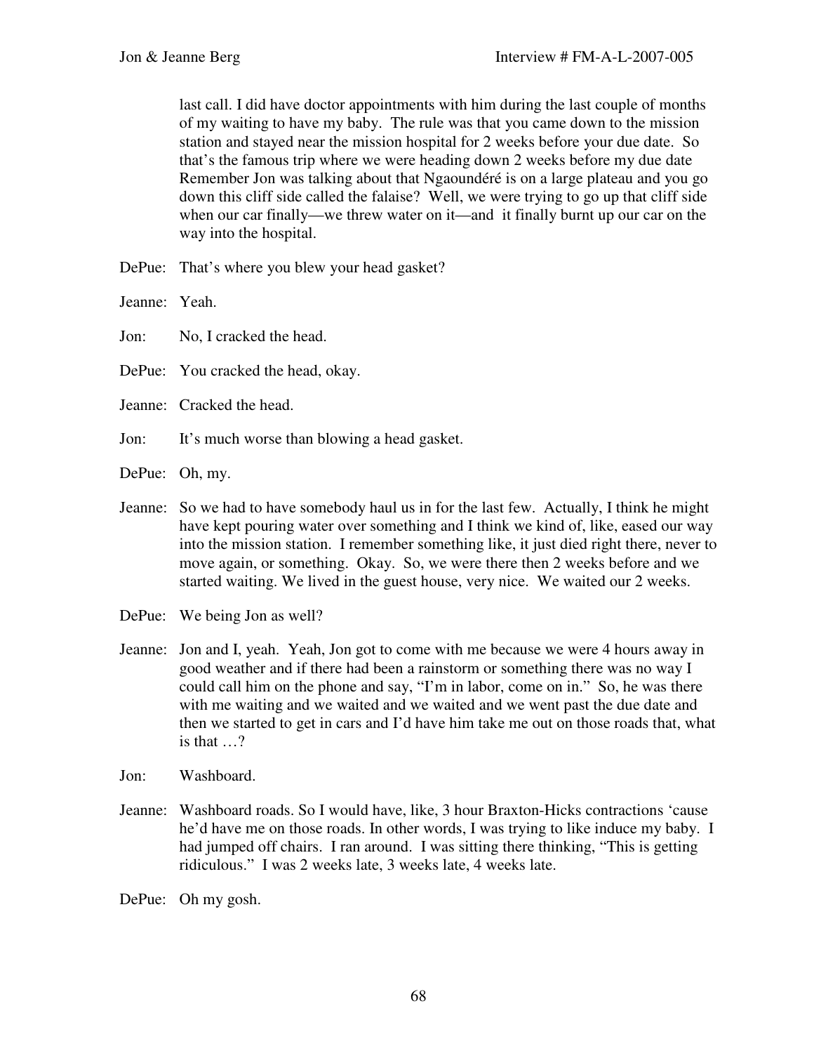last call. I did have doctor appointments with him during the last couple of months of my waiting to have my baby. The rule was that you came down to the mission station and stayed near the mission hospital for 2 weeks before your due date. So that's the famous trip where we were heading down 2 weeks before my due date Remember Jon was talking about that Ngaoundéré is on a large plateau and you go down this cliff side called the falaise? Well, we were trying to go up that cliff side when our car finally—we threw water on it—and it finally burnt up our car on the way into the hospital.

DePue: That's where you blew your head gasket?

Jeanne: Yeah.

Jon: No, I cracked the head.

DePue: You cracked the head, okay.

Jeanne: Cracked the head.

Jon: It's much worse than blowing a head gasket.

DePue: Oh, my.

Jeanne: So we had to have somebody haul us in for the last few. Actually, I think he might have kept pouring water over something and I think we kind of, like, eased our way into the mission station. I remember something like, it just died right there, never to move again, or something. Okay. So, we were there then 2 weeks before and we started waiting. We lived in the guest house, very nice. We waited our 2 weeks.

DePue: We being Jon as well?

Jeanne: Jon and I, yeah. Yeah, Jon got to come with me because we were 4 hours away in good weather and if there had been a rainstorm or something there was no way I could call him on the phone and say, "I'm in labor, come on in." So, he was there with me waiting and we waited and we waited and we went past the due date and then we started to get in cars and I'd have him take me out on those roads that, what is that …?

Jon: Washboard.

Jeanne: Washboard roads. So I would have, like, 3 hour Braxton-Hicks contractions 'cause he'd have me on those roads. In other words, I was trying to like induce my baby. I had jumped off chairs. I ran around. I was sitting there thinking, "This is getting ridiculous." I was 2 weeks late, 3 weeks late, 4 weeks late.

DePue: Oh my gosh.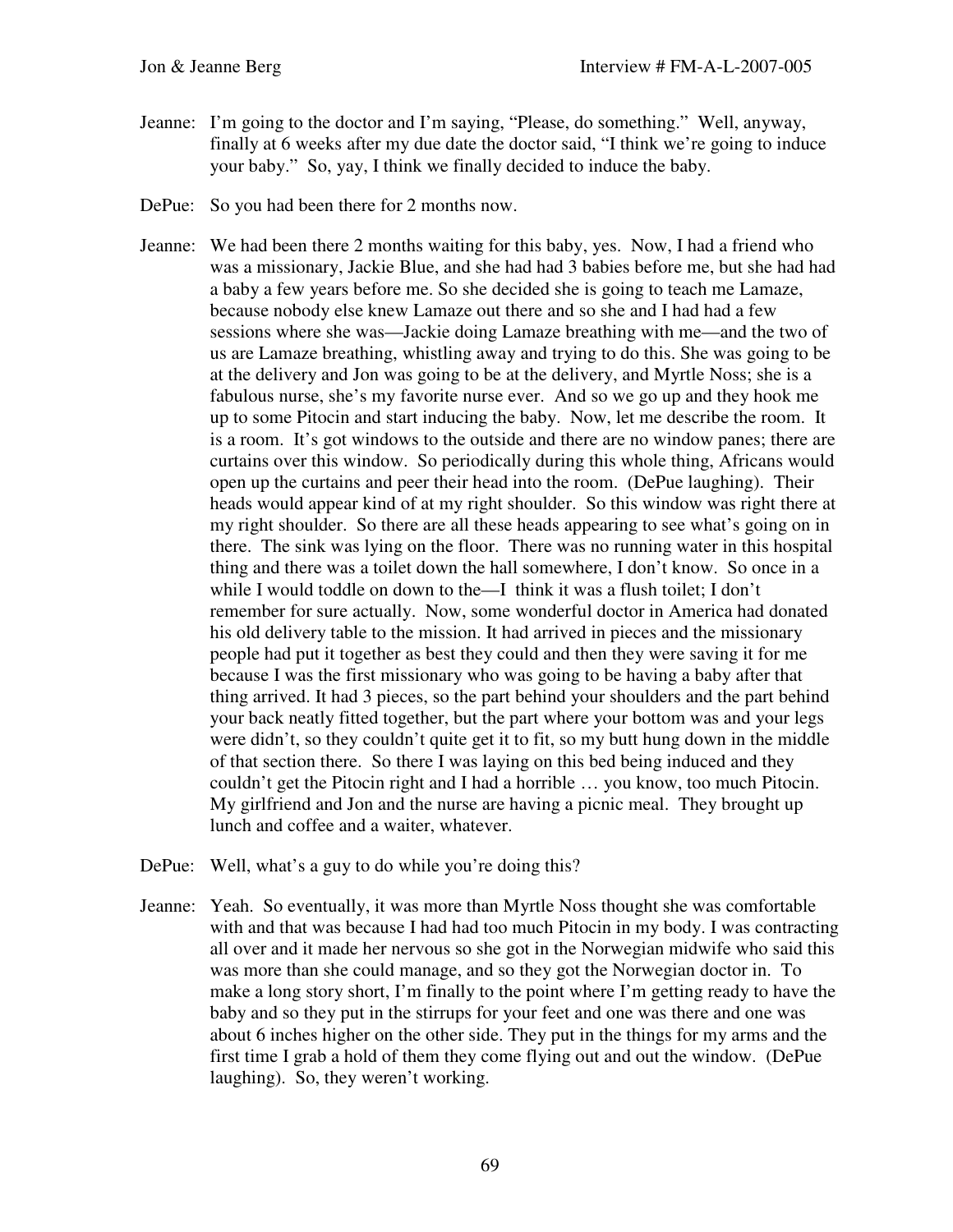Jeanne: I'm going to the doctor and I'm saying, "Please, do something." Well, anyway, finally at 6 weeks after my due date the doctor said, "I think we're going to induce your baby." So, yay, I think we finally decided to induce the baby.

DePue: So you had been there for 2 months now.

Jeanne: We had been there 2 months waiting for this baby, yes. Now, I had a friend who was a missionary, Jackie Blue, and she had had 3 babies before me, but she had had a baby a few years before me. So she decided she is going to teach me Lamaze, because nobody else knew Lamaze out there and so she and I had had a few sessions where she was—Jackie doing Lamaze breathing with me—and the two of us are Lamaze breathing, whistling away and trying to do this. She was going to be at the delivery and Jon was going to be at the delivery, and Myrtle Noss; she is a fabulous nurse, she's my favorite nurse ever. And so we go up and they hook me up to some Pitocin and start inducing the baby. Now, let me describe the room. It is a room. It's got windows to the outside and there are no window panes; there are curtains over this window. So periodically during this whole thing, Africans would open up the curtains and peer their head into the room. (DePue laughing). Their heads would appear kind of at my right shoulder. So this window was right there at my right shoulder. So there are all these heads appearing to see what's going on in there. The sink was lying on the floor. There was no running water in this hospital thing and there was a toilet down the hall somewhere, I don't know. So once in a while I would toddle on down to the—I think it was a flush toilet; I don't remember for sure actually. Now, some wonderful doctor in America had donated his old delivery table to the mission. It had arrived in pieces and the missionary people had put it together as best they could and then they were saving it for me because I was the first missionary who was going to be having a baby after that thing arrived. It had 3 pieces, so the part behind your shoulders and the part behind your back neatly fitted together, but the part where your bottom was and your legs were didn't, so they couldn't quite get it to fit, so my butt hung down in the middle of that section there. So there I was laying on this bed being induced and they couldn't get the Pitocin right and I had a horrible … you know, too much Pitocin. My girlfriend and Jon and the nurse are having a picnic meal. They brought up lunch and coffee and a waiter, whatever.

DePue: Well, what's a guy to do while you're doing this?

Jeanne: Yeah. So eventually, it was more than Myrtle Noss thought she was comfortable with and that was because I had had too much Pitocin in my body. I was contracting all over and it made her nervous so she got in the Norwegian midwife who said this was more than she could manage, and so they got the Norwegian doctor in. To make a long story short, I'm finally to the point where I'm getting ready to have the baby and so they put in the stirrups for your feet and one was there and one was about 6 inches higher on the other side. They put in the things for my arms and the first time I grab a hold of them they come flying out and out the window. (DePue laughing). So, they weren't working.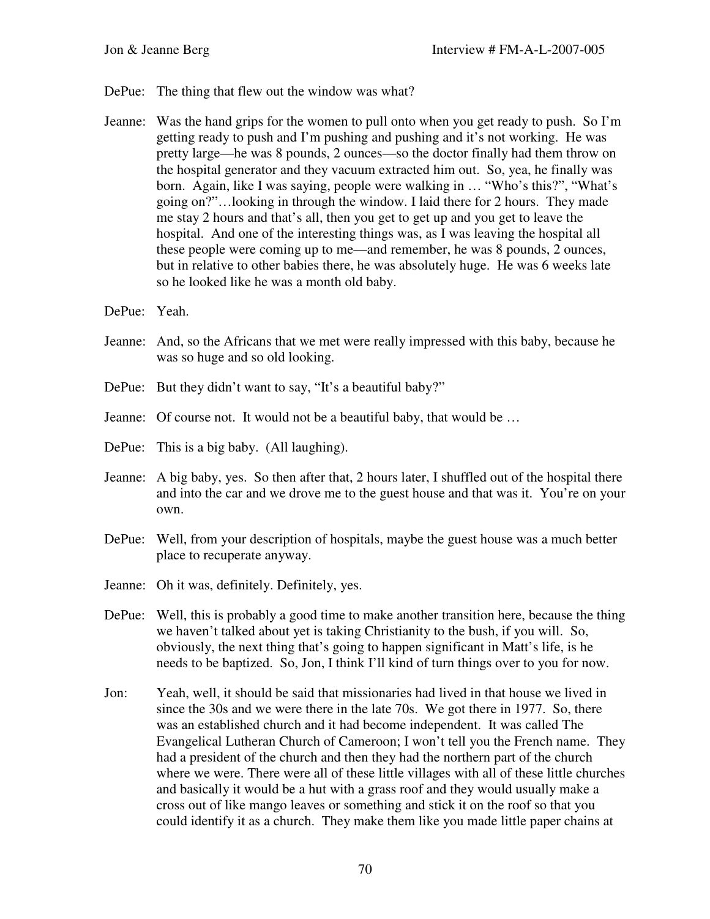DePue: The thing that flew out the window was what?

Jeanne: Was the hand grips for the women to pull onto when you get ready to push. So I'm getting ready to push and I'm pushing and pushing and it's not working. He was pretty large—he was 8 pounds, 2 ounces—so the doctor finally had them throw on the hospital generator and they vacuum extracted him out. So, yea, he finally was born. Again, like I was saying, people were walking in … "Who's this?", "What's going on?"…looking in through the window. I laid there for 2 hours. They made me stay 2 hours and that's all, then you get to get up and you get to leave the hospital. And one of the interesting things was, as I was leaving the hospital all these people were coming up to me—and remember, he was 8 pounds, 2 ounces, but in relative to other babies there, he was absolutely huge. He was 6 weeks late so he looked like he was a month old baby.

DePue: Yeah.

Jeanne: And, so the Africans that we met were really impressed with this baby, because he was so huge and so old looking.

DePue: But they didn't want to say, "It's a beautiful baby?"

Jeanne: Of course not. It would not be a beautiful baby, that would be …

DePue: This is a big baby. (All laughing).

Jeanne: A big baby, yes. So then after that, 2 hours later, I shuffled out of the hospital there and into the car and we drove me to the guest house and that was it. You're on your own.

DePue: Well, from your description of hospitals, maybe the guest house was a much better place to recuperate anyway.

Jeanne: Oh it was, definitely. Definitely, yes.

DePue: Well, this is probably a good time to make another transition here, because the thing we haven't talked about yet is taking Christianity to the bush, if you will. So, obviously, the next thing that's going to happen significant in Matt's life, is he needs to be baptized. So, Jon, I think I'll kind of turn things over to you for now.

Jon: Yeah, well, it should be said that missionaries had lived in that house we lived in since the 30s and we were there in the late 70s. We got there in 1977. So, there was an established church and it had become independent. It was called The Evangelical Lutheran Church of Cameroon; I won't tell you the French name. They had a president of the church and then they had the northern part of the church where we were. There were all of these little villages with all of these little churches and basically it would be a hut with a grass roof and they would usually make a cross out of like mango leaves or something and stick it on the roof so that you could identify it as a church. They make them like you made little paper chains at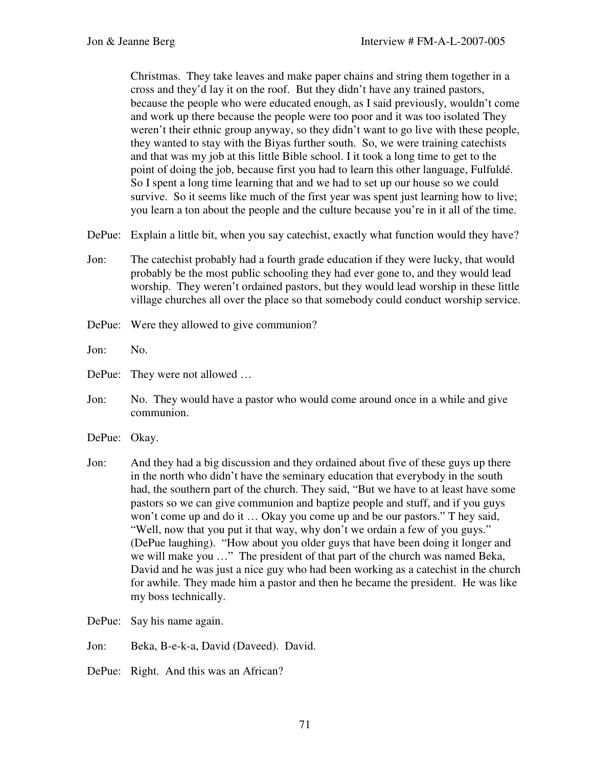Christmas. They take leaves and make paper chains and string them together in a cross and they'd lay it on the roof. But they didn't have any trained pastors, because the people who were educated enough, as I said previously, wouldn't come and work up there because the people were too poor and it was too isolated They weren't their ethnic group anyway, so they didn't want to go live with these people, they wanted to stay with the Biyas further south. So, we were training catechists and that was my job at this little Bible school. I it took a long time to get to the point of doing the job, because first you had to learn this other language, Fulfuldé. So I spent a long time learning that and we had to set up our house so we could survive. So it seems like much of the first year was spent just learning how to live; you learn a ton about the people and the culture because you're in it all of the time.

DePue: Explain a little bit, when you say catechist, exactly what function would they have?

Jon: The catechist probably had a fourth grade education if they were lucky, that would probably be the most public schooling they had ever gone to, and they would lead worship. They weren't ordained pastors, but they would lead worship in these little village churches all over the place so that somebody could conduct worship service.

DePue: Were they allowed to give communion?

Jon: No.

DePue: They were not allowed …

Jon: No. They would have a pastor who would come around once in a while and give communion.

DePue: Okay.

Jon: And they had a big discussion and they ordained about five of these guys up there in the north who didn't have the seminary education that everybody in the south had, the southern part of the church. They said, "But we have to at least have some pastors so we can give communion and baptize people and stuff, and if you guys won't come up and do it … Okay you come up and be our pastors." T hey said, "Well, now that you put it that way, why don't we ordain a few of you guys." (DePue laughing). "How about you older guys that have been doing it longer and we will make you …" The president of that part of the church was named Beka, David and he was just a nice guy who had been working as a catechist in the church for awhile. They made him a pastor and then he became the president. He was like my boss technically.

DePue: Say his name again.

Jon: Beka, B-e-k-a, David (Daveed). David.

DePue: Right. And this was an African?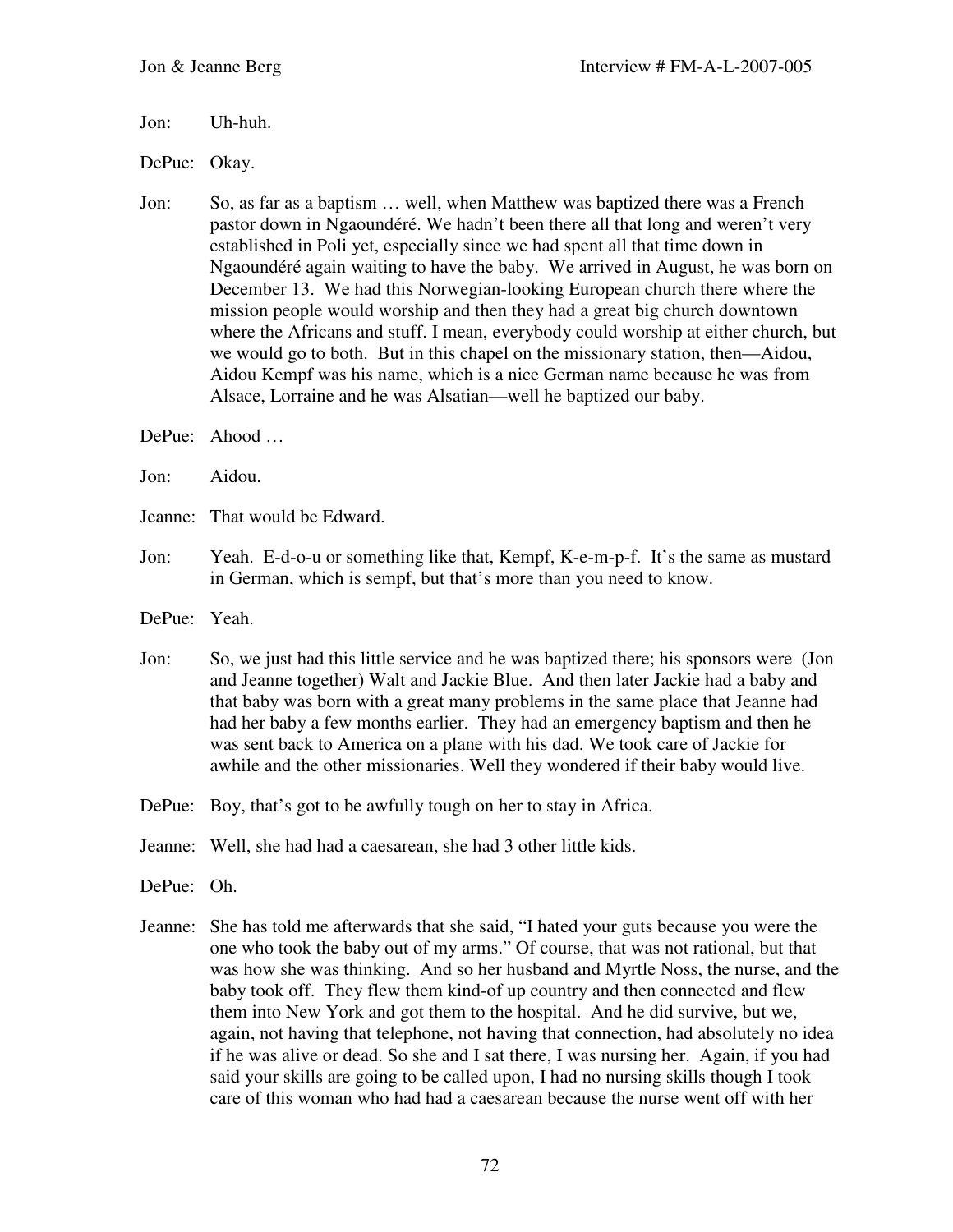Jon: Uh-huh.

DePue: Okay.

Jon: So, as far as a baptism … well, when Matthew was baptized there was a French pastor down in Ngaoundéré. We hadn't been there all that long and weren't very established in Poli yet, especially since we had spent all that time down in Ngaoundéré again waiting to have the baby. We arrived in August, he was born on December 13. We had this Norwegian-looking European church there where the mission people would worship and then they had a great big church downtown where the Africans and stuff. I mean, everybody could worship at either church, but we would go to both. But in this chapel on the missionary station, then—Aidou, Aidou Kempf was his name, which is a nice German name because he was from Alsace, Lorraine and he was Alsatian—well he baptized our baby.

DePue: Ahood …

Jon: Aidou.

Jeanne: That would be Edward.

Jon: Yeah. E-d-o-u or something like that, Kempf, K-e-m-p-f. It's the same as mustard in German, which is sempf, but that's more than you need to know.

DePue: Yeah.

Jon: So, we just had this little service and he was baptized there; his sponsors were (Jon and Jeanne together) Walt and Jackie Blue. And then later Jackie had a baby and that baby was born with a great many problems in the same place that Jeanne had had her baby a few months earlier. They had an emergency baptism and then he was sent back to America on a plane with his dad. We took care of Jackie for awhile and the other missionaries. Well they wondered if their baby would live.

DePue: Boy, that's got to be awfully tough on her to stay in Africa.

Jeanne: Well, she had had a caesarean, she had 3 other little kids.

DePue: Oh.

Jeanne: She has told me afterwards that she said, "I hated your guts because you were the one who took the baby out of my arms." Of course, that was not rational, but that was how she was thinking. And so her husband and Myrtle Noss, the nurse, and the baby took off. They flew them kind-of up country and then connected and flew them into New York and got them to the hospital. And he did survive, but we, again, not having that telephone, not having that connection, had absolutely no idea if he was alive or dead. So she and I sat there, I was nursing her. Again, if you had said your skills are going to be called upon, I had no nursing skills though I took care of this woman who had had a caesarean because the nurse went off with her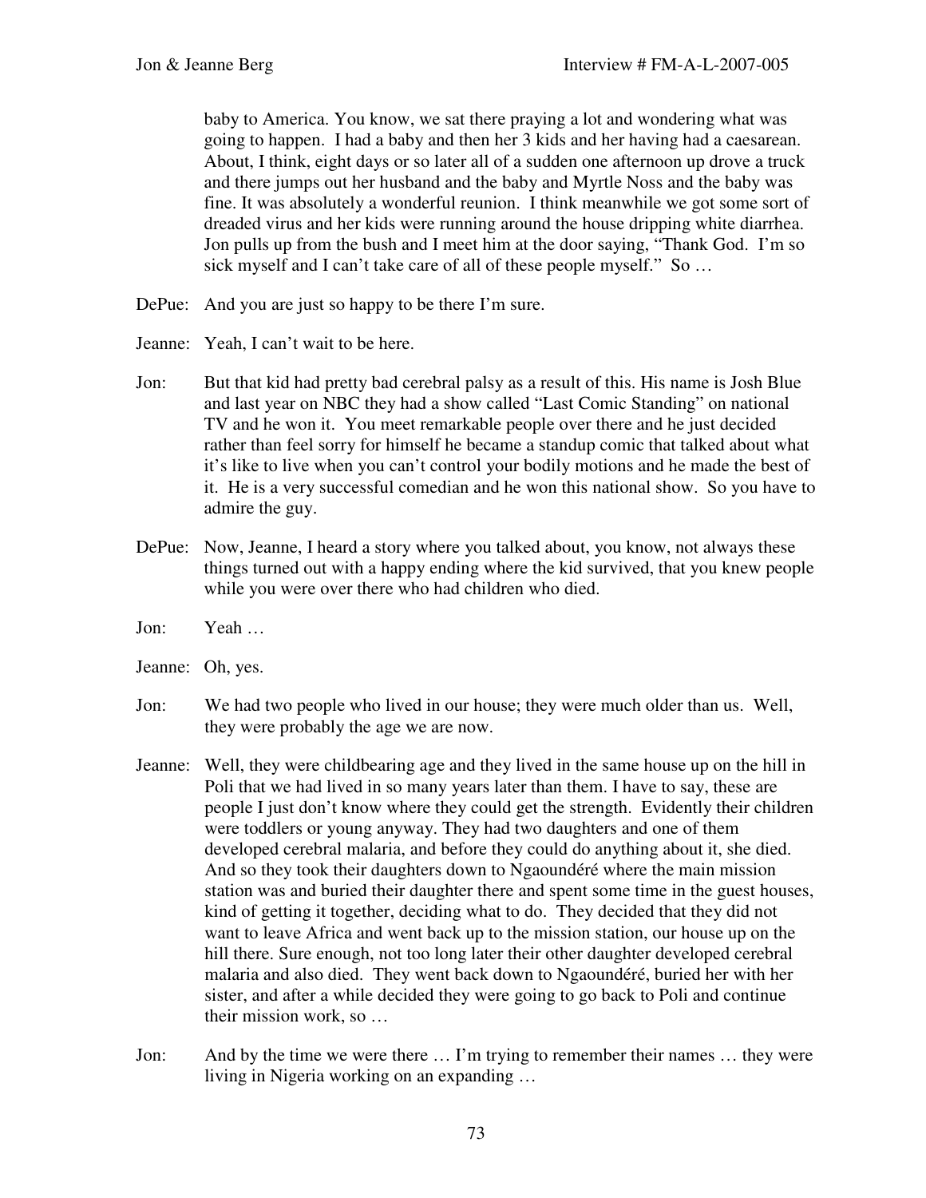baby to America. You know, we sat there praying a lot and wondering what was going to happen. I had a baby and then her 3 kids and her having had a caesarean. About, I think, eight days or so later all of a sudden one afternoon up drove a truck and there jumps out her husband and the baby and Myrtle Noss and the baby was fine. It was absolutely a wonderful reunion. I think meanwhile we got some sort of dreaded virus and her kids were running around the house dripping white diarrhea. Jon pulls up from the bush and I meet him at the door saying, "Thank God. I'm so sick myself and I can't take care of all of these people myself." So …

DePue: And you are just so happy to be there I'm sure.

Jeanne: Yeah, I can't wait to be here.

Jon: But that kid had pretty bad cerebral palsy as a result of this. His name is Josh Blue and last year on NBC they had a show called "Last Comic Standing" on national TV and he won it. You meet remarkable people over there and he just decided rather than feel sorry for himself he became a standup comic that talked about what it's like to live when you can't control your bodily motions and he made the best of it. He is a very successful comedian and he won this national show. So you have to admire the guy.

DePue: Now, Jeanne, I heard a story where you talked about, you know, not always these things turned out with a happy ending where the kid survived, that you knew people while you were over there who had children who died.

Jon: Yeah …

Jeanne: Oh, yes.

Jon: We had two people who lived in our house; they were much older than us. Well, they were probably the age we are now.

Jeanne: Well, they were childbearing age and they lived in the same house up on the hill in Poli that we had lived in so many years later than them. I have to say, these are people I just don't know where they could get the strength. Evidently their children were toddlers or young anyway. They had two daughters and one of them developed cerebral malaria, and before they could do anything about it, she died. And so they took their daughters down to Ngaoundéré where the main mission station was and buried their daughter there and spent some time in the guest houses, kind of getting it together, deciding what to do. They decided that they did not want to leave Africa and went back up to the mission station, our house up on the hill there. Sure enough, not too long later their other daughter developed cerebral malaria and also died. They went back down to Ngaoundéré, buried her with her sister, and after a while decided they were going to go back to Poli and continue their mission work, so …

Jon: And by the time we were there … I'm trying to remember their names … they were living in Nigeria working on an expanding …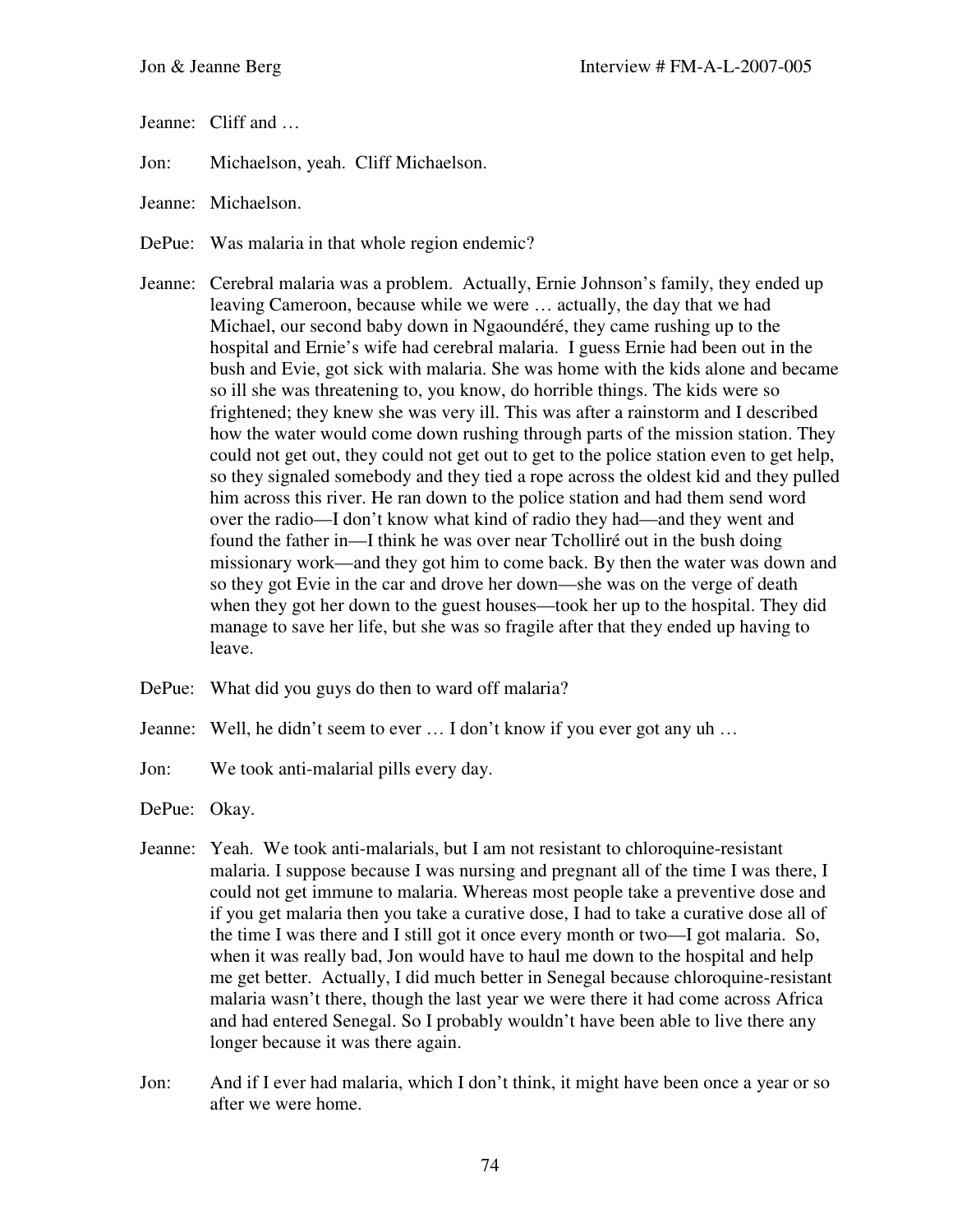Jeanne: Cliff and …

Jon: Michaelson, yeah. Cliff Michaelson.

Jeanne: Michaelson.

DePue: Was malaria in that whole region endemic?

Jeanne: Cerebral malaria was a problem. Actually, Ernie Johnson's family, they ended up leaving Cameroon, because while we were … actually, the day that we had Michael, our second baby down in Ngaoundéré, they came rushing up to the hospital and Ernie's wife had cerebral malaria. I guess Ernie had been out in the bush and Evie, got sick with malaria. She was home with the kids alone and became so ill she was threatening to, you know, do horrible things. The kids were so frightened; they knew she was very ill. This was after a rainstorm and I described how the water would come down rushing through parts of the mission station. They could not get out, they could not get out to get to the police station even to get help, so they signaled somebody and they tied a rope across the oldest kid and they pulled him across this river. He ran down to the police station and had them send word over the radio—I don't know what kind of radio they had—and they went and found the father in—I think he was over near Tcholliré out in the bush doing missionary work—and they got him to come back. By then the water was down and so they got Evie in the car and drove her down—she was on the verge of death when they got her down to the guest houses—took her up to the hospital. They did manage to save her life, but she was so fragile after that they ended up having to leave.

DePue: What did you guys do then to ward off malaria?

Jeanne: Well, he didn't seem to ever … I don't know if you ever got any uh …

Jon: We took anti-malarial pills every day.

DePue: Okay.

Jeanne: Yeah. We took anti-malarials, but I am not resistant to chloroquine-resistant malaria. I suppose because I was nursing and pregnant all of the time I was there, I could not get immune to malaria. Whereas most people take a preventive dose and if you get malaria then you take a curative dose, I had to take a curative dose all of the time I was there and I still got it once every month or two—I got malaria. So, when it was really bad, Jon would have to haul me down to the hospital and help me get better. Actually, I did much better in Senegal because chloroquine-resistant malaria wasn't there, though the last year we were there it had come across Africa and had entered Senegal. So I probably wouldn't have been able to live there any longer because it was there again.

Jon: And if I ever had malaria, which I don't think, it might have been once a year or so after we were home.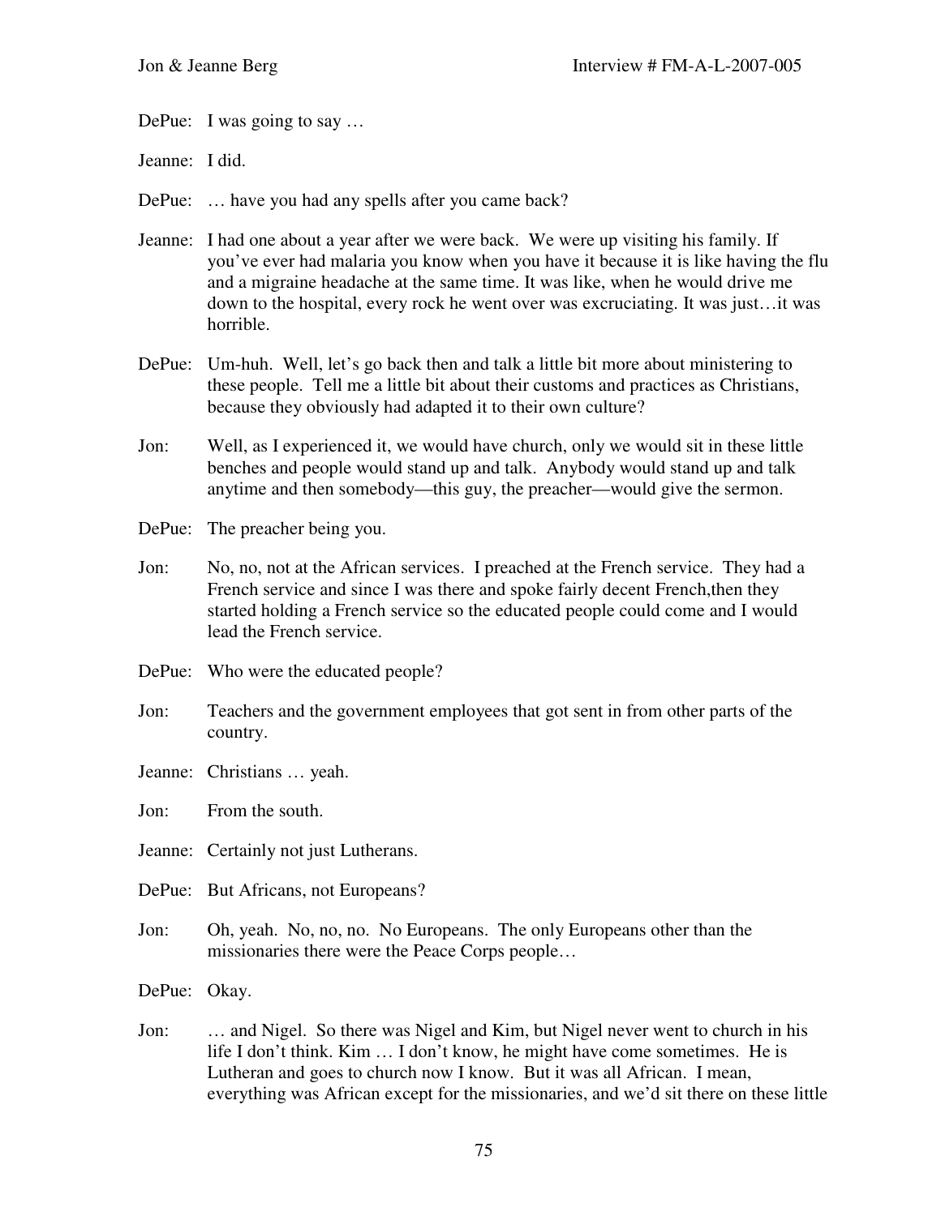DePue: I was going to say …

Jeanne: I did.

DePue: … have you had any spells after you came back?

Jeanne: I had one about a year after we were back. We were up visiting his family. If you've ever had malaria you know when you have it because it is like having the flu and a migraine headache at the same time. It was like, when he would drive me down to the hospital, every rock he went over was excruciating. It was just…it was horrible.

DePue: Um-huh. Well, let's go back then and talk a little bit more about ministering to these people. Tell me a little bit about their customs and practices as Christians, because they obviously had adapted it to their own culture?

Jon: Well, as I experienced it, we would have church, only we would sit in these little benches and people would stand up and talk. Anybody would stand up and talk anytime and then somebody—this guy, the preacher—would give the sermon.

DePue: The preacher being you.

Jon: No, no, not at the African services. I preached at the French service. They had a French service and since I was there and spoke fairly decent French,then they started holding a French service so the educated people could come and I would lead the French service.

DePue: Who were the educated people?

Jon: Teachers and the government employees that got sent in from other parts of the country.

Jeanne: Christians … yeah.

Jon: From the south.

Jeanne: Certainly not just Lutherans.

DePue: But Africans, not Europeans?

Jon: Oh, yeah. No, no, no. No Europeans. The only Europeans other than the missionaries there were the Peace Corps people…

DePue: Okay.

Jon: … and Nigel. So there was Nigel and Kim, but Nigel never went to church in his life I don't think. Kim … I don't know, he might have come sometimes. He is Lutheran and goes to church now I know. But it was all African. I mean, everything was African except for the missionaries, and we'd sit there on these little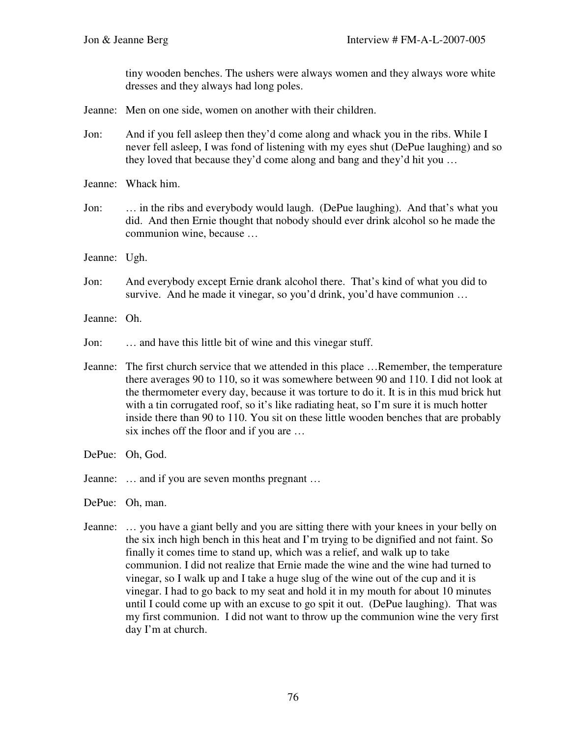tiny wooden benches. The ushers were always women and they always wore white dresses and they always had long poles.

Jeanne: Men on one side, women on another with their children.

Jon: And if you fell asleep then they'd come along and whack you in the ribs. While I never fell asleep, I was fond of listening with my eyes shut (DePue laughing) and so they loved that because they'd come along and bang and they'd hit you …

Jeanne: Whack him.

Jon: … in the ribs and everybody would laugh. (DePue laughing). And that's what you did. And then Ernie thought that nobody should ever drink alcohol so he made the communion wine, because …

Jeanne: Ugh.

Jon: And everybody except Ernie drank alcohol there. That's kind of what you did to survive. And he made it vinegar, so you'd drink, you'd have communion …

Jeanne: Oh.

Jon: … and have this little bit of wine and this vinegar stuff.

Jeanne: The first church service that we attended in this place …Remember, the temperature there averages 90 to 110, so it was somewhere between 90 and 110. I did not look at the thermometer every day, because it was torture to do it. It is in this mud brick hut with a tin corrugated roof, so it's like radiating heat, so I'm sure it is much hotter inside there than 90 to 110. You sit on these little wooden benches that are probably six inches off the floor and if you are …

DePue: Oh, God.

Jeanne: … and if you are seven months pregnant …

DePue: Oh, man.

Jeanne: … you have a giant belly and you are sitting there with your knees in your belly on the six inch high bench in this heat and I'm trying to be dignified and not faint. So finally it comes time to stand up, which was a relief, and walk up to take communion. I did not realize that Ernie made the wine and the wine had turned to vinegar, so I walk up and I take a huge slug of the wine out of the cup and it is vinegar. I had to go back to my seat and hold it in my mouth for about 10 minutes until I could come up with an excuse to go spit it out. (DePue laughing). That was my first communion. I did not want to throw up the communion wine the very first day I'm at church.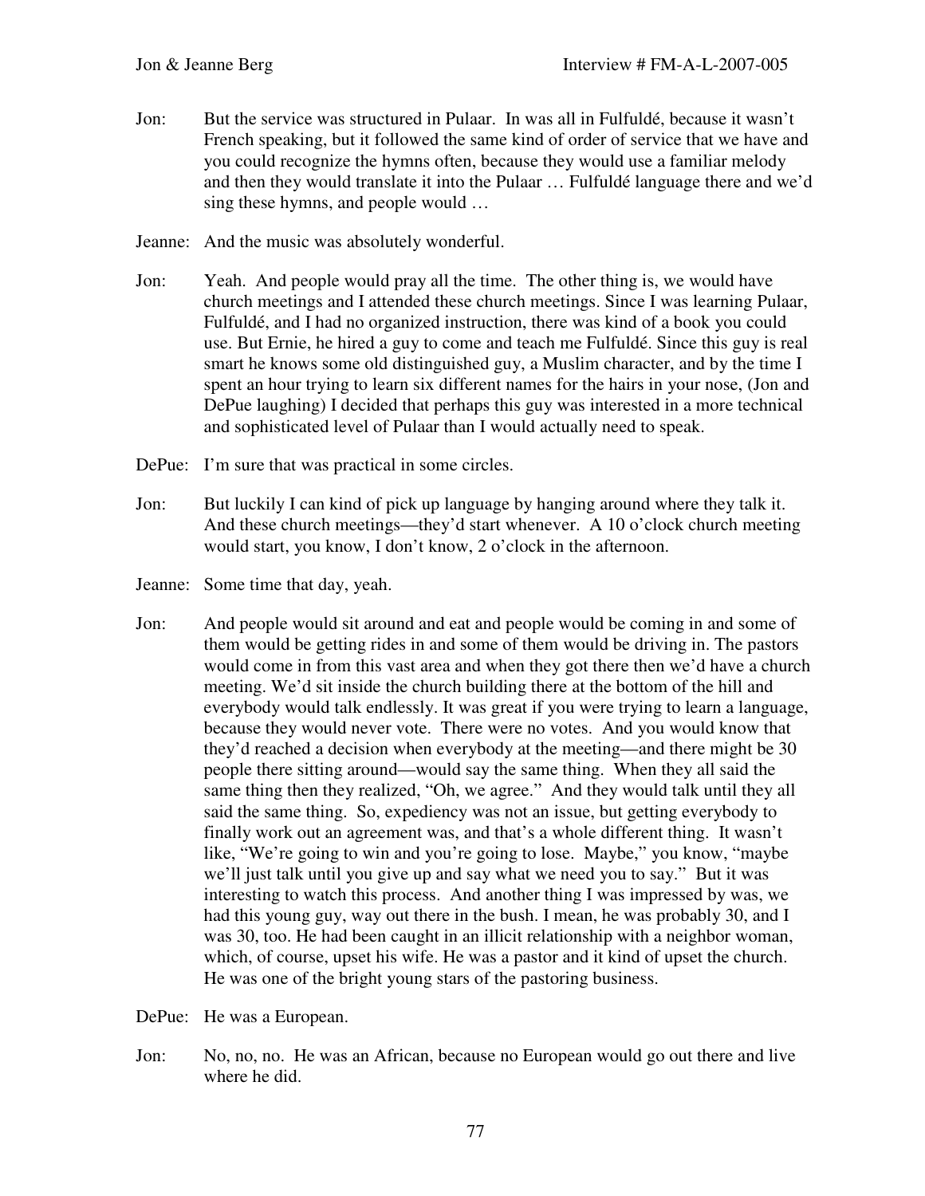Jon: But the service was structured in Pulaar. In was all in Fulfuldé, because it wasn't French speaking, but it followed the same kind of order of service that we have and you could recognize the hymns often, because they would use a familiar melody and then they would translate it into the Pulaar … Fulfuldé language there and we'd sing these hymns, and people would …

Jeanne: And the music was absolutely wonderful.

Jon: Yeah. And people would pray all the time. The other thing is, we would have church meetings and I attended these church meetings. Since I was learning Pulaar, Fulfuldé, and I had no organized instruction, there was kind of a book you could use. But Ernie, he hired a guy to come and teach me Fulfuldé. Since this guy is real smart he knows some old distinguished guy, a Muslim character, and by the time I spent an hour trying to learn six different names for the hairs in your nose, (Jon and DePue laughing) I decided that perhaps this guy was interested in a more technical and sophisticated level of Pulaar than I would actually need to speak.

DePue: I'm sure that was practical in some circles.

Jon: But luckily I can kind of pick up language by hanging around where they talk it. And these church meetings—they'd start whenever. A 10 o'clock church meeting would start, you know, I don't know, 2 o'clock in the afternoon.

Jeanne: Some time that day, yeah.

Jon: And people would sit around and eat and people would be coming in and some of them would be getting rides in and some of them would be driving in. The pastors would come in from this vast area and when they got there then we'd have a church meeting. We'd sit inside the church building there at the bottom of the hill and everybody would talk endlessly. It was great if you were trying to learn a language, because they would never vote. There were no votes. And you would know that they'd reached a decision when everybody at the meeting—and there might be 30 people there sitting around—would say the same thing. When they all said the same thing then they realized, "Oh, we agree." And they would talk until they all said the same thing. So, expediency was not an issue, but getting everybody to finally work out an agreement was, and that's a whole different thing. It wasn't like, "We're going to win and you're going to lose. Maybe," you know, "maybe we'll just talk until you give up and say what we need you to say." But it was interesting to watch this process. And another thing I was impressed by was, we had this young guy, way out there in the bush. I mean, he was probably 30, and I was 30, too. He had been caught in an illicit relationship with a neighbor woman, which, of course, upset his wife. He was a pastor and it kind of upset the church. He was one of the bright young stars of the pastoring business.

DePue: He was a European.

Jon: No, no, no. He was an African, because no European would go out there and live where he did.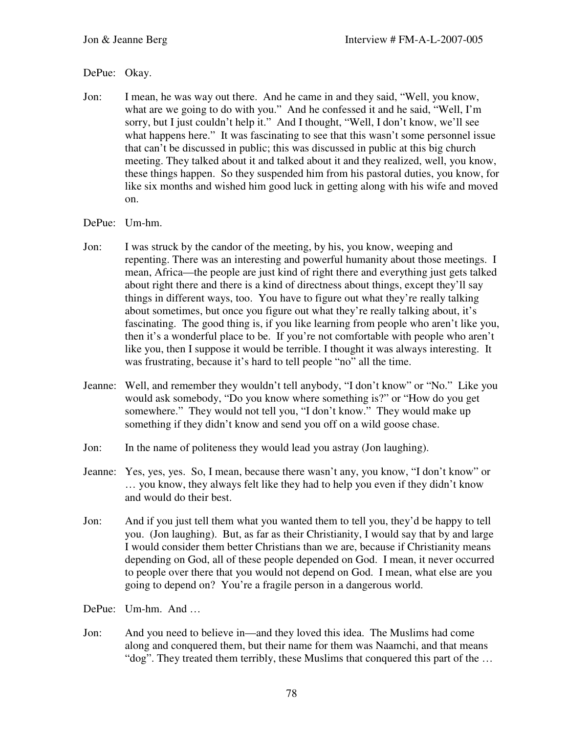DePue: Okay.

Jon: I mean, he was way out there. And he came in and they said, "Well, you know, what are we going to do with you." And he confessed it and he said, "Well, I'm sorry, but I just couldn't help it." And I thought, "Well, I don't know, we'll see what happens here." It was fascinating to see that this wasn't some personnel issue that can't be discussed in public; this was discussed in public at this big church meeting. They talked about it and talked about it and they realized, well, you know, these things happen. So they suspended him from his pastoral duties, you know, for like six months and wished him good luck in getting along with his wife and moved on.

DePue: Um-hm.

Jon: I was struck by the candor of the meeting, by his, you know, weeping and repenting. There was an interesting and powerful humanity about those meetings. I mean, Africa—the people are just kind of right there and everything just gets talked about right there and there is a kind of directness about things, except they'll say things in different ways, too. You have to figure out what they're really talking about sometimes, but once you figure out what they're really talking about, it's fascinating. The good thing is, if you like learning from people who aren't like you, then it's a wonderful place to be. If you're not comfortable with people who aren't like you, then I suppose it would be terrible. I thought it was always interesting. It was frustrating, because it's hard to tell people "no" all the time.

Jeanne: Well, and remember they wouldn't tell anybody, "I don't know" or "No." Like you would ask somebody, "Do you know where something is?" or "How do you get somewhere." They would not tell you, "I don't know." They would make up something if they didn't know and send you off on a wild goose chase.

Jon: In the name of politeness they would lead you astray (Jon laughing).

Jeanne: Yes, yes, yes. So, I mean, because there wasn't any, you know, "I don't know" or … you know, they always felt like they had to help you even if they didn't know and would do their best.

Jon: And if you just tell them what you wanted them to tell you, they'd be happy to tell you. (Jon laughing). But, as far as their Christianity, I would say that by and large I would consider them better Christians than we are, because if Christianity means depending on God, all of these people depended on God. I mean, it never occurred to people over there that you would not depend on God. I mean, what else are you going to depend on? You're a fragile person in a dangerous world.

DePue: Um-hm. And …

Jon: And you need to believe in—and they loved this idea. The Muslims had come along and conquered them, but their name for them was Naamchi, and that means "dog". They treated them terribly, these Muslims that conquered this part of the …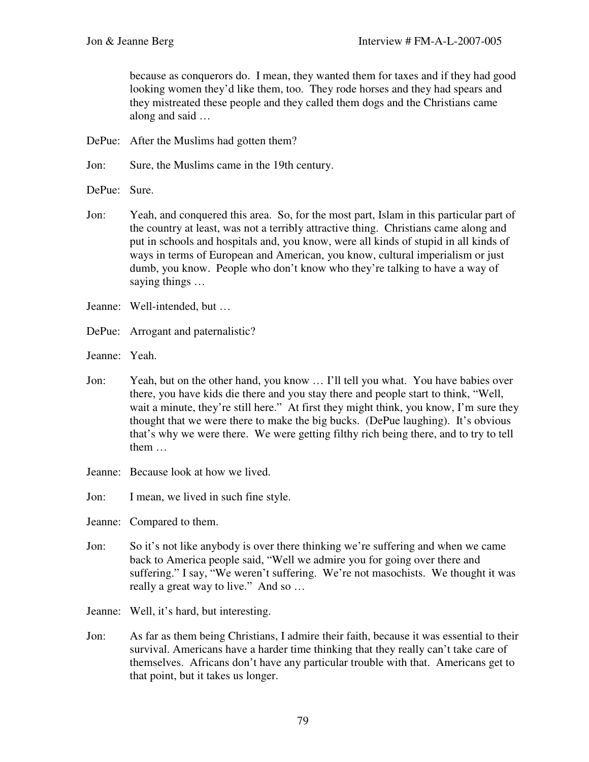because as conquerors do. I mean, they wanted them for taxes and if they had good looking women they'd like them, too. They rode horses and they had spears and they mistreated these people and they called them dogs and the Christians came along and said …

DePue: After the Muslims had gotten them?

Jon: Sure, the Muslims came in the 19th century.

DePue: Sure.

Jon: Yeah, and conquered this area. So, for the most part, Islam in this particular part of the country at least, was not a terribly attractive thing. Christians came along and put in schools and hospitals and, you know, were all kinds of stupid in all kinds of ways in terms of European and American, you know, cultural imperialism or just dumb, you know. People who don't know who they're talking to have a way of saying things …

Jeanne: Well-intended, but …

DePue: Arrogant and paternalistic?

Jeanne: Yeah.

Jon: Yeah, but on the other hand, you know … I'll tell you what. You have babies over there, you have kids die there and you stay there and people start to think, "Well, wait a minute, they're still here." At first they might think, you know, I'm sure they thought that we were there to make the big bucks. (DePue laughing). It's obvious that's why we were there. We were getting filthy rich being there, and to try to tell them …

Jeanne: Because look at how we lived.

Jon: I mean, we lived in such fine style.

Jeanne: Compared to them.

Jon: So it's not like anybody is over there thinking we're suffering and when we came back to America people said, "Well we admire you for going over there and suffering." I say, "We weren't suffering. We're not masochists. We thought it was really a great way to live." And so …

Jeanne: Well, it's hard, but interesting.

Jon: As far as them being Christians, I admire their faith, because it was essential to their survival. Americans have a harder time thinking that they really can't take care of themselves. Africans don't have any particular trouble with that. Americans get to that point, but it takes us longer.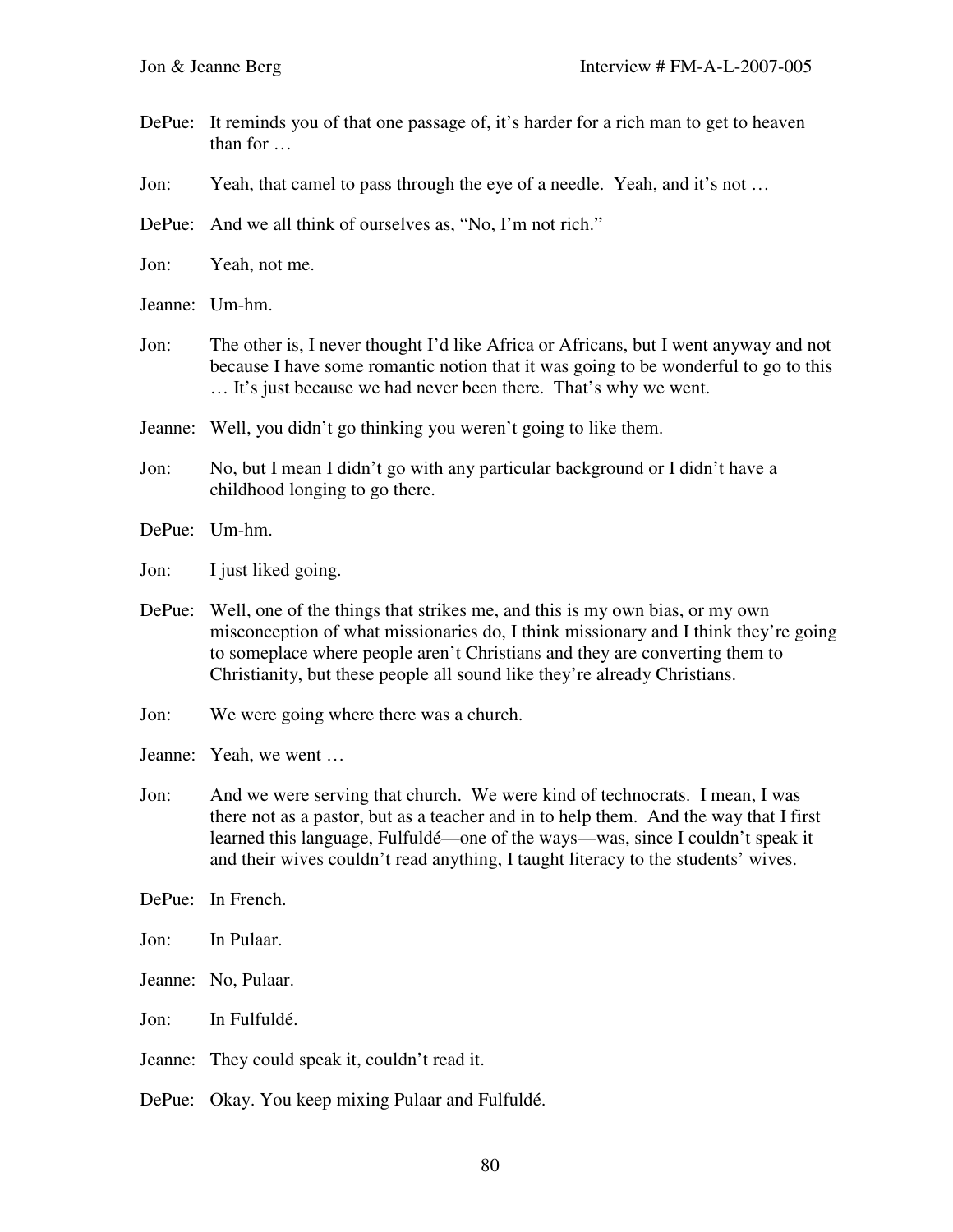DePue: It reminds you of that one passage of, it's harder for a rich man to get to heaven than for …

Jon: Yeah, that camel to pass through the eye of a needle. Yeah, and it's not …

DePue: And we all think of ourselves as, "No, I'm not rich."

Jon: Yeah, not me.

Jeanne: Um-hm.

Jon: The other is, I never thought I'd like Africa or Africans, but I went anyway and not because I have some romantic notion that it was going to be wonderful to go to this … It's just because we had never been there. That's why we went.

Jeanne: Well, you didn't go thinking you weren't going to like them.

Jon: No, but I mean I didn't go with any particular background or I didn't have a childhood longing to go there.

DePue: Um-hm.

Jon: I just liked going.

DePue: Well, one of the things that strikes me, and this is my own bias, or my own misconception of what missionaries do, I think missionary and I think they're going to someplace where people aren't Christians and they are converting them to Christianity, but these people all sound like they're already Christians.

Jon: We were going where there was a church.

Jeanne: Yeah, we went …

Jon: And we were serving that church. We were kind of technocrats. I mean, I was there not as a pastor, but as a teacher and in to help them. And the way that I first learned this language, Fulfuldé—one of the ways—was, since I couldn't speak it and their wives couldn't read anything, I taught literacy to the students' wives.

DePue: In French.

Jon: In Pulaar.

Jeanne: No, Pulaar.

Jon: In Fulfuldé.

Jeanne: They could speak it, couldn't read it.

DePue: Okay. You keep mixing Pulaar and Fulfuldé.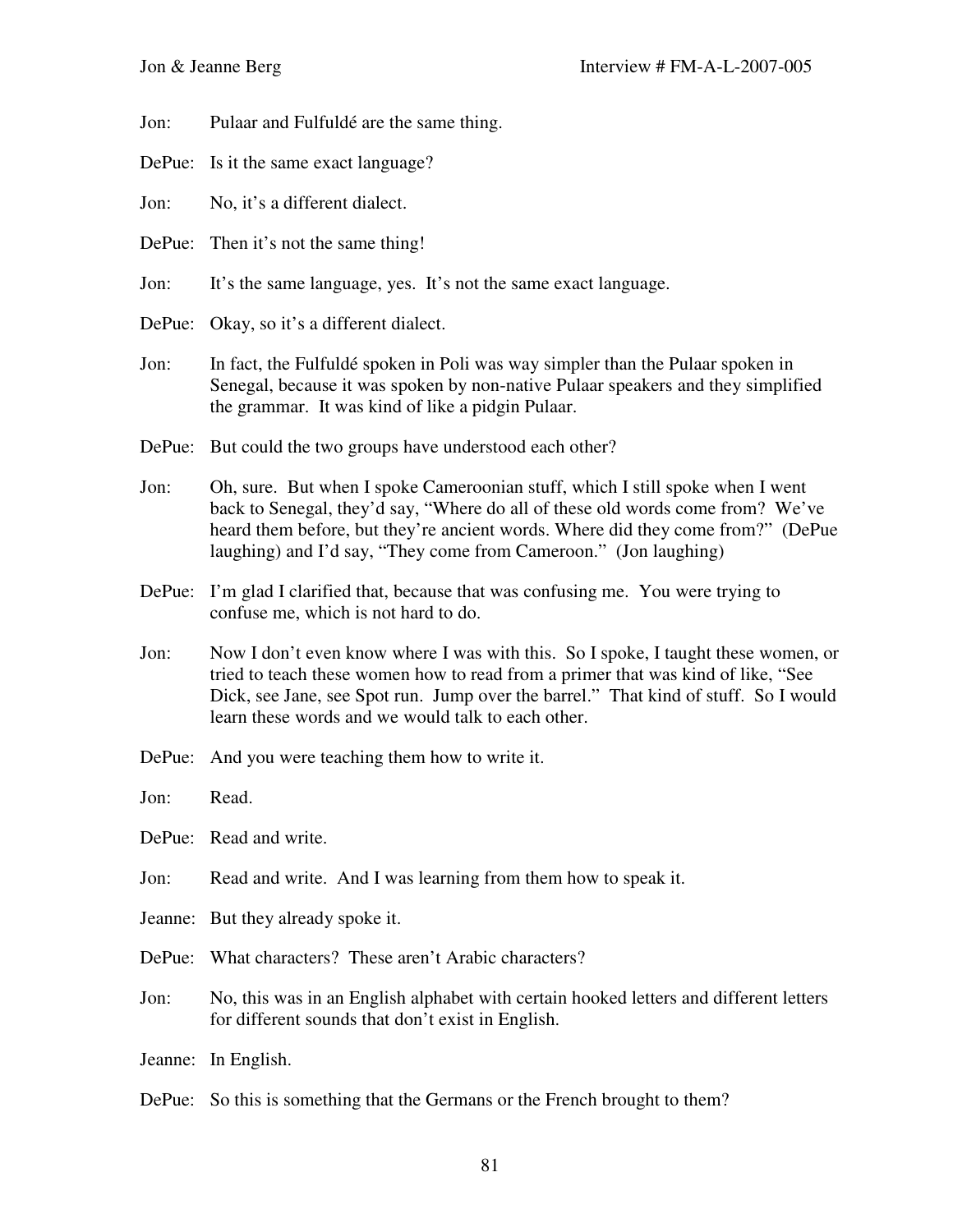Jon: Pulaar and Fulfuldé are the same thing.

DePue: Is it the same exact language?

Jon: No, it's a different dialect.

DePue: Then it's not the same thing!

Jon: It's the same language, yes. It's not the same exact language.

DePue: Okay, so it's a different dialect.

Jon: In fact, the Fulfuldé spoken in Poli was way simpler than the Pulaar spoken in Senegal, because it was spoken by non-native Pulaar speakers and they simplified the grammar. It was kind of like a pidgin Pulaar.

DePue: But could the two groups have understood each other?

Jon: Oh, sure. But when I spoke Cameroonian stuff, which I still spoke when I went back to Senegal, they'd say, "Where do all of these old words come from? We've heard them before, but they're ancient words. Where did they come from?" (DePue laughing) and I'd say, "They come from Cameroon." (Jon laughing)

DePue: I'm glad I clarified that, because that was confusing me. You were trying to confuse me, which is not hard to do.

Jon: Now I don't even know where I was with this. So I spoke, I taught these women, or tried to teach these women how to read from a primer that was kind of like, "See Dick, see Jane, see Spot run. Jump over the barrel." That kind of stuff. So I would learn these words and we would talk to each other.

DePue: And you were teaching them how to write it.

Jon: Read.

DePue: Read and write.

Jon: Read and write. And I was learning from them how to speak it.

Jeanne: But they already spoke it.

DePue: What characters? These aren't Arabic characters?

Jon: No, this was in an English alphabet with certain hooked letters and different letters for different sounds that don't exist in English.

Jeanne: In English.

DePue: So this is something that the Germans or the French brought to them?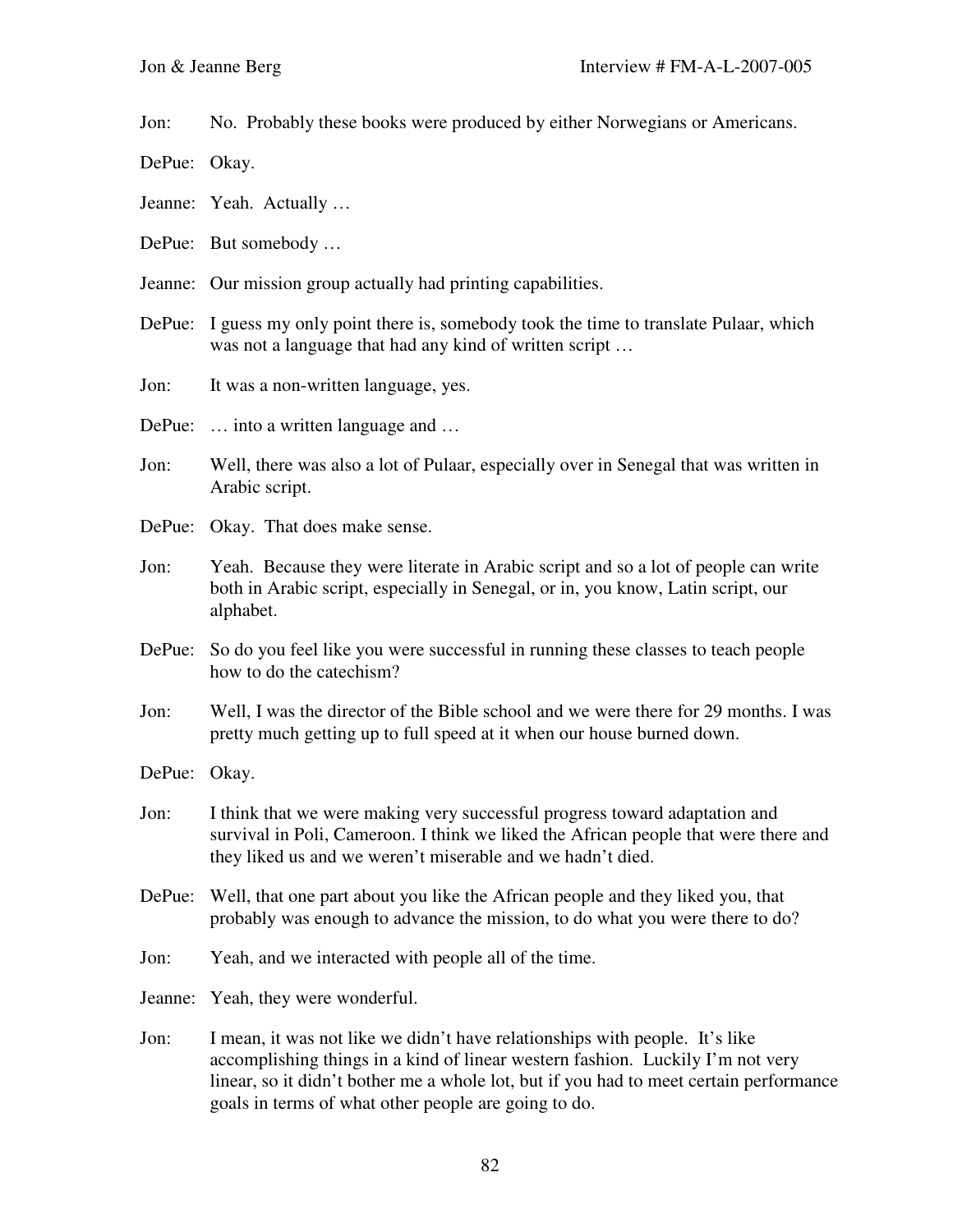Jon: No. Probably these books were produced by either Norwegians or Americans.

DePue: Okay.

Jeanne: Yeah. Actually …

DePue: But somebody …

Jeanne: Our mission group actually had printing capabilities.

DePue: I guess my only point there is, somebody took the time to translate Pulaar, which was not a language that had any kind of written script …

Jon: It was a non-written language, yes.

DePue: … into a written language and …

Jon: Well, there was also a lot of Pulaar, especially over in Senegal that was written in Arabic script.

DePue: Okay. That does make sense.

Jon: Yeah. Because they were literate in Arabic script and so a lot of people can write both in Arabic script, especially in Senegal, or in, you know, Latin script, our alphabet.

DePue: So do you feel like you were successful in running these classes to teach people how to do the catechism?

Jon: Well, I was the director of the Bible school and we were there for 29 months. I was pretty much getting up to full speed at it when our house burned down.

DePue: Okay.

Jon: I think that we were making very successful progress toward adaptation and survival in Poli, Cameroon. I think we liked the African people that were there and they liked us and we weren't miserable and we hadn't died.

DePue: Well, that one part about you like the African people and they liked you, that probably was enough to advance the mission, to do what you were there to do?

Jon: Yeah, and we interacted with people all of the time.

Jeanne: Yeah, they were wonderful.

Jon: I mean, it was not like we didn't have relationships with people. It's like accomplishing things in a kind of linear western fashion. Luckily I'm not very linear, so it didn't bother me a whole lot, but if you had to meet certain performance goals in terms of what other people are going to do.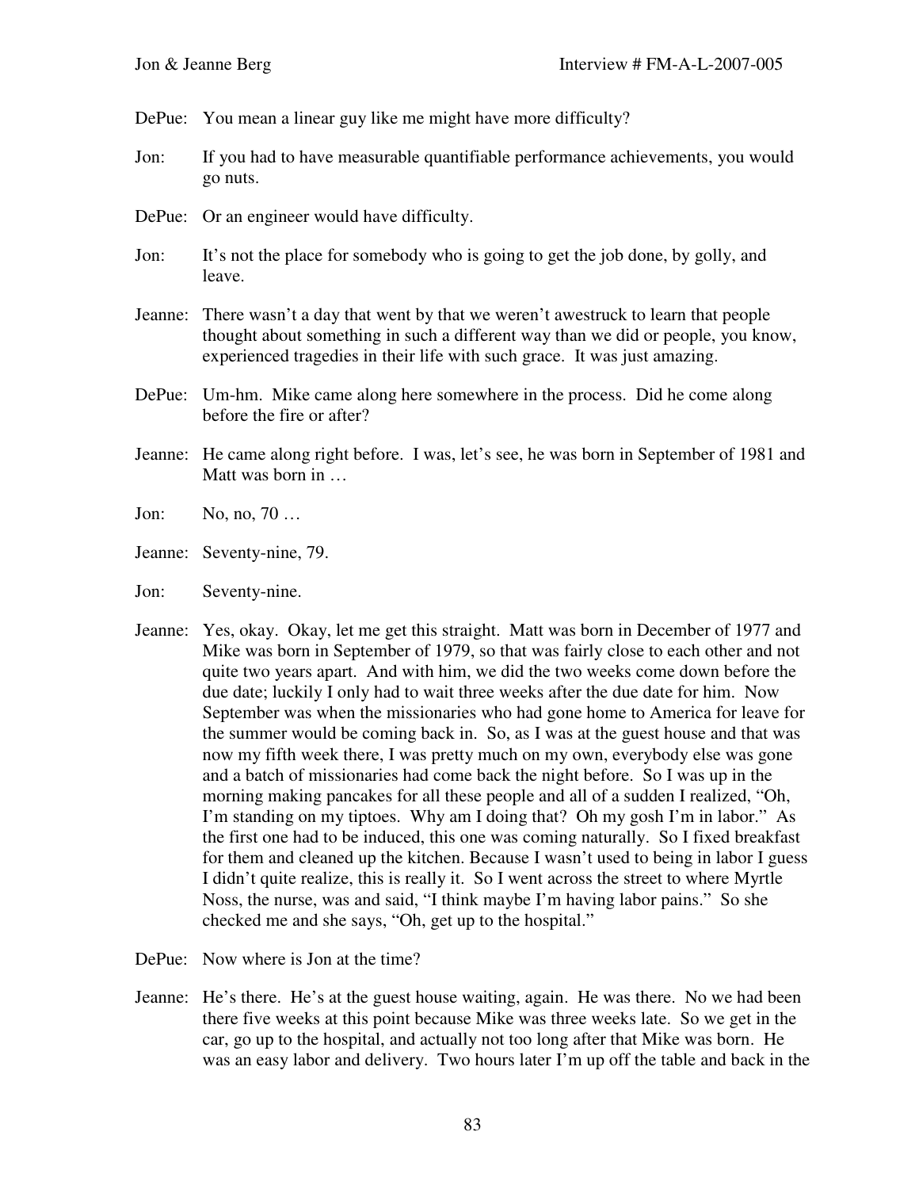DePue: You mean a linear guy like me might have more difficulty?

Jon: If you had to have measurable quantifiable performance achievements, you would go nuts.

DePue: Or an engineer would have difficulty.

Jon: It's not the place for somebody who is going to get the job done, by golly, and leave.

Jeanne: There wasn't a day that went by that we weren't awestruck to learn that people thought about something in such a different way than we did or people, you know, experienced tragedies in their life with such grace. It was just amazing.

DePue: Um-hm. Mike came along here somewhere in the process. Did he come along before the fire or after?

Jeanne: He came along right before. I was, let's see, he was born in September of 1981 and Matt was born in …

Jon: No, no, 70 …

Jeanne: Seventy-nine, 79.

Jon: Seventy-nine.

Jeanne: Yes, okay. Okay, let me get this straight. Matt was born in December of 1977 and Mike was born in September of 1979, so that was fairly close to each other and not quite two years apart. And with him, we did the two weeks come down before the due date; luckily I only had to wait three weeks after the due date for him. Now September was when the missionaries who had gone home to America for leave for the summer would be coming back in. So, as I was at the guest house and that was now my fifth week there, I was pretty much on my own, everybody else was gone and a batch of missionaries had come back the night before. So I was up in the morning making pancakes for all these people and all of a sudden I realized, "Oh, I'm standing on my tiptoes. Why am I doing that? Oh my gosh I'm in labor." As the first one had to be induced, this one was coming naturally. So I fixed breakfast for them and cleaned up the kitchen. Because I wasn't used to being in labor I guess I didn't quite realize, this is really it. So I went across the street to where Myrtle Noss, the nurse, was and said, "I think maybe I'm having labor pains." So she checked me and she says, "Oh, get up to the hospital."

DePue: Now where is Jon at the time?

Jeanne: He's there. He's at the guest house waiting, again. He was there. No we had been there five weeks at this point because Mike was three weeks late. So we get in the car, go up to the hospital, and actually not too long after that Mike was born. He was an easy labor and delivery. Two hours later I'm up off the table and back in the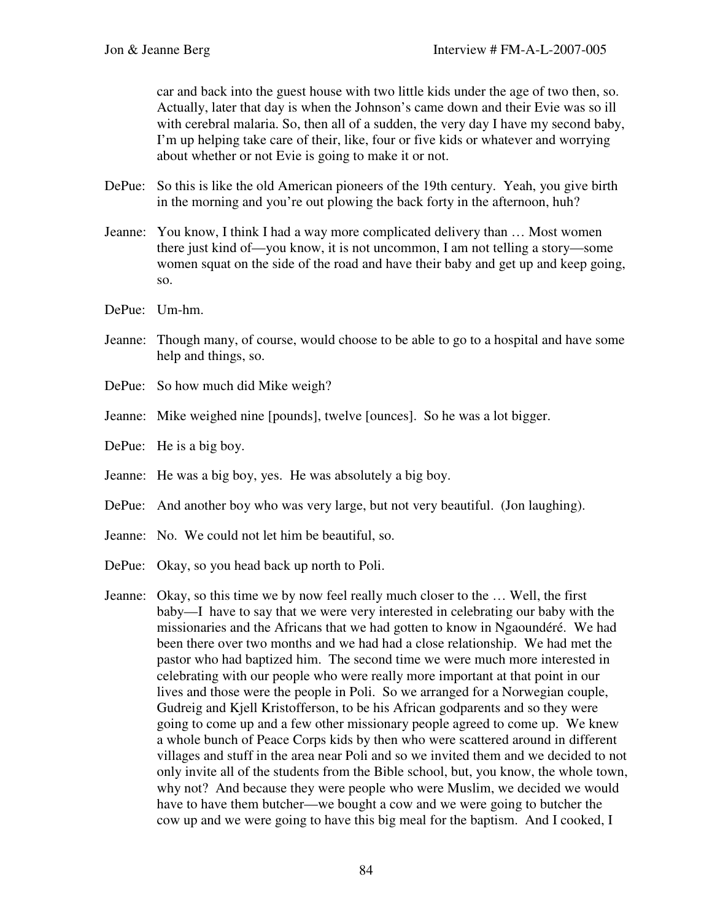car and back into the guest house with two little kids under the age of two then, so. Actually, later that day is when the Johnson's came down and their Evie was so ill with cerebral malaria. So, then all of a sudden, the very day I have my second baby, I'm up helping take care of their, like, four or five kids or whatever and worrying about whether or not Evie is going to make it or not.

DePue: So this is like the old American pioneers of the 19th century. Yeah, you give birth in the morning and you're out plowing the back forty in the afternoon, huh?

Jeanne: You know, I think I had a way more complicated delivery than … Most women there just kind of—you know, it is not uncommon, I am not telling a story—some women squat on the side of the road and have their baby and get up and keep going, so.

DePue: Um-hm.

Jeanne: Though many, of course, would choose to be able to go to a hospital and have some help and things, so.

DePue: So how much did Mike weigh?

Jeanne: Mike weighed nine [pounds], twelve [ounces]. So he was a lot bigger.

DePue: He is a big boy.

Jeanne: He was a big boy, yes. He was absolutely a big boy.

DePue: And another boy who was very large, but not very beautiful. (Jon laughing).

Jeanne: No. We could not let him be beautiful, so.

DePue: Okay, so you head back up north to Poli.

Jeanne: Okay, so this time we by now feel really much closer to the … Well, the first baby—I have to say that we were very interested in celebrating our baby with the missionaries and the Africans that we had gotten to know in Ngaoundéré. We had been there over two months and we had had a close relationship. We had met the pastor who had baptized him. The second time we were much more interested in celebrating with our people who were really more important at that point in our lives and those were the people in Poli. So we arranged for a Norwegian couple, Gudreig and Kjell Kristofferson, to be his African godparents and so they were going to come up and a few other missionary people agreed to come up. We knew a whole bunch of Peace Corps kids by then who were scattered around in different villages and stuff in the area near Poli and so we invited them and we decided to not only invite all of the students from the Bible school, but, you know, the whole town, why not? And because they were people who were Muslim, we decided we would have to have them butcher—we bought a cow and we were going to butcher the cow up and we were going to have this big meal for the baptism. And I cooked, I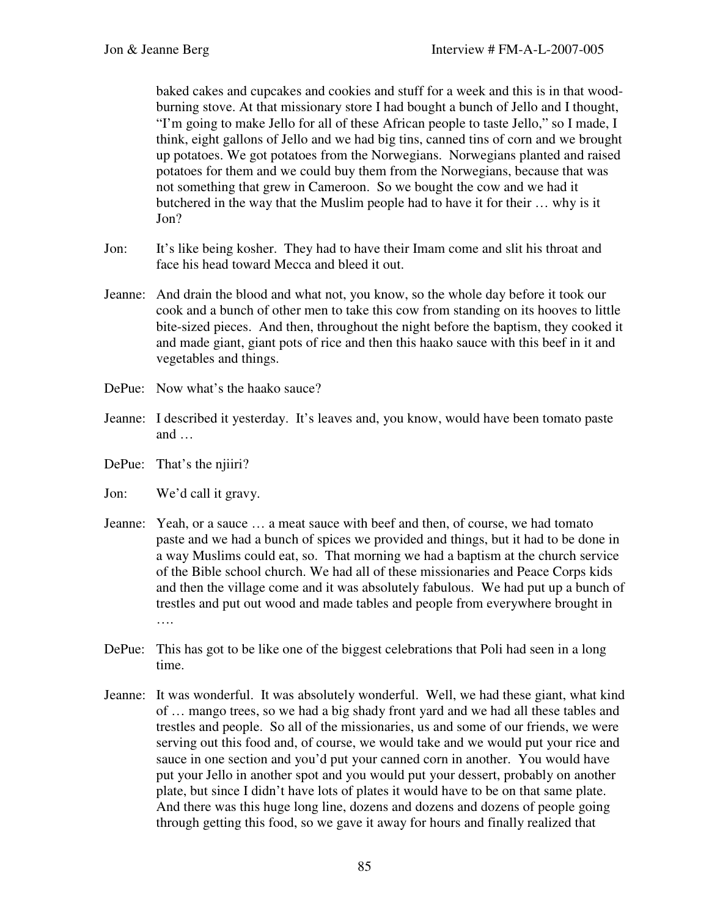baked cakes and cupcakes and cookies and stuff for a week and this is in that wood-burning stove. At that missionary store I had bought a bunch of Jello and I thought, "I'm going to make Jello for all of these African people to taste Jello," so I made, I think, eight gallons of Jello and we had big tins, canned tins of corn and we brought up potatoes. We got potatoes from the Norwegians. Norwegians planted and raised potatoes for them and we could buy them from the Norwegians, because that was not something that grew in Cameroon. So we bought the cow and we had it butchered in the way that the Muslim people had to have it for their … why is it Jon?

Jon: It's like being kosher. They had to have their Imam come and slit his throat and face his head toward Mecca and bleed it out.

Jeanne: And drain the blood and what not, you know, so the whole day before it took our cook and a bunch of other men to take this cow from standing on its hooves to little bite-sized pieces. And then, throughout the night before the baptism, they cooked it and made giant, giant pots of rice and then this haako sauce with this beef in it and vegetables and things.

DePue: Now what's the haako sauce?

Jeanne: I described it yesterday. It's leaves and, you know, would have been tomato paste and …

DePue: That's the njiiri?

Jon: We'd call it gravy.

Jeanne: Yeah, or a sauce … a meat sauce with beef and then, of course, we had tomato paste and we had a bunch of spices we provided and things, but it had to be done in a way Muslims could eat, so. That morning we had a baptism at the church service of the Bible school church. We had all of these missionaries and Peace Corps kids and then the village come and it was absolutely fabulous. We had put up a bunch of trestles and put out wood and made tables and people from everywhere brought in ….

DePue: This has got to be like one of the biggest celebrations that Poli had seen in a long time.

Jeanne: It was wonderful. It was absolutely wonderful. Well, we had these giant, what kind of … mango trees, so we had a big shady front yard and we had all these tables and trestles and people. So all of the missionaries, us and some of our friends, we were serving out this food and, of course, we would take and we would put your rice and sauce in one section and you'd put your canned corn in another. You would have put your Jello in another spot and you would put your dessert, probably on another plate, but since I didn't have lots of plates it would have to be on that same plate. And there was this huge long line, dozens and dozens and dozens of people going through getting this food, so we gave it away for hours and finally realized that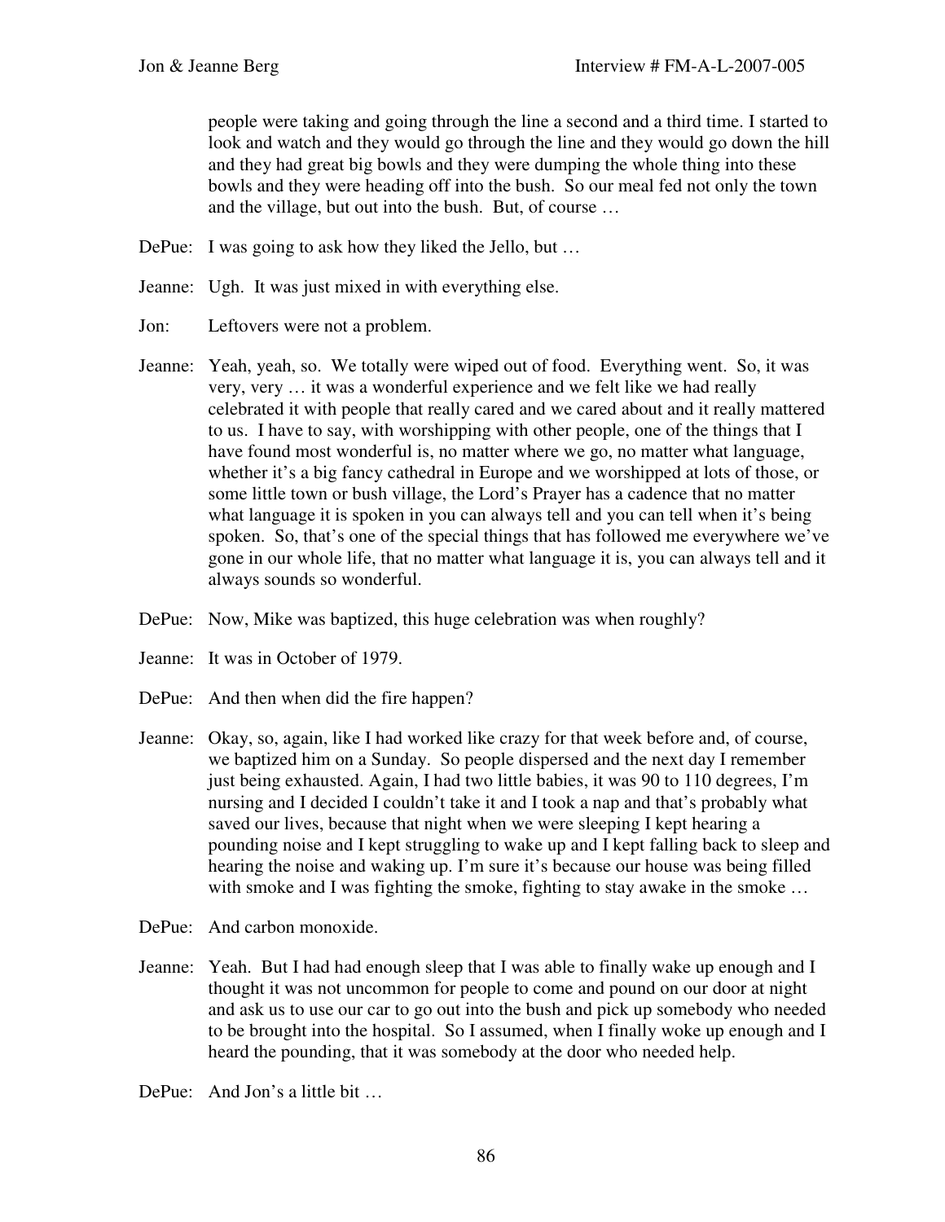people were taking and going through the line a second and a third time. I started to look and watch and they would go through the line and they would go down the hill and they had great big bowls and they were dumping the whole thing into these bowls and they were heading off into the bush. So our meal fed not only the town and the village, but out into the bush. But, of course …

DePue: I was going to ask how they liked the Jello, but …

Jeanne: Ugh. It was just mixed in with everything else.

Jon: Leftovers were not a problem.

Jeanne: Yeah, yeah, so. We totally were wiped out of food. Everything went. So, it was very, very … it was a wonderful experience and we felt like we had really celebrated it with people that really cared and we cared about and it really mattered to us. I have to say, with worshipping with other people, one of the things that I have found most wonderful is, no matter where we go, no matter what language, whether it's a big fancy cathedral in Europe and we worshipped at lots of those, or some little town or bush village, the Lord's Prayer has a cadence that no matter what language it is spoken in you can always tell and you can tell when it's being spoken. So, that's one of the special things that has followed me everywhere we've gone in our whole life, that no matter what language it is, you can always tell and it always sounds so wonderful.

DePue: Now, Mike was baptized, this huge celebration was when roughly?

Jeanne: It was in October of 1979.

DePue: And then when did the fire happen?

Jeanne: Okay, so, again, like I had worked like crazy for that week before and, of course, we baptized him on a Sunday. So people dispersed and the next day I remember just being exhausted. Again, I had two little babies, it was 90 to 110 degrees, I'm nursing and I decided I couldn't take it and I took a nap and that's probably what saved our lives, because that night when we were sleeping I kept hearing a pounding noise and I kept struggling to wake up and I kept falling back to sleep and hearing the noise and waking up. I'm sure it's because our house was being filled with smoke and I was fighting the smoke, fighting to stay awake in the smoke …

DePue: And carbon monoxide.

Jeanne: Yeah. But I had had enough sleep that I was able to finally wake up enough and I thought it was not uncommon for people to come and pound on our door at night and ask us to use our car to go out into the bush and pick up somebody who needed to be brought into the hospital. So I assumed, when I finally woke up enough and I heard the pounding, that it was somebody at the door who needed help.

DePue: And Jon's a little bit …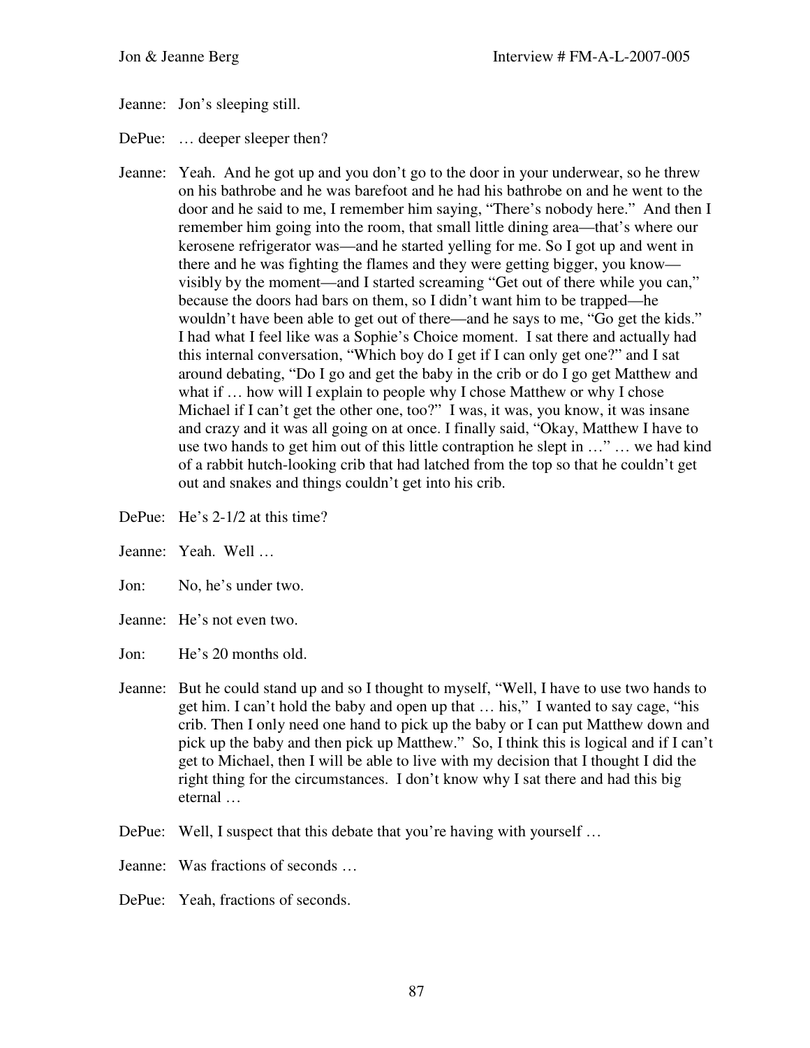Jeanne: Jon's sleeping still.

DePue: … deeper sleeper then?

Jeanne: Yeah. And he got up and you don't go to the door in your underwear, so he threw on his bathrobe and he was barefoot and he had his bathrobe on and he went to the door and he said to me, I remember him saying, "There's nobody here." And then I remember him going into the room, that small little dining area—that's where our kerosene refrigerator was—and he started yelling for me. So I got up and went in there and he was fighting the flames and they were getting bigger, you know—visibly by the moment—and I started screaming "Get out of there while you can," because the doors had bars on them, so I didn't want him to be trapped—he wouldn't have been able to get out of there—and he says to me, "Go get the kids." I had what I feel like was a Sophie's Choice moment. I sat there and actually had this internal conversation, "Which boy do I get if I can only get one?" and I sat around debating, "Do I go and get the baby in the crib or do I go get Matthew and what if … how will I explain to people why I chose Matthew or why I chose Michael if I can't get the other one, too?" I was, it was, you know, it was insane and crazy and it was all going on at once. I finally said, "Okay, Matthew I have to use two hands to get him out of this little contraption he slept in …" … we had kind of a rabbit hutch-looking crib that had latched from the top so that he couldn't get out and snakes and things couldn't get into his crib.

DePue: He's 2-1/2 at this time?

Jeanne: Yeah. Well …

Jon: No, he's under two.

Jeanne: He's not even two.

Jon: He's 20 months old.

Jeanne: But he could stand up and so I thought to myself, "Well, I have to use two hands to get him. I can't hold the baby and open up that … his," I wanted to say cage, "his crib. Then I only need one hand to pick up the baby or I can put Matthew down and pick up the baby and then pick up Matthew." So, I think this is logical and if I can't get to Michael, then I will be able to live with my decision that I thought I did the right thing for the circumstances. I don't know why I sat there and had this big eternal …

DePue: Well, I suspect that this debate that you're having with yourself …

Jeanne: Was fractions of seconds …

DePue: Yeah, fractions of seconds.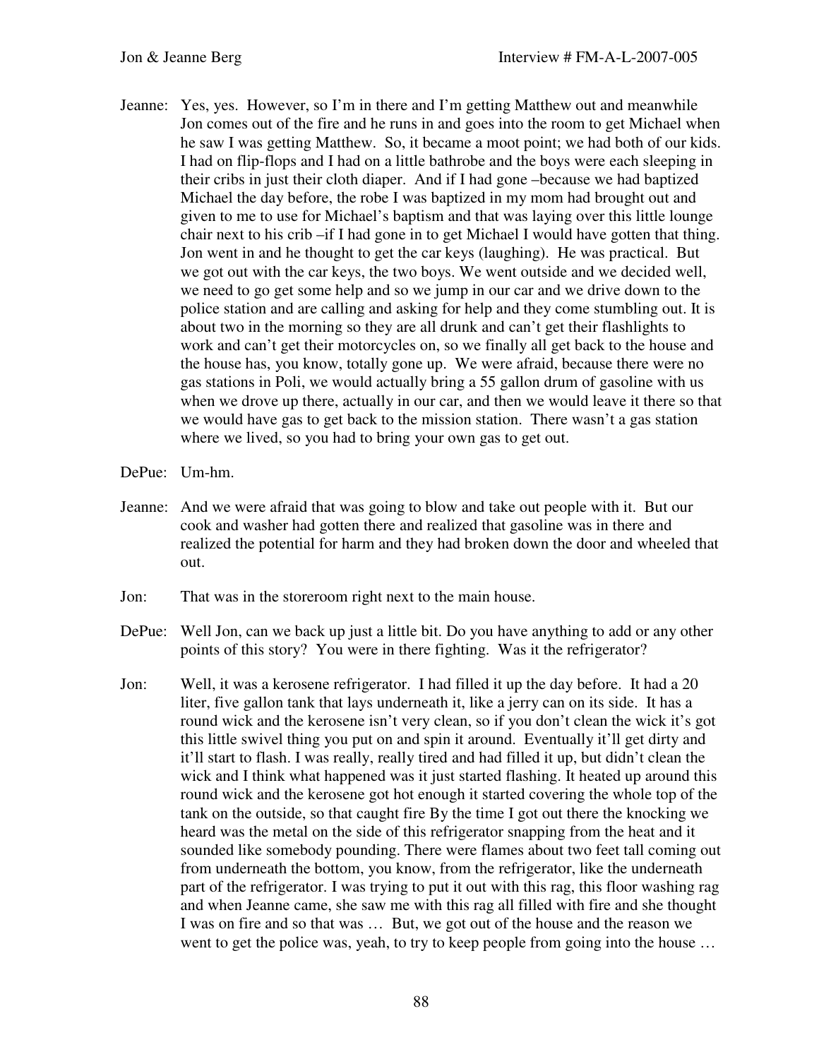Jeanne: Yes, yes. However, so I'm in there and I'm getting Matthew out and meanwhile Jon comes out of the fire and he runs in and goes into the room to get Michael when he saw I was getting Matthew. So, it became a moot point; we had both of our kids. I had on flip-flops and I had on a little bathrobe and the boys were each sleeping in their cribs in just their cloth diaper. And if I had gone –because we had baptized Michael the day before, the robe I was baptized in my mom had brought out and given to me to use for Michael's baptism and that was laying over this little lounge chair next to his crib –if I had gone in to get Michael I would have gotten that thing. Jon went in and he thought to get the car keys (laughing). He was practical. But we got out with the car keys, the two boys. We went outside and we decided well, we need to go get some help and so we jump in our car and we drive down to the police station and are calling and asking for help and they come stumbling out. It is about two in the morning so they are all drunk and can't get their flashlights to work and can't get their motorcycles on, so we finally all get back to the house and the house has, you know, totally gone up. We were afraid, because there were no gas stations in Poli, we would actually bring a 55 gallon drum of gasoline with us when we drove up there, actually in our car, and then we would leave it there so that we would have gas to get back to the mission station. There wasn't a gas station where we lived, so you had to bring your own gas to get out.

DePue: Um-hm.

Jeanne: And we were afraid that was going to blow and take out people with it. But our cook and washer had gotten there and realized that gasoline was in there and realized the potential for harm and they had broken down the door and wheeled that out.

Jon: That was in the storeroom right next to the main house.

DePue: Well Jon, can we back up just a little bit. Do you have anything to add or any other points of this story? You were in there fighting. Was it the refrigerator?

Jon: Well, it was a kerosene refrigerator. I had filled it up the day before. It had a 20 liter, five gallon tank that lays underneath it, like a jerry can on its side. It has a round wick and the kerosene isn't very clean, so if you don't clean the wick it's got this little swivel thing you put on and spin it around. Eventually it'll get dirty and it'll start to flash. I was really, really tired and had filled it up, but didn't clean the wick and I think what happened was it just started flashing. It heated up around this round wick and the kerosene got hot enough it started covering the whole top of the tank on the outside, so that caught fire By the time I got out there the knocking we heard was the metal on the side of this refrigerator snapping from the heat and it sounded like somebody pounding. There were flames about two feet tall coming out from underneath the bottom, you know, from the refrigerator, like the underneath part of the refrigerator. I was trying to put it out with this rag, this floor washing rag and when Jeanne came, she saw me with this rag all filled with fire and she thought I was on fire and so that was … But, we got out of the house and the reason we went to get the police was, yeah, to try to keep people from going into the house …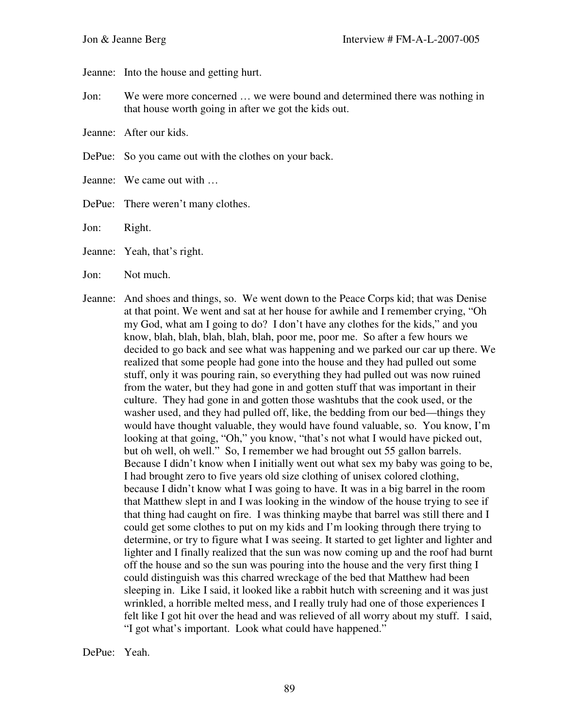Jeanne: Into the house and getting hurt.

Jon: We were more concerned … we were bound and determined there was nothing in that house worth going in after we got the kids out.

Jeanne: After our kids.

DePue: So you came out with the clothes on your back.

Jeanne: We came out with …

DePue: There weren't many clothes.

Jon: Right.

Jeanne: Yeah, that's right.

Jon: Not much.

Jeanne: And shoes and things, so. We went down to the Peace Corps kid; that was Denise at that point. We went and sat at her house for awhile and I remember crying, "Oh my God, what am I going to do? I don't have any clothes for the kids," and you know, blah, blah, blah, blah, blah, poor me, poor me. So after a few hours we decided to go back and see what was happening and we parked our car up there. We realized that some people had gone into the house and they had pulled out some stuff, only it was pouring rain, so everything they had pulled out was now ruined from the water, but they had gone in and gotten stuff that was important in their culture. They had gone in and gotten those washtubs that the cook used, or the washer used, and they had pulled off, like, the bedding from our bed—things they would have thought valuable, they would have found valuable, so. You know, I'm looking at that going, "Oh," you know, "that's not what I would have picked out, but oh well, oh well." So, I remember we had brought out 55 gallon barrels. Because I didn't know when I initially went out what sex my baby was going to be, I had brought zero to five years old size clothing of unisex colored clothing, because I didn't know what I was going to have. It was in a big barrel in the room that Matthew slept in and I was looking in the window of the house trying to see if that thing had caught on fire. I was thinking maybe that barrel was still there and I could get some clothes to put on my kids and I'm looking through there trying to determine, or try to figure what I was seeing. It started to get lighter and lighter and lighter and I finally realized that the sun was now coming up and the roof had burnt off the house and so the sun was pouring into the house and the very first thing I could distinguish was this charred wreckage of the bed that Matthew had been sleeping in. Like I said, it looked like a rabbit hutch with screening and it was just wrinkled, a horrible melted mess, and I really truly had one of those experiences I felt like I got hit over the head and was relieved of all worry about my stuff. I said, "I got what's important. Look what could have happened."

DePue: Yeah.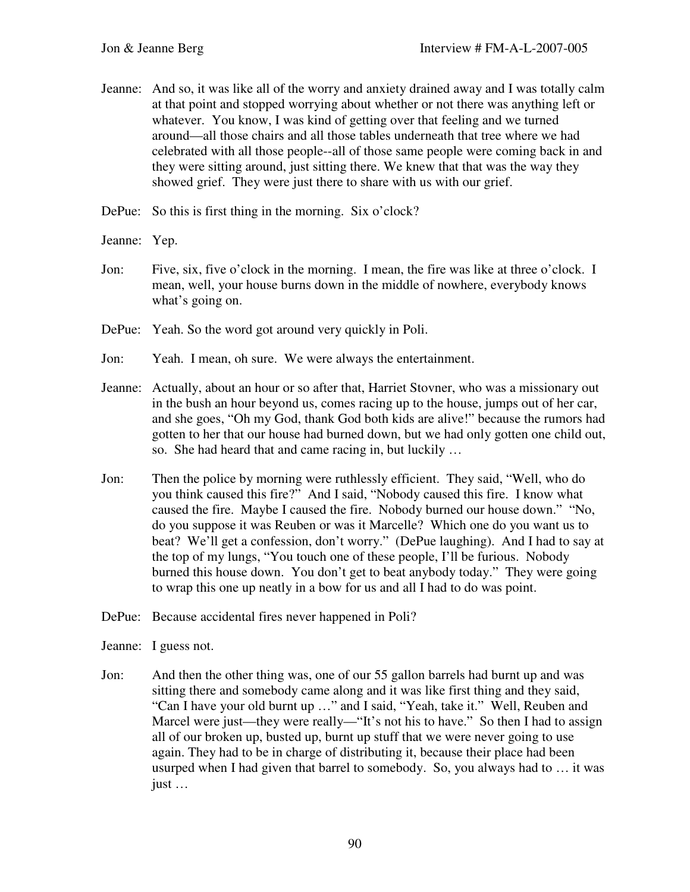Jeanne: And so, it was like all of the worry and anxiety drained away and I was totally calm at that point and stopped worrying about whether or not there was anything left or whatever. You know, I was kind of getting over that feeling and we turned around—all those chairs and all those tables underneath that tree where we had celebrated with all those people--all of those same people were coming back in and they were sitting around, just sitting there. We knew that that was the way they showed grief. They were just there to share with us with our grief.

DePue: So this is first thing in the morning. Six o'clock?

Jeanne: Yep.

Jon: Five, six, five o'clock in the morning. I mean, the fire was like at three o'clock. I mean, well, your house burns down in the middle of nowhere, everybody knows what's going on.

DePue: Yeah. So the word got around very quickly in Poli.

Jon: Yeah. I mean, oh sure. We were always the entertainment.

Jeanne: Actually, about an hour or so after that, Harriet Stovner, who was a missionary out in the bush an hour beyond us, comes racing up to the house, jumps out of her car, and she goes, "Oh my God, thank God both kids are alive!" because the rumors had gotten to her that our house had burned down, but we had only gotten one child out, so. She had heard that and came racing in, but luckily …

Jon: Then the police by morning were ruthlessly efficient. They said, "Well, who do you think caused this fire?" And I said, "Nobody caused this fire. I know what caused the fire. Maybe I caused the fire. Nobody burned our house down." "No, do you suppose it was Reuben or was it Marcelle? Which one do you want us to beat? We'll get a confession, don't worry." (DePue laughing). And I had to say at the top of my lungs, "You touch one of these people, I'll be furious. Nobody burned this house down. You don't get to beat anybody today." They were going to wrap this one up neatly in a bow for us and all I had to do was point.

DePue: Because accidental fires never happened in Poli?

Jeanne: I guess not.

Jon: And then the other thing was, one of our 55 gallon barrels had burnt up and was sitting there and somebody came along and it was like first thing and they said, "Can I have your old burnt up …" and I said, "Yeah, take it." Well, Reuben and Marcel were just—they were really—"It's not his to have." So then I had to assign all of our broken up, busted up, burnt up stuff that we were never going to use again. They had to be in charge of distributing it, because their place had been usurped when I had given that barrel to somebody. So, you always had to … it was just …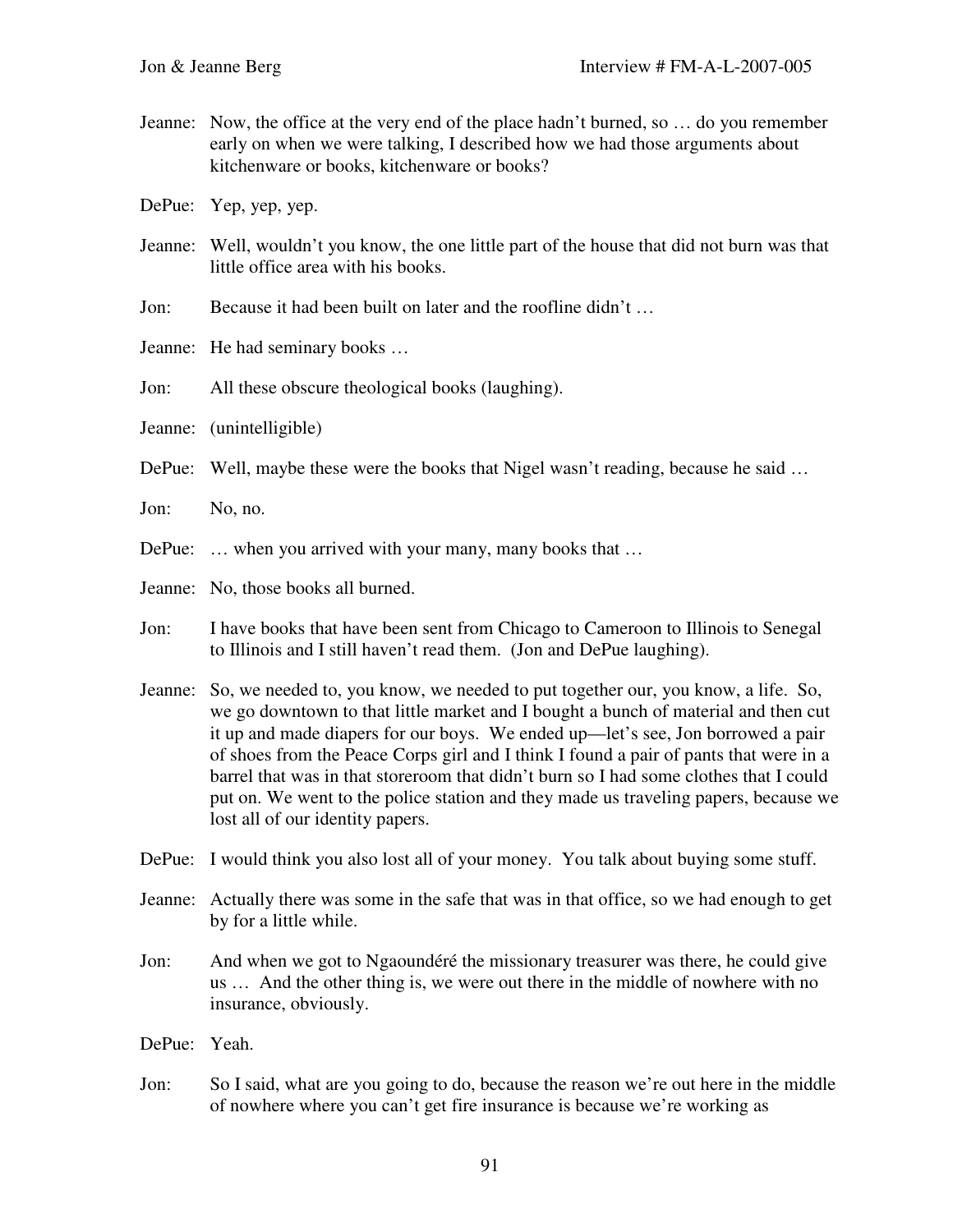Jeanne: Now, the office at the very end of the place hadn't burned, so … do you remember early on when we were talking, I described how we had those arguments about kitchenware or books, kitchenware or books?

DePue: Yep, yep, yep.

Jeanne: Well, wouldn't you know, the one little part of the house that did not burn was that little office area with his books.

Jon: Because it had been built on later and the roofline didn't …

Jeanne: He had seminary books …

Jon: All these obscure theological books (laughing).

Jeanne: (unintelligible)

DePue: Well, maybe these were the books that Nigel wasn't reading, because he said …

Jon: No, no.

DePue: … when you arrived with your many, many books that …

Jeanne: No, those books all burned.

Jon: I have books that have been sent from Chicago to Cameroon to Illinois to Senegal to Illinois and I still haven't read them. (Jon and DePue laughing).

Jeanne: So, we needed to, you know, we needed to put together our, you know, a life. So, we go downtown to that little market and I bought a bunch of material and then cut it up and made diapers for our boys. We ended up—let's see, Jon borrowed a pair of shoes from the Peace Corps girl and I think I found a pair of pants that were in a barrel that was in that storeroom that didn't burn so I had some clothes that I could put on. We went to the police station and they made us traveling papers, because we lost all of our identity papers.

DePue: I would think you also lost all of your money. You talk about buying some stuff.

Jeanne: Actually there was some in the safe that was in that office, so we had enough to get by for a little while.

Jon: And when we got to Ngaoundéré the missionary treasurer was there, he could give us … And the other thing is, we were out there in the middle of nowhere with no insurance, obviously.

DePue: Yeah.

Jon: So I said, what are you going to do, because the reason we're out here in the middle of nowhere where you can't get fire insurance is because we're working as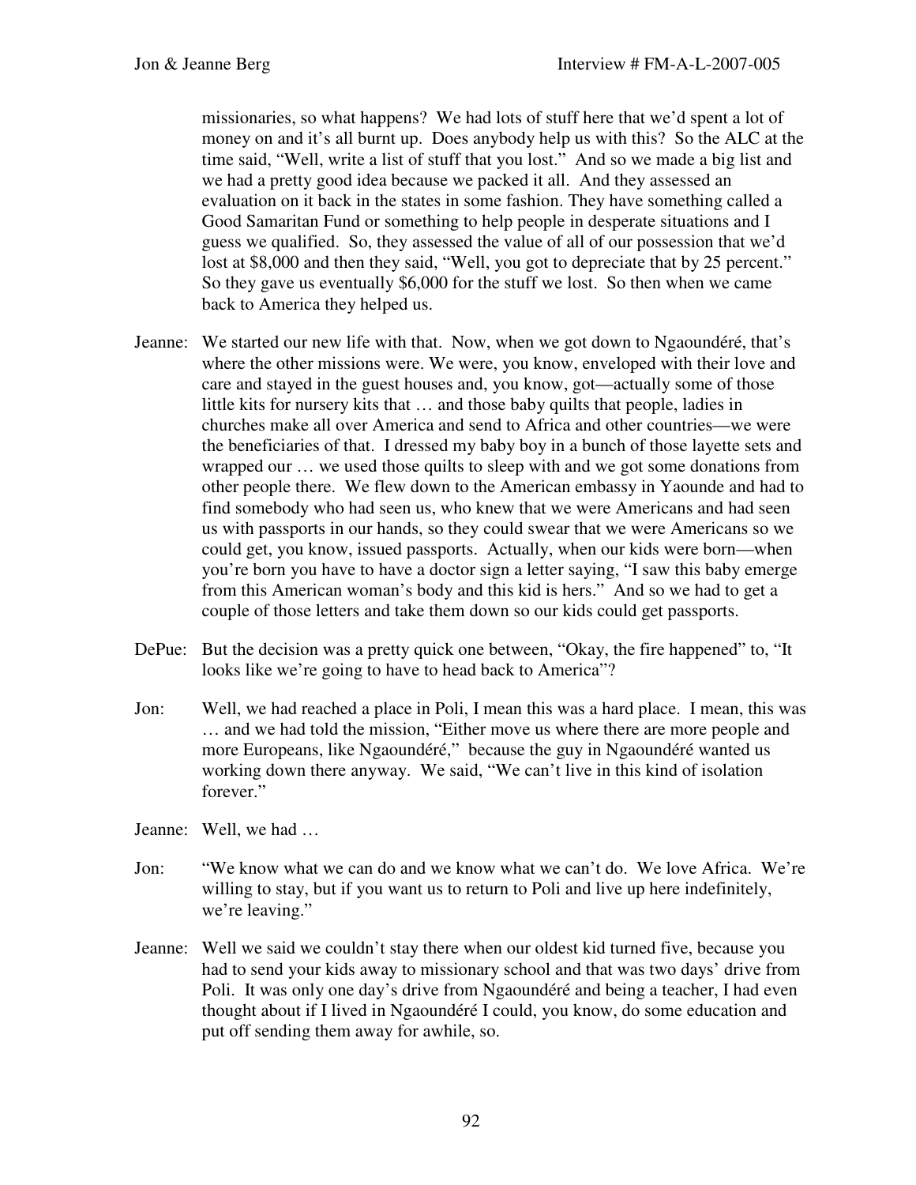missionaries, so what happens? We had lots of stuff here that we'd spent a lot of money on and it's all burnt up. Does anybody help us with this? So the ALC at the time said, "Well, write a list of stuff that you lost." And so we made a big list and we had a pretty good idea because we packed it all. And they assessed an evaluation on it back in the states in some fashion. They have something called a Good Samaritan Fund or something to help people in desperate situations and I guess we qualified. So, they assessed the value of all of our possession that we'd lost at $8,000 and then they said, "Well, you got to depreciate that by 25 percent." So they gave us eventually $6,000 for the stuff we lost. So then when we came back to America they helped us.

Jeanne: We started our new life with that. Now, when we got down to Ngaoundéré, that's where the other missions were. We were, you know, enveloped with their love and care and stayed in the guest houses and, you know, got—actually some of those little kits for nursery kits that … and those baby quilts that people, ladies in churches make all over America and send to Africa and other countries—we were the beneficiaries of that. I dressed my baby boy in a bunch of those layette sets and wrapped our … we used those quilts to sleep with and we got some donations from other people there. We flew down to the American embassy in Yaounde and had to find somebody who had seen us, who knew that we were Americans and had seen us with passports in our hands, so they could swear that we were Americans so we could get, you know, issued passports. Actually, when our kids were born—when you're born you have to have a doctor sign a letter saying, "I saw this baby emerge from this American woman's body and this kid is hers." And so we had to get a couple of those letters and take them down so our kids could get passports.

DePue: But the decision was a pretty quick one between, "Okay, the fire happened" to, "It looks like we're going to have to head back to America"?

Jon: Well, we had reached a place in Poli, I mean this was a hard place. I mean, this was … and we had told the mission, "Either move us where there are more people and more Europeans, like Ngaoundéré," because the guy in Ngaoundéré wanted us working down there anyway. We said, "We can't live in this kind of isolation forever."

Jeanne: Well, we had …

Jon: "We know what we can do and we know what we can't do. We love Africa. We're willing to stay, but if you want us to return to Poli and live up here indefinitely, we're leaving."

Jeanne: Well we said we couldn't stay there when our oldest kid turned five, because you had to send your kids away to missionary school and that was two days' drive from Poli. It was only one day's drive from Ngaoundéré and being a teacher, I had even thought about if I lived in Ngaoundéré I could, you know, do some education and put off sending them away for awhile, so.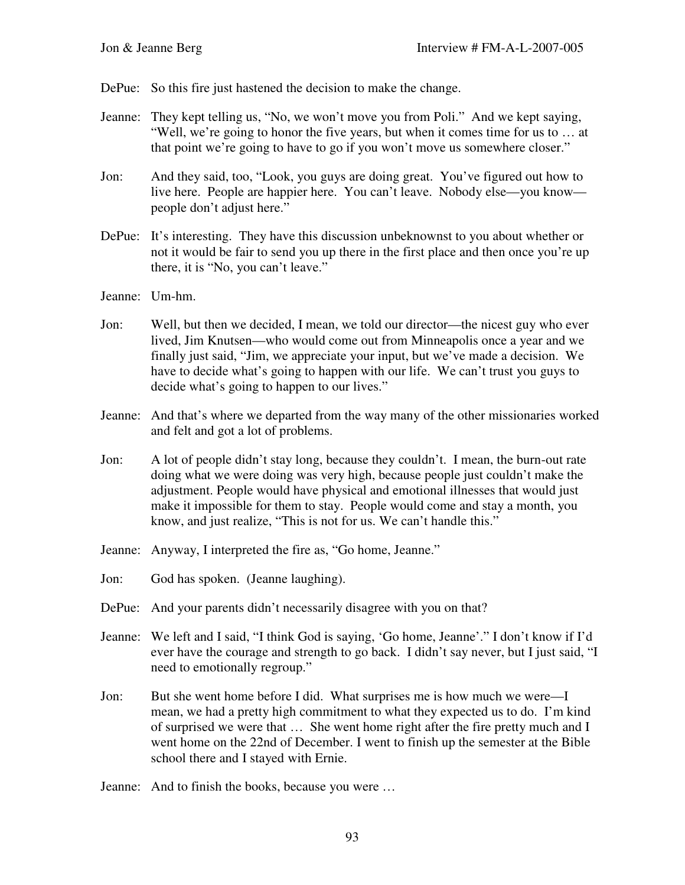DePue: So this fire just hastened the decision to make the change.

Jeanne: They kept telling us, "No, we won't move you from Poli." And we kept saying, "Well, we're going to honor the five years, but when it comes time for us to … at that point we're going to have to go if you won't move us somewhere closer."

Jon: And they said, too, "Look, you guys are doing great. You've figured out how to live here. People are happier here. You can't leave. Nobody else—you know—people don't adjust here."

DePue: It's interesting. They have this discussion unbeknownst to you about whether or not it would be fair to send you up there in the first place and then once you're up there, it is "No, you can't leave."

Jeanne: Um-hm.

Jon: Well, but then we decided, I mean, we told our director—the nicest guy who ever lived, Jim Knutsen—who would come out from Minneapolis once a year and we finally just said, "Jim, we appreciate your input, but we've made a decision. We have to decide what's going to happen with our life. We can't trust you guys to decide what's going to happen to our lives."

Jeanne: And that's where we departed from the way many of the other missionaries worked and felt and got a lot of problems.

Jon: A lot of people didn't stay long, because they couldn't. I mean, the burn-out rate doing what we were doing was very high, because people just couldn't make the adjustment. People would have physical and emotional illnesses that would just make it impossible for them to stay. People would come and stay a month, you know, and just realize, "This is not for us. We can't handle this."

Jeanne: Anyway, I interpreted the fire as, "Go home, Jeanne."

Jon: God has spoken. (Jeanne laughing).

DePue: And your parents didn't necessarily disagree with you on that?

Jeanne: We left and I said, "I think God is saying, 'Go home, Jeanne'." I don't know if I'd ever have the courage and strength to go back. I didn't say never, but I just said, "I need to emotionally regroup."

Jon: But she went home before I did. What surprises me is how much we were—I mean, we had a pretty high commitment to what they expected us to do. I'm kind of surprised we were that … She went home right after the fire pretty much and I went home on the 22nd of December. I went to finish up the semester at the Bible school there and I stayed with Ernie.

Jeanne: And to finish the books, because you were …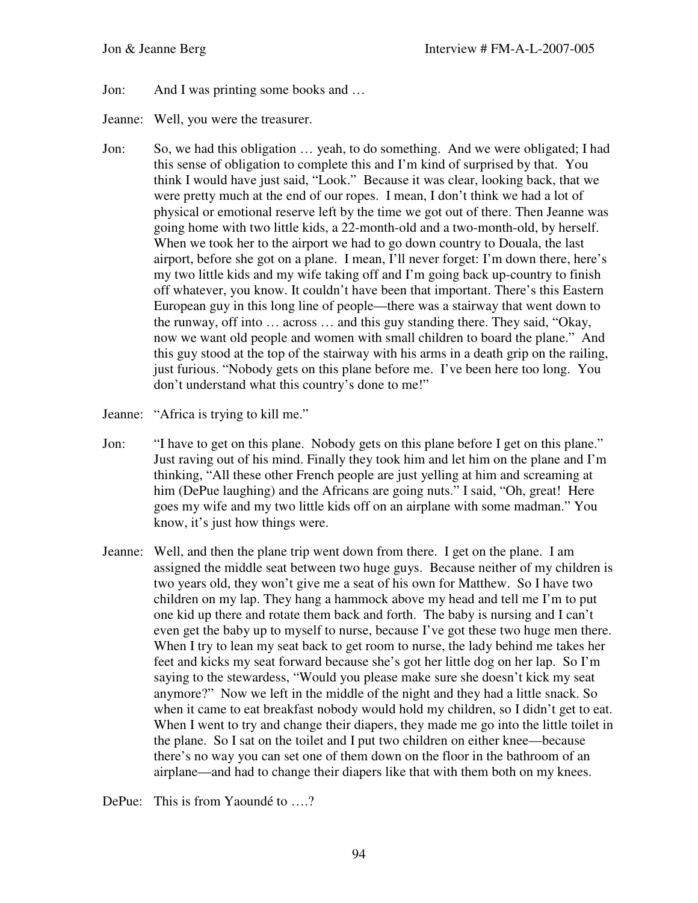Jon: And I was printing some books and …

Jeanne: Well, you were the treasurer.

Jon: So, we had this obligation … yeah, to do something. And we were obligated; I had this sense of obligation to complete this and I'm kind of surprised by that. You think I would have just said, "Look." Because it was clear, looking back, that we were pretty much at the end of our ropes. I mean, I don't think we had a lot of physical or emotional reserve left by the time we got out of there. Then Jeanne was going home with two little kids, a 22-month-old and a two-month-old, by herself. When we took her to the airport we had to go down country to Douala, the last airport, before she got on a plane. I mean, I'll never forget: I'm down there, here's my two little kids and my wife taking off and I'm going back up-country to finish off whatever, you know. It couldn't have been that important. There's this Eastern European guy in this long line of people—there was a stairway that went down to the runway, off into … across … and this guy standing there. They said, "Okay, now we want old people and women with small children to board the plane." And this guy stood at the top of the stairway with his arms in a death grip on the railing, just furious. "Nobody gets on this plane before me. I've been here too long. You don't understand what this country's done to me!"

Jeanne: "Africa is trying to kill me."

Jon: "I have to get on this plane. Nobody gets on this plane before I get on this plane." Just raving out of his mind. Finally they took him and let him on the plane and I'm thinking, "All these other French people are just yelling at him and screaming at him (DePue laughing) and the Africans are going nuts." I said, "Oh, great! Here goes my wife and my two little kids off on an airplane with some madman." You know, it's just how things were.

Jeanne: Well, and then the plane trip went down from there. I get on the plane. I am assigned the middle seat between two huge guys. Because neither of my children is two years old, they won't give me a seat of his own for Matthew. So I have two children on my lap. They hang a hammock above my head and tell me I'm to put one kid up there and rotate them back and forth. The baby is nursing and I can't even get the baby up to myself to nurse, because I've got these two huge men there. When I try to lean my seat back to get room to nurse, the lady behind me takes her feet and kicks my seat forward because she's got her little dog on her lap. So I'm saying to the stewardess, "Would you please make sure she doesn't kick my seat anymore?" Now we left in the middle of the night and they had a little snack. So when it came to eat breakfast nobody would hold my children, so I didn't get to eat. When I went to try and change their diapers, they made me go into the little toilet in the plane. So I sat on the toilet and I put two children on either knee—because there's no way you can set one of them down on the floor in the bathroom of an airplane—and had to change their diapers like that with them both on my knees.

DePue: This is from Yaoundé to ….?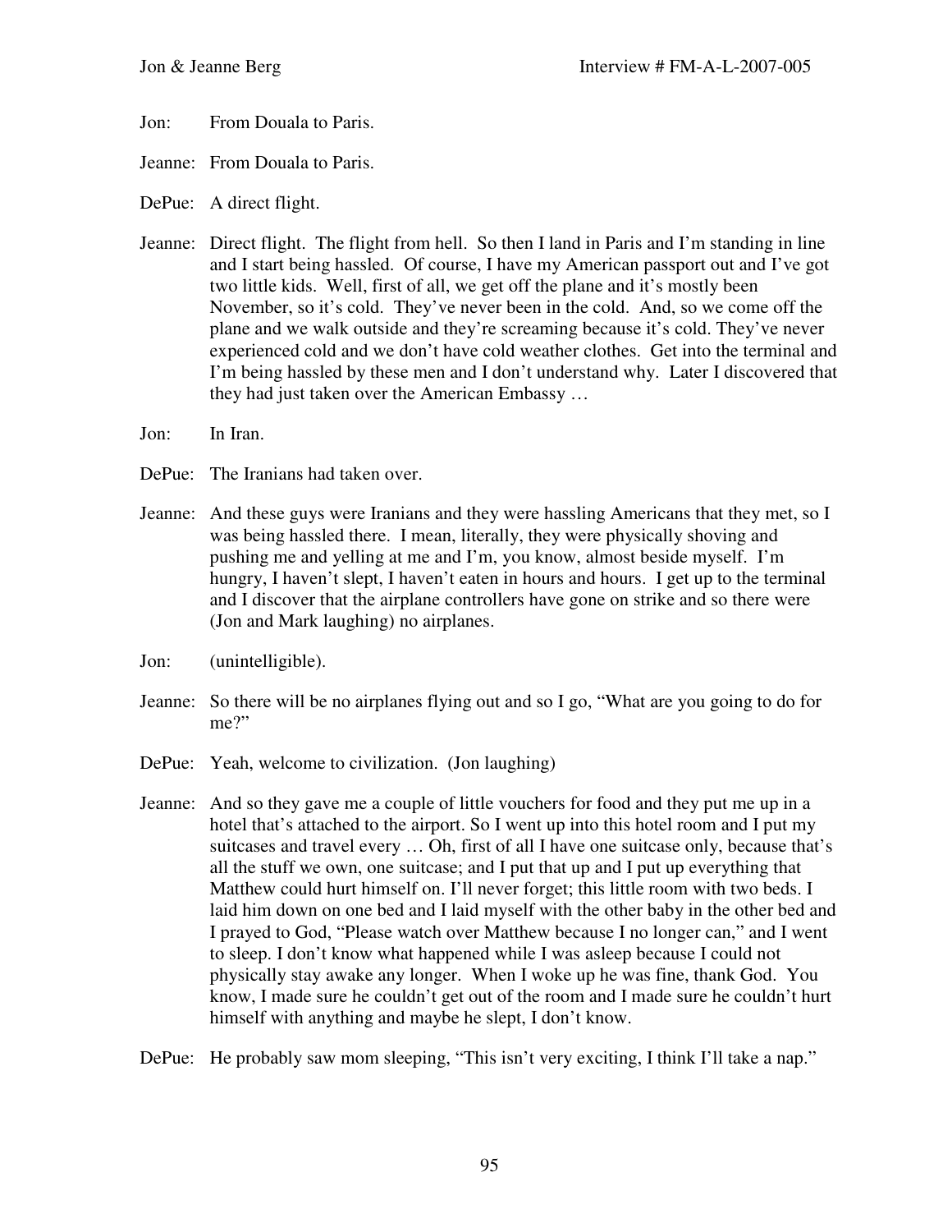Jon: From Douala to Paris.

Jeanne: From Douala to Paris.

DePue: A direct flight.

Jeanne: Direct flight. The flight from hell. So then I land in Paris and I'm standing in line and I start being hassled. Of course, I have my American passport out and I've got two little kids. Well, first of all, we get off the plane and it's mostly been November, so it's cold. They've never been in the cold. And, so we come off the plane and we walk outside and they're screaming because it's cold. They've never experienced cold and we don't have cold weather clothes. Get into the terminal and I'm being hassled by these men and I don't understand why. Later I discovered that they had just taken over the American Embassy …

Jon: In Iran.

DePue: The Iranians had taken over.

Jeanne: And these guys were Iranians and they were hassling Americans that they met, so I was being hassled there. I mean, literally, they were physically shoving and pushing me and yelling at me and I'm, you know, almost beside myself. I'm hungry, I haven't slept, I haven't eaten in hours and hours. I get up to the terminal and I discover that the airplane controllers have gone on strike and so there were (Jon and Mark laughing) no airplanes.

Jon: (unintelligible).

Jeanne: So there will be no airplanes flying out and so I go, "What are you going to do for me?"

DePue: Yeah, welcome to civilization. (Jon laughing)

Jeanne: And so they gave me a couple of little vouchers for food and they put me up in a hotel that's attached to the airport. So I went up into this hotel room and I put my suitcases and travel every … Oh, first of all I have one suitcase only, because that's all the stuff we own, one suitcase; and I put that up and I put up everything that Matthew could hurt himself on. I'll never forget; this little room with two beds. I laid him down on one bed and I laid myself with the other baby in the other bed and I prayed to God, "Please watch over Matthew because I no longer can," and I went to sleep. I don't know what happened while I was asleep because I could not physically stay awake any longer. When I woke up he was fine, thank God. You know, I made sure he couldn't get out of the room and I made sure he couldn't hurt himself with anything and maybe he slept, I don't know.

DePue: He probably saw mom sleeping, "This isn't very exciting, I think I'll take a nap."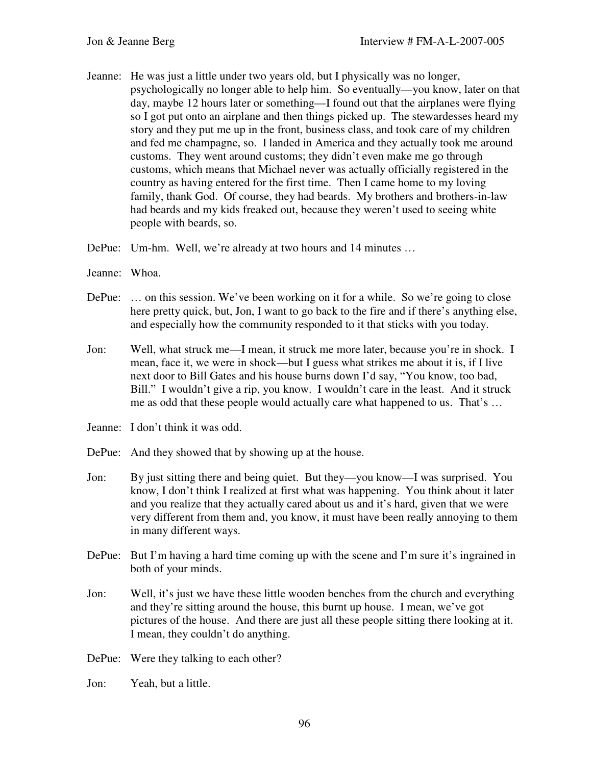Jeanne: He was just a little under two years old, but I physically was no longer, psychologically no longer able to help him. So eventually—you know, later on that day, maybe 12 hours later or something—I found out that the airplanes were flying so I got put onto an airplane and then things picked up. The stewardesses heard my story and they put me up in the front, business class, and took care of my children and fed me champagne, so. I landed in America and they actually took me around customs. They went around customs; they didn't even make me go through customs, which means that Michael never was actually officially registered in the country as having entered for the first time. Then I came home to my loving family, thank God. Of course, they had beards. My brothers and brothers-in-law had beards and my kids freaked out, because they weren't used to seeing white people with beards, so.

DePue: Um-hm. Well, we're already at two hours and 14 minutes …

Jeanne: Whoa.

DePue: … on this session. We've been working on it for a while. So we're going to close here pretty quick, but, Jon, I want to go back to the fire and if there's anything else, and especially how the community responded to it that sticks with you today.

Jon: Well, what struck me—I mean, it struck me more later, because you're in shock. I mean, face it, we were in shock—but I guess what strikes me about it is, if I live next door to Bill Gates and his house burns down I'd say, "You know, too bad, Bill." I wouldn't give a rip, you know. I wouldn't care in the least. And it struck me as odd that these people would actually care what happened to us. That's …

Jeanne: I don't think it was odd.

DePue: And they showed that by showing up at the house.

Jon: By just sitting there and being quiet. But they—you know—I was surprised. You know, I don't think I realized at first what was happening. You think about it later and you realize that they actually cared about us and it's hard, given that we were very different from them and, you know, it must have been really annoying to them in many different ways.

DePue: But I'm having a hard time coming up with the scene and I'm sure it's ingrained in both of your minds.

Jon: Well, it's just we have these little wooden benches from the church and everything and they're sitting around the house, this burnt up house. I mean, we've got pictures of the house. And there are just all these people sitting there looking at it. I mean, they couldn't do anything.

DePue: Were they talking to each other?

Jon: Yeah, but a little.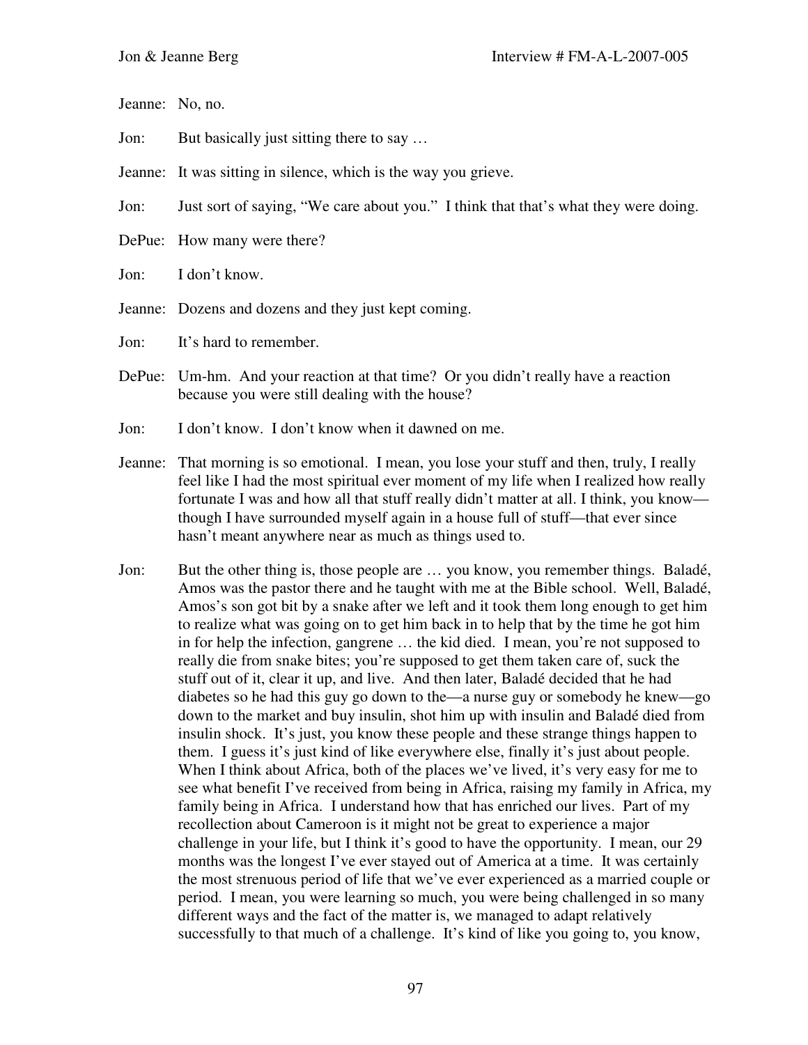Jeanne: No, no.

Jon: But basically just sitting there to say …

Jeanne: It was sitting in silence, which is the way you grieve.

Jon: Just sort of saying, "We care about you." I think that that's what they were doing.

DePue: How many were there?

Jon: I don't know.

Jeanne: Dozens and dozens and they just kept coming.

Jon: It's hard to remember.

DePue: Um-hm. And your reaction at that time? Or you didn't really have a reaction because you were still dealing with the house?

Jon: I don't know. I don't know when it dawned on me.

Jeanne: That morning is so emotional. I mean, you lose your stuff and then, truly, I really feel like I had the most spiritual ever moment of my life when I realized how really fortunate I was and how all that stuff really didn't matter at all. I think, you know—though I have surrounded myself again in a house full of stuff—that ever since hasn't meant anywhere near as much as things used to.

Jon: But the other thing is, those people are … you know, you remember things. Baladé, Amos was the pastor there and he taught with me at the Bible school. Well, Baladé, Amos's son got bit by a snake after we left and it took them long enough to get him to realize what was going on to get him back in to help that by the time he got him in for help the infection, gangrene … the kid died. I mean, you're not supposed to really die from snake bites; you're supposed to get them taken care of, suck the stuff out of it, clear it up, and live. And then later, Baladé decided that he had diabetes so he had this guy go down to the—a nurse guy or somebody he knew—go down to the market and buy insulin, shot him up with insulin and Baladé died from insulin shock. It's just, you know these people and these strange things happen to them. I guess it's just kind of like everywhere else, finally it's just about people. When I think about Africa, both of the places we've lived, it's very easy for me to see what benefit I've received from being in Africa, raising my family in Africa, my family being in Africa. I understand how that has enriched our lives. Part of my recollection about Cameroon is it might not be great to experience a major challenge in your life, but I think it's good to have the opportunity. I mean, our 29 months was the longest I've ever stayed out of America at a time. It was certainly the most strenuous period of life that we've ever experienced as a married couple or period. I mean, you were learning so much, you were being challenged in so many different ways and the fact of the matter is, we managed to adapt relatively successfully to that much of a challenge. It's kind of like you going to, you know,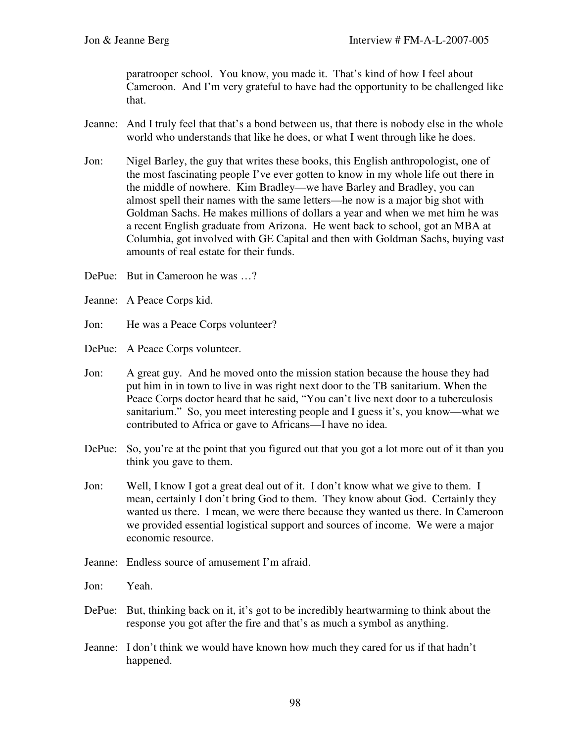paratrooper school. You know, you made it. That's kind of how I feel about Cameroon. And I'm very grateful to have had the opportunity to be challenged like that.

Jeanne: And I truly feel that that's a bond between us, that there is nobody else in the whole world who understands that like he does, or what I went through like he does.

Jon: Nigel Barley, the guy that writes these books, this English anthropologist, one of the most fascinating people I've ever gotten to know in my whole life out there in the middle of nowhere. Kim Bradley—we have Barley and Bradley, you can almost spell their names with the same letters—he now is a major big shot with Goldman Sachs. He makes millions of dollars a year and when we met him he was a recent English graduate from Arizona. He went back to school, got an MBA at Columbia, got involved with GE Capital and then with Goldman Sachs, buying vast amounts of real estate for their funds.

DePue: But in Cameroon he was …?

Jeanne: A Peace Corps kid.

Jon: He was a Peace Corps volunteer?

DePue: A Peace Corps volunteer.

Jon: A great guy. And he moved onto the mission station because the house they had put him in in town to live in was right next door to the TB sanitarium. When the Peace Corps doctor heard that he said, "You can't live next door to a tuberculosis sanitarium." So, you meet interesting people and I guess it's, you know—what we contributed to Africa or gave to Africans—I have no idea.

DePue: So, you're at the point that you figured out that you got a lot more out of it than you think you gave to them.

Jon: Well, I know I got a great deal out of it. I don't know what we give to them. I mean, certainly I don't bring God to them. They know about God. Certainly they wanted us there. I mean, we were there because they wanted us there. In Cameroon we provided essential logistical support and sources of income. We were a major economic resource.

Jeanne: Endless source of amusement I'm afraid.

Jon: Yeah.

DePue: But, thinking back on it, it's got to be incredibly heartwarming to think about the response you got after the fire and that's as much a symbol as anything.

Jeanne: I don't think we would have known how much they cared for us if that hadn't happened.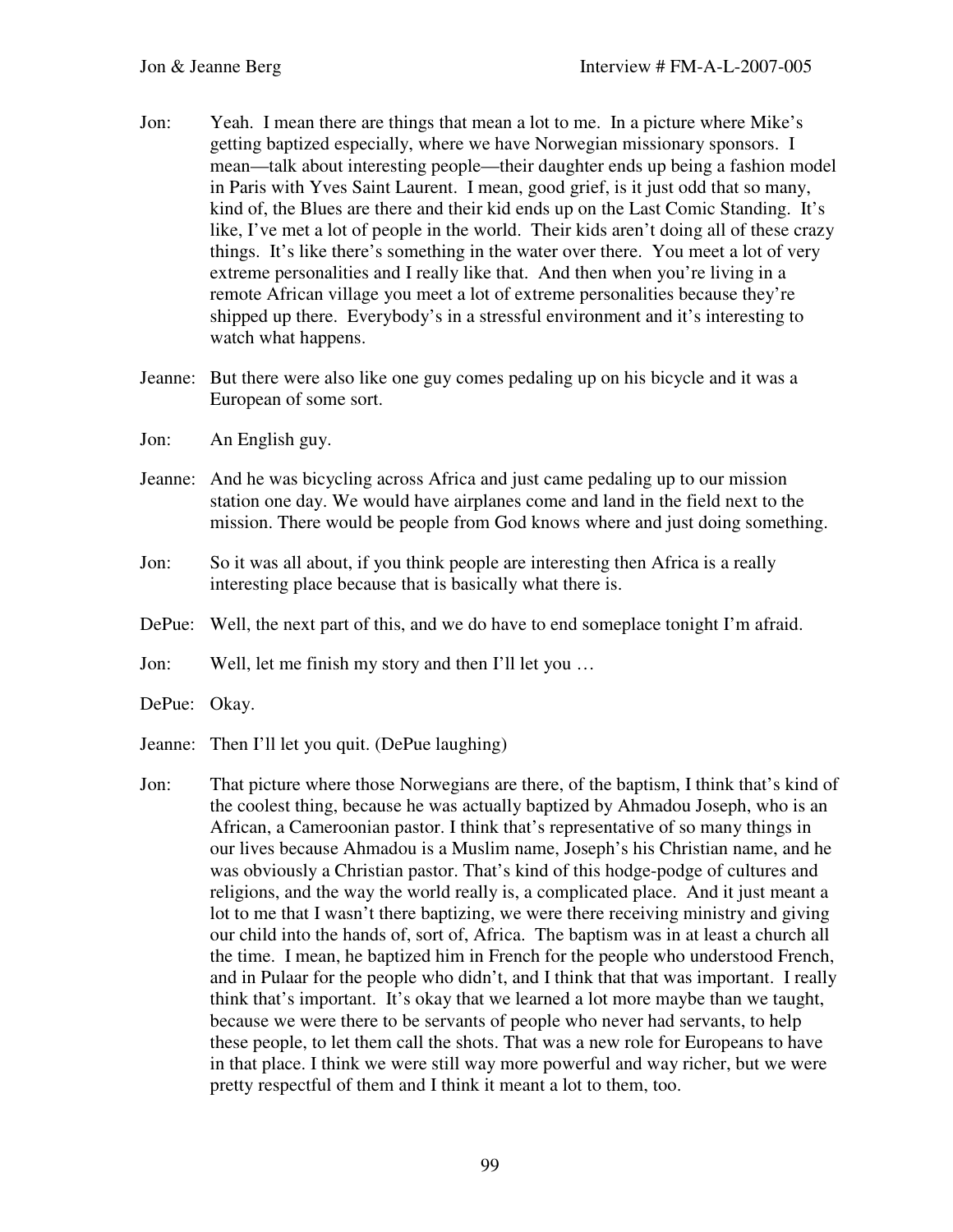Jon: Yeah. I mean there are things that mean a lot to me. In a picture where Mike's getting baptized especially, where we have Norwegian missionary sponsors. I mean—talk about interesting people—their daughter ends up being a fashion model in Paris with Yves Saint Laurent. I mean, good grief, is it just odd that so many, kind of, the Blues are there and their kid ends up on the Last Comic Standing. It's like, I've met a lot of people in the world. Their kids aren't doing all of these crazy things. It's like there's something in the water over there. You meet a lot of very extreme personalities and I really like that. And then when you're living in a remote African village you meet a lot of extreme personalities because they're shipped up there. Everybody's in a stressful environment and it's interesting to watch what happens.

Jeanne: But there were also like one guy comes pedaling up on his bicycle and it was a European of some sort.

Jon: An English guy.

Jeanne: And he was bicycling across Africa and just came pedaling up to our mission station one day. We would have airplanes come and land in the field next to the mission. There would be people from God knows where and just doing something.

Jon: So it was all about, if you think people are interesting then Africa is a really interesting place because that is basically what there is.

DePue: Well, the next part of this, and we do have to end someplace tonight I'm afraid.

Jon: Well, let me finish my story and then I'll let you …

DePue: Okay.

Jeanne: Then I'll let you quit. (DePue laughing)

Jon: That picture where those Norwegians are there, of the baptism, I think that's kind of the coolest thing, because he was actually baptized by Ahmadou Joseph, who is an African, a Cameroonian pastor. I think that's representative of so many things in our lives because Ahmadou is a Muslim name, Joseph's his Christian name, and he was obviously a Christian pastor. That's kind of this hodge-podge of cultures and religions, and the way the world really is, a complicated place. And it just meant a lot to me that I wasn't there baptizing, we were there receiving ministry and giving our child into the hands of, sort of, Africa. The baptism was in at least a church all the time. I mean, he baptized him in French for the people who understood French, and in Pulaar for the people who didn't, and I think that that was important. I really think that's important. It's okay that we learned a lot more maybe than we taught, because we were there to be servants of people who never had servants, to help these people, to let them call the shots. That was a new role for Europeans to have in that place. I think we were still way more powerful and way richer, but we were pretty respectful of them and I think it meant a lot to them, too.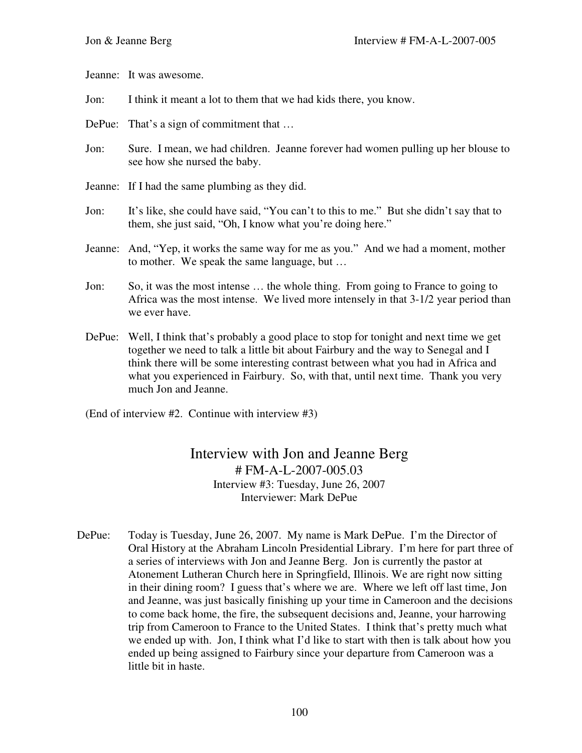Jeanne: It was awesome.

Jon: I think it meant a lot to them that we had kids there, you know.

DePue: That's a sign of commitment that …

Jon: Sure. I mean, we had children. Jeanne forever had women pulling up her blouse to see how she nursed the baby.

Jeanne: If I had the same plumbing as they did.

Jon: It's like, she could have said, "You can't to this to me." But she didn't say that to them, she just said, "Oh, I know what you're doing here."

Jeanne: And, "Yep, it works the same way for me as you." And we had a moment, mother to mother. We speak the same language, but …

Jon: So, it was the most intense … the whole thing. From going to France to going to Africa was the most intense. We lived more intensely in that 3-1/2 year period than we ever have.

DePue: Well, I think that's probably a good place to stop for tonight and next time we get together we need to talk a little bit about Fairbury and the way to Senegal and I think there will be some interesting contrast between what you had in Africa and what you experienced in Fairbury. So, with that, until next time. Thank you very much Jon and Jeanne.

(End of interview #2. Continue with interview #3)

# Interview with Jon and Jeanne Berg

# FM-A-L-2007-005.03

Interview #3: Tuesday, June 26, 2007

Interviewer: Mark DePue

DePue: Today is Tuesday, June 26, 2007. My name is Mark DePue. I'm the Director of Oral History at the Abraham Lincoln Presidential Library. I'm here for part three of a series of interviews with Jon and Jeanne Berg. Jon is currently the pastor at Atonement Lutheran Church here in Springfield, Illinois. We are right now sitting in their dining room? I guess that's where we are. Where we left off last time, Jon and Jeanne, was just basically finishing up your time in Cameroon and the decisions to come back home, the fire, the subsequent decisions and, Jeanne, your harrowing trip from Cameroon to France to the United States. I think that's pretty much what we ended up with. Jon, I think what I'd like to start with then is talk about how you ended up being assigned to Fairbury since your departure from Cameroon was a little bit in haste.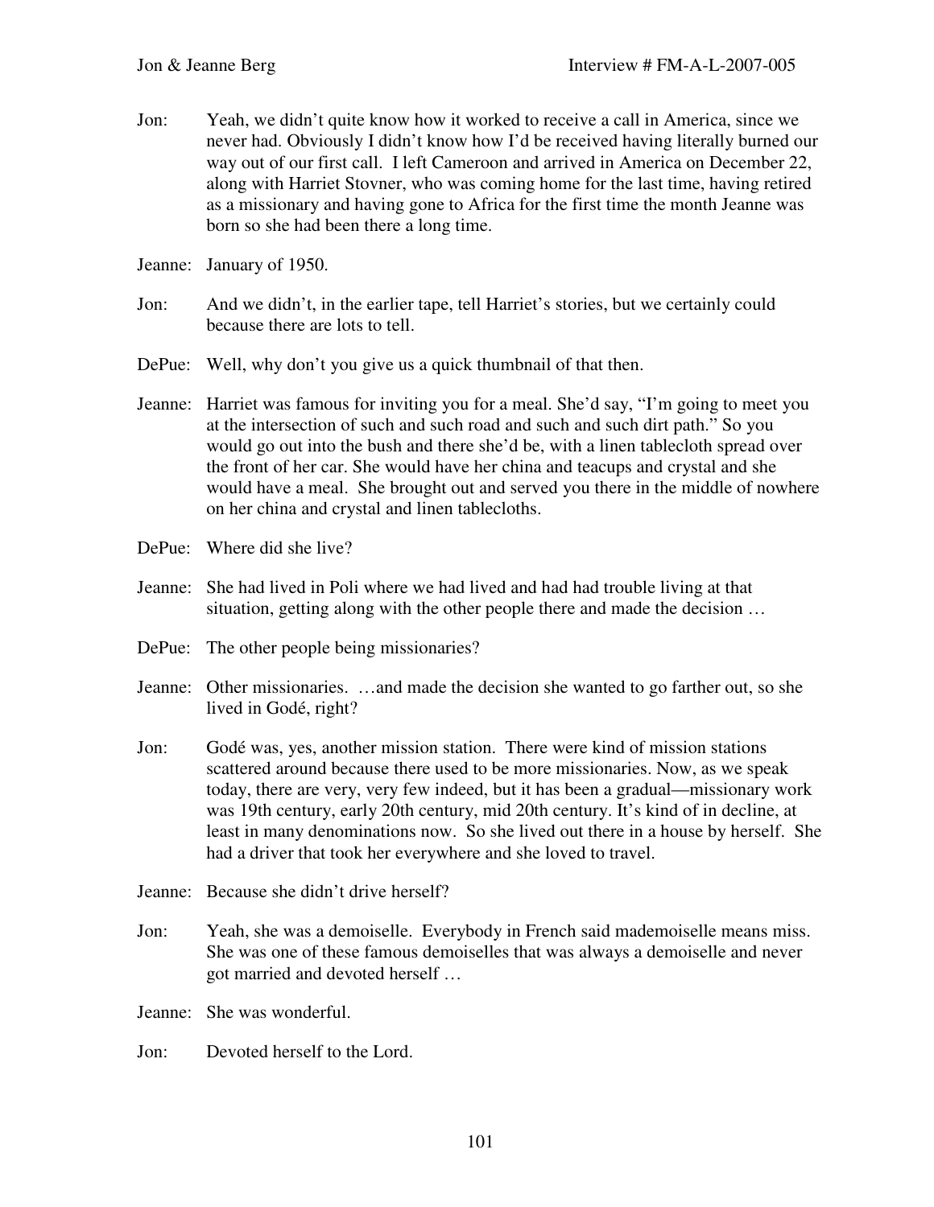Jon: Yeah, we didn't quite know how it worked to receive a call in America, since we never had. Obviously I didn't know how I'd be received having literally burned our way out of our first call. I left Cameroon and arrived in America on December 22, along with Harriet Stovner, who was coming home for the last time, having retired as a missionary and having gone to Africa for the first time the month Jeanne was born so she had been there a long time.

Jeanne: January of 1950.

Jon: And we didn't, in the earlier tape, tell Harriet's stories, but we certainly could because there are lots to tell.

DePue: Well, why don't you give us a quick thumbnail of that then.

Jeanne: Harriet was famous for inviting you for a meal. She'd say, "I'm going to meet you at the intersection of such and such road and such and such dirt path." So you would go out into the bush and there she'd be, with a linen tablecloth spread over the front of her car. She would have her china and teacups and crystal and she would have a meal. She brought out and served you there in the middle of nowhere on her china and crystal and linen tablecloths.

DePue: Where did she live?

Jeanne: She had lived in Poli where we had lived and had had trouble living at that situation, getting along with the other people there and made the decision …

DePue: The other people being missionaries?

Jeanne: Other missionaries. …and made the decision she wanted to go farther out, so she lived in Godé, right?

Jon: Godé was, yes, another mission station. There were kind of mission stations scattered around because there used to be more missionaries. Now, as we speak today, there are very, very few indeed, but it has been a gradual—missionary work was 19th century, early 20th century, mid 20th century. It's kind of in decline, at least in many denominations now. So she lived out there in a house by herself. She had a driver that took her everywhere and she loved to travel.

Jeanne: Because she didn't drive herself?

Jon: Yeah, she was a demoiselle. Everybody in French said mademoiselle means miss. She was one of these famous demoiselles that was always a demoiselle and never got married and devoted herself …

Jeanne: She was wonderful.

Jon: Devoted herself to the Lord.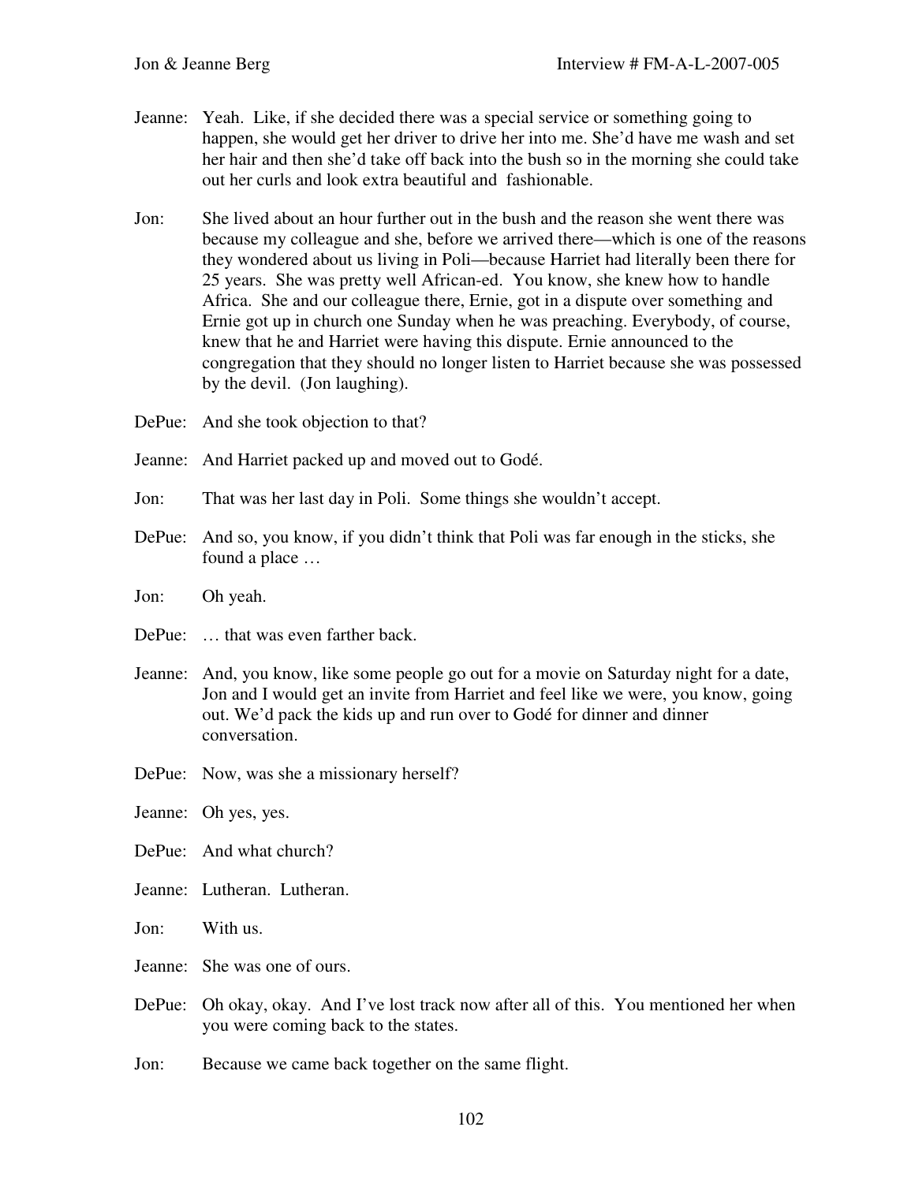Jeanne: Yeah. Like, if she decided there was a special service or something going to happen, she would get her driver to drive her into me. She'd have me wash and set her hair and then she'd take off back into the bush so in the morning she could take out her curls and look extra beautiful and fashionable.

Jon: She lived about an hour further out in the bush and the reason she went there was because my colleague and she, before we arrived there—which is one of the reasons they wondered about us living in Poli—because Harriet had literally been there for 25 years. She was pretty well African-ed. You know, she knew how to handle Africa. She and our colleague there, Ernie, got in a dispute over something and Ernie got up in church one Sunday when he was preaching. Everybody, of course, knew that he and Harriet were having this dispute. Ernie announced to the congregation that they should no longer listen to Harriet because she was possessed by the devil. (Jon laughing).

DePue: And she took objection to that?

Jeanne: And Harriet packed up and moved out to Godé.

Jon: That was her last day in Poli. Some things she wouldn't accept.

DePue: And so, you know, if you didn't think that Poli was far enough in the sticks, she found a place …

Jon: Oh yeah.

DePue: … that was even farther back.

Jeanne: And, you know, like some people go out for a movie on Saturday night for a date, Jon and I would get an invite from Harriet and feel like we were, you know, going out. We'd pack the kids up and run over to Godé for dinner and dinner conversation.

DePue: Now, was she a missionary herself?

Jeanne: Oh yes, yes.

DePue: And what church?

Jeanne: Lutheran. Lutheran.

Jon: With us.

Jeanne: She was one of ours.

DePue: Oh okay, okay. And I've lost track now after all of this. You mentioned her when you were coming back to the states.

Jon: Because we came back together on the same flight.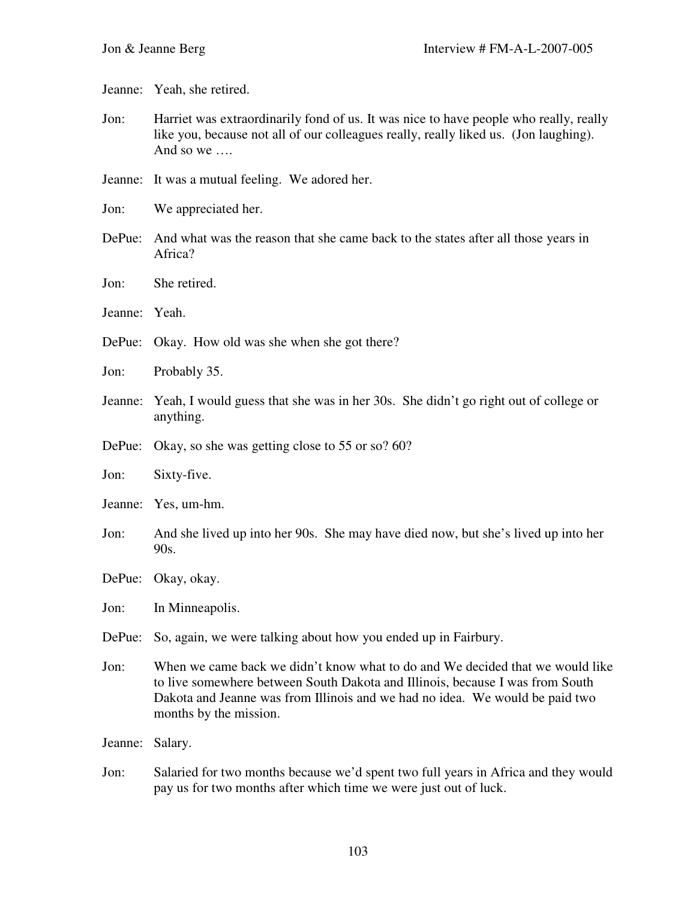Jeanne: Yeah, she retired.

Jon: Harriet was extraordinarily fond of us. It was nice to have people who really, really like you, because not all of our colleagues really, really liked us. (Jon laughing). And so we ….

Jeanne: It was a mutual feeling. We adored her.

Jon: We appreciated her.

DePue: And what was the reason that she came back to the states after all those years in Africa?

Jon: She retired.

Jeanne: Yeah.

DePue: Okay. How old was she when she got there?

Jon: Probably 35.

Jeanne: Yeah, I would guess that she was in her 30s. She didn't go right out of college or anything.

DePue: Okay, so she was getting close to 55 or so? 60?

Jon: Sixty-five.

Jeanne: Yes, um-hm.

Jon: And she lived up into her 90s. She may have died now, but she's lived up into her 90s.

DePue: Okay, okay.

Jon: In Minneapolis.

DePue: So, again, we were talking about how you ended up in Fairbury.

Jon: When we came back we didn't know what to do and We decided that we would like to live somewhere between South Dakota and Illinois, because I was from South Dakota and Jeanne was from Illinois and we had no idea. We would be paid two months by the mission.

Jeanne: Salary.

Jon: Salaried for two months because we'd spent two full years in Africa and they would pay us for two months after which time we were just out of luck.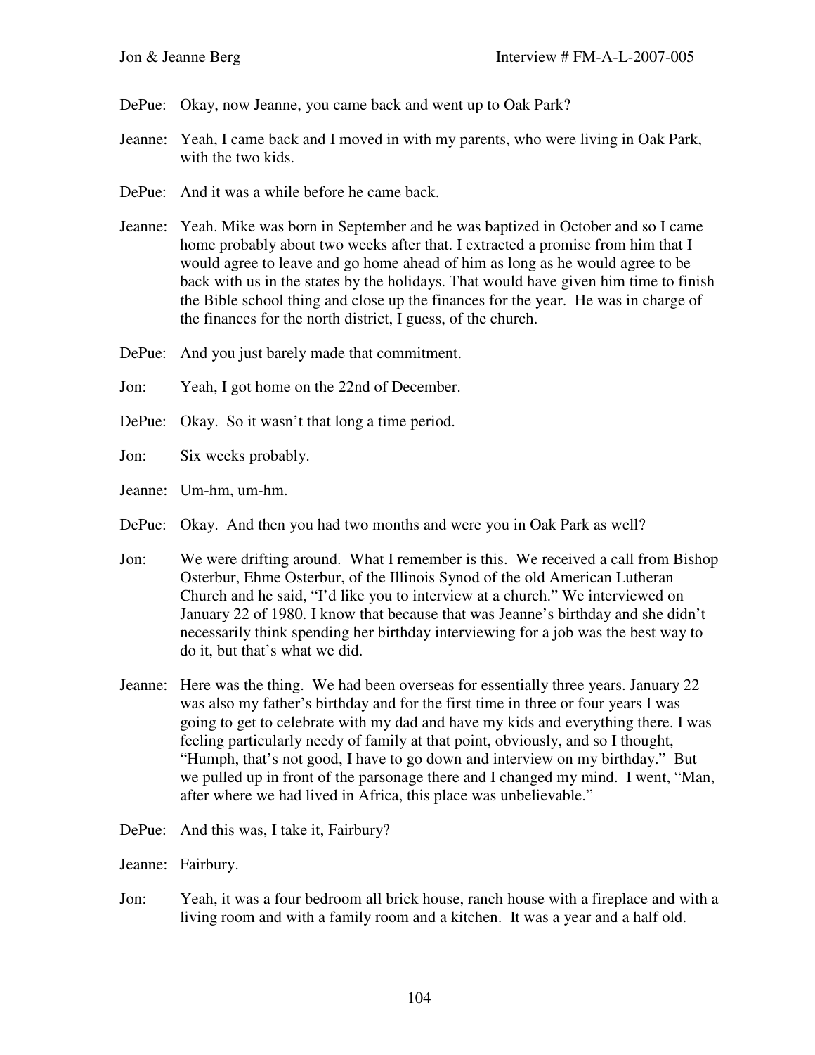DePue: Okay, now Jeanne, you came back and went up to Oak Park?

Jeanne: Yeah, I came back and I moved in with my parents, who were living in Oak Park, with the two kids.

DePue: And it was a while before he came back.

Jeanne: Yeah. Mike was born in September and he was baptized in October and so I came home probably about two weeks after that. I extracted a promise from him that I would agree to leave and go home ahead of him as long as he would agree to be back with us in the states by the holidays. That would have given him time to finish the Bible school thing and close up the finances for the year. He was in charge of the finances for the north district, I guess, of the church.

DePue: And you just barely made that commitment.

Jon: Yeah, I got home on the 22nd of December.

DePue: Okay. So it wasn't that long a time period.

Jon: Six weeks probably.

Jeanne: Um-hm, um-hm.

DePue: Okay. And then you had two months and were you in Oak Park as well?

Jon: We were drifting around. What I remember is this. We received a call from Bishop Osterbur, Ehme Osterbur, of the Illinois Synod of the old American Lutheran Church and he said, "I'd like you to interview at a church." We interviewed on January 22 of 1980. I know that because that was Jeanne's birthday and she didn't necessarily think spending her birthday interviewing for a job was the best way to do it, but that's what we did.

Jeanne: Here was the thing. We had been overseas for essentially three years. January 22 was also my father's birthday and for the first time in three or four years I was going to get to celebrate with my dad and have my kids and everything there. I was feeling particularly needy of family at that point, obviously, and so I thought, "Humph, that's not good, I have to go down and interview on my birthday." But we pulled up in front of the parsonage there and I changed my mind. I went, "Man, after where we had lived in Africa, this place was unbelievable."

DePue: And this was, I take it, Fairbury?

Jeanne: Fairbury.

Jon: Yeah, it was a four bedroom all brick house, ranch house with a fireplace and with a living room and with a family room and a kitchen. It was a year and a half old.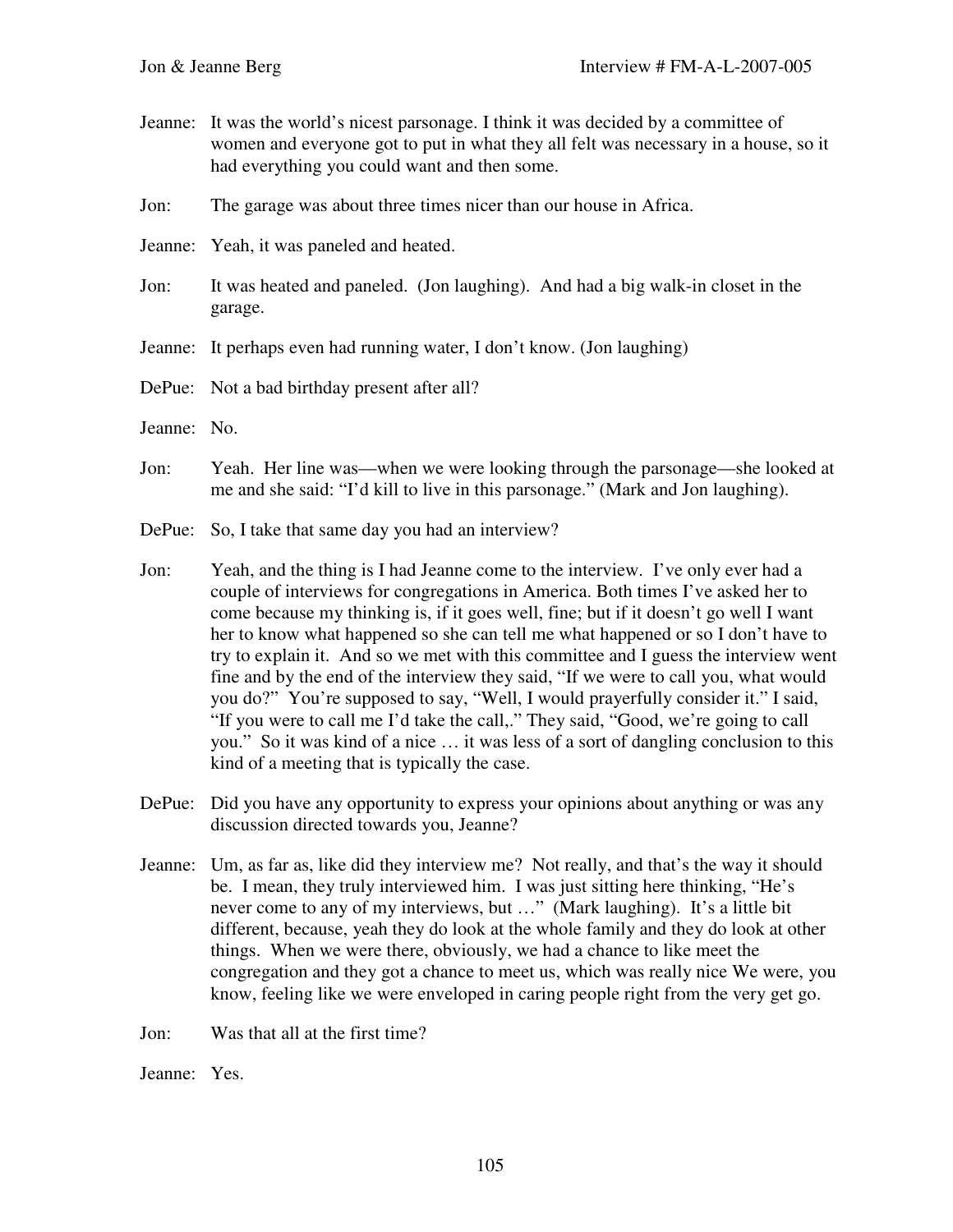Jeanne: It was the world's nicest parsonage. I think it was decided by a committee of women and everyone got to put in what they all felt was necessary in a house, so it had everything you could want and then some.

Jon: The garage was about three times nicer than our house in Africa.

Jeanne: Yeah, it was paneled and heated.

Jon: It was heated and paneled. (Jon laughing). And had a big walk-in closet in the garage.

Jeanne: It perhaps even had running water, I don't know. (Jon laughing)

DePue: Not a bad birthday present after all?

Jeanne: No.

Jon: Yeah. Her line was—when we were looking through the parsonage—she looked at me and she said: "I'd kill to live in this parsonage." (Mark and Jon laughing).

DePue: So, I take that same day you had an interview?

Jon: Yeah, and the thing is I had Jeanne come to the interview. I've only ever had a couple of interviews for congregations in America. Both times I've asked her to come because my thinking is, if it goes well, fine; but if it doesn't go well I want her to know what happened so she can tell me what happened or so I don't have to try to explain it. And so we met with this committee and I guess the interview went fine and by the end of the interview they said, "If we were to call you, what would you do?" You're supposed to say, "Well, I would prayerfully consider it." I said, "If you were to call me I'd take the call,." They said, "Good, we're going to call you." So it was kind of a nice … it was less of a sort of dangling conclusion to this kind of a meeting that is typically the case.

DePue: Did you have any opportunity to express your opinions about anything or was any discussion directed towards you, Jeanne?

Jeanne: Um, as far as, like did they interview me? Not really, and that's the way it should be. I mean, they truly interviewed him. I was just sitting here thinking, "He's never come to any of my interviews, but …" (Mark laughing). It's a little bit different, because, yeah they do look at the whole family and they do look at other things. When we were there, obviously, we had a chance to like meet the congregation and they got a chance to meet us, which was really nice We were, you know, feeling like we were enveloped in caring people right from the very get go.

Jon: Was that all at the first time?

Jeanne: Yes.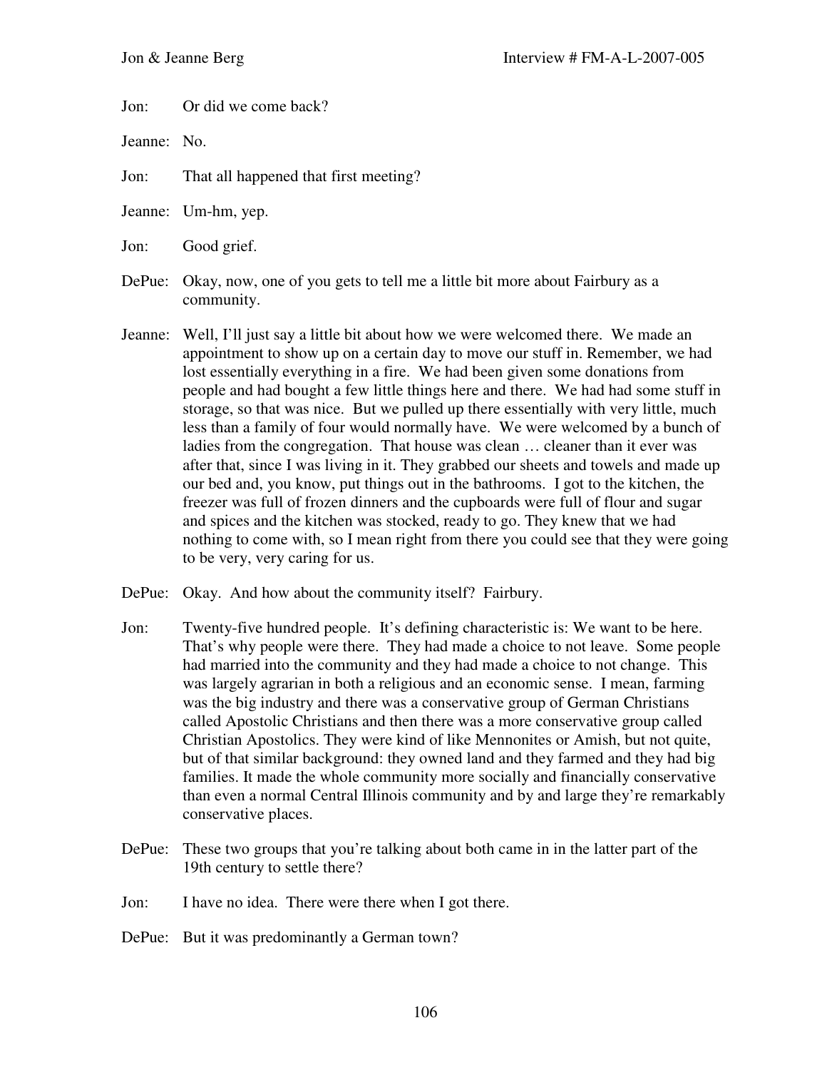Jon: Or did we come back?

Jeanne: No.

Jon: That all happened that first meeting?

Jeanne: Um-hm, yep.

Jon: Good grief.

DePue: Okay, now, one of you gets to tell me a little bit more about Fairbury as a community.

Jeanne: Well, I'll just say a little bit about how we were welcomed there. We made an appointment to show up on a certain day to move our stuff in. Remember, we had lost essentially everything in a fire. We had been given some donations from people and had bought a few little things here and there. We had had some stuff in storage, so that was nice. But we pulled up there essentially with very little, much less than a family of four would normally have. We were welcomed by a bunch of ladies from the congregation. That house was clean … cleaner than it ever was after that, since I was living in it. They grabbed our sheets and towels and made up our bed and, you know, put things out in the bathrooms. I got to the kitchen, the freezer was full of frozen dinners and the cupboards were full of flour and sugar and spices and the kitchen was stocked, ready to go. They knew that we had nothing to come with, so I mean right from there you could see that they were going to be very, very caring for us.

DePue: Okay. And how about the community itself? Fairbury.

Jon: Twenty-five hundred people. It's defining characteristic is: We want to be here. That's why people were there. They had made a choice to not leave. Some people had married into the community and they had made a choice to not change. This was largely agrarian in both a religious and an economic sense. I mean, farming was the big industry and there was a conservative group of German Christians called Apostolic Christians and then there was a more conservative group called Christian Apostolics. They were kind of like Mennonites or Amish, but not quite, but of that similar background: they owned land and they farmed and they had big families. It made the whole community more socially and financially conservative than even a normal Central Illinois community and by and large they're remarkably conservative places.

DePue: These two groups that you're talking about both came in in the latter part of the 19th century to settle there?

Jon: I have no idea. There were there when I got there.

DePue: But it was predominantly a German town?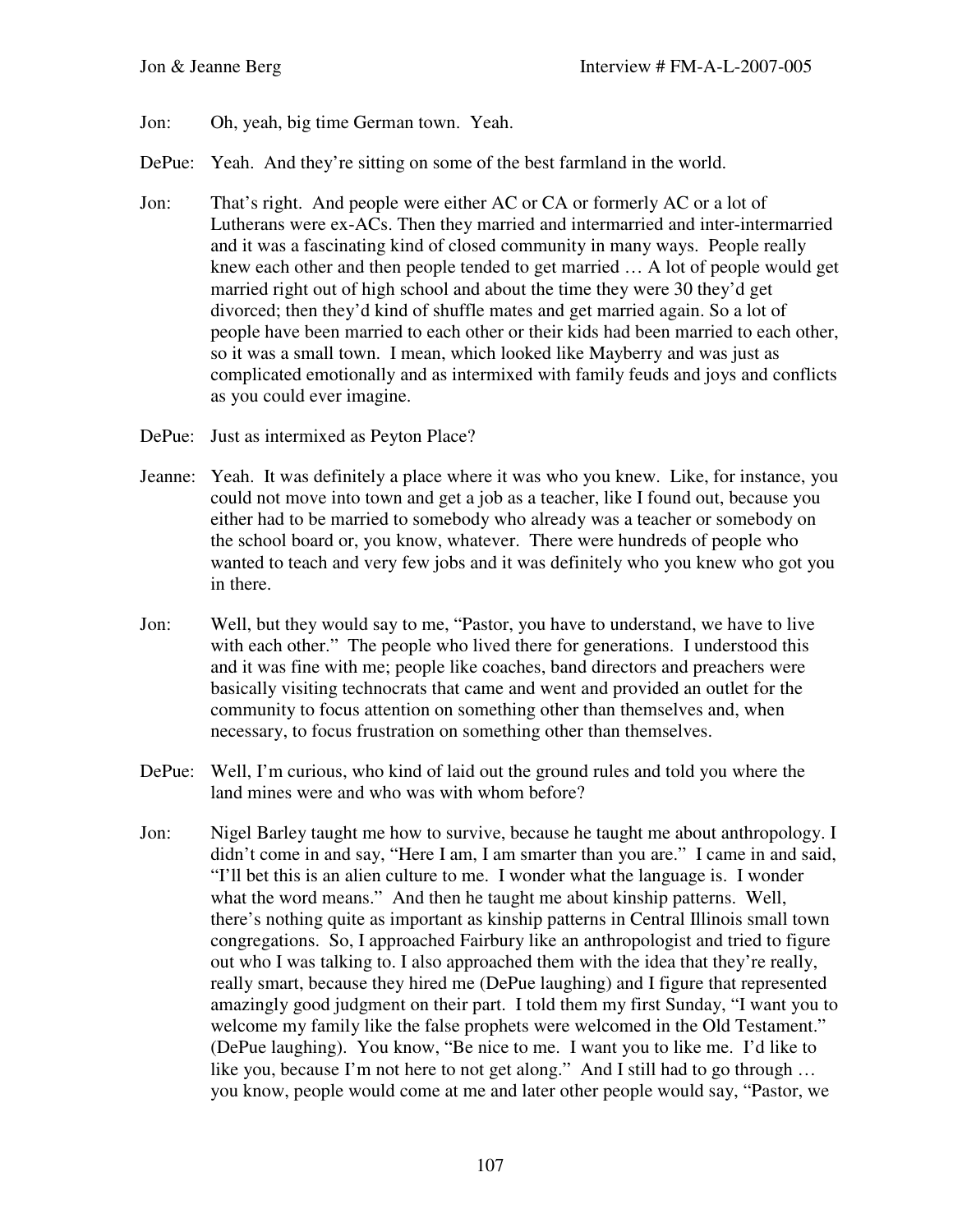Jon: Oh, yeah, big time German town. Yeah.

DePue: Yeah. And they're sitting on some of the best farmland in the world.

Jon: That's right. And people were either AC or CA or formerly AC or a lot of Lutherans were ex-ACs. Then they married and intermarried and inter-intermarried and it was a fascinating kind of closed community in many ways. People really knew each other and then people tended to get married … A lot of people would get married right out of high school and about the time they were 30 they'd get divorced; then they'd kind of shuffle mates and get married again. So a lot of people have been married to each other or their kids had been married to each other, so it was a small town. I mean, which looked like Mayberry and was just as complicated emotionally and as intermixed with family feuds and joys and conflicts as you could ever imagine.

DePue: Just as intermixed as Peyton Place?

Jeanne: Yeah. It was definitely a place where it was who you knew. Like, for instance, you could not move into town and get a job as a teacher, like I found out, because you either had to be married to somebody who already was a teacher or somebody on the school board or, you know, whatever. There were hundreds of people who wanted to teach and very few jobs and it was definitely who you knew who got you in there.

Jon: Well, but they would say to me, "Pastor, you have to understand, we have to live with each other." The people who lived there for generations. I understood this and it was fine with me; people like coaches, band directors and preachers were basically visiting technocrats that came and went and provided an outlet for the community to focus attention on something other than themselves and, when necessary, to focus frustration on something other than themselves.

DePue: Well, I'm curious, who kind of laid out the ground rules and told you where the land mines were and who was with whom before?

Jon: Nigel Barley taught me how to survive, because he taught me about anthropology. I didn't come in and say, "Here I am, I am smarter than you are." I came in and said, "I'll bet this is an alien culture to me. I wonder what the language is. I wonder what the word means." And then he taught me about kinship patterns. Well, there's nothing quite as important as kinship patterns in Central Illinois small town congregations. So, I approached Fairbury like an anthropologist and tried to figure out who I was talking to. I also approached them with the idea that they're really, really smart, because they hired me (DePue laughing) and I figure that represented amazingly good judgment on their part. I told them my first Sunday, "I want you to welcome my family like the false prophets were welcomed in the Old Testament." (DePue laughing). You know, "Be nice to me. I want you to like me. I'd like to like you, because I'm not here to not get along." And I still had to go through … you know, people would come at me and later other people would say, "Pastor, we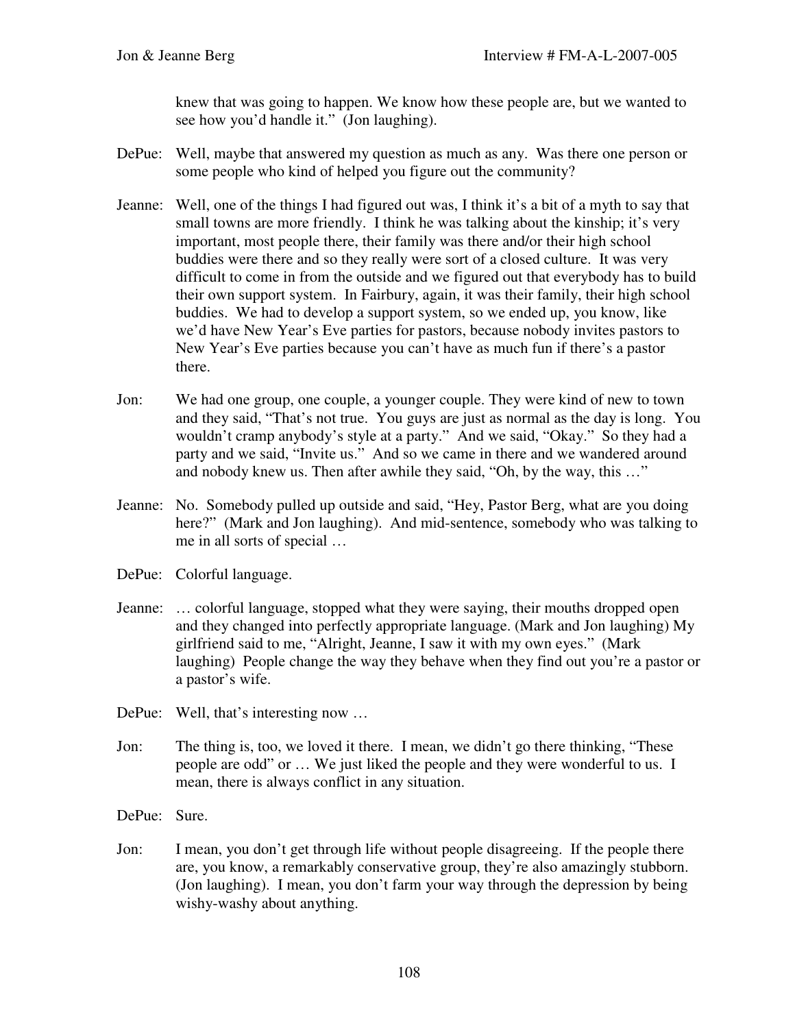knew that was going to happen. We know how these people are, but we wanted to see how you'd handle it." (Jon laughing).

DePue: Well, maybe that answered my question as much as any. Was there one person or some people who kind of helped you figure out the community?

Jeanne: Well, one of the things I had figured out was, I think it's a bit of a myth to say that small towns are more friendly. I think he was talking about the kinship; it's very important, most people there, their family was there and/or their high school buddies were there and so they really were sort of a closed culture. It was very difficult to come in from the outside and we figured out that everybody has to build their own support system. In Fairbury, again, it was their family, their high school buddies. We had to develop a support system, so we ended up, you know, like we'd have New Year's Eve parties for pastors, because nobody invites pastors to New Year's Eve parties because you can't have as much fun if there's a pastor there.

Jon: We had one group, one couple, a younger couple. They were kind of new to town and they said, "That's not true. You guys are just as normal as the day is long. You wouldn't cramp anybody's style at a party." And we said, "Okay." So they had a party and we said, "Invite us." And so we came in there and we wandered around and nobody knew us. Then after awhile they said, "Oh, by the way, this …"

Jeanne: No. Somebody pulled up outside and said, "Hey, Pastor Berg, what are you doing here?" (Mark and Jon laughing). And mid-sentence, somebody who was talking to me in all sorts of special …

DePue: Colorful language.

Jeanne: … colorful language, stopped what they were saying, their mouths dropped open and they changed into perfectly appropriate language. (Mark and Jon laughing) My girlfriend said to me, "Alright, Jeanne, I saw it with my own eyes." (Mark laughing) People change the way they behave when they find out you're a pastor or a pastor's wife.

DePue: Well, that's interesting now …

Jon: The thing is, too, we loved it there. I mean, we didn't go there thinking, "These people are odd" or … We just liked the people and they were wonderful to us. I mean, there is always conflict in any situation.

DePue: Sure.

Jon: I mean, you don't get through life without people disagreeing. If the people there are, you know, a remarkably conservative group, they're also amazingly stubborn. (Jon laughing). I mean, you don't farm your way through the depression by being wishy-washy about anything.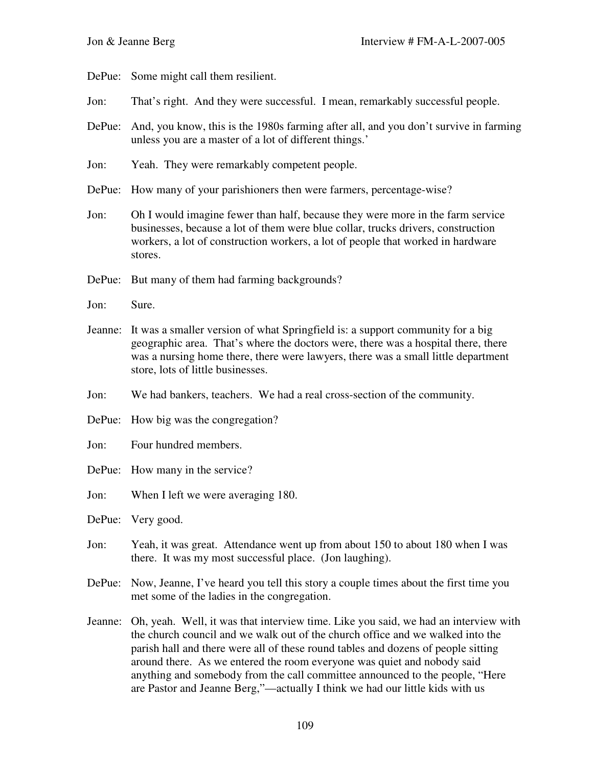DePue: Some might call them resilient.

Jon: That's right. And they were successful. I mean, remarkably successful people.

DePue: And, you know, this is the 1980s farming after all, and you don't survive in farming unless you are a master of a lot of different things.'

Jon: Yeah. They were remarkably competent people.

DePue: How many of your parishioners then were farmers, percentage-wise?

Jon: Oh I would imagine fewer than half, because they were more in the farm service businesses, because a lot of them were blue collar, trucks drivers, construction workers, a lot of construction workers, a lot of people that worked in hardware stores.

DePue: But many of them had farming backgrounds?

Jon: Sure.

Jeanne: It was a smaller version of what Springfield is: a support community for a big geographic area. That's where the doctors were, there was a hospital there, there was a nursing home there, there were lawyers, there was a small little department store, lots of little businesses.

Jon: We had bankers, teachers. We had a real cross-section of the community.

DePue: How big was the congregation?

Jon: Four hundred members.

DePue: How many in the service?

Jon: When I left we were averaging 180.

DePue: Very good.

Jon: Yeah, it was great. Attendance went up from about 150 to about 180 when I was there. It was my most successful place. (Jon laughing).

DePue: Now, Jeanne, I've heard you tell this story a couple times about the first time you met some of the ladies in the congregation.

Jeanne: Oh, yeah. Well, it was that interview time. Like you said, we had an interview with the church council and we walk out of the church office and we walked into the parish hall and there were all of these round tables and dozens of people sitting around there. As we entered the room everyone was quiet and nobody said anything and somebody from the call committee announced to the people, "Here are Pastor and Jeanne Berg,"—actually I think we had our little kids with us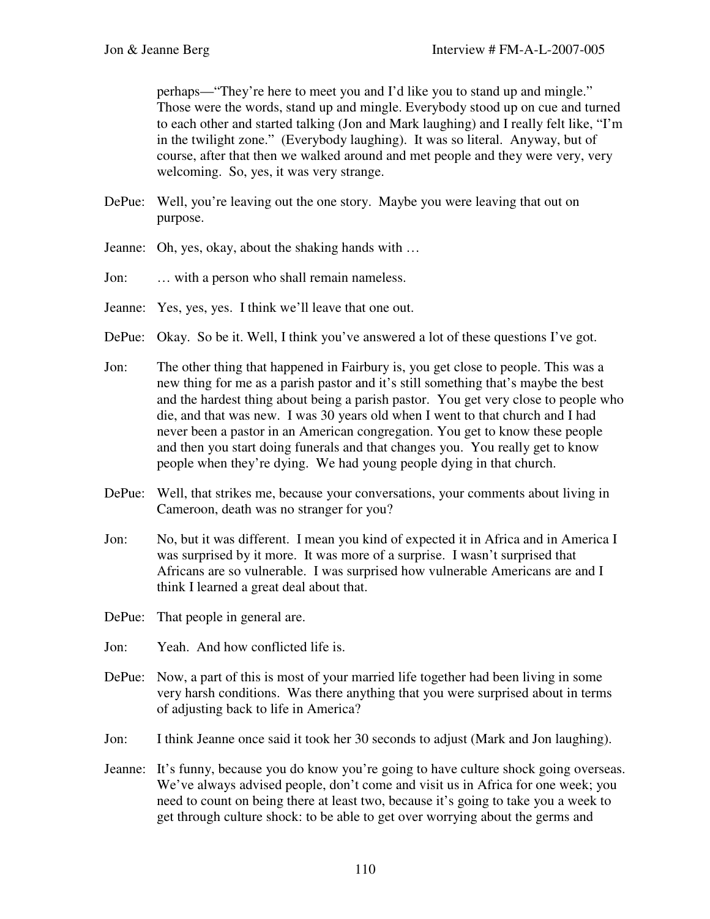perhaps—"They're here to meet you and I'd like you to stand up and mingle." Those were the words, stand up and mingle. Everybody stood up on cue and turned to each other and started talking (Jon and Mark laughing) and I really felt like, "I'm in the twilight zone." (Everybody laughing). It was so literal. Anyway, but of course, after that then we walked around and met people and they were very, very welcoming. So, yes, it was very strange.

DePue: Well, you're leaving out the one story. Maybe you were leaving that out on purpose.

Jeanne: Oh, yes, okay, about the shaking hands with …

Jon: … with a person who shall remain nameless.

Jeanne: Yes, yes, yes. I think we'll leave that one out.

DePue: Okay. So be it. Well, I think you've answered a lot of these questions I've got.

Jon: The other thing that happened in Fairbury is, you get close to people. This was a new thing for me as a parish pastor and it's still something that's maybe the best and the hardest thing about being a parish pastor. You get very close to people who die, and that was new. I was 30 years old when I went to that church and I had never been a pastor in an American congregation. You get to know these people and then you start doing funerals and that changes you. You really get to know people when they're dying. We had young people dying in that church.

DePue: Well, that strikes me, because your conversations, your comments about living in Cameroon, death was no stranger for you?

Jon: No, but it was different. I mean you kind of expected it in Africa and in America I was surprised by it more. It was more of a surprise. I wasn't surprised that Africans are so vulnerable. I was surprised how vulnerable Americans are and I think I learned a great deal about that.

DePue: That people in general are.

Jon: Yeah. And how conflicted life is.

DePue: Now, a part of this is most of your married life together had been living in some very harsh conditions. Was there anything that you were surprised about in terms of adjusting back to life in America?

Jon: I think Jeanne once said it took her 30 seconds to adjust (Mark and Jon laughing).

Jeanne: It's funny, because you do know you're going to have culture shock going overseas. We've always advised people, don't come and visit us in Africa for one week; you need to count on being there at least two, because it's going to take you a week to get through culture shock: to be able to get over worrying about the germs and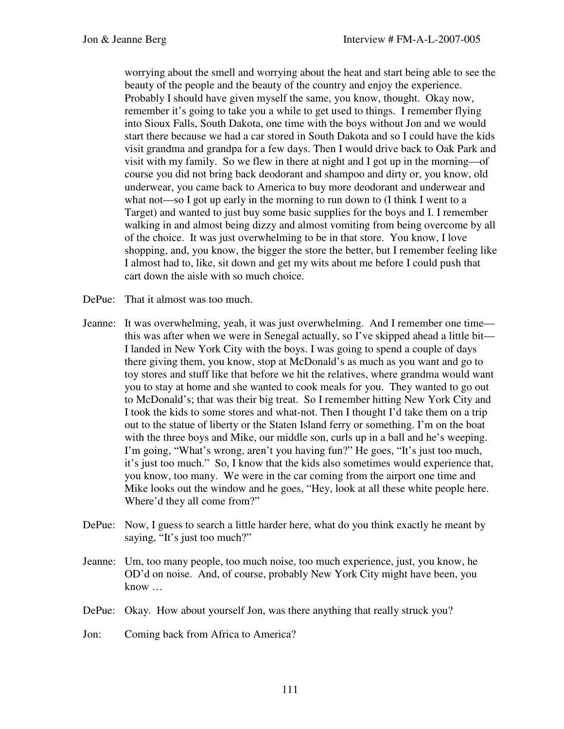worrying about the smell and worrying about the heat and start being able to see the beauty of the people and the beauty of the country and enjoy the experience. Probably I should have given myself the same, you know, thought. Okay now, remember it's going to take you a while to get used to things. I remember flying into Sioux Falls, South Dakota, one time with the boys without Jon and we would start there because we had a car stored in South Dakota and so I could have the kids visit grandma and grandpa for a few days. Then I would drive back to Oak Park and visit with my family. So we flew in there at night and I got up in the morning—of course you did not bring back deodorant and shampoo and dirty or, you know, old underwear, you came back to America to buy more deodorant and underwear and what not—so I got up early in the morning to run down to (I think I went to a Target) and wanted to just buy some basic supplies for the boys and I. I remember walking in and almost being dizzy and almost vomiting from being overcome by all of the choice. It was just overwhelming to be in that store. You know, I love shopping, and, you know, the bigger the store the better, but I remember feeling like I almost had to, like, sit down and get my wits about me before I could push that cart down the aisle with so much choice.

DePue: That it almost was too much.

Jeanne: It was overwhelming, yeah, it was just overwhelming. And I remember one time—this was after when we were in Senegal actually, so I've skipped ahead a little bit—I landed in New York City with the boys. I was going to spend a couple of days there giving them, you know, stop at McDonald's as much as you want and go to toy stores and stuff like that before we hit the relatives, where grandma would want you to stay at home and she wanted to cook meals for you. They wanted to go out to McDonald's; that was their big treat. So I remember hitting New York City and I took the kids to some stores and what-not. Then I thought I'd take them on a trip out to the statue of liberty or the Staten Island ferry or something. I'm on the boat with the three boys and Mike, our middle son, curls up in a ball and he's weeping. I'm going, "What's wrong, aren't you having fun?" He goes, "It's just too much, it's just too much." So, I know that the kids also sometimes would experience that, you know, too many. We were in the car coming from the airport one time and Mike looks out the window and he goes, "Hey, look at all these white people here. Where'd they all come from?"

DePue: Now, I guess to search a little harder here, what do you think exactly he meant by saying, "It's just too much?"

Jeanne: Um, too many people, too much noise, too much experience, just, you know, he OD'd on noise. And, of course, probably New York City might have been, you know …

DePue: Okay. How about yourself Jon, was there anything that really struck you?

Jon: Coming back from Africa to America?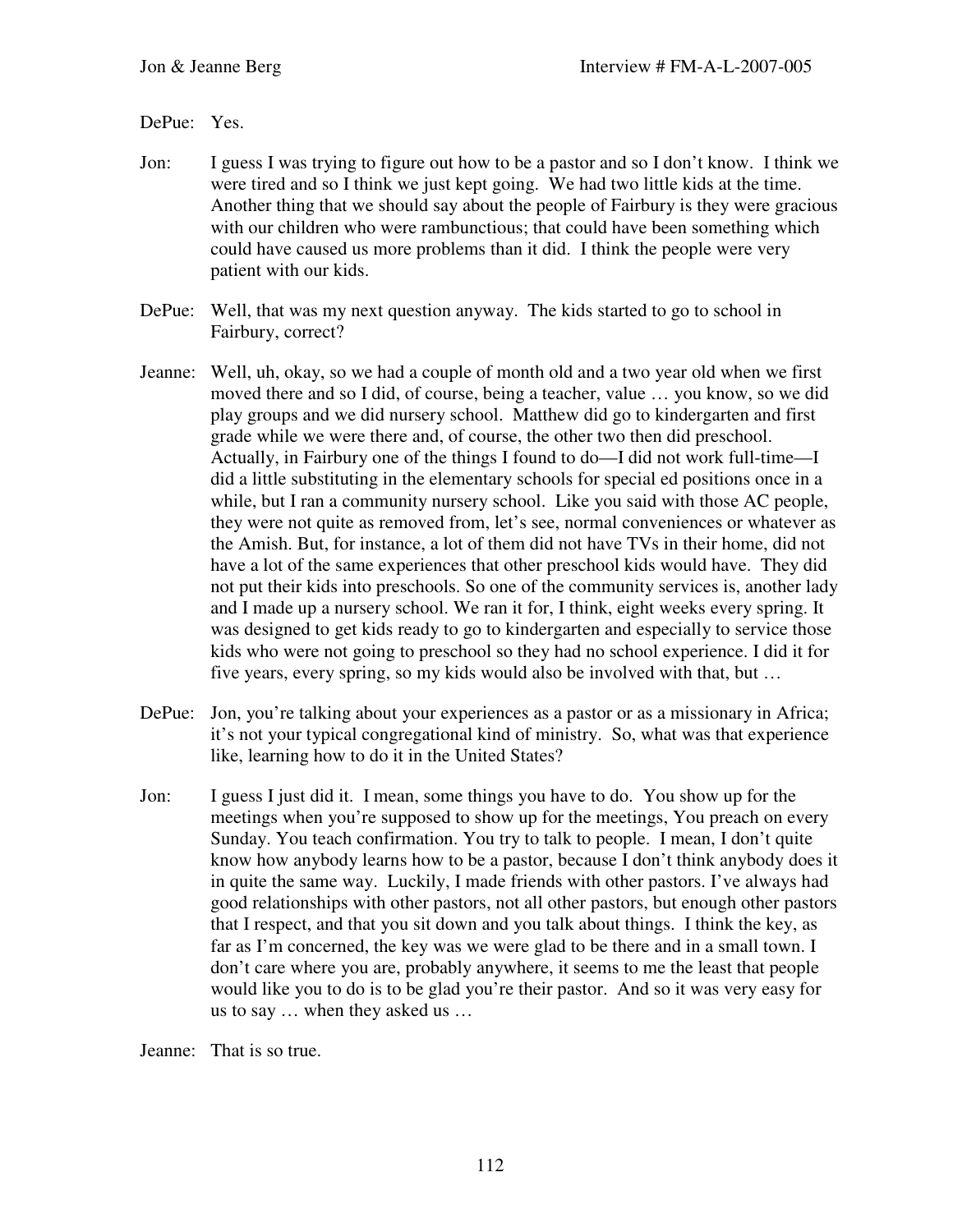DePue: Yes.

Jon: I guess I was trying to figure out how to be a pastor and so I don't know. I think we were tired and so I think we just kept going. We had two little kids at the time. Another thing that we should say about the people of Fairbury is they were gracious with our children who were rambunctious; that could have been something which could have caused us more problems than it did. I think the people were very patient with our kids.

DePue: Well, that was my next question anyway. The kids started to go to school in Fairbury, correct?

Jeanne: Well, uh, okay, so we had a couple of month old and a two year old when we first moved there and so I did, of course, being a teacher, value … you know, so we did play groups and we did nursery school. Matthew did go to kindergarten and first grade while we were there and, of course, the other two then did preschool. Actually, in Fairbury one of the things I found to do—I did not work full-time—I did a little substituting in the elementary schools for special ed positions once in a while, but I ran a community nursery school. Like you said with those AC people, they were not quite as removed from, let's see, normal conveniences or whatever as the Amish. But, for instance, a lot of them did not have TVs in their home, did not have a lot of the same experiences that other preschool kids would have. They did not put their kids into preschools. So one of the community services is, another lady and I made up a nursery school. We ran it for, I think, eight weeks every spring. It was designed to get kids ready to go to kindergarten and especially to service those kids who were not going to preschool so they had no school experience. I did it for five years, every spring, so my kids would also be involved with that, but …

DePue: Jon, you're talking about your experiences as a pastor or as a missionary in Africa; it's not your typical congregational kind of ministry. So, what was that experience like, learning how to do it in the United States?

Jon: I guess I just did it. I mean, some things you have to do. You show up for the meetings when you're supposed to show up for the meetings, You preach on every Sunday. You teach confirmation. You try to talk to people. I mean, I don't quite know how anybody learns how to be a pastor, because I don't think anybody does it in quite the same way. Luckily, I made friends with other pastors. I've always had good relationships with other pastors, not all other pastors, but enough other pastors that I respect, and that you sit down and you talk about things. I think the key, as far as I'm concerned, the key was we were glad to be there and in a small town. I don't care where you are, probably anywhere, it seems to me the least that people would like you to do is to be glad you're their pastor. And so it was very easy for us to say … when they asked us …

Jeanne: That is so true.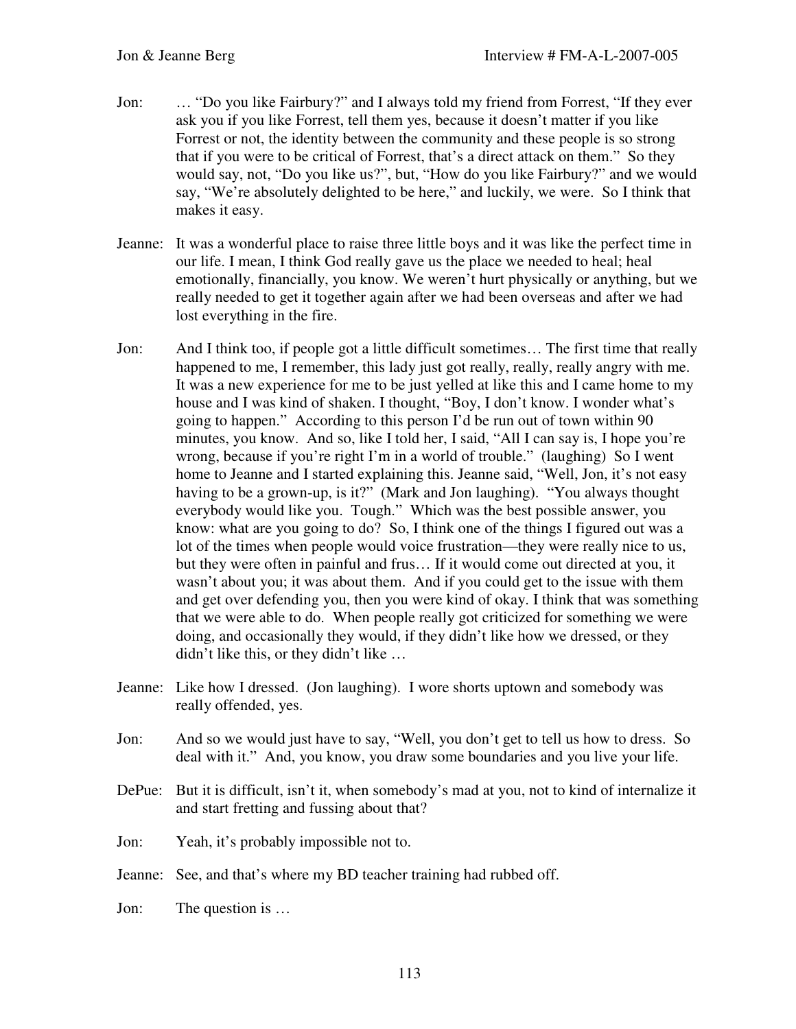Jon: … "Do you like Fairbury?" and I always told my friend from Forrest, "If they ever ask you if you like Forrest, tell them yes, because it doesn't matter if you like Forrest or not, the identity between the community and these people is so strong that if you were to be critical of Forrest, that's a direct attack on them." So they would say, not, "Do you like us?", but, "How do you like Fairbury?" and we would say, "We're absolutely delighted to be here," and luckily, we were. So I think that makes it easy.

Jeanne: It was a wonderful place to raise three little boys and it was like the perfect time in our life. I mean, I think God really gave us the place we needed to heal; heal emotionally, financially, you know. We weren't hurt physically or anything, but we really needed to get it together again after we had been overseas and after we had lost everything in the fire.

Jon: And I think too, if people got a little difficult sometimes… The first time that really happened to me, I remember, this lady just got really, really, really angry with me. It was a new experience for me to be just yelled at like this and I came home to my house and I was kind of shaken. I thought, "Boy, I don't know. I wonder what's going to happen." According to this person I'd be run out of town within 90 minutes, you know. And so, like I told her, I said, "All I can say is, I hope you're wrong, because if you're right I'm in a world of trouble." (laughing) So I went home to Jeanne and I started explaining this. Jeanne said, "Well, Jon, it's not easy having to be a grown-up, is it?" (Mark and Jon laughing). "You always thought everybody would like you. Tough." Which was the best possible answer, you know: what are you going to do? So, I think one of the things I figured out was a lot of the times when people would voice frustration—they were really nice to us, but they were often in painful and frus… If it would come out directed at you, it wasn't about you; it was about them. And if you could get to the issue with them and get over defending you, then you were kind of okay. I think that was something that we were able to do. When people really got criticized for something we were doing, and occasionally they would, if they didn't like how we dressed, or they didn't like this, or they didn't like …

Jeanne: Like how I dressed. (Jon laughing). I wore shorts uptown and somebody was really offended, yes.

Jon: And so we would just have to say, "Well, you don't get to tell us how to dress. So deal with it." And, you know, you draw some boundaries and you live your life.

DePue: But it is difficult, isn't it, when somebody's mad at you, not to kind of internalize it and start fretting and fussing about that?

Jon: Yeah, it's probably impossible not to.

Jeanne: See, and that's where my BD teacher training had rubbed off.

Jon: The question is …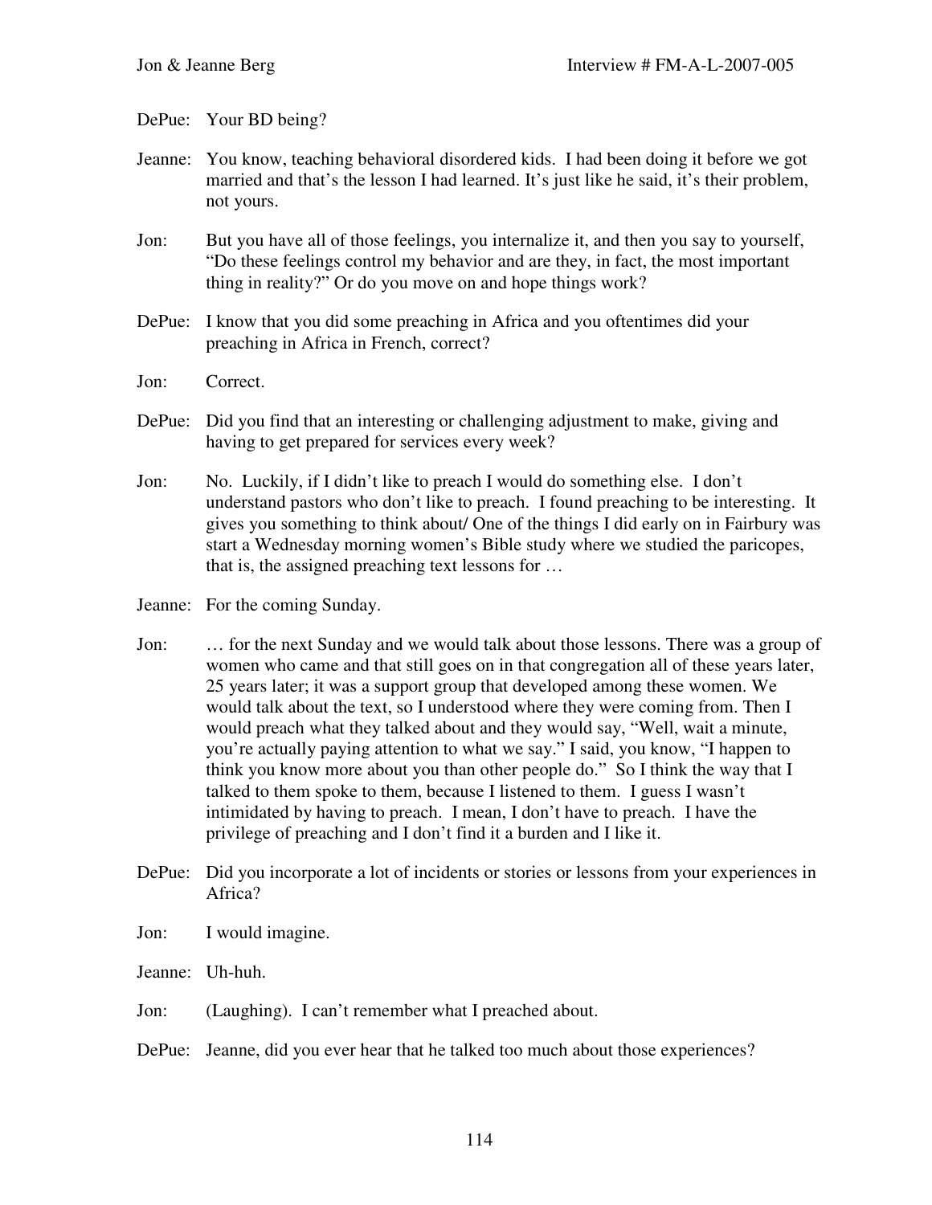DePue: Your BD being?

Jeanne: You know, teaching behavioral disordered kids. I had been doing it before we got married and that's the lesson I had learned. It's just like he said, it's their problem, not yours.

Jon: But you have all of those feelings, you internalize it, and then you say to yourself, "Do these feelings control my behavior and are they, in fact, the most important thing in reality?" Or do you move on and hope things work?

DePue: I know that you did some preaching in Africa and you oftentimes did your preaching in Africa in French, correct?

Jon: Correct.

DePue: Did you find that an interesting or challenging adjustment to make, giving and having to get prepared for services every week?

Jon: No. Luckily, if I didn't like to preach I would do something else. I don't understand pastors who don't like to preach. I found preaching to be interesting. It gives you something to think about/ One of the things I did early on in Fairbury was start a Wednesday morning women's Bible study where we studied the paricopes, that is, the assigned preaching text lessons for …

Jeanne: For the coming Sunday.

Jon: … for the next Sunday and we would talk about those lessons. There was a group of women who came and that still goes on in that congregation all of these years later, 25 years later; it was a support group that developed among these women. We would talk about the text, so I understood where they were coming from. Then I would preach what they talked about and they would say, "Well, wait a minute, you're actually paying attention to what we say." I said, you know, "I happen to think you know more about you than other people do." So I think the way that I talked to them spoke to them, because I listened to them. I guess I wasn't intimidated by having to preach. I mean, I don't have to preach. I have the privilege of preaching and I don't find it a burden and I like it.

DePue: Did you incorporate a lot of incidents or stories or lessons from your experiences in Africa?

Jon: I would imagine.

Jeanne: Uh-huh.

Jon: (Laughing). I can't remember what I preached about.

DePue: Jeanne, did you ever hear that he talked too much about those experiences?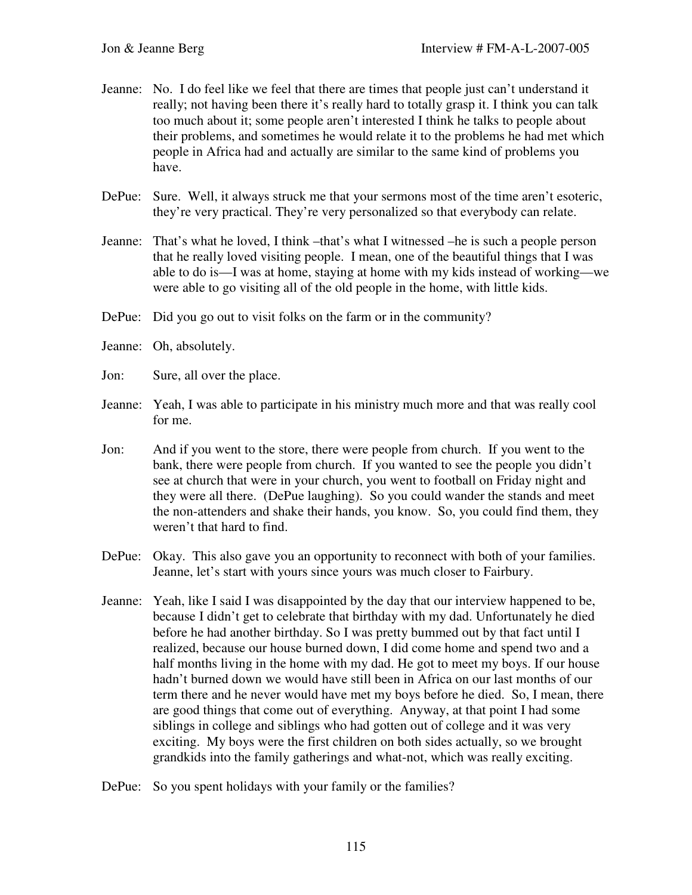Jeanne: No. I do feel like we feel that there are times that people just can't understand it really; not having been there it's really hard to totally grasp it. I think you can talk too much about it; some people aren't interested I think he talks to people about their problems, and sometimes he would relate it to the problems he had met which people in Africa had and actually are similar to the same kind of problems you have.

DePue: Sure. Well, it always struck me that your sermons most of the time aren't esoteric, they're very practical. They're very personalized so that everybody can relate.

Jeanne: That's what he loved, I think –that's what I witnessed –he is such a people person that he really loved visiting people. I mean, one of the beautiful things that I was able to do is—I was at home, staying at home with my kids instead of working—we were able to go visiting all of the old people in the home, with little kids.

DePue: Did you go out to visit folks on the farm or in the community?

Jeanne: Oh, absolutely.

Jon: Sure, all over the place.

Jeanne: Yeah, I was able to participate in his ministry much more and that was really cool for me.

Jon: And if you went to the store, there were people from church. If you went to the bank, there were people from church. If you wanted to see the people you didn't see at church that were in your church, you went to football on Friday night and they were all there. (DePue laughing). So you could wander the stands and meet the non-attenders and shake their hands, you know. So, you could find them, they weren't that hard to find.

DePue: Okay. This also gave you an opportunity to reconnect with both of your families. Jeanne, let's start with yours since yours was much closer to Fairbury.

Jeanne: Yeah, like I said I was disappointed by the day that our interview happened to be, because I didn't get to celebrate that birthday with my dad. Unfortunately he died before he had another birthday. So I was pretty bummed out by that fact until I realized, because our house burned down, I did come home and spend two and a half months living in the home with my dad. He got to meet my boys. If our house hadn't burned down we would have still been in Africa on our last months of our term there and he never would have met my boys before he died. So, I mean, there are good things that come out of everything. Anyway, at that point I had some siblings in college and siblings who had gotten out of college and it was very exciting. My boys were the first children on both sides actually, so we brought grandkids into the family gatherings and what-not, which was really exciting.

DePue: So you spent holidays with your family or the families?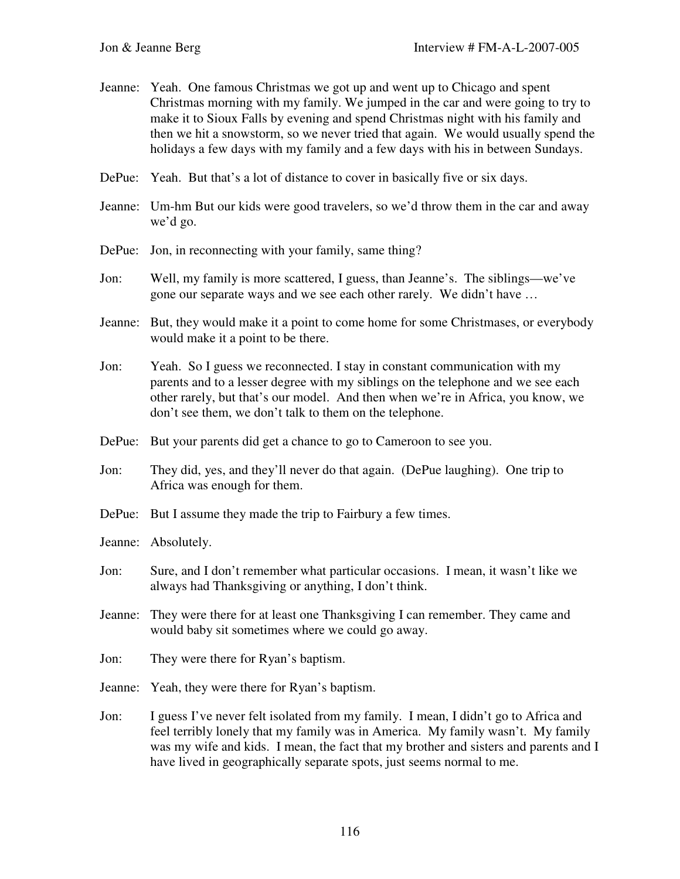Jeanne: Yeah. One famous Christmas we got up and went up to Chicago and spent Christmas morning with my family. We jumped in the car and were going to try to make it to Sioux Falls by evening and spend Christmas night with his family and then we hit a snowstorm, so we never tried that again. We would usually spend the holidays a few days with my family and a few days with his in between Sundays.

DePue: Yeah. But that's a lot of distance to cover in basically five or six days.

Jeanne: Um-hm But our kids were good travelers, so we'd throw them in the car and away we'd go.

DePue: Jon, in reconnecting with your family, same thing?

Jon: Well, my family is more scattered, I guess, than Jeanne's. The siblings—we've gone our separate ways and we see each other rarely. We didn't have …

Jeanne: But, they would make it a point to come home for some Christmases, or everybody would make it a point to be there.

Jon: Yeah. So I guess we reconnected. I stay in constant communication with my parents and to a lesser degree with my siblings on the telephone and we see each other rarely, but that's our model. And then when we're in Africa, you know, we don't see them, we don't talk to them on the telephone.

DePue: But your parents did get a chance to go to Cameroon to see you.

Jon: They did, yes, and they'll never do that again. (DePue laughing). One trip to Africa was enough for them.

DePue: But I assume they made the trip to Fairbury a few times.

Jeanne: Absolutely.

Jon: Sure, and I don't remember what particular occasions. I mean, it wasn't like we always had Thanksgiving or anything, I don't think.

Jeanne: They were there for at least one Thanksgiving I can remember. They came and would baby sit sometimes where we could go away.

Jon: They were there for Ryan's baptism.

Jeanne: Yeah, they were there for Ryan's baptism.

Jon: I guess I've never felt isolated from my family. I mean, I didn't go to Africa and feel terribly lonely that my family was in America. My family wasn't. My family was my wife and kids. I mean, the fact that my brother and sisters and parents and I have lived in geographically separate spots, just seems normal to me.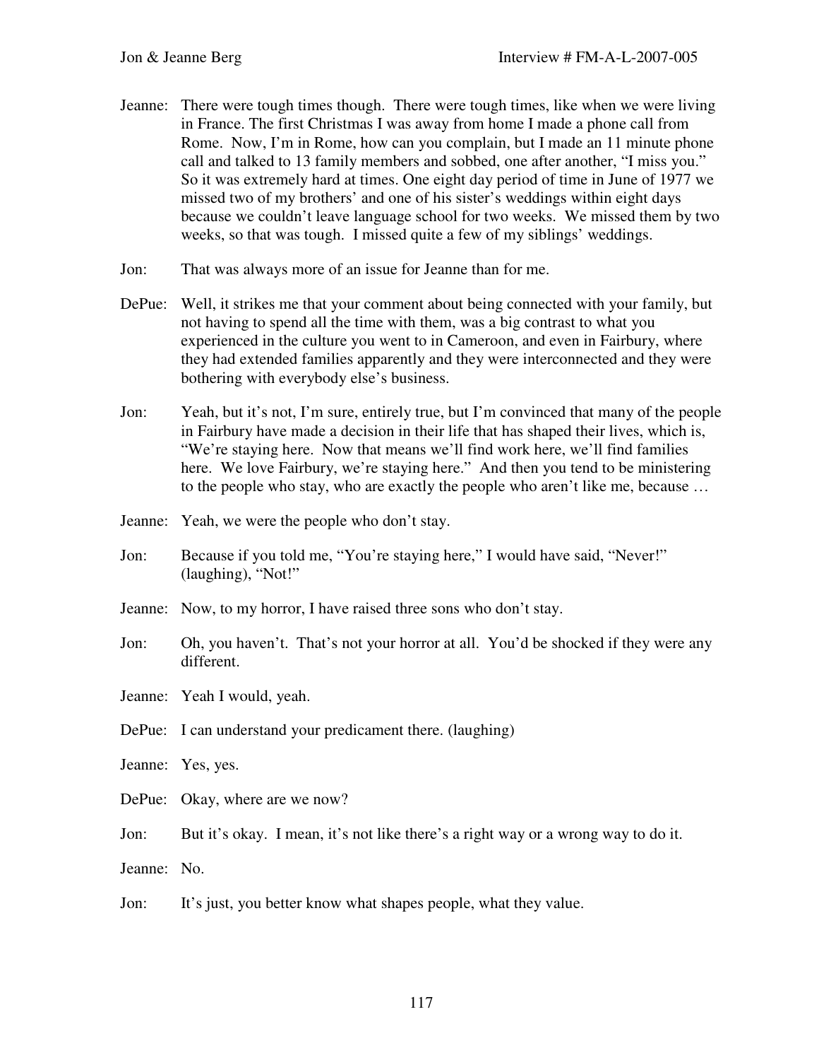Jeanne: There were tough times though. There were tough times, like when we were living in France. The first Christmas I was away from home I made a phone call from Rome. Now, I'm in Rome, how can you complain, but I made an 11 minute phone call and talked to 13 family members and sobbed, one after another, "I miss you." So it was extremely hard at times. One eight day period of time in June of 1977 we missed two of my brothers' and one of his sister's weddings within eight days because we couldn't leave language school for two weeks. We missed them by two weeks, so that was tough. I missed quite a few of my siblings' weddings.

Jon: That was always more of an issue for Jeanne than for me.

DePue: Well, it strikes me that your comment about being connected with your family, but not having to spend all the time with them, was a big contrast to what you experienced in the culture you went to in Cameroon, and even in Fairbury, where they had extended families apparently and they were interconnected and they were bothering with everybody else's business.

Jon: Yeah, but it's not, I'm sure, entirely true, but I'm convinced that many of the people in Fairbury have made a decision in their life that has shaped their lives, which is, "We're staying here. Now that means we'll find work here, we'll find families here. We love Fairbury, we're staying here." And then you tend to be ministering to the people who stay, who are exactly the people who aren't like me, because …

Jeanne: Yeah, we were the people who don't stay.

Jon: Because if you told me, "You're staying here," I would have said, "Never!" (laughing), "Not!"

Jeanne: Now, to my horror, I have raised three sons who don't stay.

Jon: Oh, you haven't. That's not your horror at all. You'd be shocked if they were any different.

Jeanne: Yeah I would, yeah.

DePue: I can understand your predicament there. (laughing)

Jeanne: Yes, yes.

DePue: Okay, where are we now?

Jon: But it's okay. I mean, it's not like there's a right way or a wrong way to do it.

Jeanne: No.

Jon: It's just, you better know what shapes people, what they value.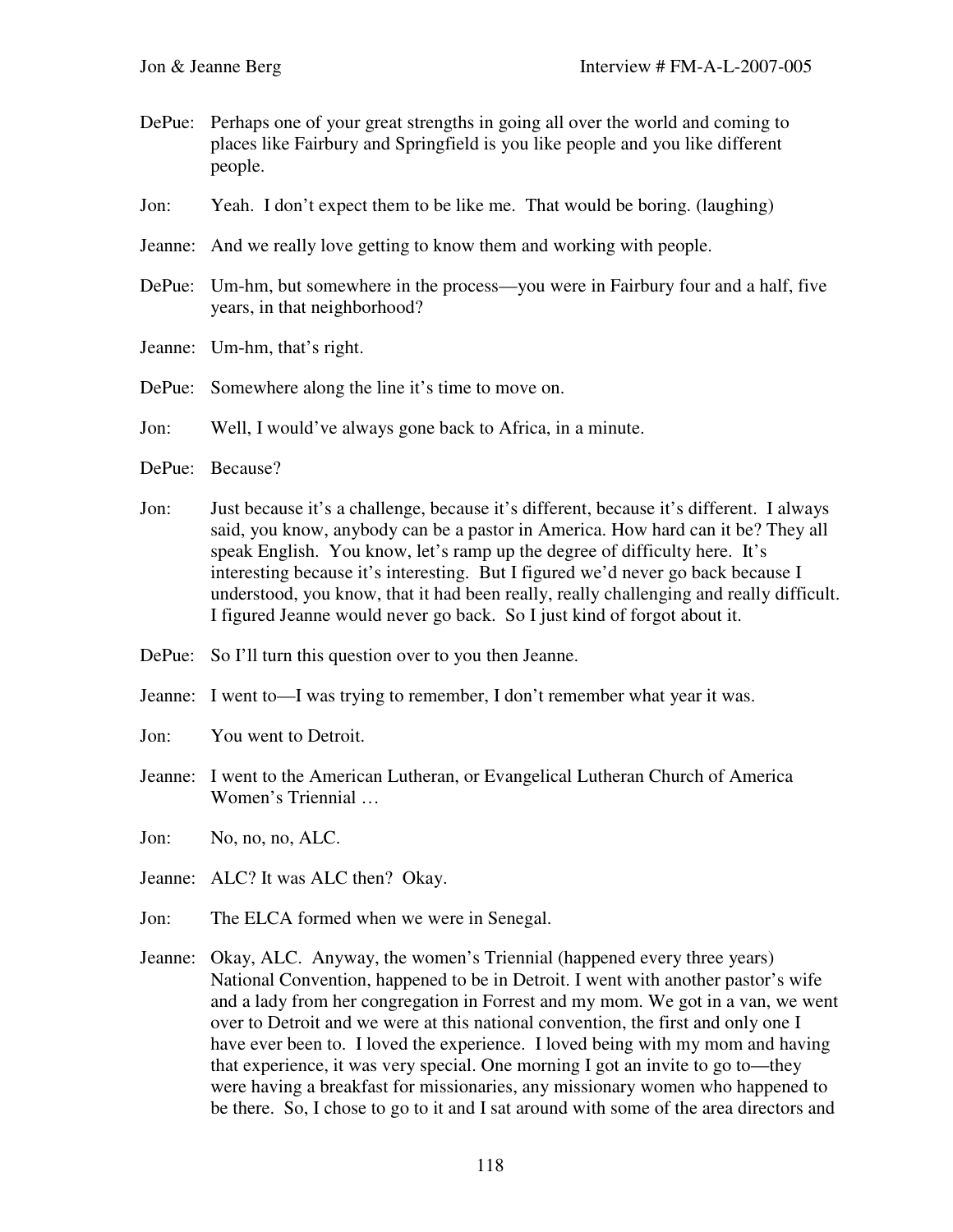DePue: Perhaps one of your great strengths in going all over the world and coming to places like Fairbury and Springfield is you like people and you like different people.

Jon: Yeah. I don't expect them to be like me. That would be boring. (laughing)

Jeanne: And we really love getting to know them and working with people.

DePue: Um-hm, but somewhere in the process—you were in Fairbury four and a half, five years, in that neighborhood?

Jeanne: Um-hm, that's right.

DePue: Somewhere along the line it's time to move on.

Jon: Well, I would've always gone back to Africa, in a minute.

DePue: Because?

Jon: Just because it's a challenge, because it's different, because it's different. I always said, you know, anybody can be a pastor in America. How hard can it be? They all speak English. You know, let's ramp up the degree of difficulty here. It's interesting because it's interesting. But I figured we'd never go back because I understood, you know, that it had been really, really challenging and really difficult. I figured Jeanne would never go back. So I just kind of forgot about it.

DePue: So I'll turn this question over to you then Jeanne.

Jeanne: I went to—I was trying to remember, I don't remember what year it was.

Jon: You went to Detroit.

Jeanne: I went to the American Lutheran, or Evangelical Lutheran Church of America Women's Triennial …

Jon: No, no, no, ALC.

Jeanne: ALC? It was ALC then? Okay.

Jon: The ELCA formed when we were in Senegal.

Jeanne: Okay, ALC. Anyway, the women's Triennial (happened every three years) National Convention, happened to be in Detroit. I went with another pastor's wife and a lady from her congregation in Forrest and my mom. We got in a van, we went over to Detroit and we were at this national convention, the first and only one I have ever been to. I loved the experience. I loved being with my mom and having that experience, it was very special. One morning I got an invite to go to—they were having a breakfast for missionaries, any missionary women who happened to be there. So, I chose to go to it and I sat around with some of the area directors and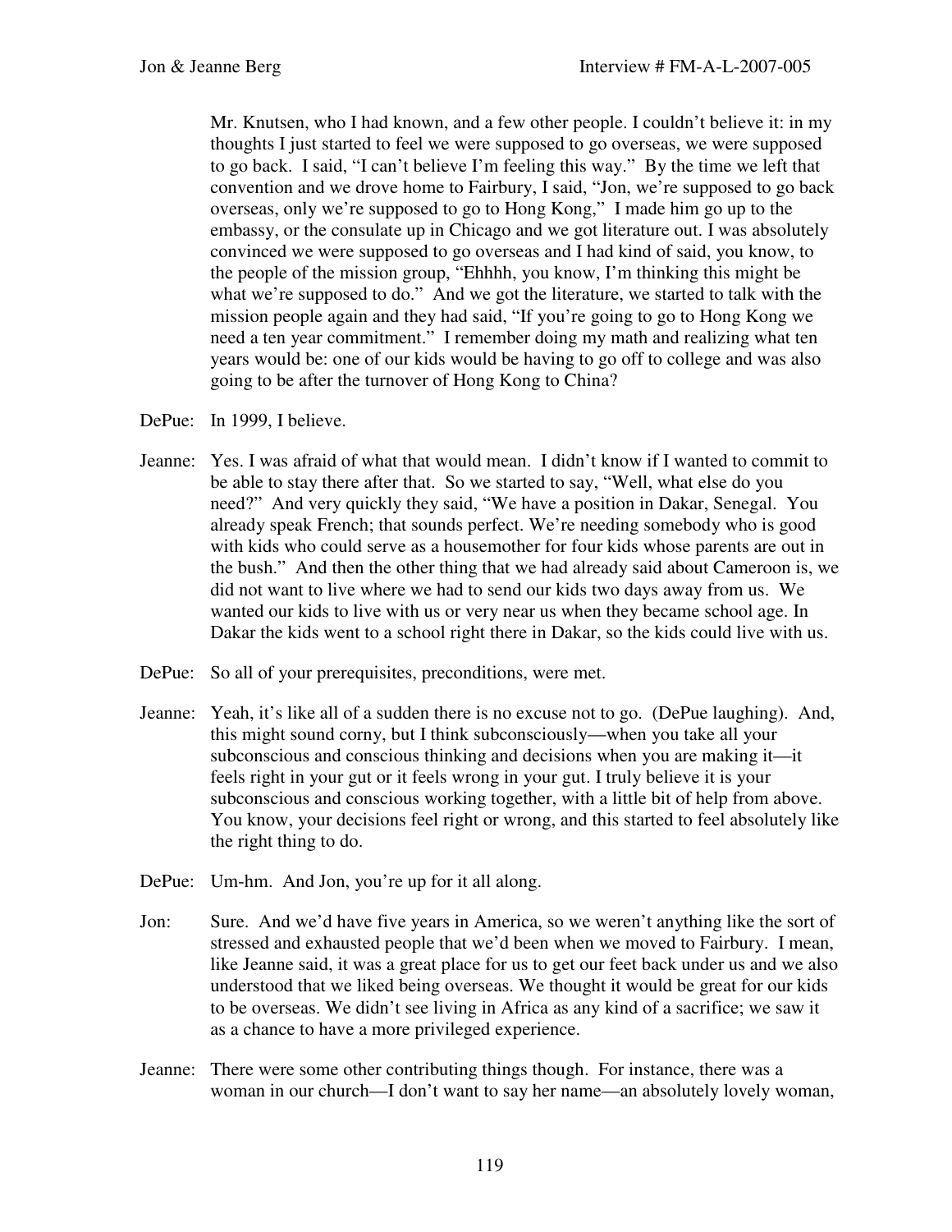Mr. Knutsen, who I had known, and a few other people. I couldn't believe it: in my thoughts I just started to feel we were supposed to go overseas, we were supposed to go back. I said, "I can't believe I'm feeling this way." By the time we left that convention and we drove home to Fairbury, I said, "Jon, we're supposed to go back overseas, only we're supposed to go to Hong Kong," I made him go up to the embassy, or the consulate up in Chicago and we got literature out. I was absolutely convinced we were supposed to go overseas and I had kind of said, you know, to the people of the mission group, "Ehhhh, you know, I'm thinking this might be what we're supposed to do." And we got the literature, we started to talk with the mission people again and they had said, "If you're going to go to Hong Kong we need a ten year commitment." I remember doing my math and realizing what ten years would be: one of our kids would be having to go off to college and was also going to be after the turnover of Hong Kong to China?

DePue: In 1999, I believe.

Jeanne: Yes. I was afraid of what that would mean. I didn't know if I wanted to commit to be able to stay there after that. So we started to say, "Well, what else do you need?" And very quickly they said, "We have a position in Dakar, Senegal. You already speak French; that sounds perfect. We're needing somebody who is good with kids who could serve as a housemother for four kids whose parents are out in the bush." And then the other thing that we had already said about Cameroon is, we did not want to live where we had to send our kids two days away from us. We wanted our kids to live with us or very near us when they became school age. In Dakar the kids went to a school right there in Dakar, so the kids could live with us.

DePue: So all of your prerequisites, preconditions, were met.

Jeanne: Yeah, it's like all of a sudden there is no excuse not to go. (DePue laughing). And, this might sound corny, but I think subconsciously—when you take all your subconscious and conscious thinking and decisions when you are making it—it feels right in your gut or it feels wrong in your gut. I truly believe it is your subconscious and conscious working together, with a little bit of help from above. You know, your decisions feel right or wrong, and this started to feel absolutely like the right thing to do.

DePue: Um-hm. And Jon, you're up for it all along.

Jon: Sure. And we'd have five years in America, so we weren't anything like the sort of stressed and exhausted people that we'd been when we moved to Fairbury. I mean, like Jeanne said, it was a great place for us to get our feet back under us and we also understood that we liked being overseas. We thought it would be great for our kids to be overseas. We didn't see living in Africa as any kind of a sacrifice; we saw it as a chance to have a more privileged experience.

Jeanne: There were some other contributing things though. For instance, there was a woman in our church—I don't want to say her name—an absolutely lovely woman,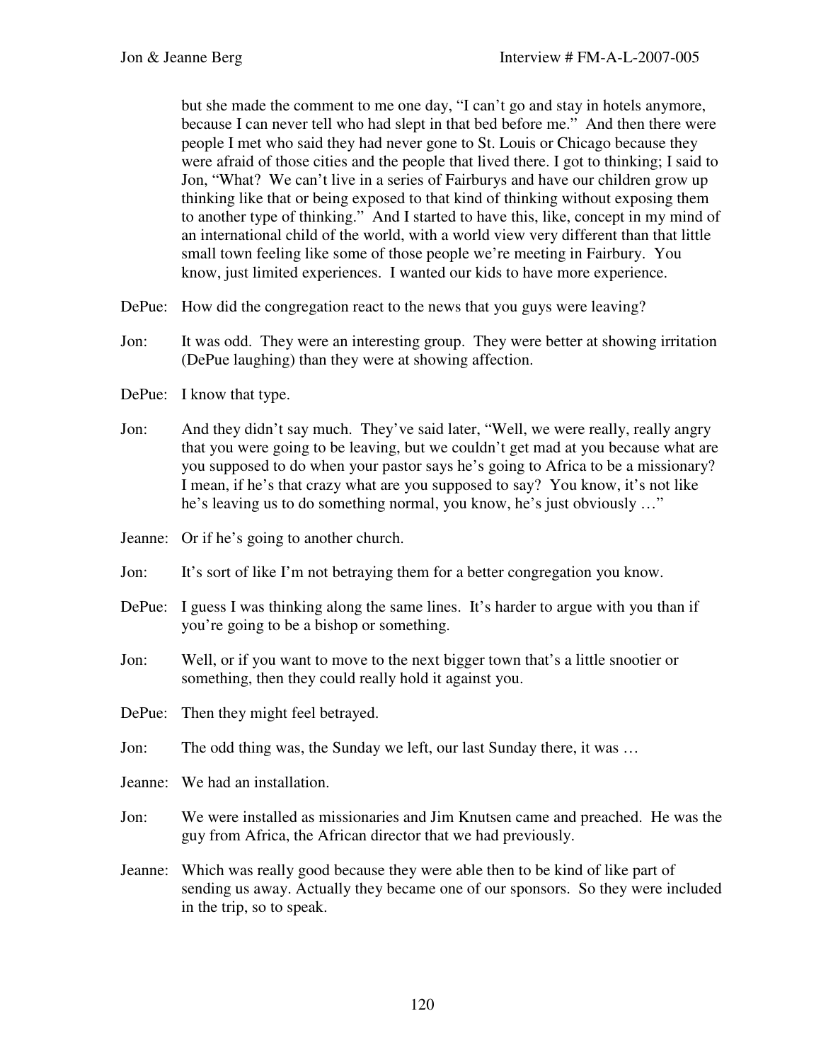but she made the comment to me one day, "I can't go and stay in hotels anymore, because I can never tell who had slept in that bed before me." And then there were people I met who said they had never gone to St. Louis or Chicago because they were afraid of those cities and the people that lived there. I got to thinking; I said to Jon, "What? We can't live in a series of Fairburys and have our children grow up thinking like that or being exposed to that kind of thinking without exposing them to another type of thinking." And I started to have this, like, concept in my mind of an international child of the world, with a world view very different than that little small town feeling like some of those people we're meeting in Fairbury. You know, just limited experiences. I wanted our kids to have more experience.

DePue: How did the congregation react to the news that you guys were leaving?

Jon: It was odd. They were an interesting group. They were better at showing irritation (DePue laughing) than they were at showing affection.

DePue: I know that type.

Jon: And they didn't say much. They've said later, "Well, we were really, really angry that you were going to be leaving, but we couldn't get mad at you because what are you supposed to do when your pastor says he's going to Africa to be a missionary? I mean, if he's that crazy what are you supposed to say? You know, it's not like he's leaving us to do something normal, you know, he's just obviously …"

Jeanne: Or if he's going to another church.

Jon: It's sort of like I'm not betraying them for a better congregation you know.

DePue: I guess I was thinking along the same lines. It's harder to argue with you than if you're going to be a bishop or something.

Jon: Well, or if you want to move to the next bigger town that's a little snootier or something, then they could really hold it against you.

DePue: Then they might feel betrayed.

Jon: The odd thing was, the Sunday we left, our last Sunday there, it was …

Jeanne: We had an installation.

Jon: We were installed as missionaries and Jim Knutsen came and preached. He was the guy from Africa, the African director that we had previously.

Jeanne: Which was really good because they were able then to be kind of like part of sending us away. Actually they became one of our sponsors. So they were included in the trip, so to speak.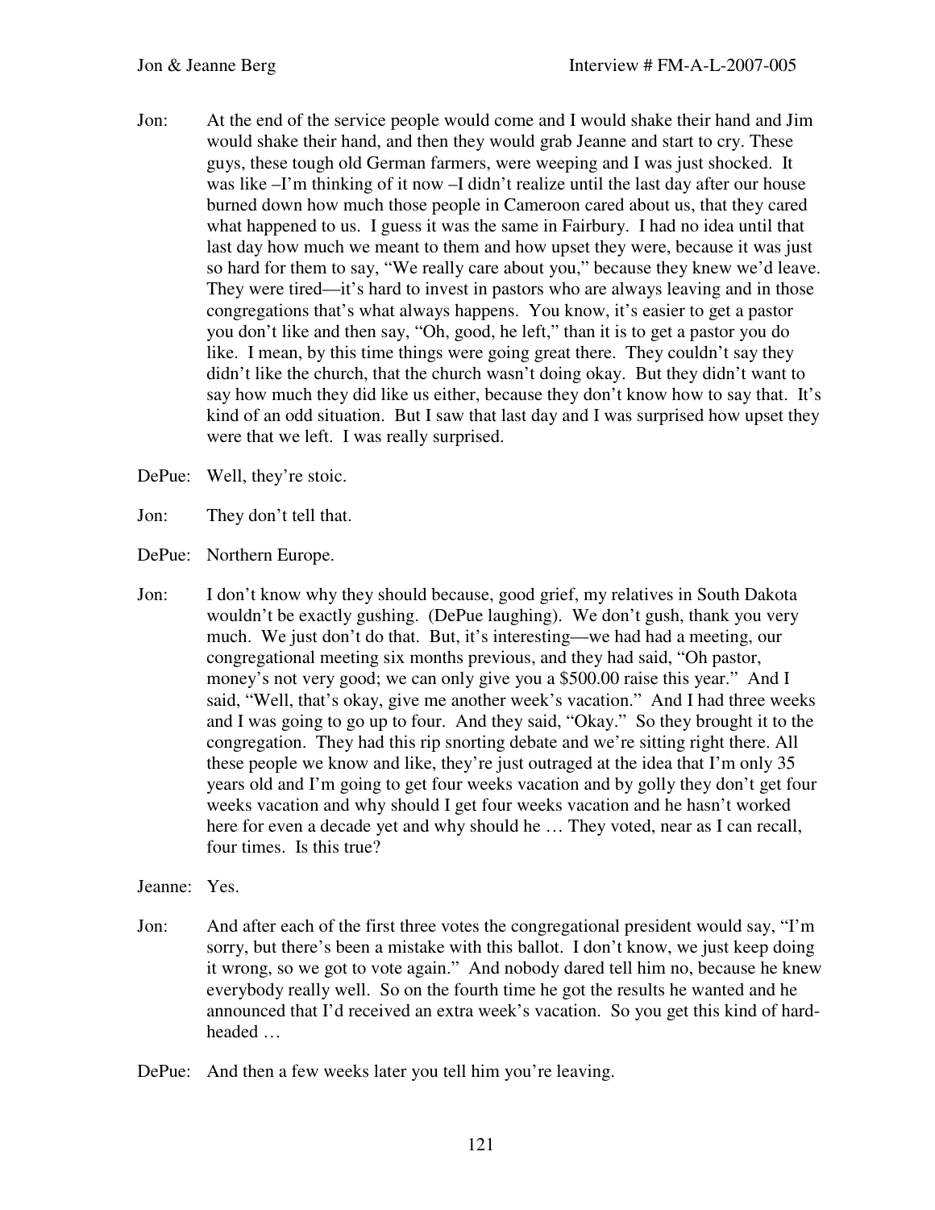Jon: At the end of the service people would come and I would shake their hand and Jim would shake their hand, and then they would grab Jeanne and start to cry. These guys, these tough old German farmers, were weeping and I was just shocked. It was like –I'm thinking of it now –I didn't realize until the last day after our house burned down how much those people in Cameroon cared about us, that they cared what happened to us. I guess it was the same in Fairbury. I had no idea until that last day how much we meant to them and how upset they were, because it was just so hard for them to say, "We really care about you," because they knew we'd leave. They were tired—it's hard to invest in pastors who are always leaving and in those congregations that's what always happens. You know, it's easier to get a pastor you don't like and then say, "Oh, good, he left," than it is to get a pastor you do like. I mean, by this time things were going great there. They couldn't say they didn't like the church, that the church wasn't doing okay. But they didn't want to say how much they did like us either, because they don't know how to say that. It's kind of an odd situation. But I saw that last day and I was surprised how upset they were that we left. I was really surprised.

DePue: Well, they're stoic.

Jon: They don't tell that.

DePue: Northern Europe.

Jon: I don't know why they should because, good grief, my relatives in South Dakota wouldn't be exactly gushing. (DePue laughing). We don't gush, thank you very much. We just don't do that. But, it's interesting—we had had a meeting, our congregational meeting six months previous, and they had said, "Oh pastor, money's not very good; we can only give you a $500.00 raise this year." And I said, "Well, that's okay, give me another week's vacation." And I had three weeks and I was going to go up to four. And they said, "Okay." So they brought it to the congregation. They had this rip snorting debate and we're sitting right there. All these people we know and like, they're just outraged at the idea that I'm only 35 years old and I'm going to get four weeks vacation and by golly they don't get four weeks vacation and why should I get four weeks vacation and he hasn't worked here for even a decade yet and why should he … They voted, near as I can recall, four times. Is this true?

Jeanne: Yes.

Jon: And after each of the first three votes the congregational president would say, "I'm sorry, but there's been a mistake with this ballot. I don't know, we just keep doing it wrong, so we got to vote again." And nobody dared tell him no, because he knew everybody really well. So on the fourth time he got the results he wanted and he announced that I'd received an extra week's vacation. So you get this kind of hard-headed …

DePue: And then a few weeks later you tell him you're leaving.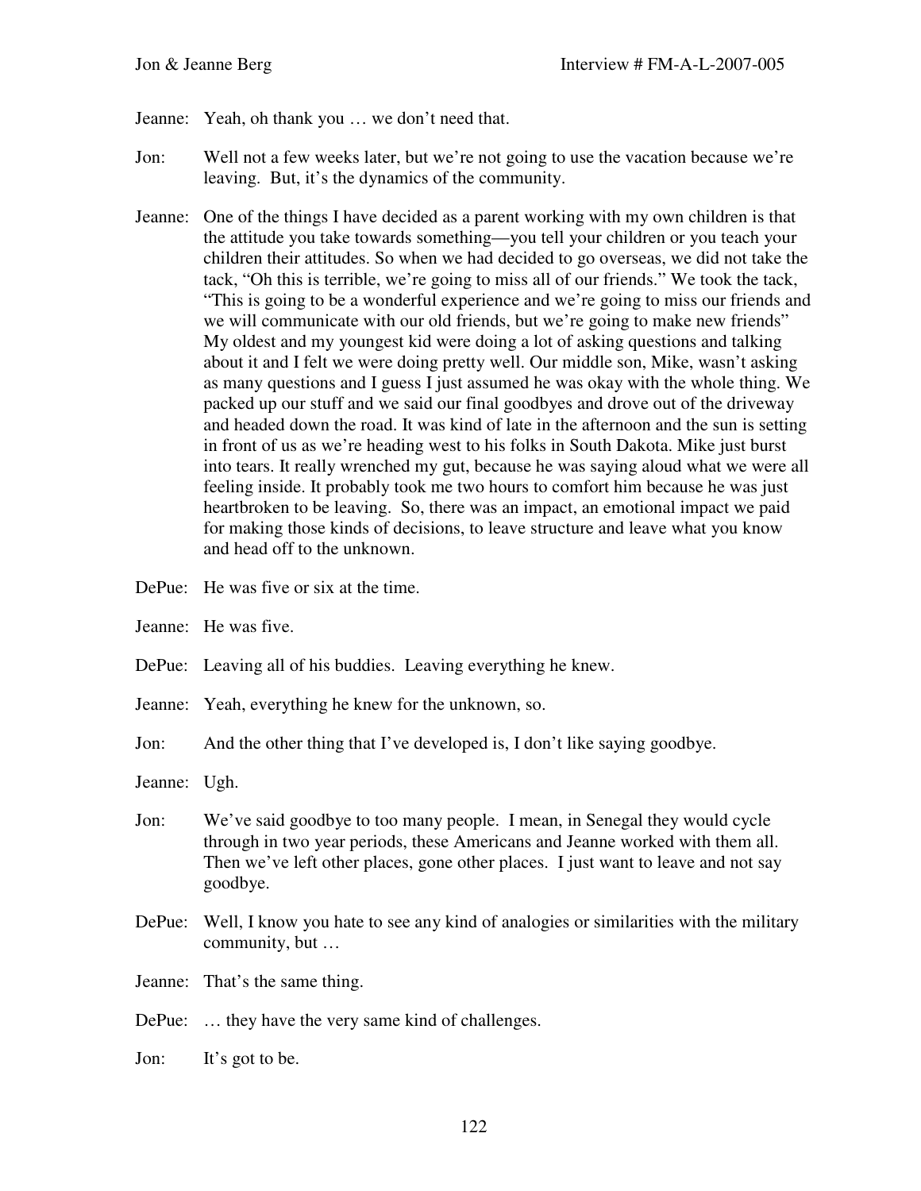Jeanne: Yeah, oh thank you … we don't need that.

Jon: Well not a few weeks later, but we're not going to use the vacation because we're leaving. But, it's the dynamics of the community.

Jeanne: One of the things I have decided as a parent working with my own children is that the attitude you take towards something—you tell your children or you teach your children their attitudes. So when we had decided to go overseas, we did not take the tack, "Oh this is terrible, we're going to miss all of our friends." We took the tack, "This is going to be a wonderful experience and we're going to miss our friends and we will communicate with our old friends, but we're going to make new friends" My oldest and my youngest kid were doing a lot of asking questions and talking about it and I felt we were doing pretty well. Our middle son, Mike, wasn't asking as many questions and I guess I just assumed he was okay with the whole thing. We packed up our stuff and we said our final goodbyes and drove out of the driveway and headed down the road. It was kind of late in the afternoon and the sun is setting in front of us as we're heading west to his folks in South Dakota. Mike just burst into tears. It really wrenched my gut, because he was saying aloud what we were all feeling inside. It probably took me two hours to comfort him because he was just heartbroken to be leaving. So, there was an impact, an emotional impact we paid for making those kinds of decisions, to leave structure and leave what you know and head off to the unknown.

DePue: He was five or six at the time.

Jeanne: He was five.

DePue: Leaving all of his buddies. Leaving everything he knew.

Jeanne: Yeah, everything he knew for the unknown, so.

Jon: And the other thing that I've developed is, I don't like saying goodbye.

Jeanne: Ugh.

Jon: We've said goodbye to too many people. I mean, in Senegal they would cycle through in two year periods, these Americans and Jeanne worked with them all. Then we've left other places, gone other places. I just want to leave and not say goodbye.

DePue: Well, I know you hate to see any kind of analogies or similarities with the military community, but …

Jeanne: That's the same thing.

DePue: … they have the very same kind of challenges.

Jon: It's got to be.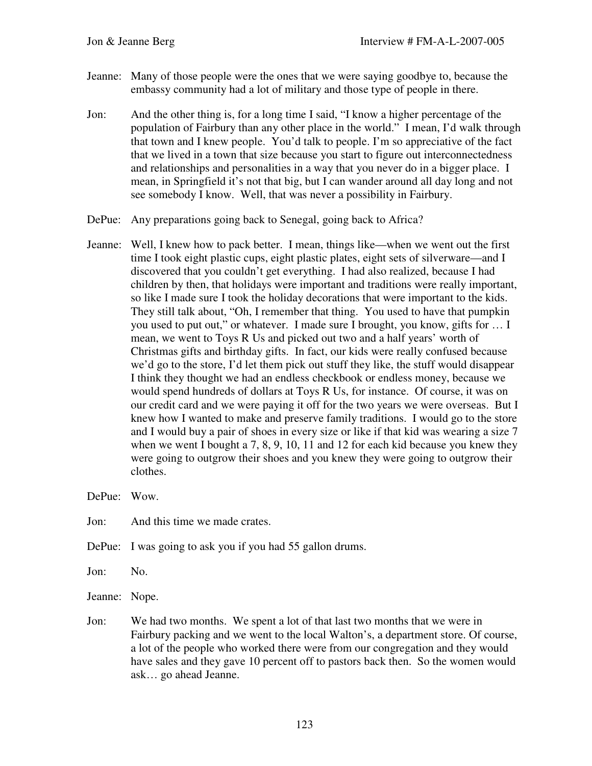Jeanne: Many of those people were the ones that we were saying goodbye to, because the embassy community had a lot of military and those type of people in there.

Jon: And the other thing is, for a long time I said, "I know a higher percentage of the population of Fairbury than any other place in the world." I mean, I'd walk through that town and I knew people. You'd talk to people. I'm so appreciative of the fact that we lived in a town that size because you start to figure out interconnectedness and relationships and personalities in a way that you never do in a bigger place. I mean, in Springfield it's not that big, but I can wander around all day long and not see somebody I know. Well, that was never a possibility in Fairbury.

DePue: Any preparations going back to Senegal, going back to Africa?

Jeanne: Well, I knew how to pack better. I mean, things like—when we went out the first time I took eight plastic cups, eight plastic plates, eight sets of silverware—and I discovered that you couldn't get everything. I had also realized, because I had children by then, that holidays were important and traditions were really important, so like I made sure I took the holiday decorations that were important to the kids. They still talk about, "Oh, I remember that thing. You used to have that pumpkin you used to put out," or whatever. I made sure I brought, you know, gifts for … I mean, we went to Toys R Us and picked out two and a half years' worth of Christmas gifts and birthday gifts. In fact, our kids were really confused because we'd go to the store, I'd let them pick out stuff they like, the stuff would disappear I think they thought we had an endless checkbook or endless money, because we would spend hundreds of dollars at Toys R Us, for instance. Of course, it was on our credit card and we were paying it off for the two years we were overseas. But I knew how I wanted to make and preserve family traditions. I would go to the store and I would buy a pair of shoes in every size or like if that kid was wearing a size 7 when we went I bought a 7, 8, 9, 10, 11 and 12 for each kid because you knew they were going to outgrow their shoes and you knew they were going to outgrow their clothes.

DePue: Wow.

Jon: And this time we made crates.

DePue: I was going to ask you if you had 55 gallon drums.

Jon: No.

Jeanne: Nope.

Jon: We had two months. We spent a lot of that last two months that we were in Fairbury packing and we went to the local Walton's, a department store. Of course, a lot of the people who worked there were from our congregation and they would have sales and they gave 10 percent off to pastors back then. So the women would ask… go ahead Jeanne.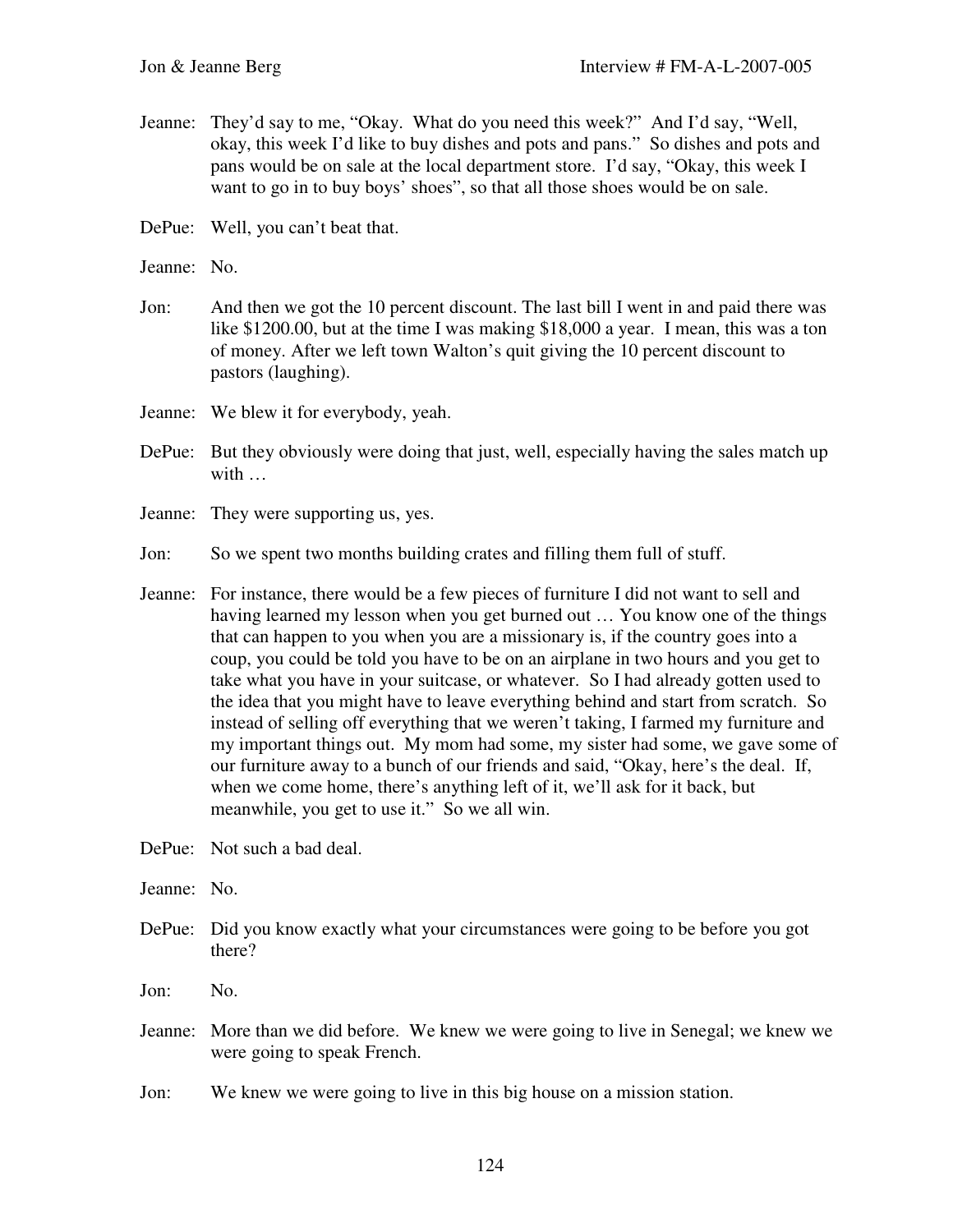Jeanne: They'd say to me, "Okay. What do you need this week?" And I'd say, "Well, okay, this week I'd like to buy dishes and pots and pans." So dishes and pots and pans would be on sale at the local department store. I'd say, "Okay, this week I want to go in to buy boys' shoes", so that all those shoes would be on sale.

DePue: Well, you can't beat that.

Jeanne: No.

Jon: And then we got the 10 percent discount. The last bill I went in and paid there was like $1200.00, but at the time I was making $18,000 a year. I mean, this was a ton of money. After we left town Walton's quit giving the 10 percent discount to pastors (laughing).

Jeanne: We blew it for everybody, yeah.

DePue: But they obviously were doing that just, well, especially having the sales match up with …

Jeanne: They were supporting us, yes.

Jon: So we spent two months building crates and filling them full of stuff.

Jeanne: For instance, there would be a few pieces of furniture I did not want to sell and having learned my lesson when you get burned out … You know one of the things that can happen to you when you are a missionary is, if the country goes into a coup, you could be told you have to be on an airplane in two hours and you get to take what you have in your suitcase, or whatever. So I had already gotten used to the idea that you might have to leave everything behind and start from scratch. So instead of selling off everything that we weren't taking, I farmed my furniture and my important things out. My mom had some, my sister had some, we gave some of our furniture away to a bunch of our friends and said, "Okay, here's the deal. If, when we come home, there's anything left of it, we'll ask for it back, but meanwhile, you get to use it." So we all win.

DePue: Not such a bad deal.

Jeanne: No.

DePue: Did you know exactly what your circumstances were going to be before you got there?

Jon: No.

Jeanne: More than we did before. We knew we were going to live in Senegal; we knew we were going to speak French.

Jon: We knew we were going to live in this big house on a mission station.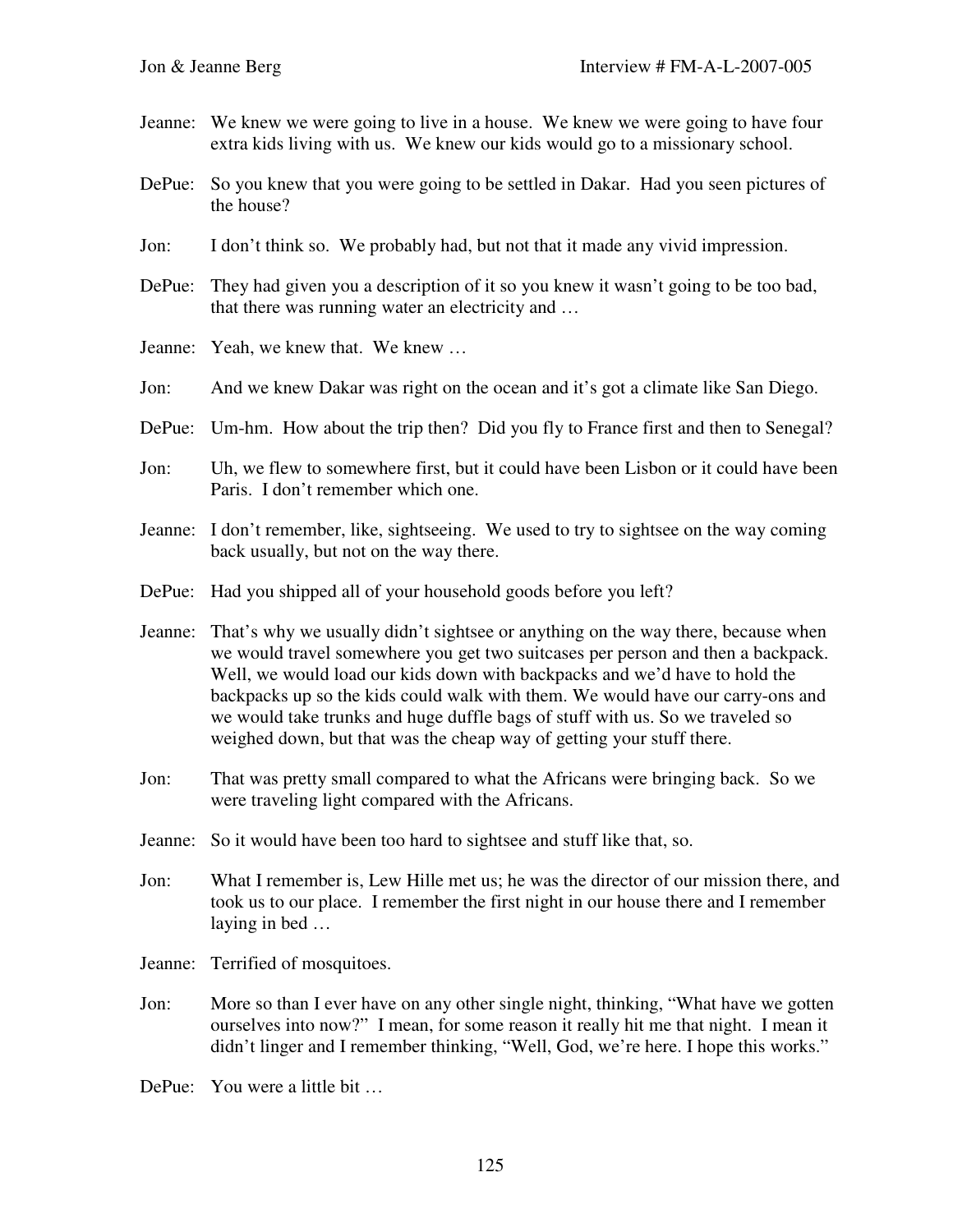Jeanne: We knew we were going to live in a house. We knew we were going to have four extra kids living with us. We knew our kids would go to a missionary school.

DePue: So you knew that you were going to be settled in Dakar. Had you seen pictures of the house?

Jon: I don't think so. We probably had, but not that it made any vivid impression.

DePue: They had given you a description of it so you knew it wasn't going to be too bad, that there was running water an electricity and …

Jeanne: Yeah, we knew that. We knew …

Jon: And we knew Dakar was right on the ocean and it's got a climate like San Diego.

DePue: Um-hm. How about the trip then? Did you fly to France first and then to Senegal?

Jon: Uh, we flew to somewhere first, but it could have been Lisbon or it could have been Paris. I don't remember which one.

Jeanne: I don't remember, like, sightseeing. We used to try to sightsee on the way coming back usually, but not on the way there.

DePue: Had you shipped all of your household goods before you left?

Jeanne: That's why we usually didn't sightsee or anything on the way there, because when we would travel somewhere you get two suitcases per person and then a backpack. Well, we would load our kids down with backpacks and we'd have to hold the backpacks up so the kids could walk with them. We would have our carry-ons and we would take trunks and huge duffle bags of stuff with us. So we traveled so weighed down, but that was the cheap way of getting your stuff there.

Jon: That was pretty small compared to what the Africans were bringing back. So we were traveling light compared with the Africans.

Jeanne: So it would have been too hard to sightsee and stuff like that, so.

Jon: What I remember is, Lew Hille met us; he was the director of our mission there, and took us to our place. I remember the first night in our house there and I remember laying in bed …

Jeanne: Terrified of mosquitoes.

Jon: More so than I ever have on any other single night, thinking, "What have we gotten ourselves into now?" I mean, for some reason it really hit me that night. I mean it didn't linger and I remember thinking, "Well, God, we're here. I hope this works."

DePue: You were a little bit …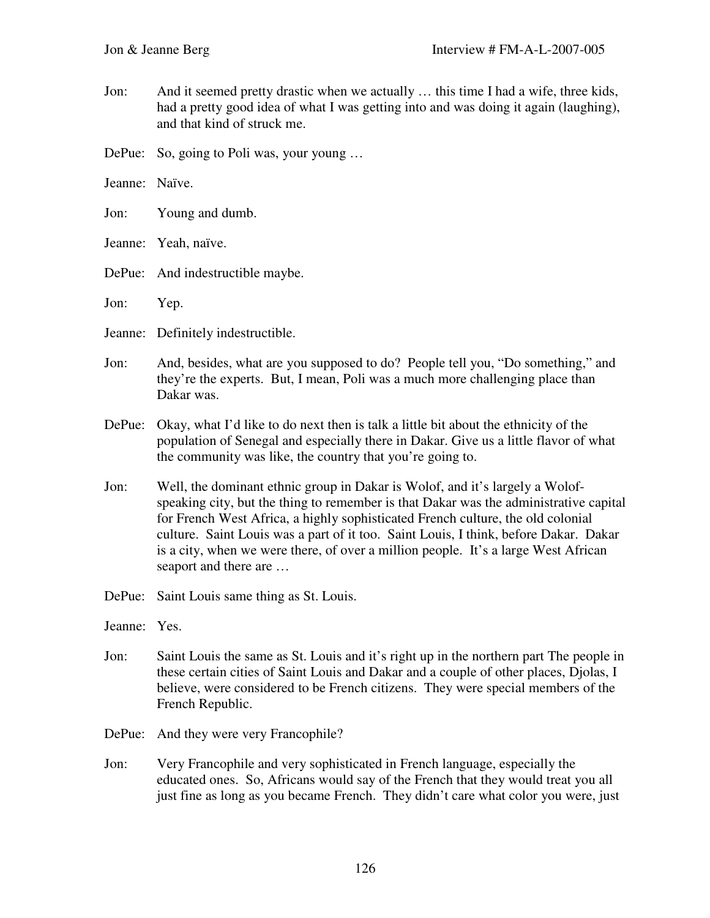Jon: And it seemed pretty drastic when we actually … this time I had a wife, three kids, had a pretty good idea of what I was getting into and was doing it again (laughing), and that kind of struck me.

DePue: So, going to Poli was, your young …

Jeanne: Naïve.

Jon: Young and dumb.

Jeanne: Yeah, naïve.

DePue: And indestructible maybe.

Jon: Yep.

Jeanne: Definitely indestructible.

Jon: And, besides, what are you supposed to do? People tell you, "Do something," and they're the experts. But, I mean, Poli was a much more challenging place than Dakar was.

DePue: Okay, what I'd like to do next then is talk a little bit about the ethnicity of the population of Senegal and especially there in Dakar. Give us a little flavor of what the community was like, the country that you're going to.

Jon: Well, the dominant ethnic group in Dakar is Wolof, and it's largely a Wolof-speaking city, but the thing to remember is that Dakar was the administrative capital for French West Africa, a highly sophisticated French culture, the old colonial culture. Saint Louis was a part of it too. Saint Louis, I think, before Dakar. Dakar is a city, when we were there, of over a million people. It's a large West African seaport and there are …

DePue: Saint Louis same thing as St. Louis.

Jeanne: Yes.

Jon: Saint Louis the same as St. Louis and it's right up in the northern part The people in these certain cities of Saint Louis and Dakar and a couple of other places, Djolas, I believe, were considered to be French citizens. They were special members of the French Republic.

DePue: And they were very Francophile?

Jon: Very Francophile and very sophisticated in French language, especially the educated ones. So, Africans would say of the French that they would treat you all just fine as long as you became French. They didn't care what color you were, just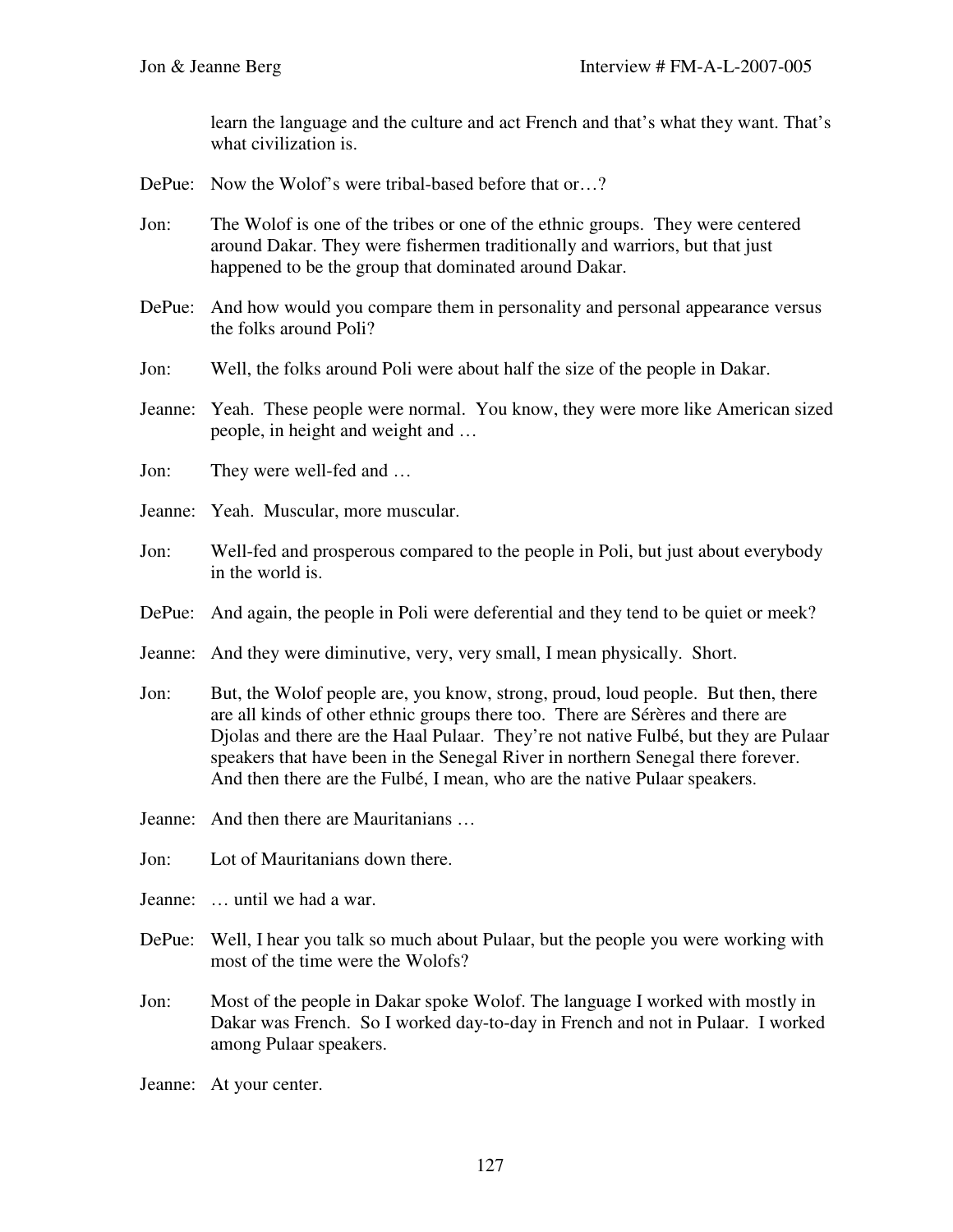learn the language and the culture and act French and that's what they want. That's what civilization is.

DePue: Now the Wolof's were tribal-based before that or…?

Jon: The Wolof is one of the tribes or one of the ethnic groups. They were centered around Dakar. They were fishermen traditionally and warriors, but that just happened to be the group that dominated around Dakar.

DePue: And how would you compare them in personality and personal appearance versus the folks around Poli?

Jon: Well, the folks around Poli were about half the size of the people in Dakar.

Jeanne: Yeah. These people were normal. You know, they were more like American sized people, in height and weight and …

Jon: They were well-fed and …

Jeanne: Yeah. Muscular, more muscular.

Jon: Well-fed and prosperous compared to the people in Poli, but just about everybody in the world is.

DePue: And again, the people in Poli were deferential and they tend to be quiet or meek?

Jeanne: And they were diminutive, very, very small, I mean physically. Short.

Jon: But, the Wolof people are, you know, strong, proud, loud people. But then, there are all kinds of other ethnic groups there too. There are Sérères and there are Djolas and there are the Haal Pulaar. They're not native Fulbé, but they are Pulaar speakers that have been in the Senegal River in northern Senegal there forever. And then there are the Fulbé, I mean, who are the native Pulaar speakers.

Jeanne: And then there are Mauritanians …

Jon: Lot of Mauritanians down there.

Jeanne: … until we had a war.

DePue: Well, I hear you talk so much about Pulaar, but the people you were working with most of the time were the Wolofs?

Jon: Most of the people in Dakar spoke Wolof. The language I worked with mostly in Dakar was French. So I worked day-to-day in French and not in Pulaar. I worked among Pulaar speakers.

Jeanne: At your center.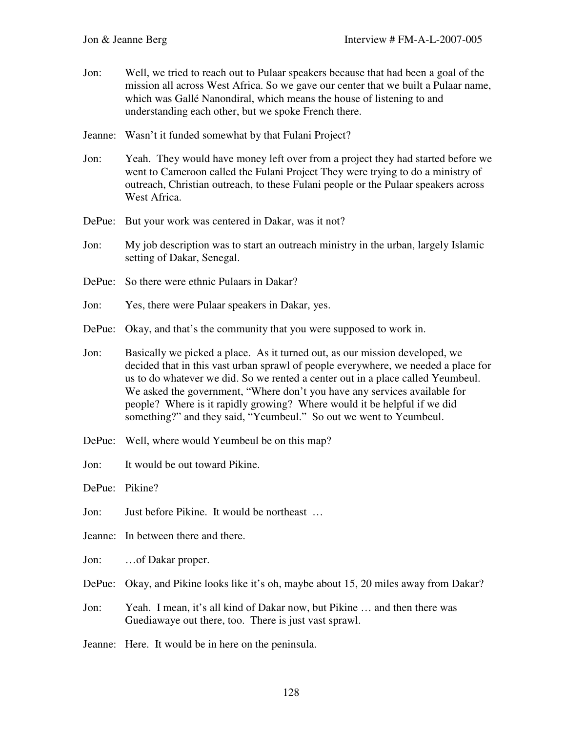Jon: Well, we tried to reach out to Pulaar speakers because that had been a goal of the mission all across West Africa. So we gave our center that we built a Pulaar name, which was Gallé Nanondiral, which means the house of listening to and understanding each other, but we spoke French there.

Jeanne: Wasn't it funded somewhat by that Fulani Project?

Jon: Yeah. They would have money left over from a project they had started before we went to Cameroon called the Fulani Project They were trying to do a ministry of outreach, Christian outreach, to these Fulani people or the Pulaar speakers across West Africa.

DePue: But your work was centered in Dakar, was it not?

Jon: My job description was to start an outreach ministry in the urban, largely Islamic setting of Dakar, Senegal.

DePue: So there were ethnic Pulaars in Dakar?

Jon: Yes, there were Pulaar speakers in Dakar, yes.

DePue: Okay, and that's the community that you were supposed to work in.

Jon: Basically we picked a place. As it turned out, as our mission developed, we decided that in this vast urban sprawl of people everywhere, we needed a place for us to do whatever we did. So we rented a center out in a place called Yeumbeul. We asked the government, "Where don't you have any services available for people? Where is it rapidly growing? Where would it be helpful if we did something?" and they said, "Yeumbeul." So out we went to Yeumbeul.

DePue: Well, where would Yeumbeul be on this map?

Jon: It would be out toward Pikine.

DePue: Pikine?

Jon: Just before Pikine. It would be northeast …

Jeanne: In between there and there.

Jon: …of Dakar proper.

DePue: Okay, and Pikine looks like it's oh, maybe about 15, 20 miles away from Dakar?

Jon: Yeah. I mean, it's all kind of Dakar now, but Pikine … and then there was Guediawaye out there, too. There is just vast sprawl.

Jeanne: Here. It would be in here on the peninsula.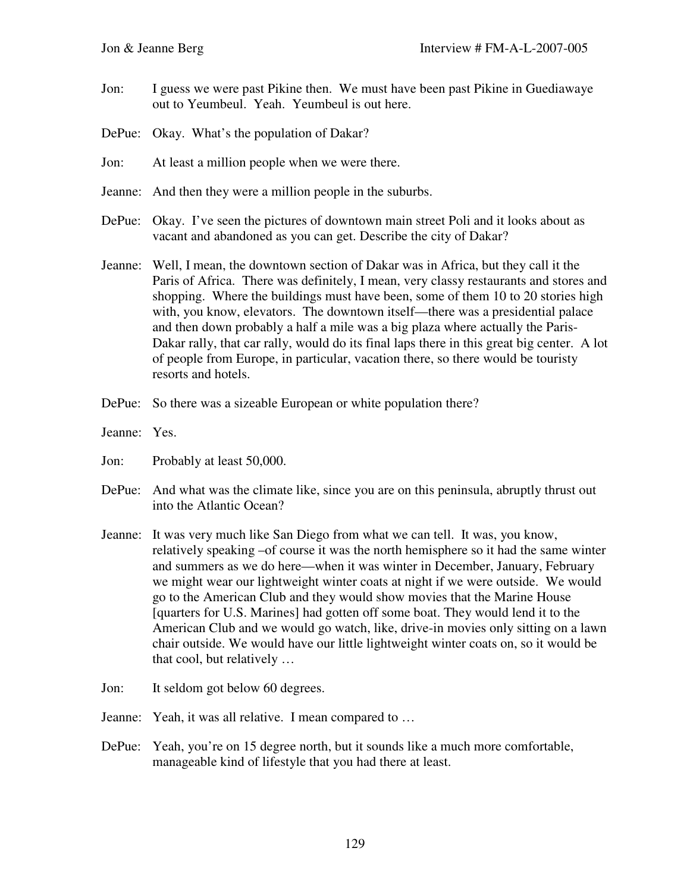Jon: I guess we were past Pikine then. We must have been past Pikine in Guediawaye out to Yeumbeul. Yeah. Yeumbeul is out here.

DePue: Okay. What's the population of Dakar?

Jon: At least a million people when we were there.

Jeanne: And then they were a million people in the suburbs.

DePue: Okay. I've seen the pictures of downtown main street Poli and it looks about as vacant and abandoned as you can get. Describe the city of Dakar?

Jeanne: Well, I mean, the downtown section of Dakar was in Africa, but they call it the Paris of Africa. There was definitely, I mean, very classy restaurants and stores and shopping. Where the buildings must have been, some of them 10 to 20 stories high with, you know, elevators. The downtown itself—there was a presidential palace and then down probably a half a mile was a big plaza where actually the Paris-Dakar rally, that car rally, would do its final laps there in this great big center. A lot of people from Europe, in particular, vacation there, so there would be touristy resorts and hotels.

DePue: So there was a sizeable European or white population there?

Jeanne: Yes.

Jon: Probably at least 50,000.

DePue: And what was the climate like, since you are on this peninsula, abruptly thrust out into the Atlantic Ocean?

Jeanne: It was very much like San Diego from what we can tell. It was, you know, relatively speaking –of course it was the north hemisphere so it had the same winter and summers as we do here—when it was winter in December, January, February we might wear our lightweight winter coats at night if we were outside. We would go to the American Club and they would show movies that the Marine House [quarters for U.S. Marines] had gotten off some boat. They would lend it to the American Club and we would go watch, like, drive-in movies only sitting on a lawn chair outside. We would have our little lightweight winter coats on, so it would be that cool, but relatively …

Jon: It seldom got below 60 degrees.

Jeanne: Yeah, it was all relative. I mean compared to …

DePue: Yeah, you're on 15 degree north, but it sounds like a much more comfortable, manageable kind of lifestyle that you had there at least.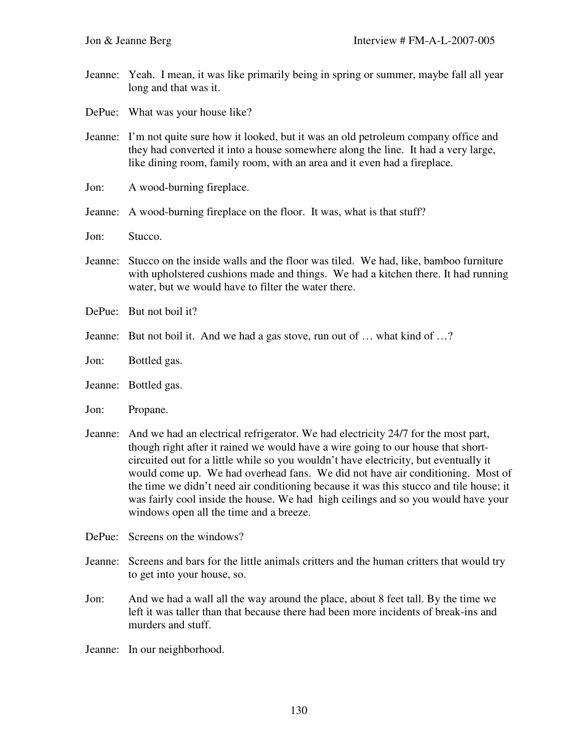Jeanne: Yeah. I mean, it was like primarily being in spring or summer, maybe fall all year long and that was it.

DePue: What was your house like?

Jeanne: I'm not quite sure how it looked, but it was an old petroleum company office and they had converted it into a house somewhere along the line. It had a very large, like dining room, family room, with an area and it even had a fireplace.

Jon: A wood-burning fireplace.

Jeanne: A wood-burning fireplace on the floor. It was, what is that stuff?

Jon: Stucco.

Jeanne: Stucco on the inside walls and the floor was tiled. We had, like, bamboo furniture with upholstered cushions made and things. We had a kitchen there. It had running water, but we would have to filter the water there.

DePue: But not boil it?

Jeanne: But not boil it. And we had a gas stove, run out of … what kind of …?

Jon: Bottled gas.

Jeanne: Bottled gas.

Jon: Propane.

Jeanne: And we had an electrical refrigerator. We had electricity 24/7 for the most part, though right after it rained we would have a wire going to our house that short-circuited out for a little while so you wouldn't have electricity, but eventually it would come up. We had overhead fans. We did not have air conditioning. Most of the time we didn't need air conditioning because it was this stucco and tile house; it was fairly cool inside the house. We had high ceilings and so you would have your windows open all the time and a breeze.

DePue: Screens on the windows?

Jeanne: Screens and bars for the little animals critters and the human critters that would try to get into your house, so.

Jon: And we had a wall all the way around the place, about 8 feet tall. By the time we left it was taller than that because there had been more incidents of break-ins and murders and stuff.

Jeanne: In our neighborhood.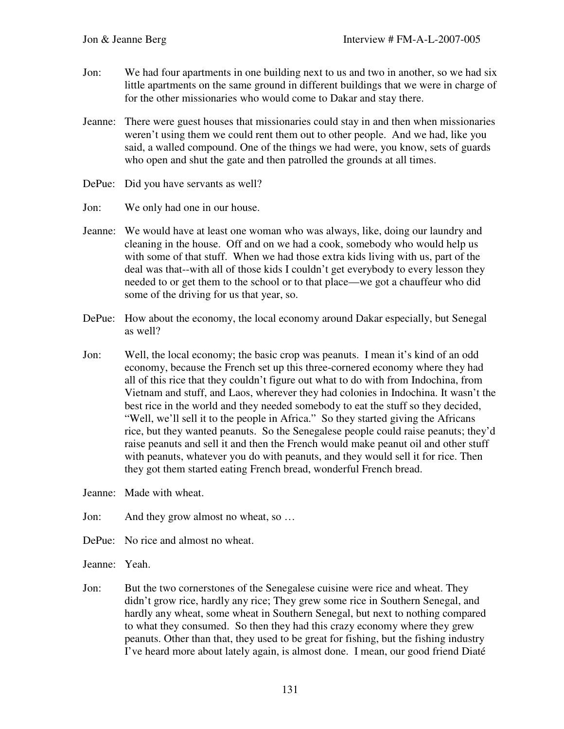Jon: We had four apartments in one building next to us and two in another, so we had six little apartments on the same ground in different buildings that we were in charge of for the other missionaries who would come to Dakar and stay there.

Jeanne: There were guest houses that missionaries could stay in and then when missionaries weren't using them we could rent them out to other people. And we had, like you said, a walled compound. One of the things we had were, you know, sets of guards who open and shut the gate and then patrolled the grounds at all times.

DePue: Did you have servants as well?

Jon: We only had one in our house.

Jeanne: We would have at least one woman who was always, like, doing our laundry and cleaning in the house. Off and on we had a cook, somebody who would help us with some of that stuff. When we had those extra kids living with us, part of the deal was that--with all of those kids I couldn't get everybody to every lesson they needed to or get them to the school or to that place—we got a chauffeur who did some of the driving for us that year, so.

DePue: How about the economy, the local economy around Dakar especially, but Senegal as well?

Jon: Well, the local economy; the basic crop was peanuts. I mean it's kind of an odd economy, because the French set up this three-cornered economy where they had all of this rice that they couldn't figure out what to do with from Indochina, from Vietnam and stuff, and Laos, wherever they had colonies in Indochina. It wasn't the best rice in the world and they needed somebody to eat the stuff so they decided, "Well, we'll sell it to the people in Africa." So they started giving the Africans rice, but they wanted peanuts. So the Senegalese people could raise peanuts; they'd raise peanuts and sell it and then the French would make peanut oil and other stuff with peanuts, whatever you do with peanuts, and they would sell it for rice. Then they got them started eating French bread, wonderful French bread.

Jeanne: Made with wheat.

Jon: And they grow almost no wheat, so …

DePue: No rice and almost no wheat.

Jeanne: Yeah.

Jon: But the two cornerstones of the Senegalese cuisine were rice and wheat. They didn't grow rice, hardly any rice; They grew some rice in Southern Senegal, and hardly any wheat, some wheat in Southern Senegal, but next to nothing compared to what they consumed. So then they had this crazy economy where they grew peanuts. Other than that, they used to be great for fishing, but the fishing industry I've heard more about lately again, is almost done. I mean, our good friend Diaté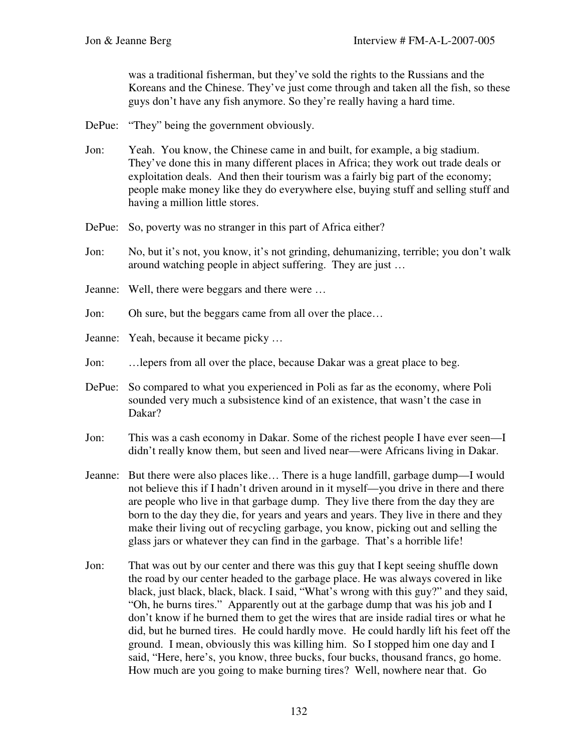was a traditional fisherman, but they've sold the rights to the Russians and the Koreans and the Chinese. They've just come through and taken all the fish, so these guys don't have any fish anymore. So they're really having a hard time.

DePue: "They" being the government obviously.

Jon: Yeah. You know, the Chinese came in and built, for example, a big stadium. They've done this in many different places in Africa; they work out trade deals or exploitation deals. And then their tourism was a fairly big part of the economy; people make money like they do everywhere else, buying stuff and selling stuff and having a million little stores.

DePue: So, poverty was no stranger in this part of Africa either?

Jon: No, but it's not, you know, it's not grinding, dehumanizing, terrible; you don't walk around watching people in abject suffering. They are just …

Jeanne: Well, there were beggars and there were …

Jon: Oh sure, but the beggars came from all over the place…

Jeanne: Yeah, because it became picky …

Jon: …lepers from all over the place, because Dakar was a great place to beg.

DePue: So compared to what you experienced in Poli as far as the economy, where Poli sounded very much a subsistence kind of an existence, that wasn't the case in Dakar?

Jon: This was a cash economy in Dakar. Some of the richest people I have ever seen—I didn't really know them, but seen and lived near—were Africans living in Dakar.

Jeanne: But there were also places like… There is a huge landfill, garbage dump—I would not believe this if I hadn't driven around in it myself—you drive in there and there are people who live in that garbage dump. They live there from the day they are born to the day they die, for years and years and years. They live in there and they make their living out of recycling garbage, you know, picking out and selling the glass jars or whatever they can find in the garbage. That's a horrible life!

Jon: That was out by our center and there was this guy that I kept seeing shuffle down the road by our center headed to the garbage place. He was always covered in like black, just black, black, black. I said, "What's wrong with this guy?" and they said, "Oh, he burns tires." Apparently out at the garbage dump that was his job and I don't know if he burned them to get the wires that are inside radial tires or what he did, but he burned tires. He could hardly move. He could hardly lift his feet off the ground. I mean, obviously this was killing him. So I stopped him one day and I said, "Here, here's, you know, three bucks, four bucks, thousand francs, go home. How much are you going to make burning tires? Well, nowhere near that. Go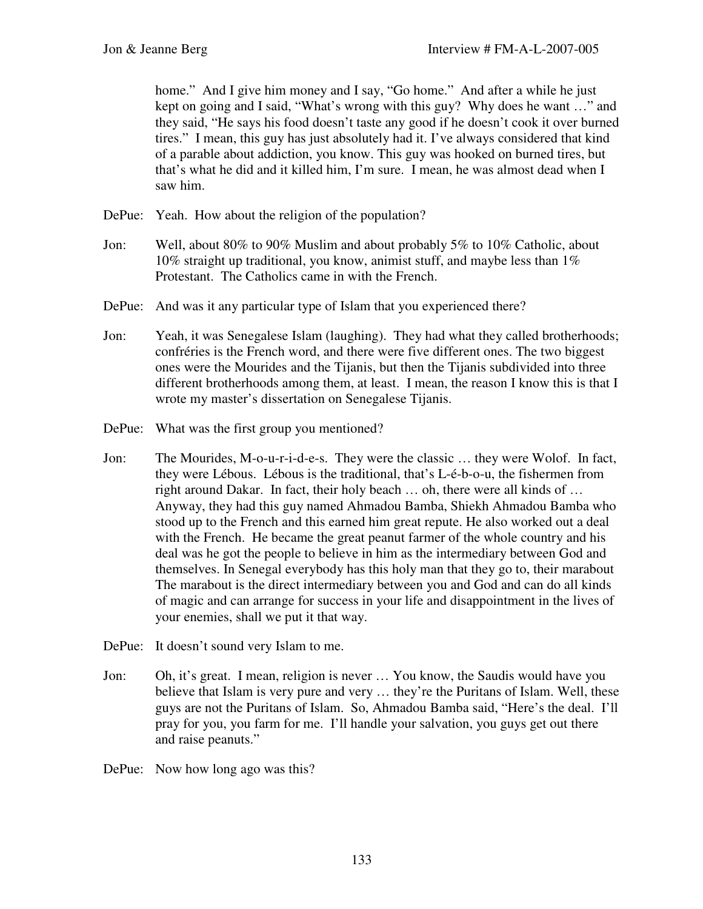home." And I give him money and I say, "Go home." And after a while he just kept on going and I said, "What's wrong with this guy? Why does he want …" and they said, "He says his food doesn't taste any good if he doesn't cook it over burned tires." I mean, this guy has just absolutely had it. I've always considered that kind of a parable about addiction, you know. This guy was hooked on burned tires, but that's what he did and it killed him, I'm sure. I mean, he was almost dead when I saw him.

DePue: Yeah. How about the religion of the population?

Jon: Well, about 80% to 90% Muslim and about probably 5% to 10% Catholic, about 10% straight up traditional, you know, animist stuff, and maybe less than 1% Protestant. The Catholics came in with the French.

DePue: And was it any particular type of Islam that you experienced there?

Jon: Yeah, it was Senegalese Islam (laughing). They had what they called brotherhoods; confréries is the French word, and there were five different ones. The two biggest ones were the Mourides and the Tijanis, but then the Tijanis subdivided into three different brotherhoods among them, at least. I mean, the reason I know this is that I wrote my master's dissertation on Senegalese Tijanis.

DePue: What was the first group you mentioned?

Jon: The Mourides, M-o-u-r-i-d-e-s. They were the classic … they were Wolof. In fact, they were Lébous. Lébous is the traditional, that's L-é-b-o-u, the fishermen from right around Dakar. In fact, their holy beach … oh, there were all kinds of … Anyway, they had this guy named Ahmadou Bamba, Shiekh Ahmadou Bamba who stood up to the French and this earned him great repute. He also worked out a deal with the French. He became the great peanut farmer of the whole country and his deal was he got the people to believe in him as the intermediary between God and themselves. In Senegal everybody has this holy man that they go to, their marabout The marabout is the direct intermediary between you and God and can do all kinds of magic and can arrange for success in your life and disappointment in the lives of your enemies, shall we put it that way.

DePue: It doesn't sound very Islam to me.

Jon: Oh, it's great. I mean, religion is never … You know, the Saudis would have you believe that Islam is very pure and very … they're the Puritans of Islam. Well, these guys are not the Puritans of Islam. So, Ahmadou Bamba said, "Here's the deal. I'll pray for you, you farm for me. I'll handle your salvation, you guys get out there and raise peanuts."

DePue: Now how long ago was this?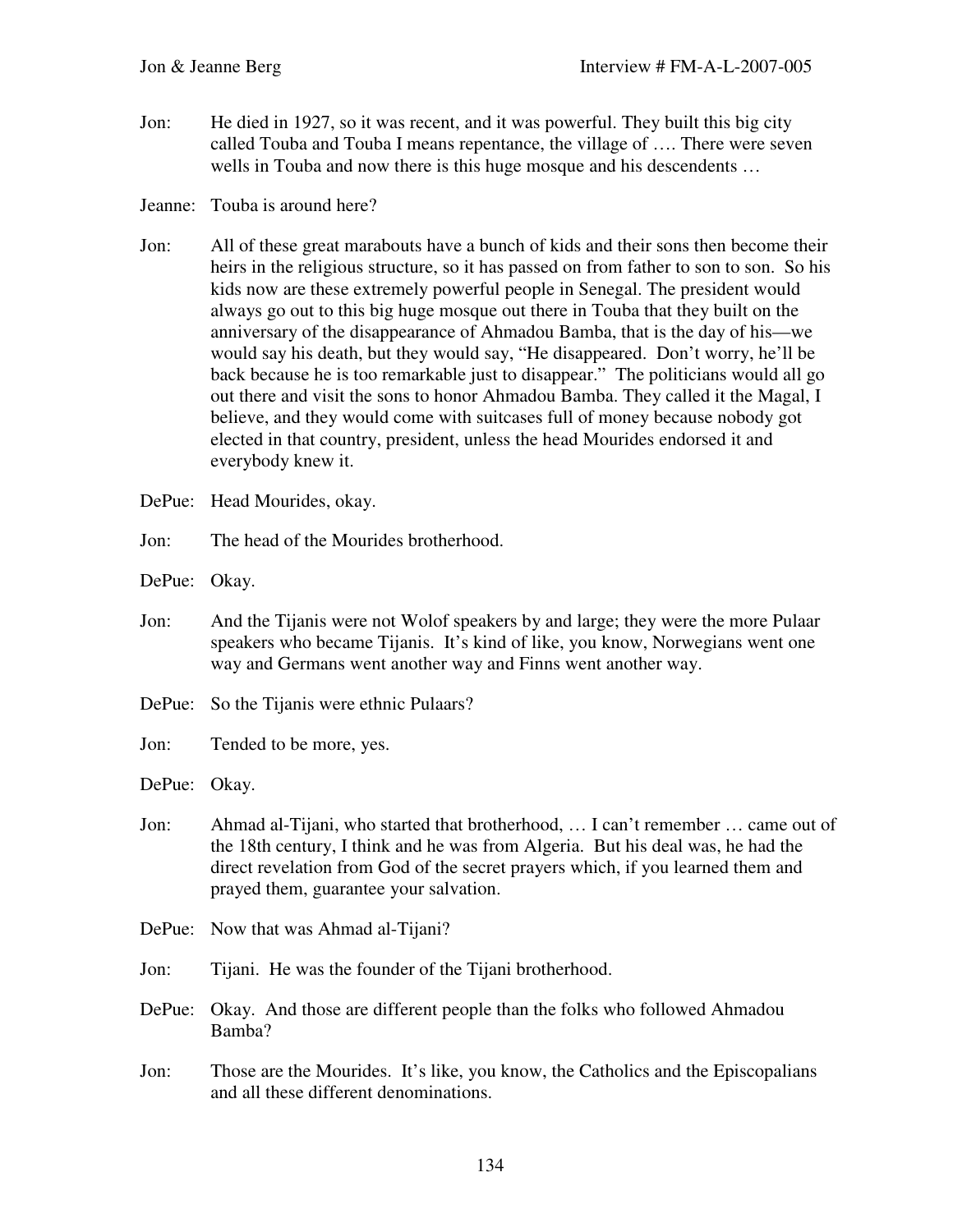Jon: He died in 1927, so it was recent, and it was powerful. They built this big city called Touba and Touba I means repentance, the village of …. There were seven wells in Touba and now there is this huge mosque and his descendents …

Jeanne: Touba is around here?

Jon: All of these great marabouts have a bunch of kids and their sons then become their heirs in the religious structure, so it has passed on from father to son to son. So his kids now are these extremely powerful people in Senegal. The president would always go out to this big huge mosque out there in Touba that they built on the anniversary of the disappearance of Ahmadou Bamba, that is the day of his—we would say his death, but they would say, "He disappeared. Don't worry, he'll be back because he is too remarkable just to disappear." The politicians would all go out there and visit the sons to honor Ahmadou Bamba. They called it the Magal, I believe, and they would come with suitcases full of money because nobody got elected in that country, president, unless the head Mourides endorsed it and everybody knew it.

DePue: Head Mourides, okay.

Jon: The head of the Mourides brotherhood.

DePue: Okay.

Jon: And the Tijanis were not Wolof speakers by and large; they were the more Pulaar speakers who became Tijanis. It's kind of like, you know, Norwegians went one way and Germans went another way and Finns went another way.

DePue: So the Tijanis were ethnic Pulaars?

Jon: Tended to be more, yes.

DePue: Okay.

Jon: Ahmad al-Tijani, who started that brotherhood, … I can't remember … came out of the 18th century, I think and he was from Algeria. But his deal was, he had the direct revelation from God of the secret prayers which, if you learned them and prayed them, guarantee your salvation.

DePue: Now that was Ahmad al-Tijani?

Jon: Tijani. He was the founder of the Tijani brotherhood.

DePue: Okay. And those are different people than the folks who followed Ahmadou Bamba?

Jon: Those are the Mourides. It's like, you know, the Catholics and the Episcopalians and all these different denominations.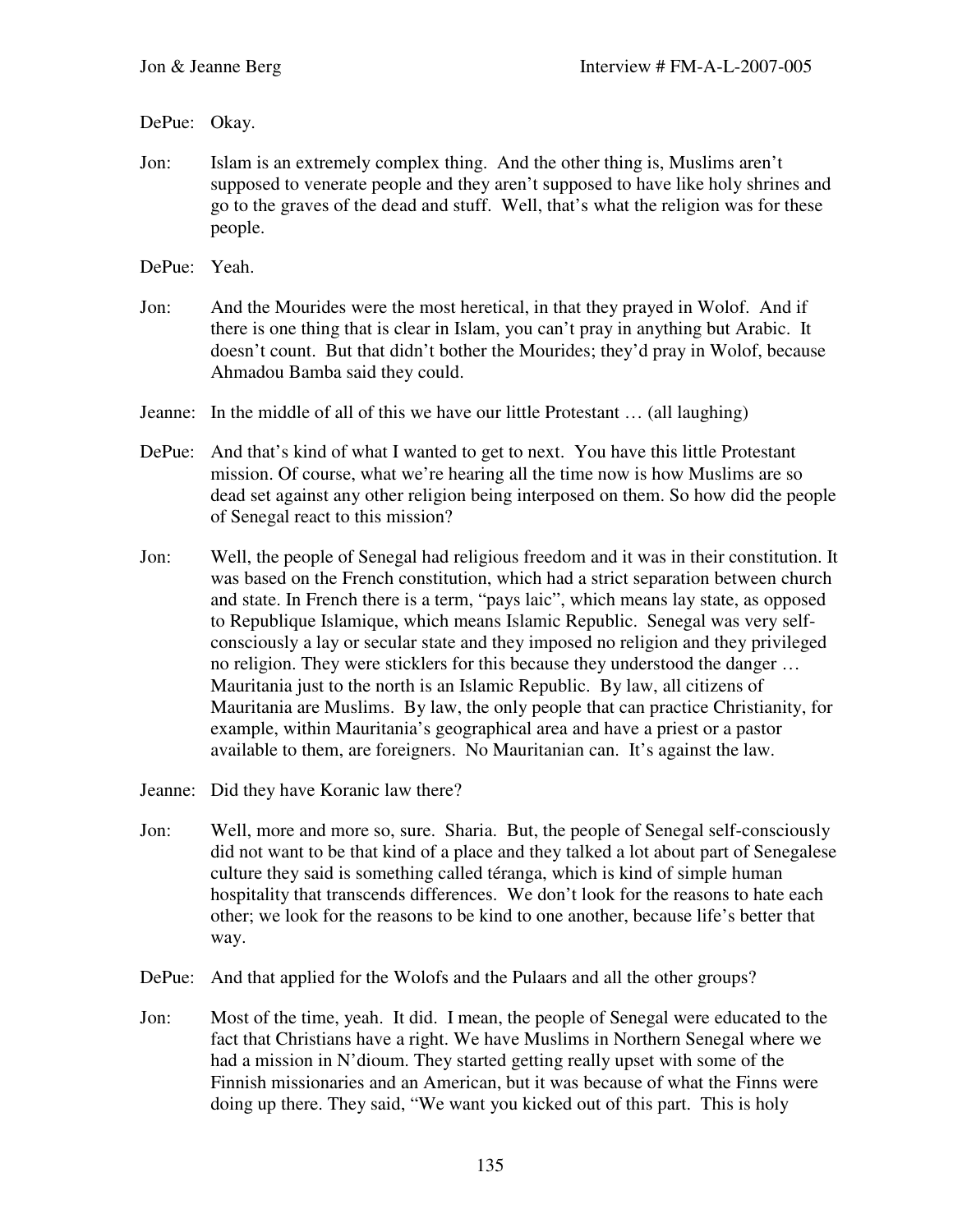DePue: Okay.

Jon: Islam is an extremely complex thing. And the other thing is, Muslims aren't supposed to venerate people and they aren't supposed to have like holy shrines and go to the graves of the dead and stuff. Well, that's what the religion was for these people.

DePue: Yeah.

Jon: And the Mourides were the most heretical, in that they prayed in Wolof. And if there is one thing that is clear in Islam, you can't pray in anything but Arabic. It doesn't count. But that didn't bother the Mourides; they'd pray in Wolof, because Ahmadou Bamba said they could.

Jeanne: In the middle of all of this we have our little Protestant … (all laughing)

DePue: And that's kind of what I wanted to get to next. You have this little Protestant mission. Of course, what we're hearing all the time now is how Muslims are so dead set against any other religion being interposed on them. So how did the people of Senegal react to this mission?

Jon: Well, the people of Senegal had religious freedom and it was in their constitution. It was based on the French constitution, which had a strict separation between church and state. In French there is a term, "pays laic", which means lay state, as opposed to Republique Islamique, which means Islamic Republic. Senegal was very self-consciously a lay or secular state and they imposed no religion and they privileged no religion. They were sticklers for this because they understood the danger … Mauritania just to the north is an Islamic Republic. By law, all citizens of Mauritania are Muslims. By law, the only people that can practice Christianity, for example, within Mauritania's geographical area and have a priest or a pastor available to them, are foreigners. No Mauritanian can. It's against the law.

Jeanne: Did they have Koranic law there?

Jon: Well, more and more so, sure. Sharia. But, the people of Senegal self-consciously did not want to be that kind of a place and they talked a lot about part of Senegalese culture they said is something called téranga, which is kind of simple human hospitality that transcends differences. We don't look for the reasons to hate each other; we look for the reasons to be kind to one another, because life's better that way.

DePue: And that applied for the Wolofs and the Pulaars and all the other groups?

Jon: Most of the time, yeah. It did. I mean, the people of Senegal were educated to the fact that Christians have a right. We have Muslims in Northern Senegal where we had a mission in N'dioum. They started getting really upset with some of the Finnish missionaries and an American, but it was because of what the Finns were doing up there. They said, "We want you kicked out of this part. This is holy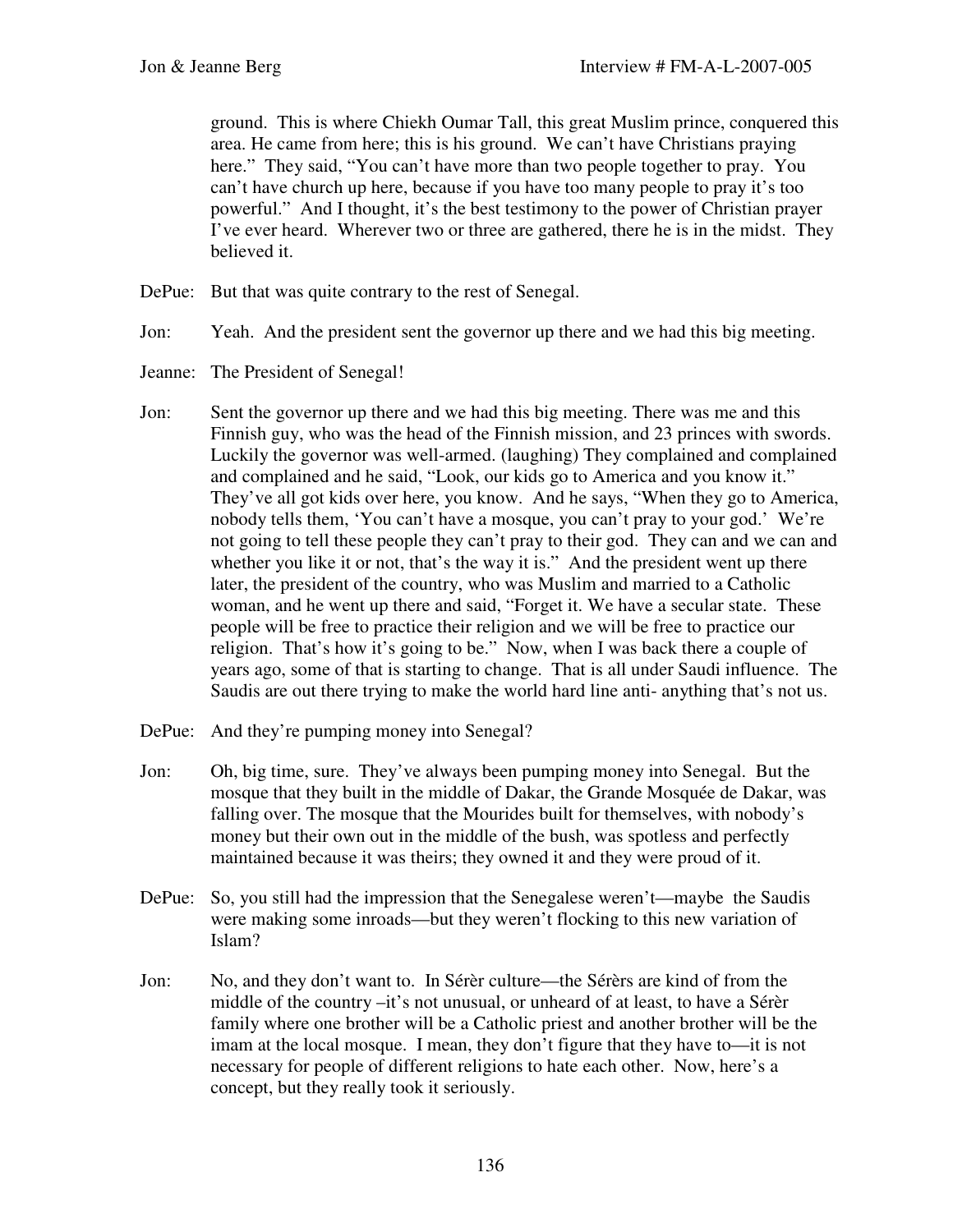ground. This is where Chiekh Oumar Tall, this great Muslim prince, conquered this area. He came from here; this is his ground. We can't have Christians praying here." They said, "You can't have more than two people together to pray. You can't have church up here, because if you have too many people to pray it's too powerful." And I thought, it's the best testimony to the power of Christian prayer I've ever heard. Wherever two or three are gathered, there he is in the midst. They believed it.

DePue: But that was quite contrary to the rest of Senegal.

Jon: Yeah. And the president sent the governor up there and we had this big meeting.

Jeanne: The President of Senegal!

Jon: Sent the governor up there and we had this big meeting. There was me and this Finnish guy, who was the head of the Finnish mission, and 23 princes with swords. Luckily the governor was well-armed. (laughing) They complained and complained and complained and he said, "Look, our kids go to America and you know it." They've all got kids over here, you know. And he says, "When they go to America, nobody tells them, 'You can't have a mosque, you can't pray to your god.' We're not going to tell these people they can't pray to their god. They can and we can and whether you like it or not, that's the way it is." And the president went up there later, the president of the country, who was Muslim and married to a Catholic woman, and he went up there and said, "Forget it. We have a secular state. These people will be free to practice their religion and we will be free to practice our religion. That's how it's going to be." Now, when I was back there a couple of years ago, some of that is starting to change. That is all under Saudi influence. The Saudis are out there trying to make the world hard line anti- anything that's not us.

DePue: And they're pumping money into Senegal?

Jon: Oh, big time, sure. They've always been pumping money into Senegal. But the mosque that they built in the middle of Dakar, the Grande Mosquée de Dakar, was falling over. The mosque that the Mourides built for themselves, with nobody's money but their own out in the middle of the bush, was spotless and perfectly maintained because it was theirs; they owned it and they were proud of it.

DePue: So, you still had the impression that the Senegalese weren't—maybe the Saudis were making some inroads—but they weren't flocking to this new variation of Islam?

Jon: No, and they don't want to. In Sérèr culture—the Sérèrs are kind of from the middle of the country –it's not unusual, or unheard of at least, to have a Sérèr family where one brother will be a Catholic priest and another brother will be the imam at the local mosque. I mean, they don't figure that they have to—it is not necessary for people of different religions to hate each other. Now, here's a concept, but they really took it seriously.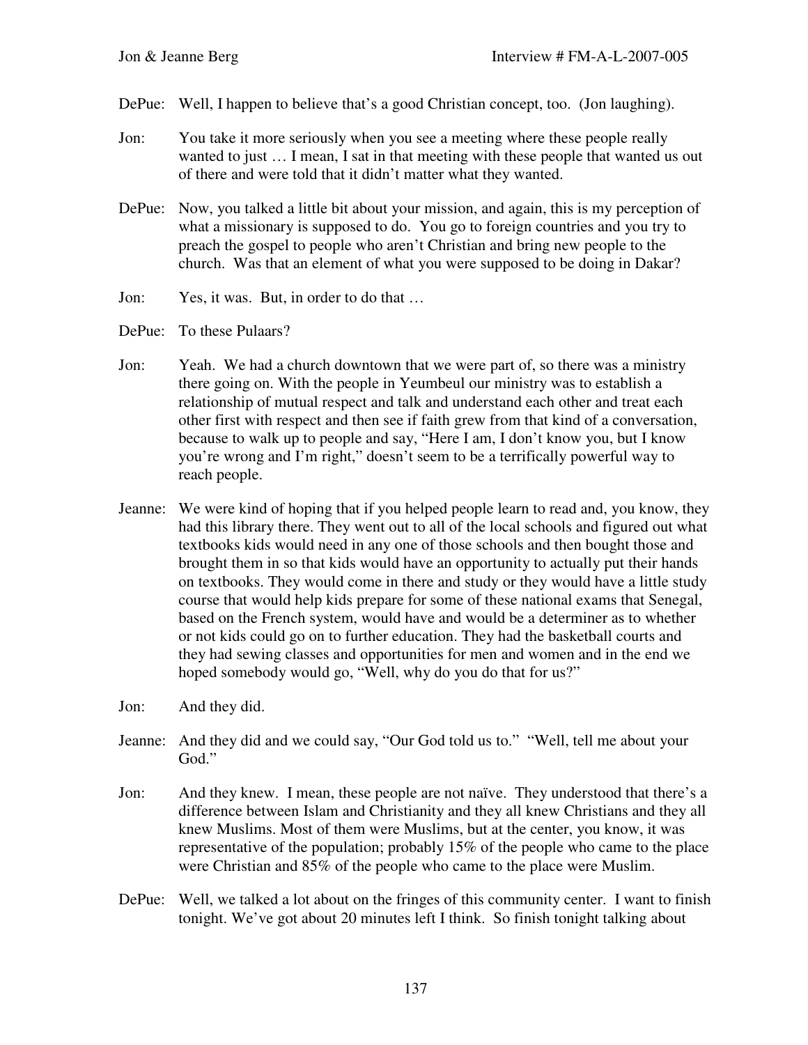DePue: Well, I happen to believe that's a good Christian concept, too. (Jon laughing).

Jon: You take it more seriously when you see a meeting where these people really wanted to just … I mean, I sat in that meeting with these people that wanted us out of there and were told that it didn't matter what they wanted.

DePue: Now, you talked a little bit about your mission, and again, this is my perception of what a missionary is supposed to do. You go to foreign countries and you try to preach the gospel to people who aren't Christian and bring new people to the church. Was that an element of what you were supposed to be doing in Dakar?

Jon: Yes, it was. But, in order to do that …

DePue: To these Pulaars?

Jon: Yeah. We had a church downtown that we were part of, so there was a ministry there going on. With the people in Yeumbeul our ministry was to establish a relationship of mutual respect and talk and understand each other and treat each other first with respect and then see if faith grew from that kind of a conversation, because to walk up to people and say, "Here I am, I don't know you, but I know you're wrong and I'm right," doesn't seem to be a terrifically powerful way to reach people.

Jeanne: We were kind of hoping that if you helped people learn to read and, you know, they had this library there. They went out to all of the local schools and figured out what textbooks kids would need in any one of those schools and then bought those and brought them in so that kids would have an opportunity to actually put their hands on textbooks. They would come in there and study or they would have a little study course that would help kids prepare for some of these national exams that Senegal, based on the French system, would have and would be a determiner as to whether or not kids could go on to further education. They had the basketball courts and they had sewing classes and opportunities for men and women and in the end we hoped somebody would go, "Well, why do you do that for us?"

Jon: And they did.

Jeanne: And they did and we could say, "Our God told us to." "Well, tell me about your God."

Jon: And they knew. I mean, these people are not naïve. They understood that there's a difference between Islam and Christianity and they all knew Christians and they all knew Muslims. Most of them were Muslims, but at the center, you know, it was representative of the population; probably 15% of the people who came to the place were Christian and 85% of the people who came to the place were Muslim.

DePue: Well, we talked a lot about on the fringes of this community center. I want to finish tonight. We've got about 20 minutes left I think. So finish tonight talking about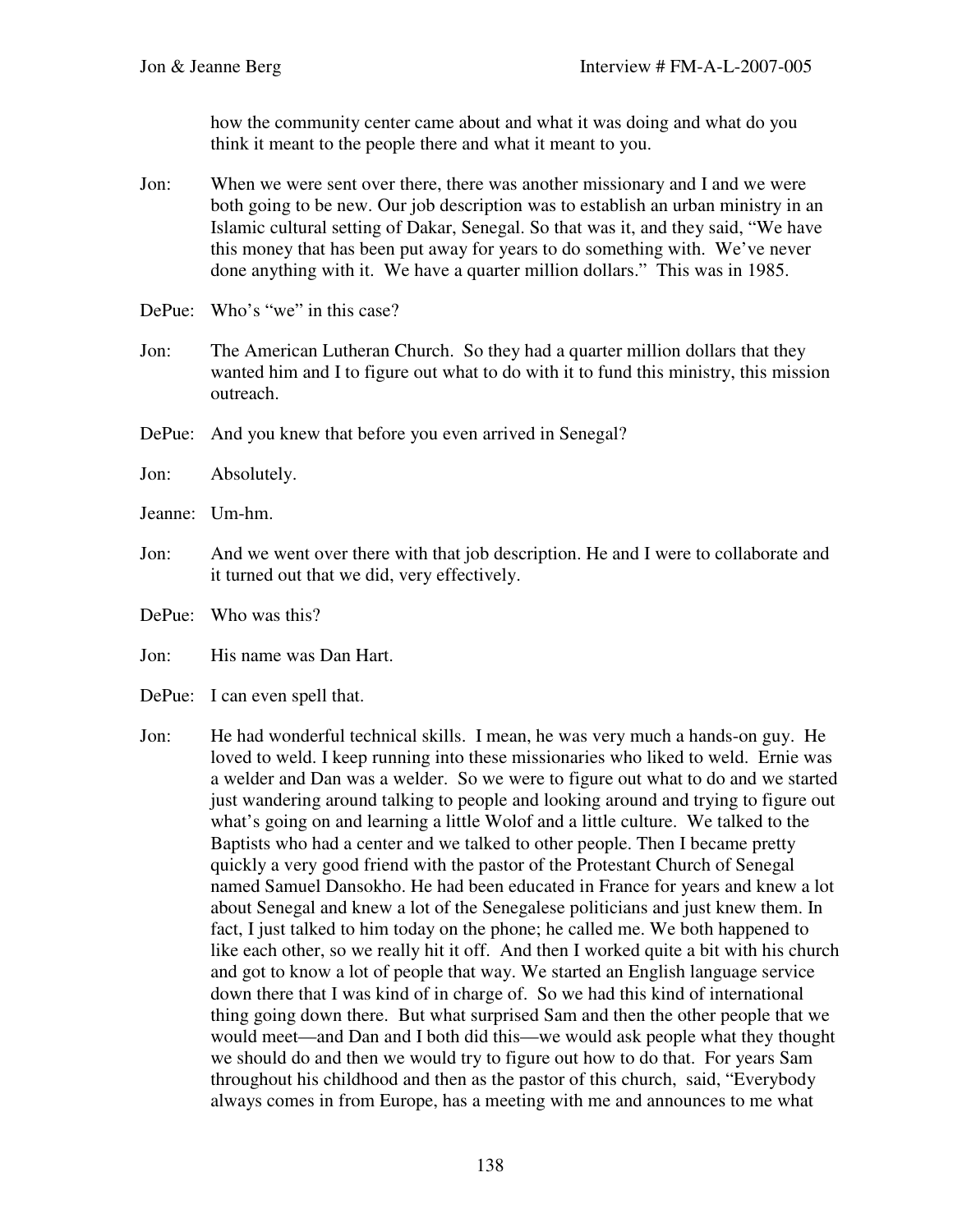how the community center came about and what it was doing and what do you think it meant to the people there and what it meant to you.

Jon: When we were sent over there, there was another missionary and I and we were both going to be new. Our job description was to establish an urban ministry in an Islamic cultural setting of Dakar, Senegal. So that was it, and they said, "We have this money that has been put away for years to do something with. We've never done anything with it. We have a quarter million dollars." This was in 1985.

DePue: Who's "we" in this case?

Jon: The American Lutheran Church. So they had a quarter million dollars that they wanted him and I to figure out what to do with it to fund this ministry, this mission outreach.

DePue: And you knew that before you even arrived in Senegal?

Jon: Absolutely.

Jeanne: Um-hm.

Jon: And we went over there with that job description. He and I were to collaborate and it turned out that we did, very effectively.

DePue: Who was this?

Jon: His name was Dan Hart.

DePue: I can even spell that.

Jon: He had wonderful technical skills. I mean, he was very much a hands-on guy. He loved to weld. I keep running into these missionaries who liked to weld. Ernie was a welder and Dan was a welder. So we were to figure out what to do and we started just wandering around talking to people and looking around and trying to figure out what's going on and learning a little Wolof and a little culture. We talked to the Baptists who had a center and we talked to other people. Then I became pretty quickly a very good friend with the pastor of the Protestant Church of Senegal named Samuel Dansokho. He had been educated in France for years and knew a lot about Senegal and knew a lot of the Senegalese politicians and just knew them. In fact, I just talked to him today on the phone; he called me. We both happened to like each other, so we really hit it off. And then I worked quite a bit with his church and got to know a lot of people that way. We started an English language service down there that I was kind of in charge of. So we had this kind of international thing going down there. But what surprised Sam and then the other people that we would meet—and Dan and I both did this—we would ask people what they thought we should do and then we would try to figure out how to do that. For years Sam throughout his childhood and then as the pastor of this church, said, "Everybody always comes in from Europe, has a meeting with me and announces to me what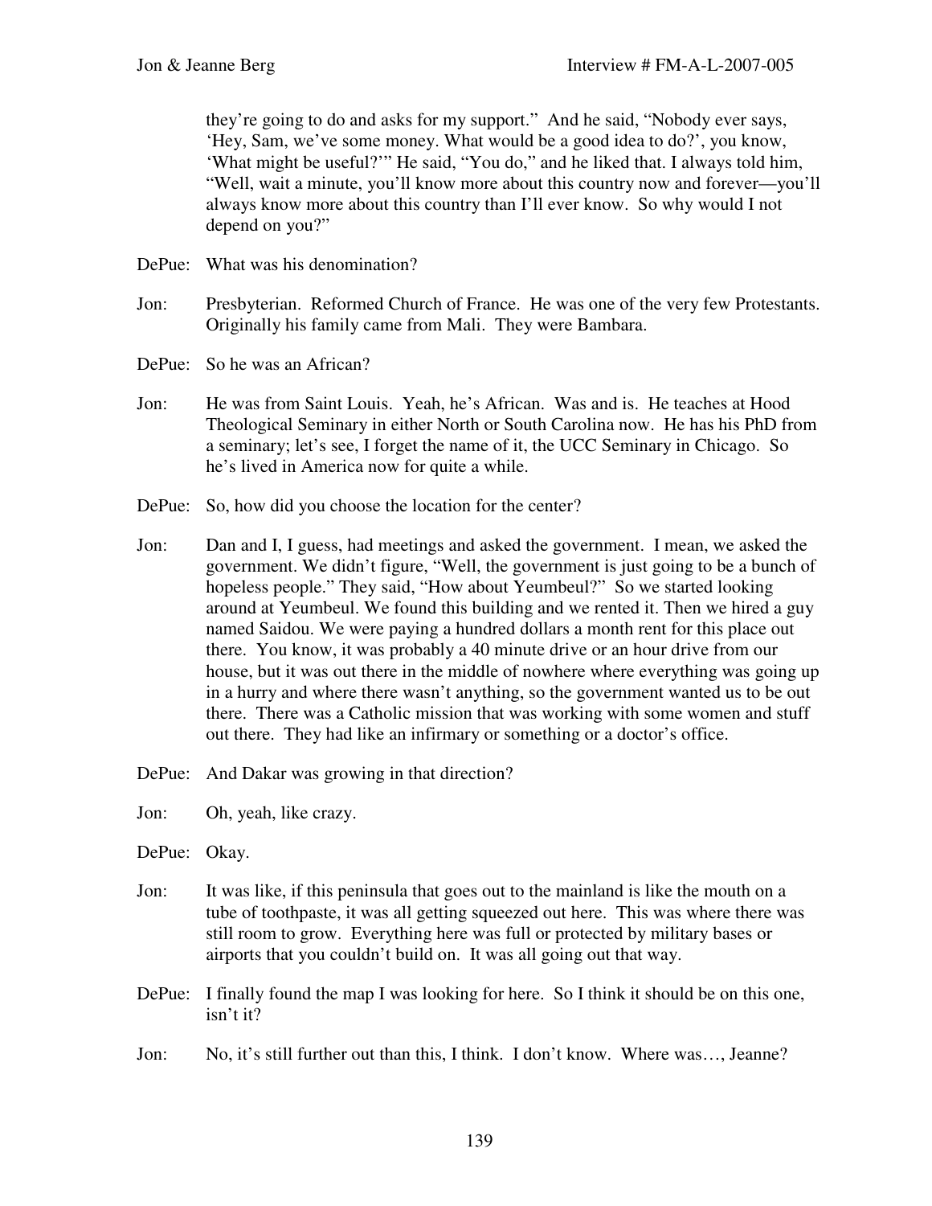they're going to do and asks for my support." And he said, "Nobody ever says, 'Hey, Sam, we've some money. What would be a good idea to do?', you know, 'What might be useful?'" He said, "You do," and he liked that. I always told him, "Well, wait a minute, you'll know more about this country now and forever—you'll always know more about this country than I'll ever know. So why would I not depend on you?"

DePue: What was his denomination?

Jon: Presbyterian. Reformed Church of France. He was one of the very few Protestants. Originally his family came from Mali. They were Bambara.

DePue: So he was an African?

Jon: He was from Saint Louis. Yeah, he's African. Was and is. He teaches at Hood Theological Seminary in either North or South Carolina now. He has his PhD from a seminary; let's see, I forget the name of it, the UCC Seminary in Chicago. So he's lived in America now for quite a while.

DePue: So, how did you choose the location for the center?

Jon: Dan and I, I guess, had meetings and asked the government. I mean, we asked the government. We didn't figure, "Well, the government is just going to be a bunch of hopeless people." They said, "How about Yeumbeul?" So we started looking around at Yeumbeul. We found this building and we rented it. Then we hired a guy named Saidou. We were paying a hundred dollars a month rent for this place out there. You know, it was probably a 40 minute drive or an hour drive from our house, but it was out there in the middle of nowhere where everything was going up in a hurry and where there wasn't anything, so the government wanted us to be out there. There was a Catholic mission that was working with some women and stuff out there. They had like an infirmary or something or a doctor's office.

DePue: And Dakar was growing in that direction?

Jon: Oh, yeah, like crazy.

DePue: Okay.

Jon: It was like, if this peninsula that goes out to the mainland is like the mouth on a tube of toothpaste, it was all getting squeezed out here. This was where there was still room to grow. Everything here was full or protected by military bases or airports that you couldn't build on. It was all going out that way.

DePue: I finally found the map I was looking for here. So I think it should be on this one, isn't it?

Jon: No, it's still further out than this, I think. I don't know. Where was…, Jeanne?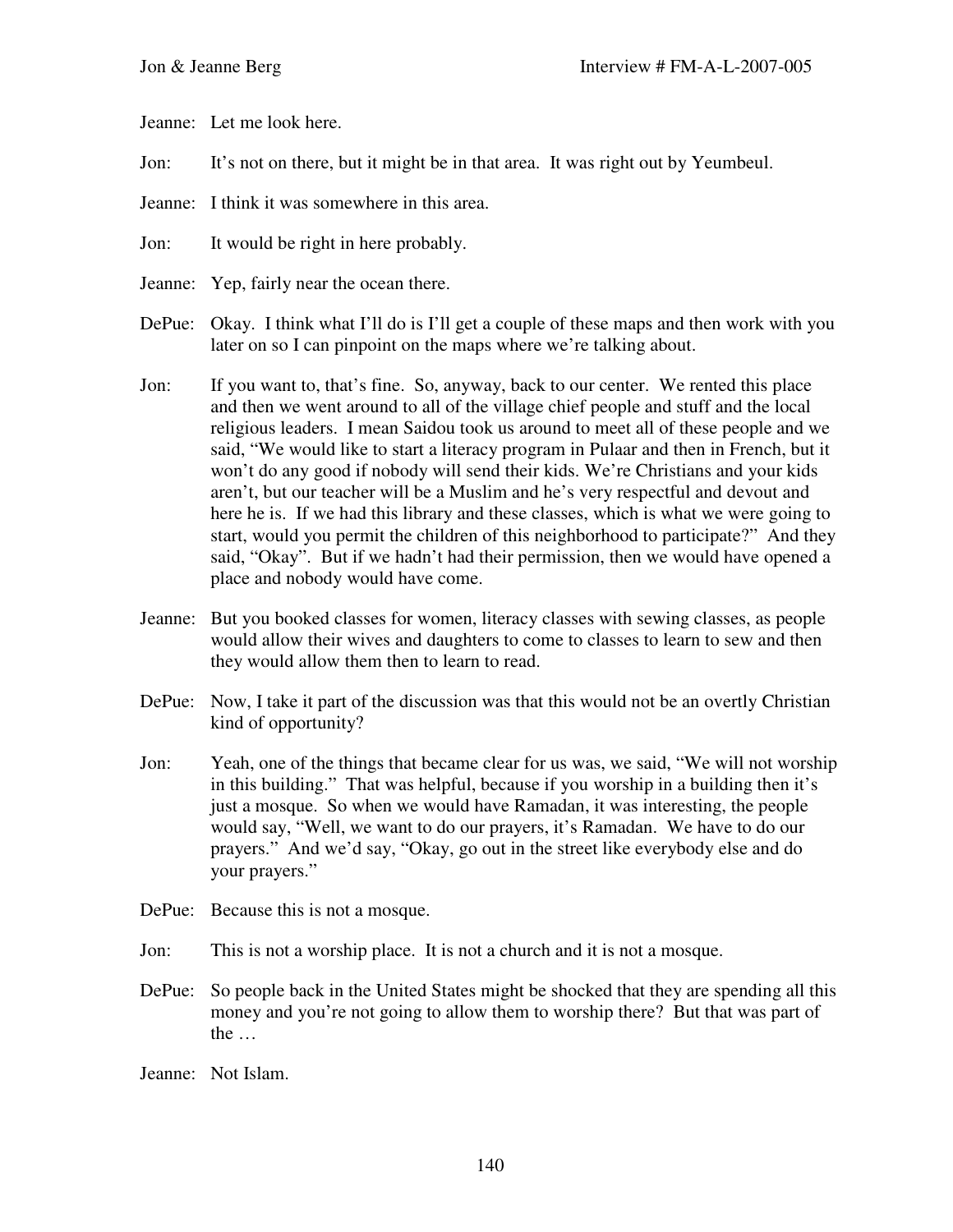Jeanne: Let me look here.

Jon: It's not on there, but it might be in that area. It was right out by Yeumbeul.

Jeanne: I think it was somewhere in this area.

Jon: It would be right in here probably.

Jeanne: Yep, fairly near the ocean there.

DePue: Okay. I think what I'll do is I'll get a couple of these maps and then work with you later on so I can pinpoint on the maps where we're talking about.

Jon: If you want to, that's fine. So, anyway, back to our center. We rented this place and then we went around to all of the village chief people and stuff and the local religious leaders. I mean Saidou took us around to meet all of these people and we said, "We would like to start a literacy program in Pulaar and then in French, but it won't do any good if nobody will send their kids. We're Christians and your kids aren't, but our teacher will be a Muslim and he's very respectful and devout and here he is. If we had this library and these classes, which is what we were going to start, would you permit the children of this neighborhood to participate?" And they said, "Okay". But if we hadn't had their permission, then we would have opened a place and nobody would have come.

Jeanne: But you booked classes for women, literacy classes with sewing classes, as people would allow their wives and daughters to come to classes to learn to sew and then they would allow them then to learn to read.

DePue: Now, I take it part of the discussion was that this would not be an overtly Christian kind of opportunity?

Jon: Yeah, one of the things that became clear for us was, we said, "We will not worship in this building." That was helpful, because if you worship in a building then it's just a mosque. So when we would have Ramadan, it was interesting, the people would say, "Well, we want to do our prayers, it's Ramadan. We have to do our prayers." And we'd say, "Okay, go out in the street like everybody else and do your prayers."

DePue: Because this is not a mosque.

Jon: This is not a worship place. It is not a church and it is not a mosque.

DePue: So people back in the United States might be shocked that they are spending all this money and you're not going to allow them to worship there? But that was part of the …

Jeanne: Not Islam.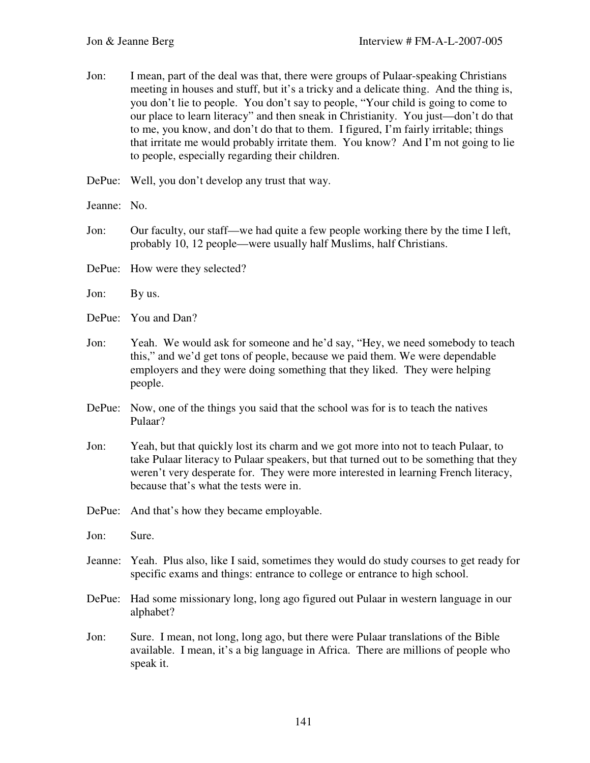Jon: I mean, part of the deal was that, there were groups of Pulaar-speaking Christians meeting in houses and stuff, but it's a tricky and a delicate thing. And the thing is, you don't lie to people. You don't say to people, "Your child is going to come to our place to learn literacy" and then sneak in Christianity. You just—don't do that to me, you know, and don't do that to them. I figured, I'm fairly irritable; things that irritate me would probably irritate them. You know? And I'm not going to lie to people, especially regarding their children.

DePue: Well, you don't develop any trust that way.

Jeanne: No.

Jon: Our faculty, our staff—we had quite a few people working there by the time I left, probably 10, 12 people—were usually half Muslims, half Christians.

DePue: How were they selected?

Jon: By us.

DePue: You and Dan?

Jon: Yeah. We would ask for someone and he'd say, "Hey, we need somebody to teach this," and we'd get tons of people, because we paid them. We were dependable employers and they were doing something that they liked. They were helping people.

DePue: Now, one of the things you said that the school was for is to teach the natives Pulaar?

Jon: Yeah, but that quickly lost its charm and we got more into not to teach Pulaar, to take Pulaar literacy to Pulaar speakers, but that turned out to be something that they weren't very desperate for. They were more interested in learning French literacy, because that's what the tests were in.

DePue: And that's how they became employable.

Jon: Sure.

Jeanne: Yeah. Plus also, like I said, sometimes they would do study courses to get ready for specific exams and things: entrance to college or entrance to high school.

DePue: Had some missionary long, long ago figured out Pulaar in western language in our alphabet?

Jon: Sure. I mean, not long, long ago, but there were Pulaar translations of the Bible available. I mean, it's a big language in Africa. There are millions of people who speak it.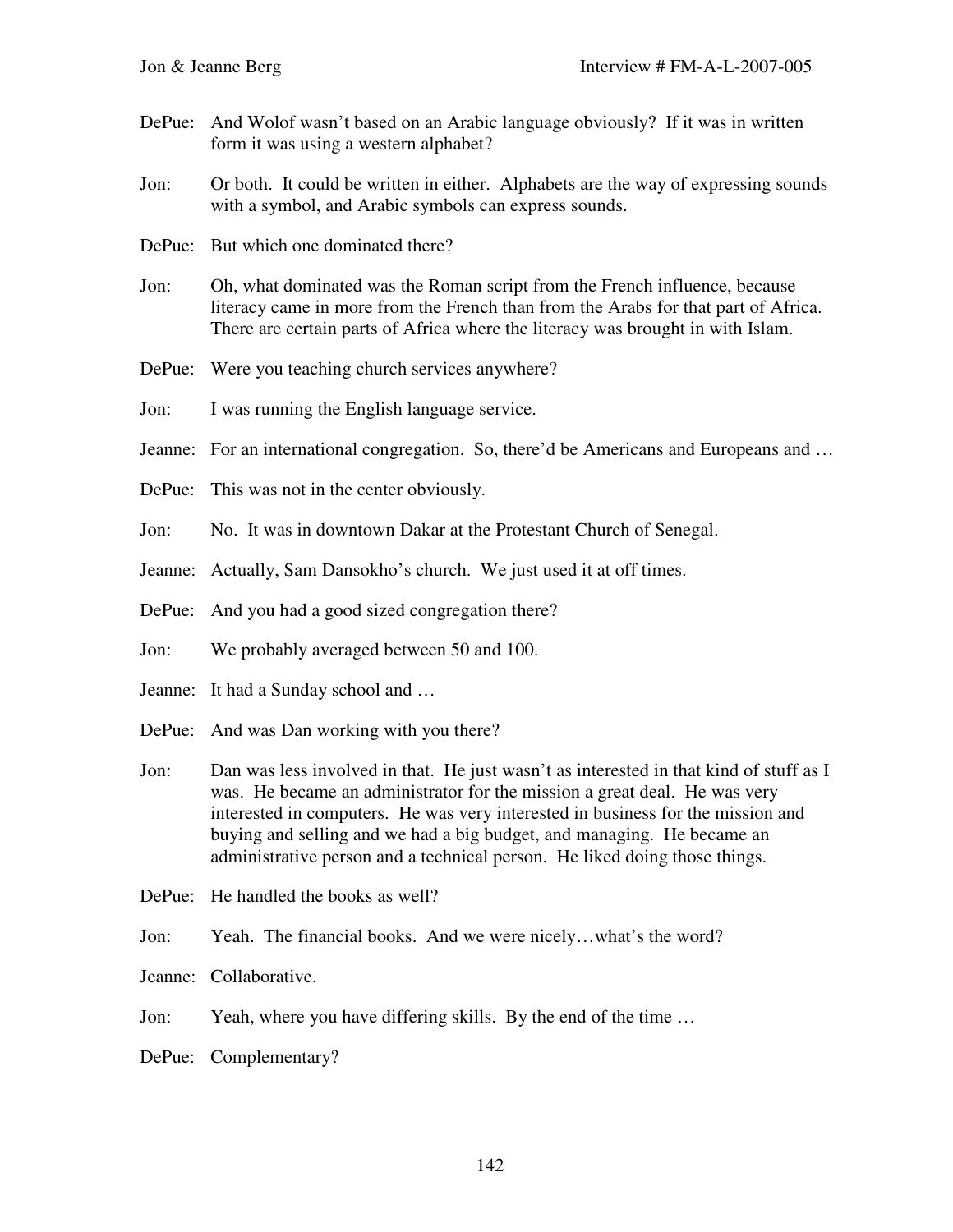DePue: And Wolof wasn't based on an Arabic language obviously? If it was in written form it was using a western alphabet?

Jon: Or both. It could be written in either. Alphabets are the way of expressing sounds with a symbol, and Arabic symbols can express sounds.

DePue: But which one dominated there?

Jon: Oh, what dominated was the Roman script from the French influence, because literacy came in more from the French than from the Arabs for that part of Africa. There are certain parts of Africa where the literacy was brought in with Islam.

DePue: Were you teaching church services anywhere?

Jon: I was running the English language service.

Jeanne: For an international congregation. So, there'd be Americans and Europeans and …

DePue: This was not in the center obviously.

Jon: No. It was in downtown Dakar at the Protestant Church of Senegal.

Jeanne: Actually, Sam Dansokho's church. We just used it at off times.

DePue: And you had a good sized congregation there?

Jon: We probably averaged between 50 and 100.

Jeanne: It had a Sunday school and …

DePue: And was Dan working with you there?

Jon: Dan was less involved in that. He just wasn't as interested in that kind of stuff as I was. He became an administrator for the mission a great deal. He was very interested in computers. He was very interested in business for the mission and buying and selling and we had a big budget, and managing. He became an administrative person and a technical person. He liked doing those things.

DePue: He handled the books as well?

Jon: Yeah. The financial books. And we were nicely…what's the word?

Jeanne: Collaborative.

Jon: Yeah, where you have differing skills. By the end of the time …

DePue: Complementary?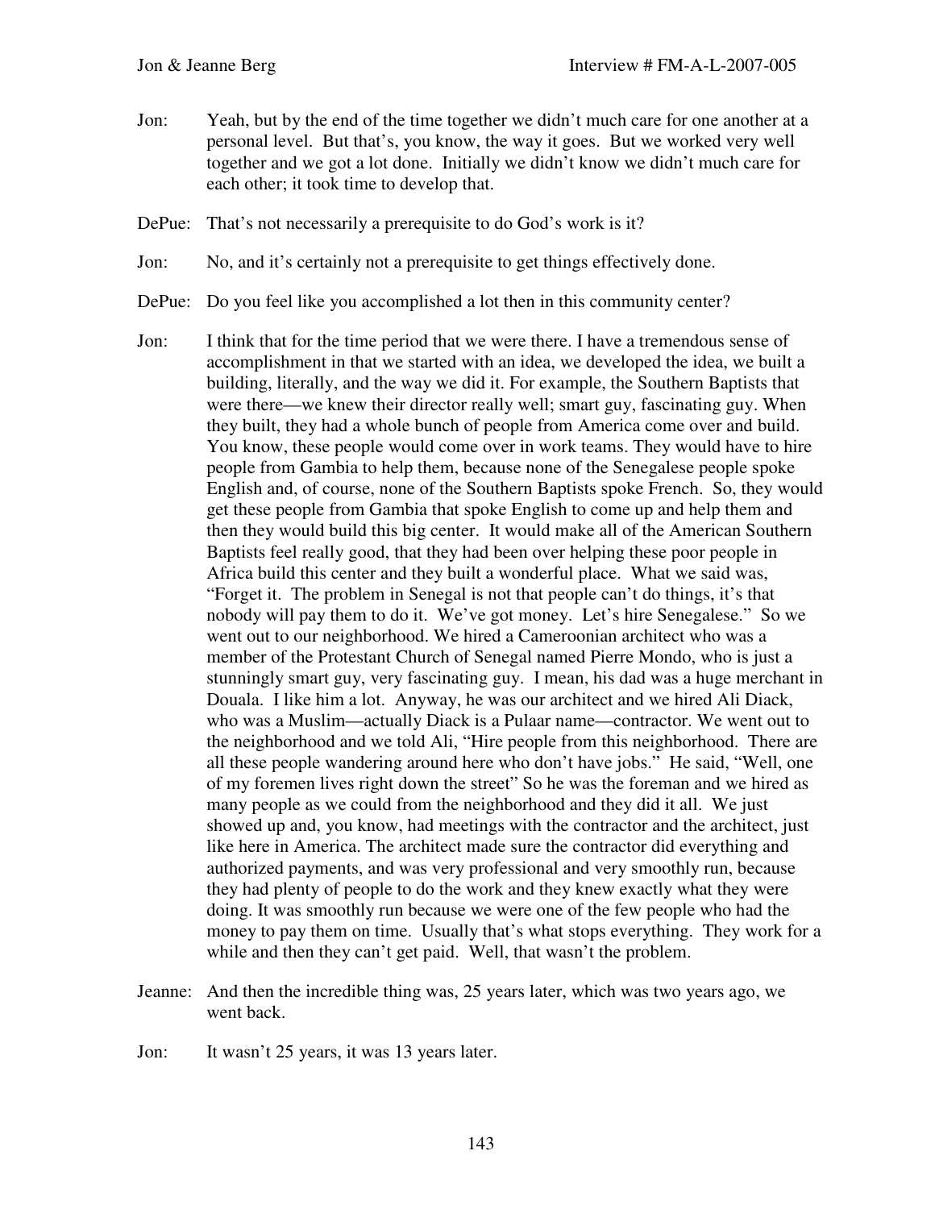Jon: Yeah, but by the end of the time together we didn't much care for one another at a personal level. But that's, you know, the way it goes. But we worked very well together and we got a lot done. Initially we didn't know we didn't much care for each other; it took time to develop that.

DePue: That's not necessarily a prerequisite to do God's work is it?

Jon: No, and it's certainly not a prerequisite to get things effectively done.

DePue: Do you feel like you accomplished a lot then in this community center?

Jon: I think that for the time period that we were there. I have a tremendous sense of accomplishment in that we started with an idea, we developed the idea, we built a building, literally, and the way we did it. For example, the Southern Baptists that were there—we knew their director really well; smart guy, fascinating guy. When they built, they had a whole bunch of people from America come over and build. You know, these people would come over in work teams. They would have to hire people from Gambia to help them, because none of the Senegalese people spoke English and, of course, none of the Southern Baptists spoke French. So, they would get these people from Gambia that spoke English to come up and help them and then they would build this big center. It would make all of the American Southern Baptists feel really good, that they had been over helping these poor people in Africa build this center and they built a wonderful place. What we said was, "Forget it. The problem in Senegal is not that people can't do things, it's that nobody will pay them to do it. We've got money. Let's hire Senegalese." So we went out to our neighborhood. We hired a Cameroonian architect who was a member of the Protestant Church of Senegal named Pierre Mondo, who is just a stunningly smart guy, very fascinating guy. I mean, his dad was a huge merchant in Douala. I like him a lot. Anyway, he was our architect and we hired Ali Diack, who was a Muslim—actually Diack is a Pulaar name—contractor. We went out to the neighborhood and we told Ali, "Hire people from this neighborhood. There are all these people wandering around here who don't have jobs." He said, "Well, one of my foremen lives right down the street" So he was the foreman and we hired as many people as we could from the neighborhood and they did it all. We just showed up and, you know, had meetings with the contractor and the architect, just like here in America. The architect made sure the contractor did everything and authorized payments, and was very professional and very smoothly run, because they had plenty of people to do the work and they knew exactly what they were doing. It was smoothly run because we were one of the few people who had the money to pay them on time. Usually that's what stops everything. They work for a while and then they can't get paid. Well, that wasn't the problem.

Jeanne: And then the incredible thing was, 25 years later, which was two years ago, we went back.

Jon: It wasn't 25 years, it was 13 years later.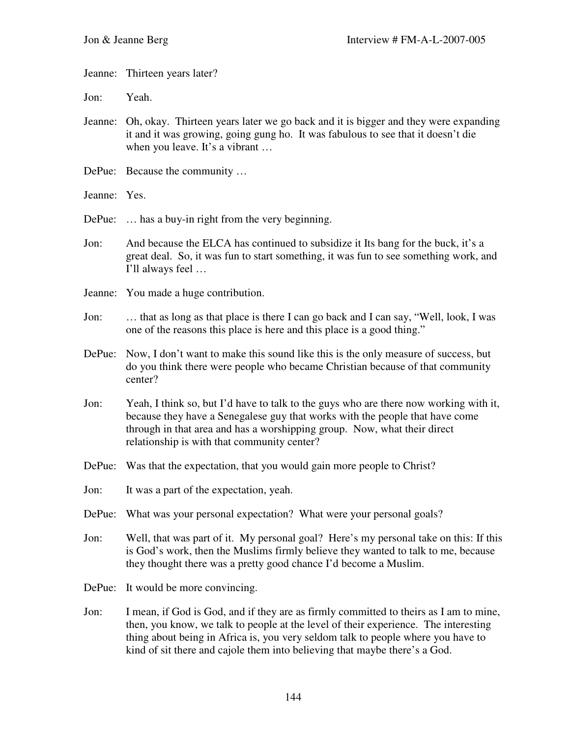Jeanne: Thirteen years later?

Jon: Yeah.

Jeanne: Oh, okay. Thirteen years later we go back and it is bigger and they were expanding it and it was growing, going gung ho. It was fabulous to see that it doesn't die when you leave. It's a vibrant …

DePue: Because the community …

Jeanne: Yes.

DePue: … has a buy-in right from the very beginning.

Jon: And because the ELCA has continued to subsidize it Its bang for the buck, it's a great deal. So, it was fun to start something, it was fun to see something work, and I'll always feel …

Jeanne: You made a huge contribution.

Jon: … that as long as that place is there I can go back and I can say, "Well, look, I was one of the reasons this place is here and this place is a good thing."

DePue: Now, I don't want to make this sound like this is the only measure of success, but do you think there were people who became Christian because of that community center?

Jon: Yeah, I think so, but I'd have to talk to the guys who are there now working with it, because they have a Senegalese guy that works with the people that have come through in that area and has a worshipping group. Now, what their direct relationship is with that community center?

DePue: Was that the expectation, that you would gain more people to Christ?

Jon: It was a part of the expectation, yeah.

DePue: What was your personal expectation? What were your personal goals?

Jon: Well, that was part of it. My personal goal? Here's my personal take on this: If this is God's work, then the Muslims firmly believe they wanted to talk to me, because they thought there was a pretty good chance I'd become a Muslim.

DePue: It would be more convincing.

Jon: I mean, if God is God, and if they are as firmly committed to theirs as I am to mine, then, you know, we talk to people at the level of their experience. The interesting thing about being in Africa is, you very seldom talk to people where you have to kind of sit there and cajole them into believing that maybe there's a God.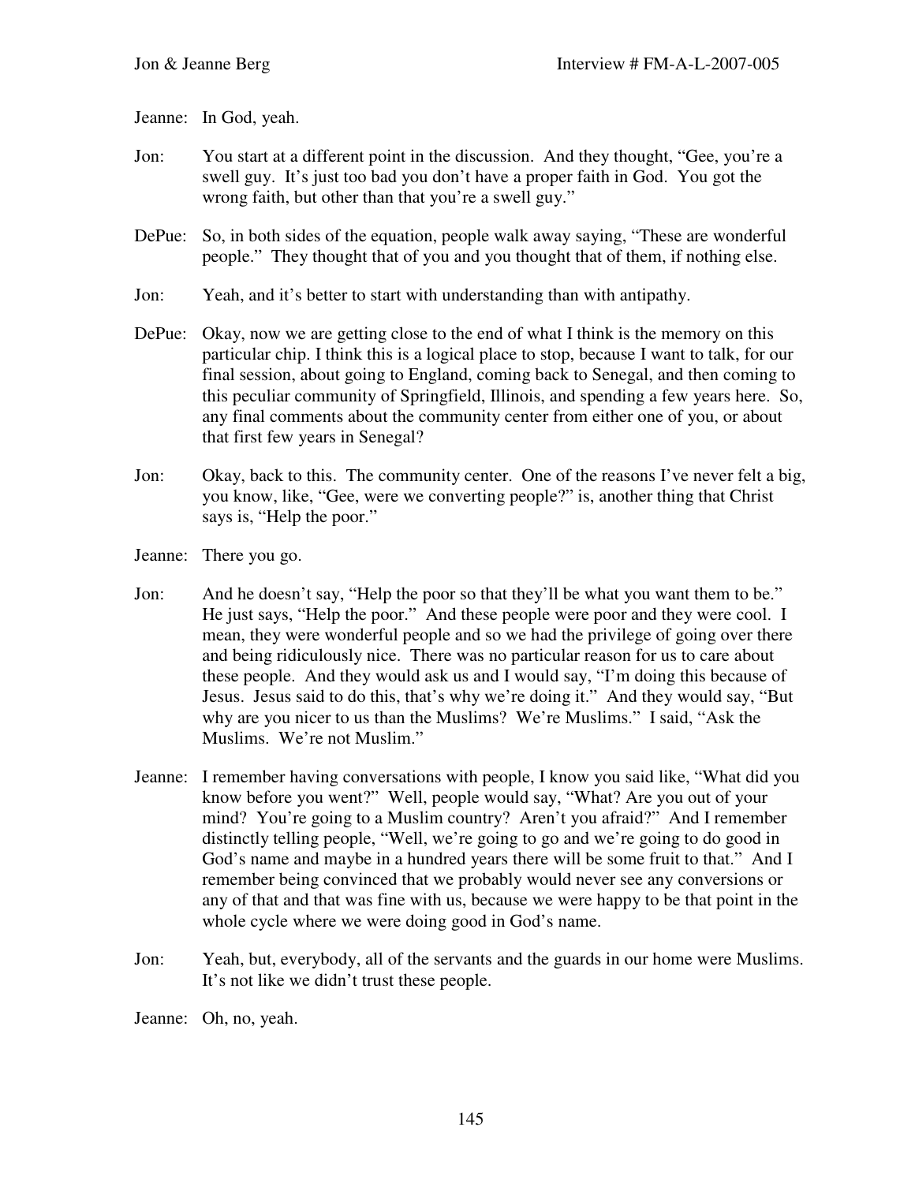Jeanne: In God, yeah.

Jon: You start at a different point in the discussion. And they thought, "Gee, you're a swell guy. It's just too bad you don't have a proper faith in God. You got the wrong faith, but other than that you're a swell guy."

DePue: So, in both sides of the equation, people walk away saying, "These are wonderful people." They thought that of you and you thought that of them, if nothing else.

Jon: Yeah, and it's better to start with understanding than with antipathy.

DePue: Okay, now we are getting close to the end of what I think is the memory on this particular chip. I think this is a logical place to stop, because I want to talk, for our final session, about going to England, coming back to Senegal, and then coming to this peculiar community of Springfield, Illinois, and spending a few years here. So, any final comments about the community center from either one of you, or about that first few years in Senegal?

Jon: Okay, back to this. The community center. One of the reasons I've never felt a big, you know, like, "Gee, were we converting people?" is, another thing that Christ says is, "Help the poor."

Jeanne: There you go.

Jon: And he doesn't say, "Help the poor so that they'll be what you want them to be." He just says, "Help the poor." And these people were poor and they were cool. I mean, they were wonderful people and so we had the privilege of going over there and being ridiculously nice. There was no particular reason for us to care about these people. And they would ask us and I would say, "I'm doing this because of Jesus. Jesus said to do this, that's why we're doing it." And they would say, "But why are you nicer to us than the Muslims? We're Muslims." I said, "Ask the Muslims. We're not Muslim."

Jeanne: I remember having conversations with people, I know you said like, "What did you know before you went?" Well, people would say, "What? Are you out of your mind? You're going to a Muslim country? Aren't you afraid?" And I remember distinctly telling people, "Well, we're going to go and we're going to do good in God's name and maybe in a hundred years there will be some fruit to that." And I remember being convinced that we probably would never see any conversions or any of that and that was fine with us, because we were happy to be that point in the whole cycle where we were doing good in God's name.

Jon: Yeah, but, everybody, all of the servants and the guards in our home were Muslims. It's not like we didn't trust these people.

Jeanne: Oh, no, yeah.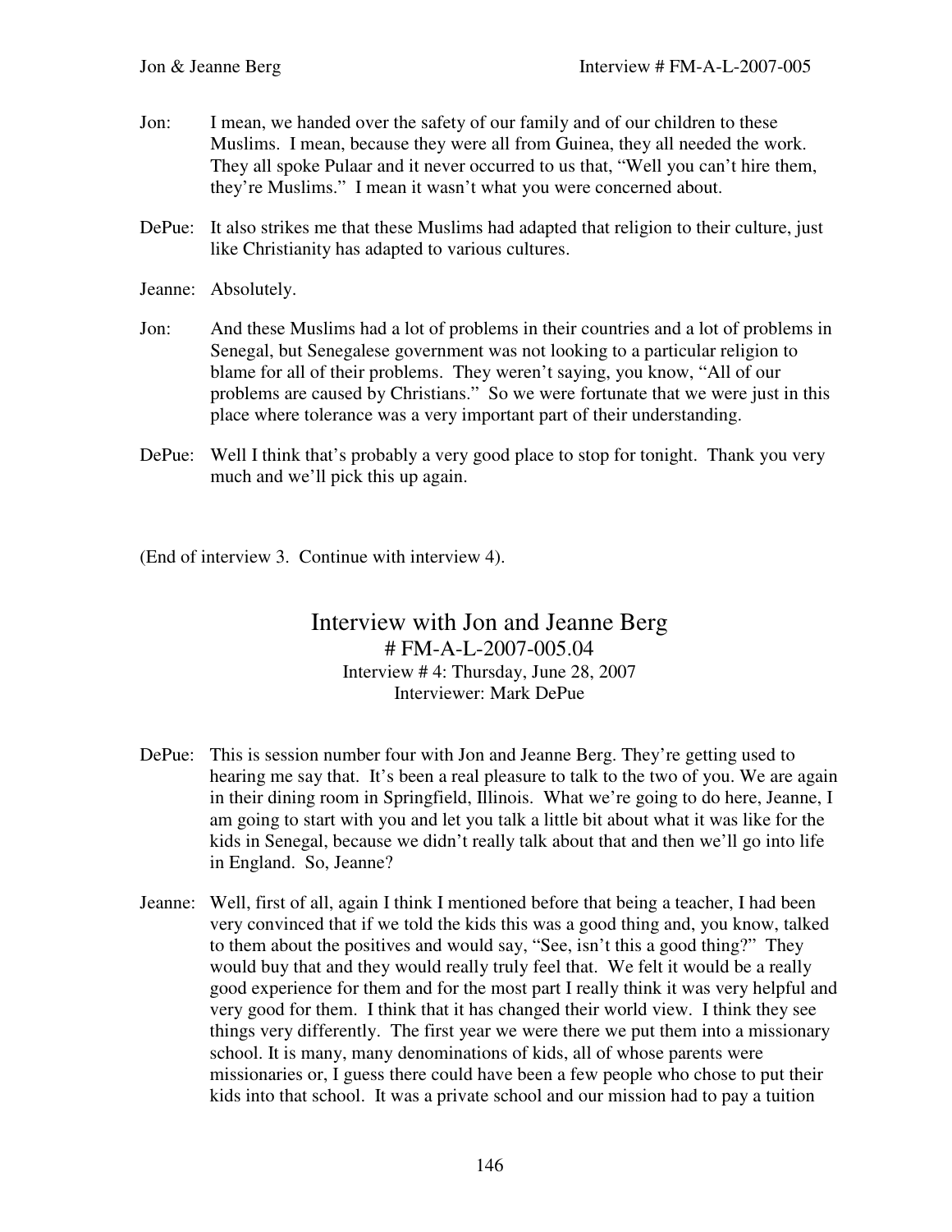Jon: I mean, we handed over the safety of our family and of our children to these Muslims. I mean, because they were all from Guinea, they all needed the work. They all spoke Pulaar and it never occurred to us that, "Well you can't hire them, they're Muslims." I mean it wasn't what you were concerned about.

DePue: It also strikes me that these Muslims had adapted that religion to their culture, just like Christianity has adapted to various cultures.

Jeanne: Absolutely.

Jon: And these Muslims had a lot of problems in their countries and a lot of problems in Senegal, but Senegalese government was not looking to a particular religion to blame for all of their problems. They weren't saying, you know, "All of our problems are caused by Christians." So we were fortunate that we were just in this place where tolerance was a very important part of their understanding.

DePue: Well I think that's probably a very good place to stop for tonight. Thank you very much and we'll pick this up again.

(End of interview 3. Continue with interview 4).

# Interview with Jon and Jeanne Berg

# FM-A-L-2007-005.04
Interview # 4: Thursday, June 28, 2007
Interviewer: Mark DePue

DePue: This is session number four with Jon and Jeanne Berg. They're getting used to hearing me say that. It's been a real pleasure to talk to the two of you. We are again in their dining room in Springfield, Illinois. What we're going to do here, Jeanne, I am going to start with you and let you talk a little bit about what it was like for the kids in Senegal, because we didn't really talk about that and then we'll go into life in England. So, Jeanne?

Jeanne: Well, first of all, again I think I mentioned before that being a teacher, I had been very convinced that if we told the kids this was a good thing and, you know, talked to them about the positives and would say, "See, isn't this a good thing?" They would buy that and they would really truly feel that. We felt it would be a really good experience for them and for the most part I really think it was very helpful and very good for them. I think that it has changed their world view. I think they see things very differently. The first year we were there we put them into a missionary school. It is many, many denominations of kids, all of whose parents were missionaries or, I guess there could have been a few people who chose to put their kids into that school. It was a private school and our mission had to pay a tuition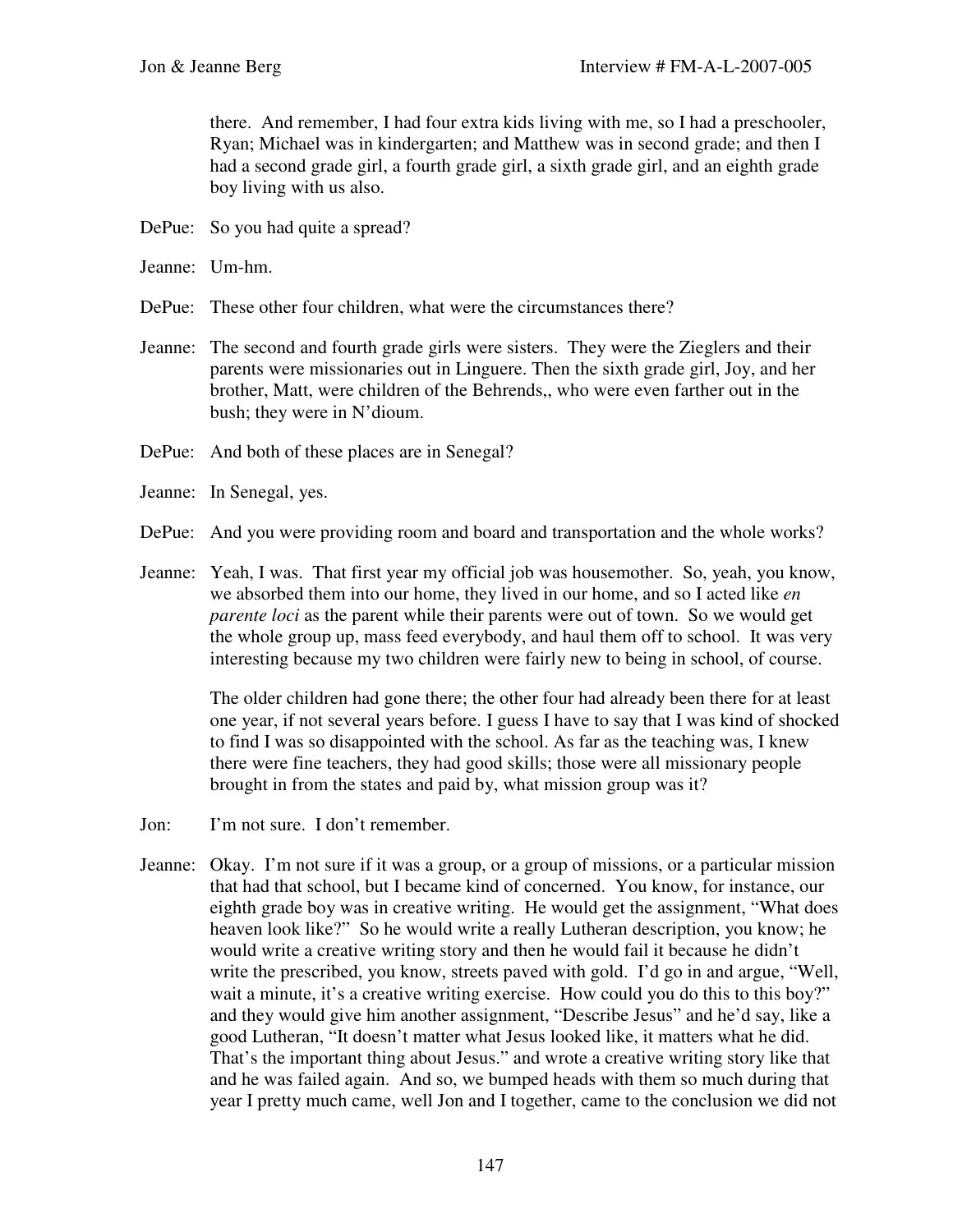there. And remember, I had four extra kids living with me, so I had a preschooler, Ryan; Michael was in kindergarten; and Matthew was in second grade; and then I had a second grade girl, a fourth grade girl, a sixth grade girl, and an eighth grade boy living with us also.

DePue: So you had quite a spread?

Jeanne: Um-hm.

DePue: These other four children, what were the circumstances there?

Jeanne: The second and fourth grade girls were sisters. They were the Zieglers and their parents were missionaries out in Linguere. Then the sixth grade girl, Joy, and her brother, Matt, were children of the Behrends,, who were even farther out in the bush; they were in N'dioum.

DePue: And both of these places are in Senegal?

Jeanne: In Senegal, yes.

DePue: And you were providing room and board and transportation and the whole works?

Jeanne: Yeah, I was. That first year my official job was housemother. So, yeah, you know, we absorbed them into our home, they lived in our home, and so I acted like *en parente loci* as the parent while their parents were out of town. So we would get the whole group up, mass feed everybody, and haul them off to school. It was very interesting because my two children were fairly new to being in school, of course.

The older children had gone there; the other four had already been there for at least one year, if not several years before. I guess I have to say that I was kind of shocked to find I was so disappointed with the school. As far as the teaching was, I knew there were fine teachers, they had good skills; those were all missionary people brought in from the states and paid by, what mission group was it?

Jon: I'm not sure. I don't remember.

Jeanne: Okay. I'm not sure if it was a group, or a group of missions, or a particular mission that had that school, but I became kind of concerned. You know, for instance, our eighth grade boy was in creative writing. He would get the assignment, "What does heaven look like?" So he would write a really Lutheran description, you know; he would write a creative writing story and then he would fail it because he didn't write the prescribed, you know, streets paved with gold. I'd go in and argue, "Well, wait a minute, it's a creative writing exercise. How could you do this to this boy?" and they would give him another assignment, "Describe Jesus" and he'd say, like a good Lutheran, "It doesn't matter what Jesus looked like, it matters what he did. That's the important thing about Jesus." and wrote a creative writing story like that and he was failed again. And so, we bumped heads with them so much during that year I pretty much came, well Jon and I together, came to the conclusion we did not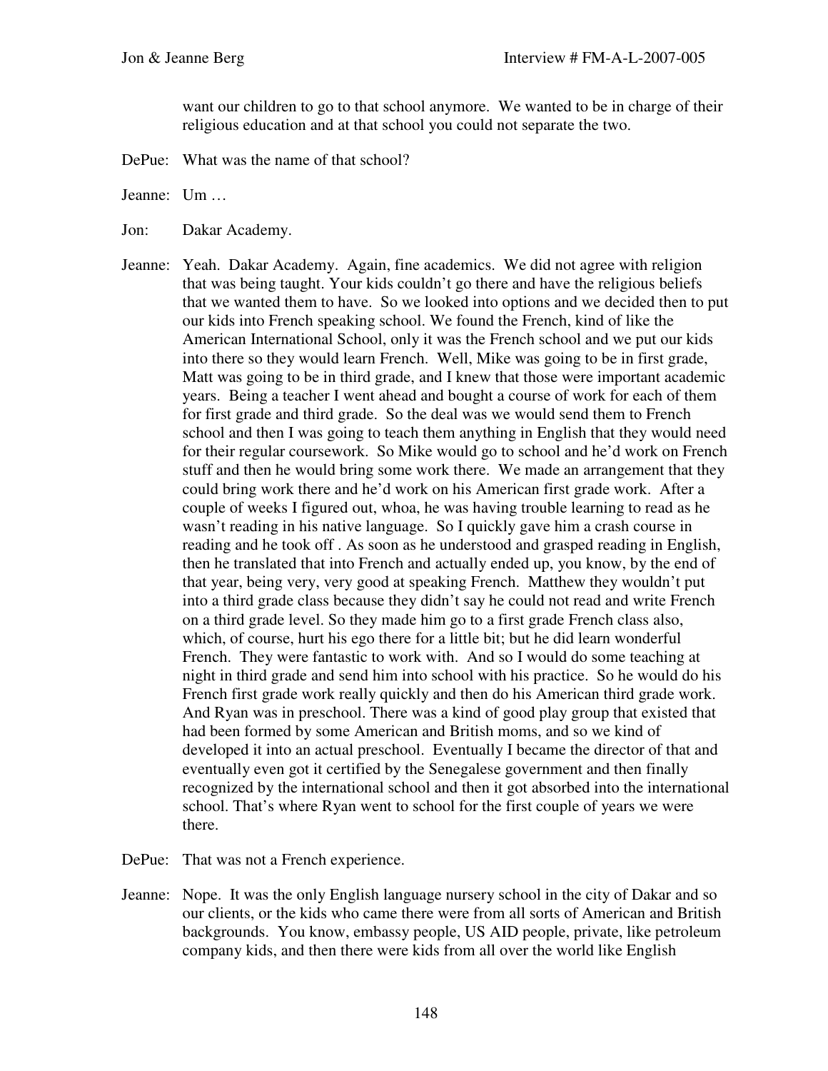want our children to go to that school anymore. We wanted to be in charge of their religious education and at that school you could not separate the two.

DePue: What was the name of that school?

Jeanne: Um …

Jon: Dakar Academy.

Jeanne: Yeah. Dakar Academy. Again, fine academics. We did not agree with religion that was being taught. Your kids couldn't go there and have the religious beliefs that we wanted them to have. So we looked into options and we decided then to put our kids into French speaking school. We found the French, kind of like the American International School, only it was the French school and we put our kids into there so they would learn French. Well, Mike was going to be in first grade, Matt was going to be in third grade, and I knew that those were important academic years. Being a teacher I went ahead and bought a course of work for each of them for first grade and third grade. So the deal was we would send them to French school and then I was going to teach them anything in English that they would need for their regular coursework. So Mike would go to school and he'd work on French stuff and then he would bring some work there. We made an arrangement that they could bring work there and he'd work on his American first grade work. After a couple of weeks I figured out, whoa, he was having trouble learning to read as he wasn't reading in his native language. So I quickly gave him a crash course in reading and he took off . As soon as he understood and grasped reading in English, then he translated that into French and actually ended up, you know, by the end of that year, being very, very good at speaking French. Matthew they wouldn't put into a third grade class because they didn't say he could not read and write French on a third grade level. So they made him go to a first grade French class also, which, of course, hurt his ego there for a little bit; but he did learn wonderful French. They were fantastic to work with. And so I would do some teaching at night in third grade and send him into school with his practice. So he would do his French first grade work really quickly and then do his American third grade work. And Ryan was in preschool. There was a kind of good play group that existed that had been formed by some American and British moms, and so we kind of developed it into an actual preschool. Eventually I became the director of that and eventually even got it certified by the Senegalese government and then finally recognized by the international school and then it got absorbed into the international school. That's where Ryan went to school for the first couple of years we were there.

DePue: That was not a French experience.

Jeanne: Nope. It was the only English language nursery school in the city of Dakar and so our clients, or the kids who came there were from all sorts of American and British backgrounds. You know, embassy people, US AID people, private, like petroleum company kids, and then there were kids from all over the world like English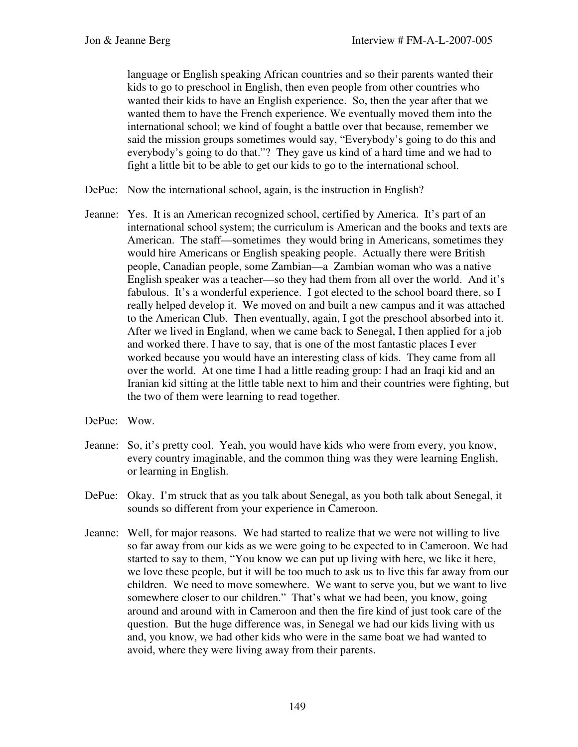language or English speaking African countries and so their parents wanted their kids to go to preschool in English, then even people from other countries who wanted their kids to have an English experience. So, then the year after that we wanted them to have the French experience. We eventually moved them into the international school; we kind of fought a battle over that because, remember we said the mission groups sometimes would say, "Everybody's going to do this and everybody's going to do that."? They gave us kind of a hard time and we had to fight a little bit to be able to get our kids to go to the international school.

DePue: Now the international school, again, is the instruction in English?

Jeanne: Yes. It is an American recognized school, certified by America. It's part of an international school system; the curriculum is American and the books and texts are American. The staff—sometimes they would bring in Americans, sometimes they would hire Americans or English speaking people. Actually there were British people, Canadian people, some Zambian—a Zambian woman who was a native English speaker was a teacher—so they had them from all over the world. And it's fabulous. It's a wonderful experience. I got elected to the school board there, so I really helped develop it. We moved on and built a new campus and it was attached to the American Club. Then eventually, again, I got the preschool absorbed into it. After we lived in England, when we came back to Senegal, I then applied for a job and worked there. I have to say, that is one of the most fantastic places I ever worked because you would have an interesting class of kids. They came from all over the world. At one time I had a little reading group: I had an Iraqi kid and an Iranian kid sitting at the little table next to him and their countries were fighting, but the two of them were learning to read together.

DePue: Wow.

Jeanne: So, it's pretty cool. Yeah, you would have kids who were from every, you know, every country imaginable, and the common thing was they were learning English, or learning in English.

DePue: Okay. I'm struck that as you talk about Senegal, as you both talk about Senegal, it sounds so different from your experience in Cameroon.

Jeanne: Well, for major reasons. We had started to realize that we were not willing to live so far away from our kids as we were going to be expected to in Cameroon. We had started to say to them, "You know we can put up living with here, we like it here, we love these people, but it will be too much to ask us to live this far away from our children. We need to move somewhere. We want to serve you, but we want to live somewhere closer to our children." That's what we had been, you know, going around and around with in Cameroon and then the fire kind of just took care of the question. But the huge difference was, in Senegal we had our kids living with us and, you know, we had other kids who were in the same boat we had wanted to avoid, where they were living away from their parents.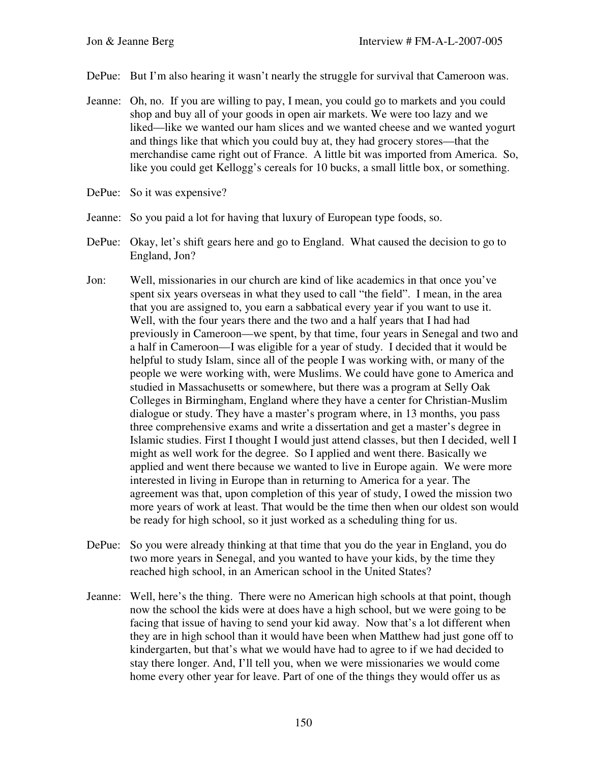DePue: But I'm also hearing it wasn't nearly the struggle for survival that Cameroon was.

Jeanne: Oh, no. If you are willing to pay, I mean, you could go to markets and you could shop and buy all of your goods in open air markets. We were too lazy and we liked—like we wanted our ham slices and we wanted cheese and we wanted yogurt and things like that which you could buy at, they had grocery stores—that the merchandise came right out of France. A little bit was imported from America. So, like you could get Kellogg's cereals for 10 bucks, a small little box, or something.

DePue: So it was expensive?

Jeanne: So you paid a lot for having that luxury of European type foods, so.

DePue: Okay, let's shift gears here and go to England. What caused the decision to go to England, Jon?

Jon: Well, missionaries in our church are kind of like academics in that once you've spent six years overseas in what they used to call "the field". I mean, in the area that you are assigned to, you earn a sabbatical every year if you want to use it. Well, with the four years there and the two and a half years that I had had previously in Cameroon—we spent, by that time, four years in Senegal and two and a half in Cameroon—I was eligible for a year of study. I decided that it would be helpful to study Islam, since all of the people I was working with, or many of the people we were working with, were Muslims. We could have gone to America and studied in Massachusetts or somewhere, but there was a program at Selly Oak Colleges in Birmingham, England where they have a center for Christian-Muslim dialogue or study. They have a master's program where, in 13 months, you pass three comprehensive exams and write a dissertation and get a master's degree in Islamic studies. First I thought I would just attend classes, but then I decided, well I might as well work for the degree. So I applied and went there. Basically we applied and went there because we wanted to live in Europe again. We were more interested in living in Europe than in returning to America for a year. The agreement was that, upon completion of this year of study, I owed the mission two more years of work at least. That would be the time then when our oldest son would be ready for high school, so it just worked as a scheduling thing for us.

DePue: So you were already thinking at that time that you do the year in England, you do two more years in Senegal, and you wanted to have your kids, by the time they reached high school, in an American school in the United States?

Jeanne: Well, here's the thing. There were no American high schools at that point, though now the school the kids were at does have a high school, but we were going to be facing that issue of having to send your kid away. Now that's a lot different when they are in high school than it would have been when Matthew had just gone off to kindergarten, but that's what we would have had to agree to if we had decided to stay there longer. And, I'll tell you, when we were missionaries we would come home every other year for leave. Part of one of the things they would offer us as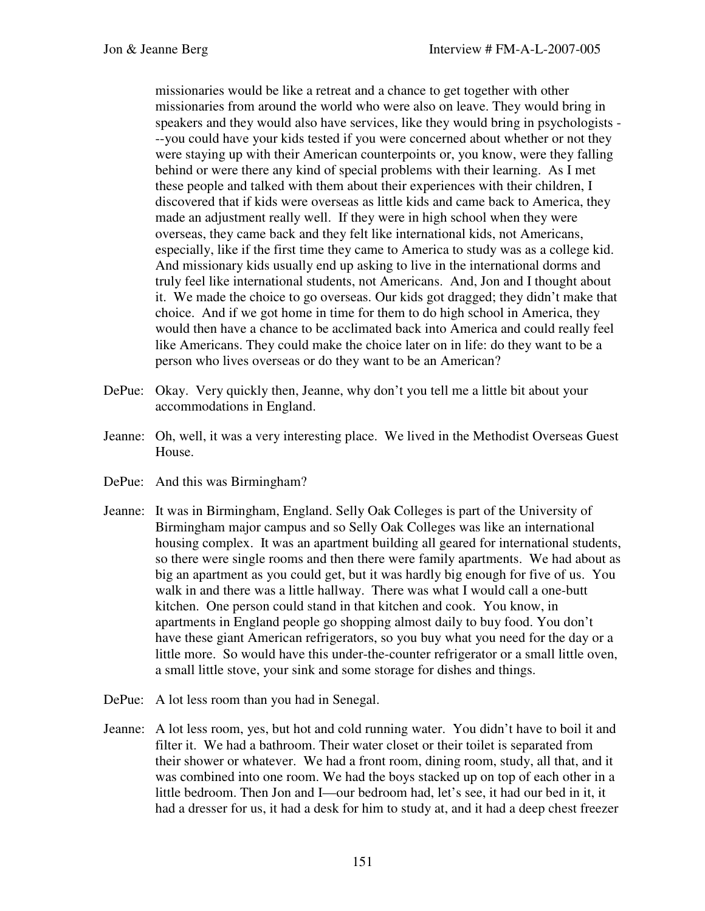missionaries would be like a retreat and a chance to get together with other missionaries from around the world who were also on leave. They would bring in speakers and they would also have services, like they would bring in psychologists ---you could have your kids tested if you were concerned about whether or not they were staying up with their American counterpoints or, you know, were they falling behind or were there any kind of special problems with their learning. As I met these people and talked with them about their experiences with their children, I discovered that if kids were overseas as little kids and came back to America, they made an adjustment really well. If they were in high school when they were overseas, they came back and they felt like international kids, not Americans, especially, like if the first time they came to America to study was as a college kid. And missionary kids usually end up asking to live in the international dorms and truly feel like international students, not Americans. And, Jon and I thought about it. We made the choice to go overseas. Our kids got dragged; they didn't make that choice. And if we got home in time for them to do high school in America, they would then have a chance to be acclimated back into America and could really feel like Americans. They could make the choice later on in life: do they want to be a person who lives overseas or do they want to be an American?

DePue: Okay. Very quickly then, Jeanne, why don't you tell me a little bit about your accommodations in England.

Jeanne: Oh, well, it was a very interesting place. We lived in the Methodist Overseas Guest House.

DePue: And this was Birmingham?

Jeanne: It was in Birmingham, England. Selly Oak Colleges is part of the University of Birmingham major campus and so Selly Oak Colleges was like an international housing complex. It was an apartment building all geared for international students, so there were single rooms and then there were family apartments. We had about as big an apartment as you could get, but it was hardly big enough for five of us. You walk in and there was a little hallway. There was what I would call a one-butt kitchen. One person could stand in that kitchen and cook. You know, in apartments in England people go shopping almost daily to buy food. You don't have these giant American refrigerators, so you buy what you need for the day or a little more. So would have this under-the-counter refrigerator or a small little oven, a small little stove, your sink and some storage for dishes and things.

DePue: A lot less room than you had in Senegal.

Jeanne: A lot less room, yes, but hot and cold running water. You didn't have to boil it and filter it. We had a bathroom. Their water closet or their toilet is separated from their shower or whatever. We had a front room, dining room, study, all that, and it was combined into one room. We had the boys stacked up on top of each other in a little bedroom. Then Jon and I—our bedroom had, let's see, it had our bed in it, it had a dresser for us, it had a desk for him to study at, and it had a deep chest freezer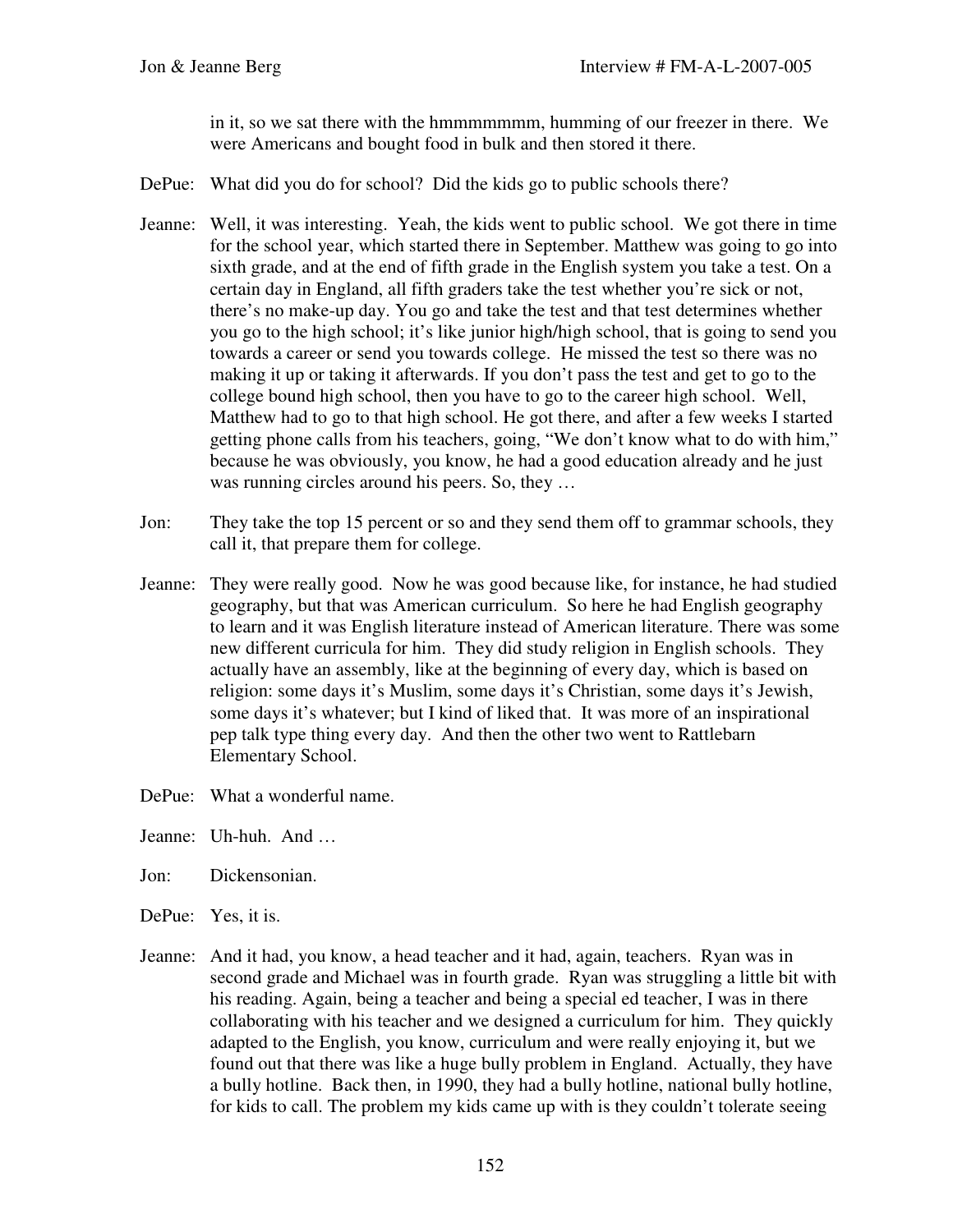in it, so we sat there with the hmmmmmmm, humming of our freezer in there. We were Americans and bought food in bulk and then stored it there.

DePue: What did you do for school? Did the kids go to public schools there?

Jeanne: Well, it was interesting. Yeah, the kids went to public school. We got there in time for the school year, which started there in September. Matthew was going to go into sixth grade, and at the end of fifth grade in the English system you take a test. On a certain day in England, all fifth graders take the test whether you're sick or not, there's no make-up day. You go and take the test and that test determines whether you go to the high school; it's like junior high/high school, that is going to send you towards a career or send you towards college. He missed the test so there was no making it up or taking it afterwards. If you don't pass the test and get to go to the college bound high school, then you have to go to the career high school. Well, Matthew had to go to that high school. He got there, and after a few weeks I started getting phone calls from his teachers, going, "We don't know what to do with him," because he was obviously, you know, he had a good education already and he just was running circles around his peers. So, they …

Jon: They take the top 15 percent or so and they send them off to grammar schools, they call it, that prepare them for college.

Jeanne: They were really good. Now he was good because like, for instance, he had studied geography, but that was American curriculum. So here he had English geography to learn and it was English literature instead of American literature. There was some new different curricula for him. They did study religion in English schools. They actually have an assembly, like at the beginning of every day, which is based on religion: some days it's Muslim, some days it's Christian, some days it's Jewish, some days it's whatever; but I kind of liked that. It was more of an inspirational pep talk type thing every day. And then the other two went to Rattlebarn Elementary School.

DePue: What a wonderful name.

Jeanne: Uh-huh. And …

Jon: Dickensonian.

DePue: Yes, it is.

Jeanne: And it had, you know, a head teacher and it had, again, teachers. Ryan was in second grade and Michael was in fourth grade. Ryan was struggling a little bit with his reading. Again, being a teacher and being a special ed teacher, I was in there collaborating with his teacher and we designed a curriculum for him. They quickly adapted to the English, you know, curriculum and were really enjoying it, but we found out that there was like a huge bully problem in England. Actually, they have a bully hotline. Back then, in 1990, they had a bully hotline, national bully hotline, for kids to call. The problem my kids came up with is they couldn't tolerate seeing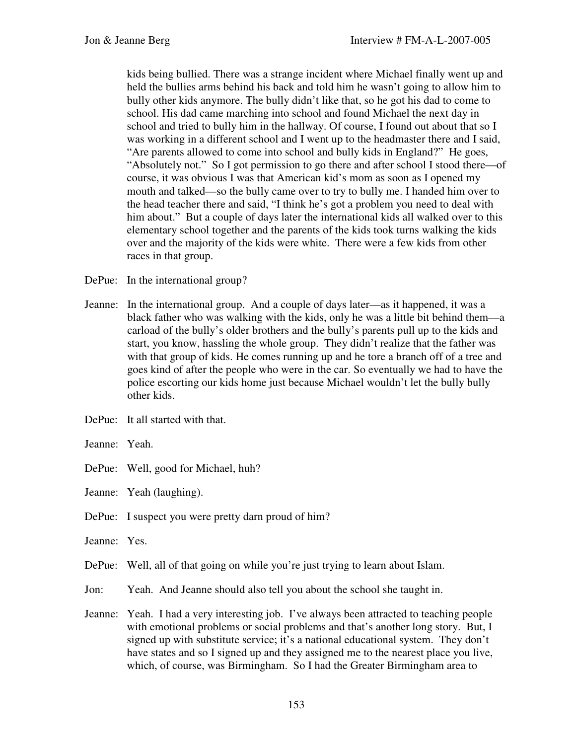kids being bullied. There was a strange incident where Michael finally went up and held the bullies arms behind his back and told him he wasn't going to allow him to bully other kids anymore. The bully didn't like that, so he got his dad to come to school. His dad came marching into school and found Michael the next day in school and tried to bully him in the hallway. Of course, I found out about that so I was working in a different school and I went up to the headmaster there and I said, "Are parents allowed to come into school and bully kids in England?" He goes, "Absolutely not." So I got permission to go there and after school I stood there—of course, it was obvious I was that American kid's mom as soon as I opened my mouth and talked—so the bully came over to try to bully me. I handed him over to the head teacher there and said, "I think he's got a problem you need to deal with him about." But a couple of days later the international kids all walked over to this elementary school together and the parents of the kids took turns walking the kids over and the majority of the kids were white. There were a few kids from other races in that group.

DePue: In the international group?

Jeanne: In the international group. And a couple of days later—as it happened, it was a black father who was walking with the kids, only he was a little bit behind them—a carload of the bully's older brothers and the bully's parents pull up to the kids and start, you know, hassling the whole group. They didn't realize that the father was with that group of kids. He comes running up and he tore a branch off of a tree and goes kind of after the people who were in the car. So eventually we had to have the police escorting our kids home just because Michael wouldn't let the bully bully other kids.

DePue: It all started with that.

Jeanne: Yeah.

DePue: Well, good for Michael, huh?

Jeanne: Yeah (laughing).

DePue: I suspect you were pretty darn proud of him?

Jeanne: Yes.

DePue: Well, all of that going on while you're just trying to learn about Islam.

Jon: Yeah. And Jeanne should also tell you about the school she taught in.

Jeanne: Yeah. I had a very interesting job. I've always been attracted to teaching people with emotional problems or social problems and that's another long story. But, I signed up with substitute service; it's a national educational system. They don't have states and so I signed up and they assigned me to the nearest place you live, which, of course, was Birmingham. So I had the Greater Birmingham area to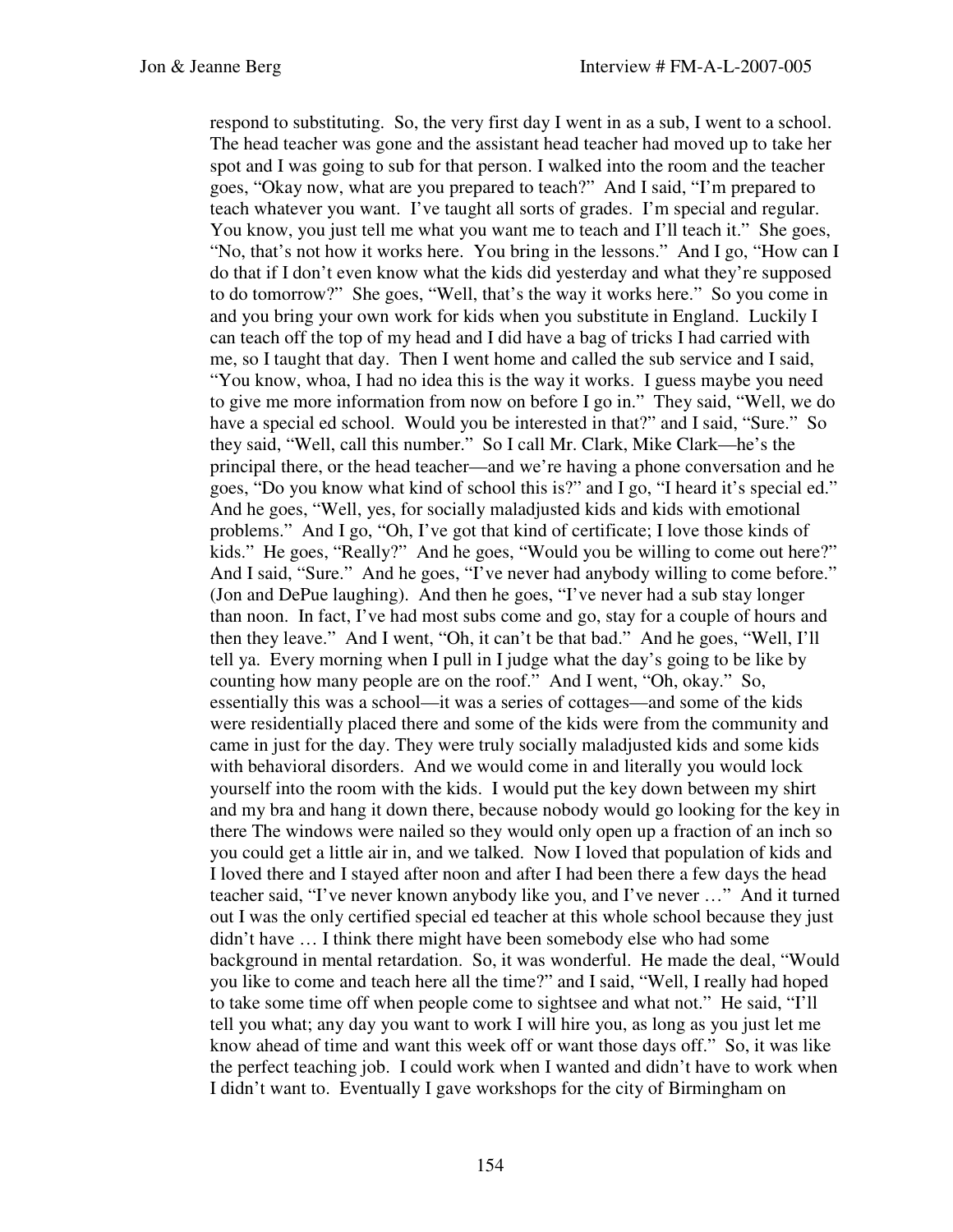respond to substituting. So, the very first day I went in as a sub, I went to a school. The head teacher was gone and the assistant head teacher had moved up to take her spot and I was going to sub for that person. I walked into the room and the teacher goes, "Okay now, what are you prepared to teach?" And I said, "I'm prepared to teach whatever you want. I've taught all sorts of grades. I'm special and regular. You know, you just tell me what you want me to teach and I'll teach it." She goes, "No, that's not how it works here. You bring in the lessons." And I go, "How can I do that if I don't even know what the kids did yesterday and what they're supposed to do tomorrow?" She goes, "Well, that's the way it works here." So you come in and you bring your own work for kids when you substitute in England. Luckily I can teach off the top of my head and I did have a bag of tricks I had carried with me, so I taught that day. Then I went home and called the sub service and I said, "You know, whoa, I had no idea this is the way it works. I guess maybe you need to give me more information from now on before I go in." They said, "Well, we do have a special ed school. Would you be interested in that?" and I said, "Sure." So they said, "Well, call this number." So I call Mr. Clark, Mike Clark—he's the principal there, or the head teacher—and we're having a phone conversation and he goes, "Do you know what kind of school this is?" and I go, "I heard it's special ed." And he goes, "Well, yes, for socially maladjusted kids and kids with emotional problems." And I go, "Oh, I've got that kind of certificate; I love those kinds of kids." He goes, "Really?" And he goes, "Would you be willing to come out here?" And I said, "Sure." And he goes, "I've never had anybody willing to come before." (Jon and DePue laughing). And then he goes, "I've never had a sub stay longer than noon. In fact, I've had most subs come and go, stay for a couple of hours and then they leave." And I went, "Oh, it can't be that bad." And he goes, "Well, I'll tell ya. Every morning when I pull in I judge what the day's going to be like by counting how many people are on the roof." And I went, "Oh, okay." So, essentially this was a school—it was a series of cottages—and some of the kids were residentially placed there and some of the kids were from the community and came in just for the day. They were truly socially maladjusted kids and some kids with behavioral disorders. And we would come in and literally you would lock yourself into the room with the kids. I would put the key down between my shirt and my bra and hang it down there, because nobody would go looking for the key in there The windows were nailed so they would only open up a fraction of an inch so you could get a little air in, and we talked. Now I loved that population of kids and I loved there and I stayed after noon and after I had been there a few days the head teacher said, "I've never known anybody like you, and I've never …" And it turned out I was the only certified special ed teacher at this whole school because they just didn't have … I think there might have been somebody else who had some background in mental retardation. So, it was wonderful. He made the deal, "Would you like to come and teach here all the time?" and I said, "Well, I really had hoped to take some time off when people come to sightsee and what not." He said, "I'll tell you what; any day you want to work I will hire you, as long as you just let me know ahead of time and want this week off or want those days off." So, it was like the perfect teaching job. I could work when I wanted and didn't have to work when I didn't want to. Eventually I gave workshops for the city of Birmingham on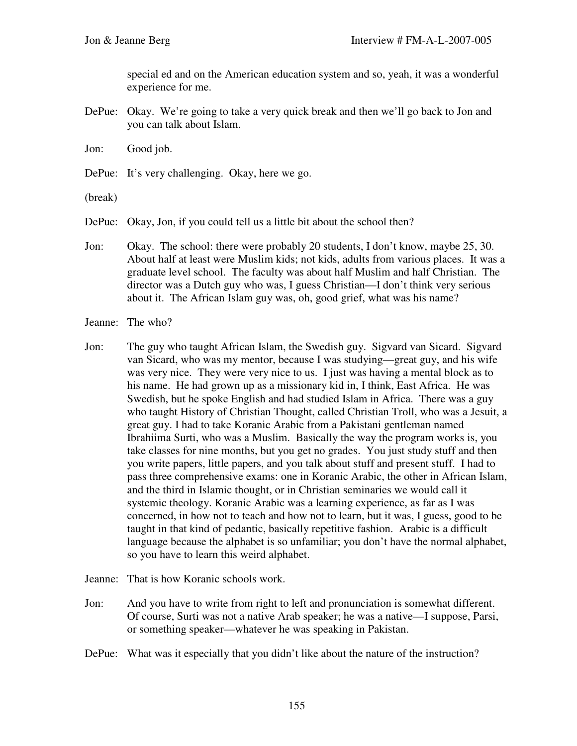special ed and on the American education system and so, yeah, it was a wonderful experience for me.

DePue: Okay. We're going to take a very quick break and then we'll go back to Jon and you can talk about Islam.

Jon: Good job.

DePue: It's very challenging. Okay, here we go.

(break)

DePue: Okay, Jon, if you could tell us a little bit about the school then?

Jon: Okay. The school: there were probably 20 students, I don't know, maybe 25, 30. About half at least were Muslim kids; not kids, adults from various places. It was a graduate level school. The faculty was about half Muslim and half Christian. The director was a Dutch guy who was, I guess Christian—I don't think very serious about it. The African Islam guy was, oh, good grief, what was his name?

Jeanne: The who?

Jon: The guy who taught African Islam, the Swedish guy. Sigvard van Sicard. Sigvard van Sicard, who was my mentor, because I was studying—great guy, and his wife was very nice. They were very nice to us. I just was having a mental block as to his name. He had grown up as a missionary kid in, I think, East Africa. He was Swedish, but he spoke English and had studied Islam in Africa. There was a guy who taught History of Christian Thought, called Christian Troll, who was a Jesuit, a great guy. I had to take Koranic Arabic from a Pakistani gentleman named Ibrahiima Surti, who was a Muslim. Basically the way the program works is, you take classes for nine months, but you get no grades. You just study stuff and then you write papers, little papers, and you talk about stuff and present stuff. I had to pass three comprehensive exams: one in Koranic Arabic, the other in African Islam, and the third in Islamic thought, or in Christian seminaries we would call it systemic theology. Koranic Arabic was a learning experience, as far as I was concerned, in how not to teach and how not to learn, but it was, I guess, good to be taught in that kind of pedantic, basically repetitive fashion. Arabic is a difficult language because the alphabet is so unfamiliar; you don't have the normal alphabet, so you have to learn this weird alphabet.

Jeanne: That is how Koranic schools work.

Jon: And you have to write from right to left and pronunciation is somewhat different. Of course, Surti was not a native Arab speaker; he was a native—I suppose, Parsi, or something speaker—whatever he was speaking in Pakistan.

DePue: What was it especially that you didn't like about the nature of the instruction?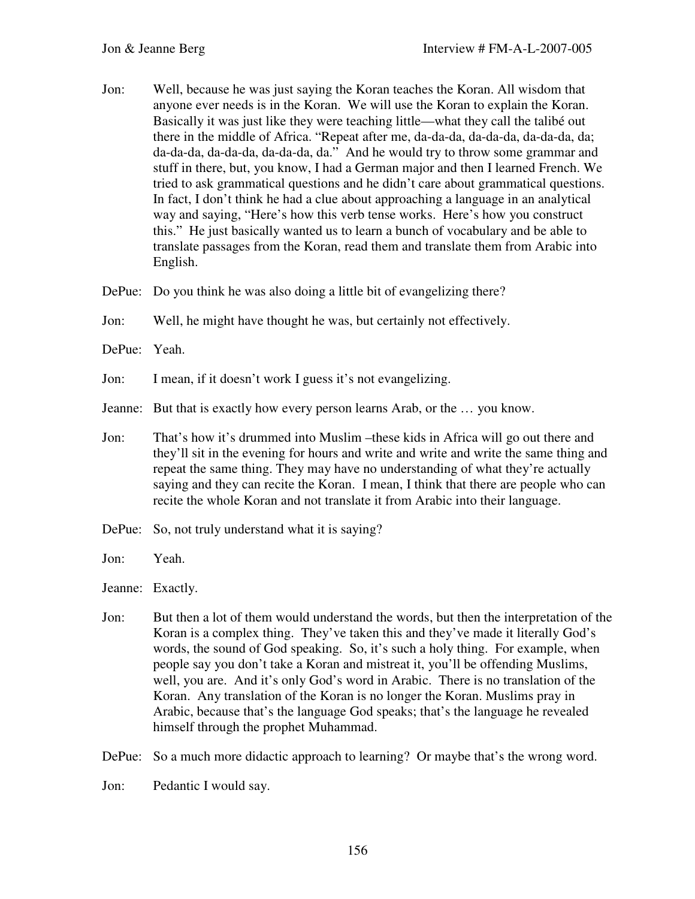Jon: Well, because he was just saying the Koran teaches the Koran. All wisdom that anyone ever needs is in the Koran. We will use the Koran to explain the Koran. Basically it was just like they were teaching little—what they call the talibé out there in the middle of Africa. "Repeat after me, da-da-da, da-da-da, da-da-da, da; da-da-da, da-da-da, da-da-da, da." And he would try to throw some grammar and stuff in there, but, you know, I had a German major and then I learned French. We tried to ask grammatical questions and he didn't care about grammatical questions. In fact, I don't think he had a clue about approaching a language in an analytical way and saying, "Here's how this verb tense works. Here's how you construct this." He just basically wanted us to learn a bunch of vocabulary and be able to translate passages from the Koran, read them and translate them from Arabic into English.

DePue: Do you think he was also doing a little bit of evangelizing there?

Jon: Well, he might have thought he was, but certainly not effectively.

DePue: Yeah.

Jon: I mean, if it doesn't work I guess it's not evangelizing.

Jeanne: But that is exactly how every person learns Arab, or the … you know.

Jon: That's how it's drummed into Muslim –these kids in Africa will go out there and they'll sit in the evening for hours and write and write and write the same thing and repeat the same thing. They may have no understanding of what they're actually saying and they can recite the Koran. I mean, I think that there are people who can recite the whole Koran and not translate it from Arabic into their language.

DePue: So, not truly understand what it is saying?

Jon: Yeah.

Jeanne: Exactly.

Jon: But then a lot of them would understand the words, but then the interpretation of the Koran is a complex thing. They've taken this and they've made it literally God's words, the sound of God speaking. So, it's such a holy thing. For example, when people say you don't take a Koran and mistreat it, you'll be offending Muslims, well, you are. And it's only God's word in Arabic. There is no translation of the Koran. Any translation of the Koran is no longer the Koran. Muslims pray in Arabic, because that's the language God speaks; that's the language he revealed himself through the prophet Muhammad.

DePue: So a much more didactic approach to learning? Or maybe that's the wrong word.

Jon: Pedantic I would say.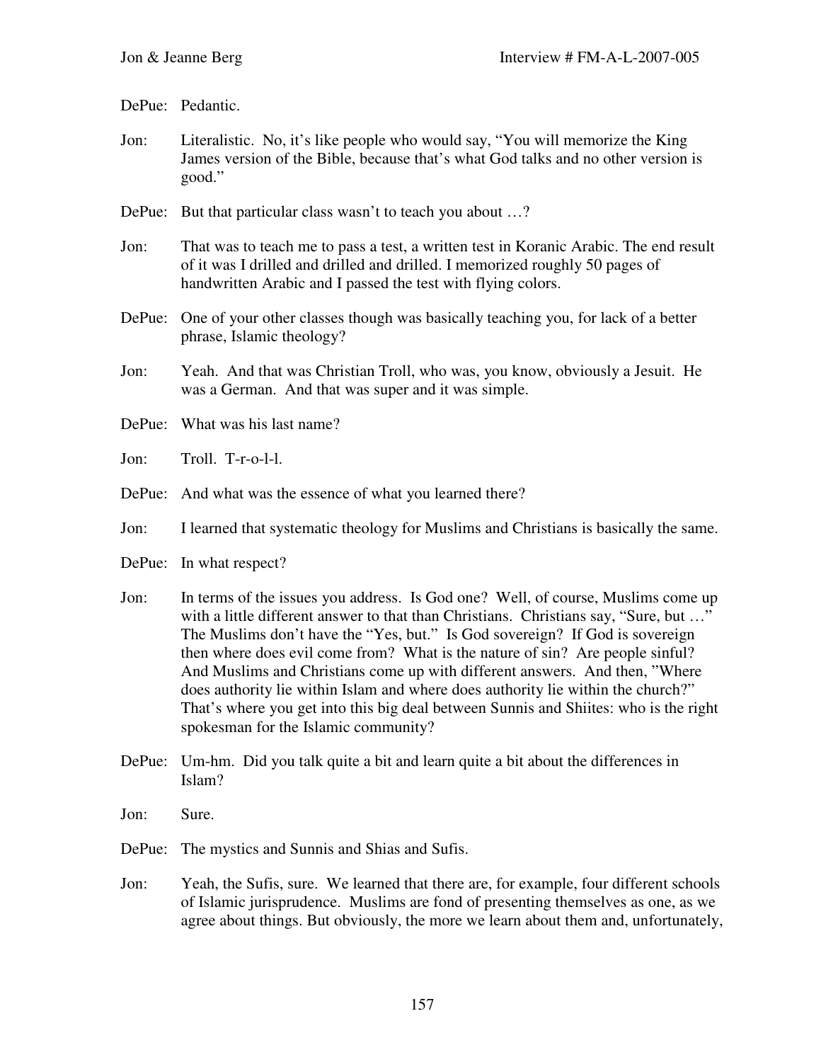DePue: Pedantic.

Jon: Literalistic. No, it's like people who would say, "You will memorize the King James version of the Bible, because that's what God talks and no other version is good."

DePue: But that particular class wasn't to teach you about …?

Jon: That was to teach me to pass a test, a written test in Koranic Arabic. The end result of it was I drilled and drilled and drilled. I memorized roughly 50 pages of handwritten Arabic and I passed the test with flying colors.

DePue: One of your other classes though was basically teaching you, for lack of a better phrase, Islamic theology?

Jon: Yeah. And that was Christian Troll, who was, you know, obviously a Jesuit. He was a German. And that was super and it was simple.

DePue: What was his last name?

Jon: Troll. T-r-o-l-l.

DePue: And what was the essence of what you learned there?

Jon: I learned that systematic theology for Muslims and Christians is basically the same.

DePue: In what respect?

Jon: In terms of the issues you address. Is God one? Well, of course, Muslims come up with a little different answer to that than Christians. Christians say, "Sure, but …" The Muslims don't have the "Yes, but." Is God sovereign? If God is sovereign then where does evil come from? What is the nature of sin? Are people sinful? And Muslims and Christians come up with different answers. And then, "Where does authority lie within Islam and where does authority lie within the church?" That's where you get into this big deal between Sunnis and Shiites: who is the right spokesman for the Islamic community?

DePue: Um-hm. Did you talk quite a bit and learn quite a bit about the differences in Islam?

Jon: Sure.

DePue: The mystics and Sunnis and Shias and Sufis.

Jon: Yeah, the Sufis, sure. We learned that there are, for example, four different schools of Islamic jurisprudence. Muslims are fond of presenting themselves as one, as we agree about things. But obviously, the more we learn about them and, unfortunately,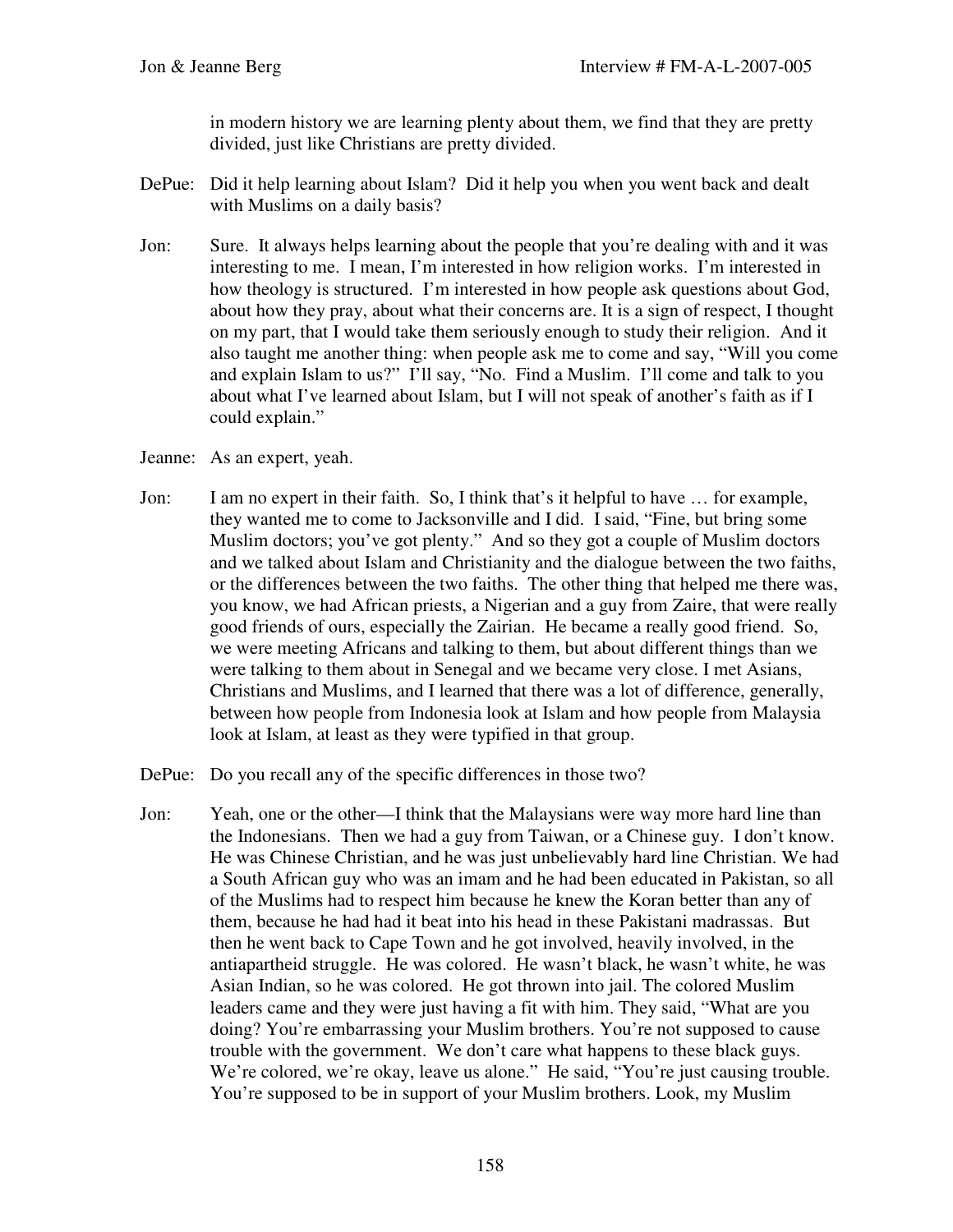in modern history we are learning plenty about them, we find that they are pretty divided, just like Christians are pretty divided.

DePue: Did it help learning about Islam? Did it help you when you went back and dealt with Muslims on a daily basis?

Jon: Sure. It always helps learning about the people that you're dealing with and it was interesting to me. I mean, I'm interested in how religion works. I'm interested in how theology is structured. I'm interested in how people ask questions about God, about how they pray, about what their concerns are. It is a sign of respect, I thought on my part, that I would take them seriously enough to study their religion. And it also taught me another thing: when people ask me to come and say, "Will you come and explain Islam to us?" I'll say, "No. Find a Muslim. I'll come and talk to you about what I've learned about Islam, but I will not speak of another's faith as if I could explain."

Jeanne: As an expert, yeah.

Jon: I am no expert in their faith. So, I think that's it helpful to have … for example, they wanted me to come to Jacksonville and I did. I said, "Fine, but bring some Muslim doctors; you've got plenty." And so they got a couple of Muslim doctors and we talked about Islam and Christianity and the dialogue between the two faiths, or the differences between the two faiths. The other thing that helped me there was, you know, we had African priests, a Nigerian and a guy from Zaire, that were really good friends of ours, especially the Zairian. He became a really good friend. So, we were meeting Africans and talking to them, but about different things than we were talking to them about in Senegal and we became very close. I met Asians, Christians and Muslims, and I learned that there was a lot of difference, generally, between how people from Indonesia look at Islam and how people from Malaysia look at Islam, at least as they were typified in that group.

DePue: Do you recall any of the specific differences in those two?

Jon: Yeah, one or the other—I think that the Malaysians were way more hard line than the Indonesians. Then we had a guy from Taiwan, or a Chinese guy. I don't know. He was Chinese Christian, and he was just unbelievably hard line Christian. We had a South African guy who was an imam and he had been educated in Pakistan, so all of the Muslims had to respect him because he knew the Koran better than any of them, because he had had it beat into his head in these Pakistani madrassas. But then he went back to Cape Town and he got involved, heavily involved, in the antiapartheid struggle. He was colored. He wasn't black, he wasn't white, he was Asian Indian, so he was colored. He got thrown into jail. The colored Muslim leaders came and they were just having a fit with him. They said, "What are you doing? You're embarrassing your Muslim brothers. You're not supposed to cause trouble with the government. We don't care what happens to these black guys. We're colored, we're okay, leave us alone." He said, "You're just causing trouble. You're supposed to be in support of your Muslim brothers. Look, my Muslim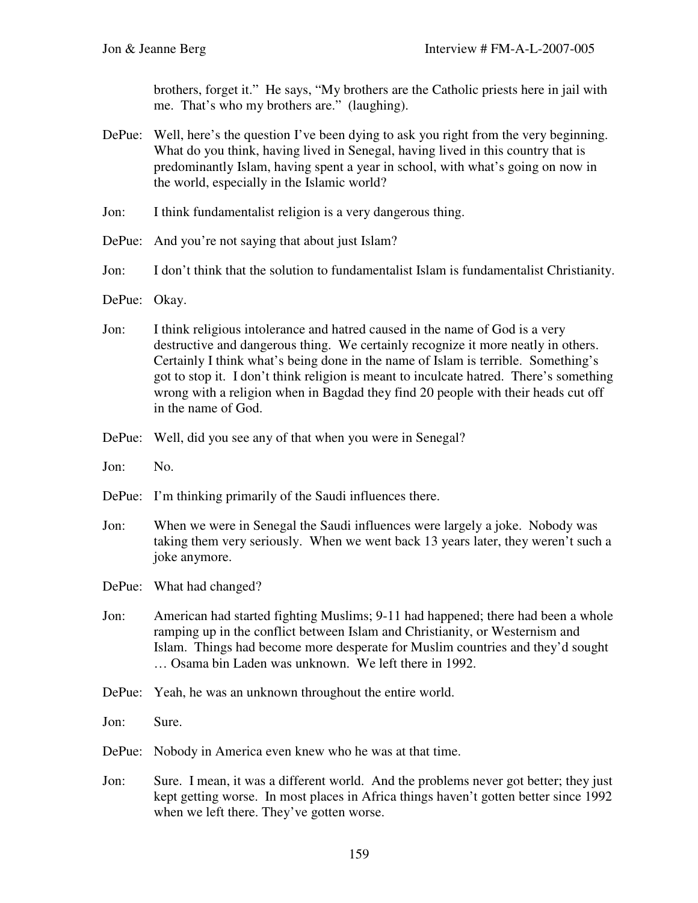brothers, forget it." He says, "My brothers are the Catholic priests here in jail with me. That's who my brothers are." (laughing).

DePue: Well, here's the question I've been dying to ask you right from the very beginning. What do you think, having lived in Senegal, having lived in this country that is predominantly Islam, having spent a year in school, with what's going on now in the world, especially in the Islamic world?

Jon: I think fundamentalist religion is a very dangerous thing.

DePue: And you're not saying that about just Islam?

Jon: I don't think that the solution to fundamentalist Islam is fundamentalist Christianity.

DePue: Okay.

Jon: I think religious intolerance and hatred caused in the name of God is a very destructive and dangerous thing. We certainly recognize it more neatly in others. Certainly I think what's being done in the name of Islam is terrible. Something's got to stop it. I don't think religion is meant to inculcate hatred. There's something wrong with a religion when in Bagdad they find 20 people with their heads cut off in the name of God.

DePue: Well, did you see any of that when you were in Senegal?

Jon: No.

DePue: I'm thinking primarily of the Saudi influences there.

Jon: When we were in Senegal the Saudi influences were largely a joke. Nobody was taking them very seriously. When we went back 13 years later, they weren't such a joke anymore.

DePue: What had changed?

Jon: American had started fighting Muslims; 9-11 had happened; there had been a whole ramping up in the conflict between Islam and Christianity, or Westernism and Islam. Things had become more desperate for Muslim countries and they'd sought … Osama bin Laden was unknown. We left there in 1992.

DePue: Yeah, he was an unknown throughout the entire world.

Jon: Sure.

DePue: Nobody in America even knew who he was at that time.

Jon: Sure. I mean, it was a different world. And the problems never got better; they just kept getting worse. In most places in Africa things haven't gotten better since 1992 when we left there. They've gotten worse.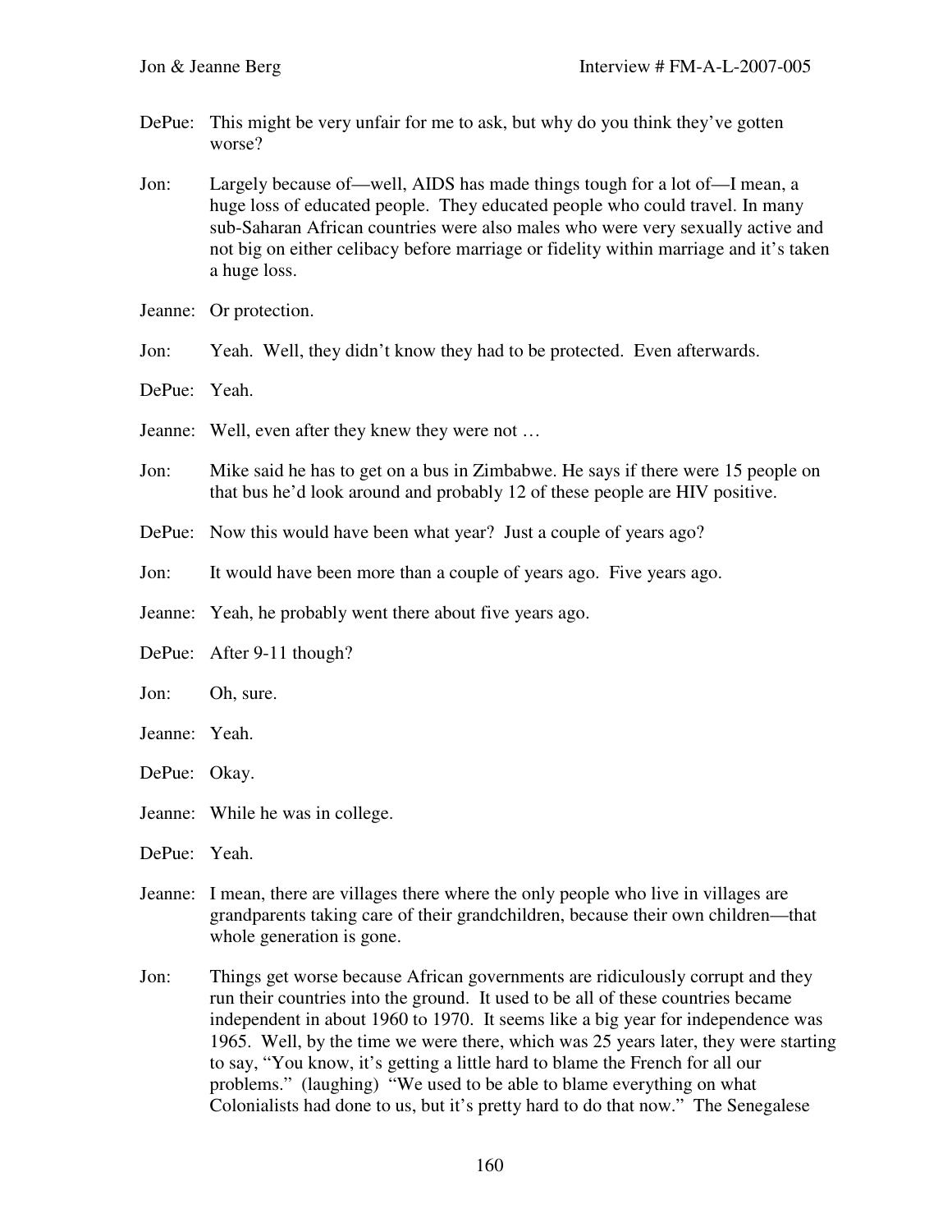DePue: This might be very unfair for me to ask, but why do you think they've gotten worse?

Jon: Largely because of—well, AIDS has made things tough for a lot of—I mean, a huge loss of educated people. They educated people who could travel. In many sub-Saharan African countries were also males who were very sexually active and not big on either celibacy before marriage or fidelity within marriage and it's taken a huge loss.

Jeanne: Or protection.

Jon: Yeah. Well, they didn't know they had to be protected. Even afterwards.

DePue: Yeah.

Jeanne: Well, even after they knew they were not …

Jon: Mike said he has to get on a bus in Zimbabwe. He says if there were 15 people on that bus he'd look around and probably 12 of these people are HIV positive.

DePue: Now this would have been what year? Just a couple of years ago?

Jon: It would have been more than a couple of years ago. Five years ago.

Jeanne: Yeah, he probably went there about five years ago.

DePue: After 9-11 though?

Jon: Oh, sure.

Jeanne: Yeah.

DePue: Okay.

Jeanne: While he was in college.

DePue: Yeah.

Jeanne: I mean, there are villages there where the only people who live in villages are grandparents taking care of their grandchildren, because their own children—that whole generation is gone.

Jon: Things get worse because African governments are ridiculously corrupt and they run their countries into the ground. It used to be all of these countries became independent in about 1960 to 1970. It seems like a big year for independence was 1965. Well, by the time we were there, which was 25 years later, they were starting to say, "You know, it's getting a little hard to blame the French for all our problems." (laughing) "We used to be able to blame everything on what Colonialists had done to us, but it's pretty hard to do that now." The Senegalese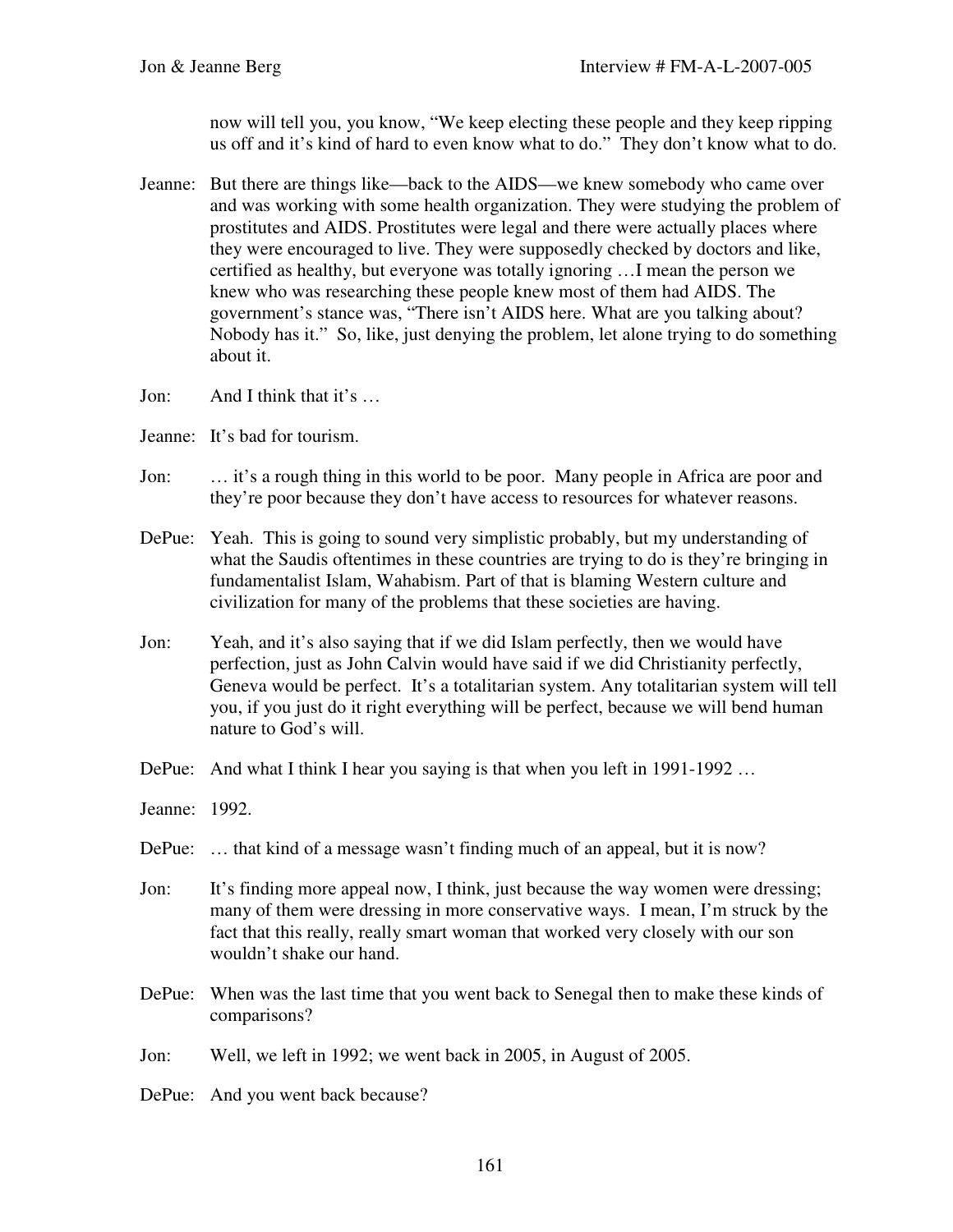now will tell you, you know, "We keep electing these people and they keep ripping us off and it's kind of hard to even know what to do." They don't know what to do.

Jeanne: But there are things like—back to the AIDS—we knew somebody who came over and was working with some health organization. They were studying the problem of prostitutes and AIDS. Prostitutes were legal and there were actually places where they were encouraged to live. They were supposedly checked by doctors and like, certified as healthy, but everyone was totally ignoring …I mean the person we knew who was researching these people knew most of them had AIDS. The government's stance was, "There isn't AIDS here. What are you talking about? Nobody has it." So, like, just denying the problem, let alone trying to do something about it.

Jon: And I think that it's …

Jeanne: It's bad for tourism.

Jon: … it's a rough thing in this world to be poor. Many people in Africa are poor and they're poor because they don't have access to resources for whatever reasons.

DePue: Yeah. This is going to sound very simplistic probably, but my understanding of what the Saudis oftentimes in these countries are trying to do is they're bringing in fundamentalist Islam, Wahabism. Part of that is blaming Western culture and civilization for many of the problems that these societies are having.

Jon: Yeah, and it's also saying that if we did Islam perfectly, then we would have perfection, just as John Calvin would have said if we did Christianity perfectly, Geneva would be perfect. It's a totalitarian system. Any totalitarian system will tell you, if you just do it right everything will be perfect, because we will bend human nature to God's will.

DePue: And what I think I hear you saying is that when you left in 1991-1992 …

Jeanne: 1992.

DePue: … that kind of a message wasn't finding much of an appeal, but it is now?

Jon: It's finding more appeal now, I think, just because the way women were dressing; many of them were dressing in more conservative ways. I mean, I'm struck by the fact that this really, really smart woman that worked very closely with our son wouldn't shake our hand.

DePue: When was the last time that you went back to Senegal then to make these kinds of comparisons?

Jon: Well, we left in 1992; we went back in 2005, in August of 2005.

DePue: And you went back because?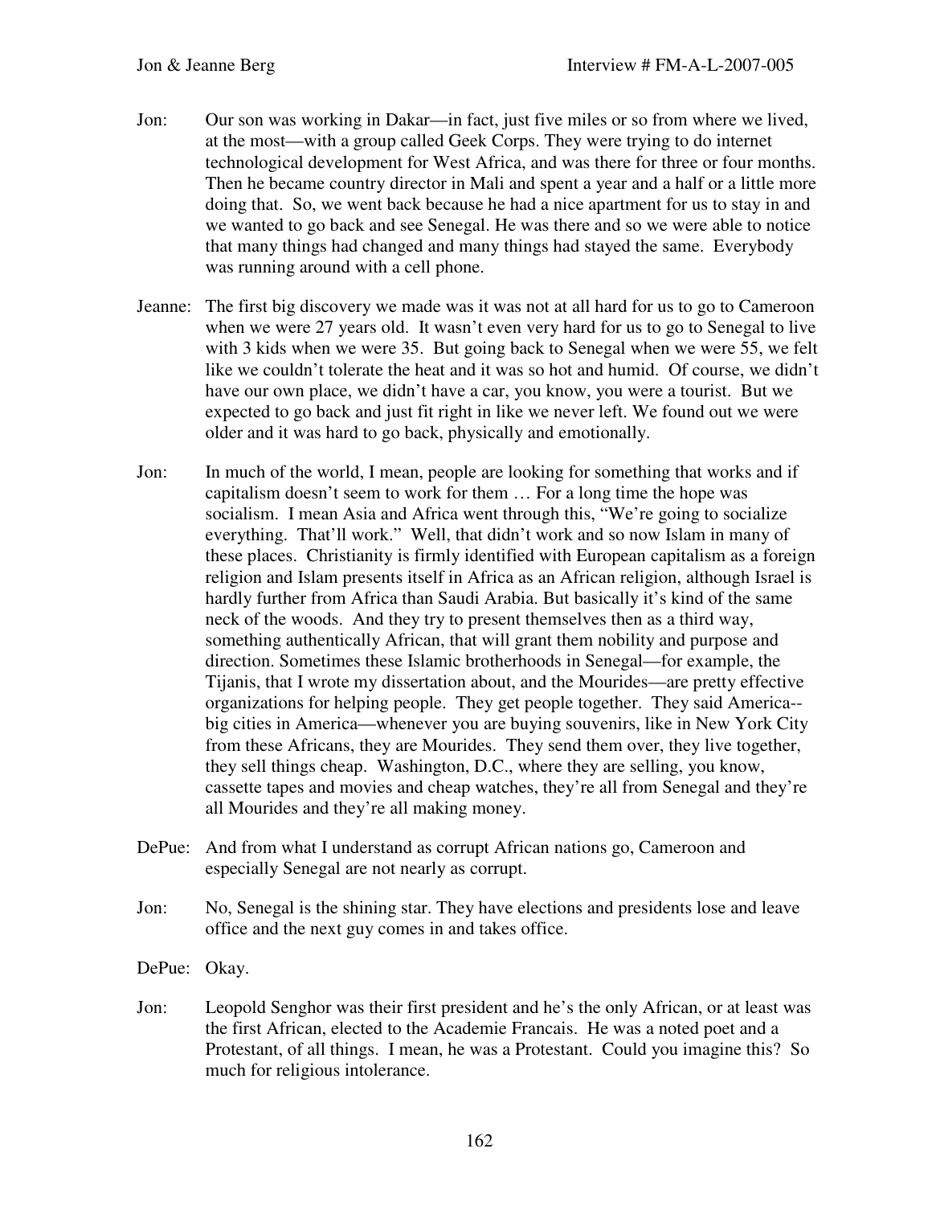Jon: Our son was working in Dakar—in fact, just five miles or so from where we lived, at the most—with a group called Geek Corps. They were trying to do internet technological development for West Africa, and was there for three or four months. Then he became country director in Mali and spent a year and a half or a little more doing that. So, we went back because he had a nice apartment for us to stay in and we wanted to go back and see Senegal. He was there and so we were able to notice that many things had changed and many things had stayed the same. Everybody was running around with a cell phone.

Jeanne: The first big discovery we made was it was not at all hard for us to go to Cameroon when we were 27 years old. It wasn't even very hard for us to go to Senegal to live with 3 kids when we were 35. But going back to Senegal when we were 55, we felt like we couldn't tolerate the heat and it was so hot and humid. Of course, we didn't have our own place, we didn't have a car, you know, you were a tourist. But we expected to go back and just fit right in like we never left. We found out we were older and it was hard to go back, physically and emotionally.

Jon: In much of the world, I mean, people are looking for something that works and if capitalism doesn't seem to work for them … For a long time the hope was socialism. I mean Asia and Africa went through this, "We're going to socialize everything. That'll work." Well, that didn't work and so now Islam in many of these places. Christianity is firmly identified with European capitalism as a foreign religion and Islam presents itself in Africa as an African religion, although Israel is hardly further from Africa than Saudi Arabia. But basically it's kind of the same neck of the woods. And they try to present themselves then as a third way, something authentically African, that will grant them nobility and purpose and direction. Sometimes these Islamic brotherhoods in Senegal—for example, the Tijanis, that I wrote my dissertation about, and the Mourides—are pretty effective organizations for helping people. They get people together. They said America--big cities in America—whenever you are buying souvenirs, like in New York City from these Africans, they are Mourides. They send them over, they live together, they sell things cheap. Washington, D.C., where they are selling, you know, cassette tapes and movies and cheap watches, they're all from Senegal and they're all Mourides and they're all making money.

DePue: And from what I understand as corrupt African nations go, Cameroon and especially Senegal are not nearly as corrupt.

Jon: No, Senegal is the shining star. They have elections and presidents lose and leave office and the next guy comes in and takes office.

DePue: Okay.

Jon: Leopold Senghor was their first president and he's the only African, or at least was the first African, elected to the Academie Francais. He was a noted poet and a Protestant, of all things. I mean, he was a Protestant. Could you imagine this? So much for religious intolerance.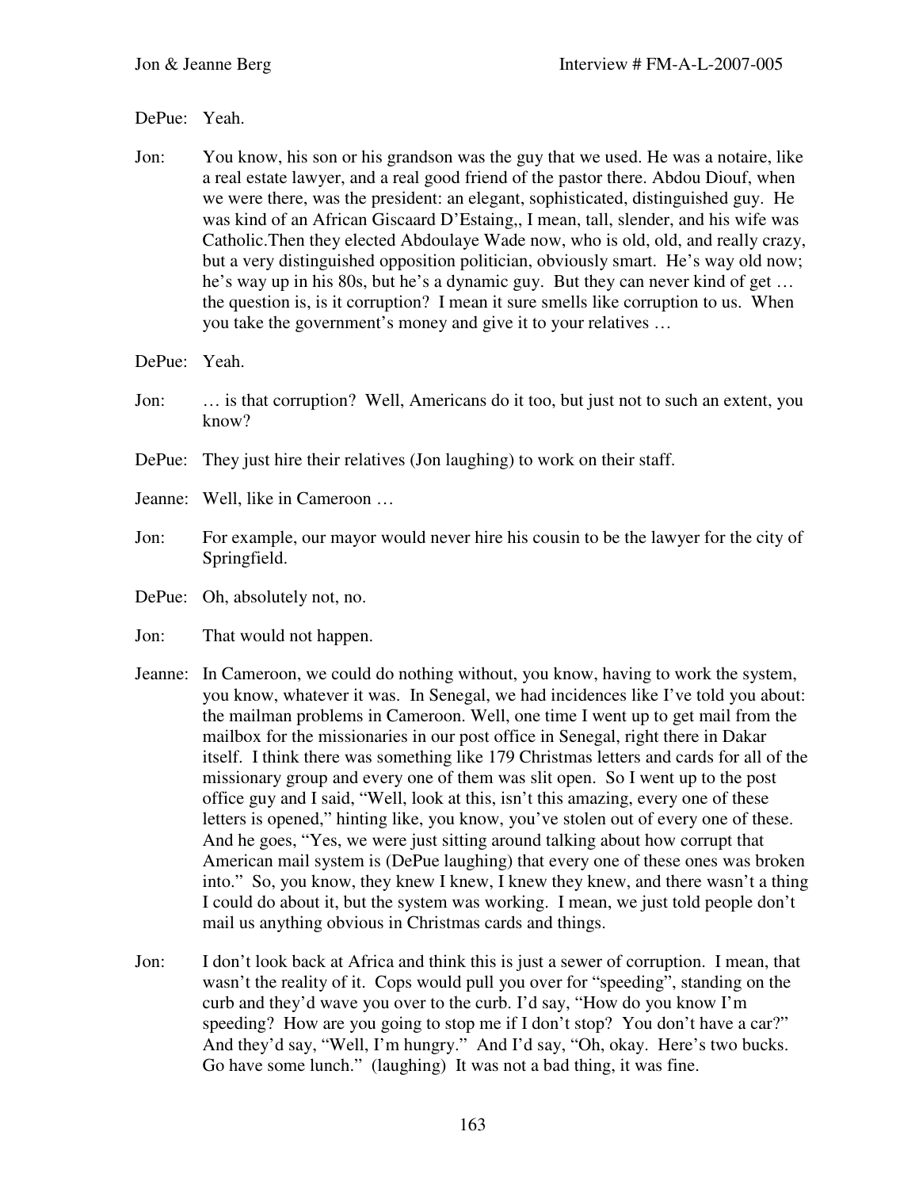DePue: Yeah.

Jon: You know, his son or his grandson was the guy that we used. He was a notaire, like a real estate lawyer, and a real good friend of the pastor there. Abdou Diouf, when we were there, was the president: an elegant, sophisticated, distinguished guy. He was kind of an African Giscaard D'Estaing,, I mean, tall, slender, and his wife was Catholic.Then they elected Abdoulaye Wade now, who is old, old, and really crazy, but a very distinguished opposition politician, obviously smart. He's way old now; he's way up in his 80s, but he's a dynamic guy. But they can never kind of get … the question is, is it corruption? I mean it sure smells like corruption to us. When you take the government's money and give it to your relatives …

DePue: Yeah.

Jon: … is that corruption? Well, Americans do it too, but just not to such an extent, you know?

DePue: They just hire their relatives (Jon laughing) to work on their staff.

Jeanne: Well, like in Cameroon …

Jon: For example, our mayor would never hire his cousin to be the lawyer for the city of Springfield.

DePue: Oh, absolutely not, no.

Jon: That would not happen.

Jeanne: In Cameroon, we could do nothing without, you know, having to work the system, you know, whatever it was. In Senegal, we had incidences like I've told you about: the mailman problems in Cameroon. Well, one time I went up to get mail from the mailbox for the missionaries in our post office in Senegal, right there in Dakar itself. I think there was something like 179 Christmas letters and cards for all of the missionary group and every one of them was slit open. So I went up to the post office guy and I said, "Well, look at this, isn't this amazing, every one of these letters is opened," hinting like, you know, you've stolen out of every one of these. And he goes, "Yes, we were just sitting around talking about how corrupt that American mail system is (DePue laughing) that every one of these ones was broken into." So, you know, they knew I knew, I knew they knew, and there wasn't a thing I could do about it, but the system was working. I mean, we just told people don't mail us anything obvious in Christmas cards and things.

Jon: I don't look back at Africa and think this is just a sewer of corruption. I mean, that wasn't the reality of it. Cops would pull you over for "speeding", standing on the curb and they'd wave you over to the curb. I'd say, "How do you know I'm speeding? How are you going to stop me if I don't stop? You don't have a car?" And they'd say, "Well, I'm hungry." And I'd say, "Oh, okay. Here's two bucks. Go have some lunch." (laughing) It was not a bad thing, it was fine.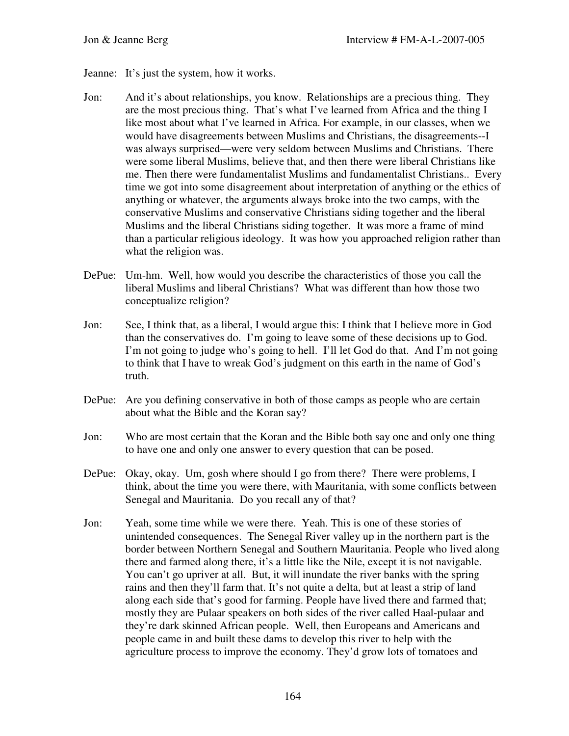Jeanne: It's just the system, how it works.

Jon: And it's about relationships, you know. Relationships are a precious thing. They are the most precious thing. That's what I've learned from Africa and the thing I like most about what I've learned in Africa. For example, in our classes, when we would have disagreements between Muslims and Christians, the disagreements--I was always surprised—were very seldom between Muslims and Christians. There were some liberal Muslims, believe that, and then there were liberal Christians like me. Then there were fundamentalist Muslims and fundamentalist Christians.. Every time we got into some disagreement about interpretation of anything or the ethics of anything or whatever, the arguments always broke into the two camps, with the conservative Muslims and conservative Christians siding together and the liberal Muslims and the liberal Christians siding together. It was more a frame of mind than a particular religious ideology. It was how you approached religion rather than what the religion was.

DePue: Um-hm. Well, how would you describe the characteristics of those you call the liberal Muslims and liberal Christians? What was different than how those two conceptualize religion?

Jon: See, I think that, as a liberal, I would argue this: I think that I believe more in God than the conservatives do. I'm going to leave some of these decisions up to God. I'm not going to judge who's going to hell. I'll let God do that. And I'm not going to think that I have to wreak God's judgment on this earth in the name of God's truth.

DePue: Are you defining conservative in both of those camps as people who are certain about what the Bible and the Koran say?

Jon: Who are most certain that the Koran and the Bible both say one and only one thing to have one and only one answer to every question that can be posed.

DePue: Okay, okay. Um, gosh where should I go from there? There were problems, I think, about the time you were there, with Mauritania, with some conflicts between Senegal and Mauritania. Do you recall any of that?

Jon: Yeah, some time while we were there. Yeah. This is one of these stories of unintended consequences. The Senegal River valley up in the northern part is the border between Northern Senegal and Southern Mauritania. People who lived along there and farmed along there, it's a little like the Nile, except it is not navigable. You can't go upriver at all. But, it will inundate the river banks with the spring rains and then they'll farm that. It's not quite a delta, but at least a strip of land along each side that's good for farming. People have lived there and farmed that; mostly they are Pulaar speakers on both sides of the river called Haal-pulaar and they're dark skinned African people. Well, then Europeans and Americans and people came in and built these dams to develop this river to help with the agriculture process to improve the economy. They'd grow lots of tomatoes and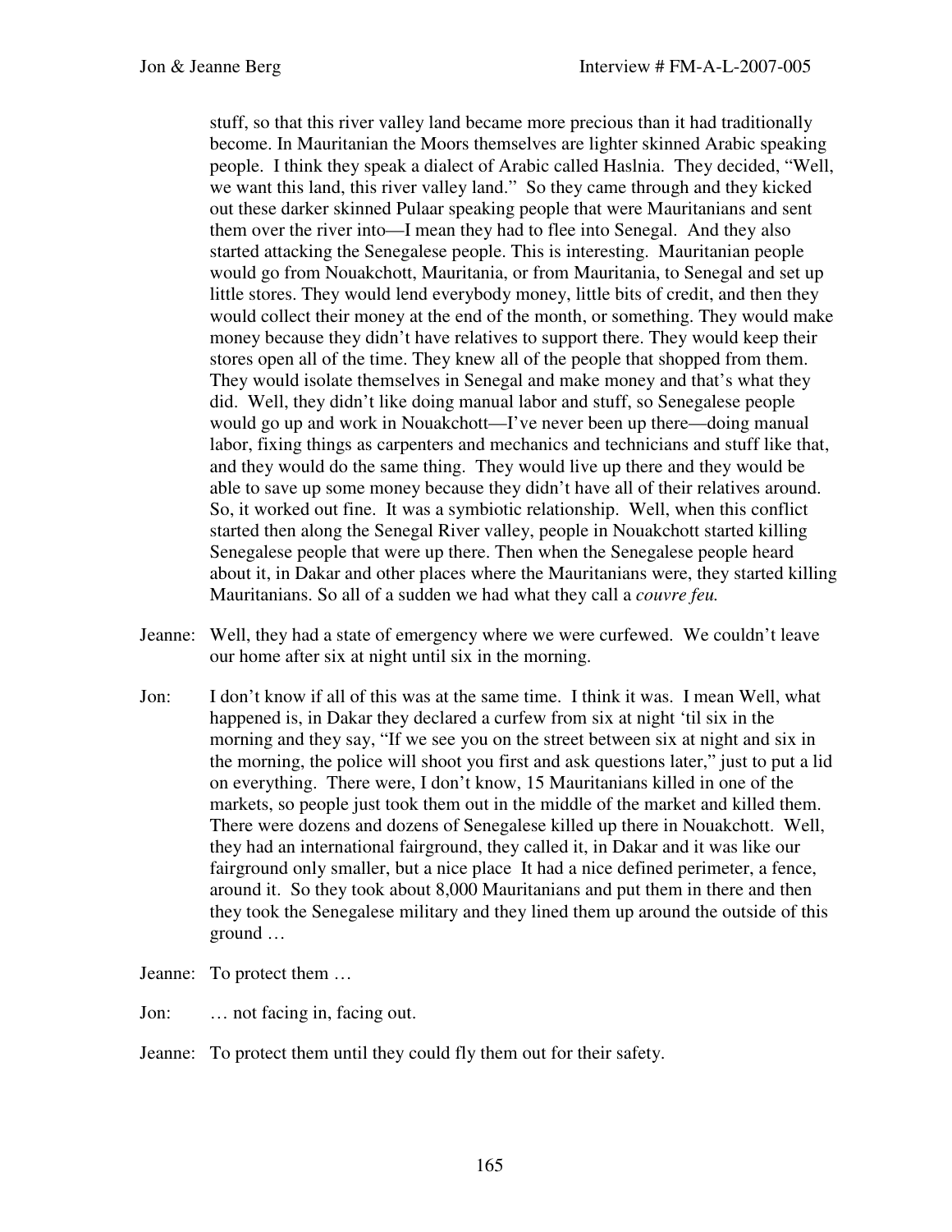stuff, so that this river valley land became more precious than it had traditionally become. In Mauritanian the Moors themselves are lighter skinned Arabic speaking people. I think they speak a dialect of Arabic called Haslnia. They decided, "Well, we want this land, this river valley land." So they came through and they kicked out these darker skinned Pulaar speaking people that were Mauritanians and sent them over the river into—I mean they had to flee into Senegal. And they also started attacking the Senegalese people. This is interesting. Mauritanian people would go from Nouakchott, Mauritania, or from Mauritania, to Senegal and set up little stores. They would lend everybody money, little bits of credit, and then they would collect their money at the end of the month, or something. They would make money because they didn't have relatives to support there. They would keep their stores open all of the time. They knew all of the people that shopped from them. They would isolate themselves in Senegal and make money and that's what they did. Well, they didn't like doing manual labor and stuff, so Senegalese people would go up and work in Nouakchott—I've never been up there—doing manual labor, fixing things as carpenters and mechanics and technicians and stuff like that, and they would do the same thing. They would live up there and they would be able to save up some money because they didn't have all of their relatives around. So, it worked out fine. It was a symbiotic relationship. Well, when this conflict started then along the Senegal River valley, people in Nouakchott started killing Senegalese people that were up there. Then when the Senegalese people heard about it, in Dakar and other places where the Mauritanians were, they started killing Mauritanians. So all of a sudden we had what they call a *couvre feu.*

Jeanne: Well, they had a state of emergency where we were curfewed. We couldn't leave our home after six at night until six in the morning.

Jon: I don't know if all of this was at the same time. I think it was. I mean Well, what happened is, in Dakar they declared a curfew from six at night 'til six in the morning and they say, "If we see you on the street between six at night and six in the morning, the police will shoot you first and ask questions later," just to put a lid on everything. There were, I don't know, 15 Mauritanians killed in one of the markets, so people just took them out in the middle of the market and killed them. There were dozens and dozens of Senegalese killed up there in Nouakchott. Well, they had an international fairground, they called it, in Dakar and it was like our fairground only smaller, but a nice place It had a nice defined perimeter, a fence, around it. So they took about 8,000 Mauritanians and put them in there and then they took the Senegalese military and they lined them up around the outside of this ground …

Jeanne: To protect them …

Jon: … not facing in, facing out.

Jeanne: To protect them until they could fly them out for their safety.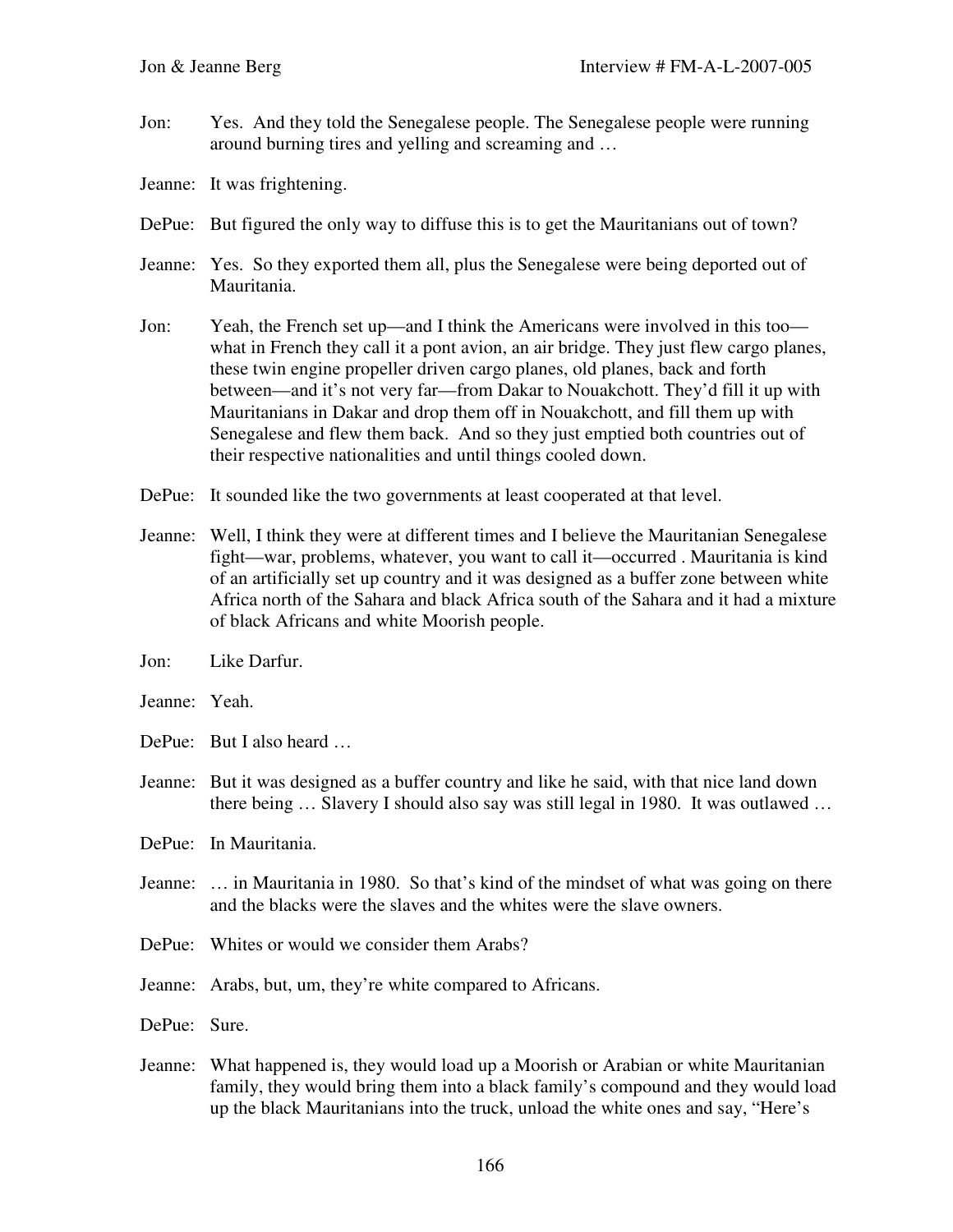Jon: Yes. And they told the Senegalese people. The Senegalese people were running around burning tires and yelling and screaming and …

Jeanne: It was frightening.

DePue: But figured the only way to diffuse this is to get the Mauritanians out of town?

Jeanne: Yes. So they exported them all, plus the Senegalese were being deported out of Mauritania.

Jon: Yeah, the French set up—and I think the Americans were involved in this too—what in French they call it a pont avion, an air bridge. They just flew cargo planes, these twin engine propeller driven cargo planes, old planes, back and forth between—and it's not very far—from Dakar to Nouakchott. They'd fill it up with Mauritanians in Dakar and drop them off in Nouakchott, and fill them up with Senegalese and flew them back. And so they just emptied both countries out of their respective nationalities and until things cooled down.

DePue: It sounded like the two governments at least cooperated at that level.

Jeanne: Well, I think they were at different times and I believe the Mauritanian Senegalese fight—war, problems, whatever, you want to call it—occurred . Mauritania is kind of an artificially set up country and it was designed as a buffer zone between white Africa north of the Sahara and black Africa south of the Sahara and it had a mixture of black Africans and white Moorish people.

Jon: Like Darfur.

Jeanne: Yeah.

DePue: But I also heard …

Jeanne: But it was designed as a buffer country and like he said, with that nice land down there being … Slavery I should also say was still legal in 1980. It was outlawed …

DePue: In Mauritania.

Jeanne: … in Mauritania in 1980. So that's kind of the mindset of what was going on there and the blacks were the slaves and the whites were the slave owners.

DePue: Whites or would we consider them Arabs?

Jeanne: Arabs, but, um, they're white compared to Africans.

DePue: Sure.

Jeanne: What happened is, they would load up a Moorish or Arabian or white Mauritanian family, they would bring them into a black family's compound and they would load up the black Mauritanians into the truck, unload the white ones and say, "Here's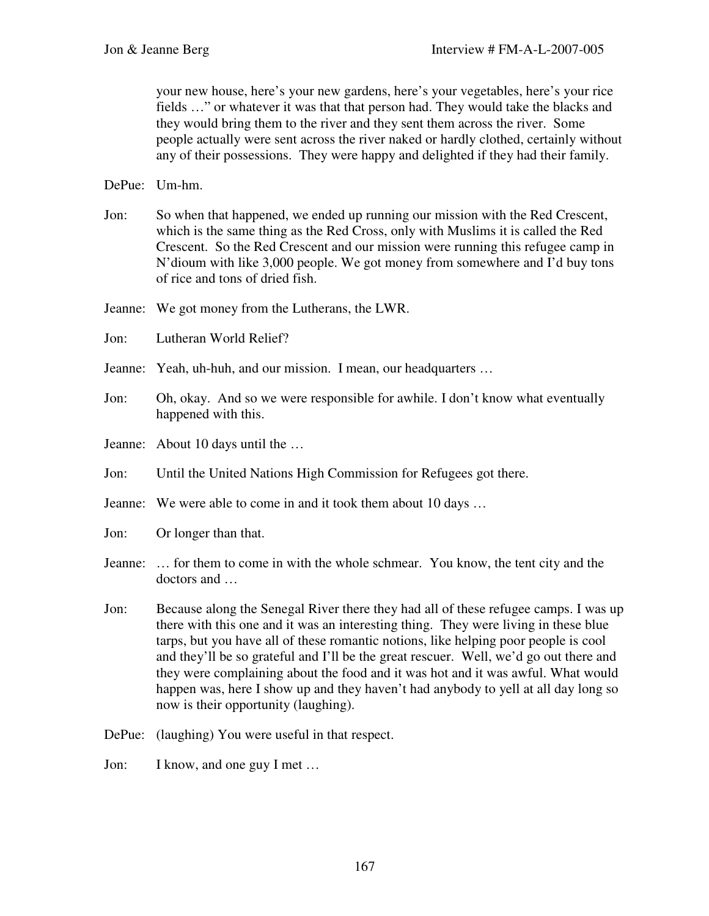your new house, here's your new gardens, here's your vegetables, here's your rice fields …" or whatever it was that that person had. They would take the blacks and they would bring them to the river and they sent them across the river. Some people actually were sent across the river naked or hardly clothed, certainly without any of their possessions. They were happy and delighted if they had their family.

DePue: Um-hm.

Jon: So when that happened, we ended up running our mission with the Red Crescent, which is the same thing as the Red Cross, only with Muslims it is called the Red Crescent. So the Red Crescent and our mission were running this refugee camp in N'dioum with like 3,000 people. We got money from somewhere and I'd buy tons of rice and tons of dried fish.

Jeanne: We got money from the Lutherans, the LWR.

Jon: Lutheran World Relief?

Jeanne: Yeah, uh-huh, and our mission. I mean, our headquarters …

Jon: Oh, okay. And so we were responsible for awhile. I don't know what eventually happened with this.

Jeanne: About 10 days until the …

Jon: Until the United Nations High Commission for Refugees got there.

Jeanne: We were able to come in and it took them about 10 days …

Jon: Or longer than that.

Jeanne: … for them to come in with the whole schmear. You know, the tent city and the doctors and …

Jon: Because along the Senegal River there they had all of these refugee camps. I was up there with this one and it was an interesting thing. They were living in these blue tarps, but you have all of these romantic notions, like helping poor people is cool and they'll be so grateful and I'll be the great rescuer. Well, we'd go out there and they were complaining about the food and it was hot and it was awful. What would happen was, here I show up and they haven't had anybody to yell at all day long so now is their opportunity (laughing).

DePue: (laughing) You were useful in that respect.

Jon: I know, and one guy I met …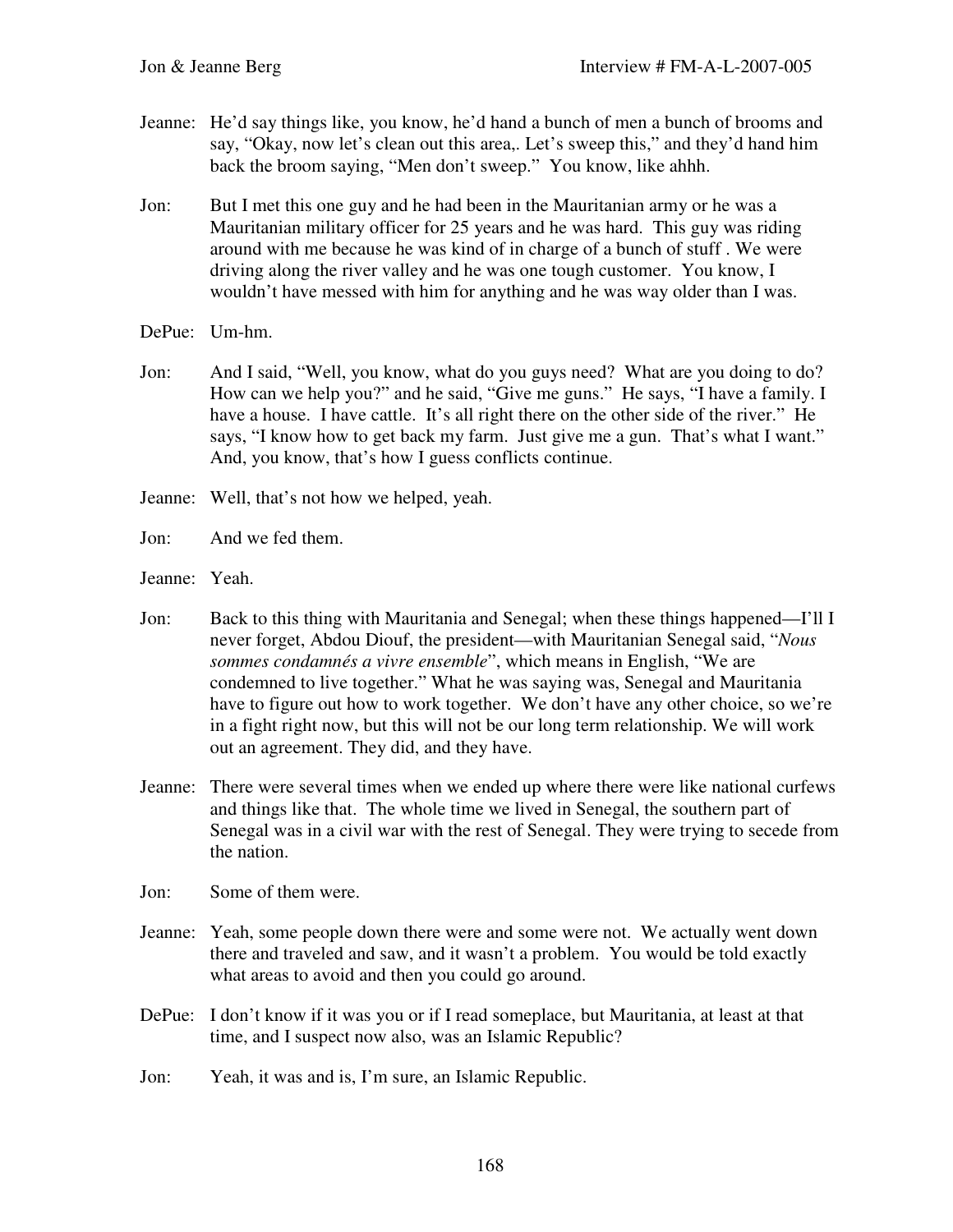Jeanne: He'd say things like, you know, he'd hand a bunch of men a bunch of brooms and say, "Okay, now let's clean out this area,. Let's sweep this," and they'd hand him back the broom saying, "Men don't sweep." You know, like ahhh.

Jon: But I met this one guy and he had been in the Mauritanian army or he was a Mauritanian military officer for 25 years and he was hard. This guy was riding around with me because he was kind of in charge of a bunch of stuff . We were driving along the river valley and he was one tough customer. You know, I wouldn't have messed with him for anything and he was way older than I was.

DePue: Um-hm.

Jon: And I said, "Well, you know, what do you guys need? What are you doing to do? How can we help you?" and he said, "Give me guns." He says, "I have a family. I have a house. I have cattle. It's all right there on the other side of the river." He says, "I know how to get back my farm. Just give me a gun. That's what I want." And, you know, that's how I guess conflicts continue.

Jeanne: Well, that's not how we helped, yeah.

Jon: And we fed them.

Jeanne: Yeah.

Jon: Back to this thing with Mauritania and Senegal; when these things happened—I'll I never forget, Abdou Diouf, the president—with Mauritanian Senegal said, "*Nous sommes condamnés a vivre ensemble*", which means in English, "We are condemned to live together." What he was saying was, Senegal and Mauritania have to figure out how to work together. We don't have any other choice, so we're in a fight right now, but this will not be our long term relationship. We will work out an agreement. They did, and they have.

Jeanne: There were several times when we ended up where there were like national curfews and things like that. The whole time we lived in Senegal, the southern part of Senegal was in a civil war with the rest of Senegal. They were trying to secede from the nation.

Jon: Some of them were.

Jeanne: Yeah, some people down there were and some were not. We actually went down there and traveled and saw, and it wasn't a problem. You would be told exactly what areas to avoid and then you could go around.

DePue: I don't know if it was you or if I read someplace, but Mauritania, at least at that time, and I suspect now also, was an Islamic Republic?

Jon: Yeah, it was and is, I'm sure, an Islamic Republic.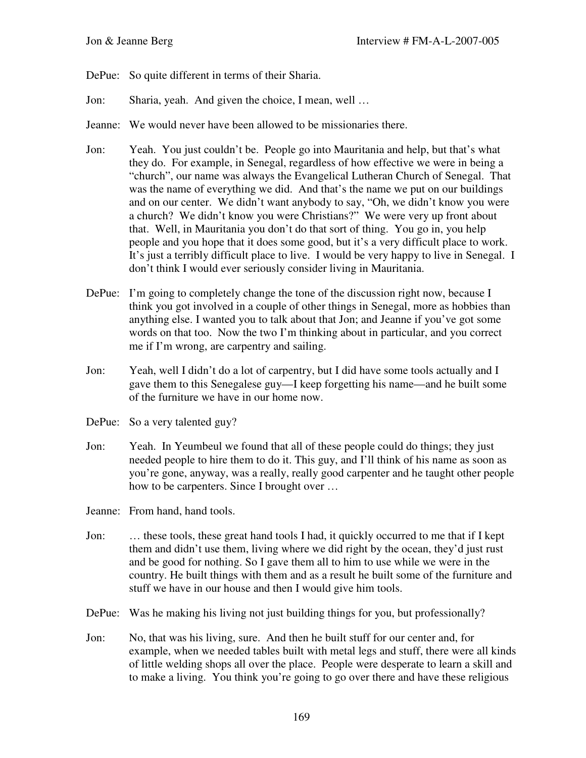DePue: So quite different in terms of their Sharia.

Jon: Sharia, yeah. And given the choice, I mean, well …

Jeanne: We would never have been allowed to be missionaries there.

Jon: Yeah. You just couldn't be. People go into Mauritania and help, but that's what they do. For example, in Senegal, regardless of how effective we were in being a "church", our name was always the Evangelical Lutheran Church of Senegal. That was the name of everything we did. And that's the name we put on our buildings and on our center. We didn't want anybody to say, "Oh, we didn't know you were a church? We didn't know you were Christians?" We were very up front about that. Well, in Mauritania you don't do that sort of thing. You go in, you help people and you hope that it does some good, but it's a very difficult place to work. It's just a terribly difficult place to live. I would be very happy to live in Senegal. I don't think I would ever seriously consider living in Mauritania.

DePue: I'm going to completely change the tone of the discussion right now, because I think you got involved in a couple of other things in Senegal, more as hobbies than anything else. I wanted you to talk about that Jon; and Jeanne if you've got some words on that too. Now the two I'm thinking about in particular, and you correct me if I'm wrong, are carpentry and sailing.

Jon: Yeah, well I didn't do a lot of carpentry, but I did have some tools actually and I gave them to this Senegalese guy—I keep forgetting his name—and he built some of the furniture we have in our home now.

DePue: So a very talented guy?

Jon: Yeah. In Yeumbeul we found that all of these people could do things; they just needed people to hire them to do it. This guy, and I'll think of his name as soon as you're gone, anyway, was a really, really good carpenter and he taught other people how to be carpenters. Since I brought over …

Jeanne: From hand, hand tools.

Jon: … these tools, these great hand tools I had, it quickly occurred to me that if I kept them and didn't use them, living where we did right by the ocean, they'd just rust and be good for nothing. So I gave them all to him to use while we were in the country. He built things with them and as a result he built some of the furniture and stuff we have in our house and then I would give him tools.

DePue: Was he making his living not just building things for you, but professionally?

Jon: No, that was his living, sure. And then he built stuff for our center and, for example, when we needed tables built with metal legs and stuff, there were all kinds of little welding shops all over the place. People were desperate to learn a skill and to make a living. You think you're going to go over there and have these religious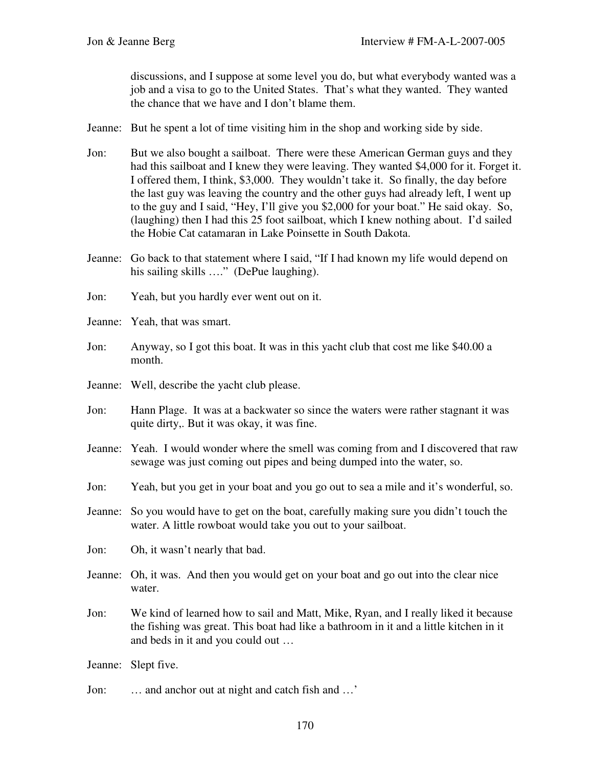discussions, and I suppose at some level you do, but what everybody wanted was a job and a visa to go to the United States. That's what they wanted. They wanted the chance that we have and I don't blame them.

Jeanne: But he spent a lot of time visiting him in the shop and working side by side.

Jon: But we also bought a sailboat. There were these American German guys and they had this sailboat and I knew they were leaving. They wanted $4,000 for it. Forget it. I offered them, I think, $3,000. They wouldn't take it. So finally, the day before the last guy was leaving the country and the other guys had already left, I went up to the guy and I said, "Hey, I'll give you $2,000 for your boat." He said okay. So, (laughing) then I had this 25 foot sailboat, which I knew nothing about. I'd sailed the Hobie Cat catamaran in Lake Poinsette in South Dakota.

Jeanne: Go back to that statement where I said, "If I had known my life would depend on his sailing skills …." (DePue laughing).

Jon: Yeah, but you hardly ever went out on it.

Jeanne: Yeah, that was smart.

Jon: Anyway, so I got this boat. It was in this yacht club that cost me like $40.00 a month.

Jeanne: Well, describe the yacht club please.

Jon: Hann Plage. It was at a backwater so since the waters were rather stagnant it was quite dirty,. But it was okay, it was fine.

Jeanne: Yeah. I would wonder where the smell was coming from and I discovered that raw sewage was just coming out pipes and being dumped into the water, so.

Jon: Yeah, but you get in your boat and you go out to sea a mile and it's wonderful, so.

Jeanne: So you would have to get on the boat, carefully making sure you didn't touch the water. A little rowboat would take you out to your sailboat.

Jon: Oh, it wasn't nearly that bad.

Jeanne: Oh, it was. And then you would get on your boat and go out into the clear nice water.

Jon: We kind of learned how to sail and Matt, Mike, Ryan, and I really liked it because the fishing was great. This boat had like a bathroom in it and a little kitchen in it and beds in it and you could out …

Jeanne: Slept five.

Jon: … and anchor out at night and catch fish and …'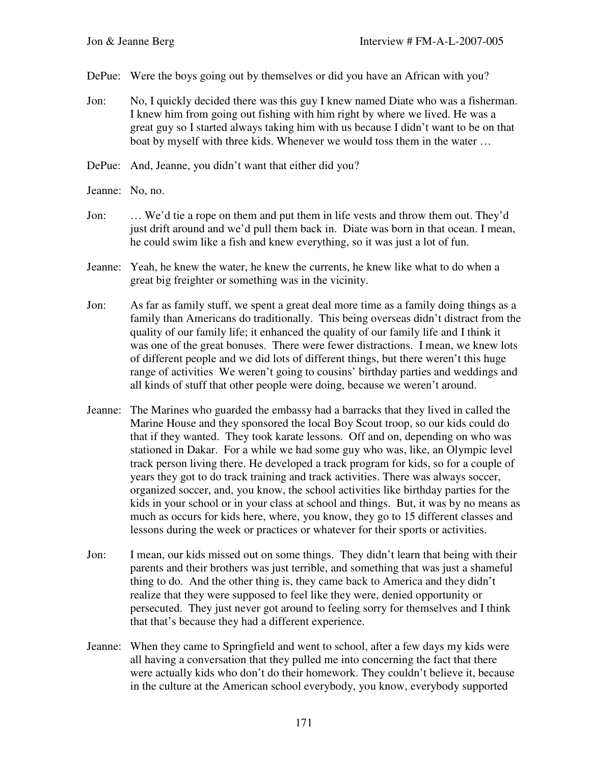DePue: Were the boys going out by themselves or did you have an African with you?

Jon: No, I quickly decided there was this guy I knew named Diate who was a fisherman. I knew him from going out fishing with him right by where we lived. He was a great guy so I started always taking him with us because I didn't want to be on that boat by myself with three kids. Whenever we would toss them in the water …

DePue: And, Jeanne, you didn't want that either did you?

Jeanne: No, no.

Jon: … We'd tie a rope on them and put them in life vests and throw them out. They'd just drift around and we'd pull them back in. Diate was born in that ocean. I mean, he could swim like a fish and knew everything, so it was just a lot of fun.

Jeanne: Yeah, he knew the water, he knew the currents, he knew like what to do when a great big freighter or something was in the vicinity.

Jon: As far as family stuff, we spent a great deal more time as a family doing things as a family than Americans do traditionally. This being overseas didn't distract from the quality of our family life; it enhanced the quality of our family life and I think it was one of the great bonuses. There were fewer distractions. I mean, we knew lots of different people and we did lots of different things, but there weren't this huge range of activities We weren't going to cousins' birthday parties and weddings and all kinds of stuff that other people were doing, because we weren't around.

Jeanne: The Marines who guarded the embassy had a barracks that they lived in called the Marine House and they sponsored the local Boy Scout troop, so our kids could do that if they wanted. They took karate lessons. Off and on, depending on who was stationed in Dakar. For a while we had some guy who was, like, an Olympic level track person living there. He developed a track program for kids, so for a couple of years they got to do track training and track activities. There was always soccer, organized soccer, and, you know, the school activities like birthday parties for the kids in your school or in your class at school and things. But, it was by no means as much as occurs for kids here, where, you know, they go to 15 different classes and lessons during the week or practices or whatever for their sports or activities.

Jon: I mean, our kids missed out on some things. They didn't learn that being with their parents and their brothers was just terrible, and something that was just a shameful thing to do. And the other thing is, they came back to America and they didn't realize that they were supposed to feel like they were, denied opportunity or persecuted. They just never got around to feeling sorry for themselves and I think that that's because they had a different experience.

Jeanne: When they came to Springfield and went to school, after a few days my kids were all having a conversation that they pulled me into concerning the fact that there were actually kids who don't do their homework. They couldn't believe it, because in the culture at the American school everybody, you know, everybody supported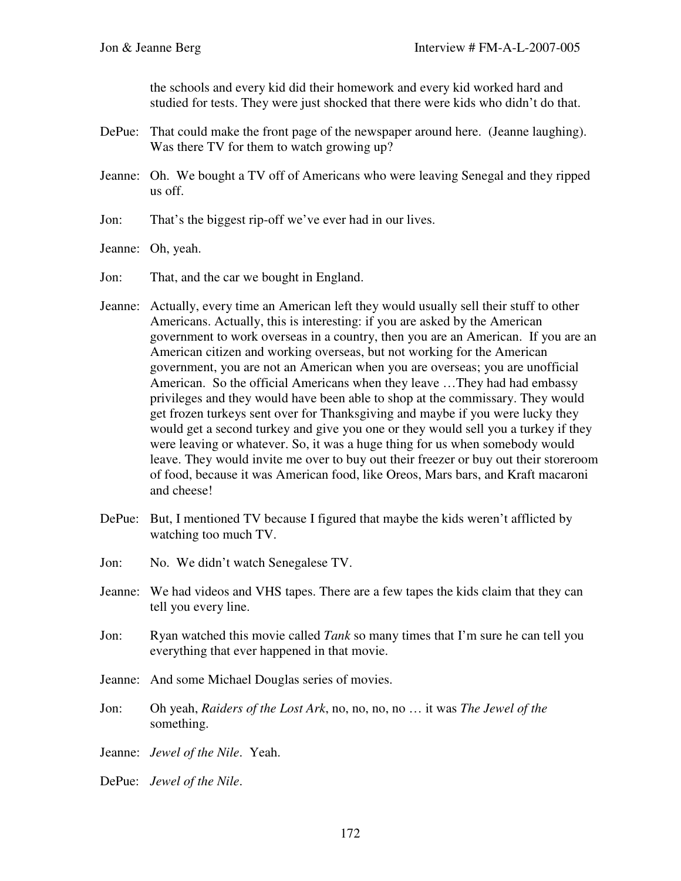the schools and every kid did their homework and every kid worked hard and studied for tests. They were just shocked that there were kids who didn't do that.

DePue: That could make the front page of the newspaper around here. (Jeanne laughing). Was there TV for them to watch growing up?

Jeanne: Oh. We bought a TV off of Americans who were leaving Senegal and they ripped us off.

Jon: That's the biggest rip-off we've ever had in our lives.

Jeanne: Oh, yeah.

Jon: That, and the car we bought in England.

Jeanne: Actually, every time an American left they would usually sell their stuff to other Americans. Actually, this is interesting: if you are asked by the American government to work overseas in a country, then you are an American. If you are an American citizen and working overseas, but not working for the American government, you are not an American when you are overseas; you are unofficial American. So the official Americans when they leave …They had had embassy privileges and they would have been able to shop at the commissary. They would get frozen turkeys sent over for Thanksgiving and maybe if you were lucky they would get a second turkey and give you one or they would sell you a turkey if they were leaving or whatever. So, it was a huge thing for us when somebody would leave. They would invite me over to buy out their freezer or buy out their storeroom of food, because it was American food, like Oreos, Mars bars, and Kraft macaroni and cheese!

DePue: But, I mentioned TV because I figured that maybe the kids weren't afflicted by watching too much TV.

Jon: No. We didn't watch Senegalese TV.

Jeanne: We had videos and VHS tapes. There are a few tapes the kids claim that they can tell you every line.

Jon: Ryan watched this movie called *Tank* so many times that I'm sure he can tell you everything that ever happened in that movie.

Jeanne: And some Michael Douglas series of movies.

Jon: Oh yeah, *Raiders of the Lost Ark*, no, no, no, no … it was *The Jewel of the* something.

Jeanne: *Jewel of the Nile*. Yeah.

DePue: *Jewel of the Nile*.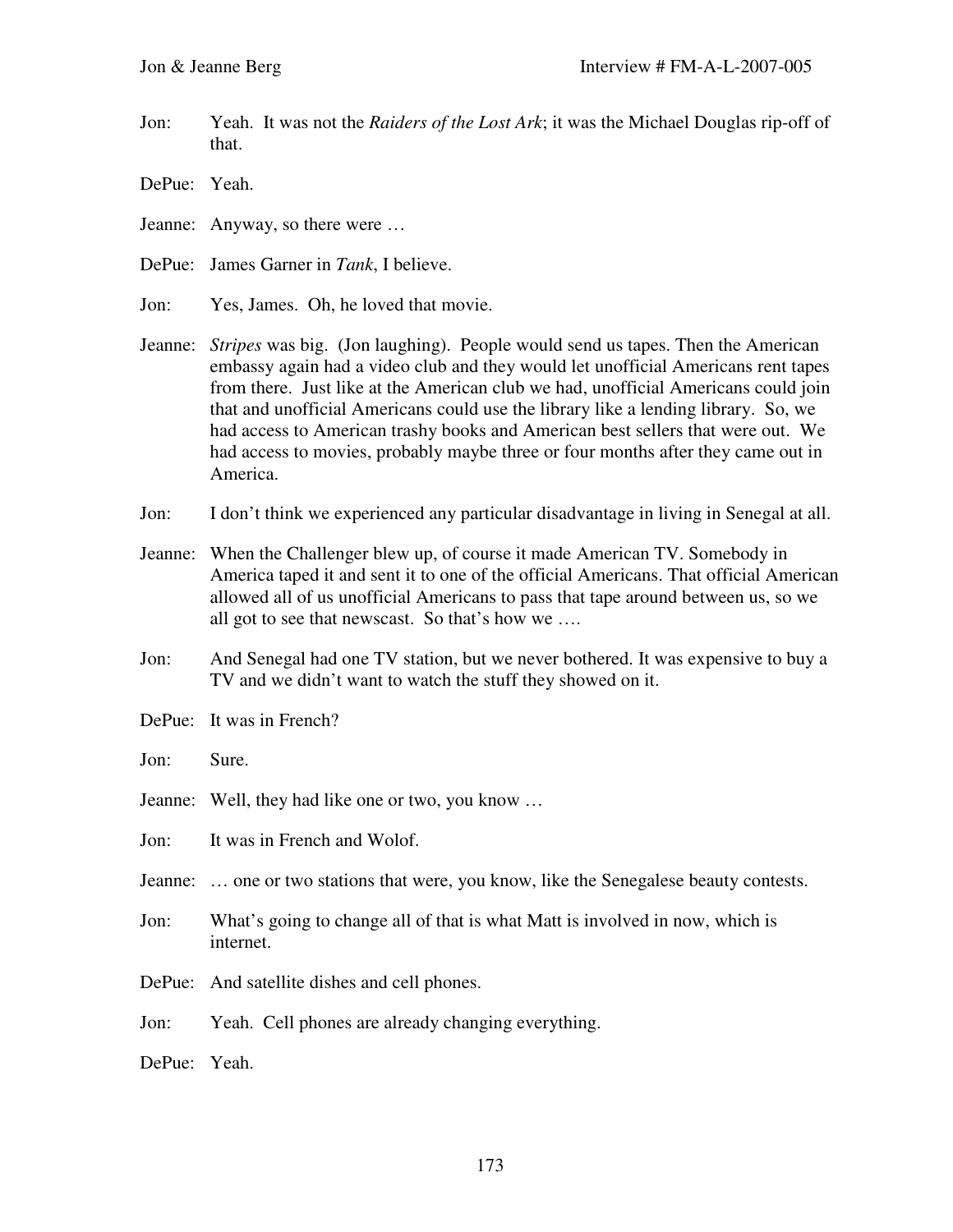Jon: Yeah. It was not the *Raiders of the Lost Ark*; it was the Michael Douglas rip-off of that.

DePue: Yeah.

Jeanne: Anyway, so there were …

DePue: James Garner in *Tank*, I believe.

Jon: Yes, James. Oh, he loved that movie.

Jeanne: *Stripes* was big. (Jon laughing). People would send us tapes. Then the American embassy again had a video club and they would let unofficial Americans rent tapes from there. Just like at the American club we had, unofficial Americans could join that and unofficial Americans could use the library like a lending library. So, we had access to American trashy books and American best sellers that were out. We had access to movies, probably maybe three or four months after they came out in America.

Jon: I don't think we experienced any particular disadvantage in living in Senegal at all.

Jeanne: When the Challenger blew up, of course it made American TV. Somebody in America taped it and sent it to one of the official Americans. That official American allowed all of us unofficial Americans to pass that tape around between us, so we all got to see that newscast. So that's how we ….

Jon: And Senegal had one TV station, but we never bothered. It was expensive to buy a TV and we didn't want to watch the stuff they showed on it.

DePue: It was in French?

Jon: Sure.

Jeanne: Well, they had like one or two, you know …

Jon: It was in French and Wolof.

Jeanne: … one or two stations that were, you know, like the Senegalese beauty contests.

Jon: What's going to change all of that is what Matt is involved in now, which is internet.

DePue: And satellite dishes and cell phones.

Jon: Yeah. Cell phones are already changing everything.

DePue: Yeah.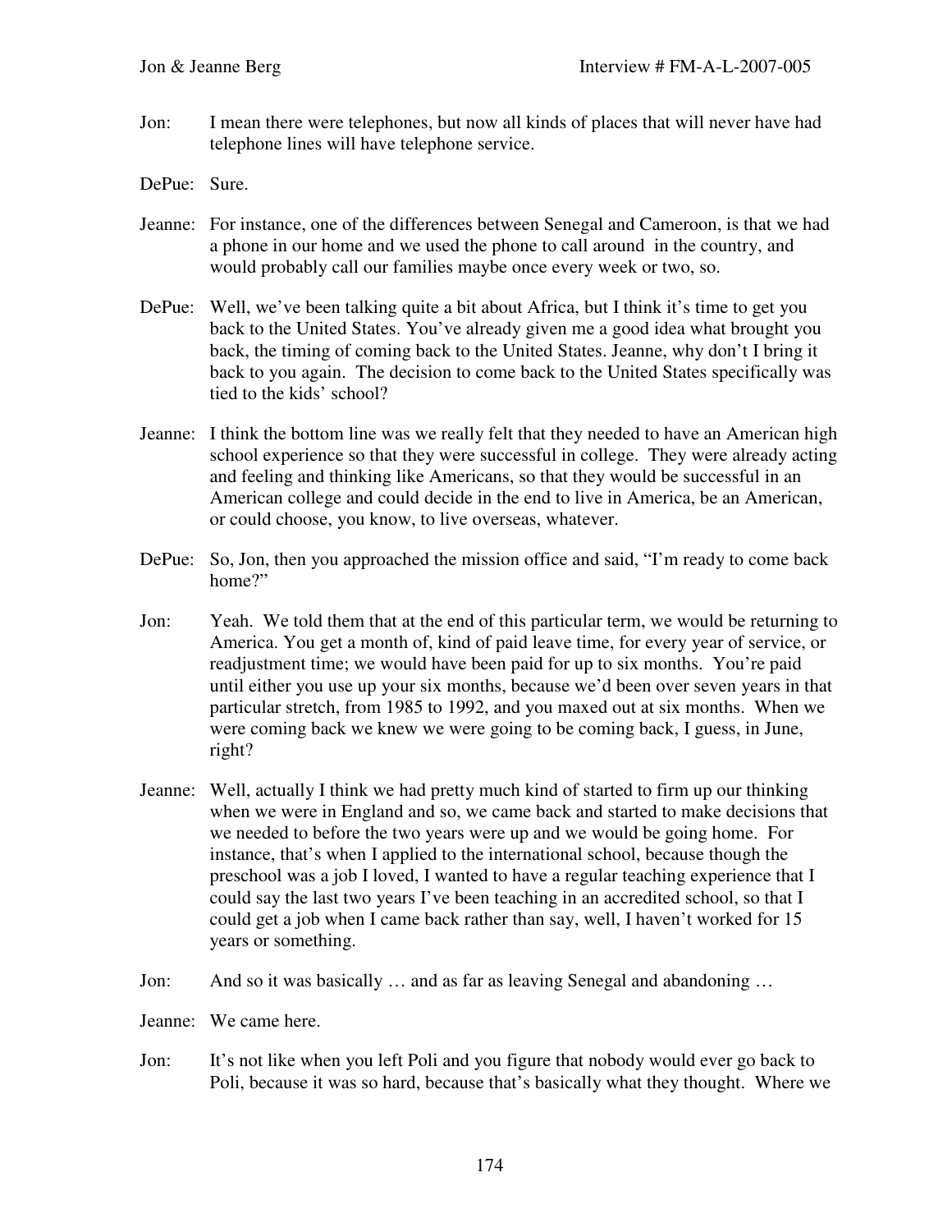Jon: I mean there were telephones, but now all kinds of places that will never have had telephone lines will have telephone service.

DePue: Sure.

Jeanne: For instance, one of the differences between Senegal and Cameroon, is that we had a phone in our home and we used the phone to call around in the country, and would probably call our families maybe once every week or two, so.

DePue: Well, we've been talking quite a bit about Africa, but I think it's time to get you back to the United States. You've already given me a good idea what brought you back, the timing of coming back to the United States. Jeanne, why don't I bring it back to you again. The decision to come back to the United States specifically was tied to the kids' school?

Jeanne: I think the bottom line was we really felt that they needed to have an American high school experience so that they were successful in college. They were already acting and feeling and thinking like Americans, so that they would be successful in an American college and could decide in the end to live in America, be an American, or could choose, you know, to live overseas, whatever.

DePue: So, Jon, then you approached the mission office and said, "I'm ready to come back home?"

Jon: Yeah. We told them that at the end of this particular term, we would be returning to America. You get a month of, kind of paid leave time, for every year of service, or readjustment time; we would have been paid for up to six months. You're paid until either you use up your six months, because we'd been over seven years in that particular stretch, from 1985 to 1992, and you maxed out at six months. When we were coming back we knew we were going to be coming back, I guess, in June, right?

Jeanne: Well, actually I think we had pretty much kind of started to firm up our thinking when we were in England and so, we came back and started to make decisions that we needed to before the two years were up and we would be going home. For instance, that's when I applied to the international school, because though the preschool was a job I loved, I wanted to have a regular teaching experience that I could say the last two years I've been teaching in an accredited school, so that I could get a job when I came back rather than say, well, I haven't worked for 15 years or something.

Jon: And so it was basically … and as far as leaving Senegal and abandoning …

Jeanne: We came here.

Jon: It's not like when you left Poli and you figure that nobody would ever go back to Poli, because it was so hard, because that's basically what they thought. Where we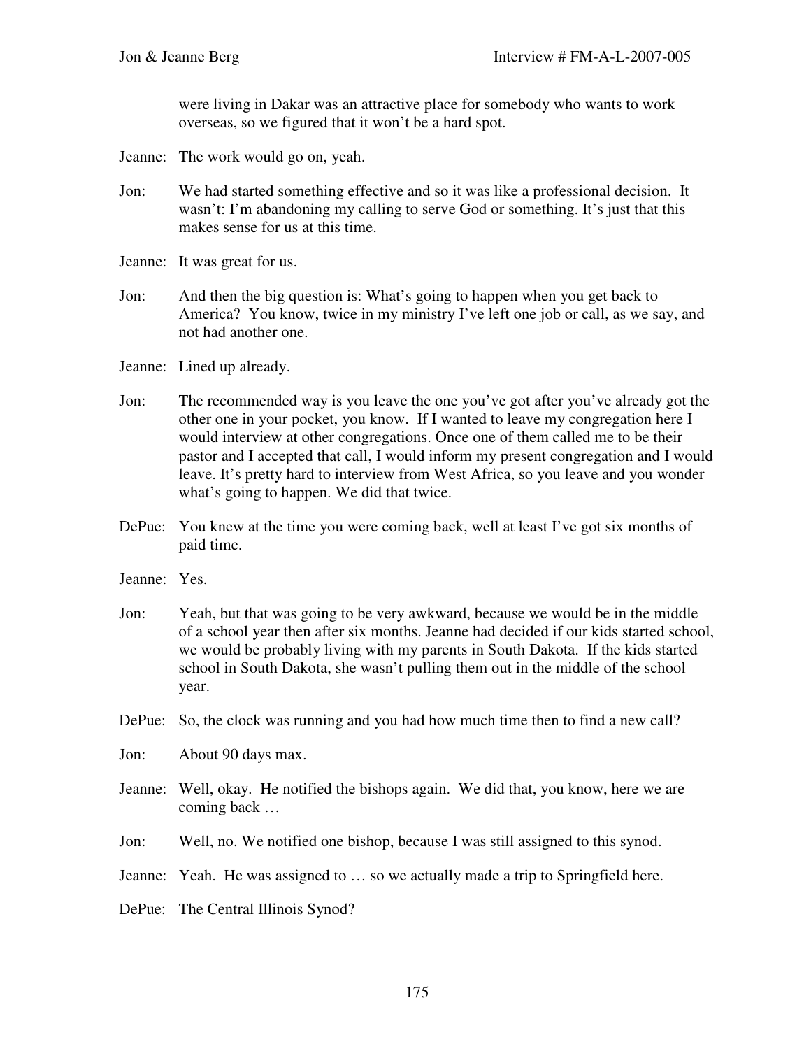were living in Dakar was an attractive place for somebody who wants to work overseas, so we figured that it won't be a hard spot.

Jeanne: The work would go on, yeah.

Jon: We had started something effective and so it was like a professional decision. It wasn't: I'm abandoning my calling to serve God or something. It's just that this makes sense for us at this time.

Jeanne: It was great for us.

Jon: And then the big question is: What's going to happen when you get back to America? You know, twice in my ministry I've left one job or call, as we say, and not had another one.

Jeanne: Lined up already.

Jon: The recommended way is you leave the one you've got after you've already got the other one in your pocket, you know. If I wanted to leave my congregation here I would interview at other congregations. Once one of them called me to be their pastor and I accepted that call, I would inform my present congregation and I would leave. It's pretty hard to interview from West Africa, so you leave and you wonder what's going to happen. We did that twice.

DePue: You knew at the time you were coming back, well at least I've got six months of paid time.

Jeanne: Yes.

Jon: Yeah, but that was going to be very awkward, because we would be in the middle of a school year then after six months. Jeanne had decided if our kids started school, we would be probably living with my parents in South Dakota. If the kids started school in South Dakota, she wasn't pulling them out in the middle of the school year.

DePue: So, the clock was running and you had how much time then to find a new call?

Jon: About 90 days max.

Jeanne: Well, okay. He notified the bishops again. We did that, you know, here we are coming back …

Jon: Well, no. We notified one bishop, because I was still assigned to this synod.

Jeanne: Yeah. He was assigned to … so we actually made a trip to Springfield here.

DePue: The Central Illinois Synod?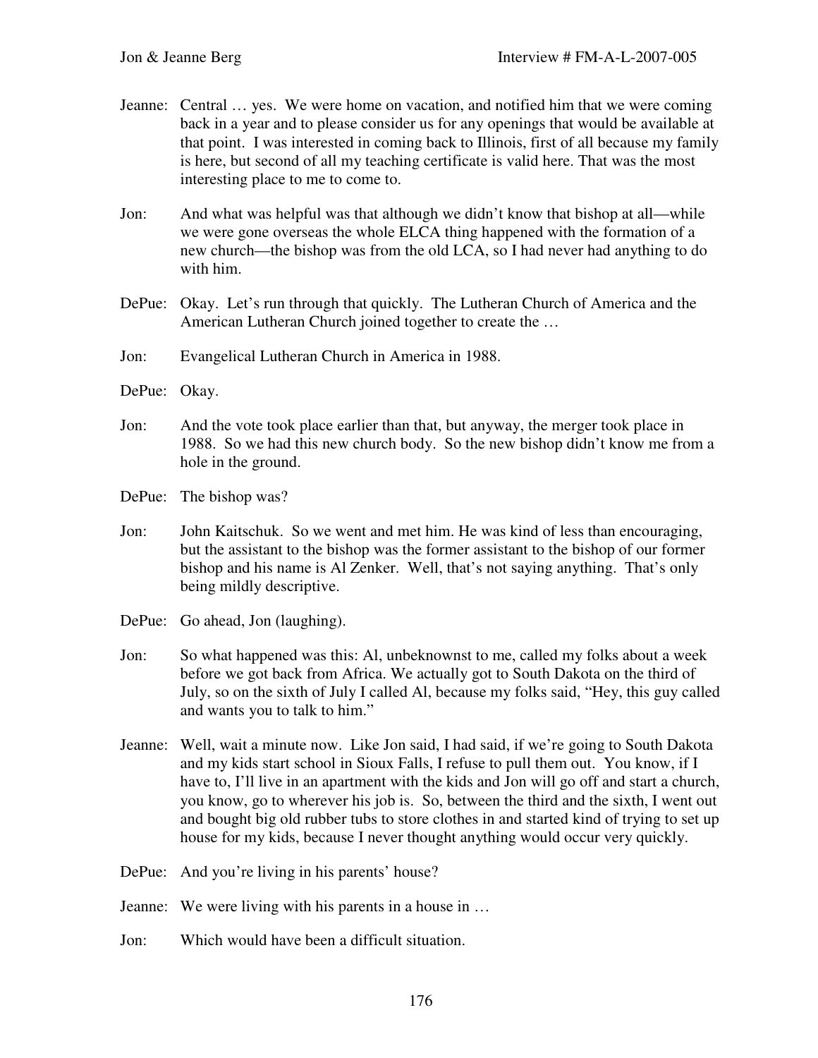Jeanne: Central … yes. We were home on vacation, and notified him that we were coming back in a year and to please consider us for any openings that would be available at that point. I was interested in coming back to Illinois, first of all because my family is here, but second of all my teaching certificate is valid here. That was the most interesting place to me to come to.

Jon: And what was helpful was that although we didn't know that bishop at all—while we were gone overseas the whole ELCA thing happened with the formation of a new church—the bishop was from the old LCA, so I had never had anything to do with him.

DePue: Okay. Let's run through that quickly. The Lutheran Church of America and the American Lutheran Church joined together to create the …

Jon: Evangelical Lutheran Church in America in 1988.

DePue: Okay.

Jon: And the vote took place earlier than that, but anyway, the merger took place in 1988. So we had this new church body. So the new bishop didn't know me from a hole in the ground.

DePue: The bishop was?

Jon: John Kaitschuk. So we went and met him. He was kind of less than encouraging, but the assistant to the bishop was the former assistant to the bishop of our former bishop and his name is Al Zenker. Well, that's not saying anything. That's only being mildly descriptive.

DePue: Go ahead, Jon (laughing).

Jon: So what happened was this: Al, unbeknownst to me, called my folks about a week before we got back from Africa. We actually got to South Dakota on the third of July, so on the sixth of July I called Al, because my folks said, "Hey, this guy called and wants you to talk to him."

Jeanne: Well, wait a minute now. Like Jon said, I had said, if we're going to South Dakota and my kids start school in Sioux Falls, I refuse to pull them out. You know, if I have to, I'll live in an apartment with the kids and Jon will go off and start a church, you know, go to wherever his job is. So, between the third and the sixth, I went out and bought big old rubber tubs to store clothes in and started kind of trying to set up house for my kids, because I never thought anything would occur very quickly.

DePue: And you're living in his parents' house?

Jeanne: We were living with his parents in a house in …

Jon: Which would have been a difficult situation.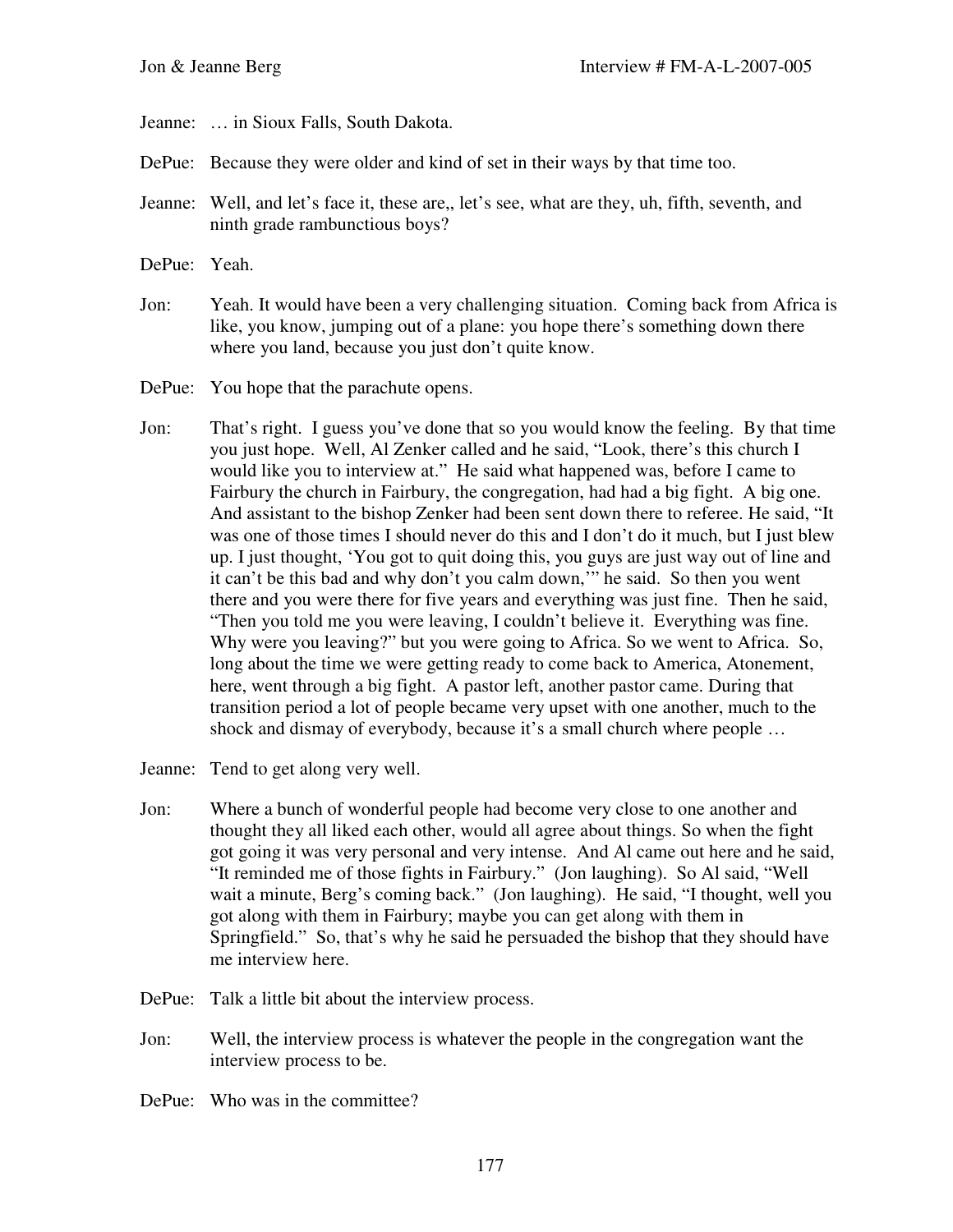Jeanne: … in Sioux Falls, South Dakota.

DePue: Because they were older and kind of set in their ways by that time too.

Jeanne: Well, and let's face it, these are,, let's see, what are they, uh, fifth, seventh, and ninth grade rambunctious boys?

DePue: Yeah.

Jon: Yeah. It would have been a very challenging situation. Coming back from Africa is like, you know, jumping out of a plane: you hope there's something down there where you land, because you just don't quite know.

DePue: You hope that the parachute opens.

Jon: That's right. I guess you've done that so you would know the feeling. By that time you just hope. Well, Al Zenker called and he said, "Look, there's this church I would like you to interview at." He said what happened was, before I came to Fairbury the church in Fairbury, the congregation, had had a big fight. A big one. And assistant to the bishop Zenker had been sent down there to referee. He said, "It was one of those times I should never do this and I don't do it much, but I just blew up. I just thought, 'You got to quit doing this, you guys are just way out of line and it can't be this bad and why don't you calm down,'" he said. So then you went there and you were there for five years and everything was just fine. Then he said, "Then you told me you were leaving, I couldn't believe it. Everything was fine. Why were you leaving?" but you were going to Africa. So we went to Africa. So, long about the time we were getting ready to come back to America, Atonement, here, went through a big fight. A pastor left, another pastor came. During that transition period a lot of people became very upset with one another, much to the shock and dismay of everybody, because it's a small church where people …

Jeanne: Tend to get along very well.

Jon: Where a bunch of wonderful people had become very close to one another and thought they all liked each other, would all agree about things. So when the fight got going it was very personal and very intense. And Al came out here and he said, "It reminded me of those fights in Fairbury." (Jon laughing). So Al said, "Well wait a minute, Berg's coming back." (Jon laughing). He said, "I thought, well you got along with them in Fairbury; maybe you can get along with them in Springfield." So, that's why he said he persuaded the bishop that they should have me interview here.

DePue: Talk a little bit about the interview process.

Jon: Well, the interview process is whatever the people in the congregation want the interview process to be.

DePue: Who was in the committee?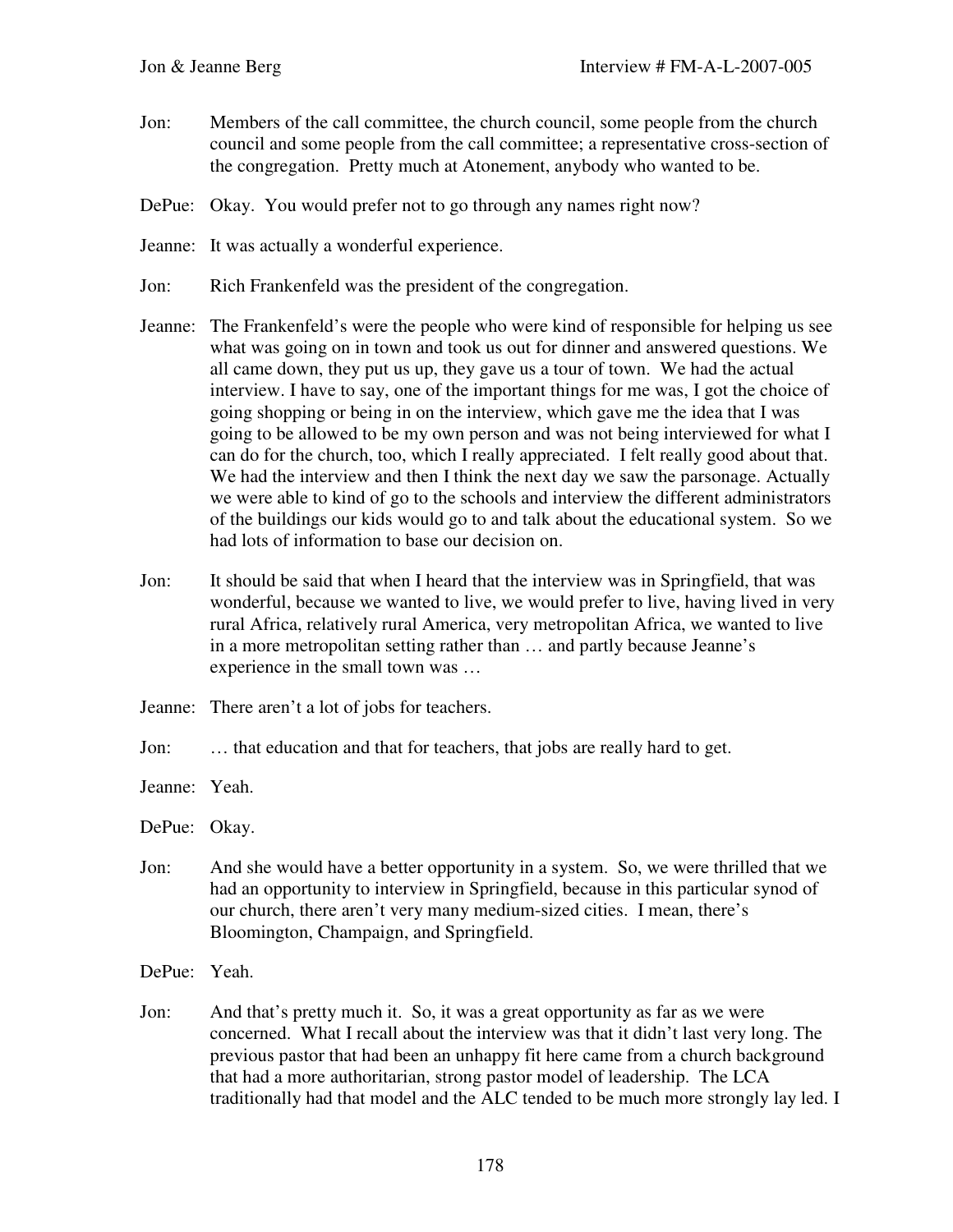Jon: Members of the call committee, the church council, some people from the church council and some people from the call committee; a representative cross-section of the congregation. Pretty much at Atonement, anybody who wanted to be.

DePue: Okay. You would prefer not to go through any names right now?

Jeanne: It was actually a wonderful experience.

Jon: Rich Frankenfeld was the president of the congregation.

Jeanne: The Frankenfeld's were the people who were kind of responsible for helping us see what was going on in town and took us out for dinner and answered questions. We all came down, they put us up, they gave us a tour of town. We had the actual interview. I have to say, one of the important things for me was, I got the choice of going shopping or being in on the interview, which gave me the idea that I was going to be allowed to be my own person and was not being interviewed for what I can do for the church, too, which I really appreciated. I felt really good about that. We had the interview and then I think the next day we saw the parsonage. Actually we were able to kind of go to the schools and interview the different administrators of the buildings our kids would go to and talk about the educational system. So we had lots of information to base our decision on.

Jon: It should be said that when I heard that the interview was in Springfield, that was wonderful, because we wanted to live, we would prefer to live, having lived in very rural Africa, relatively rural America, very metropolitan Africa, we wanted to live in a more metropolitan setting rather than … and partly because Jeanne's experience in the small town was …

Jeanne: There aren't a lot of jobs for teachers.

Jon: … that education and that for teachers, that jobs are really hard to get.

Jeanne: Yeah.

DePue: Okay.

Jon: And she would have a better opportunity in a system. So, we were thrilled that we had an opportunity to interview in Springfield, because in this particular synod of our church, there aren't very many medium-sized cities. I mean, there's Bloomington, Champaign, and Springfield.

DePue: Yeah.

Jon: And that's pretty much it. So, it was a great opportunity as far as we were concerned. What I recall about the interview was that it didn't last very long. The previous pastor that had been an unhappy fit here came from a church background that had a more authoritarian, strong pastor model of leadership. The LCA traditionally had that model and the ALC tended to be much more strongly lay led. I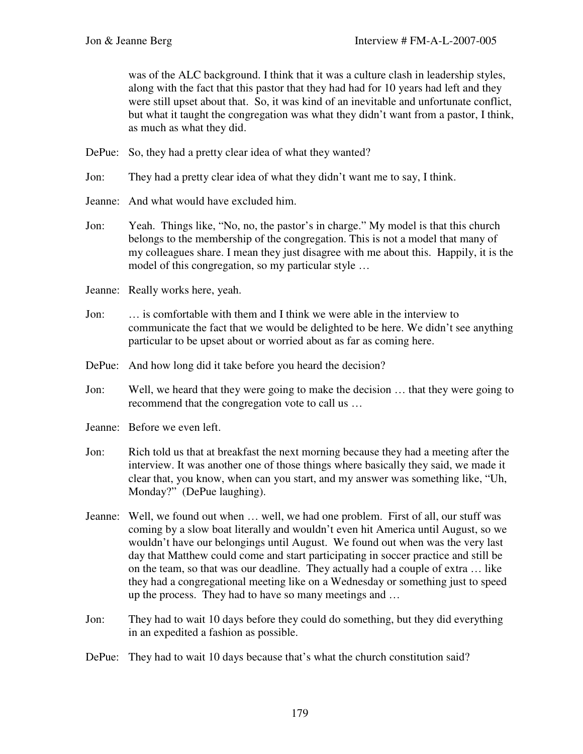was of the ALC background. I think that it was a culture clash in leadership styles, along with the fact that this pastor that they had had for 10 years had left and they were still upset about that. So, it was kind of an inevitable and unfortunate conflict, but what it taught the congregation was what they didn't want from a pastor, I think, as much as what they did.

DePue: So, they had a pretty clear idea of what they wanted?

Jon: They had a pretty clear idea of what they didn't want me to say, I think.

Jeanne: And what would have excluded him.

Jon: Yeah. Things like, "No, no, the pastor's in charge." My model is that this church belongs to the membership of the congregation. This is not a model that many of my colleagues share. I mean they just disagree with me about this. Happily, it is the model of this congregation, so my particular style …

Jeanne: Really works here, yeah.

Jon: … is comfortable with them and I think we were able in the interview to communicate the fact that we would be delighted to be here. We didn't see anything particular to be upset about or worried about as far as coming here.

DePue: And how long did it take before you heard the decision?

Jon: Well, we heard that they were going to make the decision … that they were going to recommend that the congregation vote to call us …

Jeanne: Before we even left.

Jon: Rich told us that at breakfast the next morning because they had a meeting after the interview. It was another one of those things where basically they said, we made it clear that, you know, when can you start, and my answer was something like, "Uh, Monday?" (DePue laughing).

Jeanne: Well, we found out when … well, we had one problem. First of all, our stuff was coming by a slow boat literally and wouldn't even hit America until August, so we wouldn't have our belongings until August. We found out when was the very last day that Matthew could come and start participating in soccer practice and still be on the team, so that was our deadline. They actually had a couple of extra … like they had a congregational meeting like on a Wednesday or something just to speed up the process. They had to have so many meetings and …

Jon: They had to wait 10 days before they could do something, but they did everything in an expedited a fashion as possible.

DePue: They had to wait 10 days because that's what the church constitution said?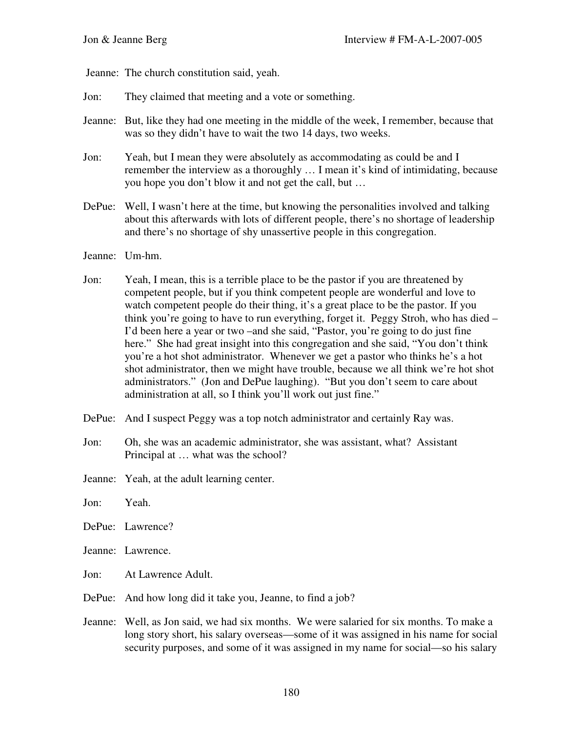Jeanne: The church constitution said, yeah.

Jon: They claimed that meeting and a vote or something.

Jeanne: But, like they had one meeting in the middle of the week, I remember, because that was so they didn't have to wait the two 14 days, two weeks.

Jon: Yeah, but I mean they were absolutely as accommodating as could be and I remember the interview as a thoroughly … I mean it's kind of intimidating, because you hope you don't blow it and not get the call, but …

DePue: Well, I wasn't here at the time, but knowing the personalities involved and talking about this afterwards with lots of different people, there's no shortage of leadership and there's no shortage of shy unassertive people in this congregation.

Jeanne: Um-hm.

Jon: Yeah, I mean, this is a terrible place to be the pastor if you are threatened by competent people, but if you think competent people are wonderful and love to watch competent people do their thing, it's a great place to be the pastor. If you think you're going to have to run everything, forget it. Peggy Stroh, who has died – I'd been here a year or two –and she said, "Pastor, you're going to do just fine here." She had great insight into this congregation and she said, "You don't think you're a hot shot administrator. Whenever we get a pastor who thinks he's a hot shot administrator, then we might have trouble, because we all think we're hot shot administrators." (Jon and DePue laughing). "But you don't seem to care about administration at all, so I think you'll work out just fine."

DePue: And I suspect Peggy was a top notch administrator and certainly Ray was.

Jon: Oh, she was an academic administrator, she was assistant, what? Assistant Principal at … what was the school?

Jeanne: Yeah, at the adult learning center.

Jon: Yeah.

DePue: Lawrence?

Jeanne: Lawrence.

Jon: At Lawrence Adult.

DePue: And how long did it take you, Jeanne, to find a job?

Jeanne: Well, as Jon said, we had six months. We were salaried for six months. To make a long story short, his salary overseas—some of it was assigned in his name for social security purposes, and some of it was assigned in my name for social—so his salary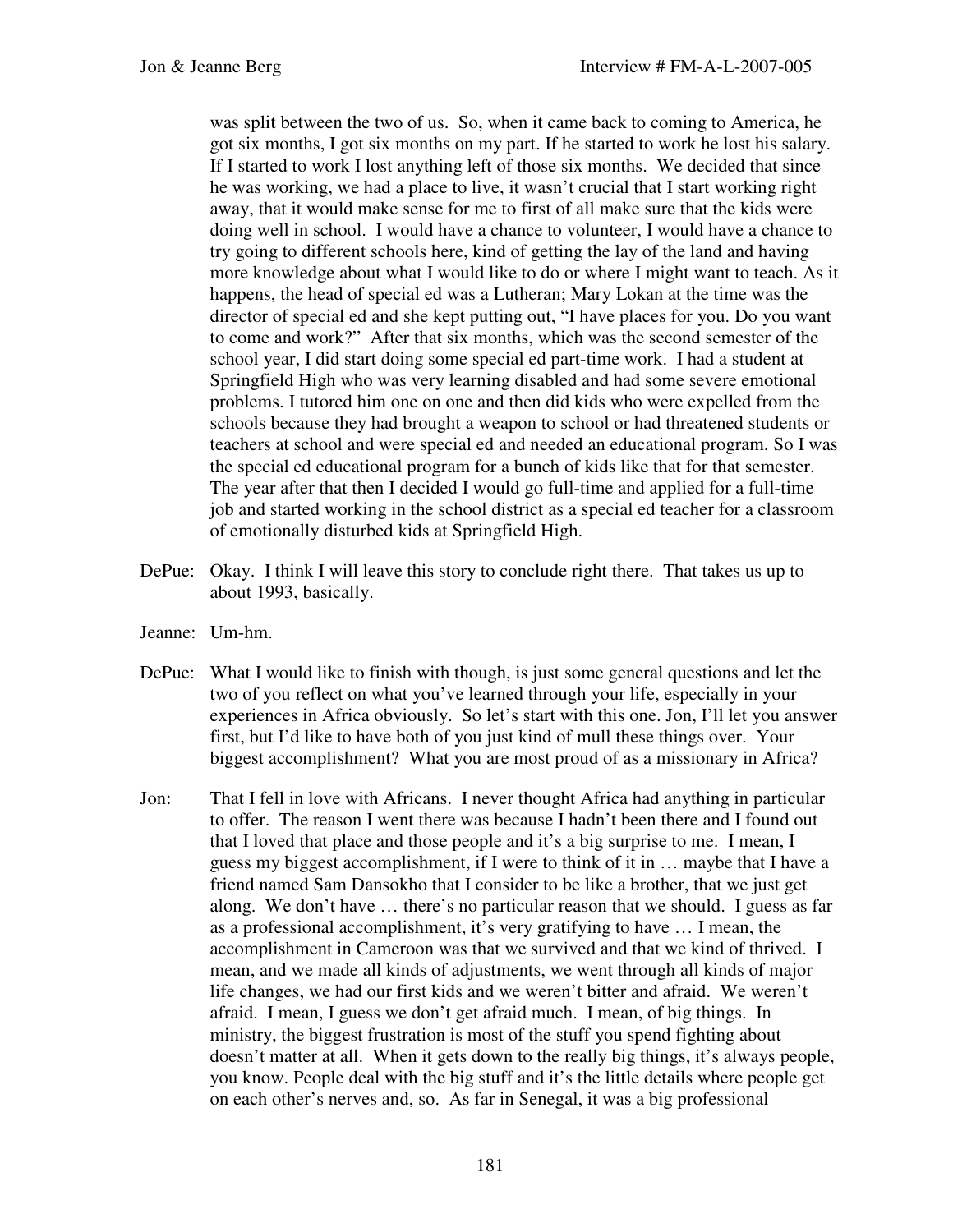was split between the two of us. So, when it came back to coming to America, he got six months, I got six months on my part. If he started to work he lost his salary. If I started to work I lost anything left of those six months. We decided that since he was working, we had a place to live, it wasn't crucial that I start working right away, that it would make sense for me to first of all make sure that the kids were doing well in school. I would have a chance to volunteer, I would have a chance to try going to different schools here, kind of getting the lay of the land and having more knowledge about what I would like to do or where I might want to teach. As it happens, the head of special ed was a Lutheran; Mary Lokan at the time was the director of special ed and she kept putting out, "I have places for you. Do you want to come and work?" After that six months, which was the second semester of the school year, I did start doing some special ed part-time work. I had a student at Springfield High who was very learning disabled and had some severe emotional problems. I tutored him one on one and then did kids who were expelled from the schools because they had brought a weapon to school or had threatened students or teachers at school and were special ed and needed an educational program. So I was the special ed educational program for a bunch of kids like that for that semester. The year after that then I decided I would go full-time and applied for a full-time job and started working in the school district as a special ed teacher for a classroom of emotionally disturbed kids at Springfield High.

DePue: Okay. I think I will leave this story to conclude right there. That takes us up to about 1993, basically.

Jeanne: Um-hm.

DePue: What I would like to finish with though, is just some general questions and let the two of you reflect on what you've learned through your life, especially in your experiences in Africa obviously. So let's start with this one. Jon, I'll let you answer first, but I'd like to have both of you just kind of mull these things over. Your biggest accomplishment? What you are most proud of as a missionary in Africa?

Jon: That I fell in love with Africans. I never thought Africa had anything in particular to offer. The reason I went there was because I hadn't been there and I found out that I loved that place and those people and it's a big surprise to me. I mean, I guess my biggest accomplishment, if I were to think of it in … maybe that I have a friend named Sam Dansokho that I consider to be like a brother, that we just get along. We don't have … there's no particular reason that we should. I guess as far as a professional accomplishment, it's very gratifying to have … I mean, the accomplishment in Cameroon was that we survived and that we kind of thrived. I mean, and we made all kinds of adjustments, we went through all kinds of major life changes, we had our first kids and we weren't bitter and afraid. We weren't afraid. I mean, I guess we don't get afraid much. I mean, of big things. In ministry, the biggest frustration is most of the stuff you spend fighting about doesn't matter at all. When it gets down to the really big things, it's always people, you know. People deal with the big stuff and it's the little details where people get on each other's nerves and, so. As far in Senegal, it was a big professional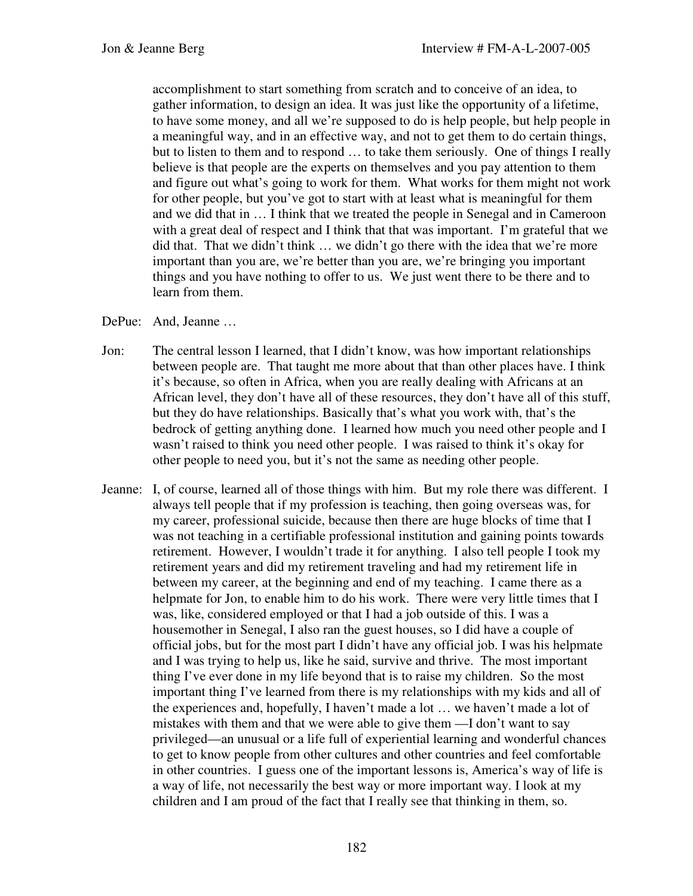accomplishment to start something from scratch and to conceive of an idea, to gather information, to design an idea. It was just like the opportunity of a lifetime, to have some money, and all we're supposed to do is help people, but help people in a meaningful way, and in an effective way, and not to get them to do certain things, but to listen to them and to respond … to take them seriously. One of things I really believe is that people are the experts on themselves and you pay attention to them and figure out what's going to work for them. What works for them might not work for other people, but you've got to start with at least what is meaningful for them and we did that in … I think that we treated the people in Senegal and in Cameroon with a great deal of respect and I think that that was important. I'm grateful that we did that. That we didn't think … we didn't go there with the idea that we're more important than you are, we're better than you are, we're bringing you important things and you have nothing to offer to us. We just went there to be there and to learn from them.

DePue: And, Jeanne …

Jon: The central lesson I learned, that I didn't know, was how important relationships between people are. That taught me more about that than other places have. I think it's because, so often in Africa, when you are really dealing with Africans at an African level, they don't have all of these resources, they don't have all of this stuff, but they do have relationships. Basically that's what you work with, that's the bedrock of getting anything done. I learned how much you need other people and I wasn't raised to think you need other people. I was raised to think it's okay for other people to need you, but it's not the same as needing other people.

Jeanne: I, of course, learned all of those things with him. But my role there was different. I always tell people that if my profession is teaching, then going overseas was, for my career, professional suicide, because then there are huge blocks of time that I was not teaching in a certifiable professional institution and gaining points towards retirement. However, I wouldn't trade it for anything. I also tell people I took my retirement years and did my retirement traveling and had my retirement life in between my career, at the beginning and end of my teaching. I came there as a helpmate for Jon, to enable him to do his work. There were very little times that I was, like, considered employed or that I had a job outside of this. I was a housemother in Senegal, I also ran the guest houses, so I did have a couple of official jobs, but for the most part I didn't have any official job. I was his helpmate and I was trying to help us, like he said, survive and thrive. The most important thing I've ever done in my life beyond that is to raise my children. So the most important thing I've learned from there is my relationships with my kids and all of the experiences and, hopefully, I haven't made a lot … we haven't made a lot of mistakes with them and that we were able to give them —I don't want to say privileged—an unusual or a life full of experiential learning and wonderful chances to get to know people from other cultures and other countries and feel comfortable in other countries. I guess one of the important lessons is, America's way of life is a way of life, not necessarily the best way or more important way. I look at my children and I am proud of the fact that I really see that thinking in them, so.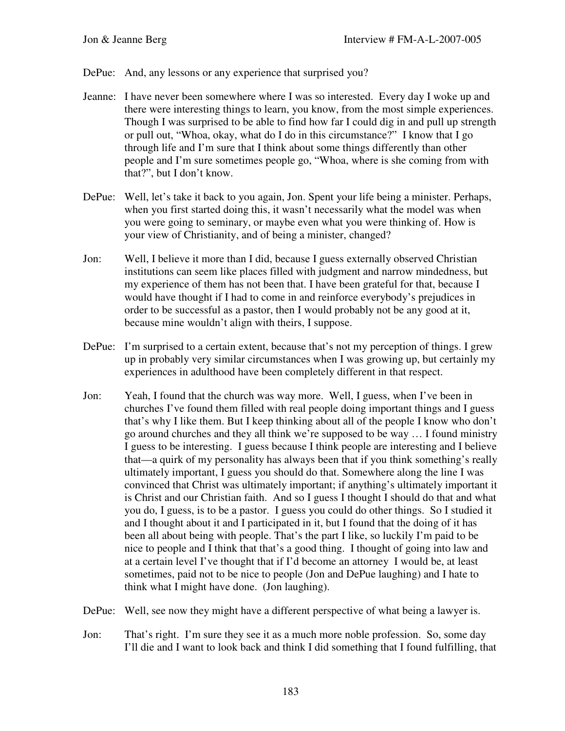DePue: And, any lessons or any experience that surprised you?

Jeanne: I have never been somewhere where I was so interested. Every day I woke up and there were interesting things to learn, you know, from the most simple experiences. Though I was surprised to be able to find how far I could dig in and pull up strength or pull out, "Whoa, okay, what do I do in this circumstance?" I know that I go through life and I'm sure that I think about some things differently than other people and I'm sure sometimes people go, "Whoa, where is she coming from with that?", but I don't know.

DePue: Well, let's take it back to you again, Jon. Spent your life being a minister. Perhaps, when you first started doing this, it wasn't necessarily what the model was when you were going to seminary, or maybe even what you were thinking of. How is your view of Christianity, and of being a minister, changed?

Jon: Well, I believe it more than I did, because I guess externally observed Christian institutions can seem like places filled with judgment and narrow mindedness, but my experience of them has not been that. I have been grateful for that, because I would have thought if I had to come in and reinforce everybody's prejudices in order to be successful as a pastor, then I would probably not be any good at it, because mine wouldn't align with theirs, I suppose.

DePue: I'm surprised to a certain extent, because that's not my perception of things. I grew up in probably very similar circumstances when I was growing up, but certainly my experiences in adulthood have been completely different in that respect.

Jon: Yeah, I found that the church was way more. Well, I guess, when I've been in churches I've found them filled with real people doing important things and I guess that's why I like them. But I keep thinking about all of the people I know who don't go around churches and they all think we're supposed to be way … I found ministry I guess to be interesting. I guess because I think people are interesting and I believe that—a quirk of my personality has always been that if you think something's really ultimately important, I guess you should do that. Somewhere along the line I was convinced that Christ was ultimately important; if anything's ultimately important it is Christ and our Christian faith. And so I guess I thought I should do that and what you do, I guess, is to be a pastor. I guess you could do other things. So I studied it and I thought about it and I participated in it, but I found that the doing of it has been all about being with people. That's the part I like, so luckily I'm paid to be nice to people and I think that that's a good thing. I thought of going into law and at a certain level I've thought that if I'd become an attorney I would be, at least sometimes, paid not to be nice to people (Jon and DePue laughing) and I hate to think what I might have done. (Jon laughing).

DePue: Well, see now they might have a different perspective of what being a lawyer is.

Jon: That's right. I'm sure they see it as a much more noble profession. So, some day I'll die and I want to look back and think I did something that I found fulfilling, that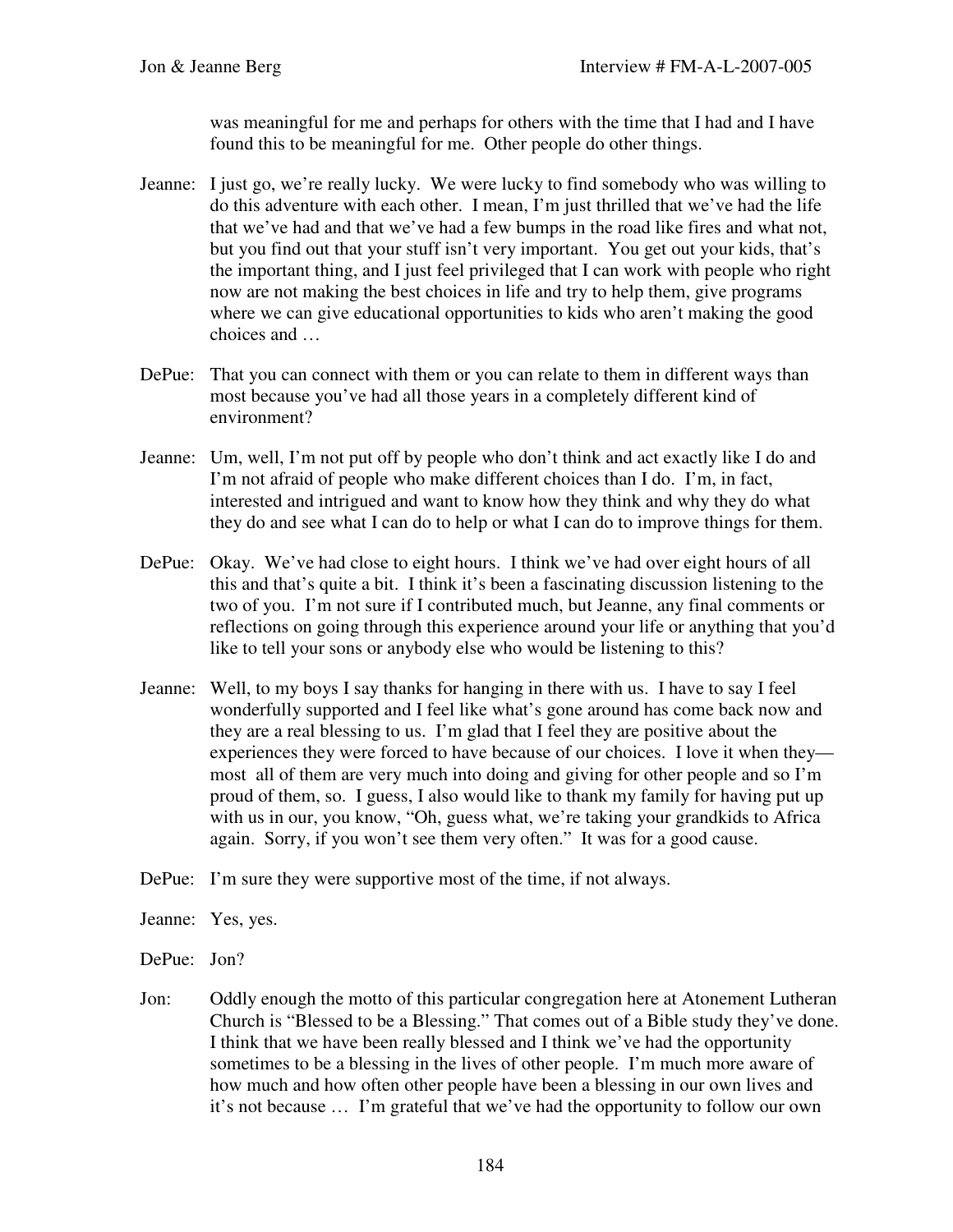was meaningful for me and perhaps for others with the time that I had and I have found this to be meaningful for me. Other people do other things.

Jeanne: I just go, we're really lucky. We were lucky to find somebody who was willing to do this adventure with each other. I mean, I'm just thrilled that we've had the life that we've had and that we've had a few bumps in the road like fires and what not, but you find out that your stuff isn't very important. You get out your kids, that's the important thing, and I just feel privileged that I can work with people who right now are not making the best choices in life and try to help them, give programs where we can give educational opportunities to kids who aren't making the good choices and …

DePue: That you can connect with them or you can relate to them in different ways than most because you've had all those years in a completely different kind of environment?

Jeanne: Um, well, I'm not put off by people who don't think and act exactly like I do and I'm not afraid of people who make different choices than I do. I'm, in fact, interested and intrigued and want to know how they think and why they do what they do and see what I can do to help or what I can do to improve things for them.

DePue: Okay. We've had close to eight hours. I think we've had over eight hours of all this and that's quite a bit. I think it's been a fascinating discussion listening to the two of you. I'm not sure if I contributed much, but Jeanne, any final comments or reflections on going through this experience around your life or anything that you'd like to tell your sons or anybody else who would be listening to this?

Jeanne: Well, to my boys I say thanks for hanging in there with us. I have to say I feel wonderfully supported and I feel like what's gone around has come back now and they are a real blessing to us. I'm glad that I feel they are positive about the experiences they were forced to have because of our choices. I love it when they—most all of them are very much into doing and giving for other people and so I'm proud of them, so. I guess, I also would like to thank my family for having put up with us in our, you know, "Oh, guess what, we're taking your grandkids to Africa again. Sorry, if you won't see them very often." It was for a good cause.

DePue: I'm sure they were supportive most of the time, if not always.

Jeanne: Yes, yes.

DePue: Jon?

Jon: Oddly enough the motto of this particular congregation here at Atonement Lutheran Church is "Blessed to be a Blessing." That comes out of a Bible study they've done. I think that we have been really blessed and I think we've had the opportunity sometimes to be a blessing in the lives of other people. I'm much more aware of how much and how often other people have been a blessing in our own lives and it's not because … I'm grateful that we've had the opportunity to follow our own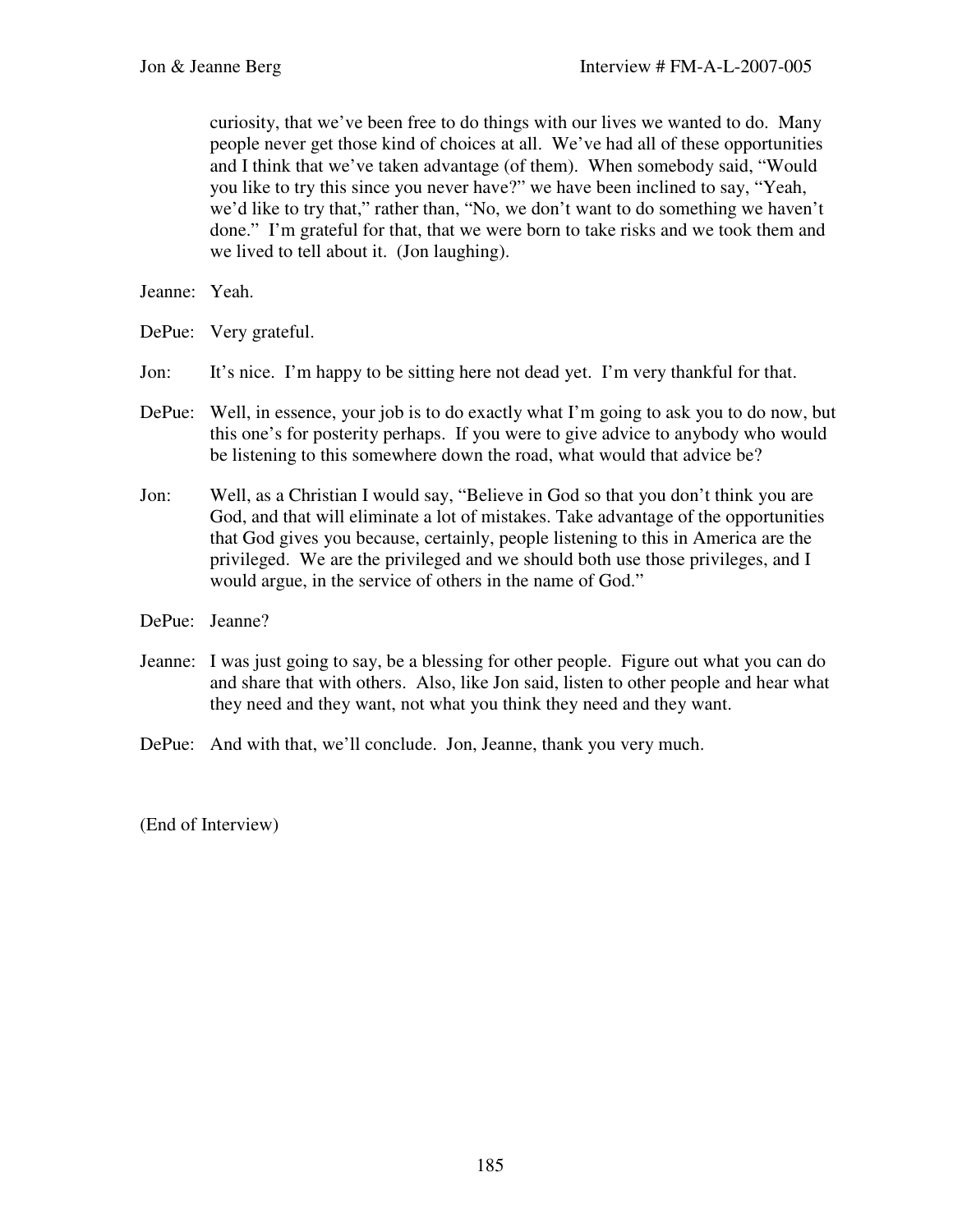curiosity, that we've been free to do things with our lives we wanted to do. Many people never get those kind of choices at all. We've had all of these opportunities and I think that we've taken advantage (of them). When somebody said, "Would you like to try this since you never have?" we have been inclined to say, "Yeah, we'd like to try that," rather than, "No, we don't want to do something we haven't done." I'm grateful for that, that we were born to take risks and we took them and we lived to tell about it. (Jon laughing).

Jeanne: Yeah.

DePue: Very grateful.

Jon: It's nice. I'm happy to be sitting here not dead yet. I'm very thankful for that.

DePue: Well, in essence, your job is to do exactly what I'm going to ask you to do now, but this one's for posterity perhaps. If you were to give advice to anybody who would be listening to this somewhere down the road, what would that advice be?

Jon: Well, as a Christian I would say, "Believe in God so that you don't think you are God, and that will eliminate a lot of mistakes. Take advantage of the opportunities that God gives you because, certainly, people listening to this in America are the privileged. We are the privileged and we should both use those privileges, and I would argue, in the service of others in the name of God."

DePue: Jeanne?

Jeanne: I was just going to say, be a blessing for other people. Figure out what you can do and share that with others. Also, like Jon said, listen to other people and hear what they need and they want, not what you think they need and they want.

DePue: And with that, we'll conclude. Jon, Jeanne, thank you very much.

(End of Interview)